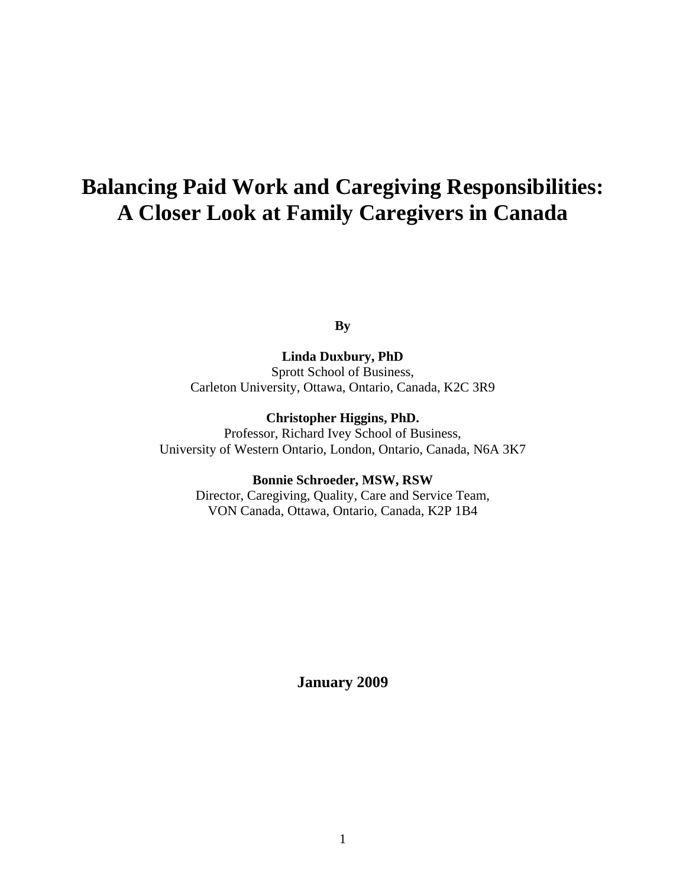# Balancing Paid Work and Caregiving Responsibilities: A Closer Look at Family Caregivers in Canada

**By**

**Linda Duxbury, PhD**
Sprott School of Business,
Carleton University, Ottawa, Ontario, Canada, K2C 3R9

**Christopher Higgins, PhD.**
Professor, Richard Ivey School of Business,
University of Western Ontario, London, Ontario, Canada, N6A 3K7

**Bonnie Schroeder, MSW, RSW**
Director, Caregiving, Quality, Care and Service Team,
VON Canada, Ottawa, Ontario, Canada, K2P 1B4

**January 2009**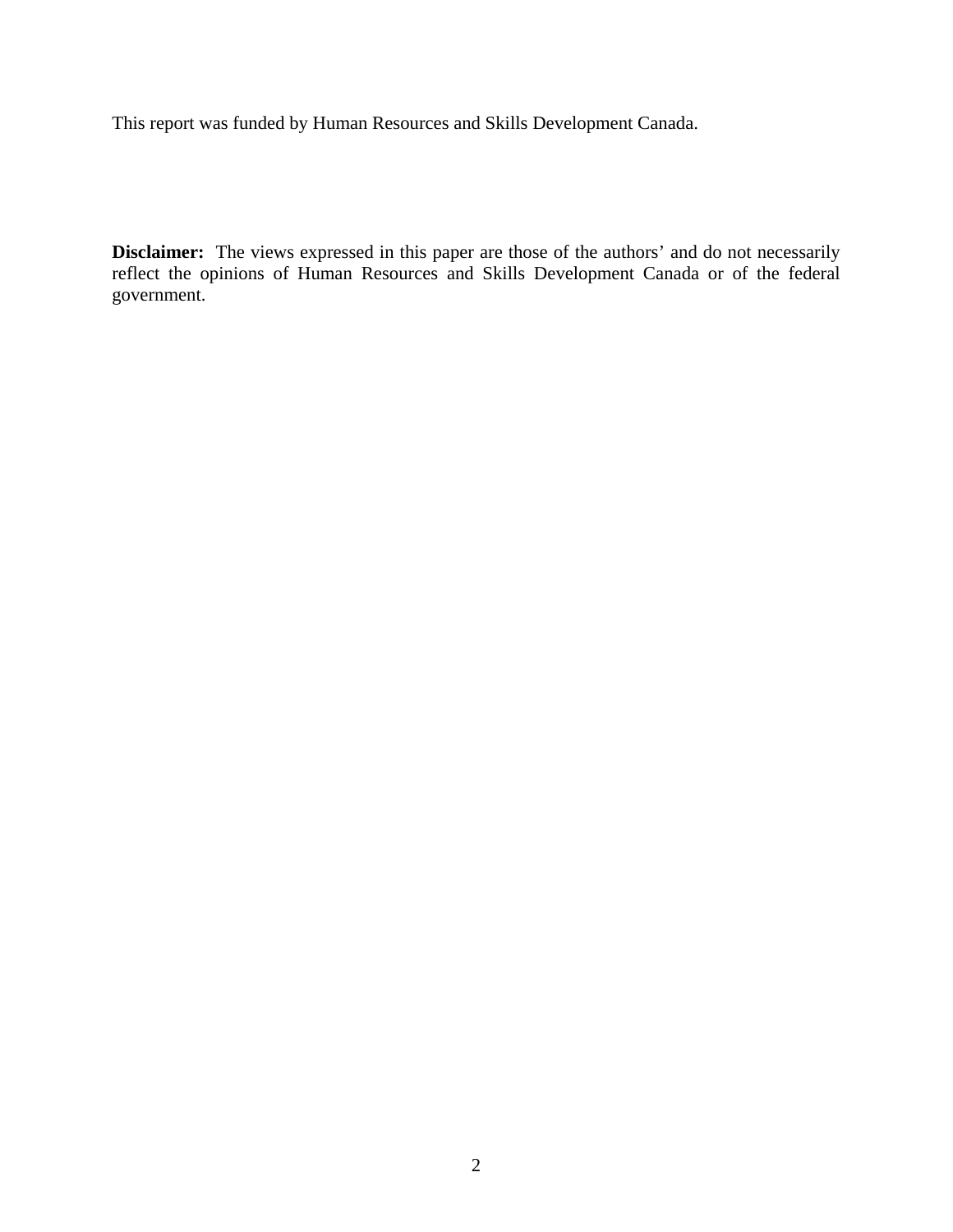This report was funded by Human Resources and Skills Development Canada.

**Disclaimer:** The views expressed in this paper are those of the authors' and do not necessarily reflect the opinions of Human Resources and Skills Development Canada or of the federal government.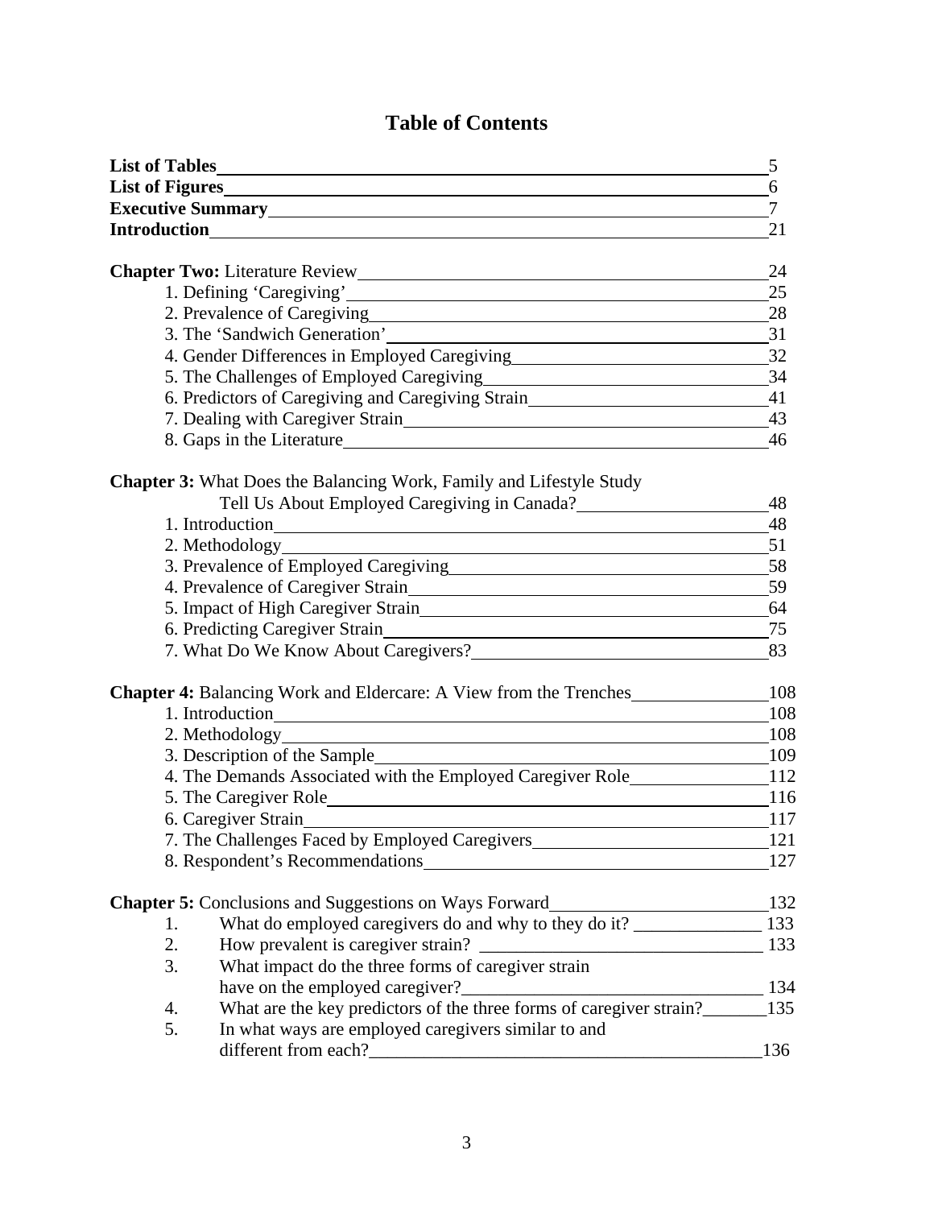# Table of Contents

**List of Tables** 5
**List of Figures** 6
**Executive Summary** 7
**Introduction** 21

**Chapter Two:** Literature Review 24
- 1. Defining ‘Caregiving’ 25
- 2. Prevalence of Caregiving 28
- 3. The ‘Sandwich Generation’ 31
- 4. Gender Differences in Employed Caregiving 32
- 5. The Challenges of Employed Caregiving 34
- 6. Predictors of Caregiving and Caregiving Strain 41
- 7. Dealing with Caregiver Strain 43
- 8. Gaps in the Literature 46

**Chapter 3:** What Does the Balancing Work, Family and Lifestyle Study Tell Us About Employed Caregiving in Canada? 48
- 1. Introduction 48
- 2. Methodology 51
- 3. Prevalence of Employed Caregiving 58
- 4. Prevalence of Caregiver Strain 59
- 5. Impact of High Caregiver Strain 64
- 6. Predicting Caregiver Strain 75
- 7. What Do We Know About Caregivers? 83

**Chapter 4:** Balancing Work and Eldercare: A View from the Trenches 108
- 1. Introduction 108
- 2. Methodology 108
- 3. Description of the Sample 109
- 4. The Demands Associated with the Employed Caregiver Role 112
- 5. The Caregiver Role 116
- 6. Caregiver Strain 117
- 7. The Challenges Faced by Employed Caregivers 121
- 8. Respondent’s Recommendations 127

**Chapter 5:** Conclusions and Suggestions on Ways Forward 132
1. What do employed caregivers do and why to they do it? 133
2. How prevalent is caregiver strain? 133
3. What impact do the three forms of caregiver strain have on the employed caregiver? 134
4. What are the key predictors of the three forms of caregiver strain? 135
5. In what ways are employed caregivers similar to and different from each? 136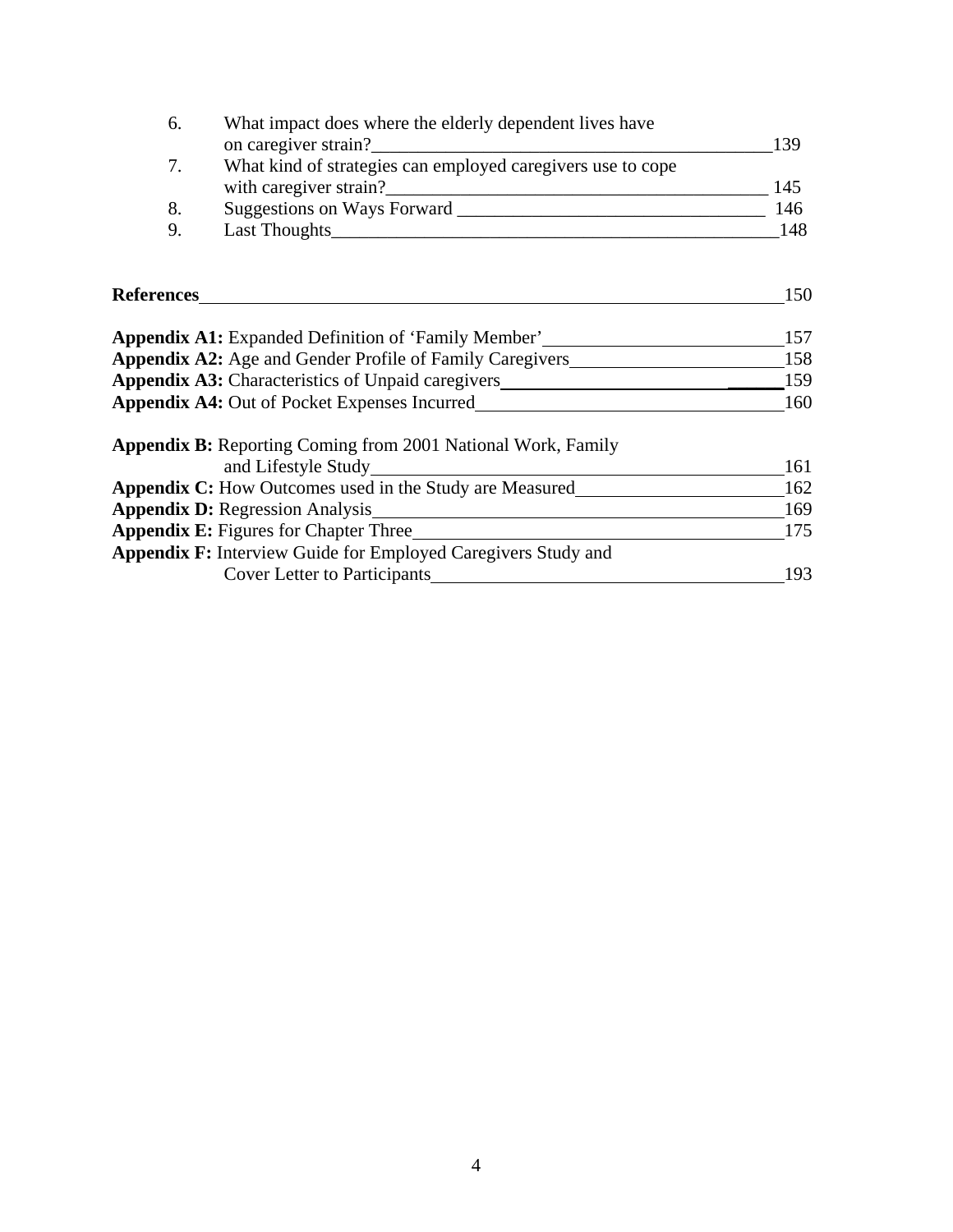6. What impact does where the elderly dependent lives have on caregiver strain? 139
7. What kind of strategies can employed caregivers use to cope with caregiver strain? 145
8. Suggestions on Ways Forward 146
9. Last Thoughts 148

**References** 150

**Appendix A1:** Expanded Definition of 'Family Member' 157
**Appendix A2:** Age and Gender Profile of Family Caregivers 158
**Appendix A3:** Characteristics of Unpaid caregivers 159
**Appendix A4:** Out of Pocket Expenses Incurred 160

**Appendix B:** Reporting Coming from 2001 National Work, Family and Lifestyle Study 161
**Appendix C:** How Outcomes used in the Study are Measured 162
**Appendix D:** Regression Analysis 169
**Appendix E:** Figures for Chapter Three 175
**Appendix F:** Interview Guide for Employed Caregivers Study and Cover Letter to Participants 193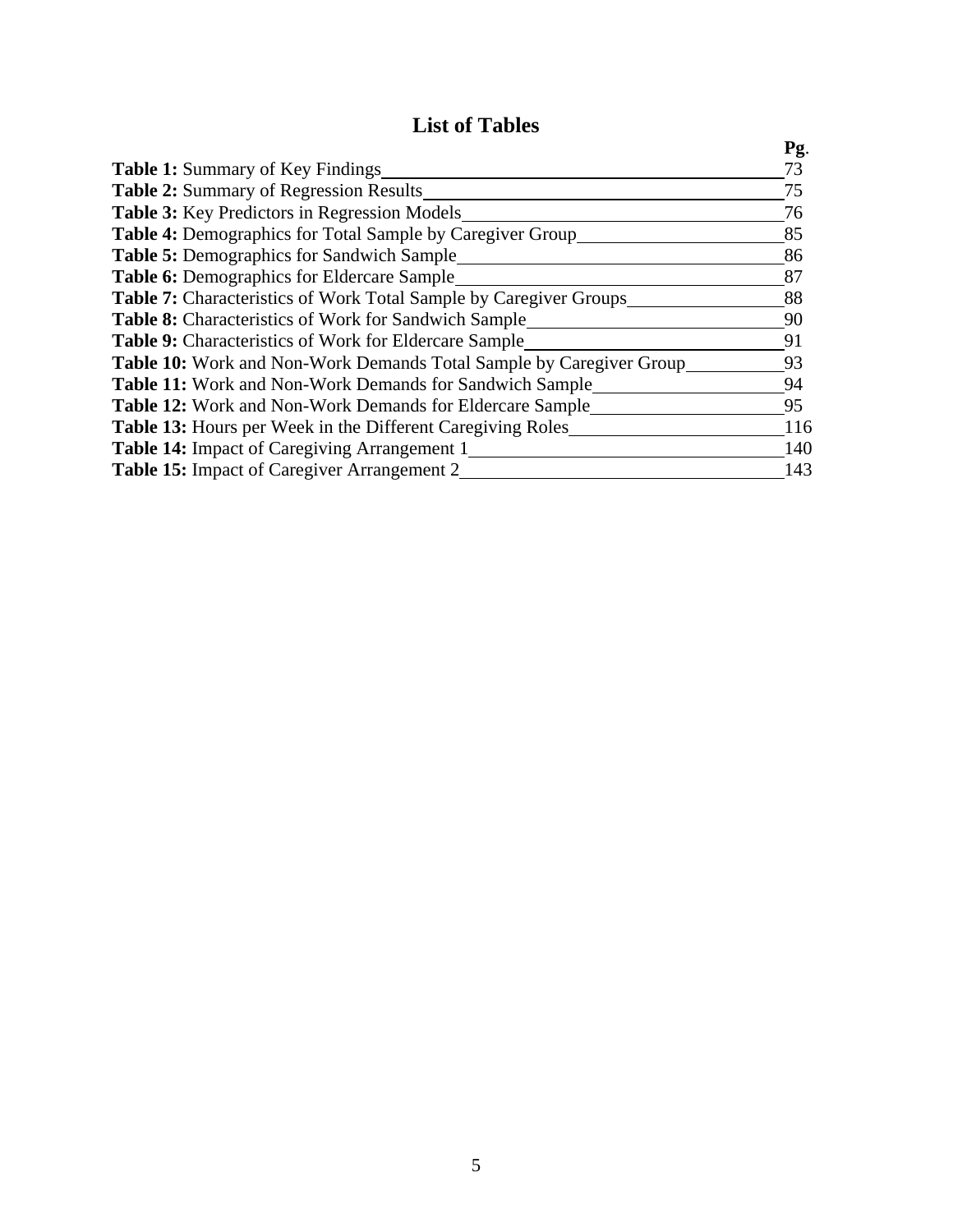# List of Tables

| | Pg. |
|---|---|
| **Table 1:** Summary of Key Findings | 73 |
| **Table 2:** Summary of Regression Results | 75 |
| **Table 3:** Key Predictors in Regression Models | 76 |
| **Table 4:** Demographics for Total Sample by Caregiver Group | 85 |
| **Table 5:** Demographics for Sandwich Sample | 86 |
| **Table 6:** Demographics for Eldercare Sample | 87 |
| **Table 7:** Characteristics of Work Total Sample by Caregiver Groups | 88 |
| **Table 8:** Characteristics of Work for Sandwich Sample | 90 |
| **Table 9:** Characteristics of Work for Eldercare Sample | 91 |
| **Table 10:** Work and Non-Work Demands Total Sample by Caregiver Group | 93 |
| **Table 11:** Work and Non-Work Demands for Sandwich Sample | 94 |
| **Table 12:** Work and Non-Work Demands for Eldercare Sample | 95 |
| **Table 13:** Hours per Week in the Different Caregiving Roles | 116 |
| **Table 14:** Impact of Caregiving Arrangement 1 | 140 |
| **Table 15:** Impact of Caregiver Arrangement 2 | 143 |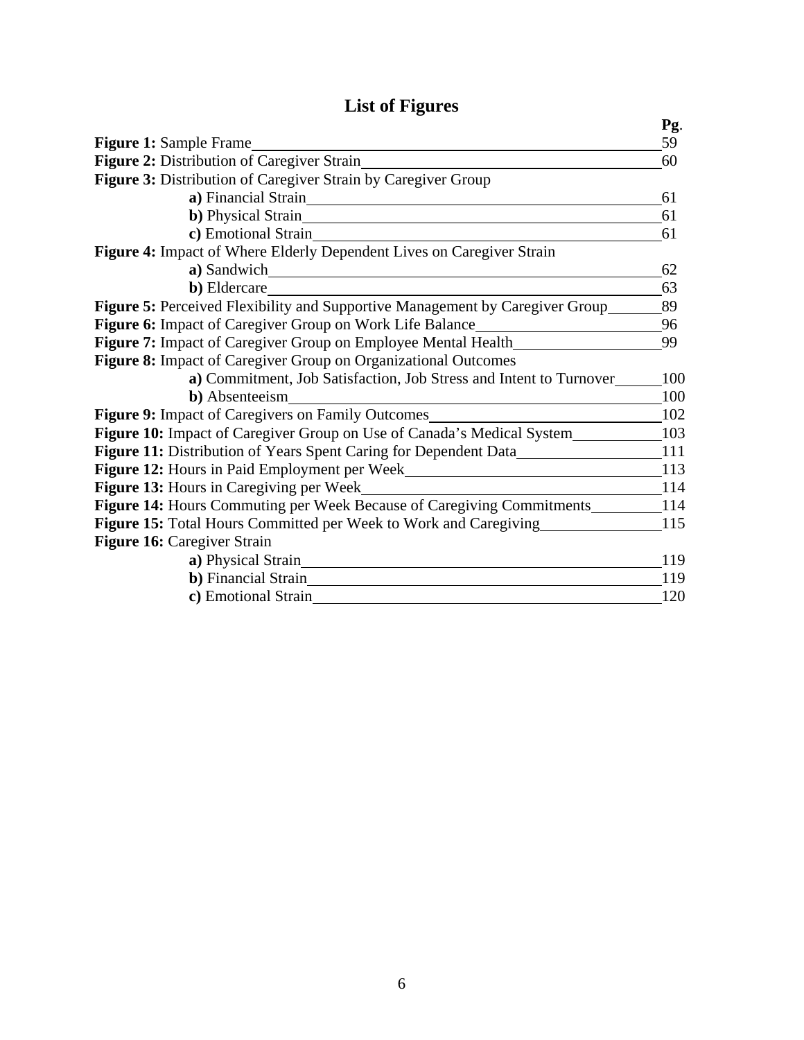# List of Figures

| | **Pg.** |
|---|---|
| **Figure 1:** Sample Frame | 59 |
| **Figure 2:** Distribution of Caregiver Strain | 60 |
| **Figure 3:** Distribution of Caregiver Strain by Caregiver Group | |
| **a)** Financial Strain | 61 |
| **b)** Physical Strain | 61 |
| **c)** Emotional Strain | 61 |
| **Figure 4:** Impact of Where Elderly Dependent Lives on Caregiver Strain | |
| **a)** Sandwich | 62 |
| **b)** Eldercare | 63 |
| **Figure 5:** Perceived Flexibility and Supportive Management by Caregiver Group | 89 |
| **Figure 6:** Impact of Caregiver Group on Work Life Balance | 96 |
| **Figure 7:** Impact of Caregiver Group on Employee Mental Health | 99 |
| **Figure 8:** Impact of Caregiver Group on Organizational Outcomes | |
| **a)** Commitment, Job Satisfaction, Job Stress and Intent to Turnover | 100 |
| **b)** Absenteeism | 100 |
| **Figure 9:** Impact of Caregivers on Family Outcomes | 102 |
| **Figure 10:** Impact of Caregiver Group on Use of Canada's Medical System | 103 |
| **Figure 11:** Distribution of Years Spent Caring for Dependent Data | 111 |
| **Figure 12:** Hours in Paid Employment per Week | 113 |
| **Figure 13:** Hours in Caregiving per Week | 114 |
| **Figure 14:** Hours Commuting per Week Because of Caregiving Commitments | 114 |
| **Figure 15:** Total Hours Committed per Week to Work and Caregiving | 115 |
| **Figure 16:** Caregiver Strain | |
| **a)** Physical Strain | 119 |
| **b)** Financial Strain | 119 |
| **c)** Emotional Strain | 120 |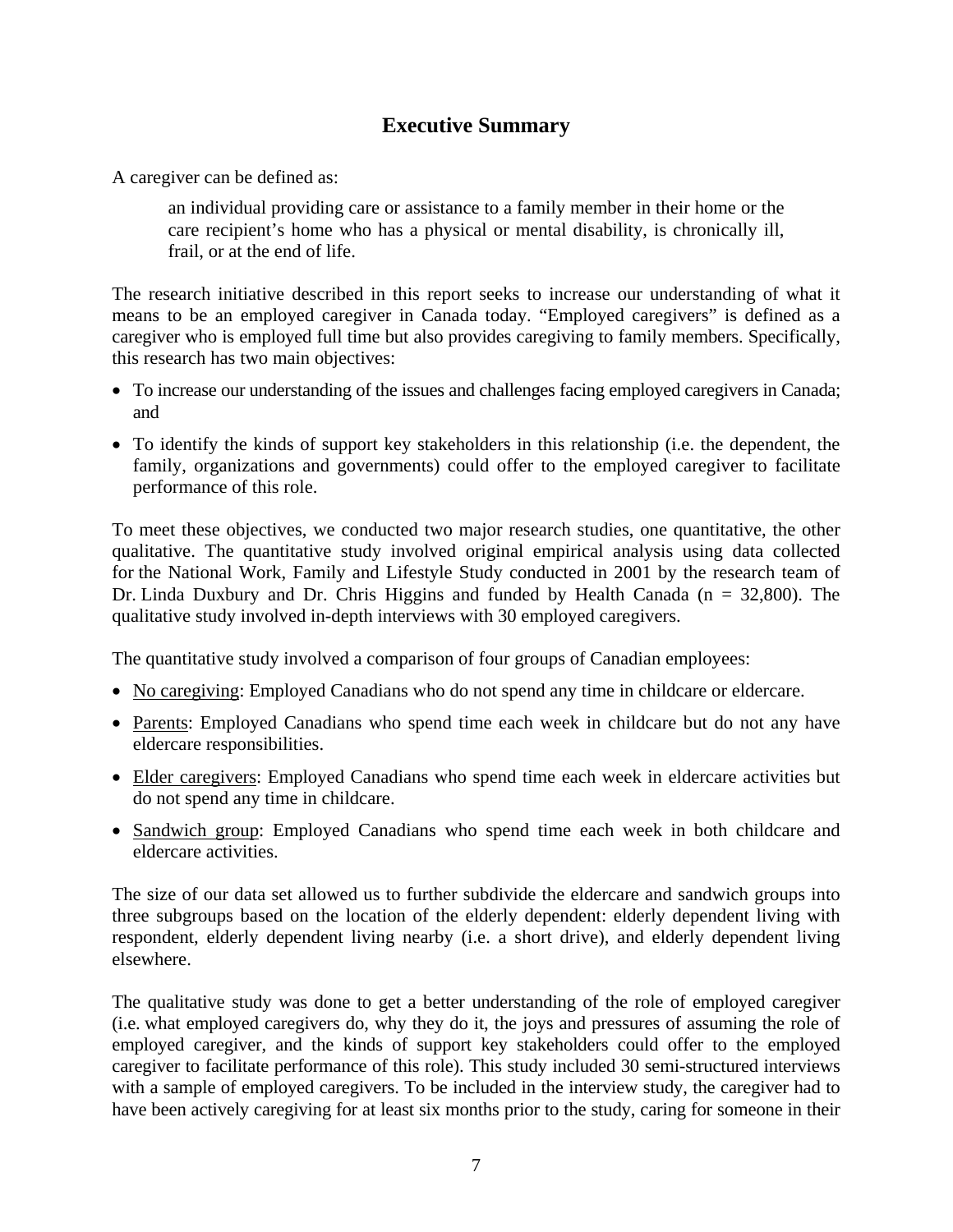## Executive Summary

A caregiver can be defined as:

> an individual providing care or assistance to a family member in their home or the care recipient's home who has a physical or mental disability, is chronically ill, frail, or at the end of life.

The research initiative described in this report seeks to increase our understanding of what it means to be an employed caregiver in Canada today. "Employed caregivers" is defined as a caregiver who is employed full time but also provides caregiving to family members. Specifically, this research has two main objectives:

- To increase our understanding of the issues and challenges facing employed caregivers in Canada; and
- To identify the kinds of support key stakeholders in this relationship (i.e. the dependent, the family, organizations and governments) could offer to the employed caregiver to facilitate performance of this role.

To meet these objectives, we conducted two major research studies, one quantitative, the other qualitative. The quantitative study involved original empirical analysis using data collected for the National Work, Family and Lifestyle Study conducted in 2001 by the research team of Dr. Linda Duxbury and Dr. Chris Higgins and funded by Health Canada (n = 32,800). The qualitative study involved in-depth interviews with 30 employed caregivers.

The quantitative study involved a comparison of four groups of Canadian employees:

- No caregiving: Employed Canadians who do not spend any time in childcare or eldercare.
- Parents: Employed Canadians who spend time each week in childcare but do not any have eldercare responsibilities.
- Elder caregivers: Employed Canadians who spend time each week in eldercare activities but do not spend any time in childcare.
- Sandwich group: Employed Canadians who spend time each week in both childcare and eldercare activities.

The size of our data set allowed us to further subdivide the eldercare and sandwich groups into three subgroups based on the location of the elderly dependent: elderly dependent living with respondent, elderly dependent living nearby (i.e. a short drive), and elderly dependent living elsewhere.

The qualitative study was done to get a better understanding of the role of employed caregiver (i.e. what employed caregivers do, why they do it, the joys and pressures of assuming the role of employed caregiver, and the kinds of support key stakeholders could offer to the employed caregiver to facilitate performance of this role). This study included 30 semi-structured interviews with a sample of employed caregivers. To be included in the interview study, the caregiver had to have been actively caregiving for at least six months prior to the study, caring for someone in their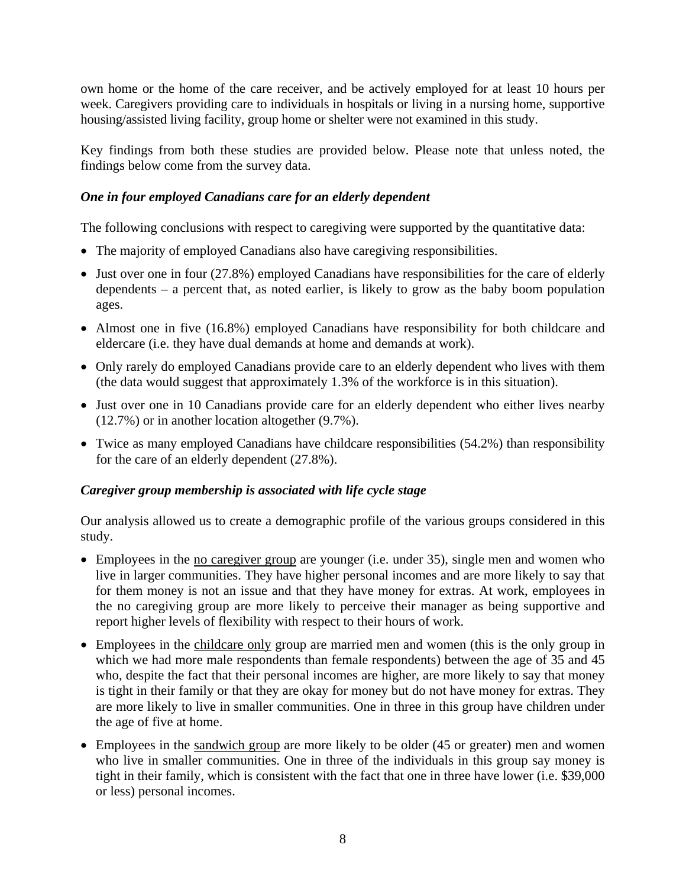own home or the home of the care receiver, and be actively employed for at least 10 hours per week. Caregivers providing care to individuals in hospitals or living in a nursing home, supportive housing/assisted living facility, group home or shelter were not examined in this study.

Key findings from both these studies are provided below. Please note that unless noted, the findings below come from the survey data.

### *One in four employed Canadians care for an elderly dependent*

The following conclusions with respect to caregiving were supported by the quantitative data:

- The majority of employed Canadians also have caregiving responsibilities.
- Just over one in four (27.8%) employed Canadians have responsibilities for the care of elderly dependents – a percent that, as noted earlier, is likely to grow as the baby boom population ages.
- Almost one in five (16.8%) employed Canadians have responsibility for both childcare and eldercare (i.e. they have dual demands at home and demands at work).
- Only rarely do employed Canadians provide care to an elderly dependent who lives with them (the data would suggest that approximately 1.3% of the workforce is in this situation).
- Just over one in 10 Canadians provide care for an elderly dependent who either lives nearby (12.7%) or in another location altogether (9.7%).
- Twice as many employed Canadians have childcare responsibilities (54.2%) than responsibility for the care of an elderly dependent (27.8%).

### *Caregiver group membership is associated with life cycle stage*

Our analysis allowed us to create a demographic profile of the various groups considered in this study.

- Employees in the <u>no caregiver group</u> are younger (i.e. under 35), single men and women who live in larger communities. They have higher personal incomes and are more likely to say that for them money is not an issue and that they have money for extras. At work, employees in the no caregiving group are more likely to perceive their manager as being supportive and report higher levels of flexibility with respect to their hours of work.
- Employees in the <u>childcare only</u> group are married men and women (this is the only group in which we had more male respondents than female respondents) between the age of 35 and 45 who, despite the fact that their personal incomes are higher, are more likely to say that money is tight in their family or that they are okay for money but do not have money for extras. They are more likely to live in smaller communities. One in three in this group have children under the age of five at home.
- Employees in the <u>sandwich group</u> are more likely to be older (45 or greater) men and women who live in smaller communities. One in three of the individuals in this group say money is tight in their family, which is consistent with the fact that one in three have lower (i.e. $39,000 or less) personal incomes.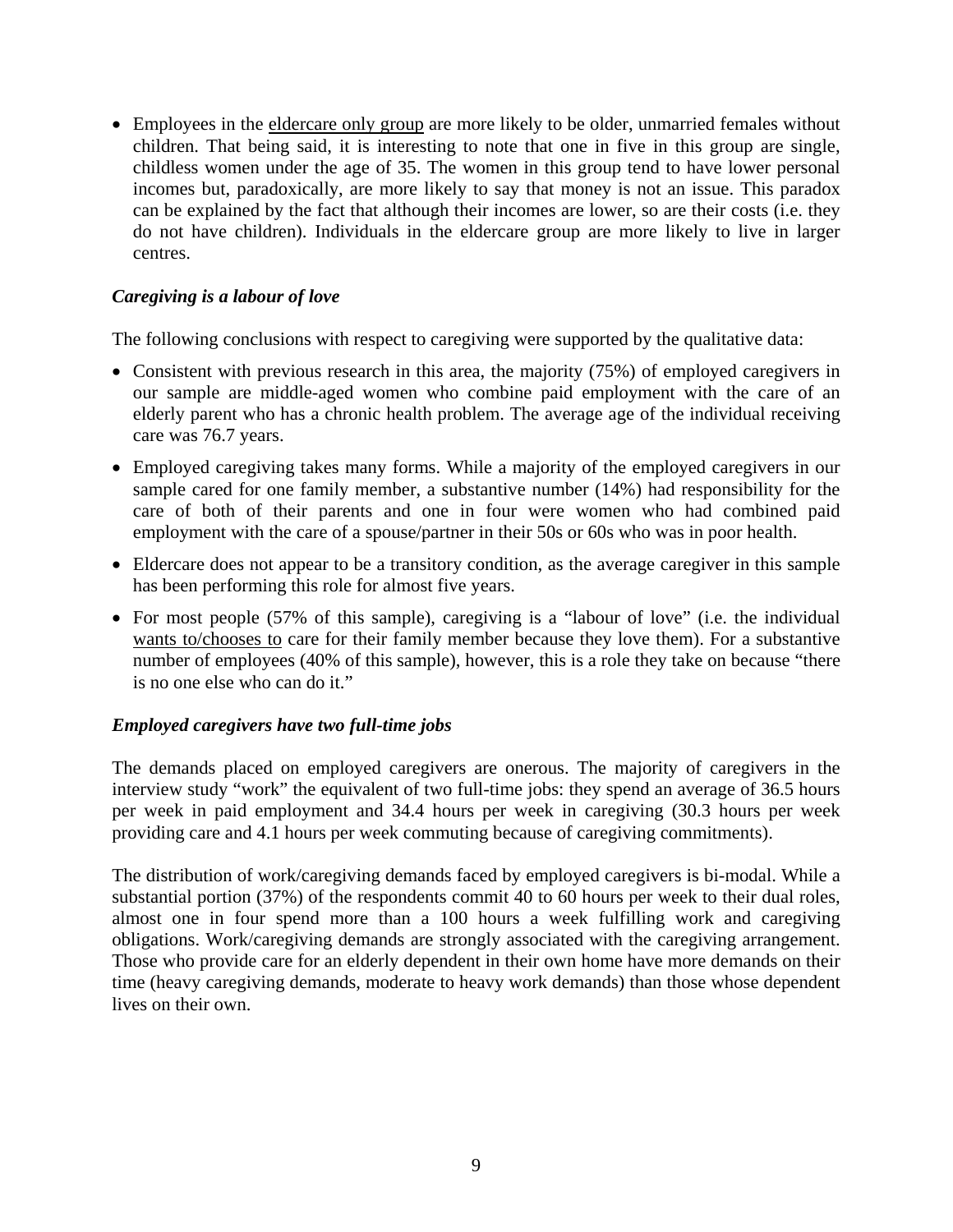- Employees in the <u>eldercare only group</u> are more likely to be older, unmarried females without children. That being said, it is interesting to note that one in five in this group are single, childless women under the age of 35. The women in this group tend to have lower personal incomes but, paradoxically, are more likely to say that money is not an issue. This paradox can be explained by the fact that although their incomes are lower, so are their costs (i.e. they do not have children). Individuals in the eldercare group are more likely to live in larger centres.

### *Caregiving is a labour of love*

The following conclusions with respect to caregiving were supported by the qualitative data:

- Consistent with previous research in this area, the majority (75%) of employed caregivers in our sample are middle-aged women who combine paid employment with the care of an elderly parent who has a chronic health problem. The average age of the individual receiving care was 76.7 years.
- Employed caregiving takes many forms. While a majority of the employed caregivers in our sample cared for one family member, a substantive number (14%) had responsibility for the care of both of their parents and one in four were women who had combined paid employment with the care of a spouse/partner in their 50s or 60s who was in poor health.
- Eldercare does not appear to be a transitory condition, as the average caregiver in this sample has been performing this role for almost five years.
- For most people (57% of this sample), caregiving is a "labour of love" (i.e. the individual <u>wants to/chooses to</u> care for their family member because they love them). For a substantive number of employees (40% of this sample), however, this is a role they take on because "there is no one else who can do it."

### *Employed caregivers have two full-time jobs*

The demands placed on employed caregivers are onerous. The majority of caregivers in the interview study "work" the equivalent of two full-time jobs: they spend an average of 36.5 hours per week in paid employment and 34.4 hours per week in caregiving (30.3 hours per week providing care and 4.1 hours per week commuting because of caregiving commitments).

The distribution of work/caregiving demands faced by employed caregivers is bi-modal. While a substantial portion (37%) of the respondents commit 40 to 60 hours per week to their dual roles, almost one in four spend more than a 100 hours a week fulfilling work and caregiving obligations. Work/caregiving demands are strongly associated with the caregiving arrangement. Those who provide care for an elderly dependent in their own home have more demands on their time (heavy caregiving demands, moderate to heavy work demands) than those whose dependent lives on their own.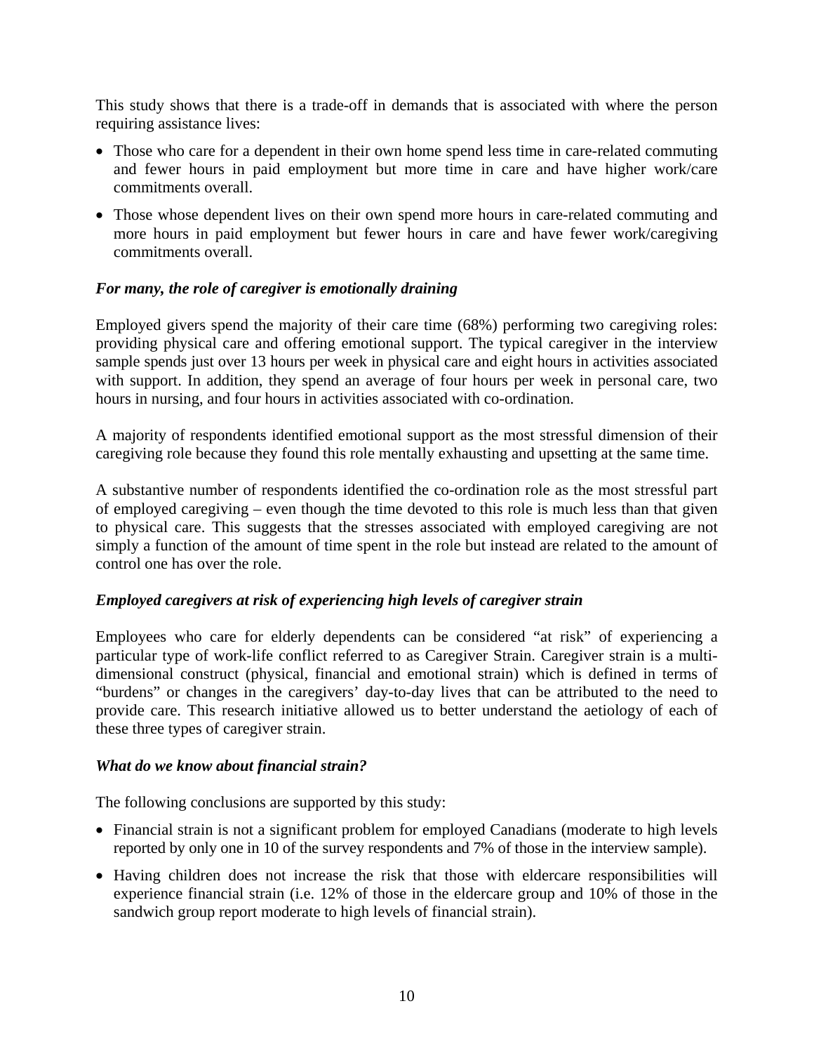This study shows that there is a trade-off in demands that is associated with where the person requiring assistance lives:

- Those who care for a dependent in their own home spend less time in care-related commuting and fewer hours in paid employment but more time in care and have higher work/care commitments overall.
- Those whose dependent lives on their own spend more hours in care-related commuting and more hours in paid employment but fewer hours in care and have fewer work/caregiving commitments overall.

### *For many, the role of caregiver is emotionally draining*

Employed givers spend the majority of their care time (68%) performing two caregiving roles: providing physical care and offering emotional support. The typical caregiver in the interview sample spends just over 13 hours per week in physical care and eight hours in activities associated with support. In addition, they spend an average of four hours per week in personal care, two hours in nursing, and four hours in activities associated with co-ordination.

A majority of respondents identified emotional support as the most stressful dimension of their caregiving role because they found this role mentally exhausting and upsetting at the same time.

A substantive number of respondents identified the co-ordination role as the most stressful part of employed caregiving – even though the time devoted to this role is much less than that given to physical care. This suggests that the stresses associated with employed caregiving are not simply a function of the amount of time spent in the role but instead are related to the amount of control one has over the role.

### *Employed caregivers at risk of experiencing high levels of caregiver strain*

Employees who care for elderly dependents can be considered "at risk" of experiencing a particular type of work-life conflict referred to as Caregiver Strain. Caregiver strain is a multi-dimensional construct (physical, financial and emotional strain) which is defined in terms of "burdens" or changes in the caregivers' day-to-day lives that can be attributed to the need to provide care. This research initiative allowed us to better understand the aetiology of each of these three types of caregiver strain.

### *What do we know about financial strain?*

The following conclusions are supported by this study:

- Financial strain is not a significant problem for employed Canadians (moderate to high levels reported by only one in 10 of the survey respondents and 7% of those in the interview sample).
- Having children does not increase the risk that those with eldercare responsibilities will experience financial strain (i.e. 12% of those in the eldercare group and 10% of those in the sandwich group report moderate to high levels of financial strain).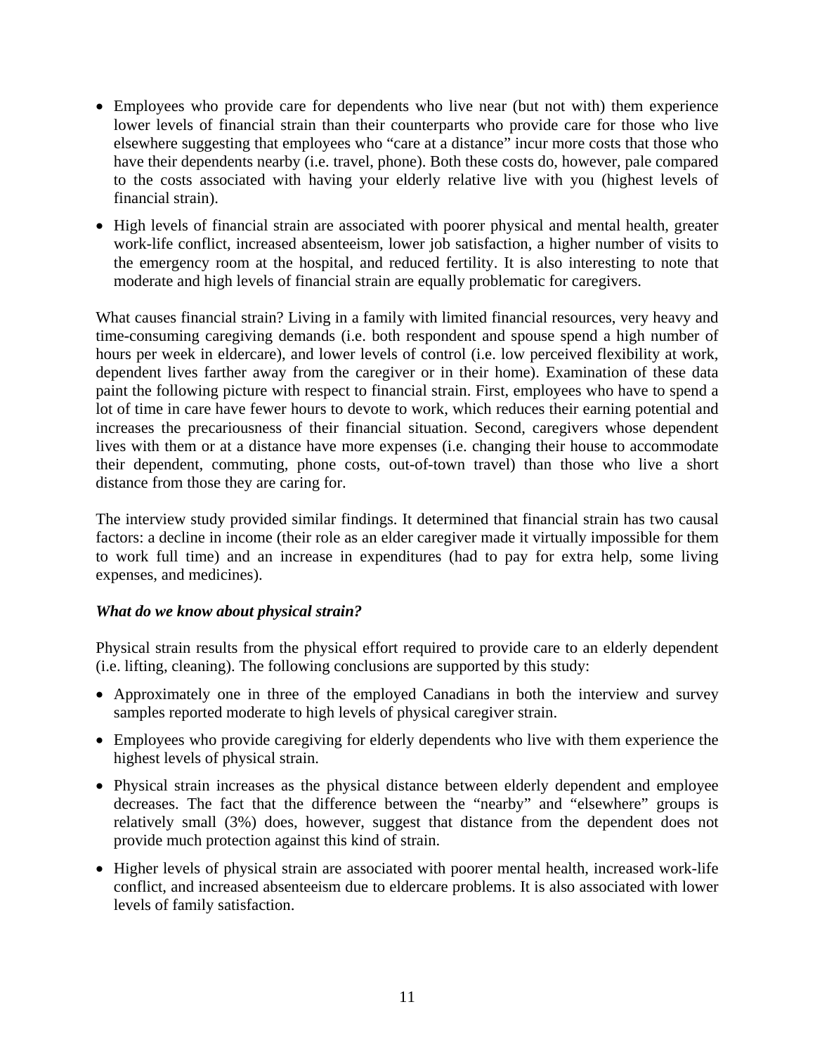- Employees who provide care for dependents who live near (but not with) them experience lower levels of financial strain than their counterparts who provide care for those who live elsewhere suggesting that employees who "care at a distance" incur more costs that those who have their dependents nearby (i.e. travel, phone). Both these costs do, however, pale compared to the costs associated with having your elderly relative live with you (highest levels of financial strain).
- High levels of financial strain are associated with poorer physical and mental health, greater work-life conflict, increased absenteeism, lower job satisfaction, a higher number of visits to the emergency room at the hospital, and reduced fertility. It is also interesting to note that moderate and high levels of financial strain are equally problematic for caregivers.

What causes financial strain? Living in a family with limited financial resources, very heavy and time-consuming caregiving demands (i.e. both respondent and spouse spend a high number of hours per week in eldercare), and lower levels of control (i.e. low perceived flexibility at work, dependent lives farther away from the caregiver or in their home). Examination of these data paint the following picture with respect to financial strain. First, employees who have to spend a lot of time in care have fewer hours to devote to work, which reduces their earning potential and increases the precariousness of their financial situation. Second, caregivers whose dependent lives with them or at a distance have more expenses (i.e. changing their house to accommodate their dependent, commuting, phone costs, out-of-town travel) than those who live a short distance from those they are caring for.

The interview study provided similar findings. It determined that financial strain has two causal factors: a decline in income (their role as an elder caregiver made it virtually impossible for them to work full time) and an increase in expenditures (had to pay for extra help, some living expenses, and medicines).

***What do we know about physical strain?***

Physical strain results from the physical effort required to provide care to an elderly dependent (i.e. lifting, cleaning). The following conclusions are supported by this study:

- Approximately one in three of the employed Canadians in both the interview and survey samples reported moderate to high levels of physical caregiver strain.
- Employees who provide caregiving for elderly dependents who live with them experience the highest levels of physical strain.
- Physical strain increases as the physical distance between elderly dependent and employee decreases. The fact that the difference between the "nearby" and "elsewhere" groups is relatively small (3%) does, however, suggest that distance from the dependent does not provide much protection against this kind of strain.
- Higher levels of physical strain are associated with poorer mental health, increased work-life conflict, and increased absenteeism due to eldercare problems. It is also associated with lower levels of family satisfaction.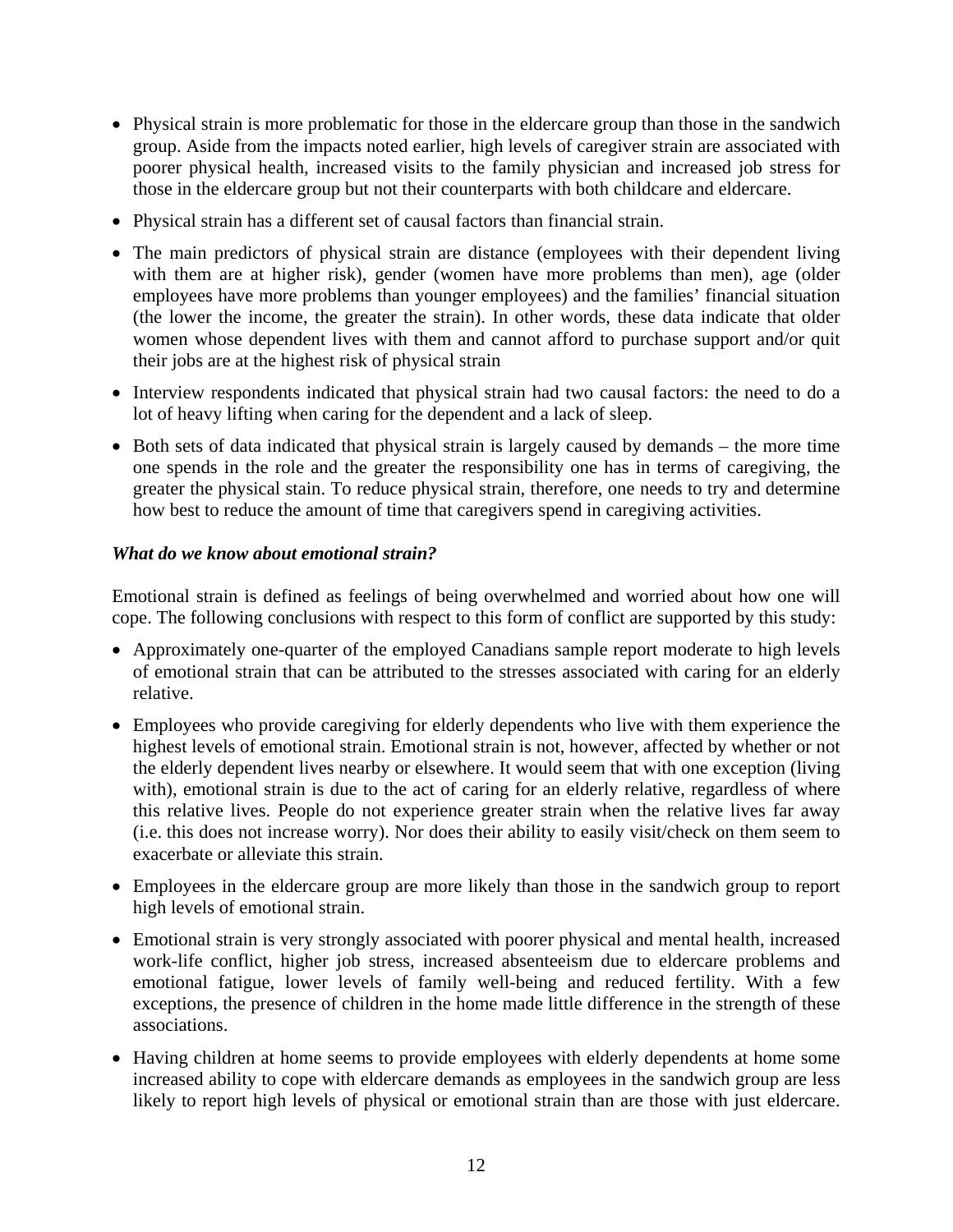- Physical strain is more problematic for those in the eldercare group than those in the sandwich group. Aside from the impacts noted earlier, high levels of caregiver strain are associated with poorer physical health, increased visits to the family physician and increased job stress for those in the eldercare group but not their counterparts with both childcare and eldercare.
- Physical strain has a different set of causal factors than financial strain.
- The main predictors of physical strain are distance (employees with their dependent living with them are at higher risk), gender (women have more problems than men), age (older employees have more problems than younger employees) and the families' financial situation (the lower the income, the greater the strain). In other words, these data indicate that older women whose dependent lives with them and cannot afford to purchase support and/or quit their jobs are at the highest risk of physical strain
- Interview respondents indicated that physical strain had two causal factors: the need to do a lot of heavy lifting when caring for the dependent and a lack of sleep.
- Both sets of data indicated that physical strain is largely caused by demands – the more time one spends in the role and the greater the responsibility one has in terms of caregiving, the greater the physical stain. To reduce physical strain, therefore, one needs to try and determine how best to reduce the amount of time that caregivers spend in caregiving activities.

***What do we know about emotional strain?***

Emotional strain is defined as feelings of being overwhelmed and worried about how one will cope. The following conclusions with respect to this form of conflict are supported by this study:

- Approximately one-quarter of the employed Canadians sample report moderate to high levels of emotional strain that can be attributed to the stresses associated with caring for an elderly relative.
- Employees who provide caregiving for elderly dependents who live with them experience the highest levels of emotional strain. Emotional strain is not, however, affected by whether or not the elderly dependent lives nearby or elsewhere. It would seem that with one exception (living with), emotional strain is due to the act of caring for an elderly relative, regardless of where this relative lives. People do not experience greater strain when the relative lives far away (i.e. this does not increase worry). Nor does their ability to easily visit/check on them seem to exacerbate or alleviate this strain.
- Employees in the eldercare group are more likely than those in the sandwich group to report high levels of emotional strain.
- Emotional strain is very strongly associated with poorer physical and mental health, increased work-life conflict, higher job stress, increased absenteeism due to eldercare problems and emotional fatigue, lower levels of family well-being and reduced fertility. With a few exceptions, the presence of children in the home made little difference in the strength of these associations.
- Having children at home seems to provide employees with elderly dependents at home some increased ability to cope with eldercare demands as employees in the sandwich group are less likely to report high levels of physical or emotional strain than are those with just eldercare.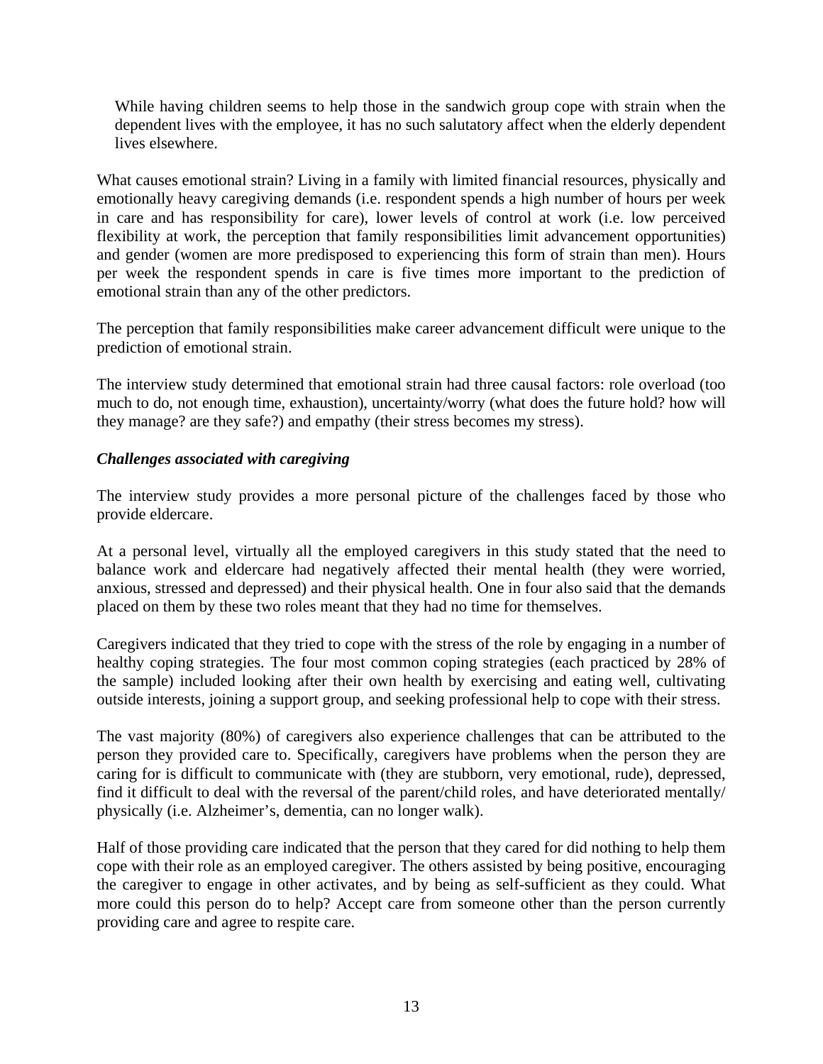While having children seems to help those in the sandwich group cope with strain when the dependent lives with the employee, it has no such salutatory affect when the elderly dependent lives elsewhere.

What causes emotional strain? Living in a family with limited financial resources, physically and emotionally heavy caregiving demands (i.e. respondent spends a high number of hours per week in care and has responsibility for care), lower levels of control at work (i.e. low perceived flexibility at work, the perception that family responsibilities limit advancement opportunities) and gender (women are more predisposed to experiencing this form of strain than men). Hours per week the respondent spends in care is five times more important to the prediction of emotional strain than any of the other predictors.

The perception that family responsibilities make career advancement difficult were unique to the prediction of emotional strain.

The interview study determined that emotional strain had three causal factors: role overload (too much to do, not enough time, exhaustion), uncertainty/worry (what does the future hold? how will they manage? are they safe?) and empathy (their stress becomes my stress).

### *Challenges associated with caregiving*

The interview study provides a more personal picture of the challenges faced by those who provide eldercare.

At a personal level, virtually all the employed caregivers in this study stated that the need to balance work and eldercare had negatively affected their mental health (they were worried, anxious, stressed and depressed) and their physical health. One in four also said that the demands placed on them by these two roles meant that they had no time for themselves.

Caregivers indicated that they tried to cope with the stress of the role by engaging in a number of healthy coping strategies. The four most common coping strategies (each practiced by 28% of the sample) included looking after their own health by exercising and eating well, cultivating outside interests, joining a support group, and seeking professional help to cope with their stress.

The vast majority (80%) of caregivers also experience challenges that can be attributed to the person they provided care to. Specifically, caregivers have problems when the person they are caring for is difficult to communicate with (they are stubborn, very emotional, rude), depressed, find it difficult to deal with the reversal of the parent/child roles, and have deteriorated mentally/ physically (i.e. Alzheimer's, dementia, can no longer walk).

Half of those providing care indicated that the person that they cared for did nothing to help them cope with their role as an employed caregiver. The others assisted by being positive, encouraging the caregiver to engage in other activates, and by being as self-sufficient as they could. What more could this person do to help? Accept care from someone other than the person currently providing care and agree to respite care.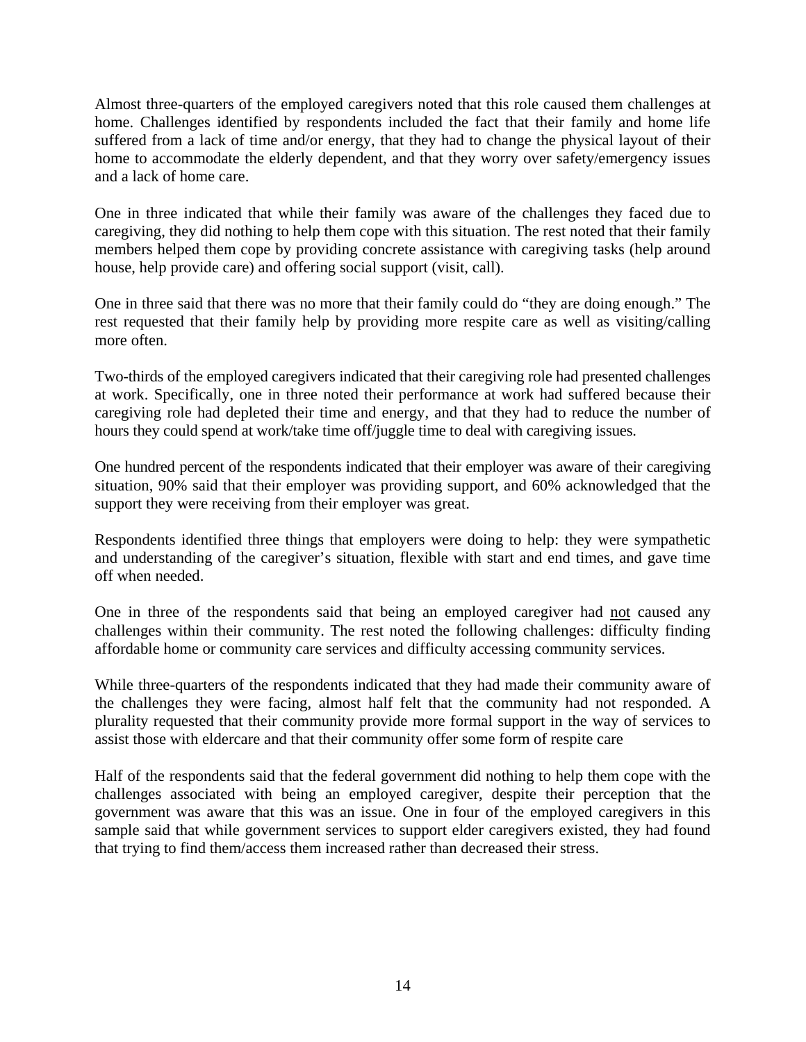Almost three-quarters of the employed caregivers noted that this role caused them challenges at home. Challenges identified by respondents included the fact that their family and home life suffered from a lack of time and/or energy, that they had to change the physical layout of their home to accommodate the elderly dependent, and that they worry over safety/emergency issues and a lack of home care.

One in three indicated that while their family was aware of the challenges they faced due to caregiving, they did nothing to help them cope with this situation. The rest noted that their family members helped them cope by providing concrete assistance with caregiving tasks (help around house, help provide care) and offering social support (visit, call).

One in three said that there was no more that their family could do "they are doing enough." The rest requested that their family help by providing more respite care as well as visiting/calling more often.

Two-thirds of the employed caregivers indicated that their caregiving role had presented challenges at work. Specifically, one in three noted their performance at work had suffered because their caregiving role had depleted their time and energy, and that they had to reduce the number of hours they could spend at work/take time off/juggle time to deal with caregiving issues.

One hundred percent of the respondents indicated that their employer was aware of their caregiving situation, 90% said that their employer was providing support, and 60% acknowledged that the support they were receiving from their employer was great.

Respondents identified three things that employers were doing to help: they were sympathetic and understanding of the caregiver's situation, flexible with start and end times, and gave time off when needed.

One in three of the respondents said that being an employed caregiver had <u>not</u> caused any challenges within their community. The rest noted the following challenges: difficulty finding affordable home or community care services and difficulty accessing community services.

While three-quarters of the respondents indicated that they had made their community aware of the challenges they were facing, almost half felt that the community had not responded. A plurality requested that their community provide more formal support in the way of services to assist those with eldercare and that their community offer some form of respite care

Half of the respondents said that the federal government did nothing to help them cope with the challenges associated with being an employed caregiver, despite their perception that the government was aware that this was an issue. One in four of the employed caregivers in this sample said that while government services to support elder caregivers existed, they had found that trying to find them/access them increased rather than decreased their stress.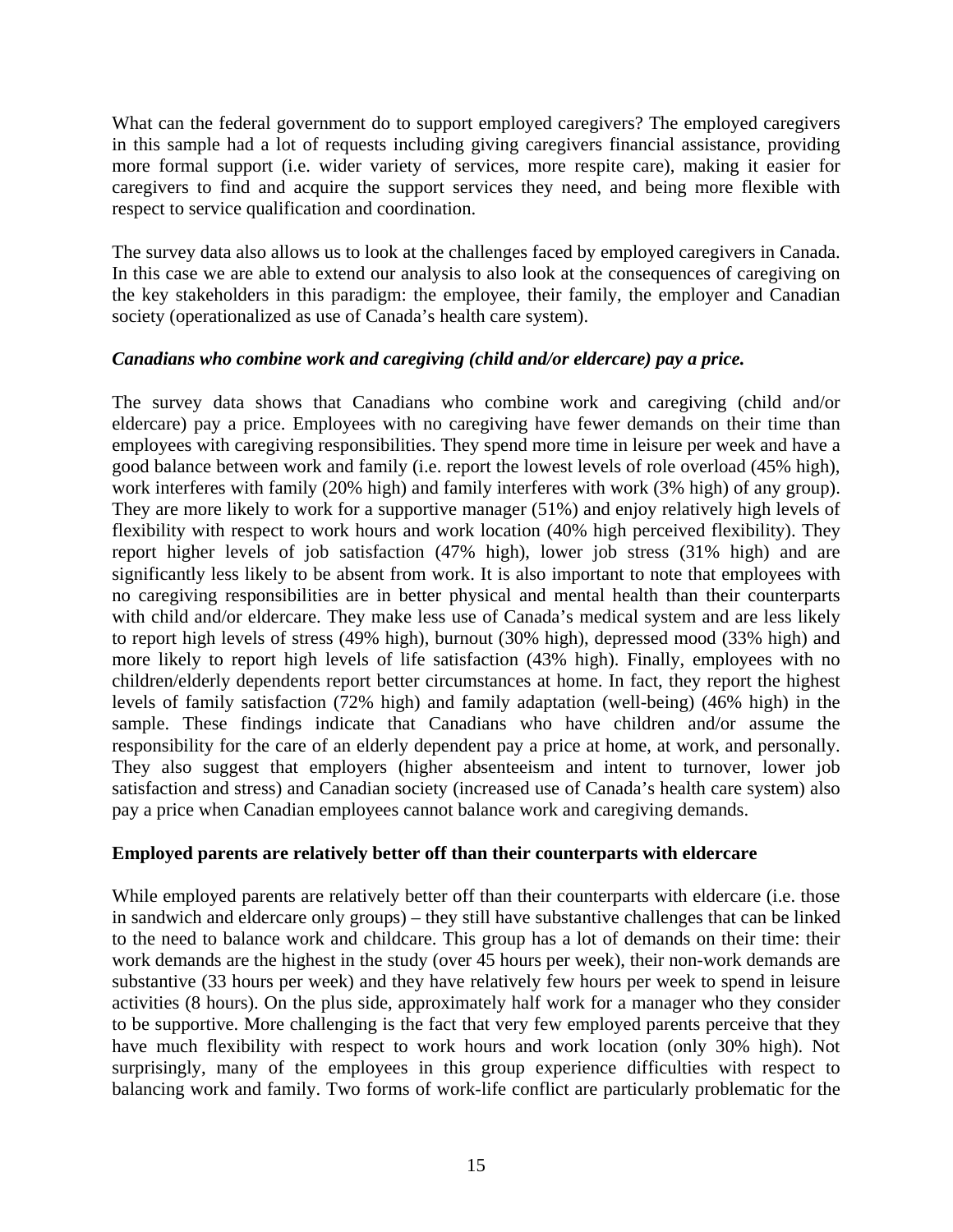What can the federal government do to support employed caregivers? The employed caregivers in this sample had a lot of requests including giving caregivers financial assistance, providing more formal support (i.e. wider variety of services, more respite care), making it easier for caregivers to find and acquire the support services they need, and being more flexible with respect to service qualification and coordination.

The survey data also allows us to look at the challenges faced by employed caregivers in Canada. In this case we are able to extend our analysis to also look at the consequences of caregiving on the key stakeholders in this paradigm: the employee, their family, the employer and Canadian society (operationalized as use of Canada's health care system).

***Canadians who combine work and caregiving (child and/or eldercare) pay a price.***

The survey data shows that Canadians who combine work and caregiving (child and/or eldercare) pay a price. Employees with no caregiving have fewer demands on their time than employees with caregiving responsibilities. They spend more time in leisure per week and have a good balance between work and family (i.e. report the lowest levels of role overload (45% high), work interferes with family (20% high) and family interferes with work (3% high) of any group). They are more likely to work for a supportive manager (51%) and enjoy relatively high levels of flexibility with respect to work hours and work location (40% high perceived flexibility). They report higher levels of job satisfaction (47% high), lower job stress (31% high) and are significantly less likely to be absent from work. It is also important to note that employees with no caregiving responsibilities are in better physical and mental health than their counterparts with child and/or eldercare. They make less use of Canada's medical system and are less likely to report high levels of stress (49% high), burnout (30% high), depressed mood (33% high) and more likely to report high levels of life satisfaction (43% high). Finally, employees with no children/elderly dependents report better circumstances at home. In fact, they report the highest levels of family satisfaction (72% high) and family adaptation (well-being) (46% high) in the sample. These findings indicate that Canadians who have children and/or assume the responsibility for the care of an elderly dependent pay a price at home, at work, and personally. They also suggest that employers (higher absenteeism and intent to turnover, lower job satisfaction and stress) and Canadian society (increased use of Canada's health care system) also pay a price when Canadian employees cannot balance work and caregiving demands.

**Employed parents are relatively better off than their counterparts with eldercare**

While employed parents are relatively better off than their counterparts with eldercare (i.e. those in sandwich and eldercare only groups) – they still have substantive challenges that can be linked to the need to balance work and childcare. This group has a lot of demands on their time: their work demands are the highest in the study (over 45 hours per week), their non-work demands are substantive (33 hours per week) and they have relatively few hours per week to spend in leisure activities (8 hours). On the plus side, approximately half work for a manager who they consider to be supportive. More challenging is the fact that very few employed parents perceive that they have much flexibility with respect to work hours and work location (only 30% high). Not surprisingly, many of the employees in this group experience difficulties with respect to balancing work and family. Two forms of work-life conflict are particularly problematic for the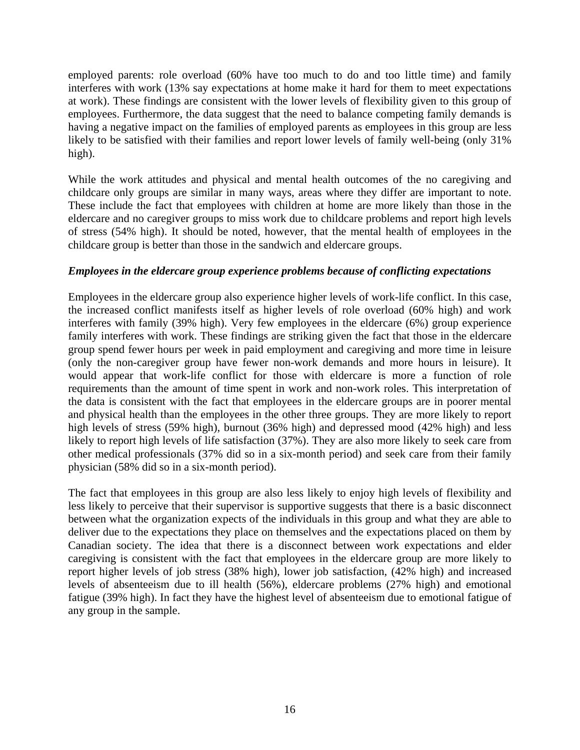employed parents: role overload (60% have too much to do and too little time) and family interferes with work (13% say expectations at home make it hard for them to meet expectations at work). These findings are consistent with the lower levels of flexibility given to this group of employees. Furthermore, the data suggest that the need to balance competing family demands is having a negative impact on the families of employed parents as employees in this group are less likely to be satisfied with their families and report lower levels of family well-being (only 31% high).

While the work attitudes and physical and mental health outcomes of the no caregiving and childcare only groups are similar in many ways, areas where they differ are important to note. These include the fact that employees with children at home are more likely than those in the eldercare and no caregiver groups to miss work due to childcare problems and report high levels of stress (54% high). It should be noted, however, that the mental health of employees in the childcare group is better than those in the sandwich and eldercare groups.

***Employees in the eldercare group experience problems because of conflicting expectations***

Employees in the eldercare group also experience higher levels of work-life conflict. In this case, the increased conflict manifests itself as higher levels of role overload (60% high) and work interferes with family (39% high). Very few employees in the eldercare (6%) group experience family interferes with work. These findings are striking given the fact that those in the eldercare group spend fewer hours per week in paid employment and caregiving and more time in leisure (only the non-caregiver group have fewer non-work demands and more hours in leisure). It would appear that work-life conflict for those with eldercare is more a function of role requirements than the amount of time spent in work and non-work roles. This interpretation of the data is consistent with the fact that employees in the eldercare groups are in poorer mental and physical health than the employees in the other three groups. They are more likely to report high levels of stress (59% high), burnout (36% high) and depressed mood (42% high) and less likely to report high levels of life satisfaction (37%). They are also more likely to seek care from other medical professionals (37% did so in a six-month period) and seek care from their family physician (58% did so in a six-month period).

The fact that employees in this group are also less likely to enjoy high levels of flexibility and less likely to perceive that their supervisor is supportive suggests that there is a basic disconnect between what the organization expects of the individuals in this group and what they are able to deliver due to the expectations they place on themselves and the expectations placed on them by Canadian society. The idea that there is a disconnect between work expectations and elder caregiving is consistent with the fact that employees in the eldercare group are more likely to report higher levels of job stress (38% high), lower job satisfaction, (42% high) and increased levels of absenteeism due to ill health (56%), eldercare problems (27% high) and emotional fatigue (39% high). In fact they have the highest level of absenteeism due to emotional fatigue of any group in the sample.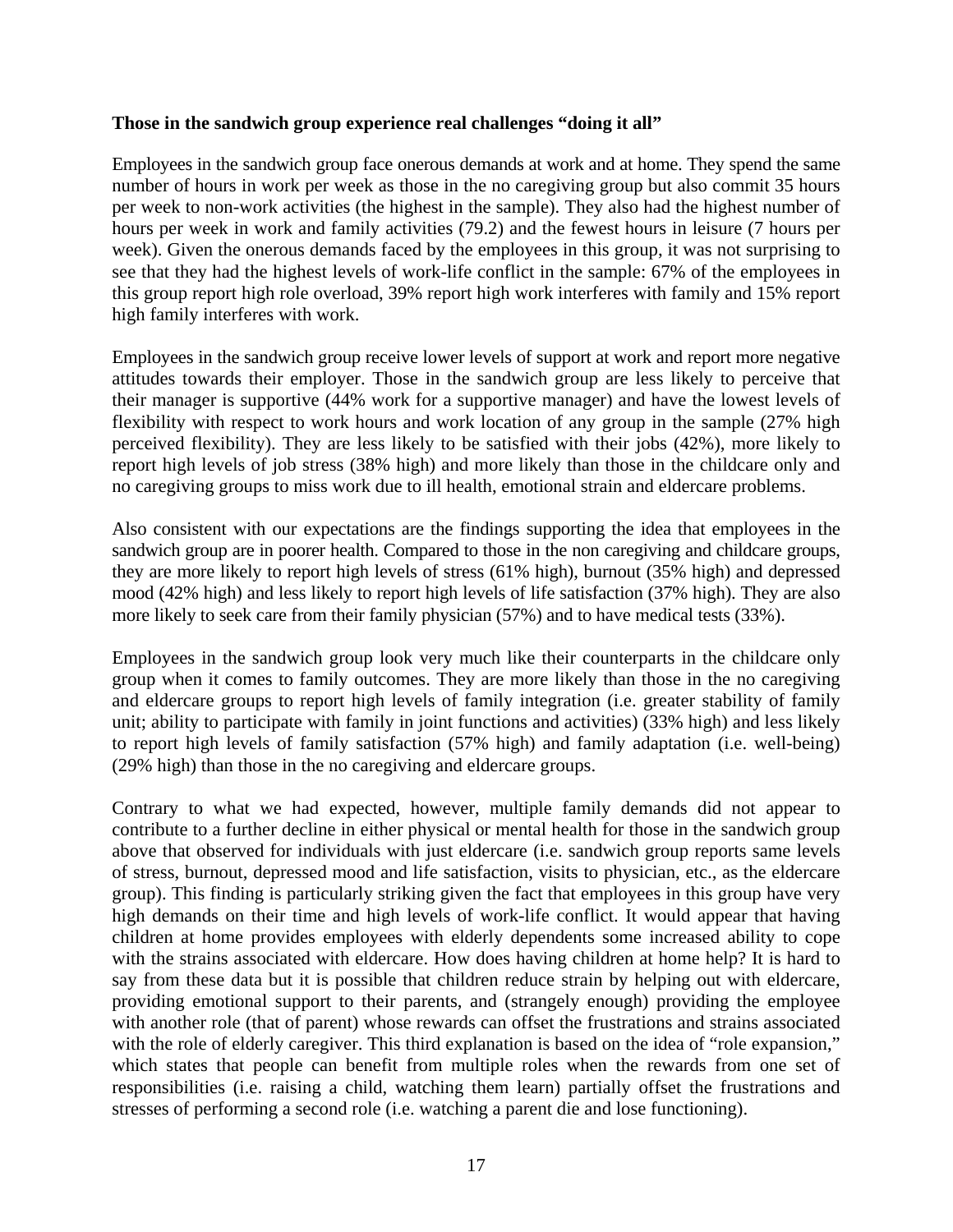**Those in the sandwich group experience real challenges "doing it all"**

Employees in the sandwich group face onerous demands at work and at home. They spend the same number of hours in work per week as those in the no caregiving group but also commit 35 hours per week to non-work activities (the highest in the sample). They also had the highest number of hours per week in work and family activities (79.2) and the fewest hours in leisure (7 hours per week). Given the onerous demands faced by the employees in this group, it was not surprising to see that they had the highest levels of work-life conflict in the sample: 67% of the employees in this group report high role overload, 39% report high work interferes with family and 15% report high family interferes with work.

Employees in the sandwich group receive lower levels of support at work and report more negative attitudes towards their employer. Those in the sandwich group are less likely to perceive that their manager is supportive (44% work for a supportive manager) and have the lowest levels of flexibility with respect to work hours and work location of any group in the sample (27% high perceived flexibility). They are less likely to be satisfied with their jobs (42%), more likely to report high levels of job stress (38% high) and more likely than those in the childcare only and no caregiving groups to miss work due to ill health, emotional strain and eldercare problems.

Also consistent with our expectations are the findings supporting the idea that employees in the sandwich group are in poorer health. Compared to those in the non caregiving and childcare groups, they are more likely to report high levels of stress (61% high), burnout (35% high) and depressed mood (42% high) and less likely to report high levels of life satisfaction (37% high). They are also more likely to seek care from their family physician (57%) and to have medical tests (33%).

Employees in the sandwich group look very much like their counterparts in the childcare only group when it comes to family outcomes. They are more likely than those in the no caregiving and eldercare groups to report high levels of family integration (i.e. greater stability of family unit; ability to participate with family in joint functions and activities) (33% high) and less likely to report high levels of family satisfaction (57% high) and family adaptation (i.e. well-being) (29% high) than those in the no caregiving and eldercare groups.

Contrary to what we had expected, however, multiple family demands did not appear to contribute to a further decline in either physical or mental health for those in the sandwich group above that observed for individuals with just eldercare (i.e. sandwich group reports same levels of stress, burnout, depressed mood and life satisfaction, visits to physician, etc., as the eldercare group). This finding is particularly striking given the fact that employees in this group have very high demands on their time and high levels of work-life conflict. It would appear that having children at home provides employees with elderly dependents some increased ability to cope with the strains associated with eldercare. How does having children at home help? It is hard to say from these data but it is possible that children reduce strain by helping out with eldercare, providing emotional support to their parents, and (strangely enough) providing the employee with another role (that of parent) whose rewards can offset the frustrations and strains associated with the role of elderly caregiver. This third explanation is based on the idea of "role expansion," which states that people can benefit from multiple roles when the rewards from one set of responsibilities (i.e. raising a child, watching them learn) partially offset the frustrations and stresses of performing a second role (i.e. watching a parent die and lose functioning).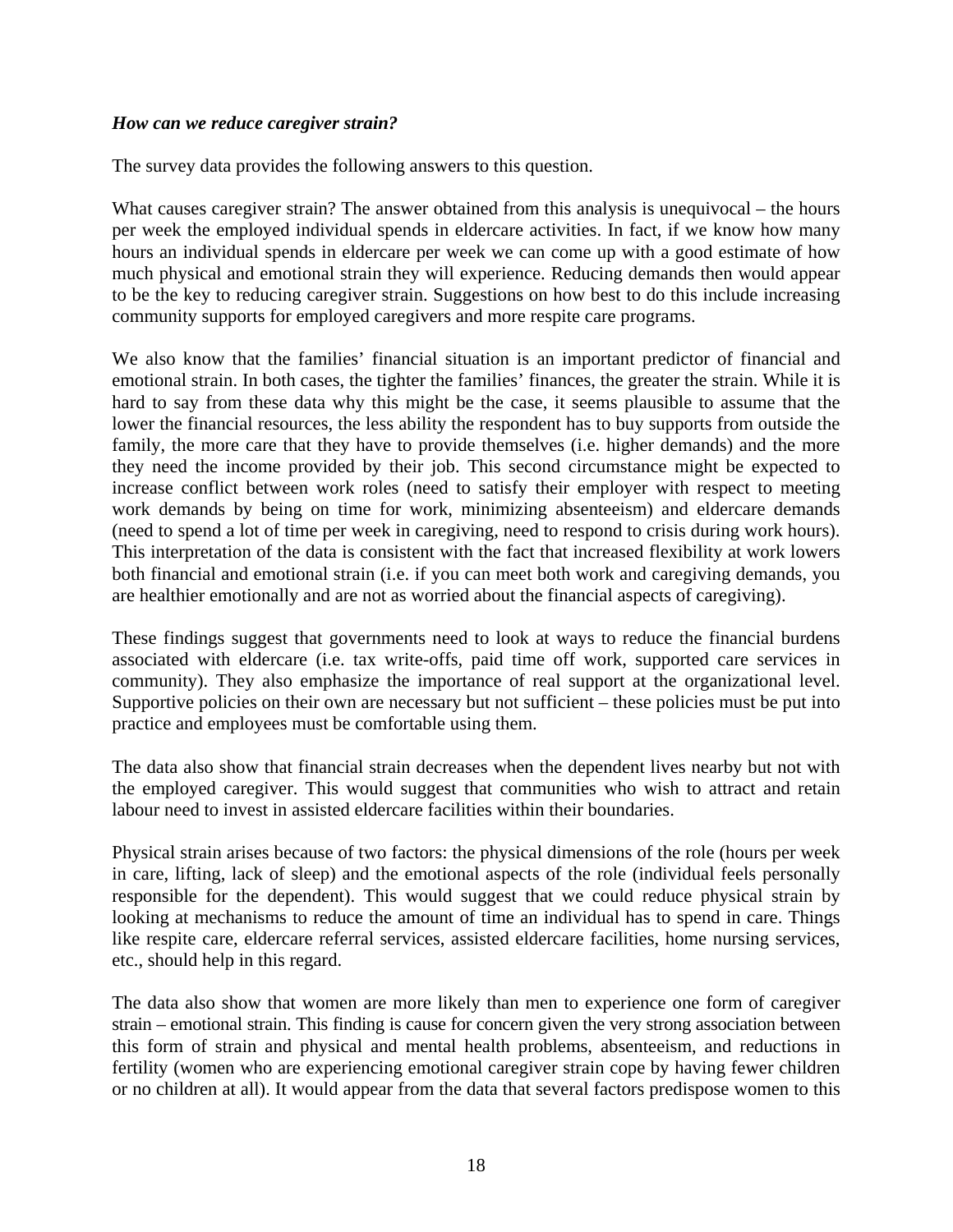***How can we reduce caregiver strain?***

The survey data provides the following answers to this question.

What causes caregiver strain? The answer obtained from this analysis is unequivocal – the hours per week the employed individual spends in eldercare activities. In fact, if we know how many hours an individual spends in eldercare per week we can come up with a good estimate of how much physical and emotional strain they will experience. Reducing demands then would appear to be the key to reducing caregiver strain. Suggestions on how best to do this include increasing community supports for employed caregivers and more respite care programs.

We also know that the families' financial situation is an important predictor of financial and emotional strain. In both cases, the tighter the families' finances, the greater the strain. While it is hard to say from these data why this might be the case, it seems plausible to assume that the lower the financial resources, the less ability the respondent has to buy supports from outside the family, the more care that they have to provide themselves (i.e. higher demands) and the more they need the income provided by their job. This second circumstance might be expected to increase conflict between work roles (need to satisfy their employer with respect to meeting work demands by being on time for work, minimizing absenteeism) and eldercare demands (need to spend a lot of time per week in caregiving, need to respond to crisis during work hours). This interpretation of the data is consistent with the fact that increased flexibility at work lowers both financial and emotional strain (i.e. if you can meet both work and caregiving demands, you are healthier emotionally and are not as worried about the financial aspects of caregiving).

These findings suggest that governments need to look at ways to reduce the financial burdens associated with eldercare (i.e. tax write-offs, paid time off work, supported care services in community). They also emphasize the importance of real support at the organizational level. Supportive policies on their own are necessary but not sufficient – these policies must be put into practice and employees must be comfortable using them.

The data also show that financial strain decreases when the dependent lives nearby but not with the employed caregiver. This would suggest that communities who wish to attract and retain labour need to invest in assisted eldercare facilities within their boundaries.

Physical strain arises because of two factors: the physical dimensions of the role (hours per week in care, lifting, lack of sleep) and the emotional aspects of the role (individual feels personally responsible for the dependent). This would suggest that we could reduce physical strain by looking at mechanisms to reduce the amount of time an individual has to spend in care. Things like respite care, eldercare referral services, assisted eldercare facilities, home nursing services, etc., should help in this regard.

The data also show that women are more likely than men to experience one form of caregiver strain – emotional strain. This finding is cause for concern given the very strong association between this form of strain and physical and mental health problems, absenteeism, and reductions in fertility (women who are experiencing emotional caregiver strain cope by having fewer children or no children at all). It would appear from the data that several factors predispose women to this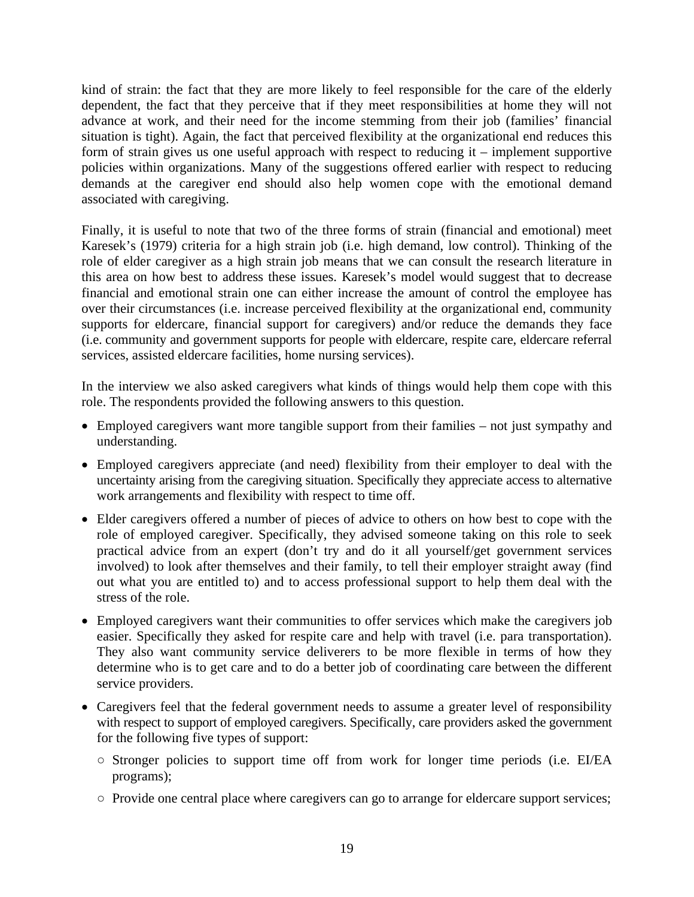kind of strain: the fact that they are more likely to feel responsible for the care of the elderly dependent, the fact that they perceive that if they meet responsibilities at home they will not advance at work, and their need for the income stemming from their job (families' financial situation is tight). Again, the fact that perceived flexibility at the organizational end reduces this form of strain gives us one useful approach with respect to reducing it – implement supportive policies within organizations. Many of the suggestions offered earlier with respect to reducing demands at the caregiver end should also help women cope with the emotional demand associated with caregiving.

Finally, it is useful to note that two of the three forms of strain (financial and emotional) meet Karesek's (1979) criteria for a high strain job (i.e. high demand, low control). Thinking of the role of elder caregiver as a high strain job means that we can consult the research literature in this area on how best to address these issues. Karesek's model would suggest that to decrease financial and emotional strain one can either increase the amount of control the employee has over their circumstances (i.e. increase perceived flexibility at the organizational end, community supports for eldercare, financial support for caregivers) and/or reduce the demands they face (i.e. community and government supports for people with eldercare, respite care, eldercare referral services, assisted eldercare facilities, home nursing services).

In the interview we also asked caregivers what kinds of things would help them cope with this role. The respondents provided the following answers to this question.

- Employed caregivers want more tangible support from their families – not just sympathy and understanding.
- Employed caregivers appreciate (and need) flexibility from their employer to deal with the uncertainty arising from the caregiving situation. Specifically they appreciate access to alternative work arrangements and flexibility with respect to time off.
- Elder caregivers offered a number of pieces of advice to others on how best to cope with the role of employed caregiver. Specifically, they advised someone taking on this role to seek practical advice from an expert (don't try and do it all yourself/get government services involved) to look after themselves and their family, to tell their employer straight away (find out what you are entitled to) and to access professional support to help them deal with the stress of the role.
- Employed caregivers want their communities to offer services which make the caregivers job easier. Specifically they asked for respite care and help with travel (i.e. para transportation). They also want community service deliverers to be more flexible in terms of how they determine who is to get care and to do a better job of coordinating care between the different service providers.
- Caregivers feel that the federal government needs to assume a greater level of responsibility with respect to support of employed caregivers. Specifically, care providers asked the government for the following five types of support:
    - Stronger policies to support time off from work for longer time periods (i.e. EI/EA programs);
    - Provide one central place where caregivers can go to arrange for eldercare support services;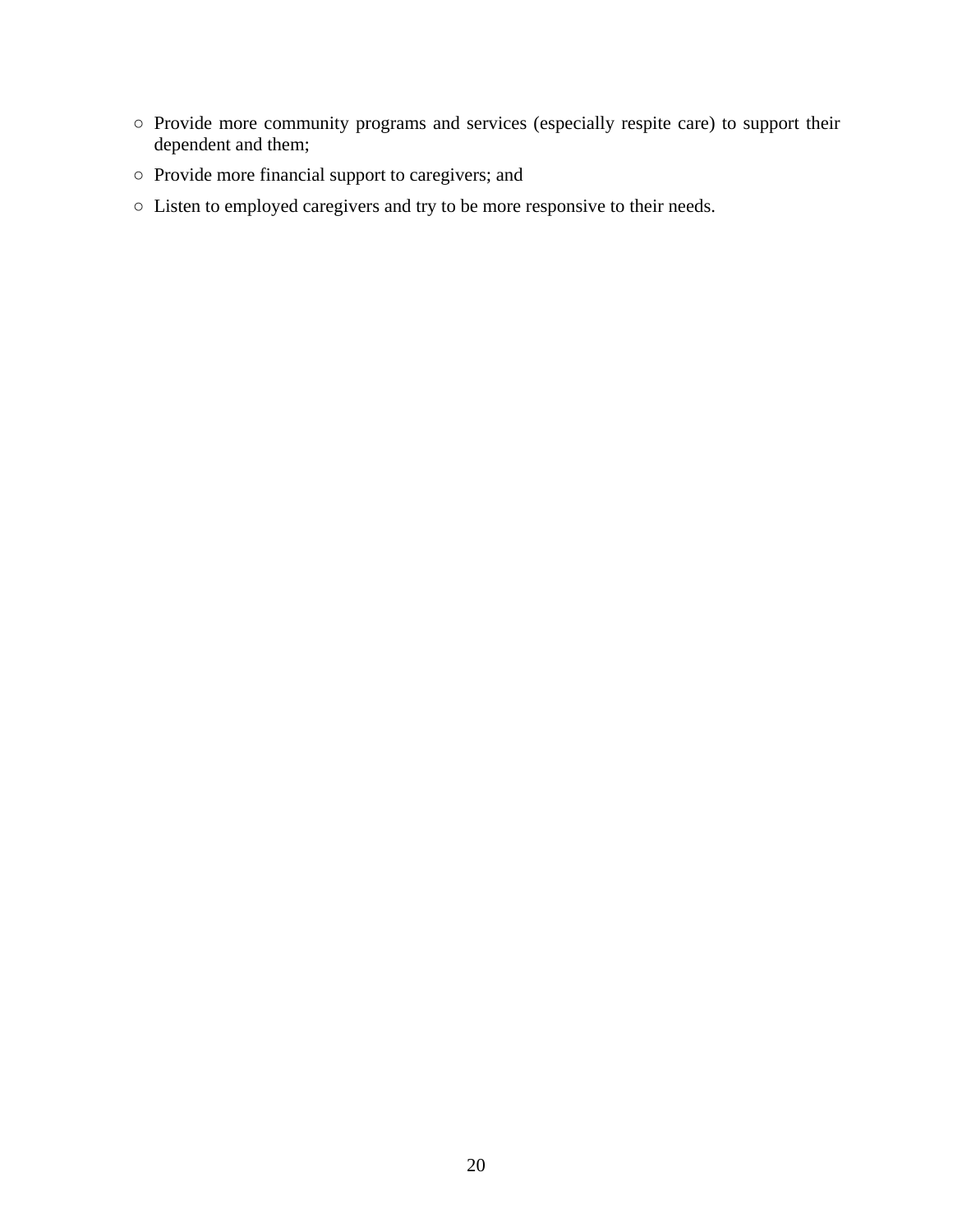- Provide more community programs and services (especially respite care) to support their dependent and them;
- Provide more financial support to caregivers; and
- Listen to employed caregivers and try to be more responsive to their needs.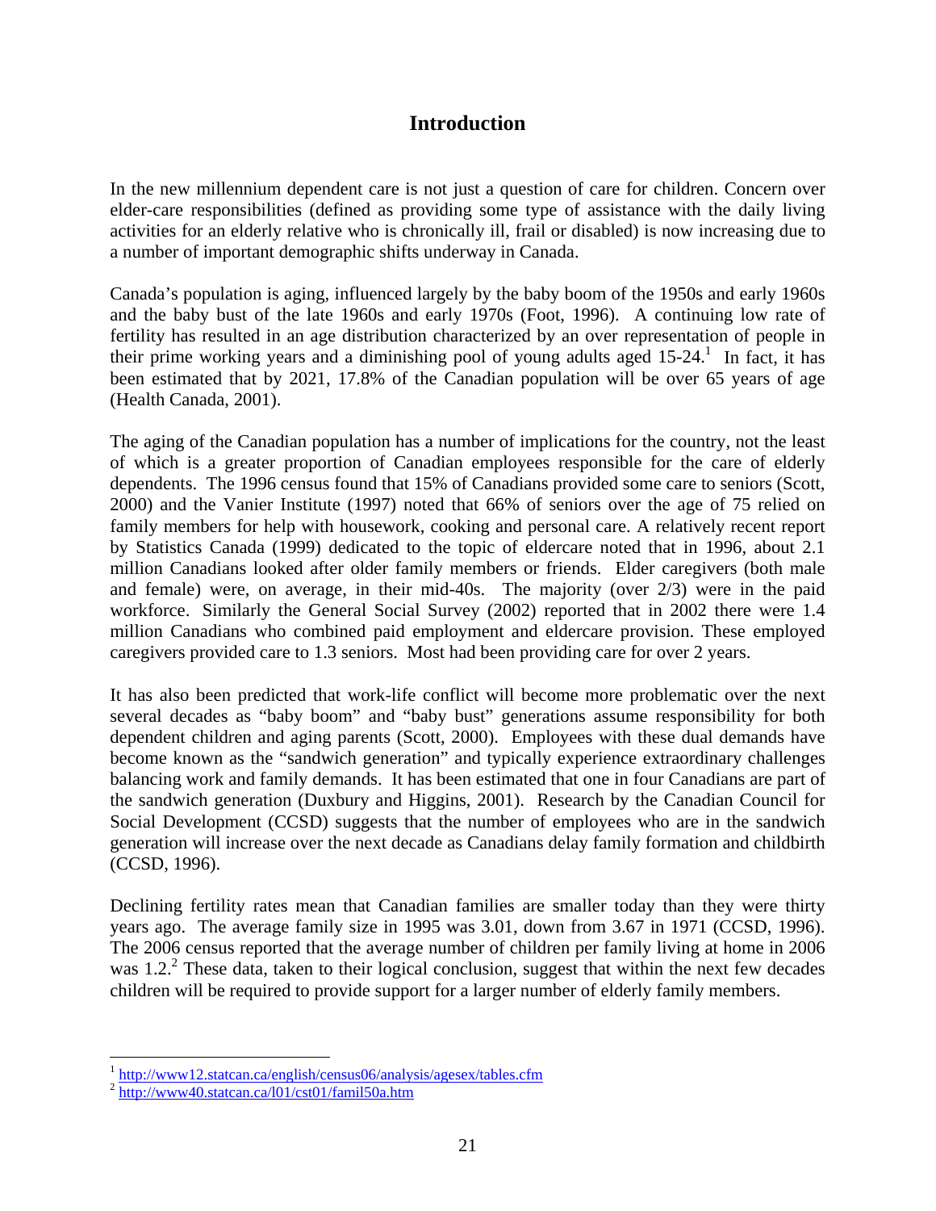# Introduction

In the new millennium dependent care is not just a question of care for children. Concern over elder-care responsibilities (defined as providing some type of assistance with the daily living activities for an elderly relative who is chronically ill, frail or disabled) is now increasing due to a number of important demographic shifts underway in Canada.

Canada's population is aging, influenced largely by the baby boom of the 1950s and early 1960s and the baby bust of the late 1960s and early 1970s (Foot, 1996). A continuing low rate of fertility has resulted in an age distribution characterized by an over representation of people in their prime working years and a diminishing pool of young adults aged 15-24.[1] In fact, it has been estimated that by 2021, 17.8% of the Canadian population will be over 65 years of age (Health Canada, 2001).

The aging of the Canadian population has a number of implications for the country, not the least of which is a greater proportion of Canadian employees responsible for the care of elderly dependents. The 1996 census found that 15% of Canadians provided some care to seniors (Scott, 2000) and the Vanier Institute (1997) noted that 66% of seniors over the age of 75 relied on family members for help with housework, cooking and personal care. A relatively recent report by Statistics Canada (1999) dedicated to the topic of eldercare noted that in 1996, about 2.1 million Canadians looked after older family members or friends. Elder caregivers (both male and female) were, on average, in their mid-40s. The majority (over 2/3) were in the paid workforce. Similarly the General Social Survey (2002) reported that in 2002 there were 1.4 million Canadians who combined paid employment and eldercare provision. These employed caregivers provided care to 1.3 seniors. Most had been providing care for over 2 years.

It has also been predicted that work-life conflict will become more problematic over the next several decades as "baby boom" and "baby bust" generations assume responsibility for both dependent children and aging parents (Scott, 2000). Employees with these dual demands have become known as the "sandwich generation" and typically experience extraordinary challenges balancing work and family demands. It has been estimated that one in four Canadians are part of the sandwich generation (Duxbury and Higgins, 2001). Research by the Canadian Council for Social Development (CCSD) suggests that the number of employees who are in the sandwich generation will increase over the next decade as Canadians delay family formation and childbirth (CCSD, 1996).

Declining fertility rates mean that Canadian families are smaller today than they were thirty years ago. The average family size in 1995 was 3.01, down from 3.67 in 1971 (CCSD, 1996). The 2006 census reported that the average number of children per family living at home in 2006 was 1.2.[2] These data, taken to their logical conclusion, suggest that within the next few decades children will be required to provide support for a larger number of elderly family members.

---

[1] http://www12.statcan.ca/english/census06/analysis/agesex/tables.cfm

[2] http://www40.statcan.ca/l01/cst01/famil50a.htm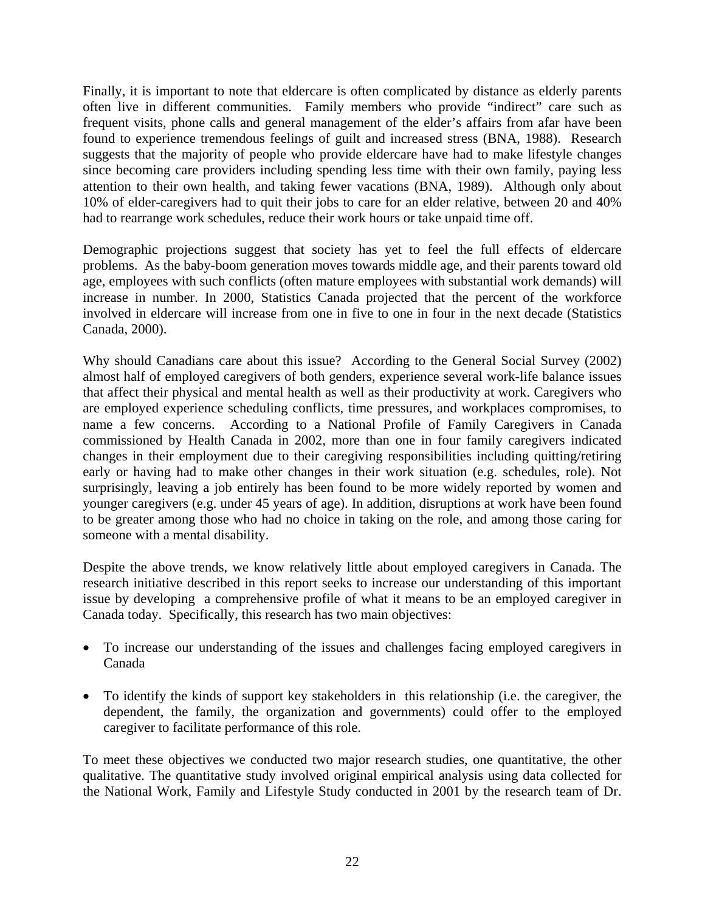Finally, it is important to note that eldercare is often complicated by distance as elderly parents often live in different communities. Family members who provide "indirect" care such as frequent visits, phone calls and general management of the elder's affairs from afar have been found to experience tremendous feelings of guilt and increased stress (BNA, 1988). Research suggests that the majority of people who provide eldercare have had to make lifestyle changes since becoming care providers including spending less time with their own family, paying less attention to their own health, and taking fewer vacations (BNA, 1989). Although only about 10% of elder-caregivers had to quit their jobs to care for an elder relative, between 20 and 40% had to rearrange work schedules, reduce their work hours or take unpaid time off.

Demographic projections suggest that society has yet to feel the full effects of eldercare problems. As the baby-boom generation moves towards middle age, and their parents toward old age, employees with such conflicts (often mature employees with substantial work demands) will increase in number. In 2000, Statistics Canada projected that the percent of the workforce involved in eldercare will increase from one in five to one in four in the next decade (Statistics Canada, 2000).

Why should Canadians care about this issue? According to the General Social Survey (2002) almost half of employed caregivers of both genders, experience several work-life balance issues that affect their physical and mental health as well as their productivity at work. Caregivers who are employed experience scheduling conflicts, time pressures, and workplaces compromises, to name a few concerns. According to a National Profile of Family Caregivers in Canada commissioned by Health Canada in 2002, more than one in four family caregivers indicated changes in their employment due to their caregiving responsibilities including quitting/retiring early or having had to make other changes in their work situation (e.g. schedules, role). Not surprisingly, leaving a job entirely has been found to be more widely reported by women and younger caregivers (e.g. under 45 years of age). In addition, disruptions at work have been found to be greater among those who had no choice in taking on the role, and among those caring for someone with a mental disability.

Despite the above trends, we know relatively little about employed caregivers in Canada. The research initiative described in this report seeks to increase our understanding of this important issue by developing a comprehensive profile of what it means to be an employed caregiver in Canada today. Specifically, this research has two main objectives:

- To increase our understanding of the issues and challenges facing employed caregivers in Canada

- To identify the kinds of support key stakeholders in this relationship (i.e. the caregiver, the dependent, the family, the organization and governments) could offer to the employed caregiver to facilitate performance of this role.

To meet these objectives we conducted two major research studies, one quantitative, the other qualitative. The quantitative study involved original empirical analysis using data collected for the National Work, Family and Lifestyle Study conducted in 2001 by the research team of Dr.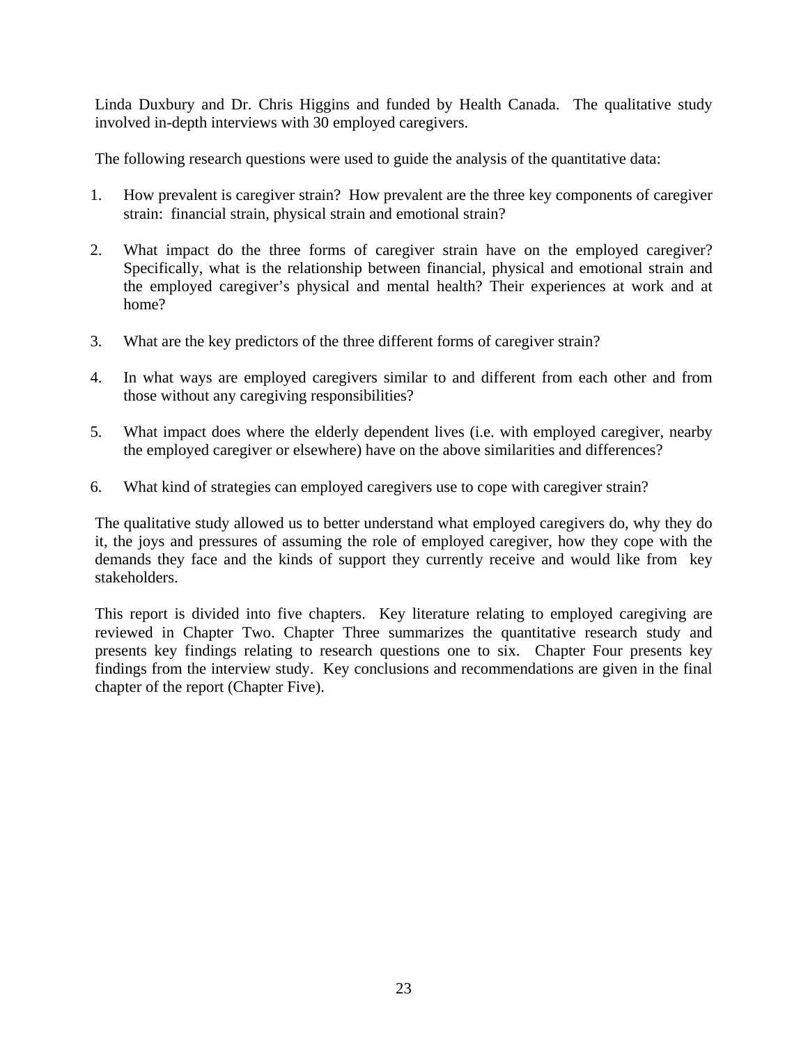Linda Duxbury and Dr. Chris Higgins and funded by Health Canada. The qualitative study involved in-depth interviews with 30 employed caregivers.

The following research questions were used to guide the analysis of the quantitative data:

1. How prevalent is caregiver strain? How prevalent are the three key components of caregiver strain: financial strain, physical strain and emotional strain?

2. What impact do the three forms of caregiver strain have on the employed caregiver? Specifically, what is the relationship between financial, physical and emotional strain and the employed caregiver's physical and mental health? Their experiences at work and at home?

3. What are the key predictors of the three different forms of caregiver strain?

4. In what ways are employed caregivers similar to and different from each other and from those without any caregiving responsibilities?

5. What impact does where the elderly dependent lives (i.e. with employed caregiver, nearby the employed caregiver or elsewhere) have on the above similarities and differences?

6. What kind of strategies can employed caregivers use to cope with caregiver strain?

The qualitative study allowed us to better understand what employed caregivers do, why they do it, the joys and pressures of assuming the role of employed caregiver, how they cope with the demands they face and the kinds of support they currently receive and would like from key stakeholders.

This report is divided into five chapters. Key literature relating to employed caregiving are reviewed in Chapter Two. Chapter Three summarizes the quantitative research study and presents key findings relating to research questions one to six. Chapter Four presents key findings from the interview study. Key conclusions and recommendations are given in the final chapter of the report (Chapter Five).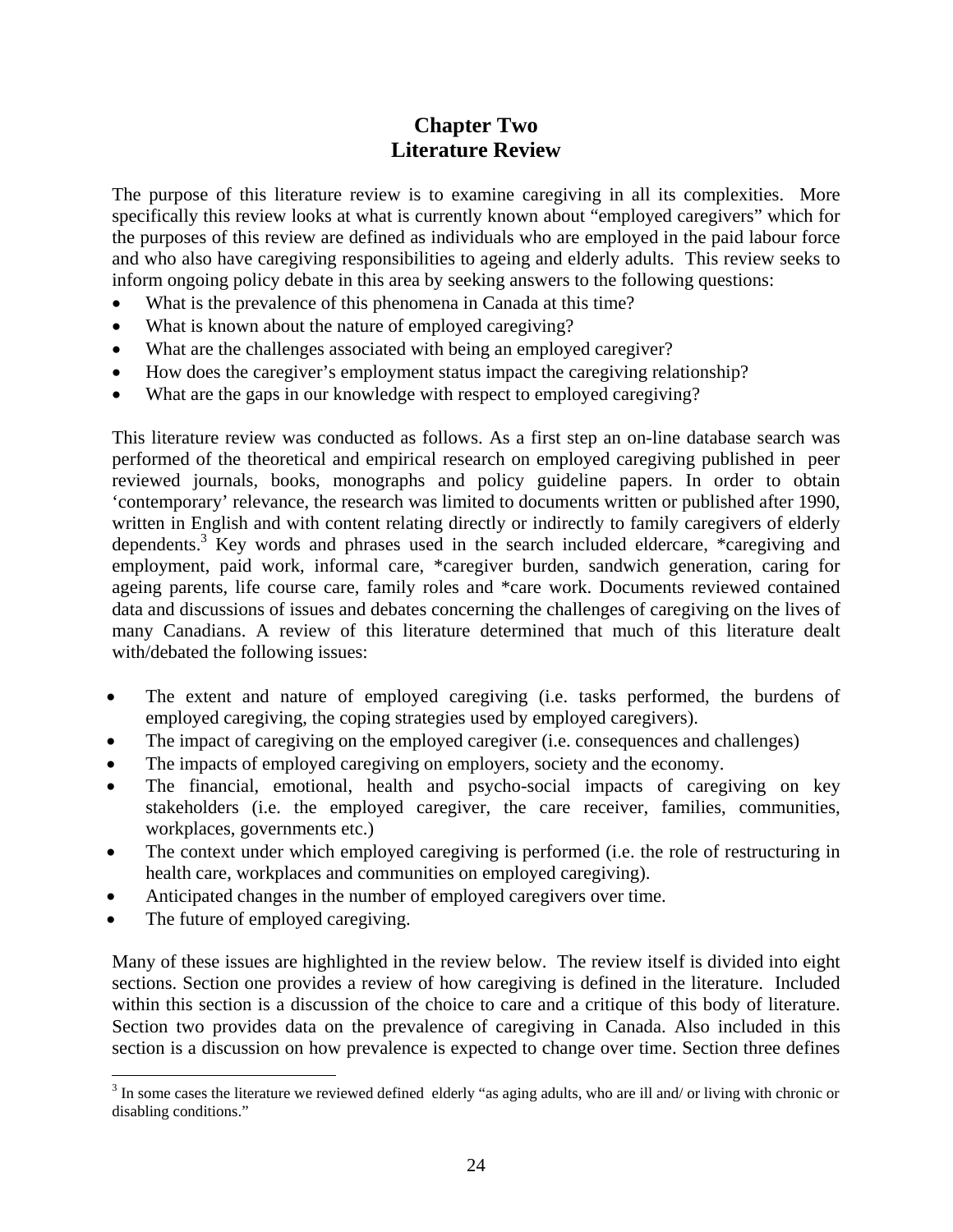# Chapter Two
# Literature Review

The purpose of this literature review is to examine caregiving in all its complexities. More specifically this review looks at what is currently known about "employed caregivers" which for the purposes of this review are defined as individuals who are employed in the paid labour force and who also have caregiving responsibilities to ageing and elderly adults. This review seeks to inform ongoing policy debate in this area by seeking answers to the following questions:

- What is the prevalence of this phenomena in Canada at this time?
- What is known about the nature of employed caregiving?
- What are the challenges associated with being an employed caregiver?
- How does the caregiver's employment status impact the caregiving relationship?
- What are the gaps in our knowledge with respect to employed caregiving?

This literature review was conducted as follows. As a first step an on-line database search was performed of the theoretical and empirical research on employed caregiving published in peer reviewed journals, books, monographs and policy guideline papers. In order to obtain 'contemporary' relevance, the research was limited to documents written or published after 1990, written in English and with content relating directly or indirectly to family caregivers of elderly dependents.[3] Key words and phrases used in the search included eldercare, *caregiving and employment, paid work, informal care, *caregiver burden, sandwich generation, caring for ageing parents, life course care, family roles and *care work. Documents reviewed contained data and discussions of issues and debates concerning the challenges of caregiving on the lives of many Canadians. A review of this literature determined that much of this literature dealt with/debated the following issues:

- The extent and nature of employed caregiving (i.e. tasks performed, the burdens of employed caregiving, the coping strategies used by employed caregivers).
- The impact of caregiving on the employed caregiver (i.e. consequences and challenges)
- The impacts of employed caregiving on employers, society and the economy.
- The financial, emotional, health and psycho-social impacts of caregiving on key stakeholders (i.e. the employed caregiver, the care receiver, families, communities, workplaces, governments etc.)
- The context under which employed caregiving is performed (i.e. the role of restructuring in health care, workplaces and communities on employed caregiving).
- Anticipated changes in the number of employed caregivers over time.
- The future of employed caregiving.

Many of these issues are highlighted in the review below. The review itself is divided into eight sections. Section one provides a review of how caregiving is defined in the literature. Included within this section is a discussion of the choice to care and a critique of this body of literature. Section two provides data on the prevalence of caregiving in Canada. Also included in this section is a discussion on how prevalence is expected to change over time. Section three defines

---

[3] In some cases the literature we reviewed defined elderly "as aging adults, who are ill and/ or living with chronic or disabling conditions."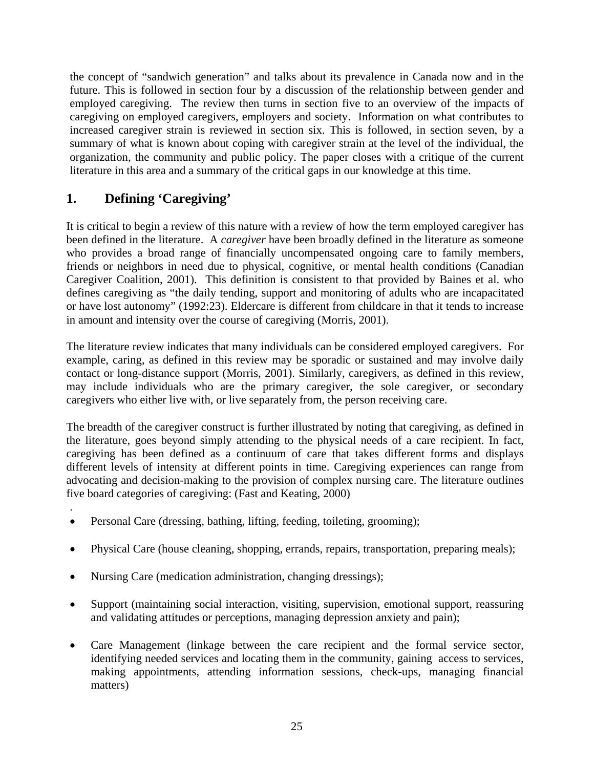the concept of "sandwich generation" and talks about its prevalence in Canada now and in the future. This is followed in section four by a discussion of the relationship between gender and employed caregiving. The review then turns in section five to an overview of the impacts of caregiving on employed caregivers, employers and society. Information on what contributes to increased caregiver strain is reviewed in section six. This is followed, in section seven, by a summary of what is known about coping with caregiver strain at the level of the individual, the organization, the community and public policy. The paper closes with a critique of the current literature in this area and a summary of the critical gaps in our knowledge at this time.

## 1. Defining 'Caregiving'

It is critical to begin a review of this nature with a review of how the term employed caregiver has been defined in the literature. A *caregiver* have been broadly defined in the literature as someone who provides a broad range of financially uncompensated ongoing care to family members, friends or neighbors in need due to physical, cognitive, or mental health conditions (Canadian Caregiver Coalition, 2001). This definition is consistent to that provided by Baines et al. who defines caregiving as "the daily tending, support and monitoring of adults who are incapacitated or have lost autonomy" (1992:23). Eldercare is different from childcare in that it tends to increase in amount and intensity over the course of caregiving (Morris, 2001).

The literature review indicates that many individuals can be considered employed caregivers. For example, caring, as defined in this review may be sporadic or sustained and may involve daily contact or long-distance support (Morris, 2001). Similarly, caregivers, as defined in this review, may include individuals who are the primary caregiver, the sole caregiver, or secondary caregivers who either live with, or live separately from, the person receiving care.

The breadth of the caregiver construct is further illustrated by noting that caregiving, as defined in the literature, goes beyond simply attending to the physical needs of a care recipient. In fact, caregiving has been defined as a continuum of care that takes different forms and displays different levels of intensity at different points in time. Caregiving experiences can range from advocating and decision-making to the provision of complex nursing care. The literature outlines five board categories of caregiving: (Fast and Keating, 2000)

.

- Personal Care (dressing, bathing, lifting, feeding, toileting, grooming);
- Physical Care (house cleaning, shopping, errands, repairs, transportation, preparing meals);
- Nursing Care (medication administration, changing dressings);
- Support (maintaining social interaction, visiting, supervision, emotional support, reassuring and validating attitudes or perceptions, managing depression anxiety and pain);
- Care Management (linkage between the care recipient and the formal service sector, identifying needed services and locating them in the community, gaining access to services, making appointments, attending information sessions, check-ups, managing financial matters)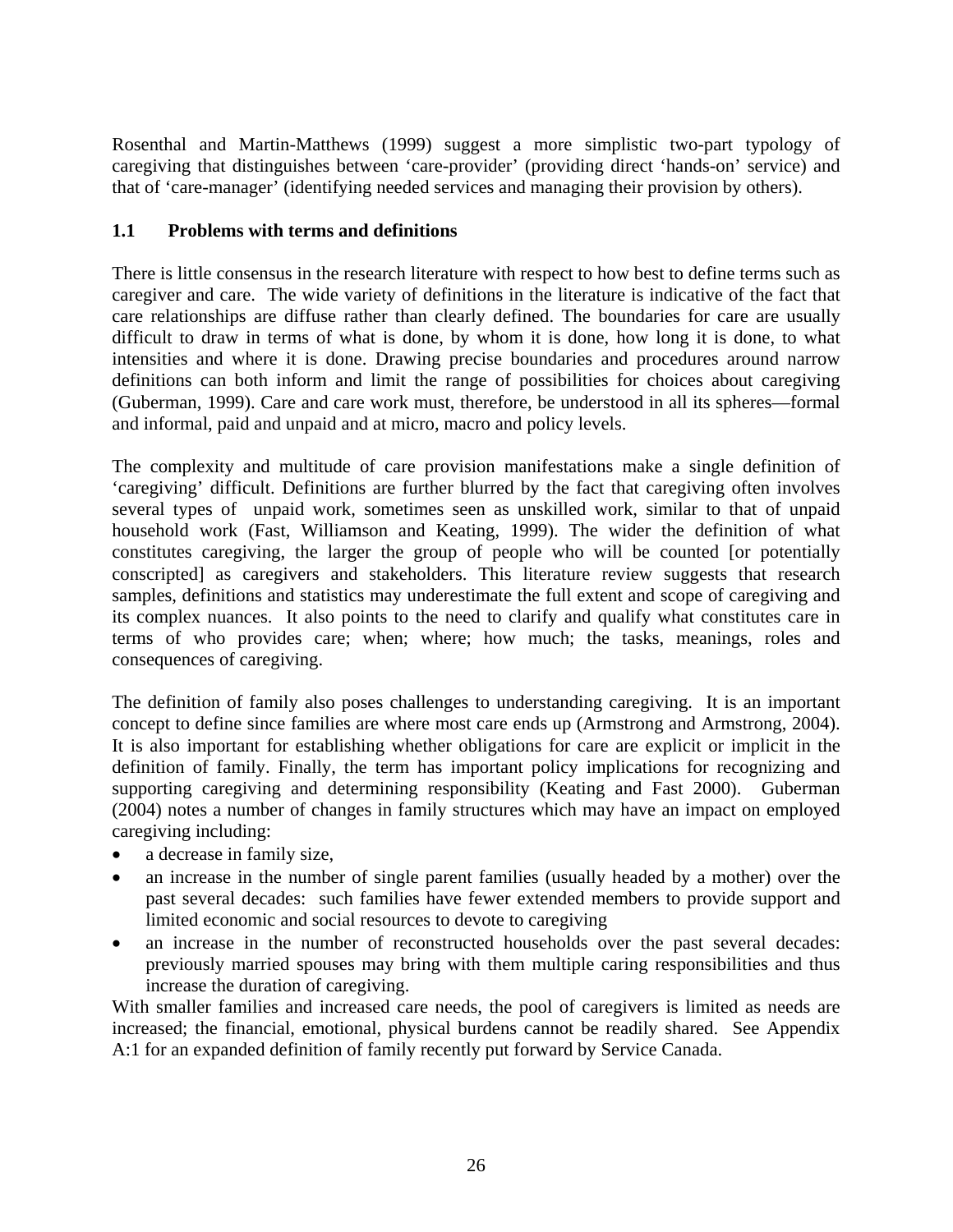Rosenthal and Martin-Matthews (1999) suggest a more simplistic two-part typology of caregiving that distinguishes between 'care-provider' (providing direct 'hands-on' service) and that of 'care-manager' (identifying needed services and managing their provision by others).

## 1.1 Problems with terms and definitions

There is little consensus in the research literature with respect to how best to define terms such as caregiver and care. The wide variety of definitions in the literature is indicative of the fact that care relationships are diffuse rather than clearly defined. The boundaries for care are usually difficult to draw in terms of what is done, by whom it is done, how long it is done, to what intensities and where it is done. Drawing precise boundaries and procedures around narrow definitions can both inform and limit the range of possibilities for choices about caregiving (Guberman, 1999). Care and care work must, therefore, be understood in all its spheres—formal and informal, paid and unpaid and at micro, macro and policy levels.

The complexity and multitude of care provision manifestations make a single definition of 'caregiving' difficult. Definitions are further blurred by the fact that caregiving often involves several types of unpaid work, sometimes seen as unskilled work, similar to that of unpaid household work (Fast, Williamson and Keating, 1999). The wider the definition of what constitutes caregiving, the larger the group of people who will be counted [or potentially conscripted] as caregivers and stakeholders. This literature review suggests that research samples, definitions and statistics may underestimate the full extent and scope of caregiving and its complex nuances. It also points to the need to clarify and qualify what constitutes care in terms of who provides care; when; where; how much; the tasks, meanings, roles and consequences of caregiving.

The definition of family also poses challenges to understanding caregiving. It is an important concept to define since families are where most care ends up (Armstrong and Armstrong, 2004). It is also important for establishing whether obligations for care are explicit or implicit in the definition of family. Finally, the term has important policy implications for recognizing and supporting caregiving and determining responsibility (Keating and Fast 2000). Guberman (2004) notes a number of changes in family structures which may have an impact on employed caregiving including:

- a decrease in family size,
- an increase in the number of single parent families (usually headed by a mother) over the past several decades: such families have fewer extended members to provide support and limited economic and social resources to devote to caregiving
- an increase in the number of reconstructed households over the past several decades: previously married spouses may bring with them multiple caring responsibilities and thus increase the duration of caregiving.

With smaller families and increased care needs, the pool of caregivers is limited as needs are increased; the financial, emotional, physical burdens cannot be readily shared. See Appendix A:1 for an expanded definition of family recently put forward by Service Canada.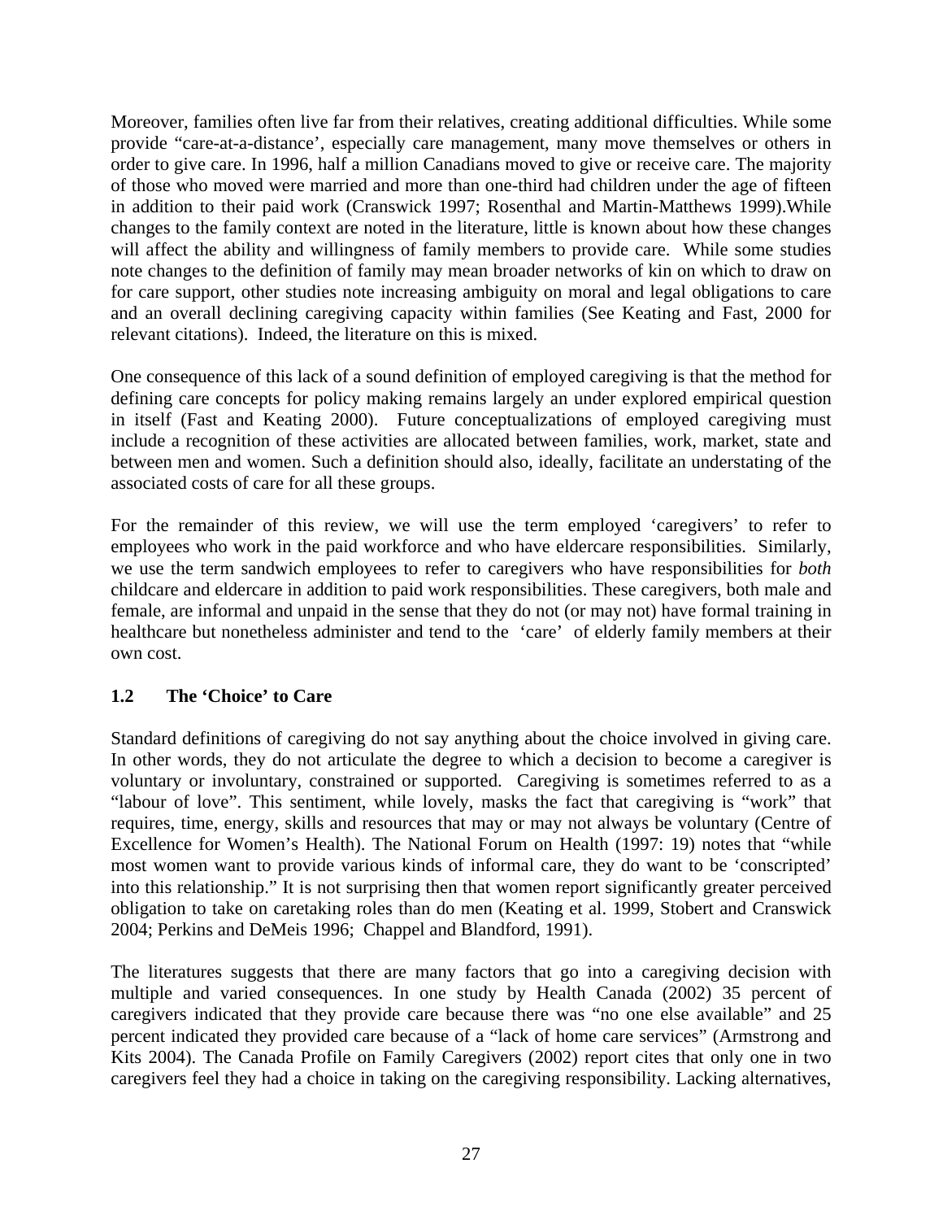Moreover, families often live far from their relatives, creating additional difficulties. While some provide "care-at-a-distance', especially care management, many move themselves or others in order to give care. In 1996, half a million Canadians moved to give or receive care. The majority of those who moved were married and more than one-third had children under the age of fifteen in addition to their paid work (Cranswick 1997; Rosenthal and Martin-Matthews 1999).While changes to the family context are noted in the literature, little is known about how these changes will affect the ability and willingness of family members to provide care. While some studies note changes to the definition of family may mean broader networks of kin on which to draw on for care support, other studies note increasing ambiguity on moral and legal obligations to care and an overall declining caregiving capacity within families (See Keating and Fast, 2000 for relevant citations). Indeed, the literature on this is mixed.

One consequence of this lack of a sound definition of employed caregiving is that the method for defining care concepts for policy making remains largely an under explored empirical question in itself (Fast and Keating 2000). Future conceptualizations of employed caregiving must include a recognition of these activities are allocated between families, work, market, state and between men and women. Such a definition should also, ideally, facilitate an understating of the associated costs of care for all these groups.

For the remainder of this review, we will use the term employed 'caregivers' to refer to employees who work in the paid workforce and who have eldercare responsibilities. Similarly, we use the term sandwich employees to refer to caregivers who have responsibilities for *both* childcare and eldercare in addition to paid work responsibilities. These caregivers, both male and female, are informal and unpaid in the sense that they do not (or may not) have formal training in healthcare but nonetheless administer and tend to the 'care' of elderly family members at their own cost.

### 1.2 The 'Choice' to Care

Standard definitions of caregiving do not say anything about the choice involved in giving care. In other words, they do not articulate the degree to which a decision to become a caregiver is voluntary or involuntary, constrained or supported. Caregiving is sometimes referred to as a "labour of love". This sentiment, while lovely, masks the fact that caregiving is "work" that requires, time, energy, skills and resources that may or may not always be voluntary (Centre of Excellence for Women's Health). The National Forum on Health (1997: 19) notes that "while most women want to provide various kinds of informal care, they do want to be 'conscripted' into this relationship." It is not surprising then that women report significantly greater perceived obligation to take on caretaking roles than do men (Keating et al. 1999, Stobert and Cranswick 2004; Perkins and DeMeis 1996; Chappel and Blandford, 1991).

The literatures suggests that there are many factors that go into a caregiving decision with multiple and varied consequences. In one study by Health Canada (2002) 35 percent of caregivers indicated that they provide care because there was "no one else available" and 25 percent indicated they provided care because of a "lack of home care services" (Armstrong and Kits 2004). The Canada Profile on Family Caregivers (2002) report cites that only one in two caregivers feel they had a choice in taking on the caregiving responsibility. Lacking alternatives,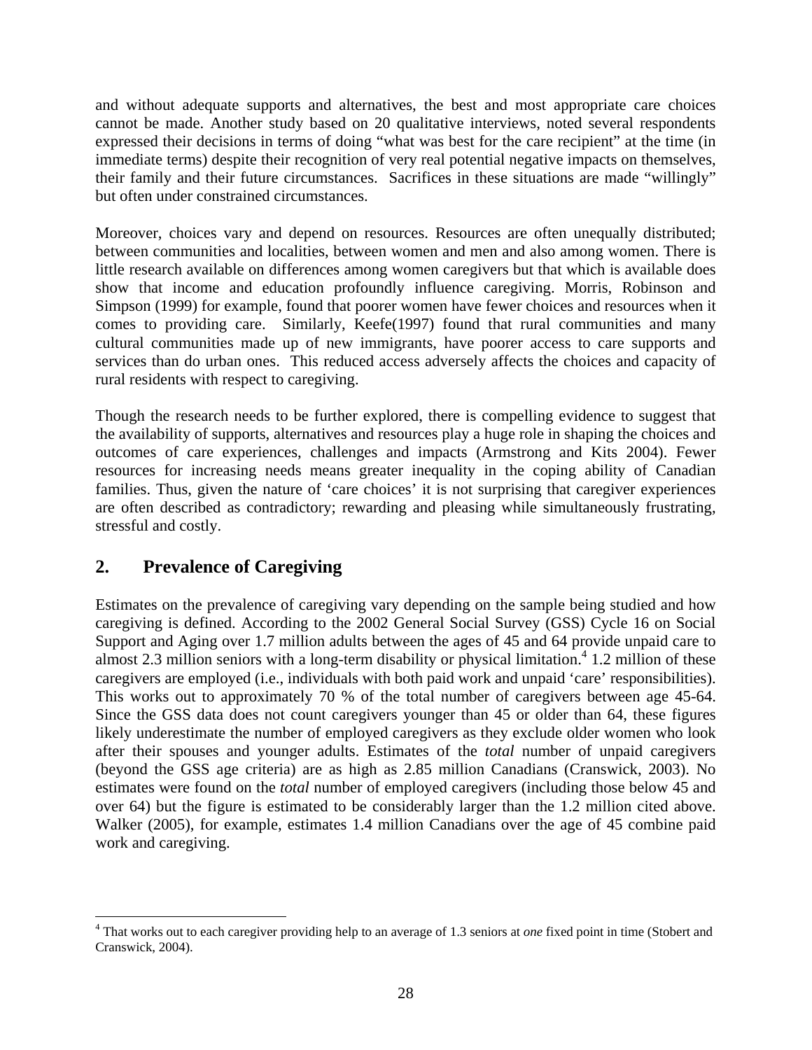and without adequate supports and alternatives, the best and most appropriate care choices cannot be made. Another study based on 20 qualitative interviews, noted several respondents expressed their decisions in terms of doing "what was best for the care recipient" at the time (in immediate terms) despite their recognition of very real potential negative impacts on themselves, their family and their future circumstances. Sacrifices in these situations are made "willingly" but often under constrained circumstances.

Moreover, choices vary and depend on resources. Resources are often unequally distributed; between communities and localities, between women and men and also among women. There is little research available on differences among women caregivers but that which is available does show that income and education profoundly influence caregiving. Morris, Robinson and Simpson (1999) for example, found that poorer women have fewer choices and resources when it comes to providing care. Similarly, Keefe(1997) found that rural communities and many cultural communities made up of new immigrants, have poorer access to care supports and services than do urban ones. This reduced access adversely affects the choices and capacity of rural residents with respect to caregiving.

Though the research needs to be further explored, there is compelling evidence to suggest that the availability of supports, alternatives and resources play a huge role in shaping the choices and outcomes of care experiences, challenges and impacts (Armstrong and Kits 2004). Fewer resources for increasing needs means greater inequality in the coping ability of Canadian families. Thus, given the nature of 'care choices' it is not surprising that caregiver experiences are often described as contradictory; rewarding and pleasing while simultaneously frustrating, stressful and costly.

## 2. Prevalence of Caregiving

Estimates on the prevalence of caregiving vary depending on the sample being studied and how caregiving is defined. According to the 2002 General Social Survey (GSS) Cycle 16 on Social Support and Aging over 1.7 million adults between the ages of 45 and 64 provide unpaid care to almost 2.3 million seniors with a long-term disability or physical limitation.[4] 1.2 million of these caregivers are employed (i.e., individuals with both paid work and unpaid 'care' responsibilities). This works out to approximately 70 % of the total number of caregivers between age 45-64. Since the GSS data does not count caregivers younger than 45 or older than 64, these figures likely underestimate the number of employed caregivers as they exclude older women who look after their spouses and younger adults. Estimates of the *total* number of unpaid caregivers (beyond the GSS age criteria) are as high as 2.85 million Canadians (Cranswick, 2003). No estimates were found on the *total* number of employed caregivers (including those below 45 and over 64) but the figure is estimated to be considerably larger than the 1.2 million cited above. Walker (2005), for example, estimates 1.4 million Canadians over the age of 45 combine paid work and caregiving.

[4] That works out to each caregiver providing help to an average of 1.3 seniors at *one* fixed point in time (Stobert and Cranswick, 2004).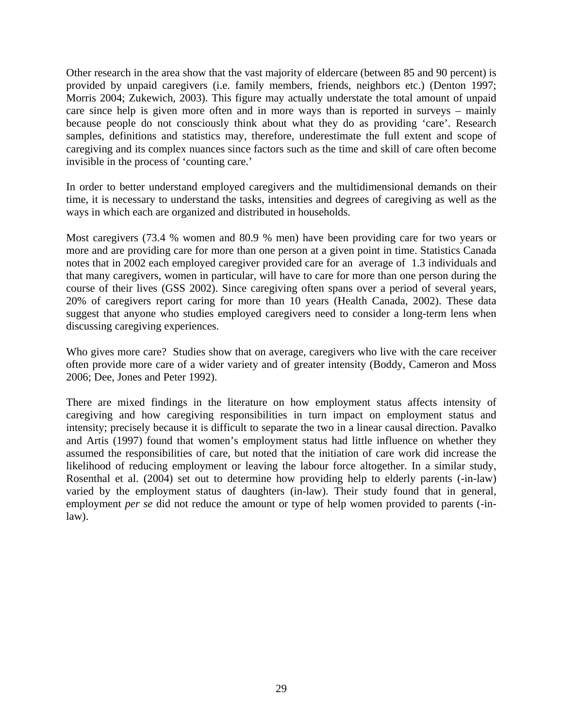Other research in the area show that the vast majority of eldercare (between 85 and 90 percent) is provided by unpaid caregivers (i.e. family members, friends, neighbors etc.) (Denton 1997; Morris 2004; Zukewich, 2003). This figure may actually understate the total amount of unpaid care since help is given more often and in more ways than is reported in surveys – mainly because people do not consciously think about what they do as providing 'care'. Research samples, definitions and statistics may, therefore, underestimate the full extent and scope of caregiving and its complex nuances since factors such as the time and skill of care often become invisible in the process of 'counting care.'

In order to better understand employed caregivers and the multidimensional demands on their time, it is necessary to understand the tasks, intensities and degrees of caregiving as well as the ways in which each are organized and distributed in households.

Most caregivers (73.4 % women and 80.9 % men) have been providing care for two years or more and are providing care for more than one person at a given point in time. Statistics Canada notes that in 2002 each employed caregiver provided care for an average of 1.3 individuals and that many caregivers, women in particular, will have to care for more than one person during the course of their lives (GSS 2002). Since caregiving often spans over a period of several years, 20% of caregivers report caring for more than 10 years (Health Canada, 2002). These data suggest that anyone who studies employed caregivers need to consider a long-term lens when discussing caregiving experiences.

Who gives more care? Studies show that on average, caregivers who live with the care receiver often provide more care of a wider variety and of greater intensity (Boddy, Cameron and Moss 2006; Dee, Jones and Peter 1992).

There are mixed findings in the literature on how employment status affects intensity of caregiving and how caregiving responsibilities in turn impact on employment status and intensity; precisely because it is difficult to separate the two in a linear causal direction. Pavalko and Artis (1997) found that women's employment status had little influence on whether they assumed the responsibilities of care, but noted that the initiation of care work did increase the likelihood of reducing employment or leaving the labour force altogether. In a similar study, Rosenthal et al. (2004) set out to determine how providing help to elderly parents (-in-law) varied by the employment status of daughters (in-law). Their study found that in general, employment *per se* did not reduce the amount or type of help women provided to parents (-in-law).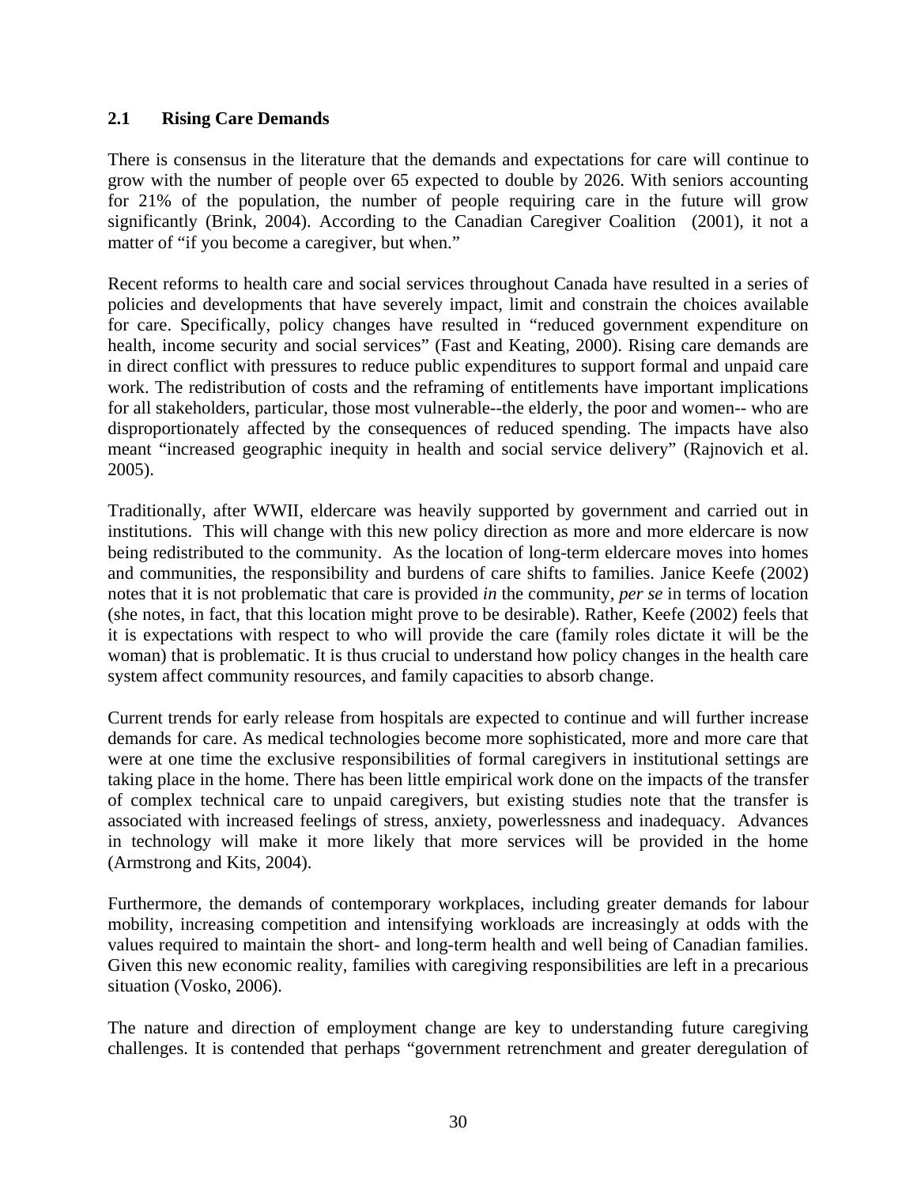## 2.1 Rising Care Demands

There is consensus in the literature that the demands and expectations for care will continue to grow with the number of people over 65 expected to double by 2026. With seniors accounting for 21% of the population, the number of people requiring care in the future will grow significantly (Brink, 2004). According to the Canadian Caregiver Coalition (2001), it not a matter of "if you become a caregiver, but when."

Recent reforms to health care and social services throughout Canada have resulted in a series of policies and developments that have severely impact, limit and constrain the choices available for care. Specifically, policy changes have resulted in "reduced government expenditure on health, income security and social services" (Fast and Keating, 2000). Rising care demands are in direct conflict with pressures to reduce public expenditures to support formal and unpaid care work. The redistribution of costs and the reframing of entitlements have important implications for all stakeholders, particular, those most vulnerable--the elderly, the poor and women-- who are disproportionately affected by the consequences of reduced spending. The impacts have also meant "increased geographic inequity in health and social service delivery" (Rajnovich et al. 2005).

Traditionally, after WWII, eldercare was heavily supported by government and carried out in institutions. This will change with this new policy direction as more and more eldercare is now being redistributed to the community. As the location of long-term eldercare moves into homes and communities, the responsibility and burdens of care shifts to families. Janice Keefe (2002) notes that it is not problematic that care is provided *in* the community, *per se* in terms of location (she notes, in fact, that this location might prove to be desirable). Rather, Keefe (2002) feels that it is expectations with respect to who will provide the care (family roles dictate it will be the woman) that is problematic. It is thus crucial to understand how policy changes in the health care system affect community resources, and family capacities to absorb change.

Current trends for early release from hospitals are expected to continue and will further increase demands for care. As medical technologies become more sophisticated, more and more care that were at one time the exclusive responsibilities of formal caregivers in institutional settings are taking place in the home. There has been little empirical work done on the impacts of the transfer of complex technical care to unpaid caregivers, but existing studies note that the transfer is associated with increased feelings of stress, anxiety, powerlessness and inadequacy. Advances in technology will make it more likely that more services will be provided in the home (Armstrong and Kits, 2004).

Furthermore, the demands of contemporary workplaces, including greater demands for labour mobility, increasing competition and intensifying workloads are increasingly at odds with the values required to maintain the short- and long-term health and well being of Canadian families. Given this new economic reality, families with caregiving responsibilities are left in a precarious situation (Vosko, 2006).

The nature and direction of employment change are key to understanding future caregiving challenges. It is contended that perhaps "government retrenchment and greater deregulation of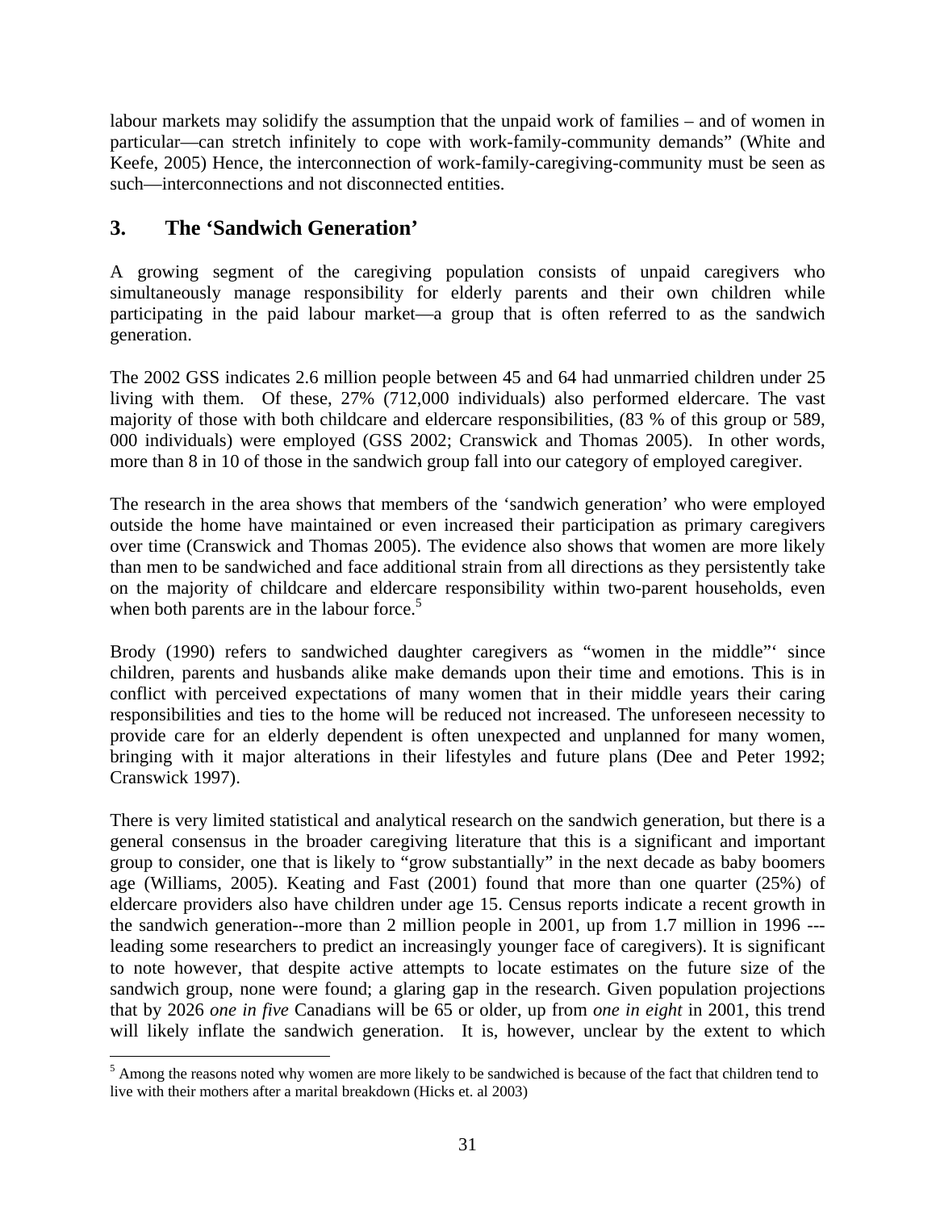labour markets may solidify the assumption that the unpaid work of families – and of women in particular—can stretch infinitely to cope with work-family-community demands" (White and Keefe, 2005) Hence, the interconnection of work-family-caregiving-community must be seen as such—interconnections and not disconnected entities.

## 3. The 'Sandwich Generation'

A growing segment of the caregiving population consists of unpaid caregivers who simultaneously manage responsibility for elderly parents and their own children while participating in the paid labour market—a group that is often referred to as the sandwich generation.

The 2002 GSS indicates 2.6 million people between 45 and 64 had unmarried children under 25 living with them. Of these, 27% (712,000 individuals) also performed eldercare. The vast majority of those with both childcare and eldercare responsibilities, (83 % of this group or 589, 000 individuals) were employed (GSS 2002; Cranswick and Thomas 2005). In other words, more than 8 in 10 of those in the sandwich group fall into our category of employed caregiver.

The research in the area shows that members of the 'sandwich generation' who were employed outside the home have maintained or even increased their participation as primary caregivers over time (Cranswick and Thomas 2005). The evidence also shows that women are more likely than men to be sandwiched and face additional strain from all directions as they persistently take on the majority of childcare and eldercare responsibility within two-parent households, even when both parents are in the labour force.[5]

Brody (1990) refers to sandwiched daughter caregivers as "women in the middle"' since children, parents and husbands alike make demands upon their time and emotions. This is in conflict with perceived expectations of many women that in their middle years their caring responsibilities and ties to the home will be reduced not increased. The unforeseen necessity to provide care for an elderly dependent is often unexpected and unplanned for many women, bringing with it major alterations in their lifestyles and future plans (Dee and Peter 1992; Cranswick 1997).

There is very limited statistical and analytical research on the sandwich generation, but there is a general consensus in the broader caregiving literature that this is a significant and important group to consider, one that is likely to "grow substantially" in the next decade as baby boomers age (Williams, 2005). Keating and Fast (2001) found that more than one quarter (25%) of eldercare providers also have children under age 15. Census reports indicate a recent growth in the sandwich generation--more than 2 million people in 2001, up from 1.7 million in 1996 ---leading some researchers to predict an increasingly younger face of caregivers). It is significant to note however, that despite active attempts to locate estimates on the future size of the sandwich group, none were found; a glaring gap in the research. Given population projections that by 2026 *one in five* Canadians will be 65 or older, up from *one in eight* in 2001, this trend will likely inflate the sandwich generation. It is, however, unclear by the extent to which

[5] Among the reasons noted why women are more likely to be sandwiched is because of the fact that children tend to live with their mothers after a marital breakdown (Hicks et. al 2003)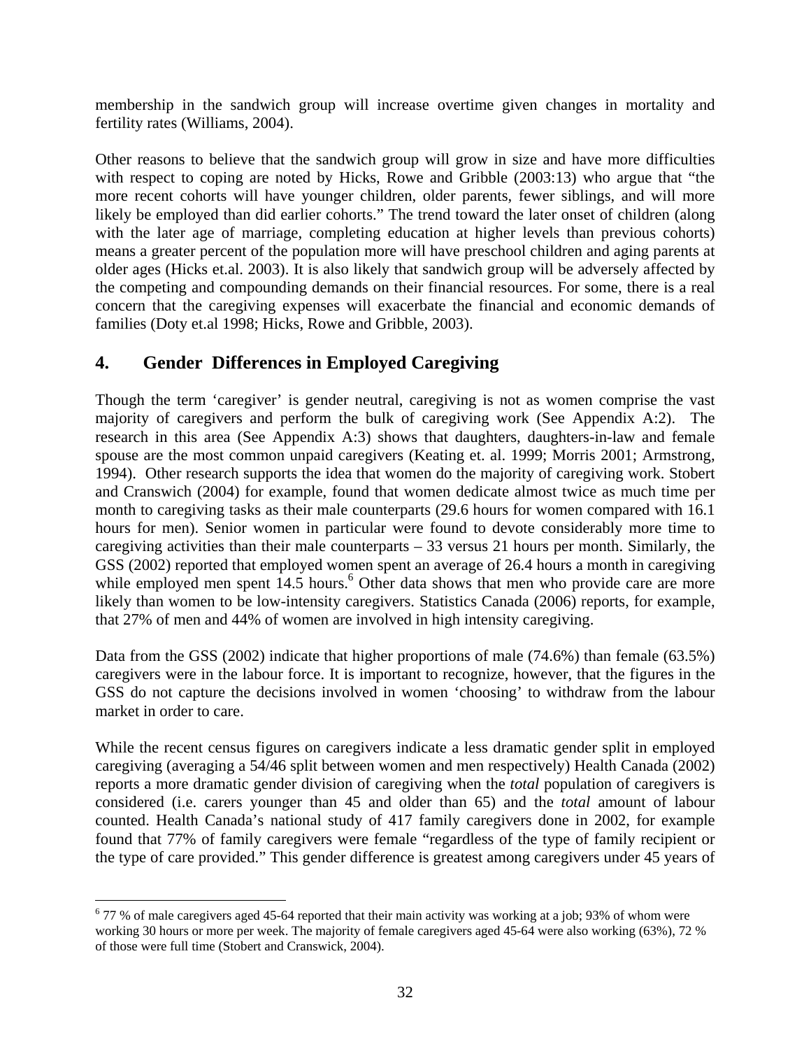membership in the sandwich group will increase overtime given changes in mortality and fertility rates (Williams, 2004).

Other reasons to believe that the sandwich group will grow in size and have more difficulties with respect to coping are noted by Hicks, Rowe and Gribble (2003:13) who argue that "the more recent cohorts will have younger children, older parents, fewer siblings, and will more likely be employed than did earlier cohorts." The trend toward the later onset of children (along with the later age of marriage, completing education at higher levels than previous cohorts) means a greater percent of the population more will have preschool children and aging parents at older ages (Hicks et.al. 2003). It is also likely that sandwich group will be adversely affected by the competing and compounding demands on their financial resources. For some, there is a real concern that the caregiving expenses will exacerbate the financial and economic demands of families (Doty et.al 1998; Hicks, Rowe and Gribble, 2003).

## 4. Gender Differences in Employed Caregiving

Though the term 'caregiver' is gender neutral, caregiving is not as women comprise the vast majority of caregivers and perform the bulk of caregiving work (See Appendix A:2). The research in this area (See Appendix A:3) shows that daughters, daughters-in-law and female spouse are the most common unpaid caregivers (Keating et. al. 1999; Morris 2001; Armstrong, 1994). Other research supports the idea that women do the majority of caregiving work. Stobert and Cranswich (2004) for example, found that women dedicate almost twice as much time per month to caregiving tasks as their male counterparts (29.6 hours for women compared with 16.1 hours for men). Senior women in particular were found to devote considerably more time to caregiving activities than their male counterparts – 33 versus 21 hours per month. Similarly, the GSS (2002) reported that employed women spent an average of 26.4 hours a month in caregiving while employed men spent 14.5 hours.[6] Other data shows that men who provide care are more likely than women to be low-intensity caregivers. Statistics Canada (2006) reports, for example, that 27% of men and 44% of women are involved in high intensity caregiving.

Data from the GSS (2002) indicate that higher proportions of male (74.6%) than female (63.5%) caregivers were in the labour force. It is important to recognize, however, that the figures in the GSS do not capture the decisions involved in women 'choosing' to withdraw from the labour market in order to care.

While the recent census figures on caregivers indicate a less dramatic gender split in employed caregiving (averaging a 54/46 split between women and men respectively) Health Canada (2002) reports a more dramatic gender division of caregiving when the *total* population of caregivers is considered (i.e. carers younger than 45 and older than 65) and the *total* amount of labour counted. Health Canada's national study of 417 family caregivers done in 2002, for example found that 77% of family caregivers were female "regardless of the type of family recipient or the type of care provided." This gender difference is greatest among caregivers under 45 years of

[6] 77 % of male caregivers aged 45-64 reported that their main activity was working at a job; 93% of whom were working 30 hours or more per week. The majority of female caregivers aged 45-64 were also working (63%), 72 % of those were full time (Stobert and Cranswick, 2004).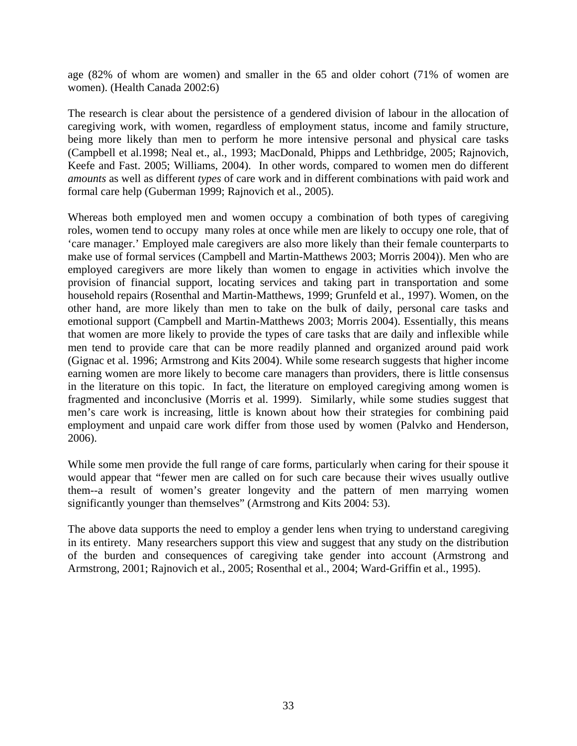age (82% of whom are women) and smaller in the 65 and older cohort (71% of women are women). (Health Canada 2002:6)

The research is clear about the persistence of a gendered division of labour in the allocation of caregiving work, with women, regardless of employment status, income and family structure, being more likely than men to perform he more intensive personal and physical care tasks (Campbell et al.1998; Neal et., al., 1993; MacDonald, Phipps and Lethbridge, 2005; Rajnovich, Keefe and Fast. 2005; Williams, 2004). In other words, compared to women men do different *amounts* as well as different *types* of care work and in different combinations with paid work and formal care help (Guberman 1999; Rajnovich et al., 2005).

Whereas both employed men and women occupy a combination of both types of caregiving roles, women tend to occupy many roles at once while men are likely to occupy one role, that of 'care manager.' Employed male caregivers are also more likely than their female counterparts to make use of formal services (Campbell and Martin-Matthews 2003; Morris 2004)). Men who are employed caregivers are more likely than women to engage in activities which involve the provision of financial support, locating services and taking part in transportation and some household repairs (Rosenthal and Martin-Matthews, 1999; Grunfeld et al., 1997). Women, on the other hand, are more likely than men to take on the bulk of daily, personal care tasks and emotional support (Campbell and Martin-Matthews 2003; Morris 2004). Essentially, this means that women are more likely to provide the types of care tasks that are daily and inflexible while men tend to provide care that can be more readily planned and organized around paid work (Gignac et al. 1996; Armstrong and Kits 2004). While some research suggests that higher income earning women are more likely to become care managers than providers, there is little consensus in the literature on this topic. In fact, the literature on employed caregiving among women is fragmented and inconclusive (Morris et al. 1999). Similarly, while some studies suggest that men's care work is increasing, little is known about how their strategies for combining paid employment and unpaid care work differ from those used by women (Palvko and Henderson, 2006).

While some men provide the full range of care forms, particularly when caring for their spouse it would appear that "fewer men are called on for such care because their wives usually outlive them--a result of women's greater longevity and the pattern of men marrying women significantly younger than themselves" (Armstrong and Kits 2004: 53).

The above data supports the need to employ a gender lens when trying to understand caregiving in its entirety. Many researchers support this view and suggest that any study on the distribution of the burden and consequences of caregiving take gender into account (Armstrong and Armstrong, 2001; Rajnovich et al., 2005; Rosenthal et al., 2004; Ward-Griffin et al., 1995).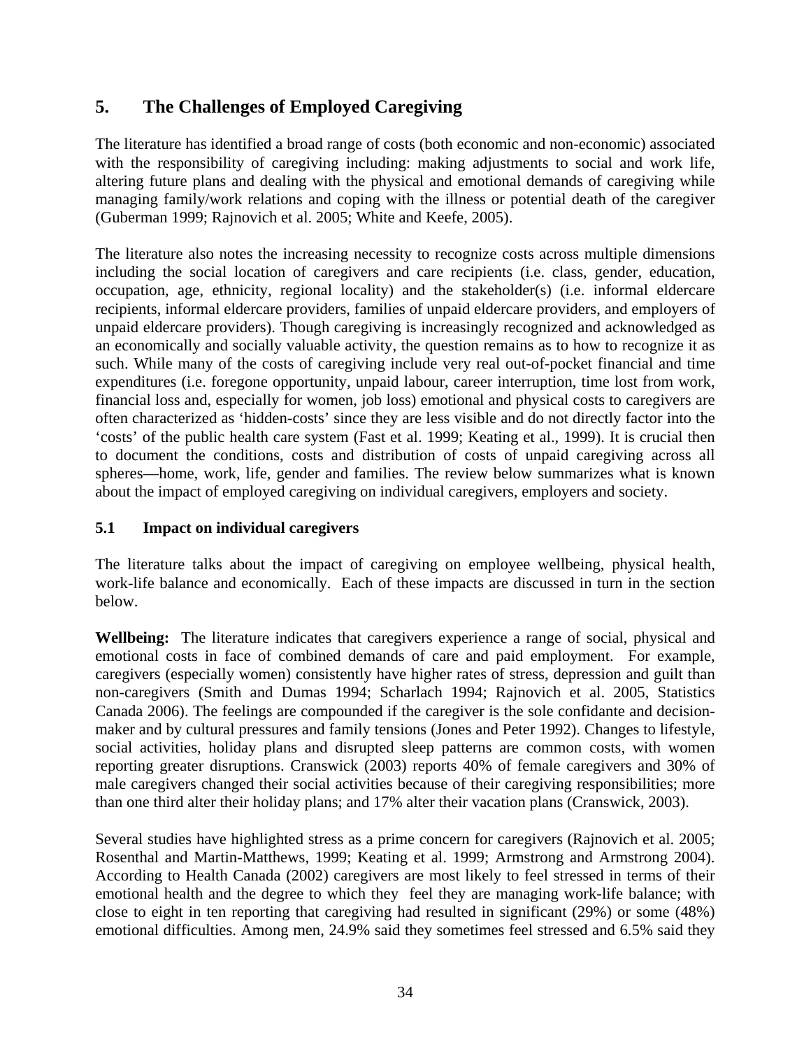# 5. The Challenges of Employed Caregiving

The literature has identified a broad range of costs (both economic and non-economic) associated with the responsibility of caregiving including: making adjustments to social and work life, altering future plans and dealing with the physical and emotional demands of caregiving while managing family/work relations and coping with the illness or potential death of the caregiver (Guberman 1999; Rajnovich et al. 2005; White and Keefe, 2005).

The literature also notes the increasing necessity to recognize costs across multiple dimensions including the social location of caregivers and care recipients (i.e. class, gender, education, occupation, age, ethnicity, regional locality) and the stakeholder(s) (i.e. informal eldercare recipients, informal eldercare providers, families of unpaid eldercare providers, and employers of unpaid eldercare providers). Though caregiving is increasingly recognized and acknowledged as an economically and socially valuable activity, the question remains as to how to recognize it as such. While many of the costs of caregiving include very real out-of-pocket financial and time expenditures (i.e. foregone opportunity, unpaid labour, career interruption, time lost from work, financial loss and, especially for women, job loss) emotional and physical costs to caregivers are often characterized as 'hidden-costs' since they are less visible and do not directly factor into the 'costs' of the public health care system (Fast et al. 1999; Keating et al., 1999). It is crucial then to document the conditions, costs and distribution of costs of unpaid caregiving across all spheres—home, work, life, gender and families. The review below summarizes what is known about the impact of employed caregiving on individual caregivers, employers and society.

## 5.1 Impact on individual caregivers

The literature talks about the impact of caregiving on employee wellbeing, physical health, work-life balance and economically. Each of these impacts are discussed in turn in the section below.

**Wellbeing:** The literature indicates that caregivers experience a range of social, physical and emotional costs in face of combined demands of care and paid employment. For example, caregivers (especially women) consistently have higher rates of stress, depression and guilt than non-caregivers (Smith and Dumas 1994; Scharlach 1994; Rajnovich et al. 2005, Statistics Canada 2006). The feelings are compounded if the caregiver is the sole confidante and decision-maker and by cultural pressures and family tensions (Jones and Peter 1992). Changes to lifestyle, social activities, holiday plans and disrupted sleep patterns are common costs, with women reporting greater disruptions. Cranswick (2003) reports 40% of female caregivers and 30% of male caregivers changed their social activities because of their caregiving responsibilities; more than one third alter their holiday plans; and 17% alter their vacation plans (Cranswick, 2003).

Several studies have highlighted stress as a prime concern for caregivers (Rajnovich et al. 2005; Rosenthal and Martin-Matthews, 1999; Keating et al. 1999; Armstrong and Armstrong 2004). According to Health Canada (2002) caregivers are most likely to feel stressed in terms of their emotional health and the degree to which they feel they are managing work-life balance; with close to eight in ten reporting that caregiving had resulted in significant (29%) or some (48%) emotional difficulties. Among men, 24.9% said they sometimes feel stressed and 6.5% said they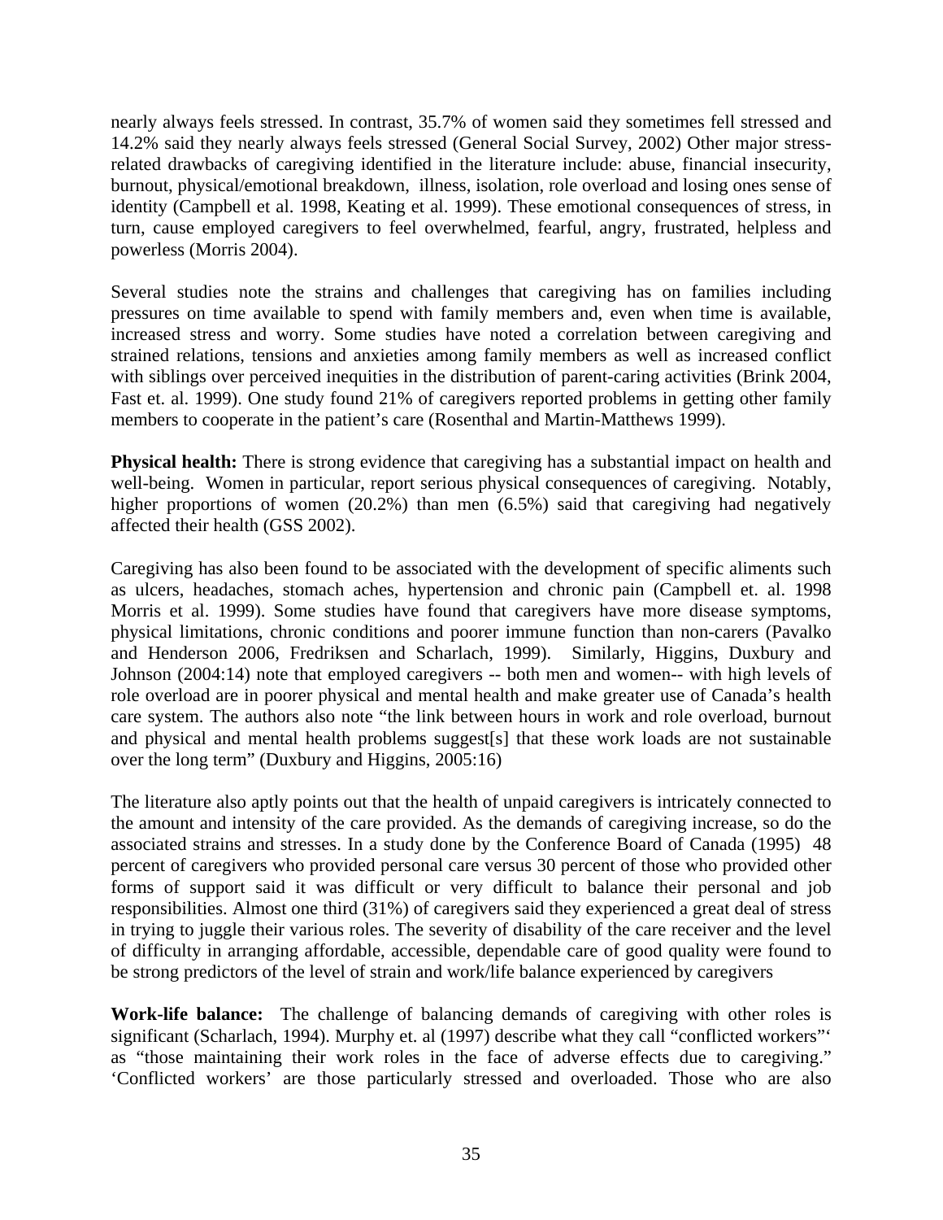nearly always feels stressed. In contrast, 35.7% of women said they sometimes fell stressed and 14.2% said they nearly always feels stressed (General Social Survey, 2002) Other major stress-related drawbacks of caregiving identified in the literature include: abuse, financial insecurity, burnout, physical/emotional breakdown, illness, isolation, role overload and losing ones sense of identity (Campbell et al. 1998, Keating et al. 1999). These emotional consequences of stress, in turn, cause employed caregivers to feel overwhelmed, fearful, angry, frustrated, helpless and powerless (Morris 2004).

Several studies note the strains and challenges that caregiving has on families including pressures on time available to spend with family members and, even when time is available, increased stress and worry. Some studies have noted a correlation between caregiving and strained relations, tensions and anxieties among family members as well as increased conflict with siblings over perceived inequities in the distribution of parent-caring activities (Brink 2004, Fast et. al. 1999). One study found 21% of caregivers reported problems in getting other family members to cooperate in the patient's care (Rosenthal and Martin-Matthews 1999).

**Physical health:** There is strong evidence that caregiving has a substantial impact on health and well-being. Women in particular, report serious physical consequences of caregiving. Notably, higher proportions of women (20.2%) than men (6.5%) said that caregiving had negatively affected their health (GSS 2002).

Caregiving has also been found to be associated with the development of specific aliments such as ulcers, headaches, stomach aches, hypertension and chronic pain (Campbell et. al. 1998 Morris et al. 1999). Some studies have found that caregivers have more disease symptoms, physical limitations, chronic conditions and poorer immune function than non-carers (Pavalko and Henderson 2006, Fredriksen and Scharlach, 1999). Similarly, Higgins, Duxbury and Johnson (2004:14) note that employed caregivers -- both men and women-- with high levels of role overload are in poorer physical and mental health and make greater use of Canada's health care system. The authors also note "the link between hours in work and role overload, burnout and physical and mental health problems suggest[s] that these work loads are not sustainable over the long term" (Duxbury and Higgins, 2005:16)

The literature also aptly points out that the health of unpaid caregivers is intricately connected to the amount and intensity of the care provided. As the demands of caregiving increase, so do the associated strains and stresses. In a study done by the Conference Board of Canada (1995) 48 percent of caregivers who provided personal care versus 30 percent of those who provided other forms of support said it was difficult or very difficult to balance their personal and job responsibilities. Almost one third (31%) of caregivers said they experienced a great deal of stress in trying to juggle their various roles. The severity of disability of the care receiver and the level of difficulty in arranging affordable, accessible, dependable care of good quality were found to be strong predictors of the level of strain and work/life balance experienced by caregivers

**Work-life balance:** The challenge of balancing demands of caregiving with other roles is significant (Scharlach, 1994). Murphy et. al (1997) describe what they call "conflicted workers"' as "those maintaining their work roles in the face of adverse effects due to caregiving." 'Conflicted workers' are those particularly stressed and overloaded. Those who are also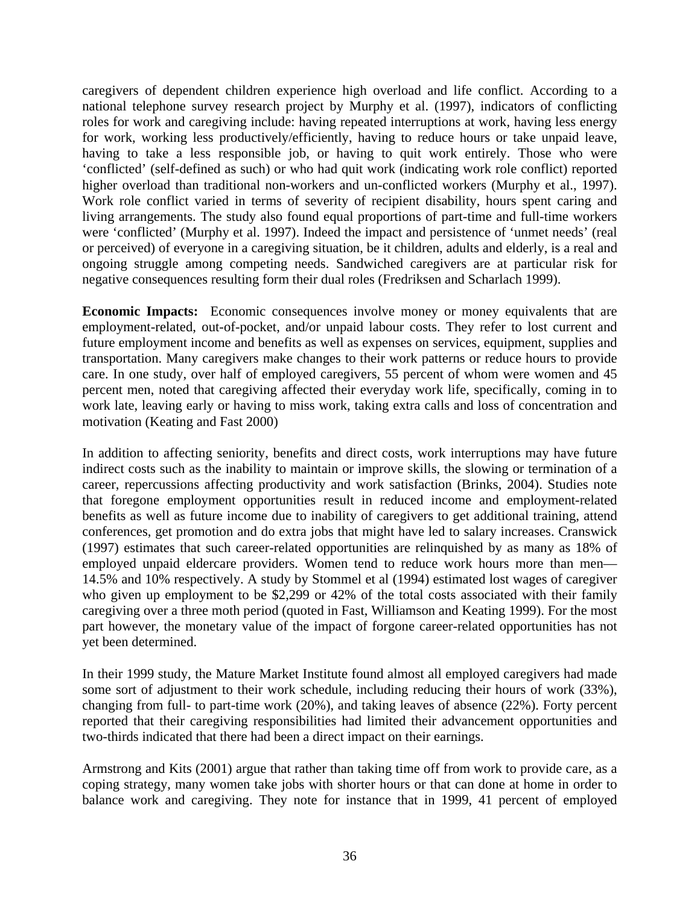caregivers of dependent children experience high overload and life conflict. According to a national telephone survey research project by Murphy et al. (1997), indicators of conflicting roles for work and caregiving include: having repeated interruptions at work, having less energy for work, working less productively/efficiently, having to reduce hours or take unpaid leave, having to take a less responsible job, or having to quit work entirely. Those who were 'conflicted' (self-defined as such) or who had quit work (indicating work role conflict) reported higher overload than traditional non-workers and un-conflicted workers (Murphy et al., 1997). Work role conflict varied in terms of severity of recipient disability, hours spent caring and living arrangements. The study also found equal proportions of part-time and full-time workers were 'conflicted' (Murphy et al. 1997). Indeed the impact and persistence of 'unmet needs' (real or perceived) of everyone in a caregiving situation, be it children, adults and elderly, is a real and ongoing struggle among competing needs. Sandwiched caregivers are at particular risk for negative consequences resulting form their dual roles (Fredriksen and Scharlach 1999).

**Economic Impacts:** Economic consequences involve money or money equivalents that are employment-related, out-of-pocket, and/or unpaid labour costs. They refer to lost current and future employment income and benefits as well as expenses on services, equipment, supplies and transportation. Many caregivers make changes to their work patterns or reduce hours to provide care. In one study, over half of employed caregivers, 55 percent of whom were women and 45 percent men, noted that caregiving affected their everyday work life, specifically, coming in to work late, leaving early or having to miss work, taking extra calls and loss of concentration and motivation (Keating and Fast 2000)

In addition to affecting seniority, benefits and direct costs, work interruptions may have future indirect costs such as the inability to maintain or improve skills, the slowing or termination of a career, repercussions affecting productivity and work satisfaction (Brinks, 2004). Studies note that foregone employment opportunities result in reduced income and employment-related benefits as well as future income due to inability of caregivers to get additional training, attend conferences, get promotion and do extra jobs that might have led to salary increases. Cranswick (1997) estimates that such career-related opportunities are relinquished by as many as 18% of employed unpaid eldercare providers. Women tend to reduce work hours more than men— 14.5% and 10% respectively. A study by Stommel et al (1994) estimated lost wages of caregiver who given up employment to be $2,299 or 42% of the total costs associated with their family caregiving over a three moth period (quoted in Fast, Williamson and Keating 1999). For the most part however, the monetary value of the impact of forgone career-related opportunities has not yet been determined.

In their 1999 study, the Mature Market Institute found almost all employed caregivers had made some sort of adjustment to their work schedule, including reducing their hours of work (33%), changing from full- to part-time work (20%), and taking leaves of absence (22%). Forty percent reported that their caregiving responsibilities had limited their advancement opportunities and two-thirds indicated that there had been a direct impact on their earnings.

Armstrong and Kits (2001) argue that rather than taking time off from work to provide care, as a coping strategy, many women take jobs with shorter hours or that can done at home in order to balance work and caregiving. They note for instance that in 1999, 41 percent of employed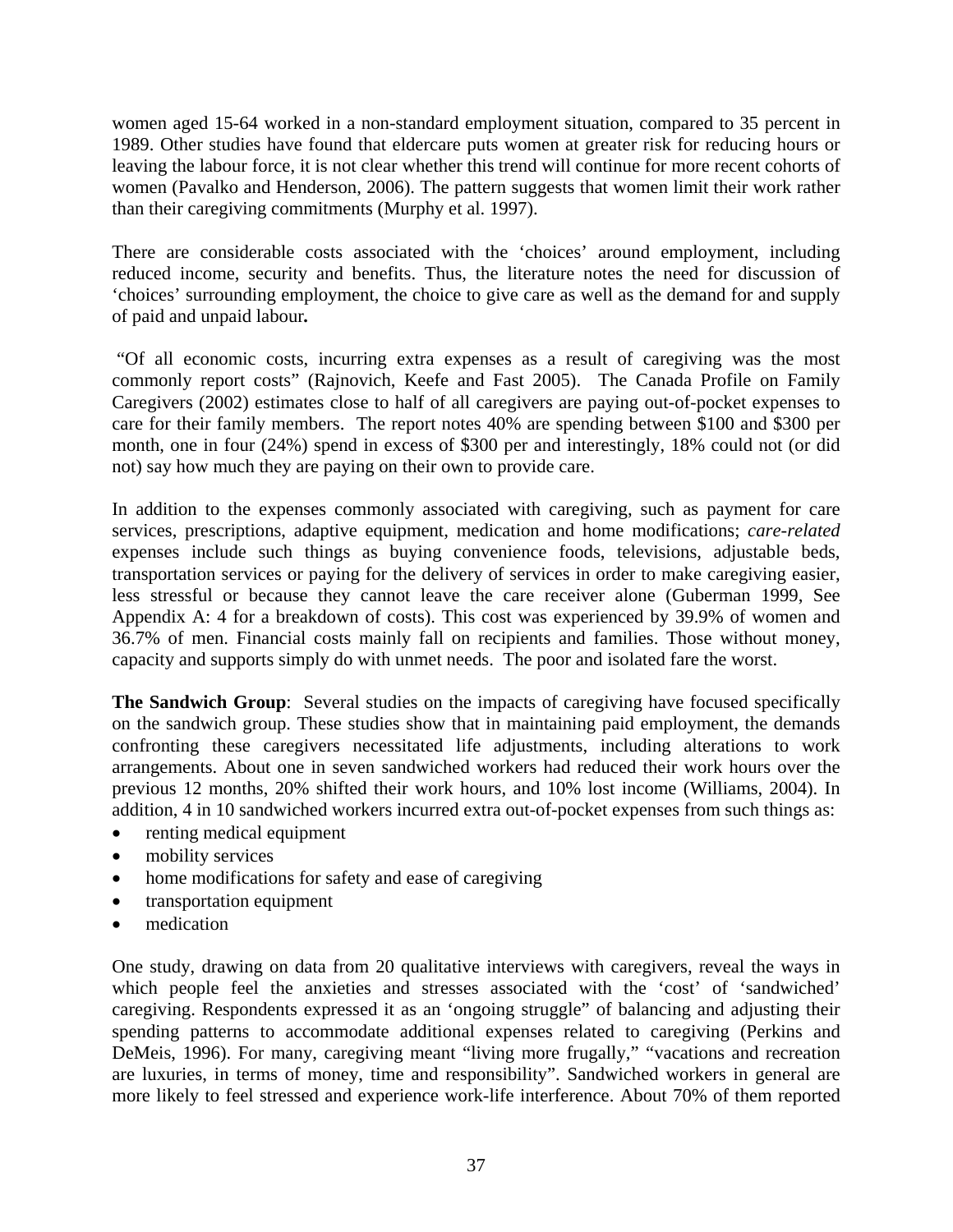women aged 15-64 worked in a non-standard employment situation, compared to 35 percent in 1989. Other studies have found that eldercare puts women at greater risk for reducing hours or leaving the labour force, it is not clear whether this trend will continue for more recent cohorts of women (Pavalko and Henderson, 2006). The pattern suggests that women limit their work rather than their caregiving commitments (Murphy et al. 1997).

There are considerable costs associated with the 'choices' around employment, including reduced income, security and benefits. Thus, the literature notes the need for discussion of 'choices' surrounding employment, the choice to give care as well as the demand for and supply of paid and unpaid labour**.**

"Of all economic costs, incurring extra expenses as a result of caregiving was the most commonly report costs" (Rajnovich, Keefe and Fast 2005). The Canada Profile on Family Caregivers (2002) estimates close to half of all caregivers are paying out-of-pocket expenses to care for their family members. The report notes 40% are spending between $100 and $300 per month, one in four (24%) spend in excess of $300 per and interestingly, 18% could not (or did not) say how much they are paying on their own to provide care.

In addition to the expenses commonly associated with caregiving, such as payment for care services, prescriptions, adaptive equipment, medication and home modifications; *care-related* expenses include such things as buying convenience foods, televisions, adjustable beds, transportation services or paying for the delivery of services in order to make caregiving easier, less stressful or because they cannot leave the care receiver alone (Guberman 1999, See Appendix A: 4 for a breakdown of costs). This cost was experienced by 39.9% of women and 36.7% of men. Financial costs mainly fall on recipients and families. Those without money, capacity and supports simply do with unmet needs. The poor and isolated fare the worst.

**The Sandwich Group**: Several studies on the impacts of caregiving have focused specifically on the sandwich group. These studies show that in maintaining paid employment, the demands confronting these caregivers necessitated life adjustments, including alterations to work arrangements. About one in seven sandwiched workers had reduced their work hours over the previous 12 months, 20% shifted their work hours, and 10% lost income (Williams, 2004). In addition, 4 in 10 sandwiched workers incurred extra out-of-pocket expenses from such things as:

- renting medical equipment
- mobility services
- home modifications for safety and ease of caregiving
- transportation equipment
- medication

One study, drawing on data from 20 qualitative interviews with caregivers, reveal the ways in which people feel the anxieties and stresses associated with the 'cost' of 'sandwiched' caregiving. Respondents expressed it as an 'ongoing struggle" of balancing and adjusting their spending patterns to accommodate additional expenses related to caregiving (Perkins and DeMeis, 1996). For many, caregiving meant "living more frugally," "vacations and recreation are luxuries, in terms of money, time and responsibility". Sandwiched workers in general are more likely to feel stressed and experience work-life interference. About 70% of them reported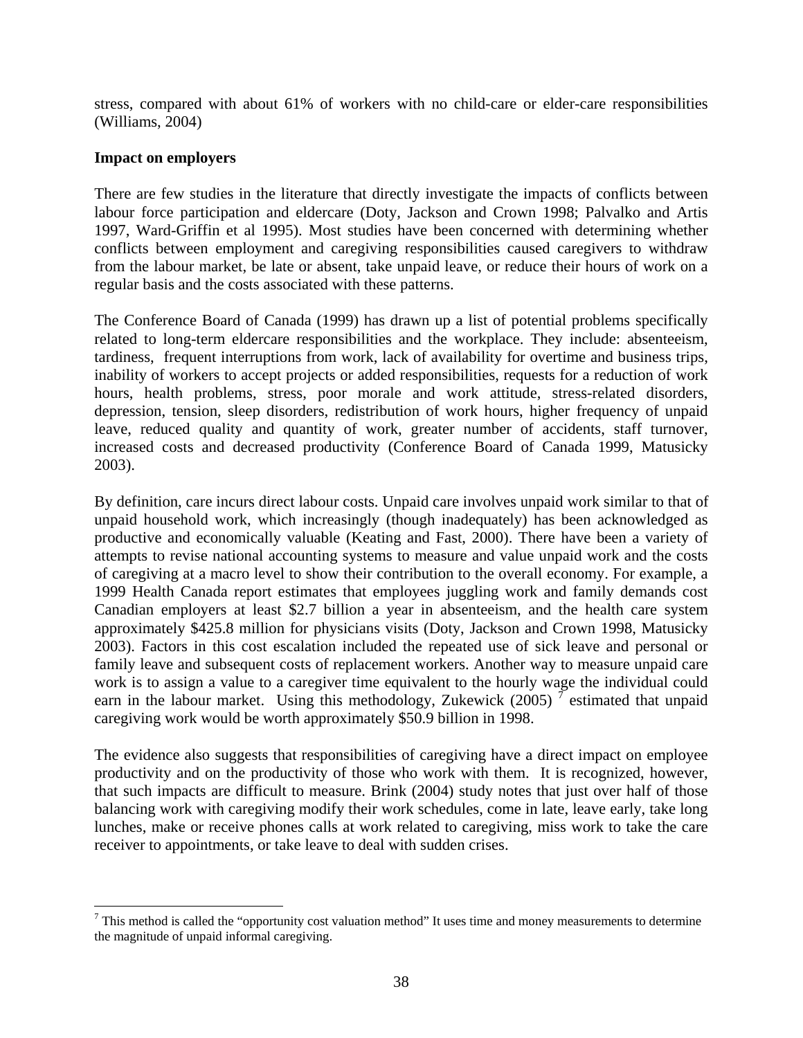stress, compared with about 61% of workers with no child-care or elder-care responsibilities (Williams, 2004)

**Impact on employers**

There are few studies in the literature that directly investigate the impacts of conflicts between labour force participation and eldercare (Doty, Jackson and Crown 1998; Palvalko and Artis 1997, Ward-Griffin et al 1995). Most studies have been concerned with determining whether conflicts between employment and caregiving responsibilities caused caregivers to withdraw from the labour market, be late or absent, take unpaid leave, or reduce their hours of work on a regular basis and the costs associated with these patterns.

The Conference Board of Canada (1999) has drawn up a list of potential problems specifically related to long-term eldercare responsibilities and the workplace. They include: absenteeism, tardiness, frequent interruptions from work, lack of availability for overtime and business trips, inability of workers to accept projects or added responsibilities, requests for a reduction of work hours, health problems, stress, poor morale and work attitude, stress-related disorders, depression, tension, sleep disorders, redistribution of work hours, higher frequency of unpaid leave, reduced quality and quantity of work, greater number of accidents, staff turnover, increased costs and decreased productivity (Conference Board of Canada 1999, Matusicky 2003).

By definition, care incurs direct labour costs. Unpaid care involves unpaid work similar to that of unpaid household work, which increasingly (though inadequately) has been acknowledged as productive and economically valuable (Keating and Fast, 2000). There have been a variety of attempts to revise national accounting systems to measure and value unpaid work and the costs of caregiving at a macro level to show their contribution to the overall economy. For example, a 1999 Health Canada report estimates that employees juggling work and family demands cost Canadian employers at least $2.7 billion a year in absenteeism, and the health care system approximately $425.8 million for physicians visits (Doty, Jackson and Crown 1998, Matusicky 2003). Factors in this cost escalation included the repeated use of sick leave and personal or family leave and subsequent costs of replacement workers. Another way to measure unpaid care work is to assign a value to a caregiver time equivalent to the hourly wage the individual could earn in the labour market. Using this methodology, Zukewick (2005) [7] estimated that unpaid caregiving work would be worth approximately $50.9 billion in 1998.

The evidence also suggests that responsibilities of caregiving have a direct impact on employee productivity and on the productivity of those who work with them. It is recognized, however, that such impacts are difficult to measure. Brink (2004) study notes that just over half of those balancing work with caregiving modify their work schedules, come in late, leave early, take long lunches, make or receive phones calls at work related to caregiving, miss work to take the care receiver to appointments, or take leave to deal with sudden crises.

[7] This method is called the "opportunity cost valuation method" It uses time and money measurements to determine the magnitude of unpaid informal caregiving.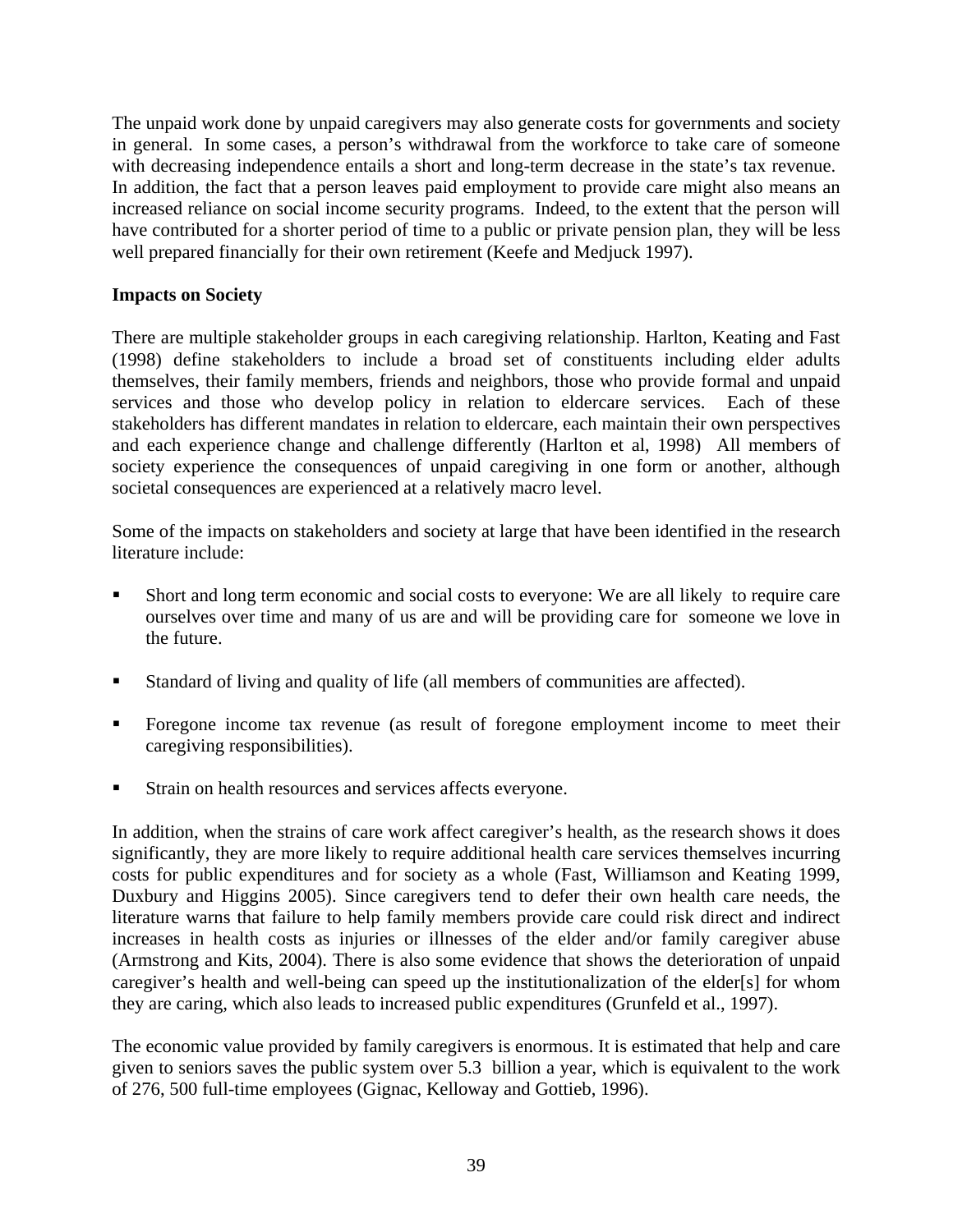The unpaid work done by unpaid caregivers may also generate costs for governments and society in general. In some cases, a person's withdrawal from the workforce to take care of someone with decreasing independence entails a short and long-term decrease in the state's tax revenue. In addition, the fact that a person leaves paid employment to provide care might also means an increased reliance on social income security programs. Indeed, to the extent that the person will have contributed for a shorter period of time to a public or private pension plan, they will be less well prepared financially for their own retirement (Keefe and Medjuck 1997).

**Impacts on Society**

There are multiple stakeholder groups in each caregiving relationship. Harlton, Keating and Fast (1998) define stakeholders to include a broad set of constituents including elder adults themselves, their family members, friends and neighbors, those who provide formal and unpaid services and those who develop policy in relation to eldercare services. Each of these stakeholders has different mandates in relation to eldercare, each maintain their own perspectives and each experience change and challenge differently (Harlton et al, 1998) All members of society experience the consequences of unpaid caregiving in one form or another, although societal consequences are experienced at a relatively macro level.

Some of the impacts on stakeholders and society at large that have been identified in the research literature include:

- Short and long term economic and social costs to everyone: We are all likely to require care ourselves over time and many of us are and will be providing care for someone we love in the future.
- Standard of living and quality of life (all members of communities are affected).
- Foregone income tax revenue (as result of foregone employment income to meet their caregiving responsibilities).
- Strain on health resources and services affects everyone.

In addition, when the strains of care work affect caregiver's health, as the research shows it does significantly, they are more likely to require additional health care services themselves incurring costs for public expenditures and for society as a whole (Fast, Williamson and Keating 1999, Duxbury and Higgins 2005). Since caregivers tend to defer their own health care needs, the literature warns that failure to help family members provide care could risk direct and indirect increases in health costs as injuries or illnesses of the elder and/or family caregiver abuse (Armstrong and Kits, 2004). There is also some evidence that shows the deterioration of unpaid caregiver's health and well-being can speed up the institutionalization of the elder[s] for whom they are caring, which also leads to increased public expenditures (Grunfeld et al., 1997).

The economic value provided by family caregivers is enormous. It is estimated that help and care given to seniors saves the public system over 5.3 billion a year, which is equivalent to the work of 276, 500 full-time employees (Gignac, Kelloway and Gottieb, 1996).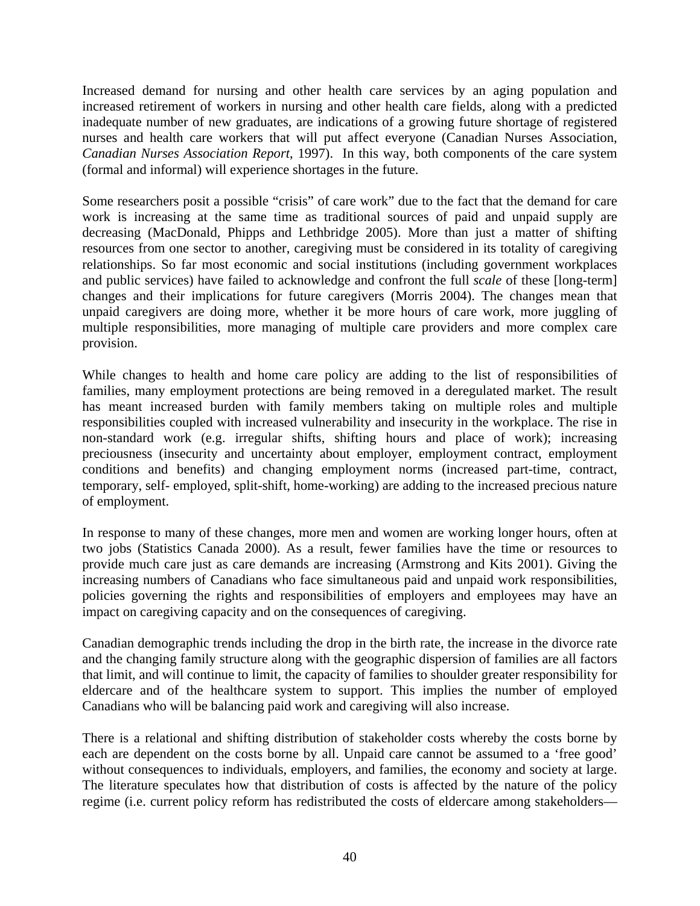Increased demand for nursing and other health care services by an aging population and increased retirement of workers in nursing and other health care fields, along with a predicted inadequate number of new graduates, are indications of a growing future shortage of registered nurses and health care workers that will put affect everyone (Canadian Nurses Association, *Canadian Nurses Association Report*, 1997). In this way, both components of the care system (formal and informal) will experience shortages in the future.

Some researchers posit a possible "crisis" of care work" due to the fact that the demand for care work is increasing at the same time as traditional sources of paid and unpaid supply are decreasing (MacDonald, Phipps and Lethbridge 2005). More than just a matter of shifting resources from one sector to another, caregiving must be considered in its totality of caregiving relationships. So far most economic and social institutions (including government workplaces and public services) have failed to acknowledge and confront the full *scale* of these [long-term] changes and their implications for future caregivers (Morris 2004). The changes mean that unpaid caregivers are doing more, whether it be more hours of care work, more juggling of multiple responsibilities, more managing of multiple care providers and more complex care provision.

While changes to health and home care policy are adding to the list of responsibilities of families, many employment protections are being removed in a deregulated market. The result has meant increased burden with family members taking on multiple roles and multiple responsibilities coupled with increased vulnerability and insecurity in the workplace. The rise in non-standard work (e.g. irregular shifts, shifting hours and place of work); increasing preciousness (insecurity and uncertainty about employer, employment contract, employment conditions and benefits) and changing employment norms (increased part-time, contract, temporary, self- employed, split-shift, home-working) are adding to the increased precious nature of employment.

In response to many of these changes, more men and women are working longer hours, often at two jobs (Statistics Canada 2000). As a result, fewer families have the time or resources to provide much care just as care demands are increasing (Armstrong and Kits 2001). Giving the increasing numbers of Canadians who face simultaneous paid and unpaid work responsibilities, policies governing the rights and responsibilities of employers and employees may have an impact on caregiving capacity and on the consequences of caregiving.

Canadian demographic trends including the drop in the birth rate, the increase in the divorce rate and the changing family structure along with the geographic dispersion of families are all factors that limit, and will continue to limit, the capacity of families to shoulder greater responsibility for eldercare and of the healthcare system to support. This implies the number of employed Canadians who will be balancing paid work and caregiving will also increase.

There is a relational and shifting distribution of stakeholder costs whereby the costs borne by each are dependent on the costs borne by all. Unpaid care cannot be assumed to a 'free good' without consequences to individuals, employers, and families, the economy and society at large. The literature speculates how that distribution of costs is affected by the nature of the policy regime (i.e. current policy reform has redistributed the costs of eldercare among stakeholders—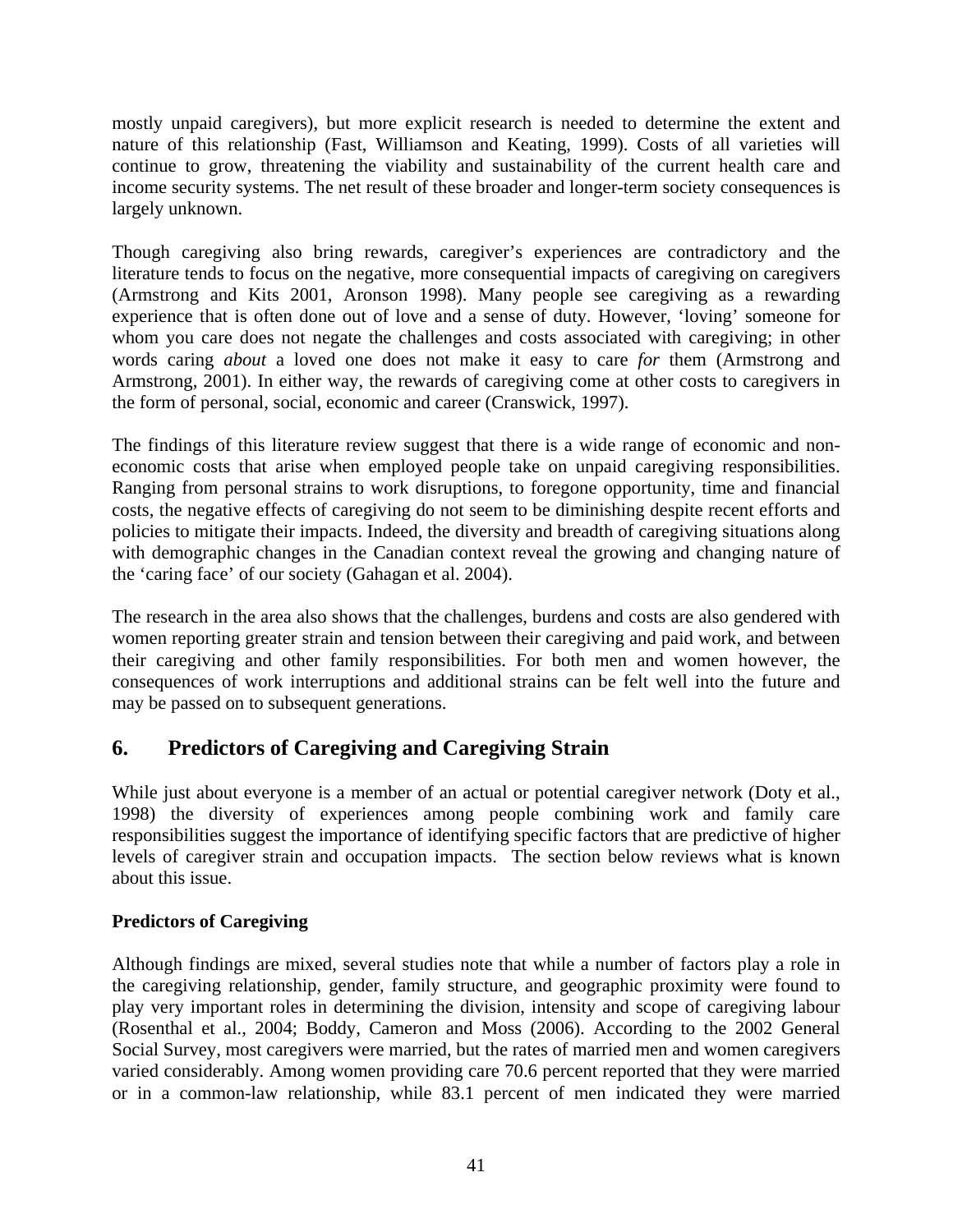mostly unpaid caregivers), but more explicit research is needed to determine the extent and nature of this relationship (Fast, Williamson and Keating, 1999). Costs of all varieties will continue to grow, threatening the viability and sustainability of the current health care and income security systems. The net result of these broader and longer-term society consequences is largely unknown.

Though caregiving also bring rewards, caregiver's experiences are contradictory and the literature tends to focus on the negative, more consequential impacts of caregiving on caregivers (Armstrong and Kits 2001, Aronson 1998). Many people see caregiving as a rewarding experience that is often done out of love and a sense of duty. However, 'loving' someone for whom you care does not negate the challenges and costs associated with caregiving; in other words caring *about* a loved one does not make it easy to care *for* them (Armstrong and Armstrong, 2001). In either way, the rewards of caregiving come at other costs to caregivers in the form of personal, social, economic and career (Cranswick, 1997).

The findings of this literature review suggest that there is a wide range of economic and non-economic costs that arise when employed people take on unpaid caregiving responsibilities. Ranging from personal strains to work disruptions, to foregone opportunity, time and financial costs, the negative effects of caregiving do not seem to be diminishing despite recent efforts and policies to mitigate their impacts. Indeed, the diversity and breadth of caregiving situations along with demographic changes in the Canadian context reveal the growing and changing nature of the 'caring face' of our society (Gahagan et al. 2004).

The research in the area also shows that the challenges, burdens and costs are also gendered with women reporting greater strain and tension between their caregiving and paid work, and between their caregiving and other family responsibilities. For both men and women however, the consequences of work interruptions and additional strains can be felt well into the future and may be passed on to subsequent generations.

## 6. Predictors of Caregiving and Caregiving Strain

While just about everyone is a member of an actual or potential caregiver network (Doty et al., 1998) the diversity of experiences among people combining work and family care responsibilities suggest the importance of identifying specific factors that are predictive of higher levels of caregiver strain and occupation impacts. The section below reviews what is known about this issue.

**Predictors of Caregiving**

Although findings are mixed, several studies note that while a number of factors play a role in the caregiving relationship, gender, family structure, and geographic proximity were found to play very important roles in determining the division, intensity and scope of caregiving labour (Rosenthal et al., 2004; Boddy, Cameron and Moss (2006). According to the 2002 General Social Survey, most caregivers were married, but the rates of married men and women caregivers varied considerably. Among women providing care 70.6 percent reported that they were married or in a common-law relationship, while 83.1 percent of men indicated they were married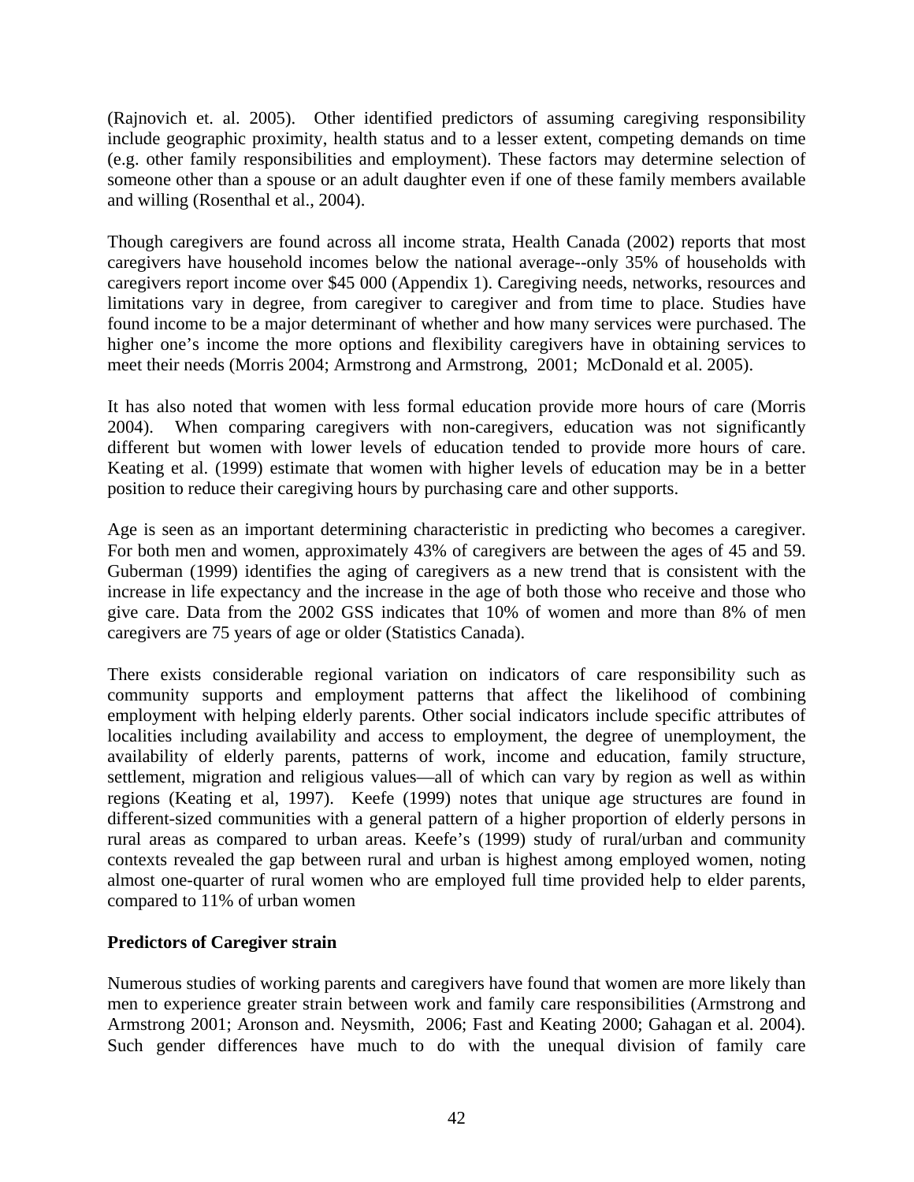(Rajnovich et. al. 2005). Other identified predictors of assuming caregiving responsibility include geographic proximity, health status and to a lesser extent, competing demands on time (e.g. other family responsibilities and employment). These factors may determine selection of someone other than a spouse or an adult daughter even if one of these family members available and willing (Rosenthal et al., 2004).

Though caregivers are found across all income strata, Health Canada (2002) reports that most caregivers have household incomes below the national average--only 35% of households with caregivers report income over $45 000 (Appendix 1). Caregiving needs, networks, resources and limitations vary in degree, from caregiver to caregiver and from time to place. Studies have found income to be a major determinant of whether and how many services were purchased. The higher one's income the more options and flexibility caregivers have in obtaining services to meet their needs (Morris 2004; Armstrong and Armstrong, 2001; McDonald et al. 2005).

It has also noted that women with less formal education provide more hours of care (Morris 2004). When comparing caregivers with non-caregivers, education was not significantly different but women with lower levels of education tended to provide more hours of care. Keating et al. (1999) estimate that women with higher levels of education may be in a better position to reduce their caregiving hours by purchasing care and other supports.

Age is seen as an important determining characteristic in predicting who becomes a caregiver. For both men and women, approximately 43% of caregivers are between the ages of 45 and 59. Guberman (1999) identifies the aging of caregivers as a new trend that is consistent with the increase in life expectancy and the increase in the age of both those who receive and those who give care. Data from the 2002 GSS indicates that 10% of women and more than 8% of men caregivers are 75 years of age or older (Statistics Canada).

There exists considerable regional variation on indicators of care responsibility such as community supports and employment patterns that affect the likelihood of combining employment with helping elderly parents. Other social indicators include specific attributes of localities including availability and access to employment, the degree of unemployment, the availability of elderly parents, patterns of work, income and education, family structure, settlement, migration and religious values—all of which can vary by region as well as within regions (Keating et al, 1997). Keefe (1999) notes that unique age structures are found in different-sized communities with a general pattern of a higher proportion of elderly persons in rural areas as compared to urban areas. Keefe's (1999) study of rural/urban and community contexts revealed the gap between rural and urban is highest among employed women, noting almost one-quarter of rural women who are employed full time provided help to elder parents, compared to 11% of urban women

**Predictors of Caregiver strain**

Numerous studies of working parents and caregivers have found that women are more likely than men to experience greater strain between work and family care responsibilities (Armstrong and Armstrong 2001; Aronson and. Neysmith, 2006; Fast and Keating 2000; Gahagan et al. 2004). Such gender differences have much to do with the unequal division of family care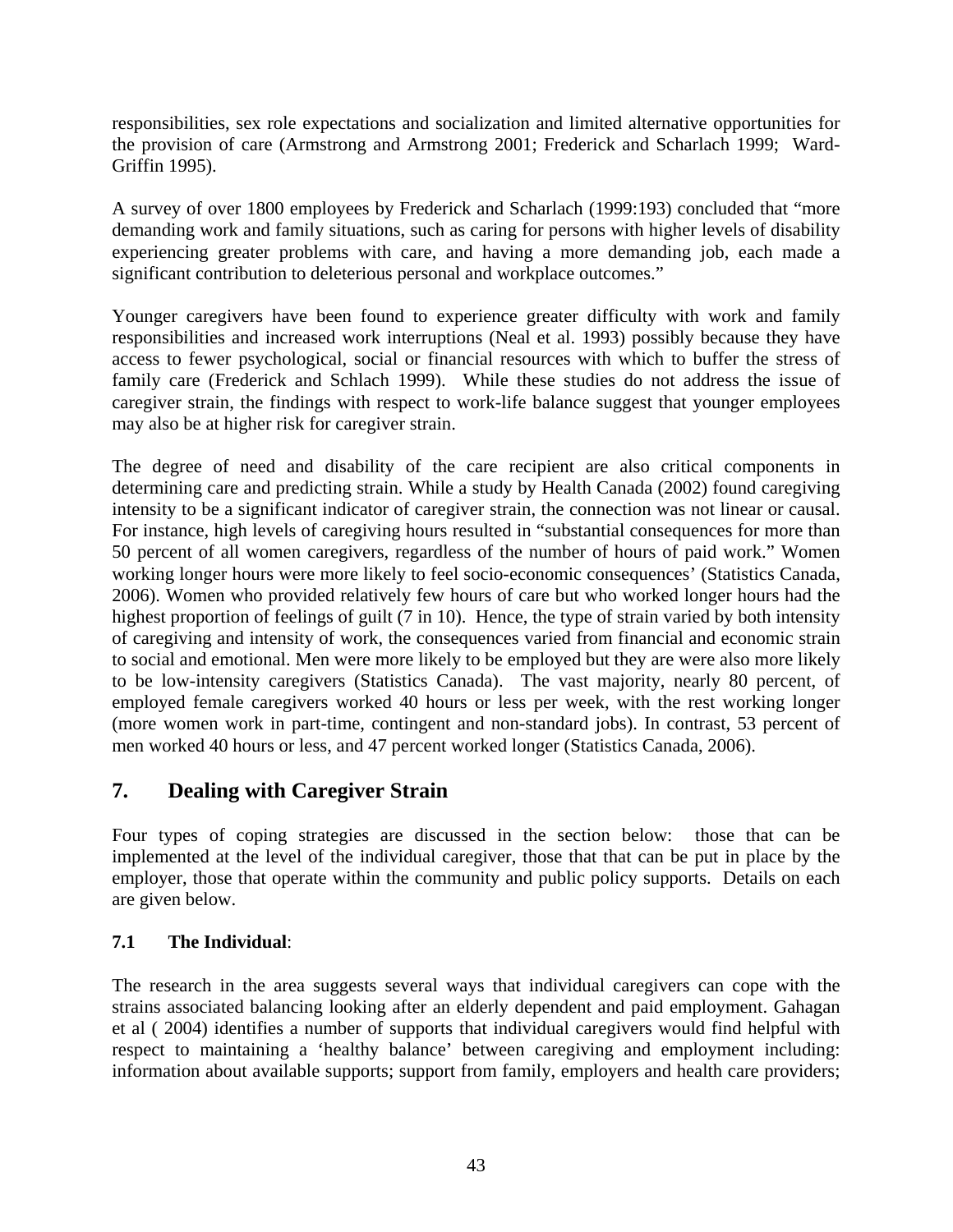responsibilities, sex role expectations and socialization and limited alternative opportunities for the provision of care (Armstrong and Armstrong 2001; Frederick and Scharlach 1999; Ward-Griffin 1995).

A survey of over 1800 employees by Frederick and Scharlach (1999:193) concluded that "more demanding work and family situations, such as caring for persons with higher levels of disability experiencing greater problems with care, and having a more demanding job, each made a significant contribution to deleterious personal and workplace outcomes."

Younger caregivers have been found to experience greater difficulty with work and family responsibilities and increased work interruptions (Neal et al. 1993) possibly because they have access to fewer psychological, social or financial resources with which to buffer the stress of family care (Frederick and Schlach 1999). While these studies do not address the issue of caregiver strain, the findings with respect to work-life balance suggest that younger employees may also be at higher risk for caregiver strain.

The degree of need and disability of the care recipient are also critical components in determining care and predicting strain. While a study by Health Canada (2002) found caregiving intensity to be a significant indicator of caregiver strain, the connection was not linear or causal. For instance, high levels of caregiving hours resulted in "substantial consequences for more than 50 percent of all women caregivers, regardless of the number of hours of paid work." Women working longer hours were more likely to feel socio-economic consequences' (Statistics Canada, 2006). Women who provided relatively few hours of care but who worked longer hours had the highest proportion of feelings of guilt (7 in 10). Hence, the type of strain varied by both intensity of caregiving and intensity of work, the consequences varied from financial and economic strain to social and emotional. Men were more likely to be employed but they are were also more likely to be low-intensity caregivers (Statistics Canada). The vast majority, nearly 80 percent, of employed female caregivers worked 40 hours or less per week, with the rest working longer (more women work in part-time, contingent and non-standard jobs). In contrast, 53 percent of men worked 40 hours or less, and 47 percent worked longer (Statistics Canada, 2006).

## 7. Dealing with Caregiver Strain

Four types of coping strategies are discussed in the section below: those that can be implemented at the level of the individual caregiver, those that that can be put in place by the employer, those that operate within the community and public policy supports. Details on each are given below.

### 7.1 The Individual:

The research in the area suggests several ways that individual caregivers can cope with the strains associated balancing looking after an elderly dependent and paid employment. Gahagan et al ( 2004) identifies a number of supports that individual caregivers would find helpful with respect to maintaining a 'healthy balance' between caregiving and employment including: information about available supports; support from family, employers and health care providers;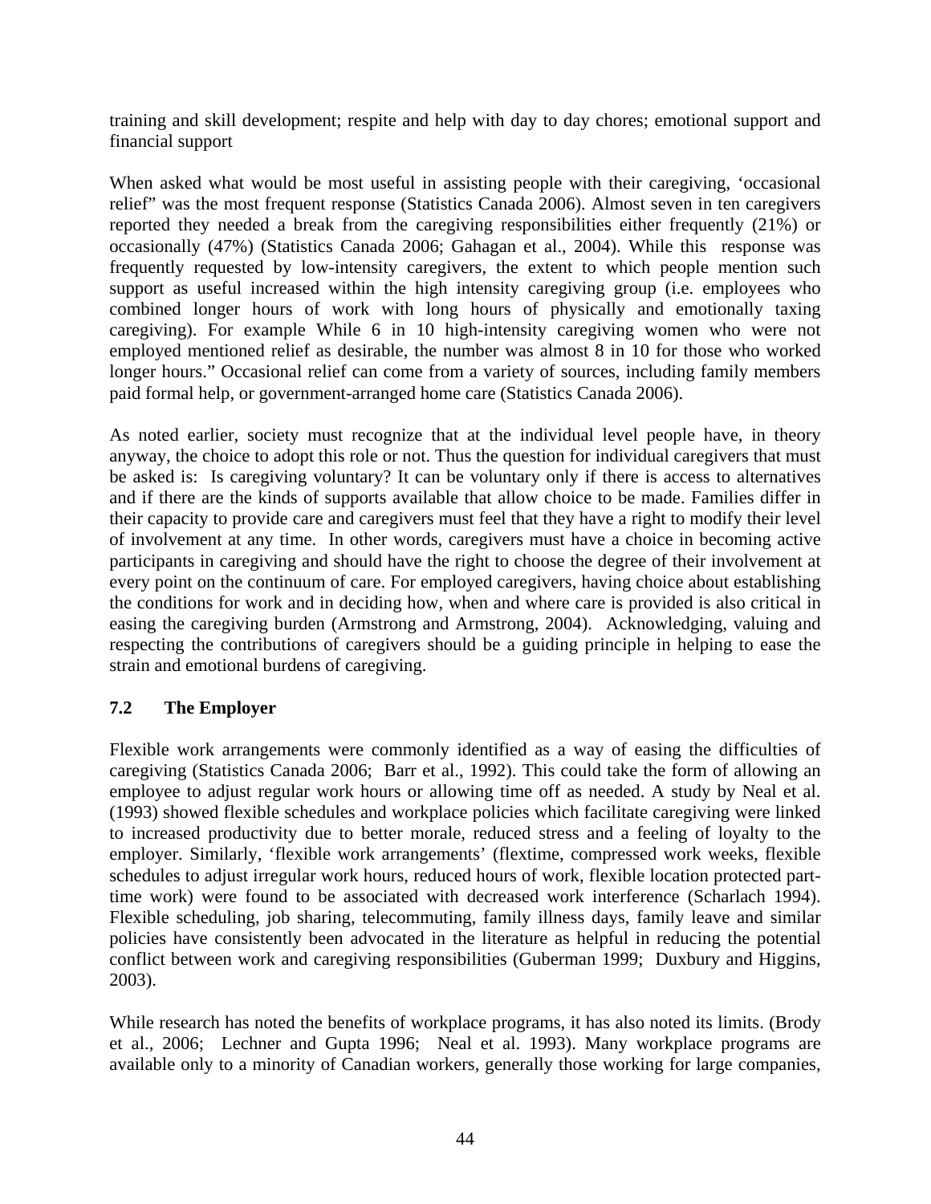training and skill development; respite and help with day to day chores; emotional support and financial support

When asked what would be most useful in assisting people with their caregiving, 'occasional relief" was the most frequent response (Statistics Canada 2006). Almost seven in ten caregivers reported they needed a break from the caregiving responsibilities either frequently (21%) or occasionally (47%) (Statistics Canada 2006; Gahagan et al., 2004). While this response was frequently requested by low-intensity caregivers, the extent to which people mention such support as useful increased within the high intensity caregiving group (i.e. employees who combined longer hours of work with long hours of physically and emotionally taxing caregiving). For example While 6 in 10 high-intensity caregiving women who were not employed mentioned relief as desirable, the number was almost 8 in 10 for those who worked longer hours." Occasional relief can come from a variety of sources, including family members paid formal help, or government-arranged home care (Statistics Canada 2006).

As noted earlier, society must recognize that at the individual level people have, in theory anyway, the choice to adopt this role or not. Thus the question for individual caregivers that must be asked is: Is caregiving voluntary? It can be voluntary only if there is access to alternatives and if there are the kinds of supports available that allow choice to be made. Families differ in their capacity to provide care and caregivers must feel that they have a right to modify their level of involvement at any time. In other words, caregivers must have a choice in becoming active participants in caregiving and should have the right to choose the degree of their involvement at every point on the continuum of care. For employed caregivers, having choice about establishing the conditions for work and in deciding how, when and where care is provided is also critical in easing the caregiving burden (Armstrong and Armstrong, 2004). Acknowledging, valuing and respecting the contributions of caregivers should be a guiding principle in helping to ease the strain and emotional burdens of caregiving.

### 7.2 The Employer

Flexible work arrangements were commonly identified as a way of easing the difficulties of caregiving (Statistics Canada 2006; Barr et al., 1992). This could take the form of allowing an employee to adjust regular work hours or allowing time off as needed. A study by Neal et al. (1993) showed flexible schedules and workplace policies which facilitate caregiving were linked to increased productivity due to better morale, reduced stress and a feeling of loyalty to the employer. Similarly, 'flexible work arrangements' (flextime, compressed work weeks, flexible schedules to adjust irregular work hours, reduced hours of work, flexible location protected part-time work) were found to be associated with decreased work interference (Scharlach 1994). Flexible scheduling, job sharing, telecommuting, family illness days, family leave and similar policies have consistently been advocated in the literature as helpful in reducing the potential conflict between work and caregiving responsibilities (Guberman 1999; Duxbury and Higgins, 2003).

While research has noted the benefits of workplace programs, it has also noted its limits. (Brody et al., 2006; Lechner and Gupta 1996; Neal et al. 1993). Many workplace programs are available only to a minority of Canadian workers, generally those working for large companies,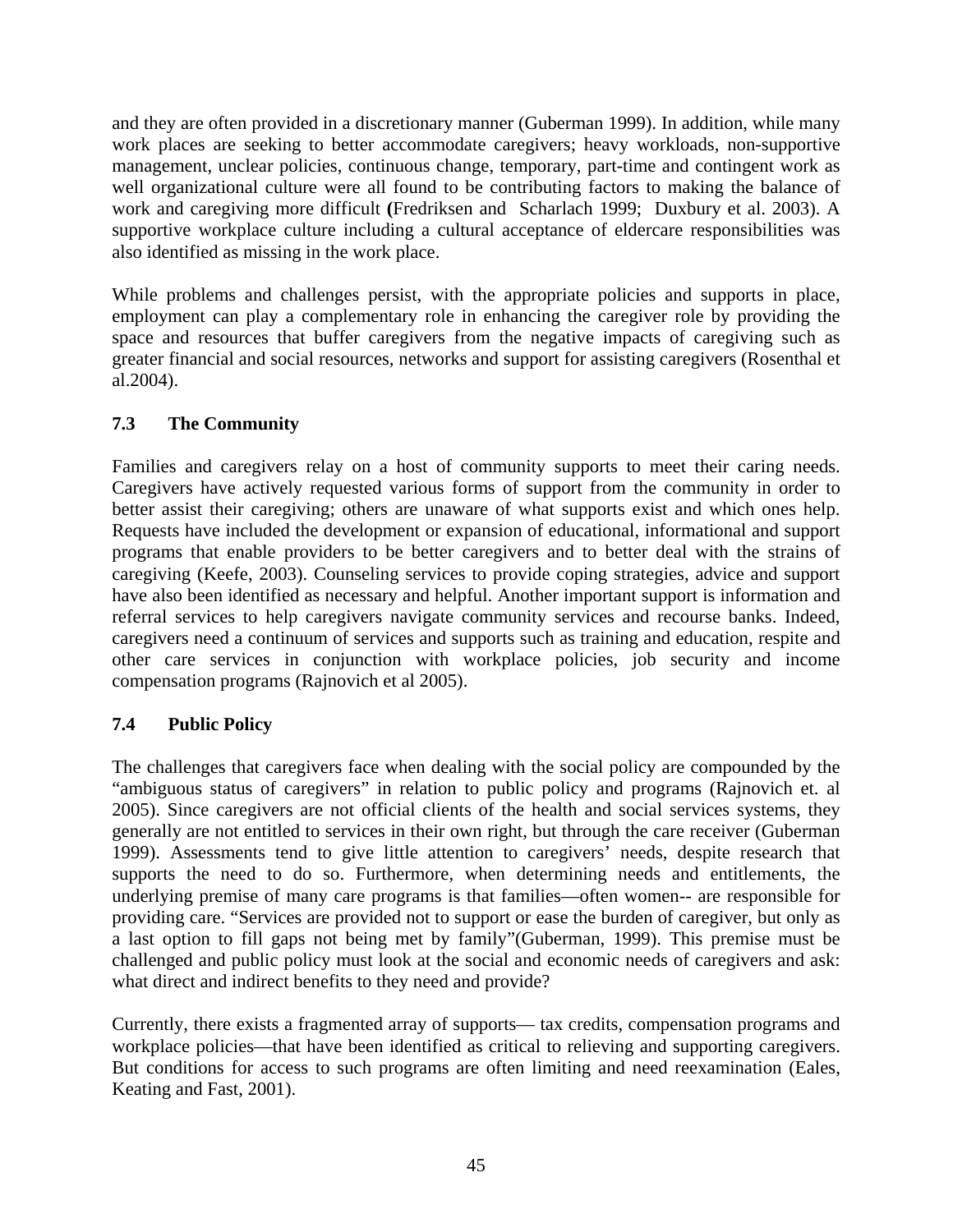and they are often provided in a discretionary manner (Guberman 1999). In addition, while many work places are seeking to better accommodate caregivers; heavy workloads, non-supportive management, unclear policies, continuous change, temporary, part-time and contingent work as well organizational culture were all found to be contributing factors to making the balance of work and caregiving more difficult (Fredriksen and Scharlach 1999; Duxbury et al. 2003). A supportive workplace culture including a cultural acceptance of eldercare responsibilities was also identified as missing in the work place.

While problems and challenges persist, with the appropriate policies and supports in place, employment can play a complementary role in enhancing the caregiver role by providing the space and resources that buffer caregivers from the negative impacts of caregiving such as greater financial and social resources, networks and support for assisting caregivers (Rosenthal et al.2004).

### 7.3 The Community

Families and caregivers relay on a host of community supports to meet their caring needs. Caregivers have actively requested various forms of support from the community in order to better assist their caregiving; others are unaware of what supports exist and which ones help. Requests have included the development or expansion of educational, informational and support programs that enable providers to be better caregivers and to better deal with the strains of caregiving (Keefe, 2003). Counseling services to provide coping strategies, advice and support have also been identified as necessary and helpful. Another important support is information and referral services to help caregivers navigate community services and recourse banks. Indeed, caregivers need a continuum of services and supports such as training and education, respite and other care services in conjunction with workplace policies, job security and income compensation programs (Rajnovich et al 2005).

### 7.4 Public Policy

The challenges that caregivers face when dealing with the social policy are compounded by the "ambiguous status of caregivers" in relation to public policy and programs (Rajnovich et. al 2005). Since caregivers are not official clients of the health and social services systems, they generally are not entitled to services in their own right, but through the care receiver (Guberman 1999). Assessments tend to give little attention to caregivers' needs, despite research that supports the need to do so. Furthermore, when determining needs and entitlements, the underlying premise of many care programs is that families—often women-- are responsible for providing care. "Services are provided not to support or ease the burden of caregiver, but only as a last option to fill gaps not being met by family"(Guberman, 1999). This premise must be challenged and public policy must look at the social and economic needs of caregivers and ask: what direct and indirect benefits to they need and provide?

Currently, there exists a fragmented array of supports— tax credits, compensation programs and workplace policies—that have been identified as critical to relieving and supporting caregivers. But conditions for access to such programs are often limiting and need reexamination (Eales, Keating and Fast, 2001).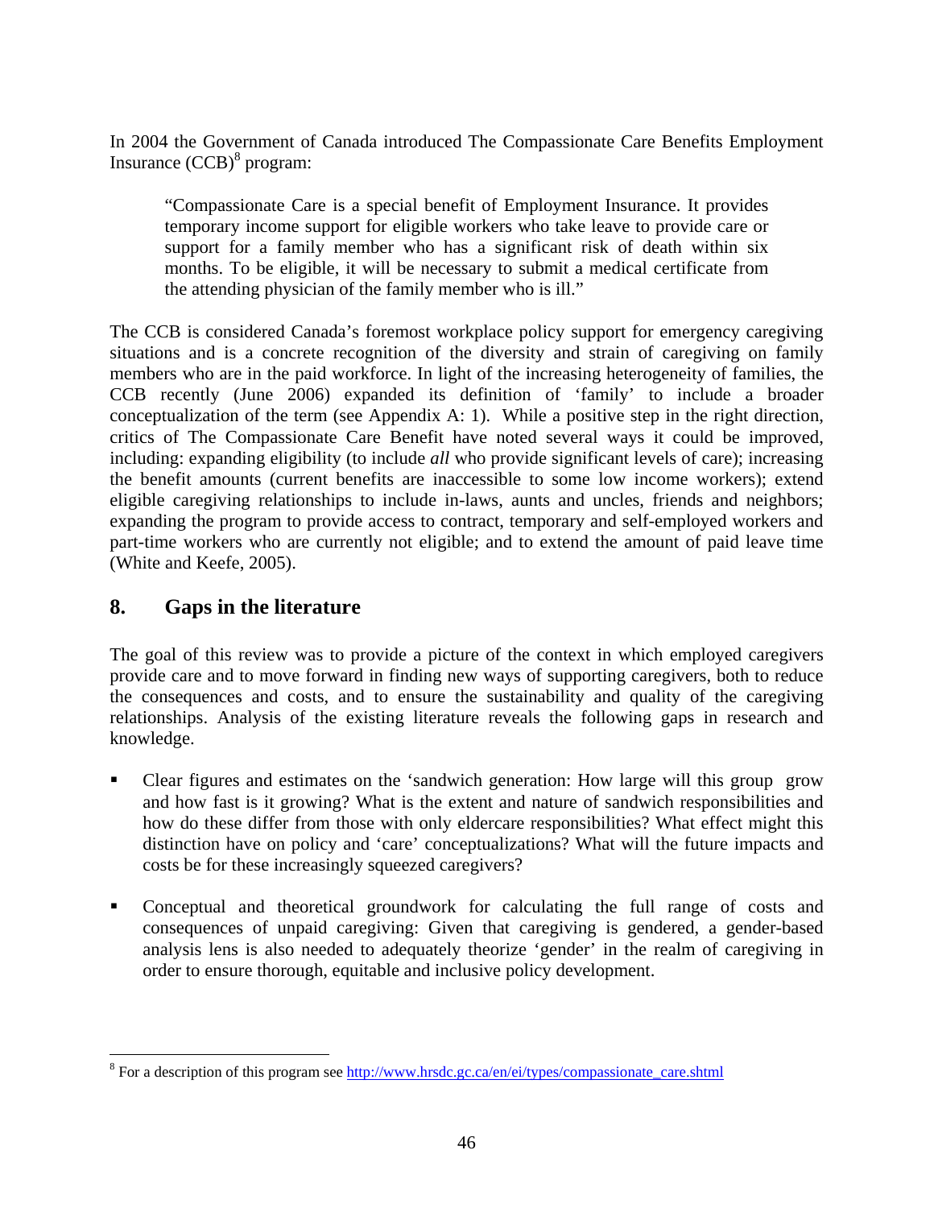In 2004 the Government of Canada introduced The Compassionate Care Benefits Employment Insurance (CCB)[8] program:

> "Compassionate Care is a special benefit of Employment Insurance. It provides temporary income support for eligible workers who take leave to provide care or support for a family member who has a significant risk of death within six months. To be eligible, it will be necessary to submit a medical certificate from the attending physician of the family member who is ill."

The CCB is considered Canada's foremost workplace policy support for emergency caregiving situations and is a concrete recognition of the diversity and strain of caregiving on family members who are in the paid workforce. In light of the increasing heterogeneity of families, the CCB recently (June 2006) expanded its definition of 'family' to include a broader conceptualization of the term (see Appendix A: 1). While a positive step in the right direction, critics of The Compassionate Care Benefit have noted several ways it could be improved, including: expanding eligibility (to include *all* who provide significant levels of care); increasing the benefit amounts (current benefits are inaccessible to some low income workers); extend eligible caregiving relationships to include in-laws, aunts and uncles, friends and neighbors; expanding the program to provide access to contract, temporary and self-employed workers and part-time workers who are currently not eligible; and to extend the amount of paid leave time (White and Keefe, 2005).

## 8. Gaps in the literature

The goal of this review was to provide a picture of the context in which employed caregivers provide care and to move forward in finding new ways of supporting caregivers, both to reduce the consequences and costs, and to ensure the sustainability and quality of the caregiving relationships. Analysis of the existing literature reveals the following gaps in research and knowledge.

- Clear figures and estimates on the 'sandwich generation: How large will this group grow and how fast is it growing? What is the extent and nature of sandwich responsibilities and how do these differ from those with only eldercare responsibilities? What effect might this distinction have on policy and 'care' conceptualizations? What will the future impacts and costs be for these increasingly squeezed caregivers?

- Conceptual and theoretical groundwork for calculating the full range of costs and consequences of unpaid caregiving: Given that caregiving is gendered, a gender-based analysis lens is also needed to adequately theorize 'gender' in the realm of caregiving in order to ensure thorough, equitable and inclusive policy development.

---

[8] For a description of this program see http://www.hrsdc.gc.ca/en/ei/types/compassionate_care.shtml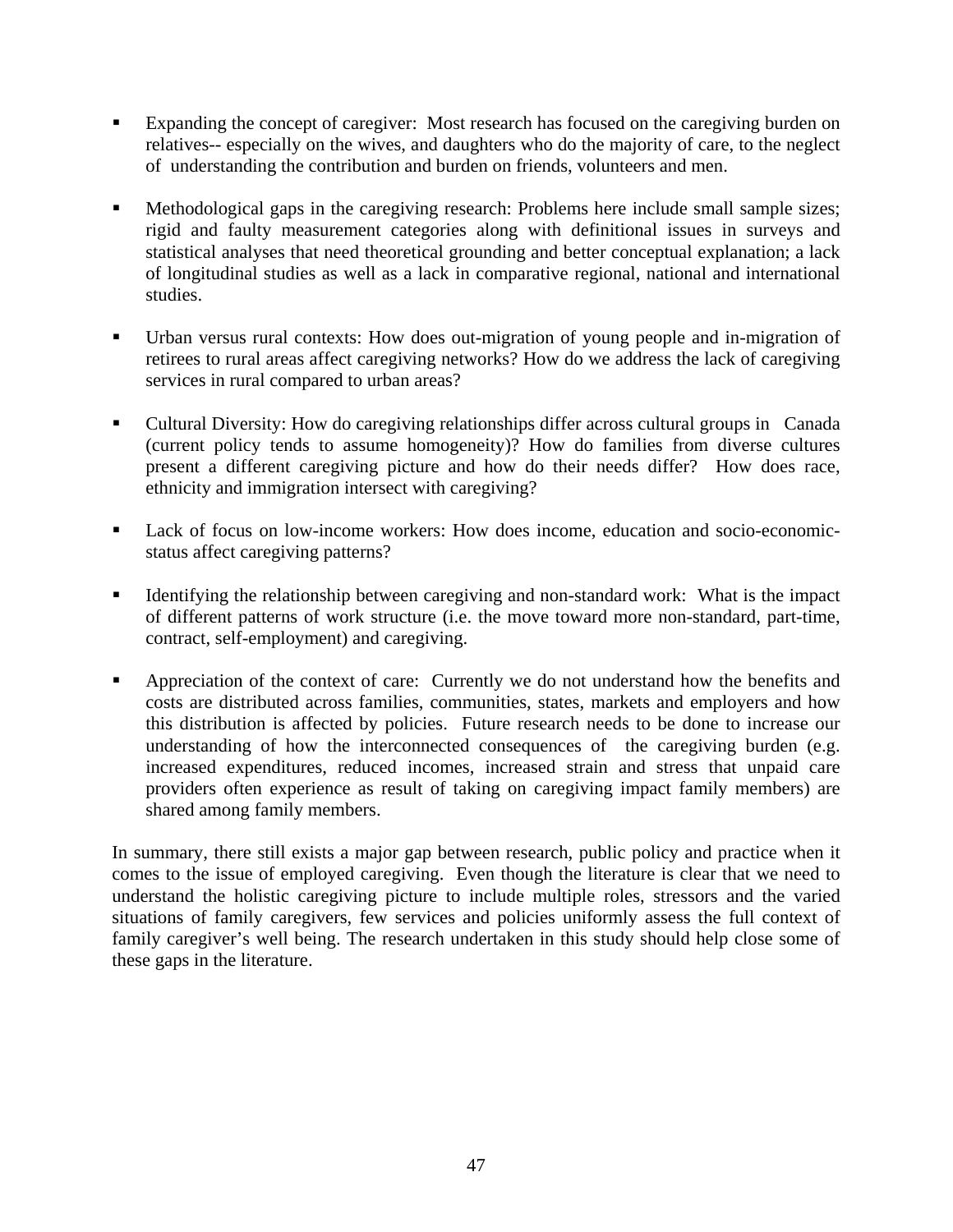- Expanding the concept of caregiver: Most research has focused on the caregiving burden on relatives-- especially on the wives, and daughters who do the majority of care, to the neglect of understanding the contribution and burden on friends, volunteers and men.

- Methodological gaps in the caregiving research: Problems here include small sample sizes; rigid and faulty measurement categories along with definitional issues in surveys and statistical analyses that need theoretical grounding and better conceptual explanation; a lack of longitudinal studies as well as a lack in comparative regional, national and international studies.

- Urban versus rural contexts: How does out-migration of young people and in-migration of retirees to rural areas affect caregiving networks? How do we address the lack of caregiving services in rural compared to urban areas?

- Cultural Diversity: How do caregiving relationships differ across cultural groups in Canada (current policy tends to assume homogeneity)? How do families from diverse cultures present a different caregiving picture and how do their needs differ? How does race, ethnicity and immigration intersect with caregiving?

- Lack of focus on low-income workers: How does income, education and socio-economic-status affect caregiving patterns?

- Identifying the relationship between caregiving and non-standard work: What is the impact of different patterns of work structure (i.e. the move toward more non-standard, part-time, contract, self-employment) and caregiving.

- Appreciation of the context of care: Currently we do not understand how the benefits and costs are distributed across families, communities, states, markets and employers and how this distribution is affected by policies. Future research needs to be done to increase our understanding of how the interconnected consequences of the caregiving burden (e.g. increased expenditures, reduced incomes, increased strain and stress that unpaid care providers often experience as result of taking on caregiving impact family members) are shared among family members.

In summary, there still exists a major gap between research, public policy and practice when it comes to the issue of employed caregiving. Even though the literature is clear that we need to understand the holistic caregiving picture to include multiple roles, stressors and the varied situations of family caregivers, few services and policies uniformly assess the full context of family caregiver's well being. The research undertaken in this study should help close some of these gaps in the literature.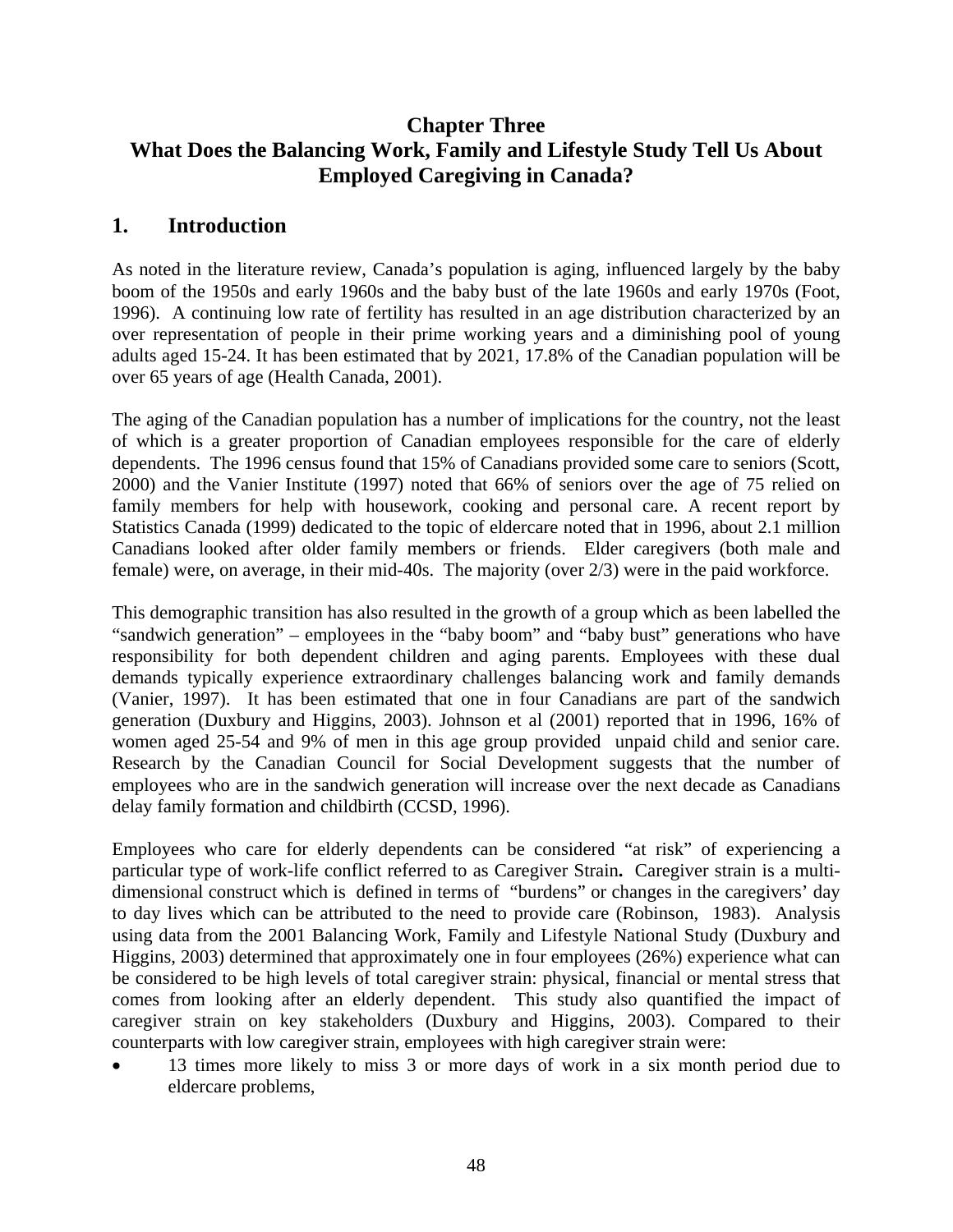# Chapter Three
# What Does the Balancing Work, Family and Lifestyle Study Tell Us About Employed Caregiving in Canada?

## 1. Introduction

As noted in the literature review, Canada's population is aging, influenced largely by the baby boom of the 1950s and early 1960s and the baby bust of the late 1960s and early 1970s (Foot, 1996). A continuing low rate of fertility has resulted in an age distribution characterized by an over representation of people in their prime working years and a diminishing pool of young adults aged 15-24. It has been estimated that by 2021, 17.8% of the Canadian population will be over 65 years of age (Health Canada, 2001).

The aging of the Canadian population has a number of implications for the country, not the least of which is a greater proportion of Canadian employees responsible for the care of elderly dependents. The 1996 census found that 15% of Canadians provided some care to seniors (Scott, 2000) and the Vanier Institute (1997) noted that 66% of seniors over the age of 75 relied on family members for help with housework, cooking and personal care. A recent report by Statistics Canada (1999) dedicated to the topic of eldercare noted that in 1996, about 2.1 million Canadians looked after older family members or friends. Elder caregivers (both male and female) were, on average, in their mid-40s. The majority (over 2/3) were in the paid workforce.

This demographic transition has also resulted in the growth of a group which as been labelled the "sandwich generation" – employees in the "baby boom" and "baby bust" generations who have responsibility for both dependent children and aging parents. Employees with these dual demands typically experience extraordinary challenges balancing work and family demands (Vanier, 1997). It has been estimated that one in four Canadians are part of the sandwich generation (Duxbury and Higgins, 2003). Johnson et al (2001) reported that in 1996, 16% of women aged 25-54 and 9% of men in this age group provided unpaid child and senior care. Research by the Canadian Council for Social Development suggests that the number of employees who are in the sandwich generation will increase over the next decade as Canadians delay family formation and childbirth (CCSD, 1996).

Employees who care for elderly dependents can be considered "at risk" of experiencing a particular type of work-life conflict referred to as Caregiver Strain**.** Caregiver strain is a multi-dimensional construct which is defined in terms of "burdens" or changes in the caregivers' day to day lives which can be attributed to the need to provide care (Robinson, 1983). Analysis using data from the 2001 Balancing Work, Family and Lifestyle National Study (Duxbury and Higgins, 2003) determined that approximately one in four employees (26%) experience what can be considered to be high levels of total caregiver strain: physical, financial or mental stress that comes from looking after an elderly dependent. This study also quantified the impact of caregiver strain on key stakeholders (Duxbury and Higgins, 2003). Compared to their counterparts with low caregiver strain, employees with high caregiver strain were:

- 13 times more likely to miss 3 or more days of work in a six month period due to eldercare problems,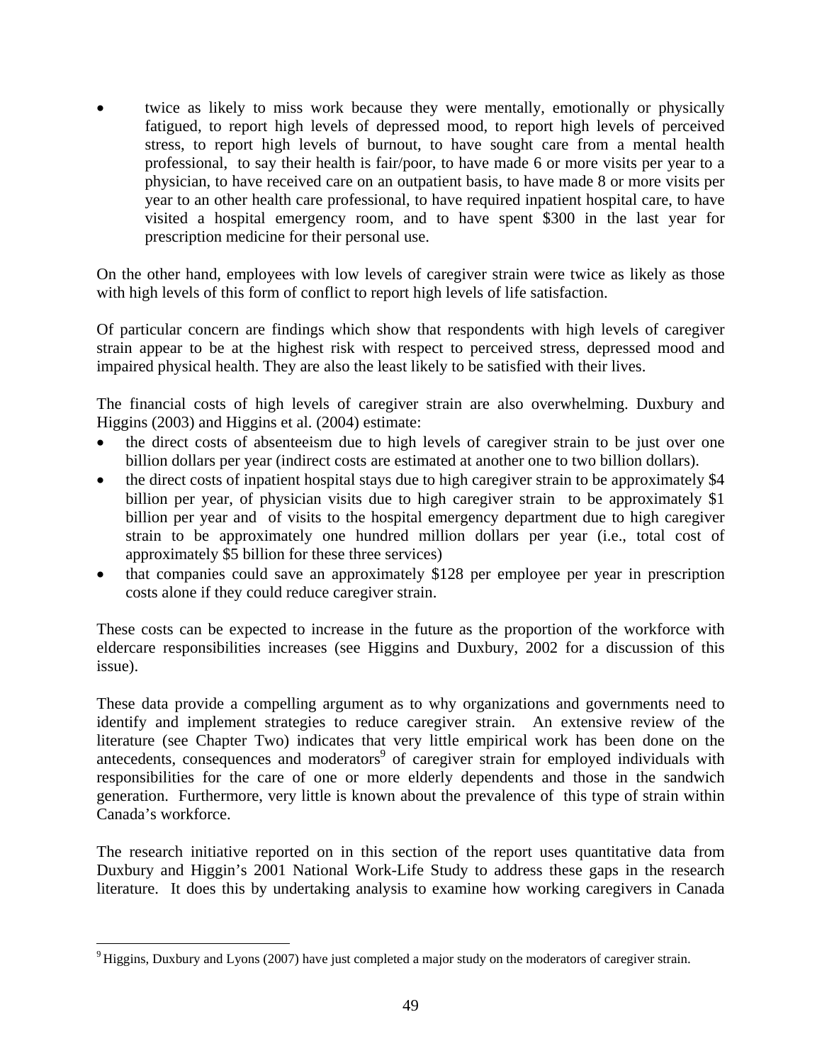- twice as likely to miss work because they were mentally, emotionally or physically fatigued, to report high levels of depressed mood, to report high levels of perceived stress, to report high levels of burnout, to have sought care from a mental health professional, to say their health is fair/poor, to have made 6 or more visits per year to a physician, to have received care on an outpatient basis, to have made 8 or more visits per year to an other health care professional, to have required inpatient hospital care, to have visited a hospital emergency room, and to have spent $300 in the last year for prescription medicine for their personal use.

On the other hand, employees with low levels of caregiver strain were twice as likely as those with high levels of this form of conflict to report high levels of life satisfaction.

Of particular concern are findings which show that respondents with high levels of caregiver strain appear to be at the highest risk with respect to perceived stress, depressed mood and impaired physical health. They are also the least likely to be satisfied with their lives.

The financial costs of high levels of caregiver strain are also overwhelming. Duxbury and Higgins (2003) and Higgins et al. (2004) estimate:

- the direct costs of absenteeism due to high levels of caregiver strain to be just over one billion dollars per year (indirect costs are estimated at another one to two billion dollars).
- the direct costs of inpatient hospital stays due to high caregiver strain to be approximately $4 billion per year, of physician visits due to high caregiver strain to be approximately $1 billion per year and of visits to the hospital emergency department due to high caregiver strain to be approximately one hundred million dollars per year (i.e., total cost of approximately $5 billion for these three services)
- that companies could save an approximately $128 per employee per year in prescription costs alone if they could reduce caregiver strain.

These costs can be expected to increase in the future as the proportion of the workforce with eldercare responsibilities increases (see Higgins and Duxbury, 2002 for a discussion of this issue).

These data provide a compelling argument as to why organizations and governments need to identify and implement strategies to reduce caregiver strain. An extensive review of the literature (see Chapter Two) indicates that very little empirical work has been done on the antecedents, consequences and moderators[9] of caregiver strain for employed individuals with responsibilities for the care of one or more elderly dependents and those in the sandwich generation. Furthermore, very little is known about the prevalence of this type of strain within Canada's workforce.

The research initiative reported on in this section of the report uses quantitative data from Duxbury and Higgin's 2001 National Work-Life Study to address these gaps in the research literature. It does this by undertaking analysis to examine how working caregivers in Canada

[9] Higgins, Duxbury and Lyons (2007) have just completed a major study on the moderators of caregiver strain.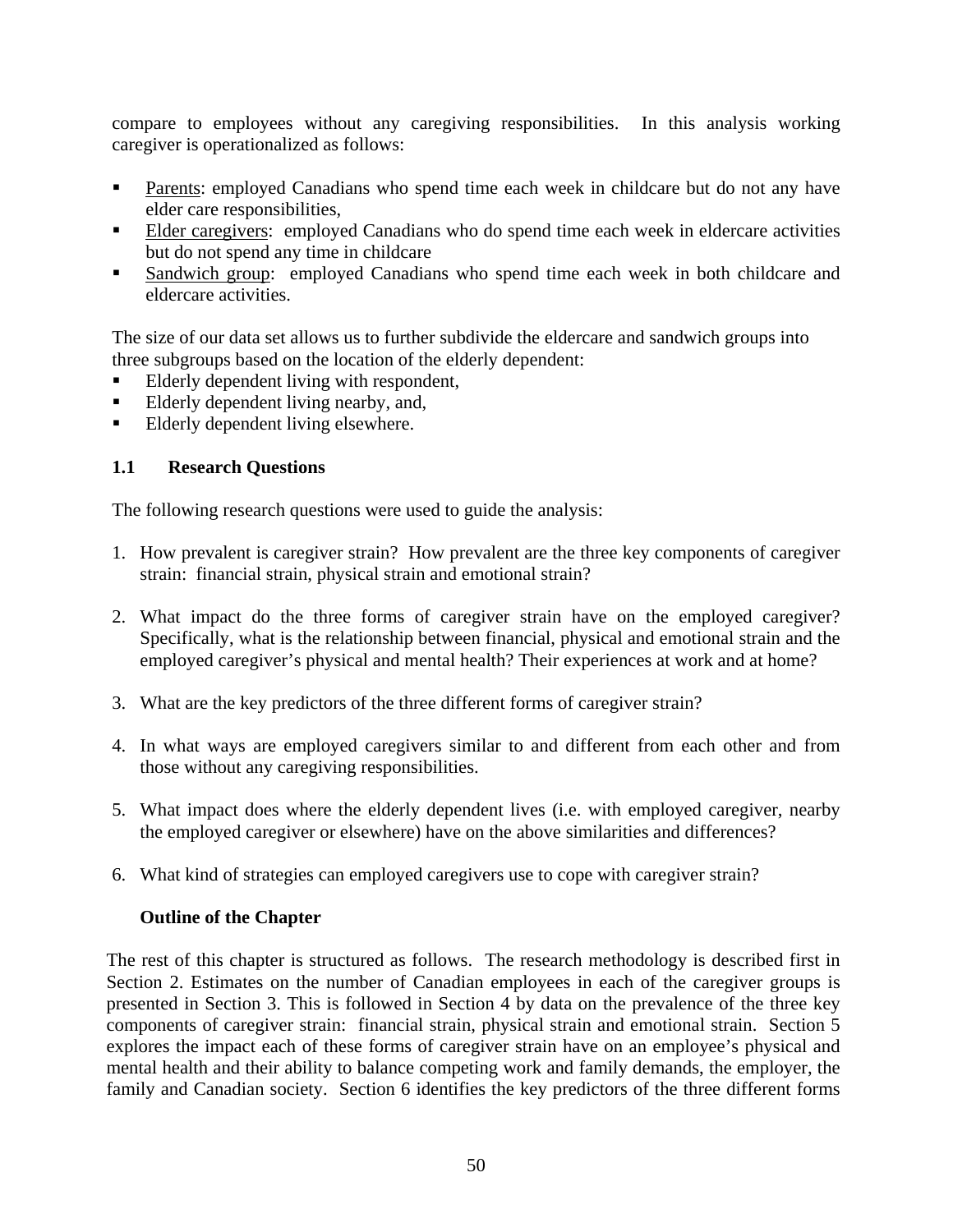compare to employees without any caregiving responsibilities. In this analysis working caregiver is operationalized as follows:

- Parents: employed Canadians who spend time each week in childcare but do not any have elder care responsibilities,
- Elder caregivers: employed Canadians who do spend time each week in eldercare activities but do not spend any time in childcare
- Sandwich group: employed Canadians who spend time each week in both childcare and eldercare activities.

The size of our data set allows us to further subdivide the eldercare and sandwich groups into three subgroups based on the location of the elderly dependent:

- Elderly dependent living with respondent,
- Elderly dependent living nearby, and,
- Elderly dependent living elsewhere.

### 1.1 Research Questions

The following research questions were used to guide the analysis:

1. How prevalent is caregiver strain? How prevalent are the three key components of caregiver strain: financial strain, physical strain and emotional strain?

2. What impact do the three forms of caregiver strain have on the employed caregiver? Specifically, what is the relationship between financial, physical and emotional strain and the employed caregiver's physical and mental health? Their experiences at work and at home?

3. What are the key predictors of the three different forms of caregiver strain?

4. In what ways are employed caregivers similar to and different from each other and from those without any caregiving responsibilities.

5. What impact does where the elderly dependent lives (i.e. with employed caregiver, nearby the employed caregiver or elsewhere) have on the above similarities and differences?

6. What kind of strategies can employed caregivers use to cope with caregiver strain?

### Outline of the Chapter

The rest of this chapter is structured as follows. The research methodology is described first in Section 2. Estimates on the number of Canadian employees in each of the caregiver groups is presented in Section 3. This is followed in Section 4 by data on the prevalence of the three key components of caregiver strain: financial strain, physical strain and emotional strain. Section 5 explores the impact each of these forms of caregiver strain have on an employee's physical and mental health and their ability to balance competing work and family demands, the employer, the family and Canadian society. Section 6 identifies the key predictors of the three different forms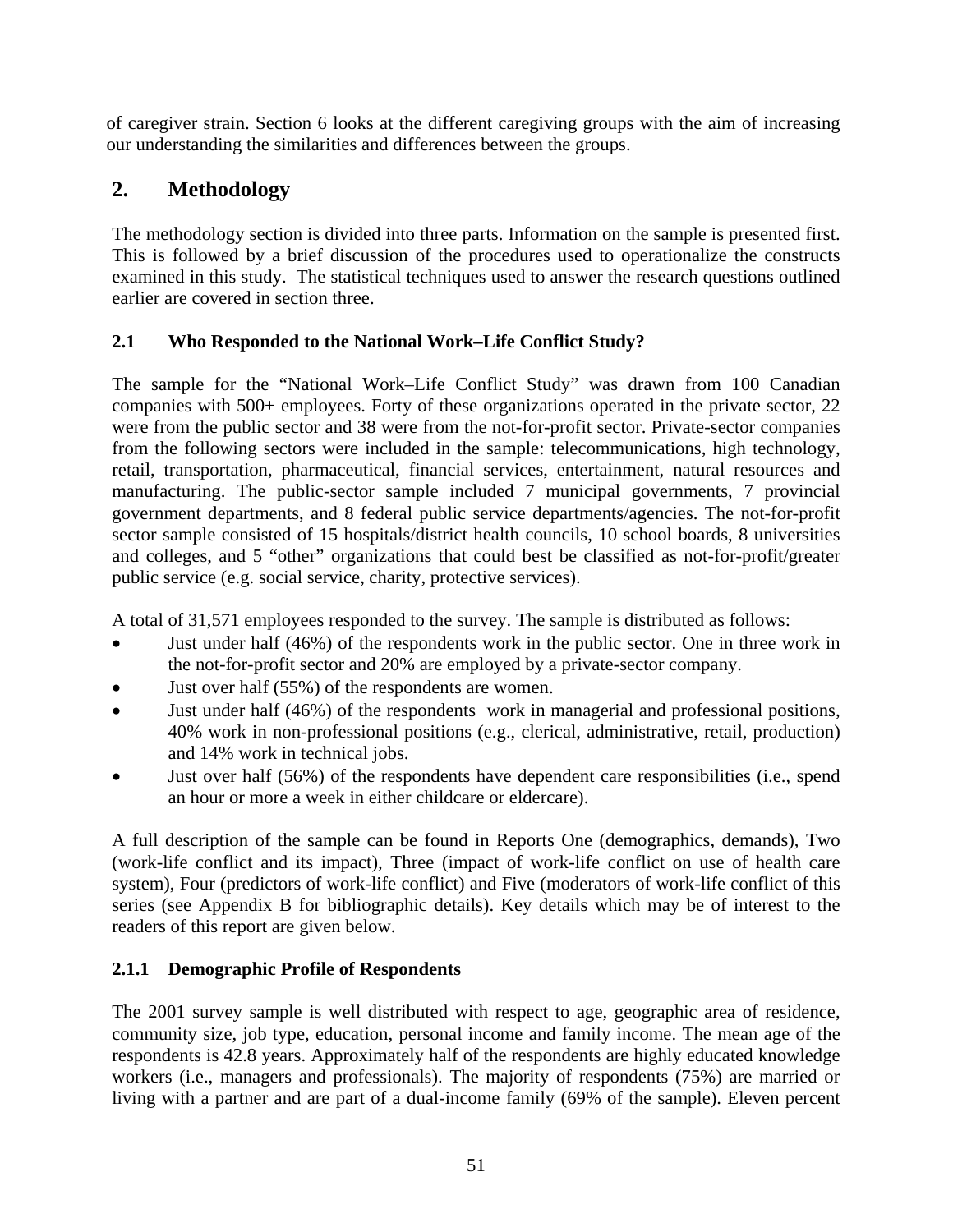of caregiver strain. Section 6 looks at the different caregiving groups with the aim of increasing our understanding the similarities and differences between the groups.

## 2. Methodology

The methodology section is divided into three parts. Information on the sample is presented first. This is followed by a brief discussion of the procedures used to operationalize the constructs examined in this study. The statistical techniques used to answer the research questions outlined earlier are covered in section three.

### 2.1 Who Responded to the National Work–Life Conflict Study?

The sample for the "National Work–Life Conflict Study" was drawn from 100 Canadian companies with 500+ employees. Forty of these organizations operated in the private sector, 22 were from the public sector and 38 were from the not-for-profit sector. Private-sector companies from the following sectors were included in the sample: telecommunications, high technology, retail, transportation, pharmaceutical, financial services, entertainment, natural resources and manufacturing. The public-sector sample included 7 municipal governments, 7 provincial government departments, and 8 federal public service departments/agencies. The not-for-profit sector sample consisted of 15 hospitals/district health councils, 10 school boards, 8 universities and colleges, and 5 "other" organizations that could best be classified as not-for-profit/greater public service (e.g. social service, charity, protective services).

A total of 31,571 employees responded to the survey. The sample is distributed as follows:

- Just under half (46%) of the respondents work in the public sector. One in three work in the not-for-profit sector and 20% are employed by a private-sector company.
- Just over half (55%) of the respondents are women.
- Just under half (46%) of the respondents work in managerial and professional positions, 40% work in non-professional positions (e.g., clerical, administrative, retail, production) and 14% work in technical jobs.
- Just over half (56%) of the respondents have dependent care responsibilities (i.e., spend an hour or more a week in either childcare or eldercare).

A full description of the sample can be found in Reports One (demographics, demands), Two (work-life conflict and its impact), Three (impact of work-life conflict on use of health care system), Four (predictors of work-life conflict) and Five (moderators of work-life conflict of this series (see Appendix B for bibliographic details). Key details which may be of interest to the readers of this report are given below.

#### 2.1.1 Demographic Profile of Respondents

The 2001 survey sample is well distributed with respect to age, geographic area of residence, community size, job type, education, personal income and family income. The mean age of the respondents is 42.8 years. Approximately half of the respondents are highly educated knowledge workers (i.e., managers and professionals). The majority of respondents (75%) are married or living with a partner and are part of a dual-income family (69% of the sample). Eleven percent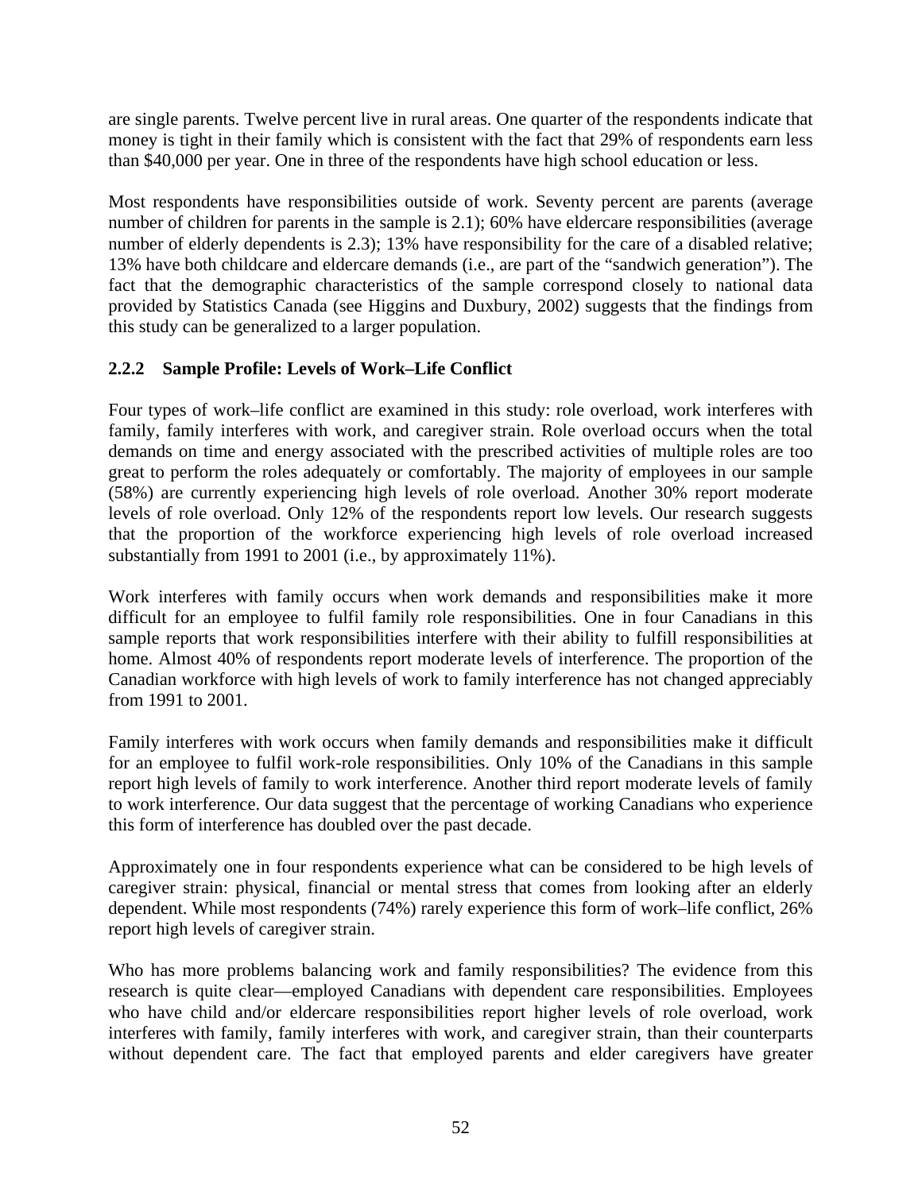are single parents. Twelve percent live in rural areas. One quarter of the respondents indicate that money is tight in their family which is consistent with the fact that 29% of respondents earn less than $40,000 per year. One in three of the respondents have high school education or less.

Most respondents have responsibilities outside of work. Seventy percent are parents (average number of children for parents in the sample is 2.1); 60% have eldercare responsibilities (average number of elderly dependents is 2.3); 13% have responsibility for the care of a disabled relative; 13% have both childcare and eldercare demands (i.e., are part of the "sandwich generation"). The fact that the demographic characteristics of the sample correspond closely to national data provided by Statistics Canada (see Higgins and Duxbury, 2002) suggests that the findings from this study can be generalized to a larger population.

### 2.2.2 Sample Profile: Levels of Work–Life Conflict

Four types of work–life conflict are examined in this study: role overload, work interferes with family, family interferes with work, and caregiver strain. Role overload occurs when the total demands on time and energy associated with the prescribed activities of multiple roles are too great to perform the roles adequately or comfortably. The majority of employees in our sample (58%) are currently experiencing high levels of role overload. Another 30% report moderate levels of role overload. Only 12% of the respondents report low levels. Our research suggests that the proportion of the workforce experiencing high levels of role overload increased substantially from 1991 to 2001 (i.e., by approximately 11%).

Work interferes with family occurs when work demands and responsibilities make it more difficult for an employee to fulfil family role responsibilities. One in four Canadians in this sample reports that work responsibilities interfere with their ability to fulfill responsibilities at home. Almost 40% of respondents report moderate levels of interference. The proportion of the Canadian workforce with high levels of work to family interference has not changed appreciably from 1991 to 2001.

Family interferes with work occurs when family demands and responsibilities make it difficult for an employee to fulfil work-role responsibilities. Only 10% of the Canadians in this sample report high levels of family to work interference. Another third report moderate levels of family to work interference. Our data suggest that the percentage of working Canadians who experience this form of interference has doubled over the past decade.

Approximately one in four respondents experience what can be considered to be high levels of caregiver strain: physical, financial or mental stress that comes from looking after an elderly dependent. While most respondents (74%) rarely experience this form of work–life conflict, 26% report high levels of caregiver strain.

Who has more problems balancing work and family responsibilities? The evidence from this research is quite clear—employed Canadians with dependent care responsibilities. Employees who have child and/or eldercare responsibilities report higher levels of role overload, work interferes with family, family interferes with work, and caregiver strain, than their counterparts without dependent care. The fact that employed parents and elder caregivers have greater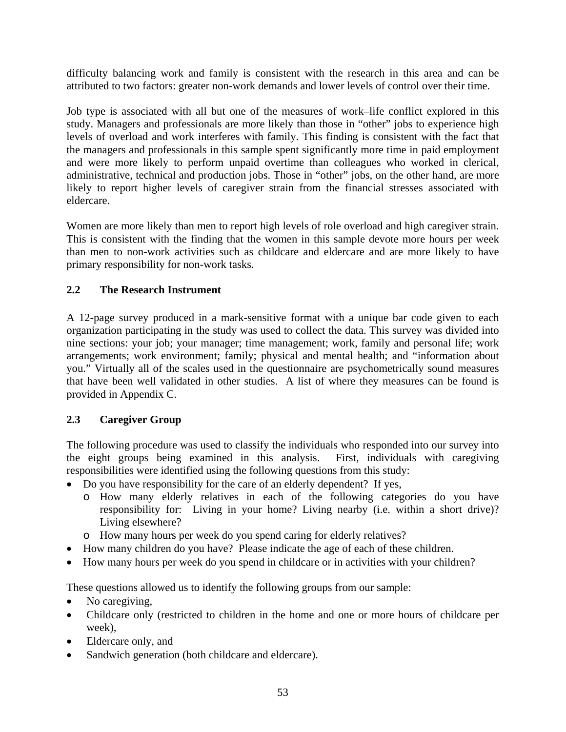difficulty balancing work and family is consistent with the research in this area and can be attributed to two factors: greater non-work demands and lower levels of control over their time.

Job type is associated with all but one of the measures of work–life conflict explored in this study. Managers and professionals are more likely than those in "other" jobs to experience high levels of overload and work interferes with family. This finding is consistent with the fact that the managers and professionals in this sample spent significantly more time in paid employment and were more likely to perform unpaid overtime than colleagues who worked in clerical, administrative, technical and production jobs. Those in "other" jobs, on the other hand, are more likely to report higher levels of caregiver strain from the financial stresses associated with eldercare.

Women are more likely than men to report high levels of role overload and high caregiver strain. This is consistent with the finding that the women in this sample devote more hours per week than men to non-work activities such as childcare and eldercare and are more likely to have primary responsibility for non-work tasks.

## 2.2 The Research Instrument

A 12-page survey produced in a mark-sensitive format with a unique bar code given to each organization participating in the study was used to collect the data. This survey was divided into nine sections: your job; your manager; time management; work, family and personal life; work arrangements; work environment; family; physical and mental health; and "information about you." Virtually all of the scales used in the questionnaire are psychometrically sound measures that have been well validated in other studies. A list of where they measures can be found is provided in Appendix C.

## 2.3 Caregiver Group

The following procedure was used to classify the individuals who responded into our survey into the eight groups being examined in this analysis. First, individuals with caregiving responsibilities were identified using the following questions from this study:

- Do you have responsibility for the care of an elderly dependent? If yes,
  - How many elderly relatives in each of the following categories do you have responsibility for: Living in your home? Living nearby (i.e. within a short drive)? Living elsewhere?
  - How many hours per week do you spend caring for elderly relatives?
- How many children do you have? Please indicate the age of each of these children.
- How many hours per week do you spend in childcare or in activities with your children?

These questions allowed us to identify the following groups from our sample:

- No caregiving,
- Childcare only (restricted to children in the home and one or more hours of childcare per week),
- Eldercare only, and
- Sandwich generation (both childcare and eldercare).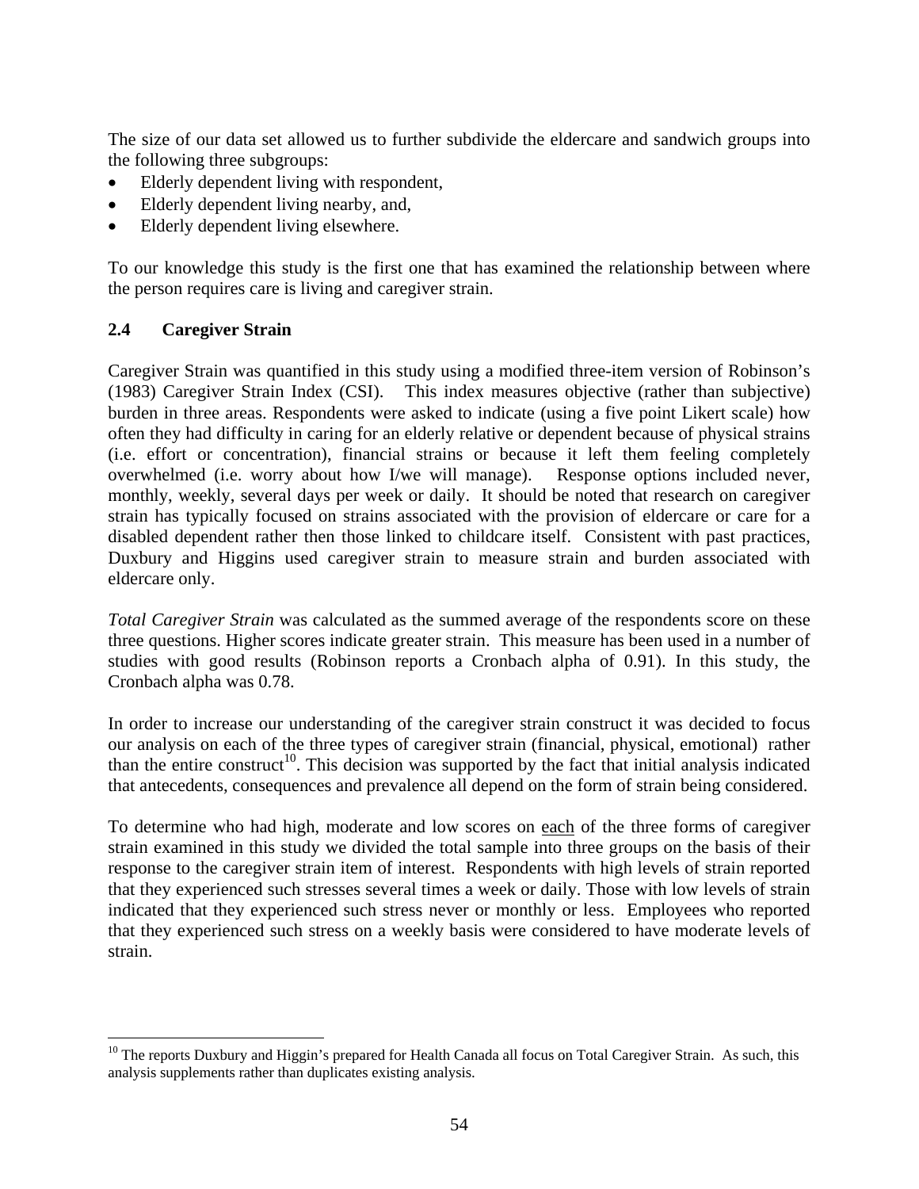The size of our data set allowed us to further subdivide the eldercare and sandwich groups into the following three subgroups:

- Elderly dependent living with respondent,
- Elderly dependent living nearby, and,
- Elderly dependent living elsewhere.

To our knowledge this study is the first one that has examined the relationship between where the person requires care is living and caregiver strain.

### 2.4 Caregiver Strain

Caregiver Strain was quantified in this study using a modified three-item version of Robinson's (1983) Caregiver Strain Index (CSI). This index measures objective (rather than subjective) burden in three areas. Respondents were asked to indicate (using a five point Likert scale) how often they had difficulty in caring for an elderly relative or dependent because of physical strains (i.e. effort or concentration), financial strains or because it left them feeling completely overwhelmed (i.e. worry about how I/we will manage). Response options included never, monthly, weekly, several days per week or daily. It should be noted that research on caregiver strain has typically focused on strains associated with the provision of eldercare or care for a disabled dependent rather then those linked to childcare itself. Consistent with past practices, Duxbury and Higgins used caregiver strain to measure strain and burden associated with eldercare only.

*Total Caregiver Strain* was calculated as the summed average of the respondents score on these three questions. Higher scores indicate greater strain. This measure has been used in a number of studies with good results (Robinson reports a Cronbach alpha of 0.91). In this study, the Cronbach alpha was 0.78.

In order to increase our understanding of the caregiver strain construct it was decided to focus our analysis on each of the three types of caregiver strain (financial, physical, emotional) rather than the entire construct[10]. This decision was supported by the fact that initial analysis indicated that antecedents, consequences and prevalence all depend on the form of strain being considered.

To determine who had high, moderate and low scores on <u>each</u> of the three forms of caregiver strain examined in this study we divided the total sample into three groups on the basis of their response to the caregiver strain item of interest. Respondents with high levels of strain reported that they experienced such stresses several times a week or daily. Those with low levels of strain indicated that they experienced such stress never or monthly or less. Employees who reported that they experienced such stress on a weekly basis were considered to have moderate levels of strain.

---

[10] The reports Duxbury and Higgin's prepared for Health Canada all focus on Total Caregiver Strain. As such, this analysis supplements rather than duplicates existing analysis.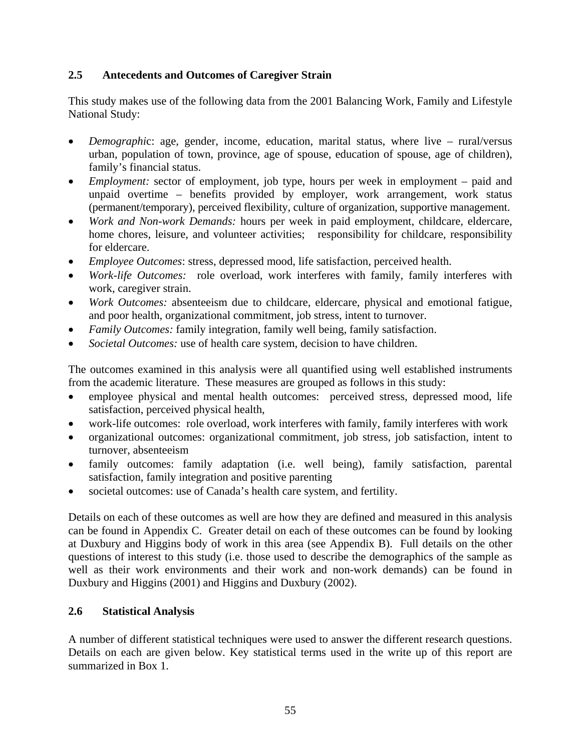## 2.5 Antecedents and Outcomes of Caregiver Strain

This study makes use of the following data from the 2001 Balancing Work, Family and Lifestyle National Study:

- *Demographic*: age, gender, income, education, marital status, where live – rural/versus urban, population of town, province, age of spouse, education of spouse, age of children), family's financial status.
- *Employment:* sector of employment, job type, hours per week in employment – paid and unpaid overtime – benefits provided by employer, work arrangement, work status (permanent/temporary), perceived flexibility, culture of organization, supportive management.
- *Work and Non-work Demands:* hours per week in paid employment, childcare, eldercare, home chores, leisure, and volunteer activities; responsibility for childcare, responsibility for eldercare.
- *Employee Outcomes*: stress, depressed mood, life satisfaction, perceived health.
- *Work-life Outcomes:* role overload, work interferes with family, family interferes with work, caregiver strain.
- *Work Outcomes:* absenteeism due to childcare, eldercare, physical and emotional fatigue, and poor health, organizational commitment, job stress, intent to turnover.
- *Family Outcomes:* family integration, family well being, family satisfaction.
- *Societal Outcomes:* use of health care system, decision to have children.

The outcomes examined in this analysis were all quantified using well established instruments from the academic literature. These measures are grouped as follows in this study:

- employee physical and mental health outcomes: perceived stress, depressed mood, life satisfaction, perceived physical health,
- work-life outcomes: role overload, work interferes with family, family interferes with work
- organizational outcomes: organizational commitment, job stress, job satisfaction, intent to turnover, absenteeism
- family outcomes: family adaptation (i.e. well being), family satisfaction, parental satisfaction, family integration and positive parenting
- societal outcomes: use of Canada's health care system, and fertility.

Details on each of these outcomes as well are how they are defined and measured in this analysis can be found in Appendix C. Greater detail on each of these outcomes can be found by looking at Duxbury and Higgins body of work in this area (see Appendix B). Full details on the other questions of interest to this study (i.e. those used to describe the demographics of the sample as well as their work environments and their work and non-work demands) can be found in Duxbury and Higgins (2001) and Higgins and Duxbury (2002).

## 2.6 Statistical Analysis

A number of different statistical techniques were used to answer the different research questions. Details on each are given below. Key statistical terms used in the write up of this report are summarized in Box 1.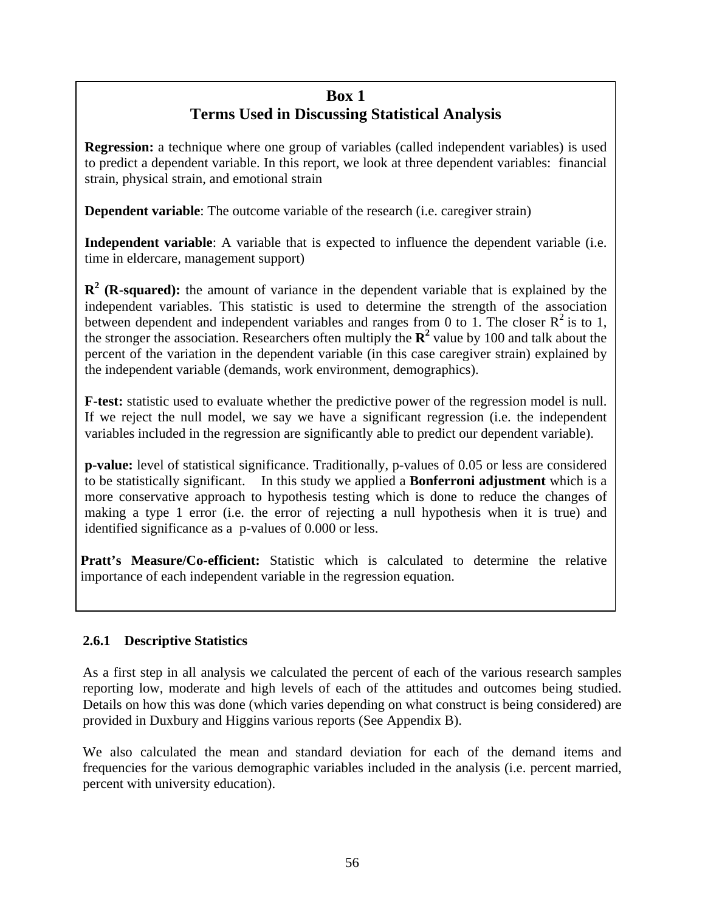## Box 1
## Terms Used in Discussing Statistical Analysis

**Regression:** a technique where one group of variables (called independent variables) is used to predict a dependent variable. In this report, we look at three dependent variables: financial strain, physical strain, and emotional strain

**Dependent variable**: The outcome variable of the research (i.e. caregiver strain)

**Independent variable**: A variable that is expected to influence the dependent variable (i.e. time in eldercare, management support)

**$R^2$ (R-squared):** the amount of variance in the dependent variable that is explained by the independent variables. This statistic is used to determine the strength of the association between dependent and independent variables and ranges from 0 to 1. The closer $R^2$ is to 1, the stronger the association. Researchers often multiply the **$R^2$** value by 100 and talk about the percent of the variation in the dependent variable (in this case caregiver strain) explained by the independent variable (demands, work environment, demographics).

**F-test:** statistic used to evaluate whether the predictive power of the regression model is null. If we reject the null model, we say we have a significant regression (i.e. the independent variables included in the regression are significantly able to predict our dependent variable).

**p-value:** level of statistical significance. Traditionally, p-values of 0.05 or less are considered to be statistically significant. In this study we applied a **Bonferroni adjustment** which is a more conservative approach to hypothesis testing which is done to reduce the changes of making a type 1 error (i.e. the error of rejecting a null hypothesis when it is true) and identified significance as a p-values of 0.000 or less.

**Pratt's Measure/Co-efficient:** Statistic which is calculated to determine the relative importance of each independent variable in the regression equation.

### 2.6.1 Descriptive Statistics

As a first step in all analysis we calculated the percent of each of the various research samples reporting low, moderate and high levels of each of the attitudes and outcomes being studied. Details on how this was done (which varies depending on what construct is being considered) are provided in Duxbury and Higgins various reports (See Appendix B).

We also calculated the mean and standard deviation for each of the demand items and frequencies for the various demographic variables included in the analysis (i.e. percent married, percent with university education).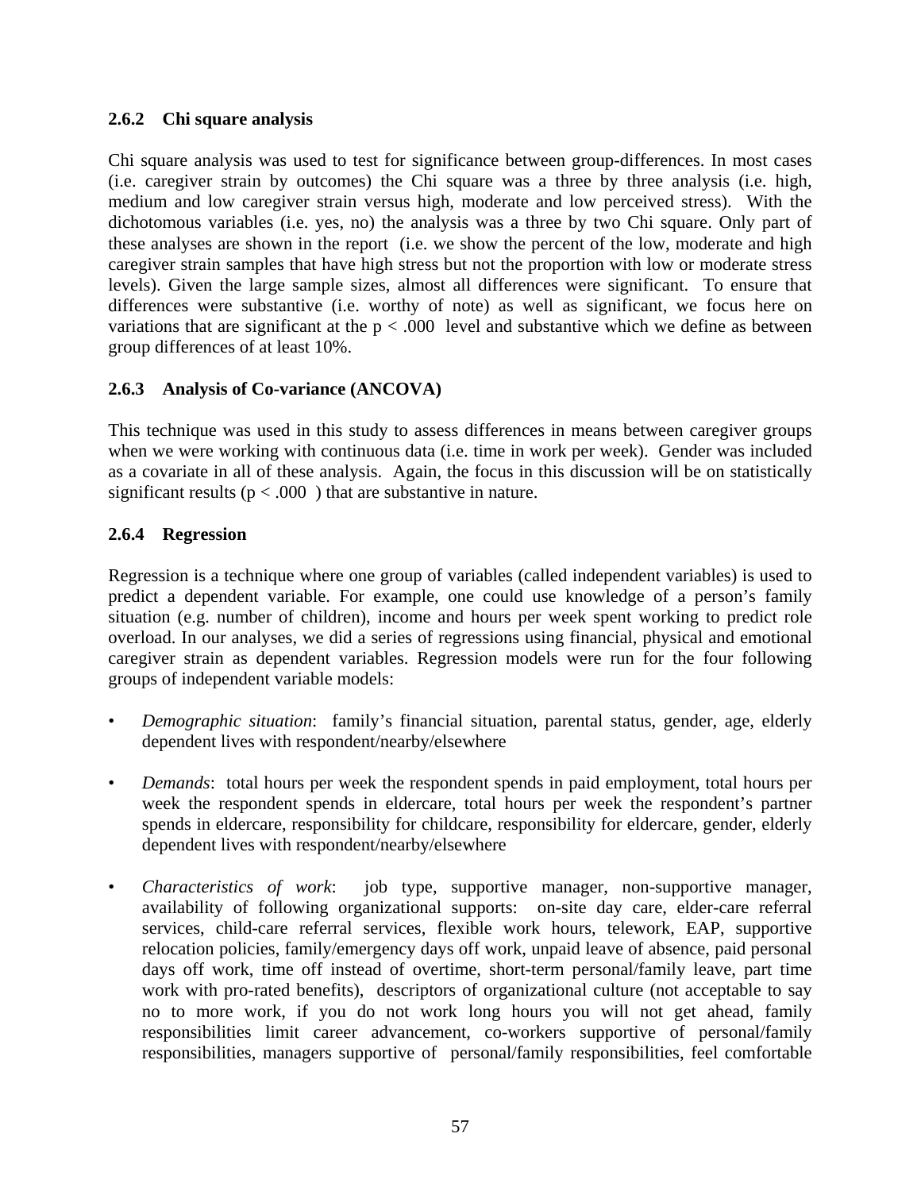### 2.6.2 Chi square analysis

Chi square analysis was used to test for significance between group-differences. In most cases (i.e. caregiver strain by outcomes) the Chi square was a three by three analysis (i.e. high, medium and low caregiver strain versus high, moderate and low perceived stress). With the dichotomous variables (i.e. yes, no) the analysis was a three by two Chi square. Only part of these analyses are shown in the report (i.e. we show the percent of the low, moderate and high caregiver strain samples that have high stress but not the proportion with low or moderate stress levels). Given the large sample sizes, almost all differences were significant. To ensure that differences were substantive (i.e. worthy of note) as well as significant, we focus here on variations that are significant at the $p < .000$ level and substantive which we define as between group differences of at least 10%.

### 2.6.3 Analysis of Co-variance (ANCOVA)

This technique was used in this study to assess differences in means between caregiver groups when we were working with continuous data (i.e. time in work per week). Gender was included as a covariate in all of these analysis. Again, the focus in this discussion will be on statistically significant results ($p < .000$) that are substantive in nature.

### 2.6.4 Regression

Regression is a technique where one group of variables (called independent variables) is used to predict a dependent variable. For example, one could use knowledge of a person's family situation (e.g. number of children), income and hours per week spent working to predict role overload. In our analyses, we did a series of regressions using financial, physical and emotional caregiver strain as dependent variables. Regression models were run for the four following groups of independent variable models:

- *Demographic situation*: family's financial situation, parental status, gender, age, elderly dependent lives with respondent/nearby/elsewhere
- *Demands*: total hours per week the respondent spends in paid employment, total hours per week the respondent spends in eldercare, total hours per week the respondent's partner spends in eldercare, responsibility for childcare, responsibility for eldercare, gender, elderly dependent lives with respondent/nearby/elsewhere
- *Characteristics of work*: job type, supportive manager, non-supportive manager, availability of following organizational supports: on-site day care, elder-care referral services, child-care referral services, flexible work hours, telework, EAP, supportive relocation policies, family/emergency days off work, unpaid leave of absence, paid personal days off work, time off instead of overtime, short-term personal/family leave, part time work with pro-rated benefits), descriptors of organizational culture (not acceptable to say no to more work, if you do not work long hours you will not get ahead, family responsibilities limit career advancement, co-workers supportive of personal/family responsibilities, managers supportive of personal/family responsibilities, feel comfortable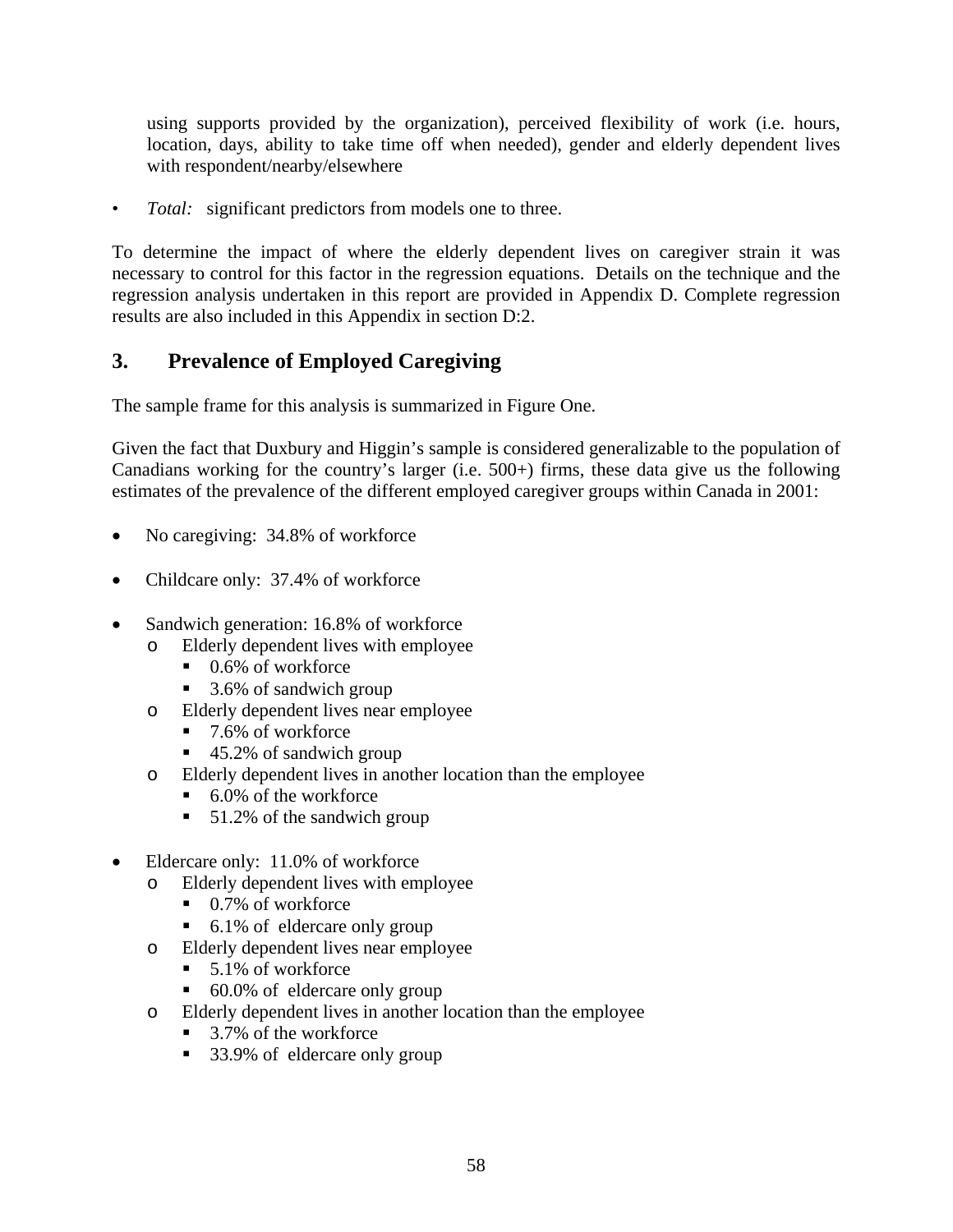using supports provided by the organization), perceived flexibility of work (i.e. hours, location, days, ability to take time off when needed), gender and elderly dependent lives with respondent/nearby/elsewhere

- *Total:* significant predictors from models one to three.

To determine the impact of where the elderly dependent lives on caregiver strain it was necessary to control for this factor in the regression equations. Details on the technique and the regression analysis undertaken in this report are provided in Appendix D. Complete regression results are also included in this Appendix in section D:2.

## 3. Prevalence of Employed Caregiving

The sample frame for this analysis is summarized in Figure One.

Given the fact that Duxbury and Higgin's sample is considered generalizable to the population of Canadians working for the country's larger (i.e. 500+) firms, these data give us the following estimates of the prevalence of the different employed caregiver groups within Canada in 2001:

- No caregiving: 34.8% of workforce
- Childcare only: 37.4% of workforce
- Sandwich generation: 16.8% of workforce
  - Elderly dependent lives with employee
    - 0.6% of workforce
    - 3.6% of sandwich group
  - Elderly dependent lives near employee
    - 7.6% of workforce
    - 45.2% of sandwich group
  - Elderly dependent lives in another location than the employee
    - 6.0% of the workforce
    - 51.2% of the sandwich group
- Eldercare only: 11.0% of workforce
  - Elderly dependent lives with employee
    - 0.7% of workforce
    - 6.1% of eldercare only group
  - Elderly dependent lives near employee
    - 5.1% of workforce
    - 60.0% of eldercare only group
  - Elderly dependent lives in another location than the employee
    - 3.7% of the workforce
    - 33.9% of eldercare only group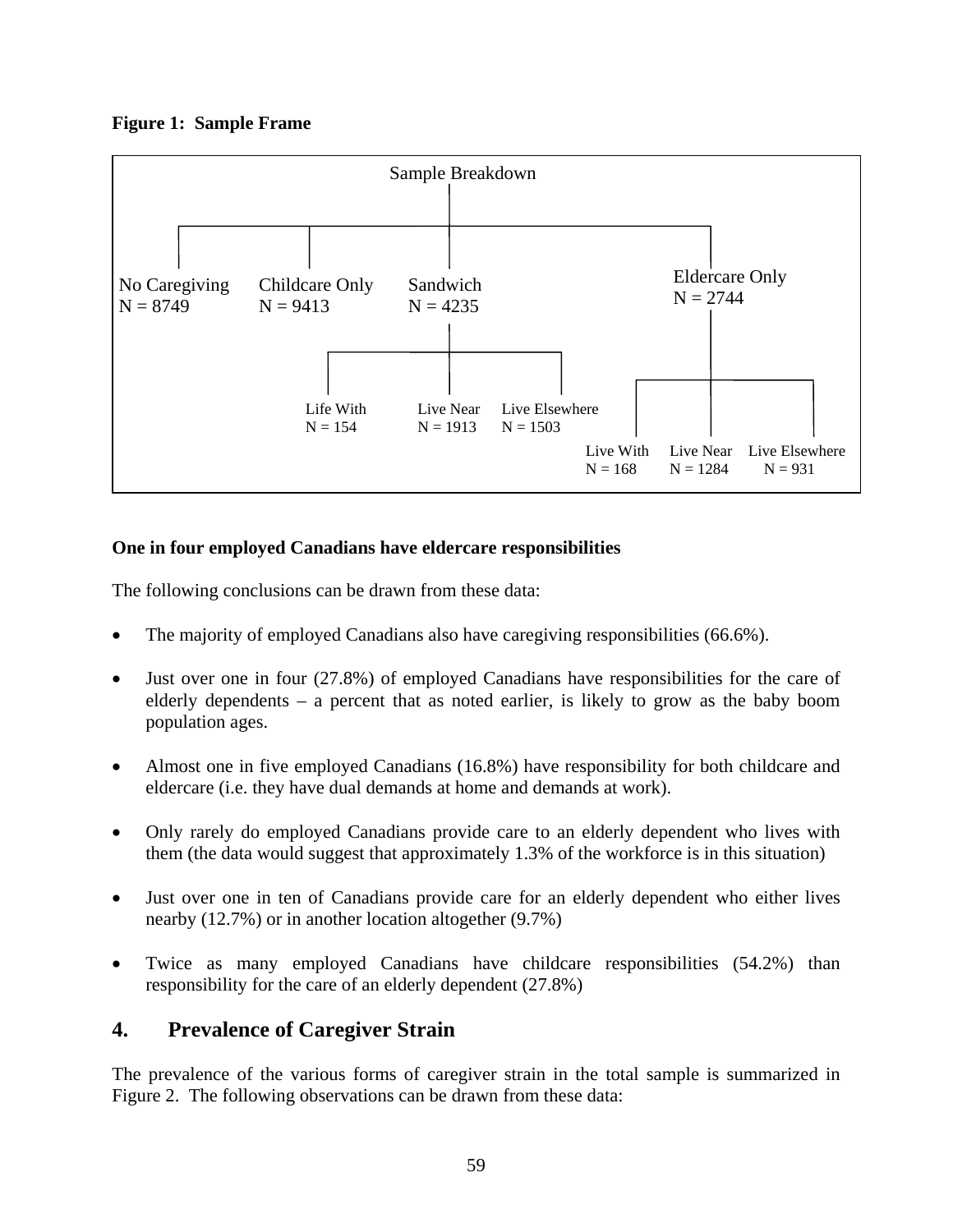**Figure 1: Sample Frame**

Sample Breakdown

- No Caregiving N = 8749
- Childcare Only N = 9413
- Sandwich N = 4235
  - Life With N = 154
  - Live Near N = 1913
  - Live Elsewhere N = 1503
- Eldercare Only N = 2744
  - Live With N = 168
  - Live Near N = 1284
  - Live Elsewhere N = 931

**One in four employed Canadians have eldercare responsibilities**

The following conclusions can be drawn from these data:

- The majority of employed Canadians also have caregiving responsibilities (66.6%).
- Just over one in four (27.8%) of employed Canadians have responsibilities for the care of elderly dependents – a percent that as noted earlier, is likely to grow as the baby boom population ages.
- Almost one in five employed Canadians (16.8%) have responsibility for both childcare and eldercare (i.e. they have dual demands at home and demands at work).
- Only rarely do employed Canadians provide care to an elderly dependent who lives with them (the data would suggest that approximately 1.3% of the workforce is in this situation)
- Just over one in ten of Canadians provide care for an elderly dependent who either lives nearby (12.7%) or in another location altogether (9.7%)
- Twice as many employed Canadians have childcare responsibilities (54.2%) than responsibility for the care of an elderly dependent (27.8%)

## 4. Prevalence of Caregiver Strain

The prevalence of the various forms of caregiver strain in the total sample is summarized in Figure 2. The following observations can be drawn from these data: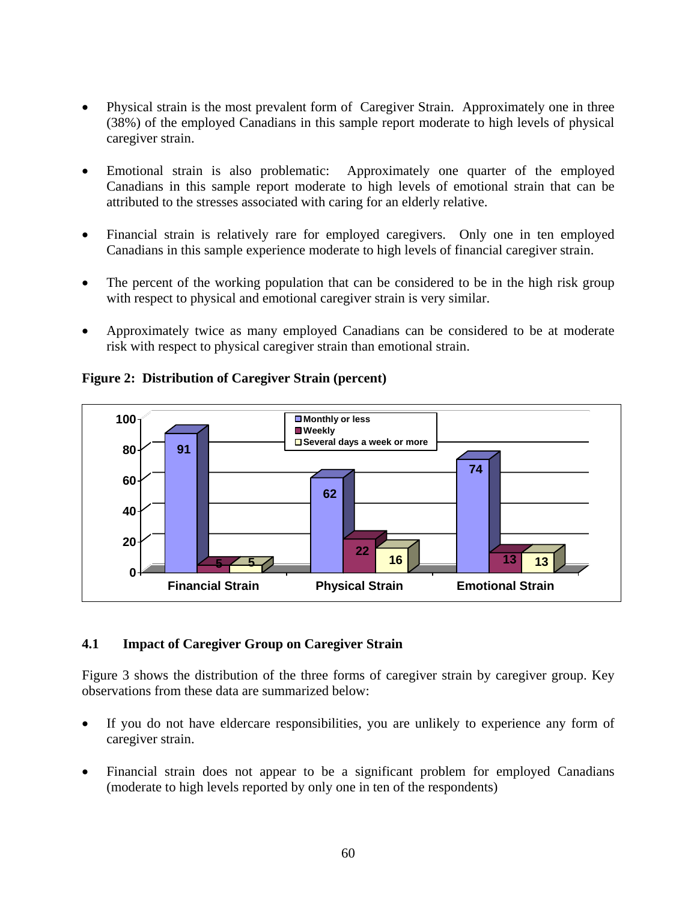- Physical strain is the most prevalent form of Caregiver Strain. Approximately one in three (38%) of the employed Canadians in this sample report moderate to high levels of physical caregiver strain.

- Emotional strain is also problematic: Approximately one quarter of the employed Canadians in this sample report moderate to high levels of emotional strain that can be attributed to the stresses associated with caring for an elderly relative.

- Financial strain is relatively rare for employed caregivers. Only one in ten employed Canadians in this sample experience moderate to high levels of financial caregiver strain.

- The percent of the working population that can be considered to be in the high risk group with respect to physical and emotional caregiver strain is very similar.

- Approximately twice as many employed Canadians can be considered to be at moderate risk with respect to physical caregiver strain than emotional strain.

**Figure 2: Distribution of Caregiver Strain (percent)**

| | Monthly or less | Weekly | Several days a week or more |
|---|---|---|---|
| Financial Strain | 91 | 5 | 5 |
| Physical Strain | 62 | 22 | 16 |
| Emotional Strain | 74 | 13 | 13 |

### 4.1 Impact of Caregiver Group on Caregiver Strain

Figure 3 shows the distribution of the three forms of caregiver strain by caregiver group. Key observations from these data are summarized below:

- If you do not have eldercare responsibilities, you are unlikely to experience any form of caregiver strain.

- Financial strain does not appear to be a significant problem for employed Canadians (moderate to high levels reported by only one in ten of the respondents)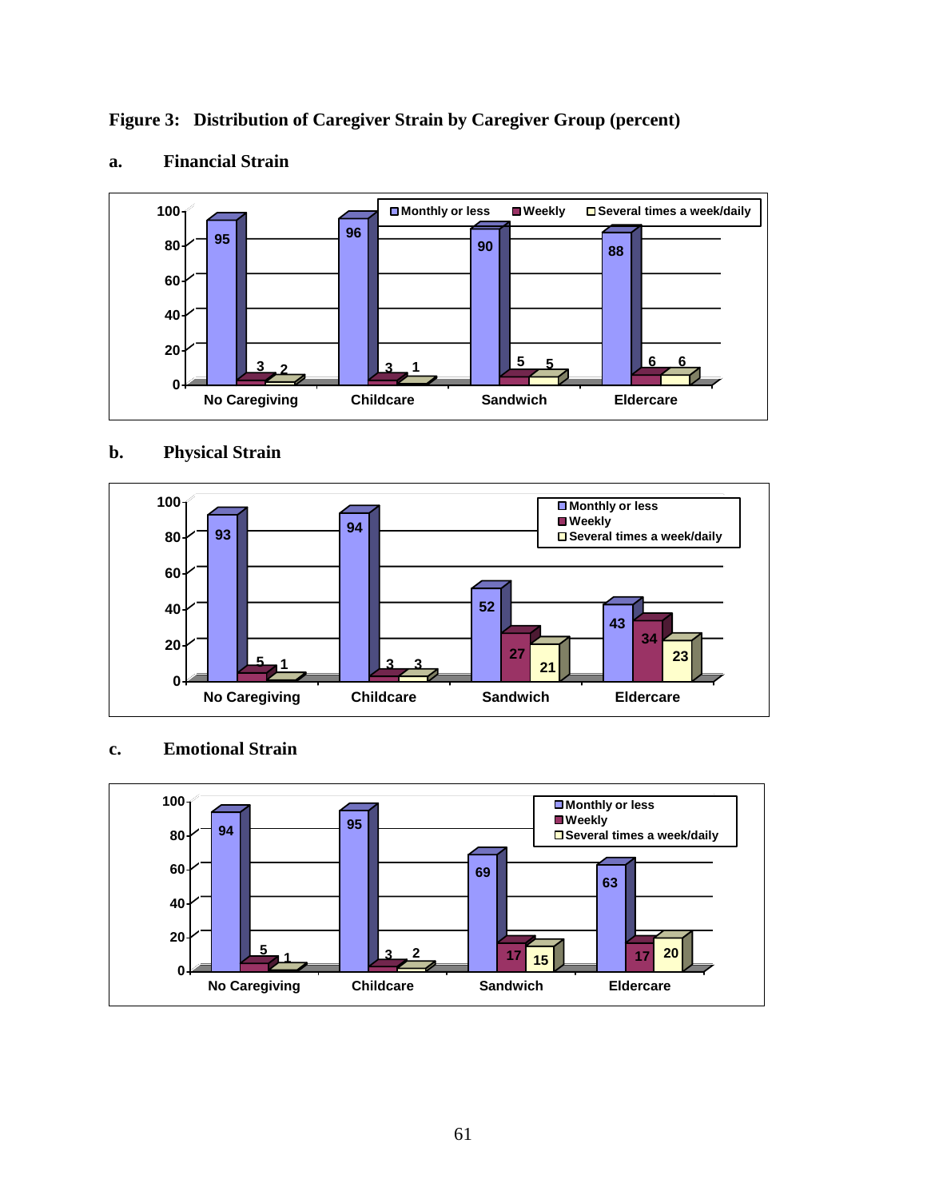**Figure 3: Distribution of Caregiver Strain by Caregiver Group (percent)**

**a. Financial Strain**

| | Monthly or less | Weekly | Several times a week/daily |
|---|---|---|---|
| No Caregiving | 95 | 3 | 2 |
| Childcare | 96 | 3 | 1 |
| Sandwich | 90 | 5 | 5 |
| Eldercare | 88 | 6 | 6 |

**b. Physical Strain**

| | Monthly or less | Weekly | Several times a week/daily |
|---|---|---|---|
| No Caregiving | 93 | 5 | 1 |
| Childcare | 94 | 3 | 3 |
| Sandwich | 52 | 27 | 21 |
| Eldercare | 43 | 34 | 23 |

**c. Emotional Strain**

| | Monthly or less | Weekly | Several times a week/daily |
|---|---|---|---|
| No Caregiving | 94 | 5 | 1 |
| Childcare | 95 | 3 | 2 |
| Sandwich | 69 | 17 | 15 |
| Eldercare | 63 | 17 | 20 |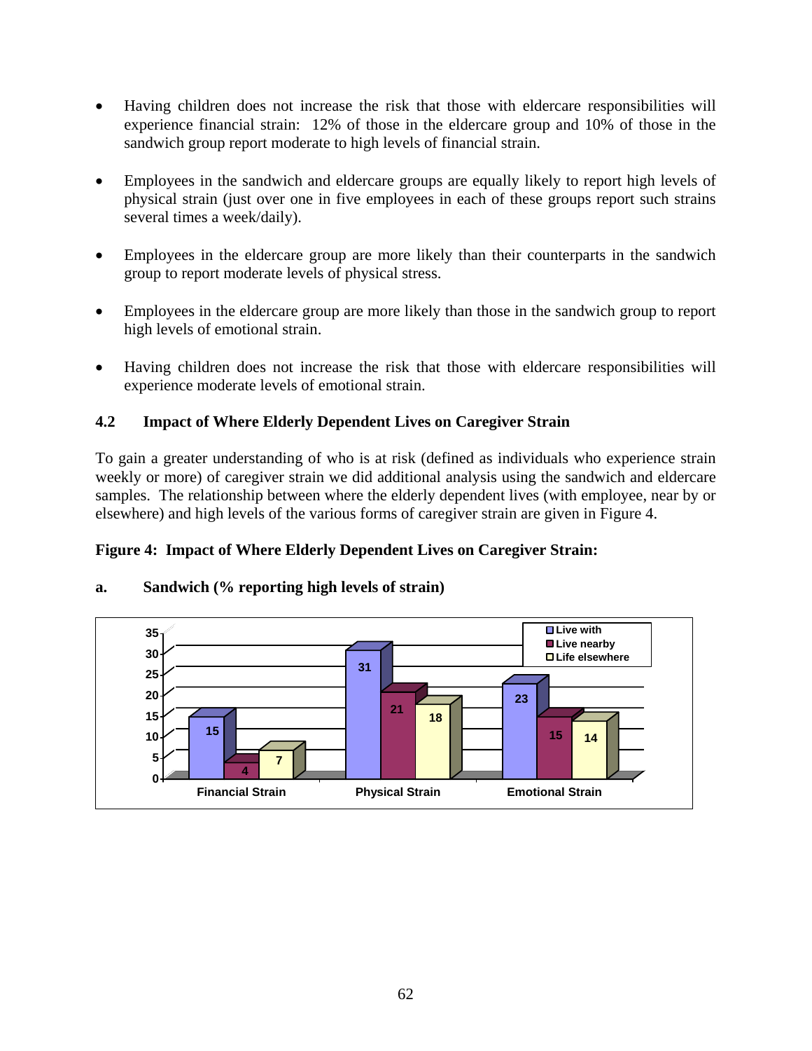- Having children does not increase the risk that those with eldercare responsibilities will experience financial strain: 12% of those in the eldercare group and 10% of those in the sandwich group report moderate to high levels of financial strain.

- Employees in the sandwich and eldercare groups are equally likely to report high levels of physical strain (just over one in five employees in each of these groups report such strains several times a week/daily).

- Employees in the eldercare group are more likely than their counterparts in the sandwich group to report moderate levels of physical stress.

- Employees in the eldercare group are more likely than those in the sandwich group to report high levels of emotional strain.

- Having children does not increase the risk that those with eldercare responsibilities will experience moderate levels of emotional strain.

### 4.2 Impact of Where Elderly Dependent Lives on Caregiver Strain

To gain a greater understanding of who is at risk (defined as individuals who experience strain weekly or more) of caregiver strain we did additional analysis using the sandwich and eldercare samples. The relationship between where the elderly dependent lives (with employee, near by or elsewhere) and high levels of the various forms of caregiver strain are given in Figure 4.

**Figure 4: Impact of Where Elderly Dependent Lives on Caregiver Strain:**

**a. Sandwich (% reporting high levels of strain)**

| | Live with | Live nearby | Life elsewhere |
|---|---|---|---|
| Financial Strain | 15 | 4 | 7 |
| Physical Strain | 31 | 21 | 18 |
| Emotional Strain | 23 | 15 | 14 |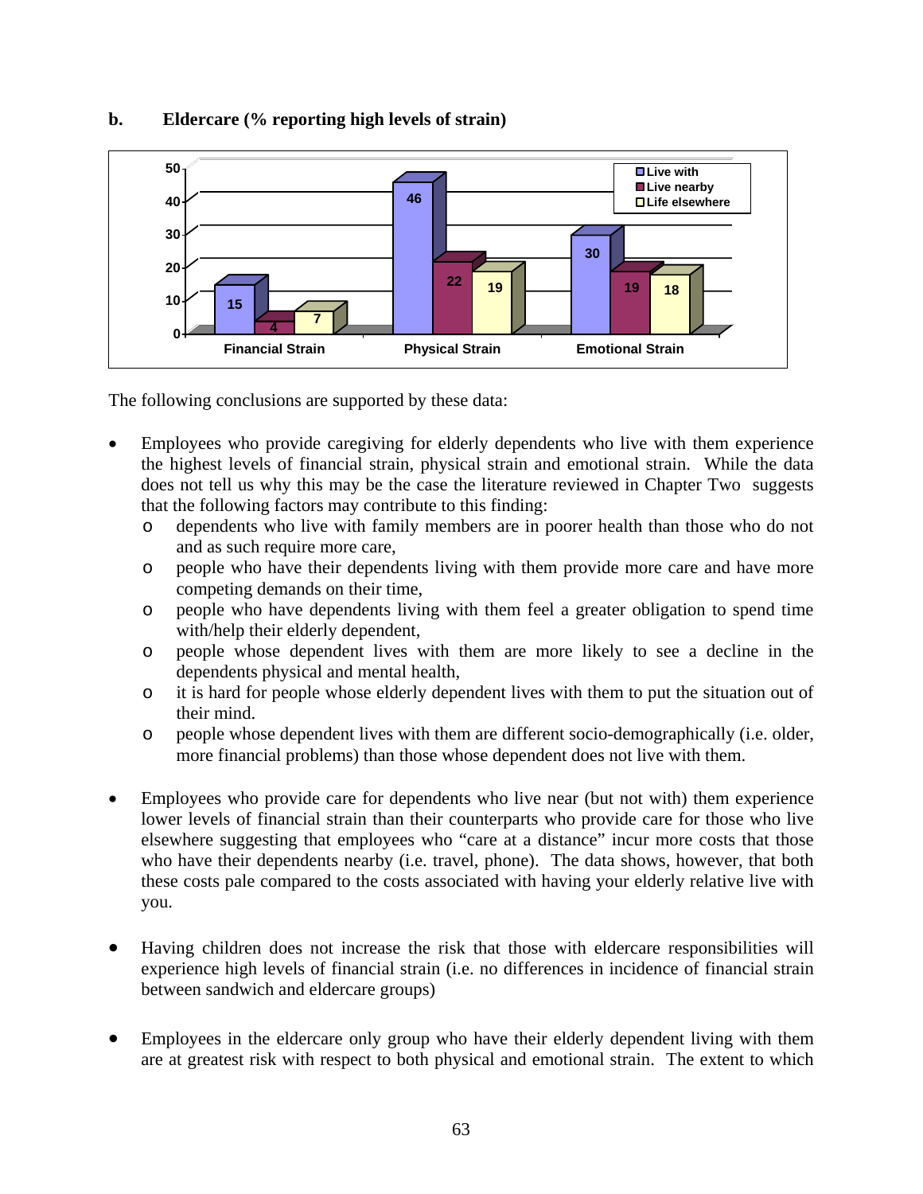**b. Eldercare (% reporting high levels of strain)**

| | Financial Strain | Physical Strain | Emotional Strain |
|---|---|---|---|
| Live with | 15 | 46 | 30 |
| Live nearby | 4 | 22 | 19 |
| Life elsewhere | 7 | 19 | 18 |

The following conclusions are supported by these data:

- Employees who provide caregiving for elderly dependents who live with them experience the highest levels of financial strain, physical strain and emotional strain. While the data does not tell us why this may be the case the literature reviewed in Chapter Two suggests that the following factors may contribute to this finding:
  - dependents who live with family members are in poorer health than those who do not and as such require more care,
  - people who have their dependents living with them provide more care and have more competing demands on their time,
  - people who have dependents living with them feel a greater obligation to spend time with/help their elderly dependent,
  - people whose dependent lives with them are more likely to see a decline in the dependents physical and mental health,
  - it is hard for people whose elderly dependent lives with them to put the situation out of their mind.
  - people whose dependent lives with them are different socio-demographically (i.e. older, more financial problems) than those whose dependent does not live with them.

- Employees who provide care for dependents who live near (but not with) them experience lower levels of financial strain than their counterparts who provide care for those who live elsewhere suggesting that employees who "care at a distance" incur more costs that those who have their dependents nearby (i.e. travel, phone). The data shows, however, that both these costs pale compared to the costs associated with having your elderly relative live with you.

- Having children does not increase the risk that those with eldercare responsibilities will experience high levels of financial strain (i.e. no differences in incidence of financial strain between sandwich and eldercare groups)

- Employees in the eldercare only group who have their elderly dependent living with them are at greatest risk with respect to both physical and emotional strain. The extent to which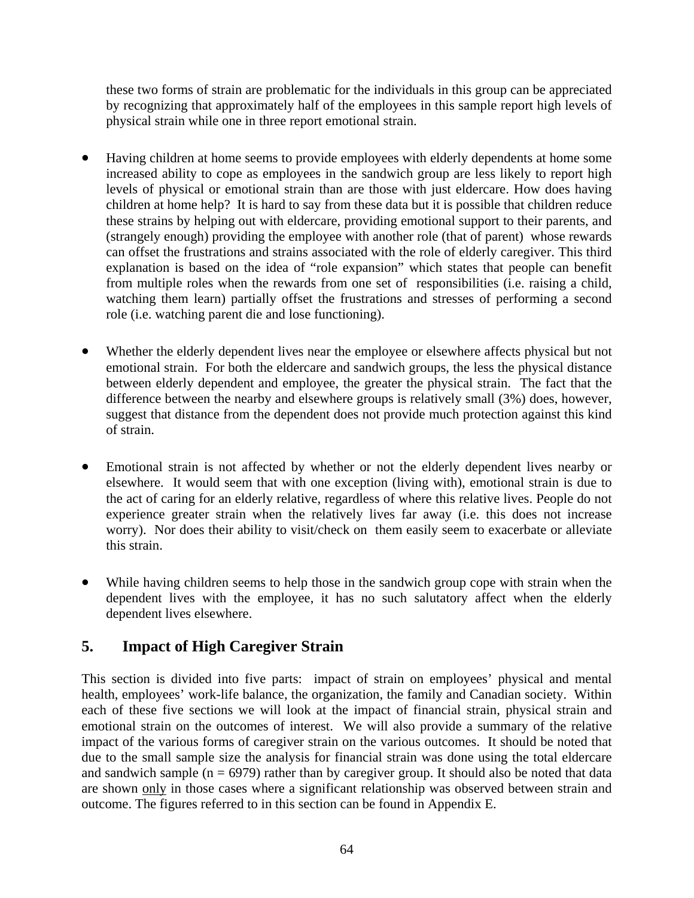these two forms of strain are problematic for the individuals in this group can be appreciated by recognizing that approximately half of the employees in this sample report high levels of physical strain while one in three report emotional strain.

- Having children at home seems to provide employees with elderly dependents at home some increased ability to cope as employees in the sandwich group are less likely to report high levels of physical or emotional strain than are those with just eldercare. How does having children at home help? It is hard to say from these data but it is possible that children reduce these strains by helping out with eldercare, providing emotional support to their parents, and (strangely enough) providing the employee with another role (that of parent) whose rewards can offset the frustrations and strains associated with the role of elderly caregiver. This third explanation is based on the idea of "role expansion" which states that people can benefit from multiple roles when the rewards from one set of responsibilities (i.e. raising a child, watching them learn) partially offset the frustrations and stresses of performing a second role (i.e. watching parent die and lose functioning).

- Whether the elderly dependent lives near the employee or elsewhere affects physical but not emotional strain. For both the eldercare and sandwich groups, the less the physical distance between elderly dependent and employee, the greater the physical strain. The fact that the difference between the nearby and elsewhere groups is relatively small (3%) does, however, suggest that distance from the dependent does not provide much protection against this kind of strain.

- Emotional strain is not affected by whether or not the elderly dependent lives nearby or elsewhere. It would seem that with one exception (living with), emotional strain is due to the act of caring for an elderly relative, regardless of where this relative lives. People do not experience greater strain when the relatively lives far away (i.e. this does not increase worry). Nor does their ability to visit/check on them easily seem to exacerbate or alleviate this strain.

- While having children seems to help those in the sandwich group cope with strain when the dependent lives with the employee, it has no such salutatory affect when the elderly dependent lives elsewhere.

## 5. Impact of High Caregiver Strain

This section is divided into five parts: impact of strain on employees' physical and mental health, employees' work-life balance, the organization, the family and Canadian society. Within each of these five sections we will look at the impact of financial strain, physical strain and emotional strain on the outcomes of interest. We will also provide a summary of the relative impact of the various forms of caregiver strain on the various outcomes. It should be noted that due to the small sample size the analysis for financial strain was done using the total eldercare and sandwich sample (n = 6979) rather than by caregiver group. It should also be noted that data are shown only in those cases where a significant relationship was observed between strain and outcome. The figures referred to in this section can be found in Appendix E.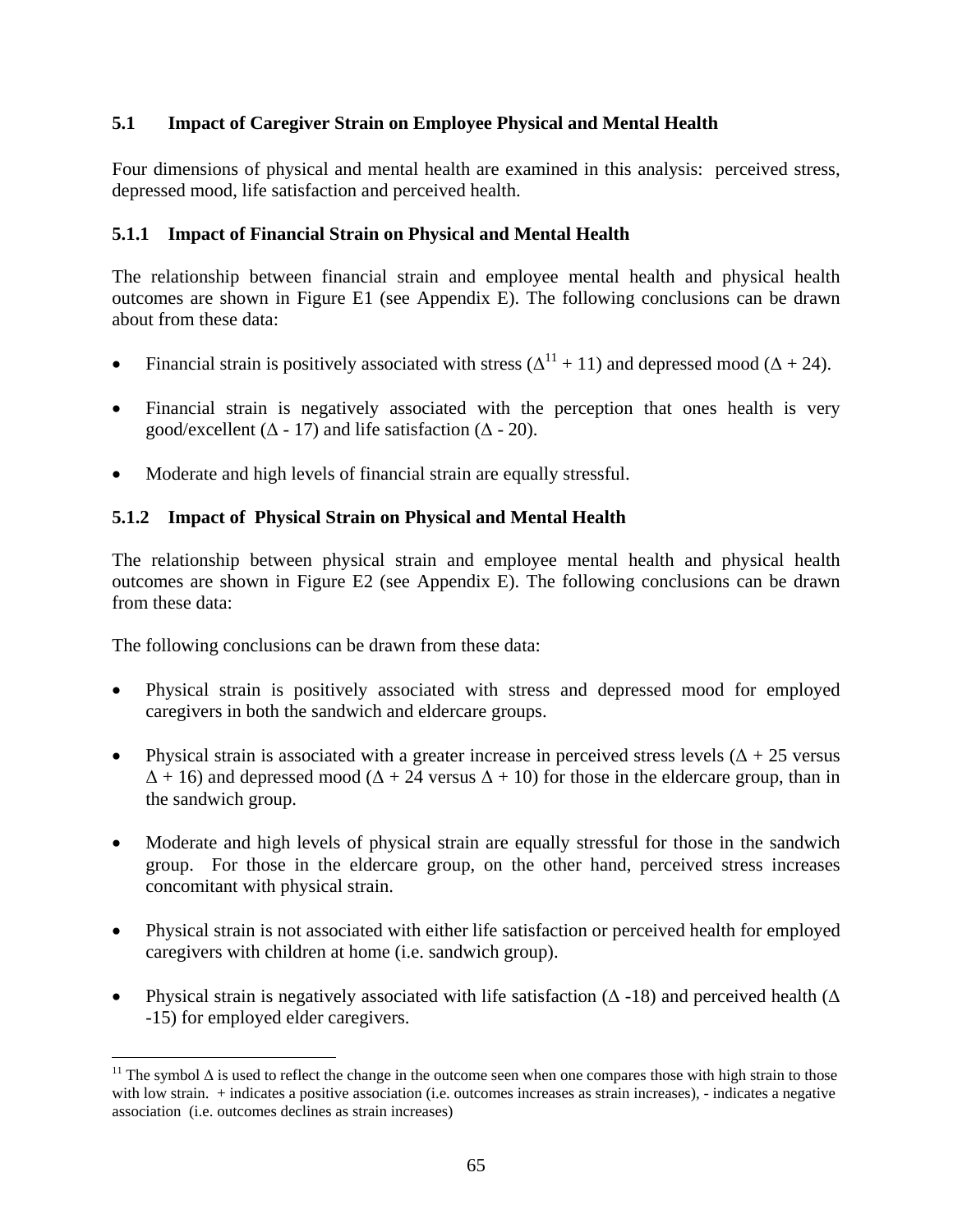### 5.1 Impact of Caregiver Strain on Employee Physical and Mental Health

Four dimensions of physical and mental health are examined in this analysis: perceived stress, depressed mood, life satisfaction and perceived health.

#### 5.1.1 Impact of Financial Strain on Physical and Mental Health

The relationship between financial strain and employee mental health and physical health outcomes are shown in Figure E1 (see Appendix E). The following conclusions can be drawn about from these data:

- Financial strain is positively associated with stress (Δ[11] + 11) and depressed mood (Δ + 24).
- Financial strain is negatively associated with the perception that ones health is very good/excellent (Δ - 17) and life satisfaction (Δ - 20).
- Moderate and high levels of financial strain are equally stressful.

#### 5.1.2 Impact of Physical Strain on Physical and Mental Health

The relationship between physical strain and employee mental health and physical health outcomes are shown in Figure E2 (see Appendix E). The following conclusions can be drawn from these data:

The following conclusions can be drawn from these data:

- Physical strain is positively associated with stress and depressed mood for employed caregivers in both the sandwich and eldercare groups.
- Physical strain is associated with a greater increase in perceived stress levels (Δ + 25 versus Δ + 16) and depressed mood (Δ + 24 versus Δ + 10) for those in the eldercare group, than in the sandwich group.
- Moderate and high levels of physical strain are equally stressful for those in the sandwich group. For those in the eldercare group, on the other hand, perceived stress increases concomitant with physical strain.
- Physical strain is not associated with either life satisfaction or perceived health for employed caregivers with children at home (i.e. sandwich group).
- Physical strain is negatively associated with life satisfaction (Δ -18) and perceived health (Δ -15) for employed elder caregivers.

[11] The symbol Δ is used to reflect the change in the outcome seen when one compares those with high strain to those with low strain. + indicates a positive association (i.e. outcomes increases as strain increases), - indicates a negative association (i.e. outcomes declines as strain increases)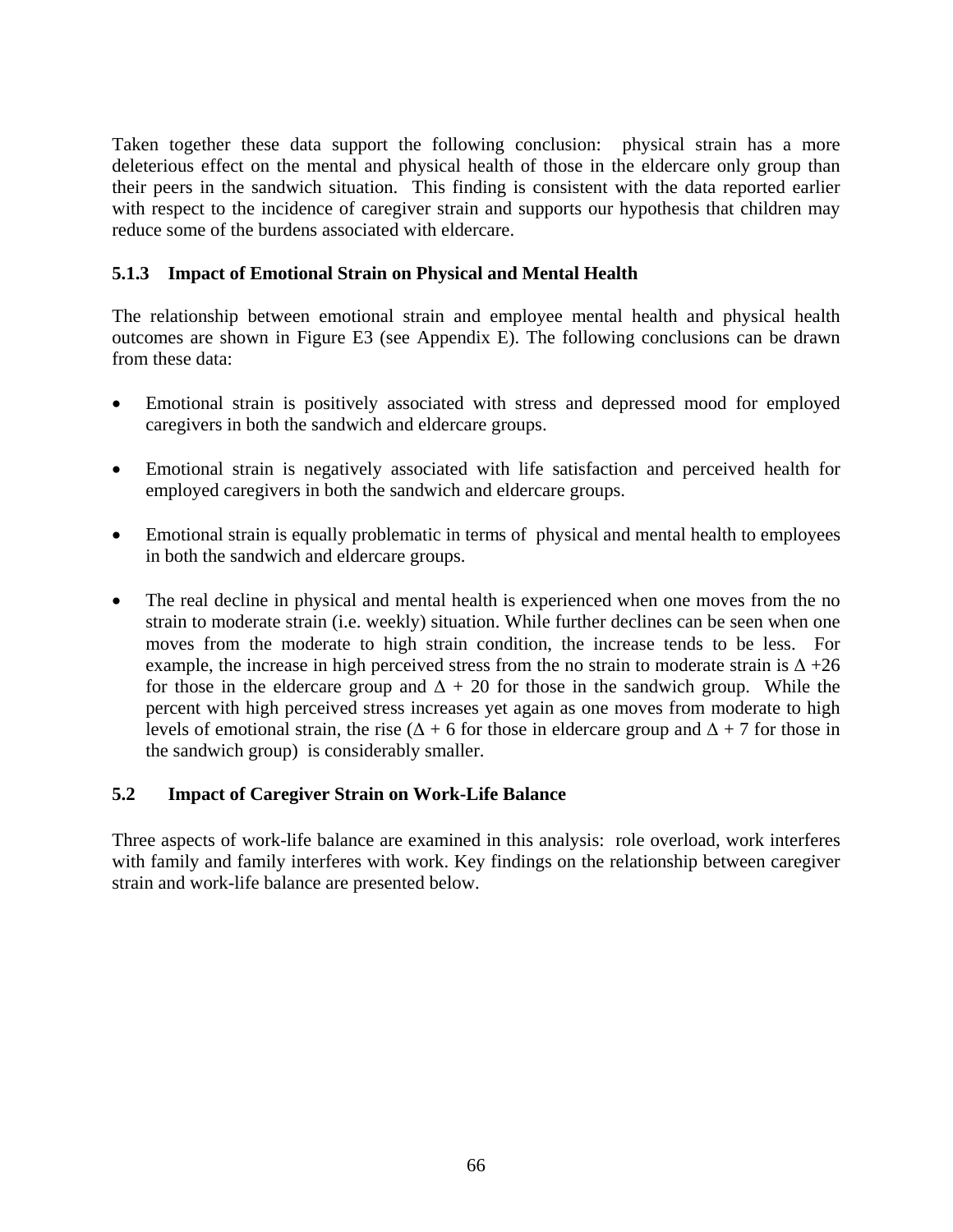Taken together these data support the following conclusion: physical strain has a more deleterious effect on the mental and physical health of those in the eldercare only group than their peers in the sandwich situation. This finding is consistent with the data reported earlier with respect to the incidence of caregiver strain and supports our hypothesis that children may reduce some of the burdens associated with eldercare.

### 5.1.3 Impact of Emotional Strain on Physical and Mental Health

The relationship between emotional strain and employee mental health and physical health outcomes are shown in Figure E3 (see Appendix E). The following conclusions can be drawn from these data:

- Emotional strain is positively associated with stress and depressed mood for employed caregivers in both the sandwich and eldercare groups.
- Emotional strain is negatively associated with life satisfaction and perceived health for employed caregivers in both the sandwich and eldercare groups.
- Emotional strain is equally problematic in terms of physical and mental health to employees in both the sandwich and eldercare groups.
- The real decline in physical and mental health is experienced when one moves from the no strain to moderate strain (i.e. weekly) situation. While further declines can be seen when one moves from the moderate to high strain condition, the increase tends to be less. For example, the increase in high perceived stress from the no strain to moderate strain is $\Delta$ +26 for those in the eldercare group and $\Delta$ + 20 for those in the sandwich group. While the percent with high perceived stress increases yet again as one moves from moderate to high levels of emotional strain, the rise ($\Delta$ + 6 for those in eldercare group and $\Delta$ + 7 for those in the sandwich group) is considerably smaller.

## 5.2 Impact of Caregiver Strain on Work-Life Balance

Three aspects of work-life balance are examined in this analysis: role overload, work interferes with family and family interferes with work. Key findings on the relationship between caregiver strain and work-life balance are presented below.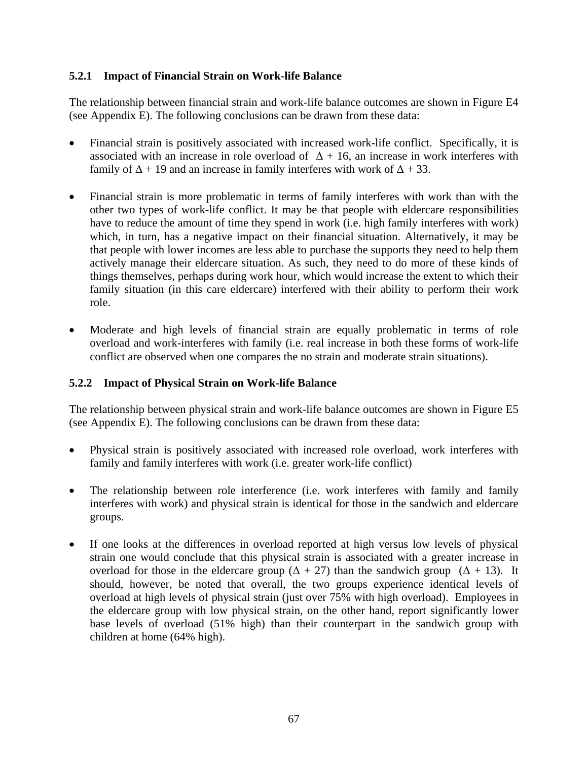### 5.2.1 Impact of Financial Strain on Work-life Balance

The relationship between financial strain and work-life balance outcomes are shown in Figure E4 (see Appendix E). The following conclusions can be drawn from these data:

- Financial strain is positively associated with increased work-life conflict. Specifically, it is associated with an increase in role overload of $\Delta + 16$, an increase in work interferes with family of $\Delta + 19$ and an increase in family interferes with work of $\Delta + 33$.
- Financial strain is more problematic in terms of family interferes with work than with the other two types of work-life conflict. It may be that people with eldercare responsibilities have to reduce the amount of time they spend in work (i.e. high family interferes with work) which, in turn, has a negative impact on their financial situation. Alternatively, it may be that people with lower incomes are less able to purchase the supports they need to help them actively manage their eldercare situation. As such, they need to do more of these kinds of things themselves, perhaps during work hour, which would increase the extent to which their family situation (in this care eldercare) interfered with their ability to perform their work role.
- Moderate and high levels of financial strain are equally problematic in terms of role overload and work-interferes with family (i.e. real increase in both these forms of work-life conflict are observed when one compares the no strain and moderate strain situations).

### 5.2.2 Impact of Physical Strain on Work-life Balance

The relationship between physical strain and work-life balance outcomes are shown in Figure E5 (see Appendix E). The following conclusions can be drawn from these data:

- Physical strain is positively associated with increased role overload, work interferes with family and family interferes with work (i.e. greater work-life conflict)
- The relationship between role interference (i.e. work interferes with family and family interferes with work) and physical strain is identical for those in the sandwich and eldercare groups.
- If one looks at the differences in overload reported at high versus low levels of physical strain one would conclude that this physical strain is associated with a greater increase in overload for those in the eldercare group ($\Delta + 27$) than the sandwich group ($\Delta + 13$). It should, however, be noted that overall, the two groups experience identical levels of overload at high levels of physical strain (just over 75% with high overload). Employees in the eldercare group with low physical strain, on the other hand, report significantly lower base levels of overload (51% high) than their counterpart in the sandwich group with children at home (64% high).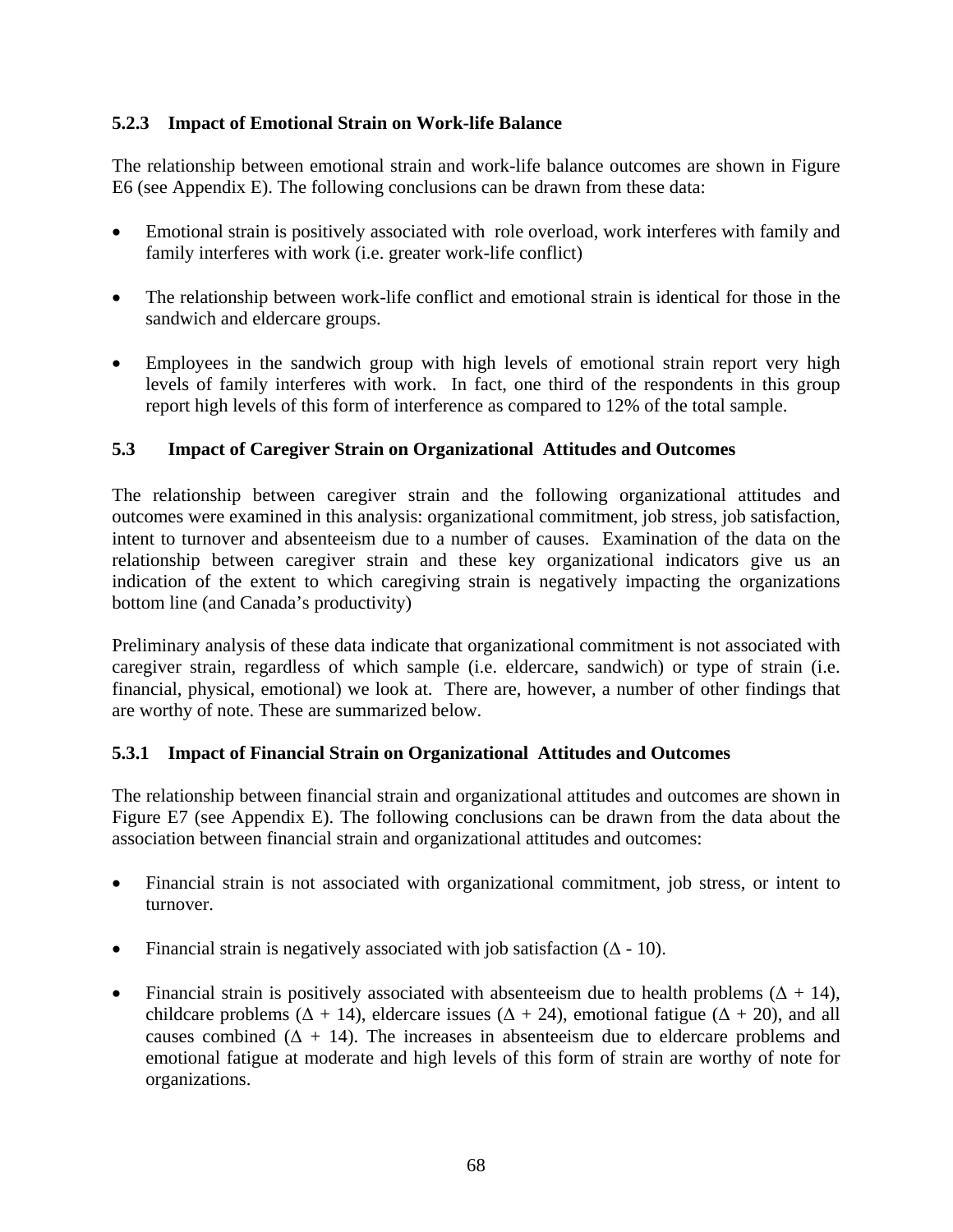### 5.2.3 Impact of Emotional Strain on Work-life Balance

The relationship between emotional strain and work-life balance outcomes are shown in Figure E6 (see Appendix E). The following conclusions can be drawn from these data:

- Emotional strain is positively associated with role overload, work interferes with family and family interferes with work (i.e. greater work-life conflict)
- The relationship between work-life conflict and emotional strain is identical for those in the sandwich and eldercare groups.
- Employees in the sandwich group with high levels of emotional strain report very high levels of family interferes with work. In fact, one third of the respondents in this group report high levels of this form of interference as compared to 12% of the total sample.

### 5.3 Impact of Caregiver Strain on Organizational Attitudes and Outcomes

The relationship between caregiver strain and the following organizational attitudes and outcomes were examined in this analysis: organizational commitment, job stress, job satisfaction, intent to turnover and absenteeism due to a number of causes. Examination of the data on the relationship between caregiver strain and these key organizational indicators give us an indication of the extent to which caregiving strain is negatively impacting the organizations bottom line (and Canada's productivity)

Preliminary analysis of these data indicate that organizational commitment is not associated with caregiver strain, regardless of which sample (i.e. eldercare, sandwich) or type of strain (i.e. financial, physical, emotional) we look at. There are, however, a number of other findings that are worthy of note. These are summarized below.

### 5.3.1 Impact of Financial Strain on Organizational Attitudes and Outcomes

The relationship between financial strain and organizational attitudes and outcomes are shown in Figure E7 (see Appendix E). The following conclusions can be drawn from the data about the association between financial strain and organizational attitudes and outcomes:

- Financial strain is not associated with organizational commitment, job stress, or intent to turnover.
- Financial strain is negatively associated with job satisfaction ($\Delta$ - 10).
- Financial strain is positively associated with absenteeism due to health problems ($\Delta$ + 14), childcare problems ($\Delta$ + 14), eldercare issues ($\Delta$ + 24), emotional fatigue ($\Delta$ + 20), and all causes combined ($\Delta$ + 14). The increases in absenteeism due to eldercare problems and emotional fatigue at moderate and high levels of this form of strain are worthy of note for organizations.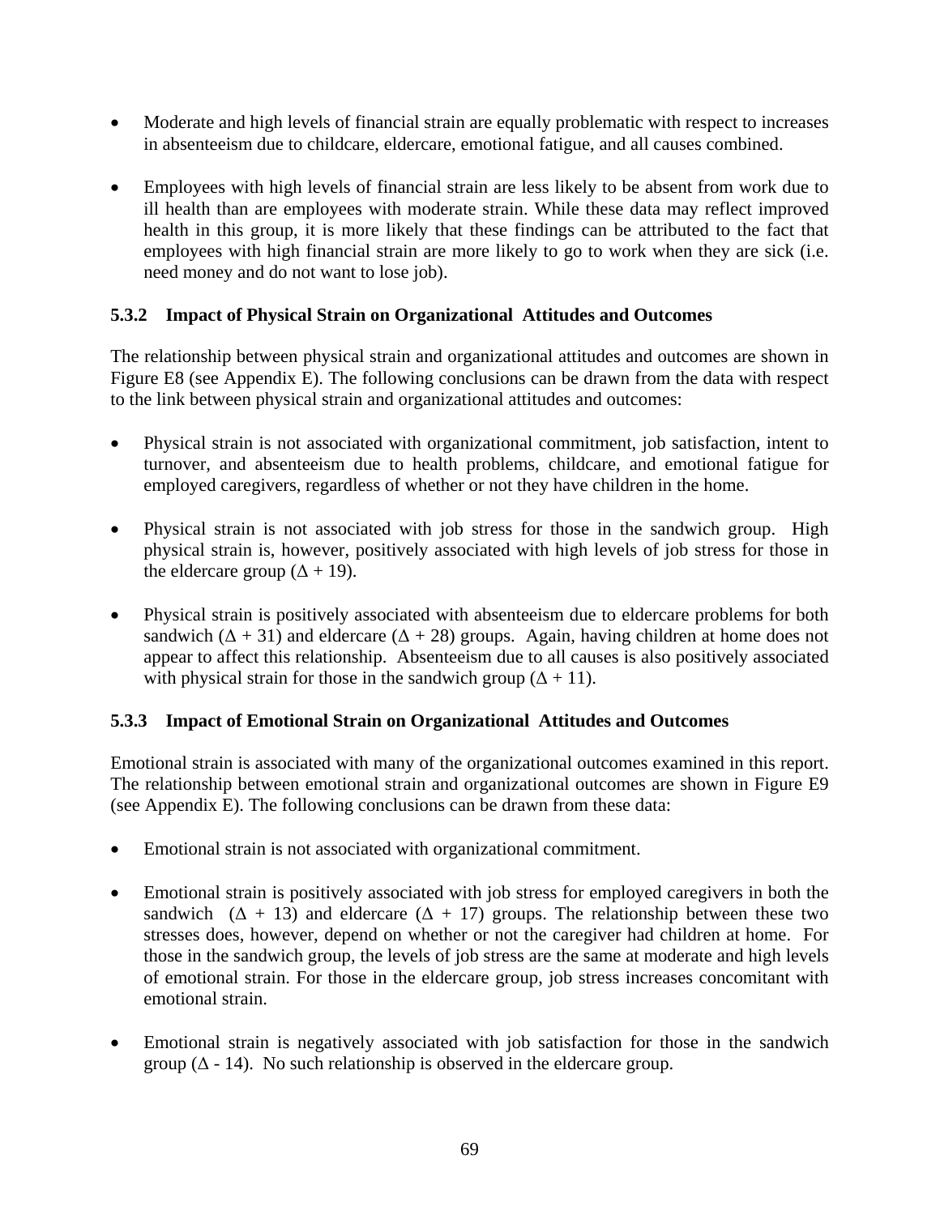- Moderate and high levels of financial strain are equally problematic with respect to increases in absenteeism due to childcare, eldercare, emotional fatigue, and all causes combined.

- Employees with high levels of financial strain are less likely to be absent from work due to ill health than are employees with moderate strain. While these data may reflect improved health in this group, it is more likely that these findings can be attributed to the fact that employees with high financial strain are more likely to go to work when they are sick (i.e. need money and do not want to lose job).

### 5.3.2 Impact of Physical Strain on Organizational Attitudes and Outcomes

The relationship between physical strain and organizational attitudes and outcomes are shown in Figure E8 (see Appendix E). The following conclusions can be drawn from the data with respect to the link between physical strain and organizational attitudes and outcomes:

- Physical strain is not associated with organizational commitment, job satisfaction, intent to turnover, and absenteeism due to health problems, childcare, and emotional fatigue for employed caregivers, regardless of whether or not they have children in the home.

- Physical strain is not associated with job stress for those in the sandwich group. High physical strain is, however, positively associated with high levels of job stress for those in the eldercare group ($\Delta + 19$).

- Physical strain is positively associated with absenteeism due to eldercare problems for both sandwich ($\Delta + 31$) and eldercare ($\Delta + 28$) groups. Again, having children at home does not appear to affect this relationship. Absenteeism due to all causes is also positively associated with physical strain for those in the sandwich group ($\Delta + 11$).

### 5.3.3 Impact of Emotional Strain on Organizational Attitudes and Outcomes

Emotional strain is associated with many of the organizational outcomes examined in this report. The relationship between emotional strain and organizational outcomes are shown in Figure E9 (see Appendix E). The following conclusions can be drawn from these data:

- Emotional strain is not associated with organizational commitment.

- Emotional strain is positively associated with job stress for employed caregivers in both the sandwich ($\Delta + 13$) and eldercare ($\Delta + 17$) groups. The relationship between these two stresses does, however, depend on whether or not the caregiver had children at home. For those in the sandwich group, the levels of job stress are the same at moderate and high levels of emotional strain. For those in the eldercare group, job stress increases concomitant with emotional strain.

- Emotional strain is negatively associated with job satisfaction for those in the sandwich group ($\Delta - 14$). No such relationship is observed in the eldercare group.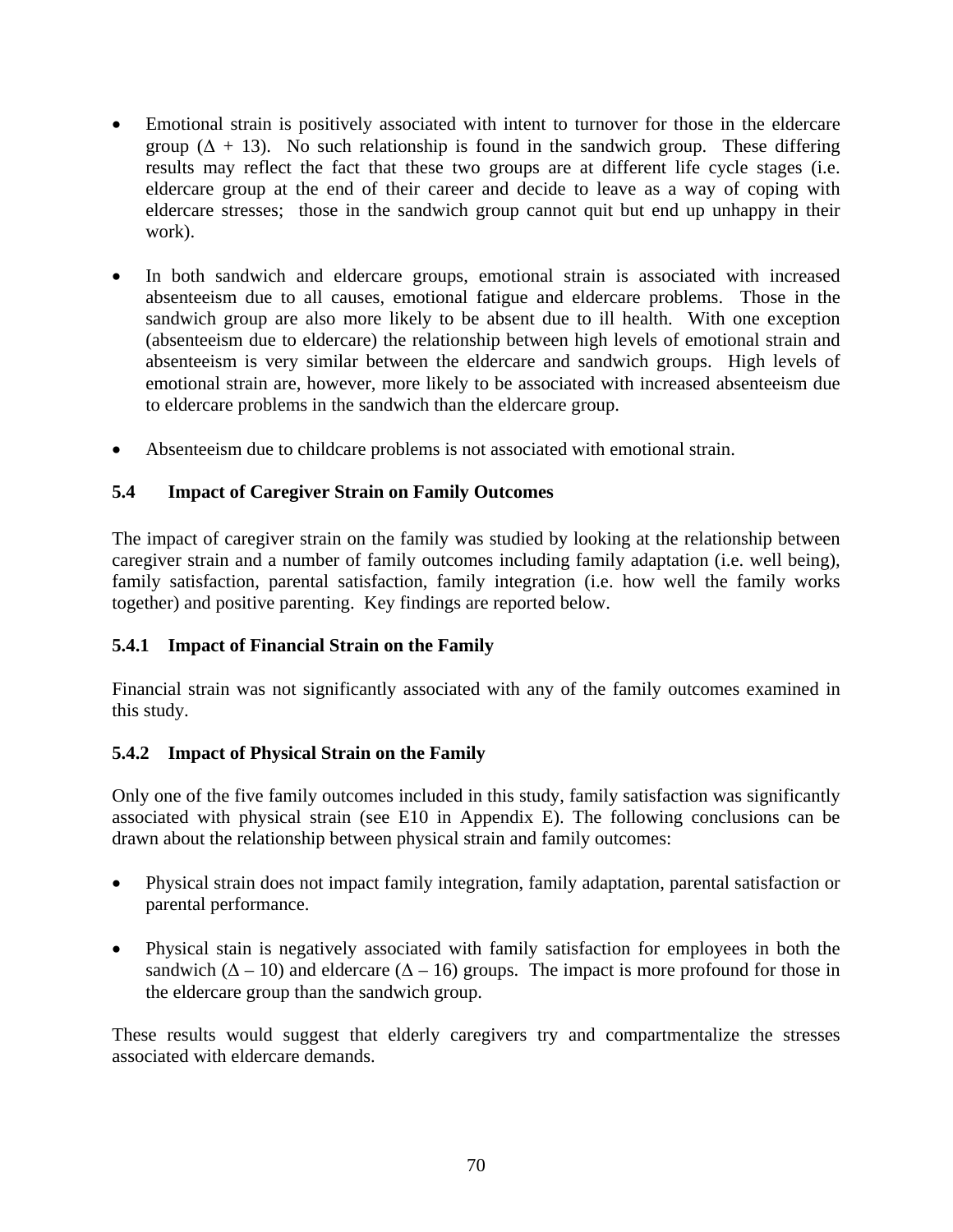- Emotional strain is positively associated with intent to turnover for those in the eldercare group ($\Delta + 13$). No such relationship is found in the sandwich group. These differing results may reflect the fact that these two groups are at different life cycle stages (i.e. eldercare group at the end of their career and decide to leave as a way of coping with eldercare stresses; those in the sandwich group cannot quit but end up unhappy in their work).

- In both sandwich and eldercare groups, emotional strain is associated with increased absenteeism due to all causes, emotional fatigue and eldercare problems. Those in the sandwich group are also more likely to be absent due to ill health. With one exception (absenteeism due to eldercare) the relationship between high levels of emotional strain and absenteeism is very similar between the eldercare and sandwich groups. High levels of emotional strain are, however, more likely to be associated with increased absenteeism due to eldercare problems in the sandwich than the eldercare group.

- Absenteeism due to childcare problems is not associated with emotional strain.

### 5.4 Impact of Caregiver Strain on Family Outcomes

The impact of caregiver strain on the family was studied by looking at the relationship between caregiver strain and a number of family outcomes including family adaptation (i.e. well being), family satisfaction, parental satisfaction, family integration (i.e. how well the family works together) and positive parenting. Key findings are reported below.

#### 5.4.1 Impact of Financial Strain on the Family

Financial strain was not significantly associated with any of the family outcomes examined in this study.

#### 5.4.2 Impact of Physical Strain on the Family

Only one of the five family outcomes included in this study, family satisfaction was significantly associated with physical strain (see E10 in Appendix E). The following conclusions can be drawn about the relationship between physical strain and family outcomes:

- Physical strain does not impact family integration, family adaptation, parental satisfaction or parental performance.

- Physical stain is negatively associated with family satisfaction for employees in both the sandwich ($\Delta - 10$) and eldercare ($\Delta - 16$) groups. The impact is more profound for those in the eldercare group than the sandwich group.

These results would suggest that elderly caregivers try and compartmentalize the stresses associated with eldercare demands.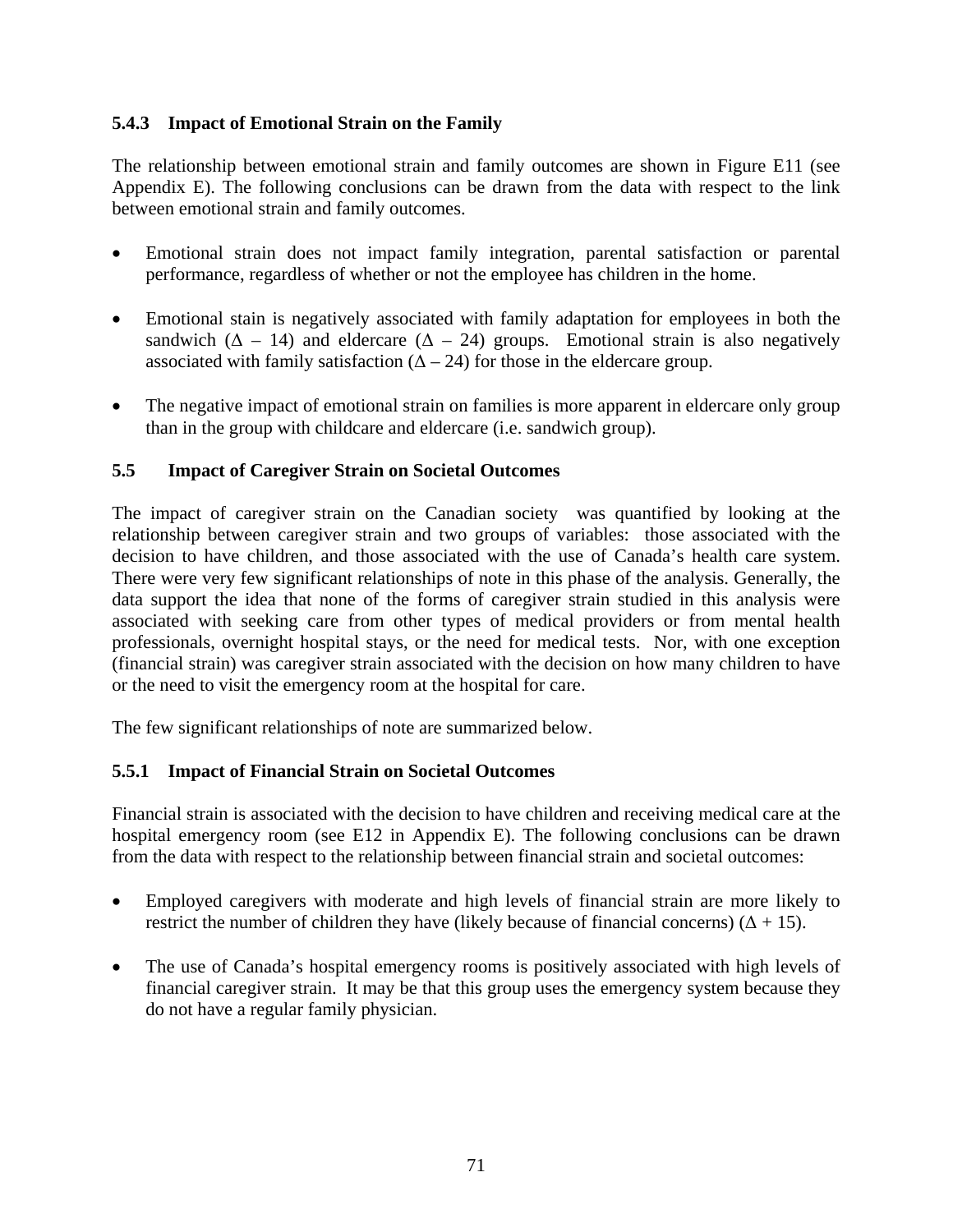### 5.4.3 Impact of Emotional Strain on the Family

The relationship between emotional strain and family outcomes are shown in Figure E11 (see Appendix E). The following conclusions can be drawn from the data with respect to the link between emotional strain and family outcomes.

- Emotional strain does not impact family integration, parental satisfaction or parental performance, regardless of whether or not the employee has children in the home.
- Emotional stain is negatively associated with family adaptation for employees in both the sandwich ($\Delta$ – 14) and eldercare ($\Delta$ – 24) groups. Emotional strain is also negatively associated with family satisfaction ($\Delta$ – 24) for those in the eldercare group.
- The negative impact of emotional strain on families is more apparent in eldercare only group than in the group with childcare and eldercare (i.e. sandwich group).

## 5.5 Impact of Caregiver Strain on Societal Outcomes

The impact of caregiver strain on the Canadian society was quantified by looking at the relationship between caregiver strain and two groups of variables: those associated with the decision to have children, and those associated with the use of Canada's health care system. There were very few significant relationships of note in this phase of the analysis. Generally, the data support the idea that none of the forms of caregiver strain studied in this analysis were associated with seeking care from other types of medical providers or from mental health professionals, overnight hospital stays, or the need for medical tests. Nor, with one exception (financial strain) was caregiver strain associated with the decision on how many children to have or the need to visit the emergency room at the hospital for care.

The few significant relationships of note are summarized below.

### 5.5.1 Impact of Financial Strain on Societal Outcomes

Financial strain is associated with the decision to have children and receiving medical care at the hospital emergency room (see E12 in Appendix E). The following conclusions can be drawn from the data with respect to the relationship between financial strain and societal outcomes:

- Employed caregivers with moderate and high levels of financial strain are more likely to restrict the number of children they have (likely because of financial concerns) ($\Delta$ + 15).
- The use of Canada's hospital emergency rooms is positively associated with high levels of financial caregiver strain. It may be that this group uses the emergency system because they do not have a regular family physician.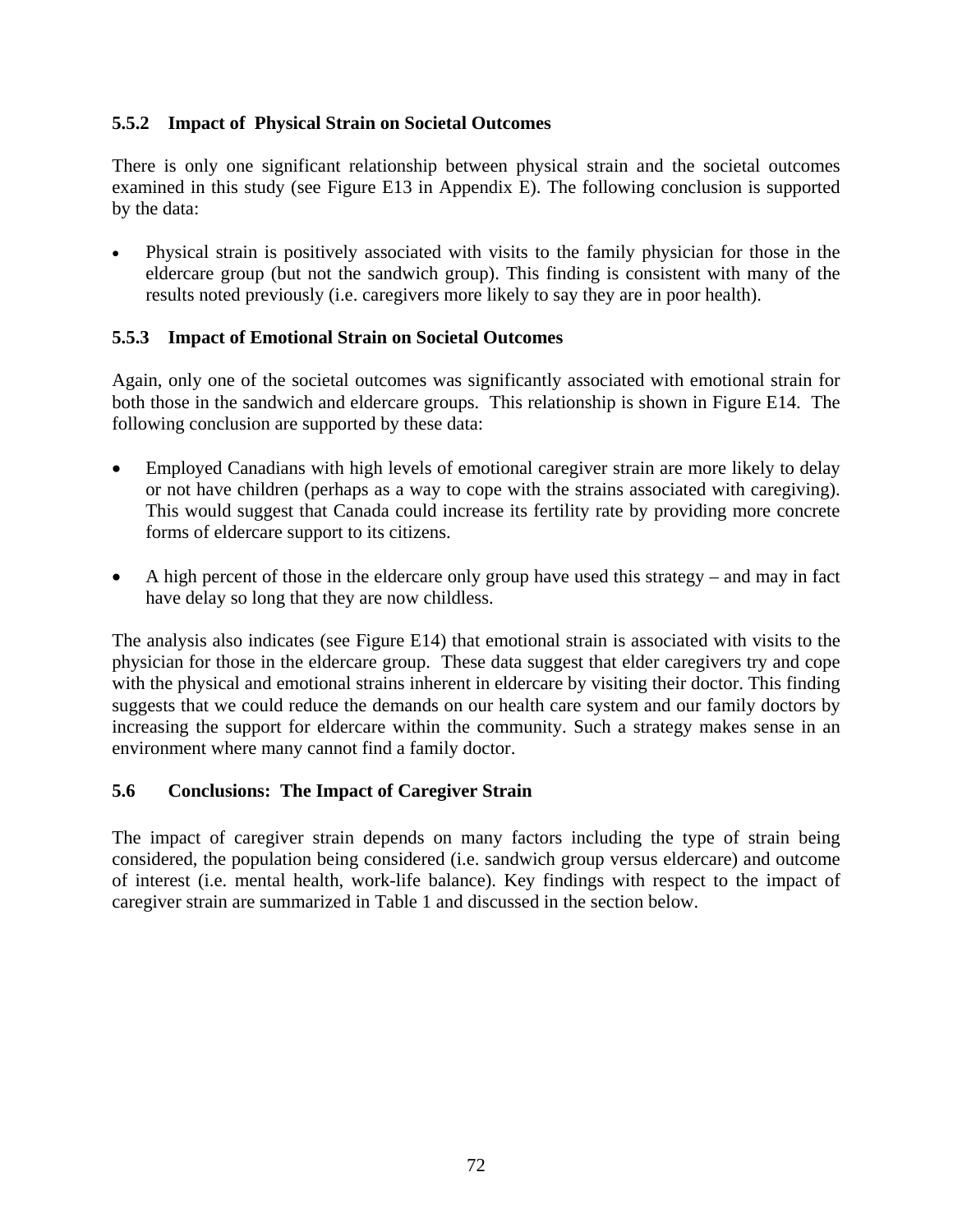### 5.5.2 Impact of Physical Strain on Societal Outcomes

There is only one significant relationship between physical strain and the societal outcomes examined in this study (see Figure E13 in Appendix E). The following conclusion is supported by the data:

- Physical strain is positively associated with visits to the family physician for those in the eldercare group (but not the sandwich group). This finding is consistent with many of the results noted previously (i.e. caregivers more likely to say they are in poor health).

### 5.5.3 Impact of Emotional Strain on Societal Outcomes

Again, only one of the societal outcomes was significantly associated with emotional strain for both those in the sandwich and eldercare groups. This relationship is shown in Figure E14. The following conclusion are supported by these data:

- Employed Canadians with high levels of emotional caregiver strain are more likely to delay or not have children (perhaps as a way to cope with the strains associated with caregiving). This would suggest that Canada could increase its fertility rate by providing more concrete forms of eldercare support to its citizens.
- A high percent of those in the eldercare only group have used this strategy – and may in fact have delay so long that they are now childless.

The analysis also indicates (see Figure E14) that emotional strain is associated with visits to the physician for those in the eldercare group. These data suggest that elder caregivers try and cope with the physical and emotional strains inherent in eldercare by visiting their doctor. This finding suggests that we could reduce the demands on our health care system and our family doctors by increasing the support for eldercare within the community. Such a strategy makes sense in an environment where many cannot find a family doctor.

## 5.6 Conclusions: The Impact of Caregiver Strain

The impact of caregiver strain depends on many factors including the type of strain being considered, the population being considered (i.e. sandwich group versus eldercare) and outcome of interest (i.e. mental health, work-life balance). Key findings with respect to the impact of caregiver strain are summarized in Table 1 and discussed in the section below.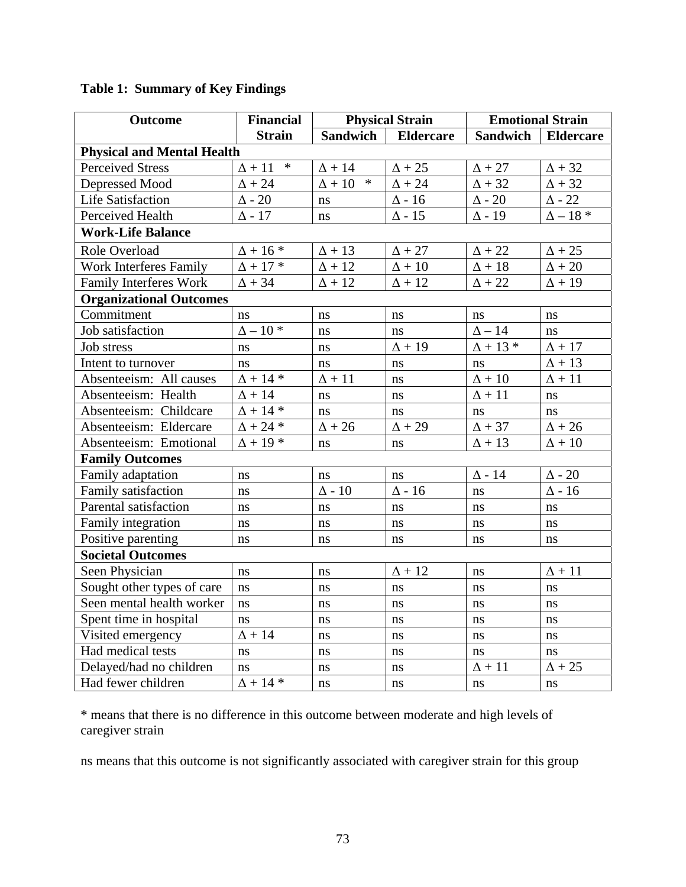**Table 1: Summary of Key Findings**

| Outcome | Financial Strain | Physical Strain | | Emotional Strain | |
|---|---|---|---|---|---|
| | | Sandwich | Eldercare | Sandwich | Eldercare |
| **Physical and Mental Health** | | | | | |
| Perceived Stress | Δ + 11 * | Δ + 14 | Δ + 25 | Δ + 27 | Δ + 32 |
| Depressed Mood | Δ + 24 | Δ + 10 * | Δ + 24 | Δ + 32 | Δ + 32 |
| Life Satisfaction | Δ - 20 | ns | Δ - 16 | Δ - 20 | Δ - 22 |
| Perceived Health | Δ - 17 | ns | Δ - 15 | Δ - 19 | Δ – 18 * |
| **Work-Life Balance** | | | | | |
| Role Overload | Δ + 16 * | Δ + 13 | Δ + 27 | Δ + 22 | Δ + 25 |
| Work Interferes Family | Δ + 17 * | Δ + 12 | Δ + 10 | Δ + 18 | Δ + 20 |
| Family Interferes Work | Δ + 34 | Δ + 12 | Δ + 12 | Δ + 22 | Δ + 19 |
| **Organizational Outcomes** | | | | | |
| Commitment | ns | ns | ns | ns | ns |
| Job satisfaction | Δ – 10 * | ns | ns | Δ – 14 | ns |
| Job stress | ns | ns | Δ + 19 | Δ + 13 * | Δ + 17 |
| Intent to turnover | ns | ns | ns | ns | Δ + 13 |
| Absenteeism: All causes | Δ + 14 * | Δ + 11 | ns | Δ + 10 | Δ + 11 |
| Absenteeism: Health | Δ + 14 | ns | ns | Δ + 11 | ns |
| Absenteeism: Childcare | Δ + 14 * | ns | ns | ns | ns |
| Absenteeism: Eldercare | Δ + 24 * | Δ + 26 | Δ + 29 | Δ + 37 | Δ + 26 |
| Absenteeism: Emotional | Δ + 19 * | ns | ns | Δ + 13 | Δ + 10 |
| **Family Outcomes** | | | | | |
| Family adaptation | ns | ns | ns | Δ - 14 | Δ - 20 |
| Family satisfaction | ns | Δ - 10 | Δ - 16 | ns | Δ - 16 |
| Parental satisfaction | ns | ns | ns | ns | ns |
| Family integration | ns | ns | ns | ns | ns |
| Positive parenting | ns | ns | ns | ns | ns |
| **Societal Outcomes** | | | | | |
| Seen Physician | ns | ns | Δ + 12 | ns | Δ + 11 |
| Sought other types of care | ns | ns | ns | ns | ns |
| Seen mental health worker | ns | ns | ns | ns | ns |
| Spent time in hospital | ns | ns | ns | ns | ns |
| Visited emergency | Δ + 14 | ns | ns | ns | ns |
| Had medical tests | ns | ns | ns | ns | ns |
| Delayed/had no children | ns | ns | ns | Δ + 11 | Δ + 25 |
| Had fewer children | Δ + 14 * | ns | ns | ns | ns |

* means that there is no difference in this outcome between moderate and high levels of caregiver strain

ns means that this outcome is not significantly associated with caregiver strain for this group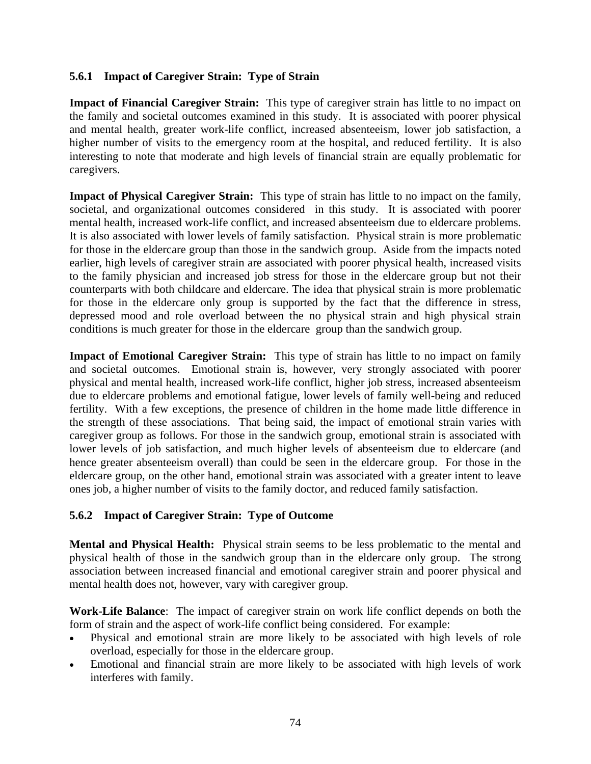### 5.6.1 Impact of Caregiver Strain: Type of Strain

**Impact of Financial Caregiver Strain:** This type of caregiver strain has little to no impact on the family and societal outcomes examined in this study. It is associated with poorer physical and mental health, greater work-life conflict, increased absenteeism, lower job satisfaction, a higher number of visits to the emergency room at the hospital, and reduced fertility. It is also interesting to note that moderate and high levels of financial strain are equally problematic for caregivers.

**Impact of Physical Caregiver Strain:** This type of strain has little to no impact on the family, societal, and organizational outcomes considered in this study. It is associated with poorer mental health, increased work-life conflict, and increased absenteeism due to eldercare problems. It is also associated with lower levels of family satisfaction. Physical strain is more problematic for those in the eldercare group than those in the sandwich group. Aside from the impacts noted earlier, high levels of caregiver strain are associated with poorer physical health, increased visits to the family physician and increased job stress for those in the eldercare group but not their counterparts with both childcare and eldercare. The idea that physical strain is more problematic for those in the eldercare only group is supported by the fact that the difference in stress, depressed mood and role overload between the no physical strain and high physical strain conditions is much greater for those in the eldercare group than the sandwich group.

**Impact of Emotional Caregiver Strain:** This type of strain has little to no impact on family and societal outcomes. Emotional strain is, however, very strongly associated with poorer physical and mental health, increased work-life conflict, higher job stress, increased absenteeism due to eldercare problems and emotional fatigue, lower levels of family well-being and reduced fertility. With a few exceptions, the presence of children in the home made little difference in the strength of these associations. That being said, the impact of emotional strain varies with caregiver group as follows. For those in the sandwich group, emotional strain is associated with lower levels of job satisfaction, and much higher levels of absenteeism due to eldercare (and hence greater absenteeism overall) than could be seen in the eldercare group. For those in the eldercare group, on the other hand, emotional strain was associated with a greater intent to leave ones job, a higher number of visits to the family doctor, and reduced family satisfaction.

### 5.6.2 Impact of Caregiver Strain: Type of Outcome

**Mental and Physical Health:** Physical strain seems to be less problematic to the mental and physical health of those in the sandwich group than in the eldercare only group. The strong association between increased financial and emotional caregiver strain and poorer physical and mental health does not, however, vary with caregiver group.

**Work-Life Balance**: The impact of caregiver strain on work life conflict depends on both the form of strain and the aspect of work-life conflict being considered. For example:

- Physical and emotional strain are more likely to be associated with high levels of role overload, especially for those in the eldercare group.
- Emotional and financial strain are more likely to be associated with high levels of work interferes with family.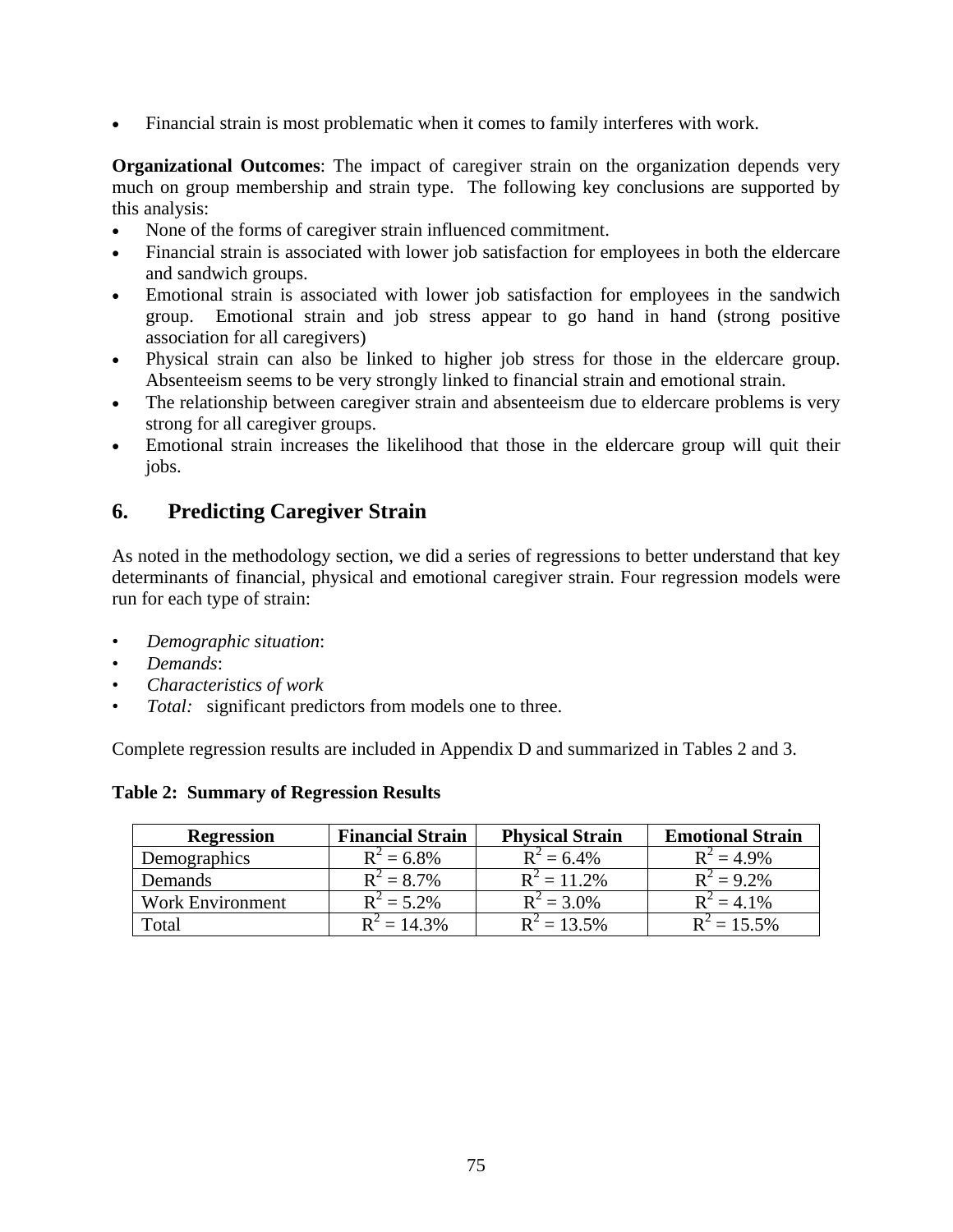- Financial strain is most problematic when it comes to family interferes with work.

**Organizational Outcomes**: The impact of caregiver strain on the organization depends very much on group membership and strain type. The following key conclusions are supported by this analysis:

- None of the forms of caregiver strain influenced commitment.
- Financial strain is associated with lower job satisfaction for employees in both the eldercare and sandwich groups.
- Emotional strain is associated with lower job satisfaction for employees in the sandwich group. Emotional strain and job stress appear to go hand in hand (strong positive association for all caregivers)
- Physical strain can also be linked to higher job stress for those in the eldercare group. Absenteeism seems to be very strongly linked to financial strain and emotional strain.
- The relationship between caregiver strain and absenteeism due to eldercare problems is very strong for all caregiver groups.
- Emotional strain increases the likelihood that those in the eldercare group will quit their jobs.

## 6. Predicting Caregiver Strain

As noted in the methodology section, we did a series of regressions to better understand that key determinants of financial, physical and emotional caregiver strain. Four regression models were run for each type of strain:

- *Demographic situation*:
- *Demands*:
- *Characteristics of work*
- *Total:* significant predictors from models one to three.

Complete regression results are included in Appendix D and summarized in Tables 2 and 3.

**Table 2: Summary of Regression Results**

| Regression | Financial Strain | Physical Strain | Emotional Strain |
|---|---|---|---|
| Demographics | $R^2$ = 6.8% | $R^2$ = 6.4% | $R^2$ = 4.9% |
| Demands | $R^2$ = 8.7% | $R^2$ = 11.2% | $R^2$ = 9.2% |
| Work Environment | $R^2$ = 5.2% | $R^2$ = 3.0% | $R^2$ = 4.1% |
| Total | $R^2$ = 14.3% | $R^2$ = 13.5% | $R^2$ = 15.5% |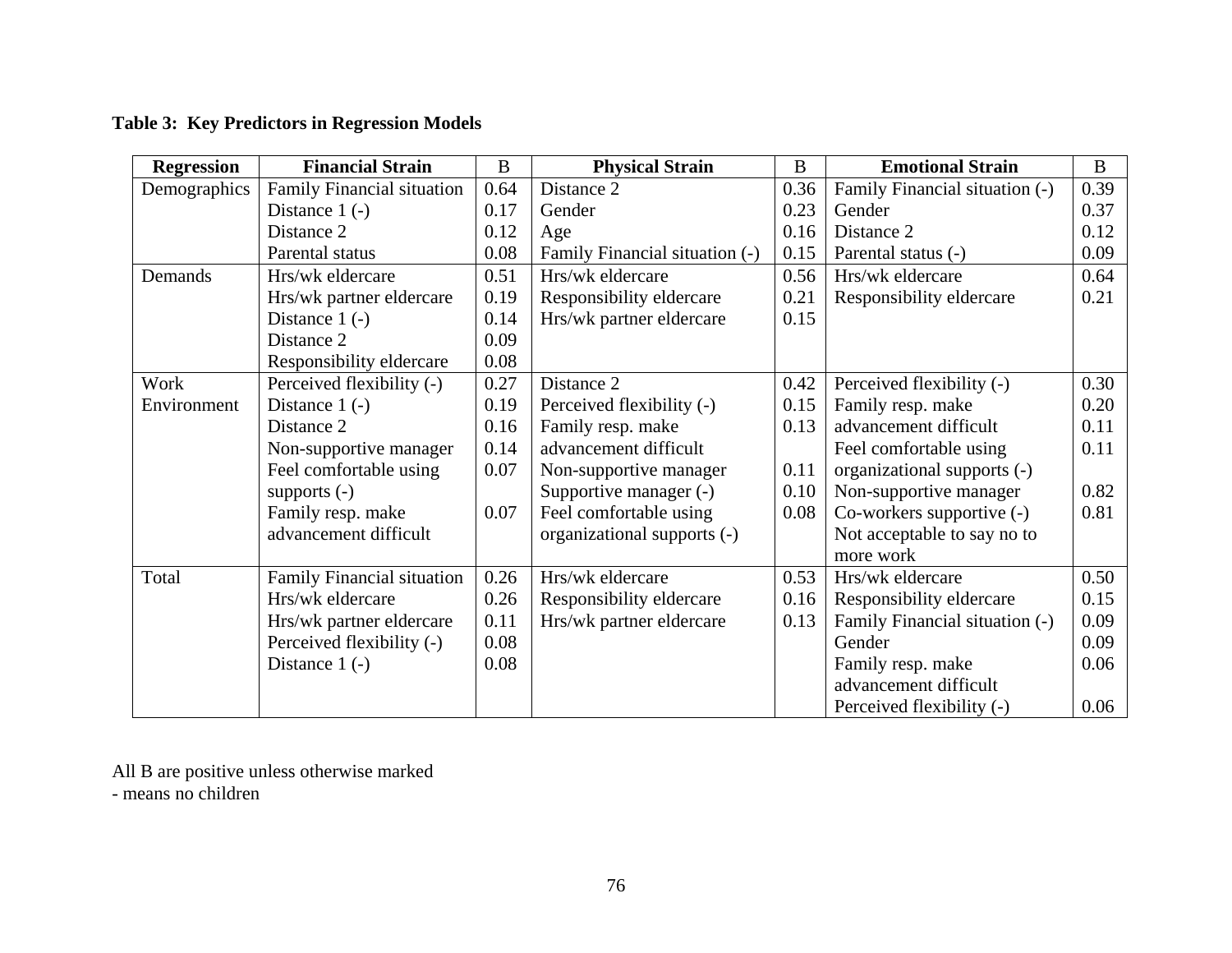**Table 3: Key Predictors in Regression Models**

| Regression | Financial Strain | B | Physical Strain | B | Emotional Strain | B |
|---|---|---|---|---|---|---|
| Demographics | Family Financial situation | 0.64 | Distance 2 | 0.36 | Family Financial situation (-) | 0.39 |
| | Distance 1 (-) | 0.17 | Gender | 0.23 | Gender | 0.37 |
| | Distance 2 | 0.12 | Age | 0.16 | Distance 2 | 0.12 |
| | Parental status | 0.08 | Family Financial situation (-) | 0.15 | Parental status (-) | 0.09 |
| Demands | Hrs/wk eldercare | 0.51 | Hrs/wk eldercare | 0.56 | Hrs/wk eldercare | 0.64 |
| | Hrs/wk partner eldercare | 0.19 | Responsibility eldercare | 0.21 | Responsibility eldercare | 0.21 |
| | Distance 1 (-) | 0.14 | Hrs/wk partner eldercare | 0.15 | | |
| | Distance 2 | 0.09 | | | | |
| | Responsibility eldercare | 0.08 | | | | |
| Work Environment | Perceived flexibility (-) | 0.27 | Distance 2 | 0.42 | Perceived flexibility (-) | 0.30 |
| | Distance 1 (-) | 0.19 | Perceived flexibility (-) | 0.15 | Family resp. make | 0.20 |
| | Distance 2 | 0.16 | Family resp. make | 0.13 | advancement difficult | 0.11 |
| | Non-supportive manager | 0.14 | advancement difficult | | Feel comfortable using | 0.11 |
| | Feel comfortable using | 0.07 | Non-supportive manager | 0.11 | organizational supports (-) | |
| | supports (-) | | Supportive manager (-) | 0.10 | Non-supportive manager | 0.82 |
| | Family resp. make | 0.07 | Feel comfortable using | 0.08 | Co-workers supportive (-) | 0.81 |
| | advancement difficult | | organizational supports (-) | | Not acceptable to say no to | |
| | | | | | more work | |
| Total | Family Financial situation | 0.26 | Hrs/wk eldercare | 0.53 | Hrs/wk eldercare | 0.50 |
| | Hrs/wk eldercare | 0.26 | Responsibility eldercare | 0.16 | Responsibility eldercare | 0.15 |
| | Hrs/wk partner eldercare | 0.11 | Hrs/wk partner eldercare | 0.13 | Family Financial situation (-) | 0.09 |
| | Perceived flexibility (-) | 0.08 | | | Gender | 0.09 |
| | Distance 1 (-) | 0.08 | | | Family resp. make | 0.06 |
| | | | | | advancement difficult | |
| | | | | | Perceived flexibility (-) | 0.06 |

All B are positive unless otherwise marked
- means no children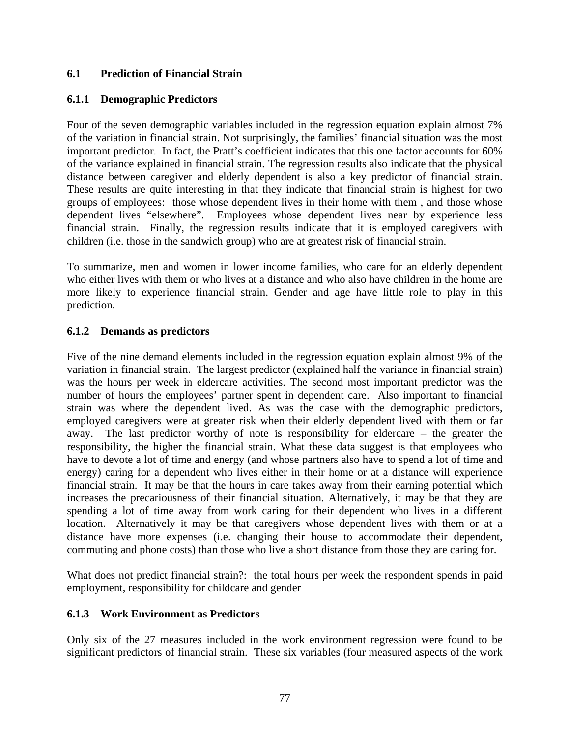## 6.1 Prediction of Financial Strain

### 6.1.1 Demographic Predictors

Four of the seven demographic variables included in the regression equation explain almost 7% of the variation in financial strain. Not surprisingly, the families' financial situation was the most important predictor. In fact, the Pratt's coefficient indicates that this one factor accounts for 60% of the variance explained in financial strain. The regression results also indicate that the physical distance between caregiver and elderly dependent is also a key predictor of financial strain. These results are quite interesting in that they indicate that financial strain is highest for two groups of employees: those whose dependent lives in their home with them , and those whose dependent lives "elsewhere". Employees whose dependent lives near by experience less financial strain. Finally, the regression results indicate that it is employed caregivers with children (i.e. those in the sandwich group) who are at greatest risk of financial strain.

To summarize, men and women in lower income families, who care for an elderly dependent who either lives with them or who lives at a distance and who also have children in the home are more likely to experience financial strain. Gender and age have little role to play in this prediction.

### 6.1.2 Demands as predictors

Five of the nine demand elements included in the regression equation explain almost 9% of the variation in financial strain. The largest predictor (explained half the variance in financial strain) was the hours per week in eldercare activities. The second most important predictor was the number of hours the employees' partner spent in dependent care. Also important to financial strain was where the dependent lived. As was the case with the demographic predictors, employed caregivers were at greater risk when their elderly dependent lived with them or far away. The last predictor worthy of note is responsibility for eldercare – the greater the responsibility, the higher the financial strain. What these data suggest is that employees who have to devote a lot of time and energy (and whose partners also have to spend a lot of time and energy) caring for a dependent who lives either in their home or at a distance will experience financial strain. It may be that the hours in care takes away from their earning potential which increases the precariousness of their financial situation. Alternatively, it may be that they are spending a lot of time away from work caring for their dependent who lives in a different location. Alternatively it may be that caregivers whose dependent lives with them or at a distance have more expenses (i.e. changing their house to accommodate their dependent, commuting and phone costs) than those who live a short distance from those they are caring for.

What does not predict financial strain?: the total hours per week the respondent spends in paid employment, responsibility for childcare and gender

### 6.1.3 Work Environment as Predictors

Only six of the 27 measures included in the work environment regression were found to be significant predictors of financial strain. These six variables (four measured aspects of the work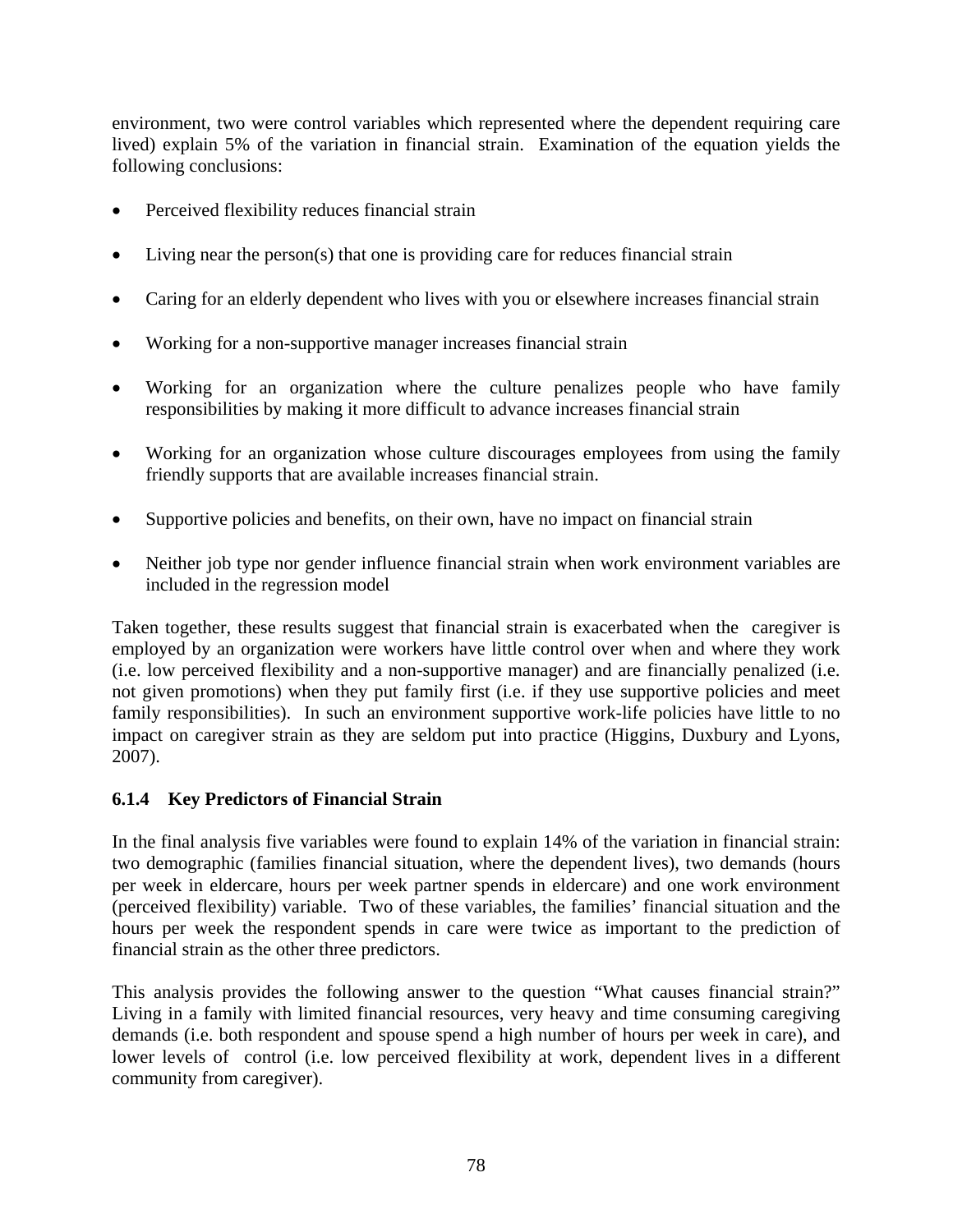environment, two were control variables which represented where the dependent requiring care lived) explain 5% of the variation in financial strain. Examination of the equation yields the following conclusions:

- Perceived flexibility reduces financial strain
- Living near the person(s) that one is providing care for reduces financial strain
- Caring for an elderly dependent who lives with you or elsewhere increases financial strain
- Working for a non-supportive manager increases financial strain
- Working for an organization where the culture penalizes people who have family responsibilities by making it more difficult to advance increases financial strain
- Working for an organization whose culture discourages employees from using the family friendly supports that are available increases financial strain.
- Supportive policies and benefits, on their own, have no impact on financial strain
- Neither job type nor gender influence financial strain when work environment variables are included in the regression model

Taken together, these results suggest that financial strain is exacerbated when the caregiver is employed by an organization were workers have little control over when and where they work (i.e. low perceived flexibility and a non-supportive manager) and are financially penalized (i.e. not given promotions) when they put family first (i.e. if they use supportive policies and meet family responsibilities). In such an environment supportive work-life policies have little to no impact on caregiver strain as they are seldom put into practice (Higgins, Duxbury and Lyons, 2007).

### 6.1.4 Key Predictors of Financial Strain

In the final analysis five variables were found to explain 14% of the variation in financial strain: two demographic (families financial situation, where the dependent lives), two demands (hours per week in eldercare, hours per week partner spends in eldercare) and one work environment (perceived flexibility) variable. Two of these variables, the families' financial situation and the hours per week the respondent spends in care were twice as important to the prediction of financial strain as the other three predictors.

This analysis provides the following answer to the question "What causes financial strain?" Living in a family with limited financial resources, very heavy and time consuming caregiving demands (i.e. both respondent and spouse spend a high number of hours per week in care), and lower levels of control (i.e. low perceived flexibility at work, dependent lives in a different community from caregiver).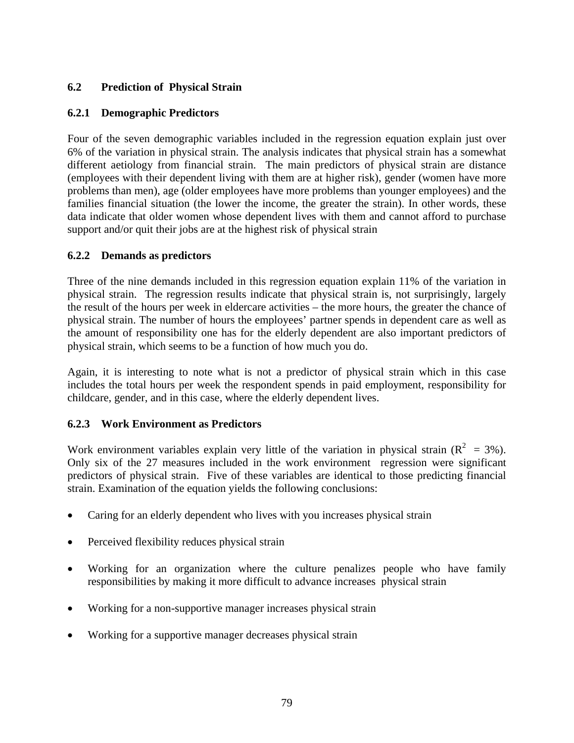## 6.2 Prediction of Physical Strain

### 6.2.1 Demographic Predictors

Four of the seven demographic variables included in the regression equation explain just over 6% of the variation in physical strain. The analysis indicates that physical strain has a somewhat different aetiology from financial strain. The main predictors of physical strain are distance (employees with their dependent living with them are at higher risk), gender (women have more problems than men), age (older employees have more problems than younger employees) and the families financial situation (the lower the income, the greater the strain). In other words, these data indicate that older women whose dependent lives with them and cannot afford to purchase support and/or quit their jobs are at the highest risk of physical strain

### 6.2.2 Demands as predictors

Three of the nine demands included in this regression equation explain 11% of the variation in physical strain. The regression results indicate that physical strain is, not surprisingly, largely the result of the hours per week in eldercare activities – the more hours, the greater the chance of physical strain. The number of hours the employees' partner spends in dependent care as well as the amount of responsibility one has for the elderly dependent are also important predictors of physical strain, which seems to be a function of how much you do.

Again, it is interesting to note what is not a predictor of physical strain which in this case includes the total hours per week the respondent spends in paid employment, responsibility for childcare, gender, and in this case, where the elderly dependent lives.

### 6.2.3 Work Environment as Predictors

Work environment variables explain very little of the variation in physical strain ($R^2 = 3\%$). Only six of the 27 measures included in the work environment regression were significant predictors of physical strain. Five of these variables are identical to those predicting financial strain. Examination of the equation yields the following conclusions:

- Caring for an elderly dependent who lives with you increases physical strain
- Perceived flexibility reduces physical strain
- Working for an organization where the culture penalizes people who have family responsibilities by making it more difficult to advance increases physical strain
- Working for a non-supportive manager increases physical strain
- Working for a supportive manager decreases physical strain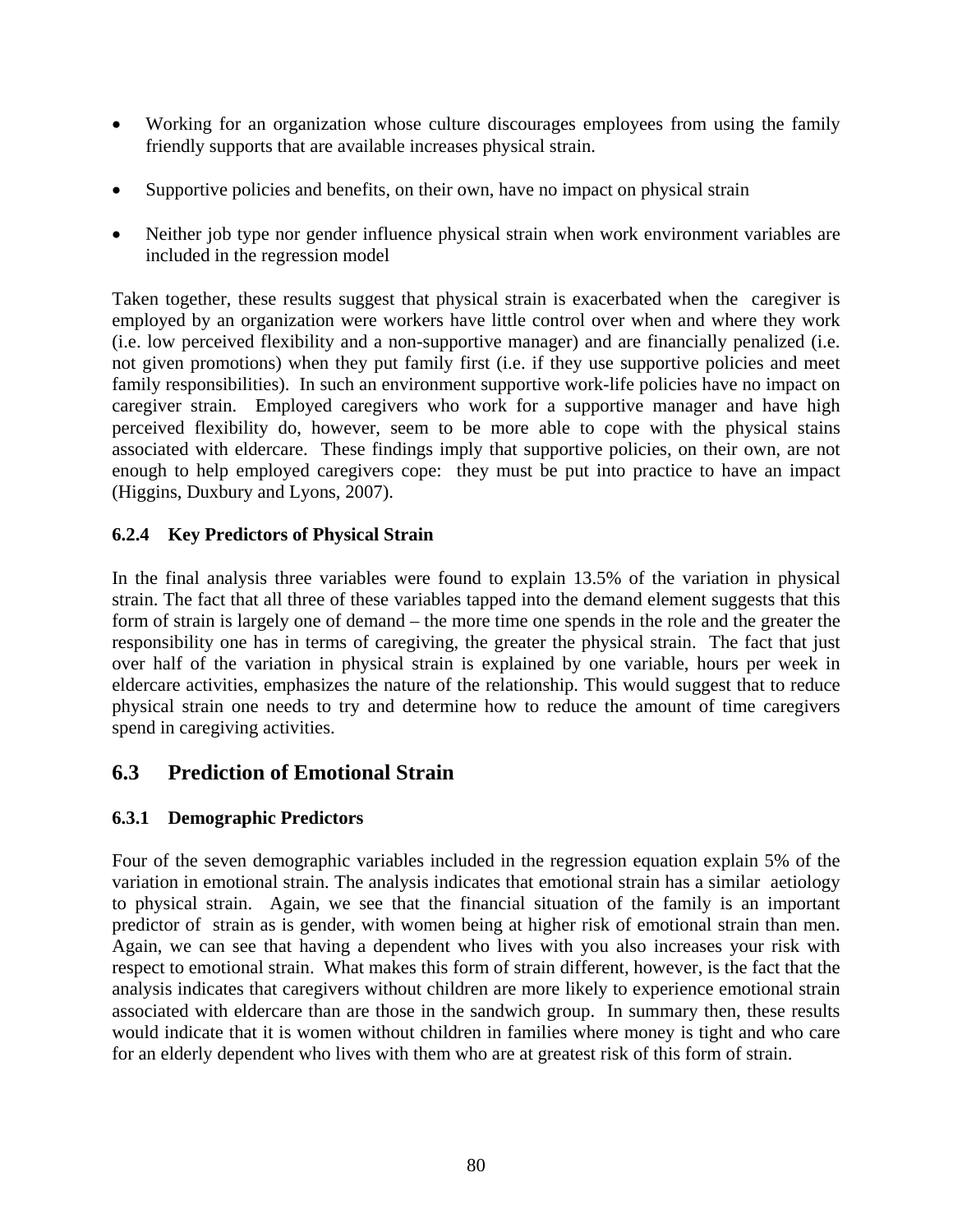- Working for an organization whose culture discourages employees from using the family friendly supports that are available increases physical strain.
- Supportive policies and benefits, on their own, have no impact on physical strain
- Neither job type nor gender influence physical strain when work environment variables are included in the regression model

Taken together, these results suggest that physical strain is exacerbated when the caregiver is employed by an organization were workers have little control over when and where they work (i.e. low perceived flexibility and a non-supportive manager) and are financially penalized (i.e. not given promotions) when they put family first (i.e. if they use supportive policies and meet family responsibilities). In such an environment supportive work-life policies have no impact on caregiver strain. Employed caregivers who work for a supportive manager and have high perceived flexibility do, however, seem to be more able to cope with the physical stains associated with eldercare. These findings imply that supportive policies, on their own, are not enough to help employed caregivers cope: they must be put into practice to have an impact (Higgins, Duxbury and Lyons, 2007).

### 6.2.4 Key Predictors of Physical Strain

In the final analysis three variables were found to explain 13.5% of the variation in physical strain. The fact that all three of these variables tapped into the demand element suggests that this form of strain is largely one of demand – the more time one spends in the role and the greater the responsibility one has in terms of caregiving, the greater the physical strain. The fact that just over half of the variation in physical strain is explained by one variable, hours per week in eldercare activities, emphasizes the nature of the relationship. This would suggest that to reduce physical strain one needs to try and determine how to reduce the amount of time caregivers spend in caregiving activities.

## 6.3 Prediction of Emotional Strain

### 6.3.1 Demographic Predictors

Four of the seven demographic variables included in the regression equation explain 5% of the variation in emotional strain. The analysis indicates that emotional strain has a similar aetiology to physical strain. Again, we see that the financial situation of the family is an important predictor of strain as is gender, with women being at higher risk of emotional strain than men. Again, we can see that having a dependent who lives with you also increases your risk with respect to emotional strain. What makes this form of strain different, however, is the fact that the analysis indicates that caregivers without children are more likely to experience emotional strain associated with eldercare than are those in the sandwich group. In summary then, these results would indicate that it is women without children in families where money is tight and who care for an elderly dependent who lives with them who are at greatest risk of this form of strain.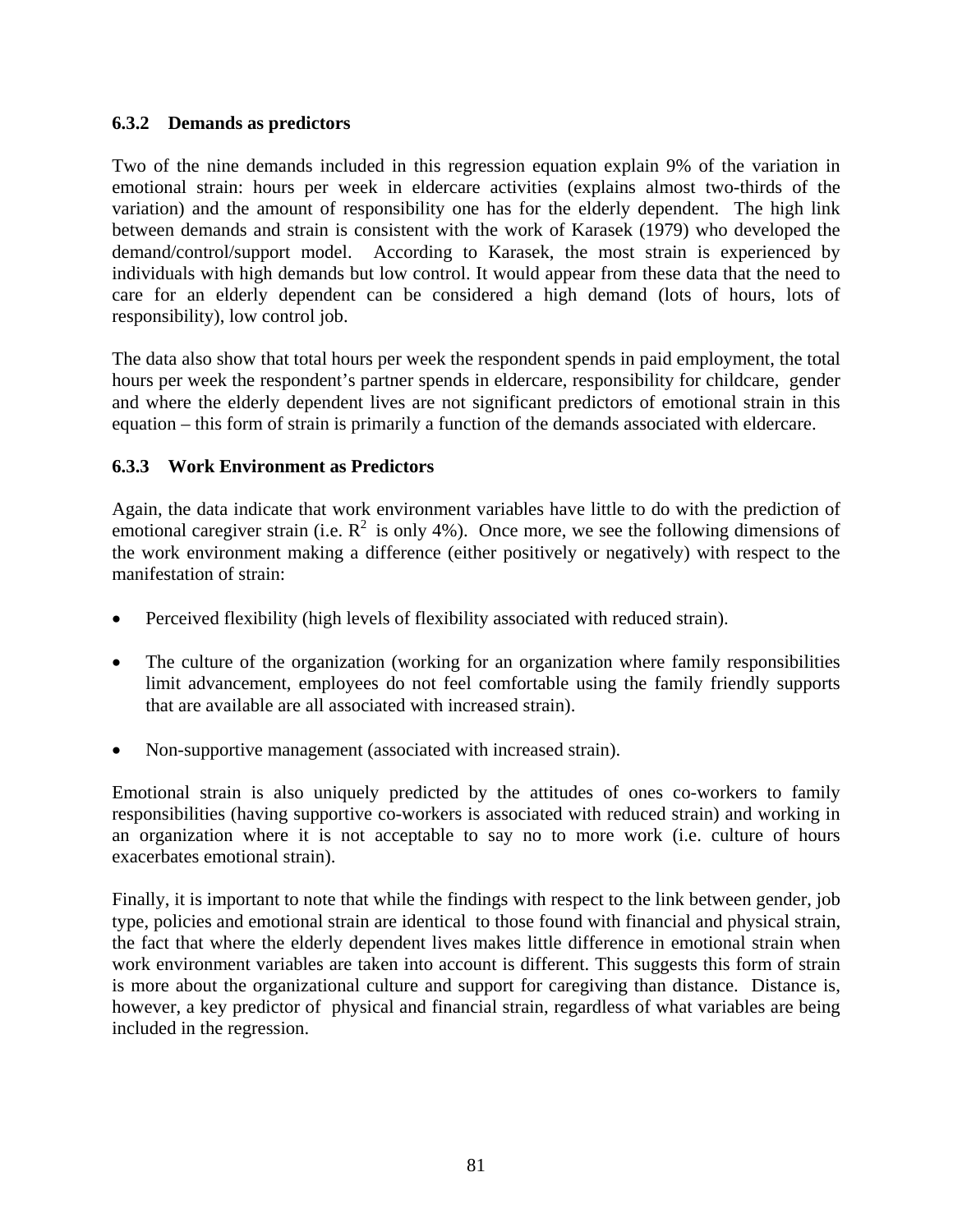### 6.3.2 Demands as predictors

Two of the nine demands included in this regression equation explain 9% of the variation in emotional strain: hours per week in eldercare activities (explains almost two-thirds of the variation) and the amount of responsibility one has for the elderly dependent. The high link between demands and strain is consistent with the work of Karasek (1979) who developed the demand/control/support model. According to Karasek, the most strain is experienced by individuals with high demands but low control. It would appear from these data that the need to care for an elderly dependent can be considered a high demand (lots of hours, lots of responsibility), low control job.

The data also show that total hours per week the respondent spends in paid employment, the total hours per week the respondent's partner spends in eldercare, responsibility for childcare, gender and where the elderly dependent lives are not significant predictors of emotional strain in this equation – this form of strain is primarily a function of the demands associated with eldercare.

### 6.3.3 Work Environment as Predictors

Again, the data indicate that work environment variables have little to do with the prediction of emotional caregiver strain (i.e. $R^2$ is only 4%). Once more, we see the following dimensions of the work environment making a difference (either positively or negatively) with respect to the manifestation of strain:

- Perceived flexibility (high levels of flexibility associated with reduced strain).
- The culture of the organization (working for an organization where family responsibilities limit advancement, employees do not feel comfortable using the family friendly supports that are available are all associated with increased strain).
- Non-supportive management (associated with increased strain).

Emotional strain is also uniquely predicted by the attitudes of ones co-workers to family responsibilities (having supportive co-workers is associated with reduced strain) and working in an organization where it is not acceptable to say no to more work (i.e. culture of hours exacerbates emotional strain).

Finally, it is important to note that while the findings with respect to the link between gender, job type, policies and emotional strain are identical to those found with financial and physical strain, the fact that where the elderly dependent lives makes little difference in emotional strain when work environment variables are taken into account is different. This suggests this form of strain is more about the organizational culture and support for caregiving than distance. Distance is, however, a key predictor of physical and financial strain, regardless of what variables are being included in the regression.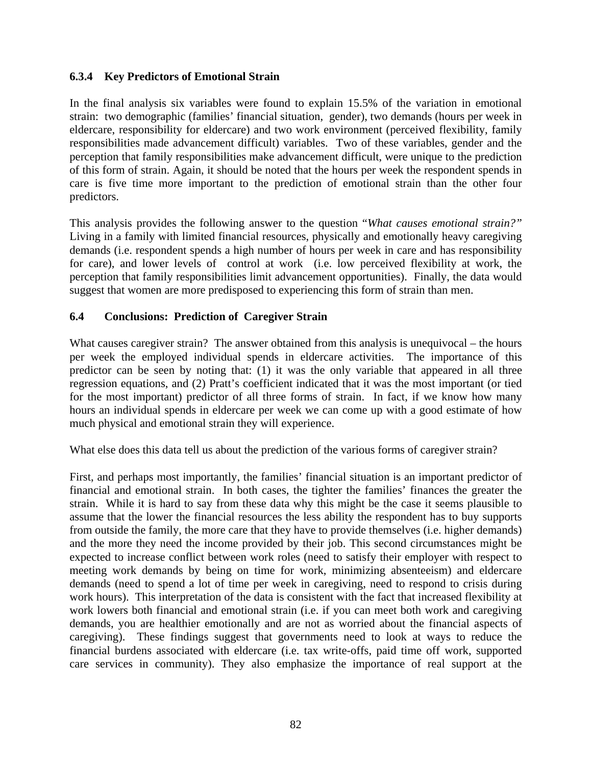### 6.3.4 Key Predictors of Emotional Strain

In the final analysis six variables were found to explain 15.5% of the variation in emotional strain: two demographic (families' financial situation, gender), two demands (hours per week in eldercare, responsibility for eldercare) and two work environment (perceived flexibility, family responsibilities made advancement difficult) variables. Two of these variables, gender and the perception that family responsibilities make advancement difficult, were unique to the prediction of this form of strain. Again, it should be noted that the hours per week the respondent spends in care is five time more important to the prediction of emotional strain than the other four predictors.

This analysis provides the following answer to the question "*What causes emotional strain?"* Living in a family with limited financial resources, physically and emotionally heavy caregiving demands (i.e. respondent spends a high number of hours per week in care and has responsibility for care), and lower levels of control at work (i.e. low perceived flexibility at work, the perception that family responsibilities limit advancement opportunities). Finally, the data would suggest that women are more predisposed to experiencing this form of strain than men.

## 6.4 Conclusions: Prediction of Caregiver Strain

What causes caregiver strain? The answer obtained from this analysis is unequivocal – the hours per week the employed individual spends in eldercare activities. The importance of this predictor can be seen by noting that: (1) it was the only variable that appeared in all three regression equations, and (2) Pratt's coefficient indicated that it was the most important (or tied for the most important) predictor of all three forms of strain. In fact, if we know how many hours an individual spends in eldercare per week we can come up with a good estimate of how much physical and emotional strain they will experience.

What else does this data tell us about the prediction of the various forms of caregiver strain?

First, and perhaps most importantly, the families' financial situation is an important predictor of financial and emotional strain. In both cases, the tighter the families' finances the greater the strain. While it is hard to say from these data why this might be the case it seems plausible to assume that the lower the financial resources the less ability the respondent has to buy supports from outside the family, the more care that they have to provide themselves (i.e. higher demands) and the more they need the income provided by their job. This second circumstances might be expected to increase conflict between work roles (need to satisfy their employer with respect to meeting work demands by being on time for work, minimizing absenteeism) and eldercare demands (need to spend a lot of time per week in caregiving, need to respond to crisis during work hours). This interpretation of the data is consistent with the fact that increased flexibility at work lowers both financial and emotional strain (i.e. if you can meet both work and caregiving demands, you are healthier emotionally and are not as worried about the financial aspects of caregiving). These findings suggest that governments need to look at ways to reduce the financial burdens associated with eldercare (i.e. tax write-offs, paid time off work, supported care services in community). They also emphasize the importance of real support at the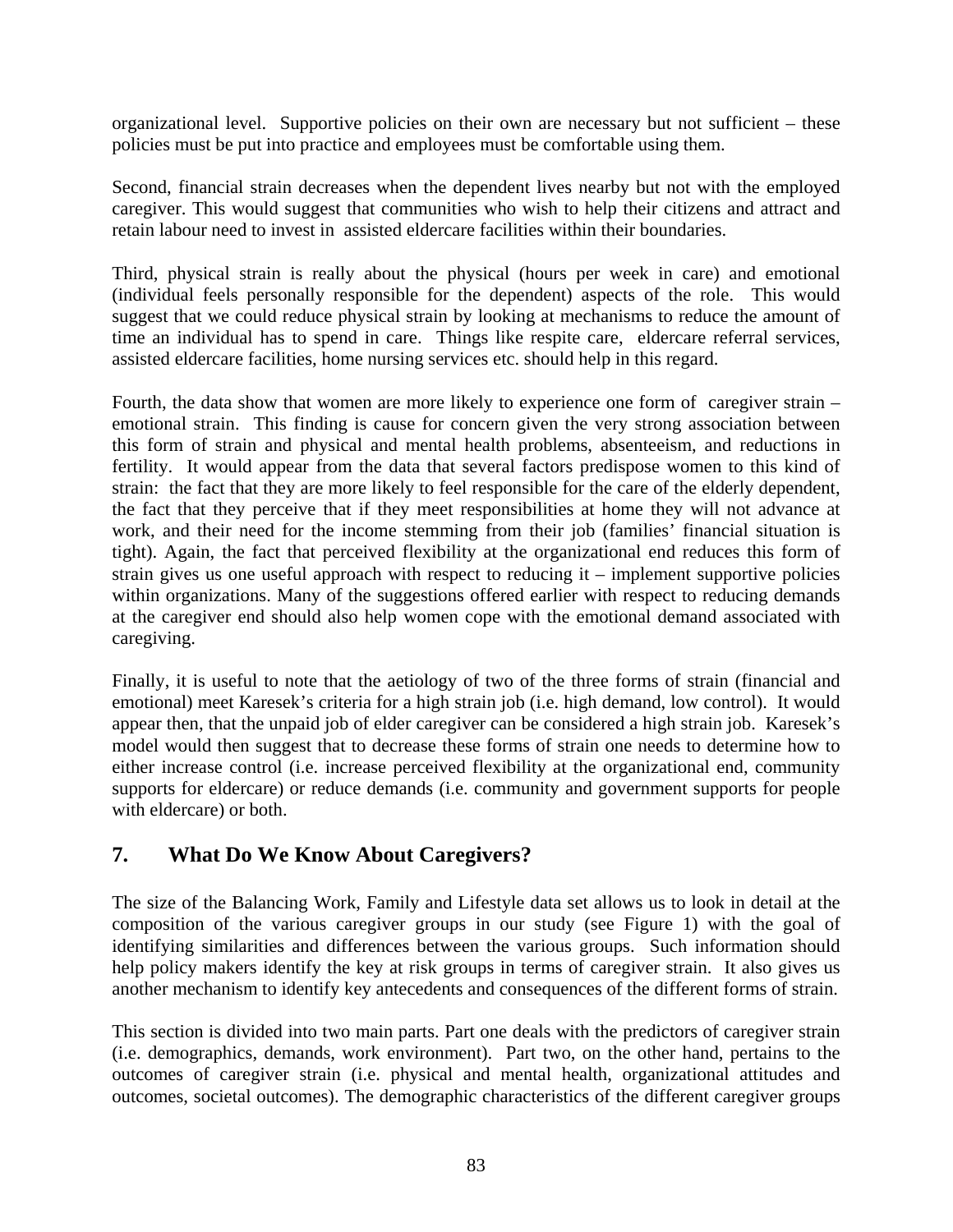organizational level. Supportive policies on their own are necessary but not sufficient – these policies must be put into practice and employees must be comfortable using them.

Second, financial strain decreases when the dependent lives nearby but not with the employed caregiver. This would suggest that communities who wish to help their citizens and attract and retain labour need to invest in assisted eldercare facilities within their boundaries.

Third, physical strain is really about the physical (hours per week in care) and emotional (individual feels personally responsible for the dependent) aspects of the role. This would suggest that we could reduce physical strain by looking at mechanisms to reduce the amount of time an individual has to spend in care. Things like respite care, eldercare referral services, assisted eldercare facilities, home nursing services etc. should help in this regard.

Fourth, the data show that women are more likely to experience one form of caregiver strain – emotional strain. This finding is cause for concern given the very strong association between this form of strain and physical and mental health problems, absenteeism, and reductions in fertility. It would appear from the data that several factors predispose women to this kind of strain: the fact that they are more likely to feel responsible for the care of the elderly dependent, the fact that they perceive that if they meet responsibilities at home they will not advance at work, and their need for the income stemming from their job (families' financial situation is tight). Again, the fact that perceived flexibility at the organizational end reduces this form of strain gives us one useful approach with respect to reducing it – implement supportive policies within organizations. Many of the suggestions offered earlier with respect to reducing demands at the caregiver end should also help women cope with the emotional demand associated with caregiving.

Finally, it is useful to note that the aetiology of two of the three forms of strain (financial and emotional) meet Karesek's criteria for a high strain job (i.e. high demand, low control). It would appear then, that the unpaid job of elder caregiver can be considered a high strain job. Karesek's model would then suggest that to decrease these forms of strain one needs to determine how to either increase control (i.e. increase perceived flexibility at the organizational end, community supports for eldercare) or reduce demands (i.e. community and government supports for people with eldercare) or both.

## 7. What Do We Know About Caregivers?

The size of the Balancing Work, Family and Lifestyle data set allows us to look in detail at the composition of the various caregiver groups in our study (see Figure 1) with the goal of identifying similarities and differences between the various groups. Such information should help policy makers identify the key at risk groups in terms of caregiver strain. It also gives us another mechanism to identify key antecedents and consequences of the different forms of strain.

This section is divided into two main parts. Part one deals with the predictors of caregiver strain (i.e. demographics, demands, work environment). Part two, on the other hand, pertains to the outcomes of caregiver strain (i.e. physical and mental health, organizational attitudes and outcomes, societal outcomes). The demographic characteristics of the different caregiver groups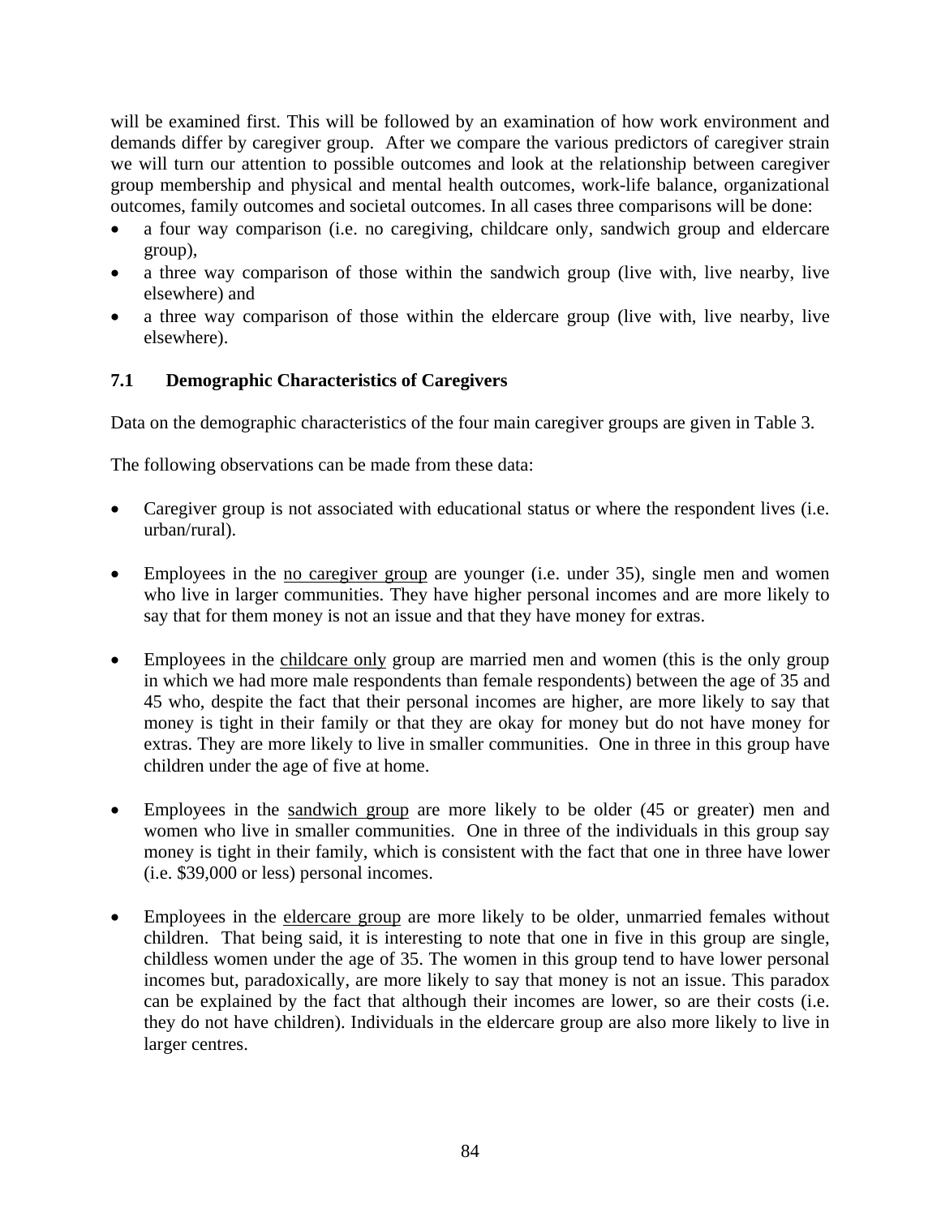will be examined first. This will be followed by an examination of how work environment and demands differ by caregiver group. After we compare the various predictors of caregiver strain we will turn our attention to possible outcomes and look at the relationship between caregiver group membership and physical and mental health outcomes, work-life balance, organizational outcomes, family outcomes and societal outcomes. In all cases three comparisons will be done:

- a four way comparison (i.e. no caregiving, childcare only, sandwich group and eldercare group),
- a three way comparison of those within the sandwich group (live with, live nearby, live elsewhere) and
- a three way comparison of those within the eldercare group (live with, live nearby, live elsewhere).

### 7.1 Demographic Characteristics of Caregivers

Data on the demographic characteristics of the four main caregiver groups are given in Table 3.

The following observations can be made from these data:

- Caregiver group is not associated with educational status or where the respondent lives (i.e. urban/rural).

- Employees in the <u>no caregiver group</u> are younger (i.e. under 35), single men and women who live in larger communities. They have higher personal incomes and are more likely to say that for them money is not an issue and that they have money for extras.

- Employees in the <u>childcare only</u> group are married men and women (this is the only group in which we had more male respondents than female respondents) between the age of 35 and 45 who, despite the fact that their personal incomes are higher, are more likely to say that money is tight in their family or that they are okay for money but do not have money for extras. They are more likely to live in smaller communities. One in three in this group have children under the age of five at home.

- Employees in the <u>sandwich group</u> are more likely to be older (45 or greater) men and women who live in smaller communities. One in three of the individuals in this group say money is tight in their family, which is consistent with the fact that one in three have lower (i.e. $39,000 or less) personal incomes.

- Employees in the <u>eldercare group</u> are more likely to be older, unmarried females without children. That being said, it is interesting to note that one in five in this group are single, childless women under the age of 35. The women in this group tend to have lower personal incomes but, paradoxically, are more likely to say that money is not an issue. This paradox can be explained by the fact that although their incomes are lower, so are their costs (i.e. they do not have children). Individuals in the eldercare group are also more likely to live in larger centres.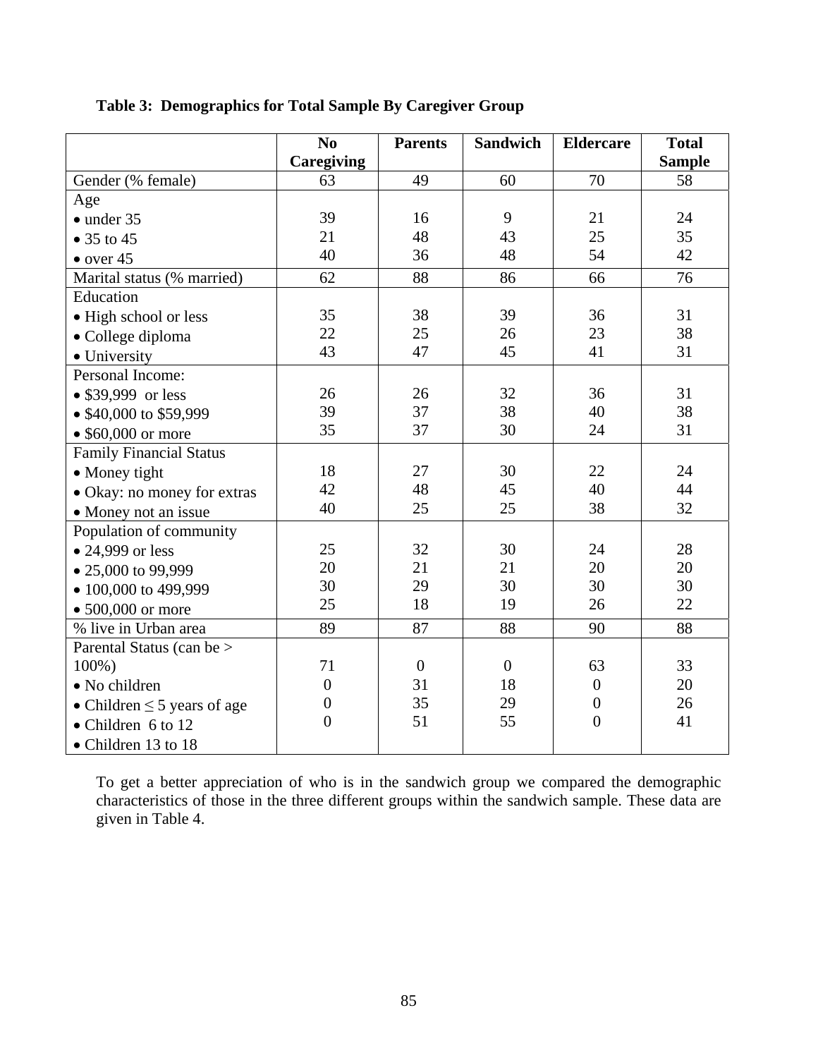**Table 3: Demographics for Total Sample By Caregiver Group**

| | No Caregiving | Parents | Sandwich | Eldercare | Total Sample |
|---|---|---|---|---|---|
| Gender (% female) | 63 | 49 | 60 | 70 | 58 |
| Age | | | | | |
| • under 35 | 39 | 16 | 9 | 21 | 24 |
| • 35 to 45 | 21 | 48 | 43 | 25 | 35 |
| • over 45 | 40 | 36 | 48 | 54 | 42 |
| Marital status (% married) | 62 | 88 | 86 | 66 | 76 |
| Education | | | | | |
| • High school or less | 35 | 38 | 39 | 36 | 31 |
| • College diploma | 22 | 25 | 26 | 23 | 38 |
| • University | 43 | 47 | 45 | 41 | 31 |
| Personal Income: | | | | | |
| • $39,999 or less | 26 | 26 | 32 | 36 | 31 |
| • $40,000 to $59,999 | 39 | 37 | 38 | 40 | 38 |
| • $60,000 or more | 35 | 37 | 30 | 24 | 31 |
| Family Financial Status | | | | | |
| • Money tight | 18 | 27 | 30 | 22 | 24 |
| • Okay: no money for extras | 42 | 48 | 45 | 40 | 44 |
| • Money not an issue | 40 | 25 | 25 | 38 | 32 |
| Population of community | | | | | |
| • 24,999 or less | 25 | 32 | 30 | 24 | 28 |
| • 25,000 to 99,999 | 20 | 21 | 21 | 20 | 20 |
| • 100,000 to 499,999 | 30 | 29 | 30 | 30 | 30 |
| • 500,000 or more | 25 | 18 | 19 | 26 | 22 |
| % live in Urban area | 89 | 87 | 88 | 90 | 88 |
| Parental Status (can be > 100%) | | | | | |
| • No children | 71 | 0 | 0 | 63 | 33 |
| • Children ≤ 5 years of age | 0 | 31 | 18 | 0 | 20 |
| • Children 6 to 12 | 0 | 35 | 29 | 0 | 26 |
| • Children 13 to 18 | 0 | 51 | 55 | 0 | 41 |

To get a better appreciation of who is in the sandwich group we compared the demographic characteristics of those in the three different groups within the sandwich sample. These data are given in Table 4.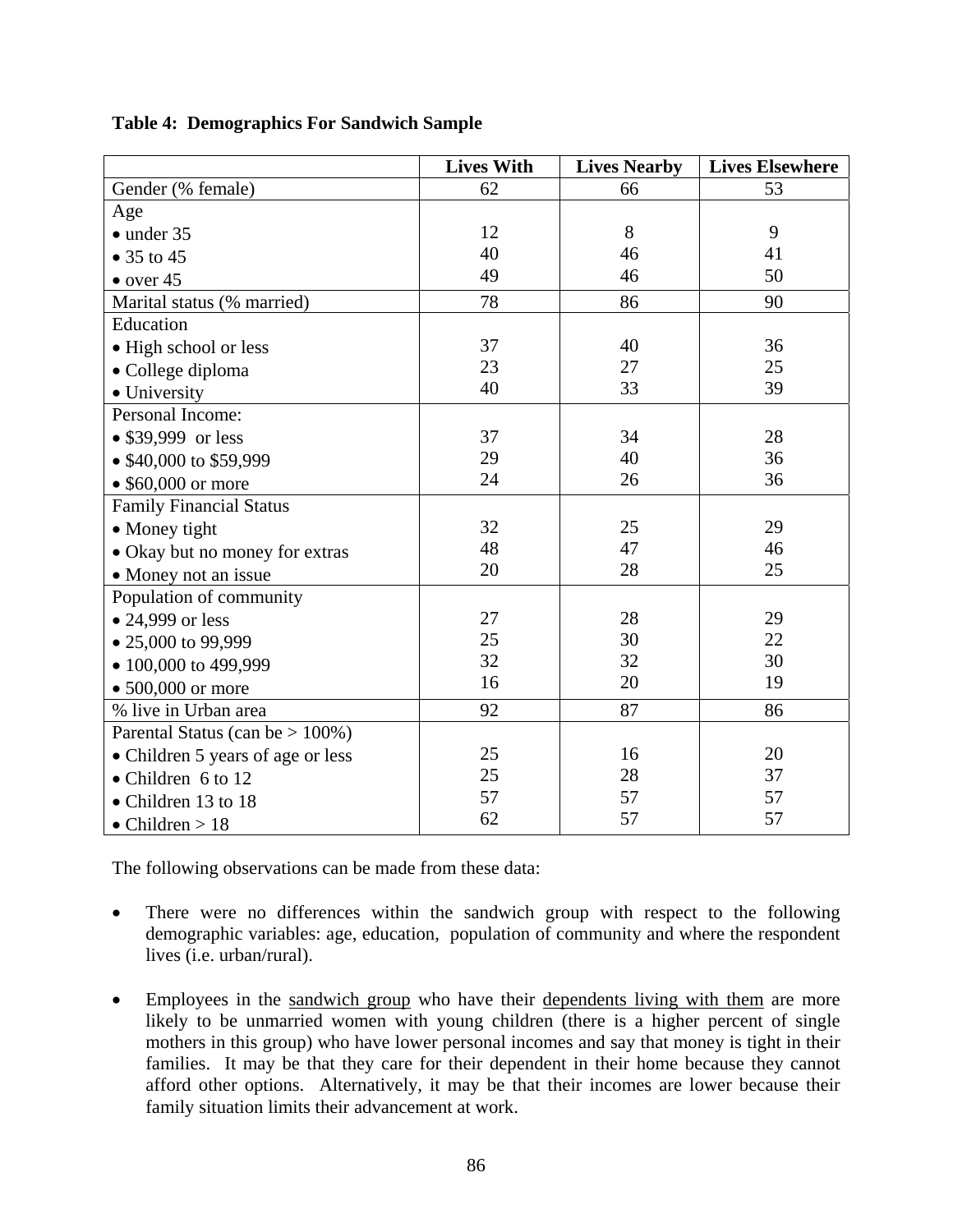**Table 4: Demographics For Sandwich Sample**

| | Lives With | Lives Nearby | Lives Elsewhere |
|---|---|---|---|
| Gender (% female) | 62 | 66 | 53 |
| Age | | | |
| • under 35 | 12 | 8 | 9 |
| • 35 to 45 | 40 | 46 | 41 |
| • over 45 | 49 | 46 | 50 |
| Marital status (% married) | 78 | 86 | 90 |
| Education | | | |
| • High school or less | 37 | 40 | 36 |
| • College diploma | 23 | 27 | 25 |
| • University | 40 | 33 | 39 |
| Personal Income: | | | |
| • $39,999 or less | 37 | 34 | 28 |
| • $40,000 to $59,999 | 29 | 40 | 36 |
| • $60,000 or more | 24 | 26 | 36 |
| Family Financial Status | | | |
| • Money tight | 32 | 25 | 29 |
| • Okay but no money for extras | 48 | 47 | 46 |
| • Money not an issue | 20 | 28 | 25 |
| Population of community | | | |
| • 24,999 or less | 27 | 28 | 29 |
| • 25,000 to 99,999 | 25 | 30 | 22 |
| • 100,000 to 499,999 | 32 | 32 | 30 |
| • 500,000 or more | 16 | 20 | 19 |
| % live in Urban area | 92 | 87 | 86 |
| Parental Status (can be > 100%) | | | |
| • Children 5 years of age or less | 25 | 16 | 20 |
| • Children 6 to 12 | 25 | 28 | 37 |
| • Children 13 to 18 | 57 | 57 | 57 |
| • Children > 18 | 62 | 57 | 57 |

The following observations can be made from these data:

- There were no differences within the sandwich group with respect to the following demographic variables: age, education, population of community and where the respondent lives (i.e. urban/rural).

- Employees in the sandwich group who have their dependents living with them are more likely to be unmarried women with young children (there is a higher percent of single mothers in this group) who have lower personal incomes and say that money is tight in their families. It may be that they care for their dependent in their home because they cannot afford other options. Alternatively, it may be that their incomes are lower because their family situation limits their advancement at work.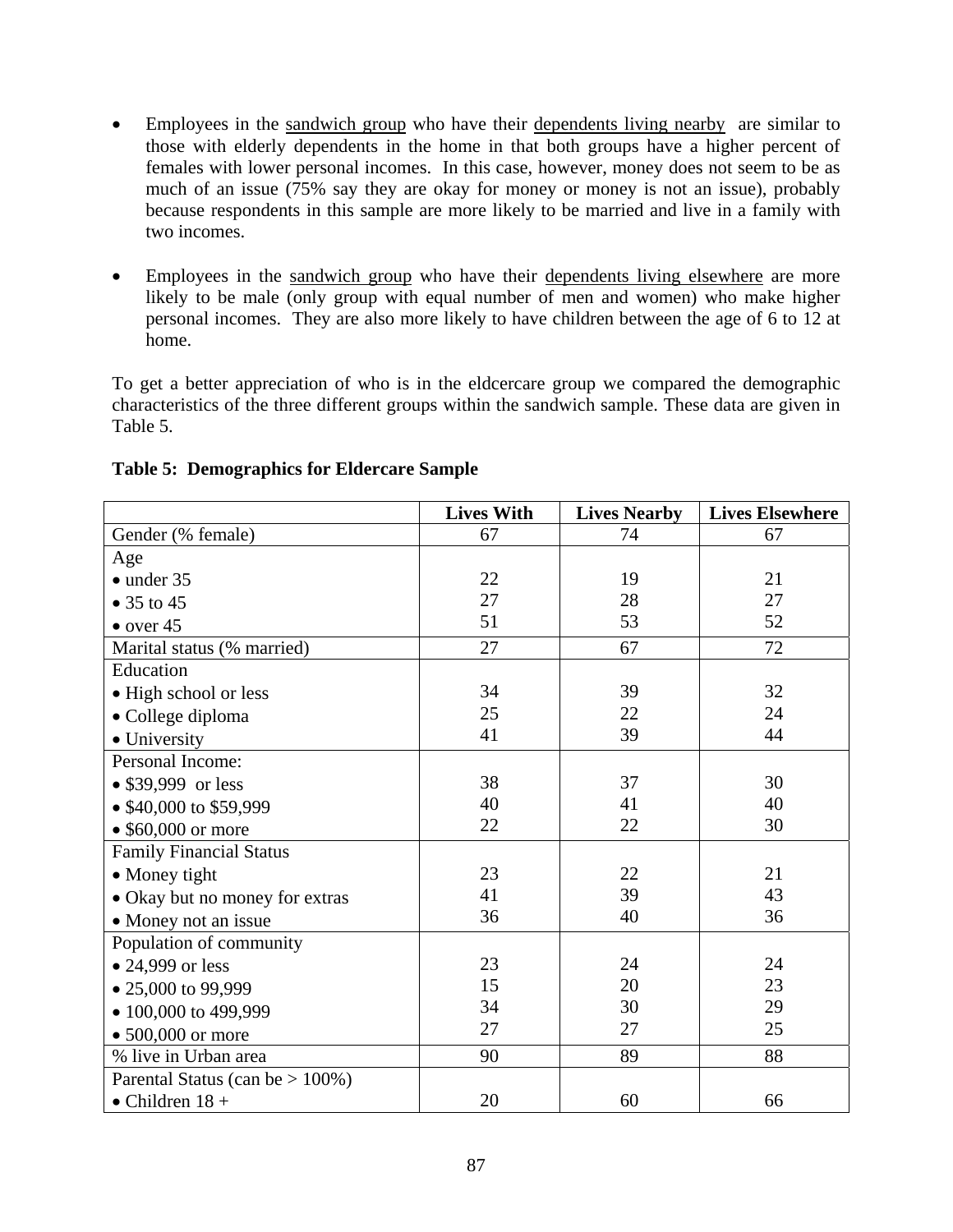- Employees in the sandwich group who have their dependents living nearby are similar to those with elderly dependents in the home in that both groups have a higher percent of females with lower personal incomes. In this case, however, money does not seem to be as much of an issue (75% say they are okay for money or money is not an issue), probably because respondents in this sample are more likely to be married and live in a family with two incomes.

- Employees in the sandwich group who have their dependents living elsewhere are more likely to be male (only group with equal number of men and women) who make higher personal incomes. They are also more likely to have children between the age of 6 to 12 at home.

To get a better appreciation of who is in the eldcercare group we compared the demographic characteristics of the three different groups within the sandwich sample. These data are given in Table 5.

**Table 5: Demographics for Eldercare Sample**

| | Lives With | Lives Nearby | Lives Elsewhere |
|---|---|---|---|
| Gender (% female) | 67 | 74 | 67 |
| Age | | | |
| • under 35 | 22 | 19 | 21 |
| • 35 to 45 | 27 | 28 | 27 |
| • over 45 | 51 | 53 | 52 |
| Marital status (% married) | 27 | 67 | 72 |
| Education | | | |
| • High school or less | 34 | 39 | 32 |
| • College diploma | 25 | 22 | 24 |
| • University | 41 | 39 | 44 |
| Personal Income: | | | |
| • $39,999 or less | 38 | 37 | 30 |
| • $40,000 to $59,999 | 40 | 41 | 40 |
| • $60,000 or more | 22 | 22 | 30 |
| Family Financial Status | | | |
| • Money tight | 23 | 22 | 21 |
| • Okay but no money for extras | 41 | 39 | 43 |
| • Money not an issue | 36 | 40 | 36 |
| Population of community | | | |
| • 24,999 or less | 23 | 24 | 24 |
| • 25,000 to 99,999 | 15 | 20 | 23 |
| • 100,000 to 499,999 | 34 | 30 | 29 |
| • 500,000 or more | 27 | 27 | 25 |
| % live in Urban area | 90 | 89 | 88 |
| Parental Status (can be > 100%) | | | |
| • Children 18 + | 20 | 60 | 66 |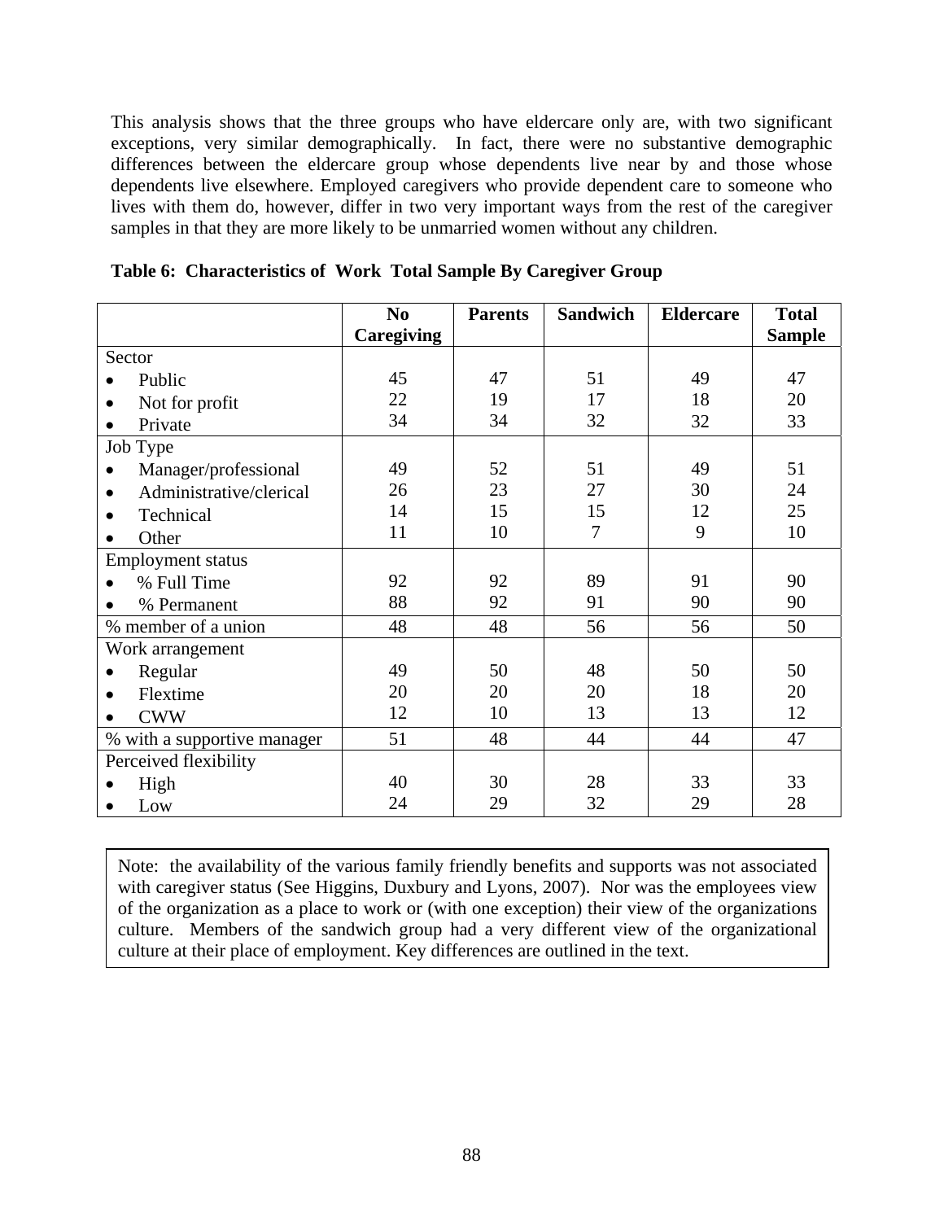This analysis shows that the three groups who have eldercare only are, with two significant exceptions, very similar demographically. In fact, there were no substantive demographic differences between the eldercare group whose dependents live near by and those whose dependents live elsewhere. Employed caregivers who provide dependent care to someone who lives with them do, however, differ in two very important ways from the rest of the caregiver samples in that they are more likely to be unmarried women without any children.

**Table 6: Characteristics of Work Total Sample By Caregiver Group**

| | No Caregiving | Parents | Sandwich | Eldercare | Total Sample |
|---|---|---|---|---|---|
| Sector | | | | | |
| • Public | 45 | 47 | 51 | 49 | 47 |
| • Not for profit | 22 | 19 | 17 | 18 | 20 |
| • Private | 34 | 34 | 32 | 32 | 33 |
| Job Type | | | | | |
| • Manager/professional | 49 | 52 | 51 | 49 | 51 |
| • Administrative/clerical | 26 | 23 | 27 | 30 | 24 |
| • Technical | 14 | 15 | 15 | 12 | 25 |
| • Other | 11 | 10 | 7 | 9 | 10 |
| Employment status | | | | | |
| • % Full Time | 92 | 92 | 89 | 91 | 90 |
| • % Permanent | 88 | 92 | 91 | 90 | 90 |
| % member of a union | 48 | 48 | 56 | 56 | 50 |
| Work arrangement | | | | | |
| • Regular | 49 | 50 | 48 | 50 | 50 |
| • Flextime | 20 | 20 | 20 | 18 | 20 |
| • CWW | 12 | 10 | 13 | 13 | 12 |
| % with a supportive manager | 51 | 48 | 44 | 44 | 47 |
| Perceived flexibility | | | | | |
| • High | 40 | 30 | 28 | 33 | 33 |
| • Low | 24 | 29 | 32 | 29 | 28 |

Note: the availability of the various family friendly benefits and supports was not associated with caregiver status (See Higgins, Duxbury and Lyons, 2007). Nor was the employees view of the organization as a place to work or (with one exception) their view of the organizations culture. Members of the sandwich group had a very different view of the organizational culture at their place of employment. Key differences are outlined in the text.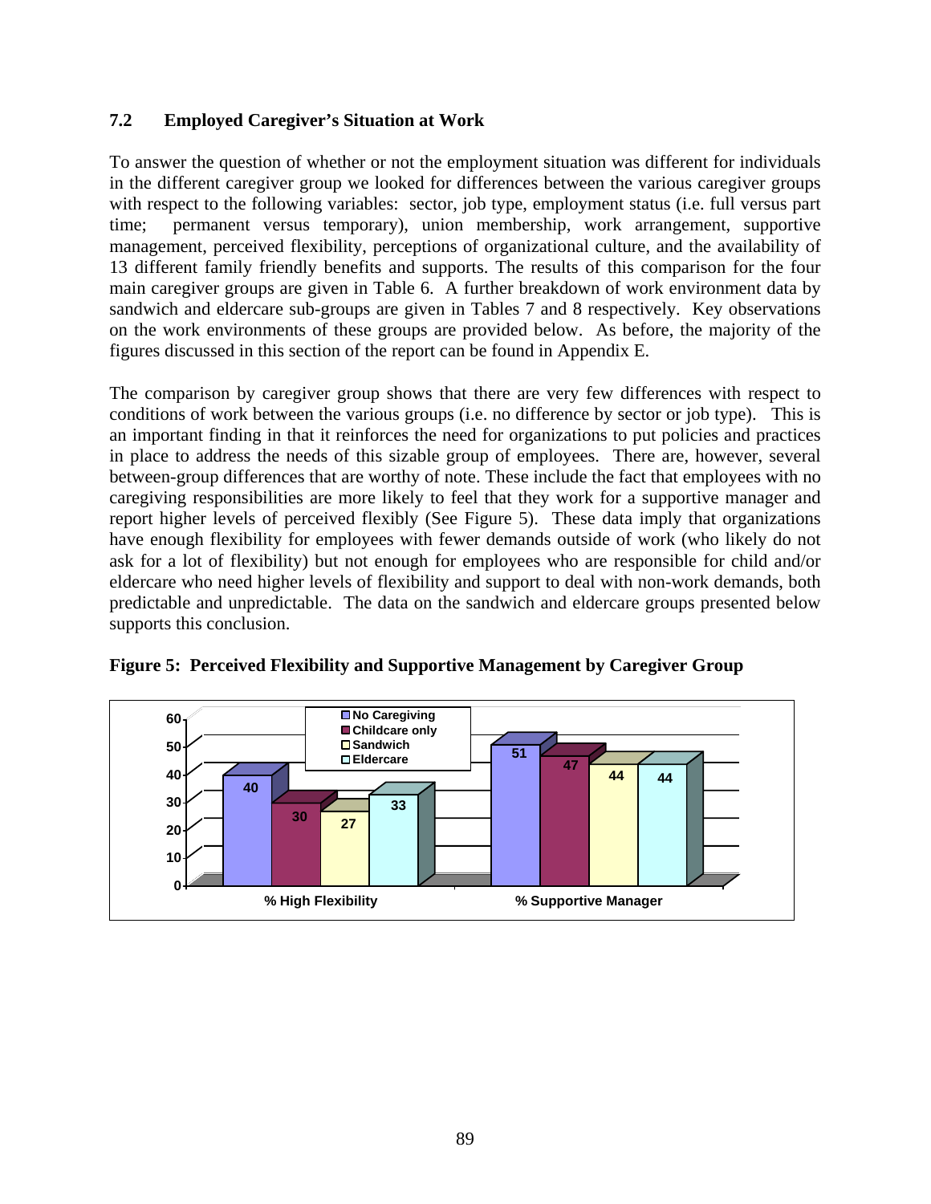### 7.2 Employed Caregiver's Situation at Work

To answer the question of whether or not the employment situation was different for individuals in the different caregiver group we looked for differences between the various caregiver groups with respect to the following variables: sector, job type, employment status (i.e. full versus part time; permanent versus temporary), union membership, work arrangement, supportive management, perceived flexibility, perceptions of organizational culture, and the availability of 13 different family friendly benefits and supports. The results of this comparison for the four main caregiver groups are given in Table 6. A further breakdown of work environment data by sandwich and eldercare sub-groups are given in Tables 7 and 8 respectively. Key observations on the work environments of these groups are provided below. As before, the majority of the figures discussed in this section of the report can be found in Appendix E.

The comparison by caregiver group shows that there are very few differences with respect to conditions of work between the various groups (i.e. no difference by sector or job type). This is an important finding in that it reinforces the need for organizations to put policies and practices in place to address the needs of this sizable group of employees. There are, however, several between-group differences that are worthy of note. These include the fact that employees with no caregiving responsibilities are more likely to feel that they work for a supportive manager and report higher levels of perceived flexibly (See Figure 5). These data imply that organizations have enough flexibility for employees with fewer demands outside of work (who likely do not ask for a lot of flexibility) but not enough for employees who are responsible for child and/or eldercare who need higher levels of flexibility and support to deal with non-work demands, both predictable and unpredictable. The data on the sandwich and eldercare groups presented below supports this conclusion.

**Figure 5: Perceived Flexibility and Supportive Management by Caregiver Group**

| | No Caregiving | Childcare only | Sandwich | Eldercare |
|---|---|---|---|---|
| % High Flexibility | 40 | 30 | 27 | 33 |
| % Supportive Manager | 51 | 47 | 44 | 44 |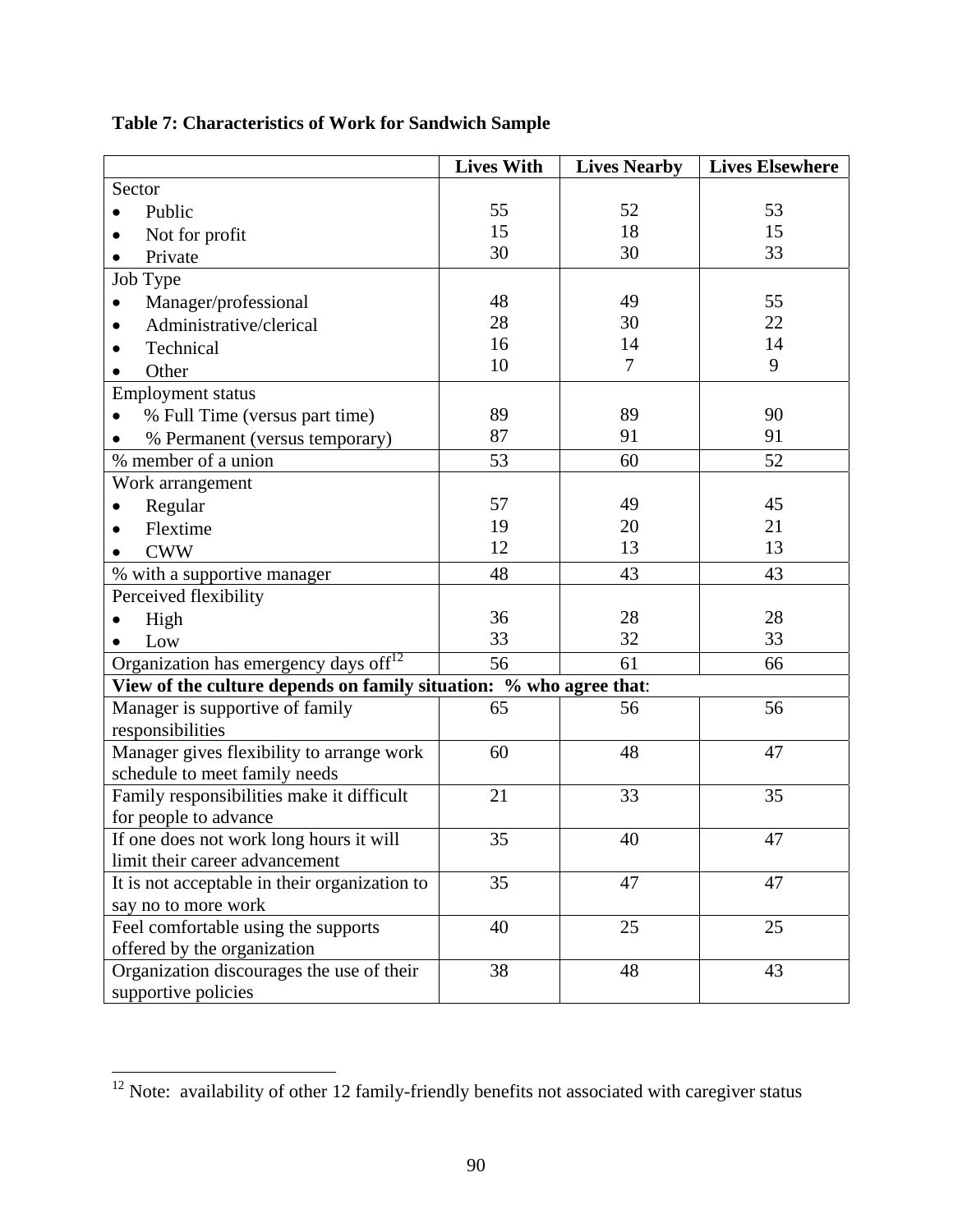**Table 7: Characteristics of Work for Sandwich Sample**

| | Lives With | Lives Nearby | Lives Elsewhere |
|---|---|---|---|
| Sector | | | |
| • Public | 55 | 52 | 53 |
| • Not for profit | 15 | 18 | 15 |
| • Private | 30 | 30 | 33 |
| Job Type | | | |
| • Manager/professional | 48 | 49 | 55 |
| • Administrative/clerical | 28 | 30 | 22 |
| • Technical | 16 | 14 | 14 |
| • Other | 10 | 7 | 9 |
| Employment status | | | |
| • % Full Time (versus part time) | 89 | 89 | 90 |
| • % Permanent (versus temporary) | 87 | 91 | 91 |
| % member of a union | 53 | 60 | 52 |
| Work arrangement | | | |
| • Regular | 57 | 49 | 45 |
| • Flextime | 19 | 20 | 21 |
| • CWW | 12 | 13 | 13 |
| % with a supportive manager | 48 | 43 | 43 |
| Perceived flexibility | | | |
| • High | 36 | 28 | 28 |
| • Low | 33 | 32 | 33 |
| Organization has emergency days off[12] | 56 | 61 | 66 |
| **View of the culture depends on family situation: % who agree that**: | | | |
| Manager is supportive of family responsibilities | 65 | 56 | 56 |
| Manager gives flexibility to arrange work schedule to meet family needs | 60 | 48 | 47 |
| Family responsibilities make it difficult for people to advance | 21 | 33 | 35 |
| If one does not work long hours it will limit their career advancement | 35 | 40 | 47 |
| It is not acceptable in their organization to say no to more work | 35 | 47 | 47 |
| Feel comfortable using the supports offered by the organization | 40 | 25 | 25 |
| Organization discourages the use of their supportive policies | 38 | 48 | 43 |

[12] Note: availability of other 12 family-friendly benefits not associated with caregiver status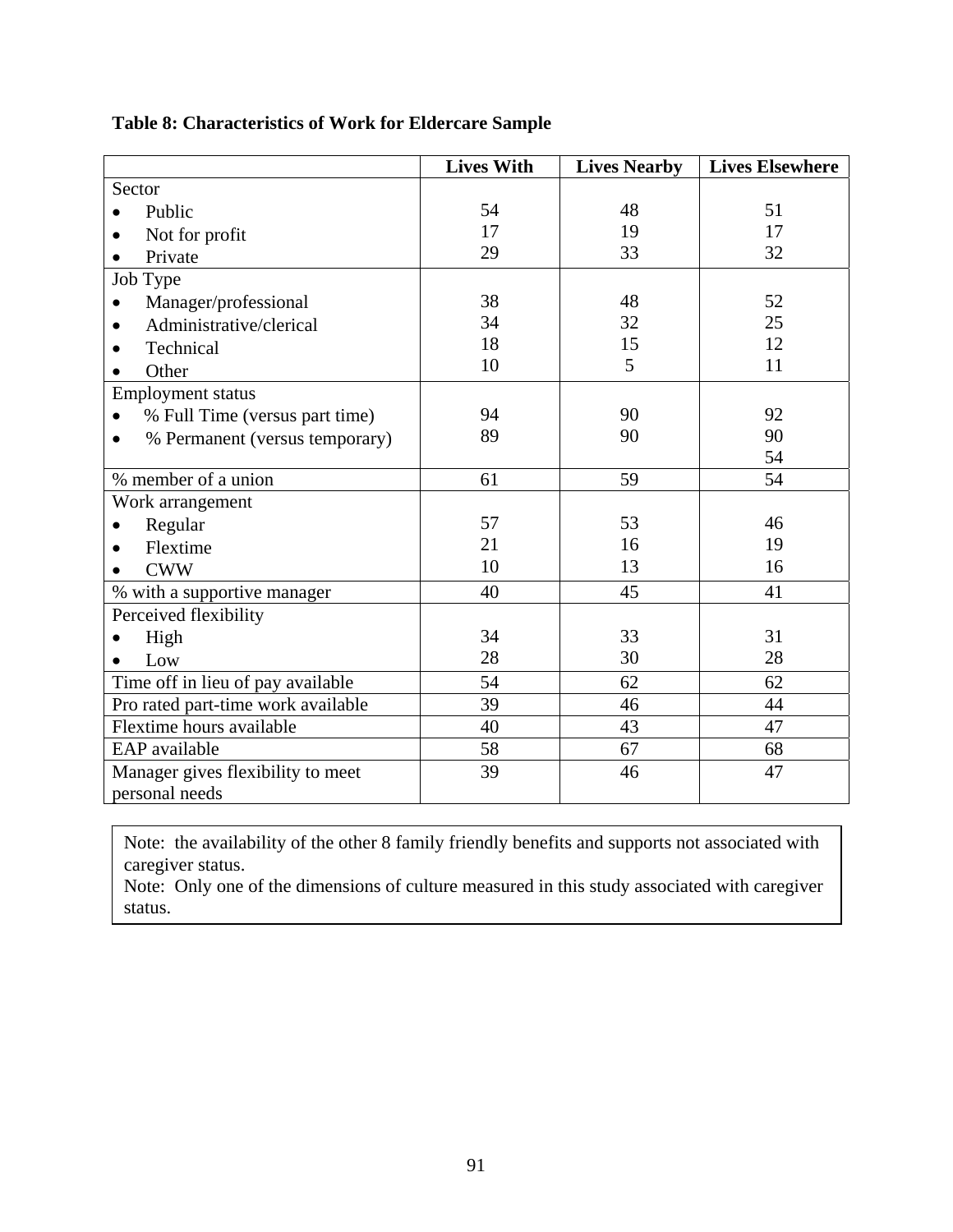**Table 8: Characteristics of Work for Eldercare Sample**

| | Lives With | Lives Nearby | Lives Elsewhere |
|---|---|---|---|
| Sector | | | |
| • Public | 54 | 48 | 51 |
| • Not for profit | 17 | 19 | 17 |
| • Private | 29 | 33 | 32 |
| Job Type | | | |
| • Manager/professional | 38 | 48 | 52 |
| • Administrative/clerical | 34 | 32 | 25 |
| • Technical | 18 | 15 | 12 |
| • Other | 10 | 5 | 11 |
| Employment status | | | |
| • % Full Time (versus part time) | 94 | 90 | 92 |
| • % Permanent (versus temporary) | 89 | 90 | 90 |
| | | | 54 |
| % member of a union | 61 | 59 | 54 |
| Work arrangement | | | |
| • Regular | 57 | 53 | 46 |
| • Flextime | 21 | 16 | 19 |
| • CWW | 10 | 13 | 16 |
| % with a supportive manager | 40 | 45 | 41 |
| Perceived flexibility | | | |
| • High | 34 | 33 | 31 |
| • Low | 28 | 30 | 28 |
| Time off in lieu of pay available | 54 | 62 | 62 |
| Pro rated part-time work available | 39 | 46 | 44 |
| Flextime hours available | 40 | 43 | 47 |
| EAP available | 58 | 67 | 68 |
| Manager gives flexibility to meet personal needs | 39 | 46 | 47 |

Note: the availability of the other 8 family friendly benefits and supports not associated with caregiver status.
Note: Only one of the dimensions of culture measured in this study associated with caregiver status.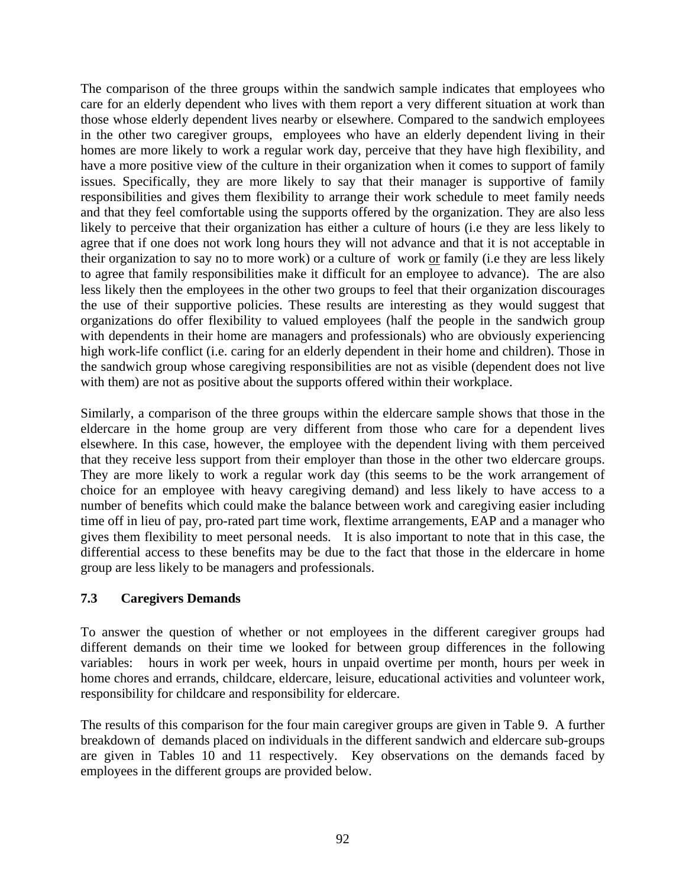The comparison of the three groups within the sandwich sample indicates that employees who care for an elderly dependent who lives with them report a very different situation at work than those whose elderly dependent lives nearby or elsewhere. Compared to the sandwich employees in the other two caregiver groups, employees who have an elderly dependent living in their homes are more likely to work a regular work day, perceive that they have high flexibility, and have a more positive view of the culture in their organization when it comes to support of family issues. Specifically, they are more likely to say that their manager is supportive of family responsibilities and gives them flexibility to arrange their work schedule to meet family needs and that they feel comfortable using the supports offered by the organization. They are also less likely to perceive that their organization has either a culture of hours (i.e they are less likely to agree that if one does not work long hours they will not advance and that it is not acceptable in their organization to say no to more work) or a culture of work <u>or</u> family (i.e they are less likely to agree that family responsibilities make it difficult for an employee to advance). The are also less likely then the employees in the other two groups to feel that their organization discourages the use of their supportive policies. These results are interesting as they would suggest that organizations do offer flexibility to valued employees (half the people in the sandwich group with dependents in their home are managers and professionals) who are obviously experiencing high work-life conflict (i.e. caring for an elderly dependent in their home and children). Those in the sandwich group whose caregiving responsibilities are not as visible (dependent does not live with them) are not as positive about the supports offered within their workplace.

Similarly, a comparison of the three groups within the eldercare sample shows that those in the eldercare in the home group are very different from those who care for a dependent lives elsewhere. In this case, however, the employee with the dependent living with them perceived that they receive less support from their employer than those in the other two eldercare groups. They are more likely to work a regular work day (this seems to be the work arrangement of choice for an employee with heavy caregiving demand) and less likely to have access to a number of benefits which could make the balance between work and caregiving easier including time off in lieu of pay, pro-rated part time work, flextime arrangements, EAP and a manager who gives them flexibility to meet personal needs. It is also important to note that in this case, the differential access to these benefits may be due to the fact that those in the eldercare in home group are less likely to be managers and professionals.

### 7.3 Caregivers Demands

To answer the question of whether or not employees in the different caregiver groups had different demands on their time we looked for between group differences in the following variables: hours in work per week, hours in unpaid overtime per month, hours per week in home chores and errands, childcare, eldercare, leisure, educational activities and volunteer work, responsibility for childcare and responsibility for eldercare.

The results of this comparison for the four main caregiver groups are given in Table 9. A further breakdown of demands placed on individuals in the different sandwich and eldercare sub-groups are given in Tables 10 and 11 respectively. Key observations on the demands faced by employees in the different groups are provided below.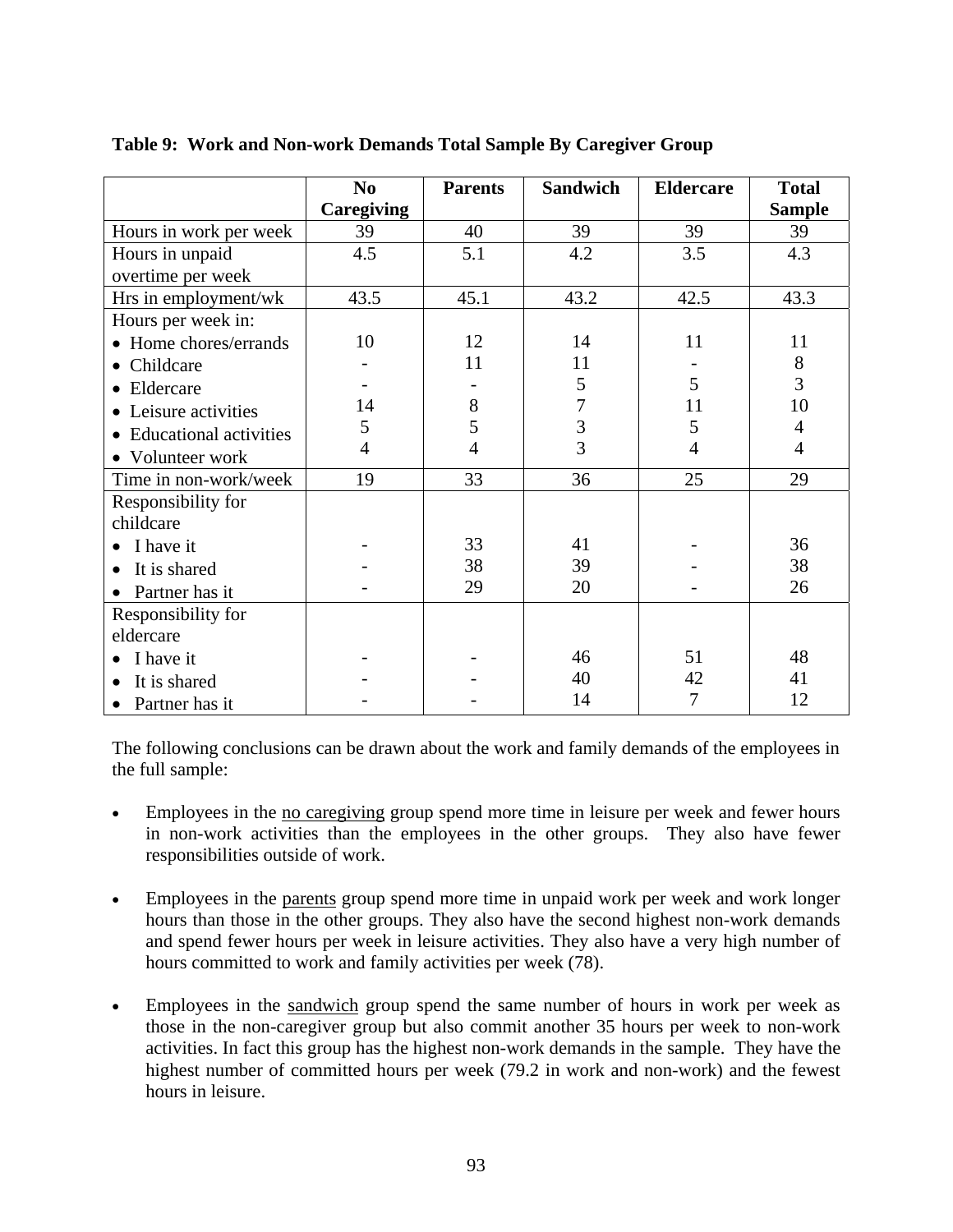**Table 9: Work and Non-work Demands Total Sample By Caregiver Group**

| | No Caregiving | Parents | Sandwich | Eldercare | Total Sample |
|---|---|---|---|---|---|
| Hours in work per week | 39 | 40 | 39 | 39 | 39 |
| Hours in unpaid overtime per week | 4.5 | 5.1 | 4.2 | 3.5 | 4.3 |
| Hrs in employment/wk | 43.5 | 45.1 | 43.2 | 42.5 | 43.3 |
| Hours per week in: | | | | | |
| • Home chores/errands | 10 | 12 | 14 | 11 | 11 |
| • Childcare | - | 11 | 11 | - | 8 |
| • Eldercare | - | - | 5 | 5 | 3 |
| • Leisure activities | 14 | 8 | 7 | 11 | 10 |
| • Educational activities | 5 | 5 | 3 | 5 | 4 |
| • Volunteer work | 4 | 4 | 3 | 4 | 4 |
| Time in non-work/week | 19 | 33 | 36 | 25 | 29 |
| Responsibility for childcare | | | | | |
| • I have it | - | 33 | 41 | - | 36 |
| • It is shared | - | 38 | 39 | - | 38 |
| • Partner has it | - | 29 | 20 | - | 26 |
| Responsibility for eldercare | | | | | |
| • I have it | - | - | 46 | 51 | 48 |
| • It is shared | - | - | 40 | 42 | 41 |
| • Partner has it | - | - | 14 | 7 | 12 |

The following conclusions can be drawn about the work and family demands of the employees in the full sample:

- Employees in the no caregiving group spend more time in leisure per week and fewer hours in non-work activities than the employees in the other groups. They also have fewer responsibilities outside of work.

- Employees in the parents group spend more time in unpaid work per week and work longer hours than those in the other groups. They also have the second highest non-work demands and spend fewer hours per week in leisure activities. They also have a very high number of hours committed to work and family activities per week (78).

- Employees in the sandwich group spend the same number of hours in work per week as those in the non-caregiver group but also commit another 35 hours per week to non-work activities. In fact this group has the highest non-work demands in the sample. They have the highest number of committed hours per week (79.2 in work and non-work) and the fewest hours in leisure.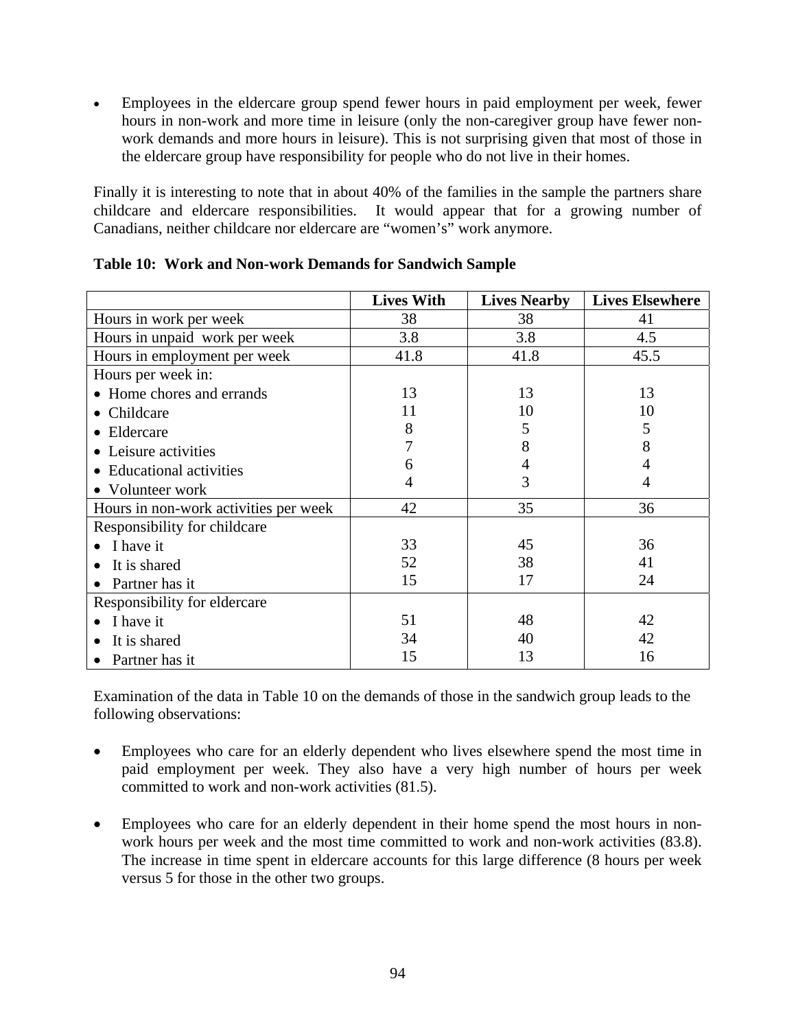- Employees in the eldercare group spend fewer hours in paid employment per week, fewer hours in non-work and more time in leisure (only the non-caregiver group have fewer non-work demands and more hours in leisure). This is not surprising given that most of those in the eldercare group have responsibility for people who do not live in their homes.

Finally it is interesting to note that in about 40% of the families in the sample the partners share childcare and eldercare responsibilities. It would appear that for a growing number of Canadians, neither childcare nor eldercare are "women's" work anymore.

**Table 10: Work and Non-work Demands for Sandwich Sample**

| | Lives With | Lives Nearby | Lives Elsewhere |
|---|---|---|---|
| Hours in work per week | 38 | 38 | 41 |
| Hours in unpaid work per week | 3.8 | 3.8 | 4.5 |
| Hours in employment per week | 41.8 | 41.8 | 45.5 |
| Hours per week in: | | | |
| • Home chores and errands | 13 | 13 | 13 |
| • Childcare | 11 | 10 | 10 |
| • Eldercare | 8 | 5 | 5 |
| • Leisure activities | 7 | 8 | 8 |
| • Educational activities | 6 | 4 | 4 |
| • Volunteer work | 4 | 3 | 4 |
| Hours in non-work activities per week | 42 | 35 | 36 |
| Responsibility for childcare | | | |
| • I have it | 33 | 45 | 36 |
| • It is shared | 52 | 38 | 41 |
| • Partner has it | 15 | 17 | 24 |
| Responsibility for eldercare | | | |
| • I have it | 51 | 48 | 42 |
| • It is shared | 34 | 40 | 42 |
| • Partner has it | 15 | 13 | 16 |

Examination of the data in Table 10 on the demands of those in the sandwich group leads to the following observations:

- Employees who care for an elderly dependent who lives elsewhere spend the most time in paid employment per week. They also have a very high number of hours per week committed to work and non-work activities (81.5).

- Employees who care for an elderly dependent in their home spend the most hours in non-work hours per week and the most time committed to work and non-work activities (83.8). The increase in time spent in eldercare accounts for this large difference (8 hours per week versus 5 for those in the other two groups.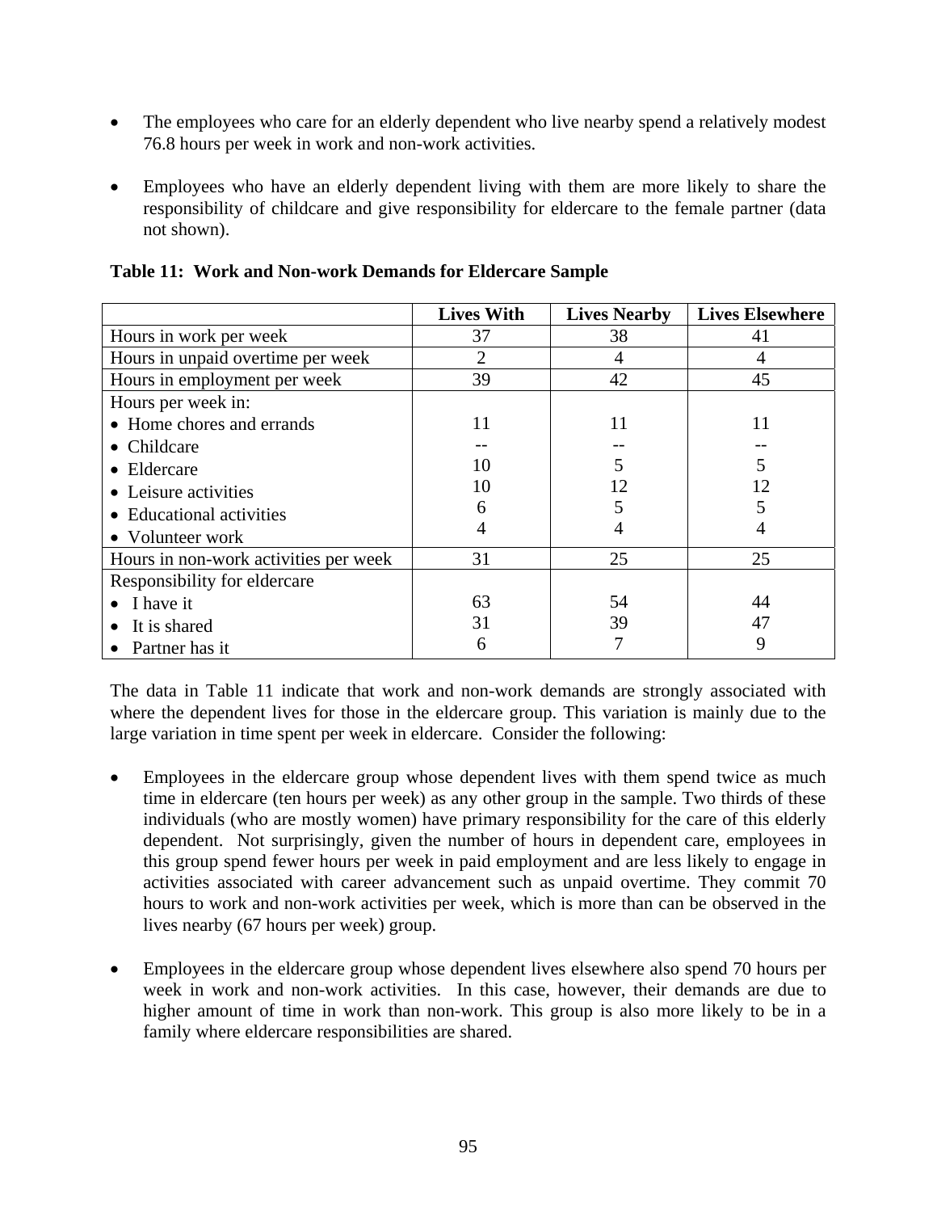- The employees who care for an elderly dependent who live nearby spend a relatively modest 76.8 hours per week in work and non-work activities.

- Employees who have an elderly dependent living with them are more likely to share the responsibility of childcare and give responsibility for eldercare to the female partner (data not shown).

**Table 11: Work and Non-work Demands for Eldercare Sample**

| | Lives With | Lives Nearby | Lives Elsewhere |
|---|---|---|---|
| Hours in work per week | 37 | 38 | 41 |
| Hours in unpaid overtime per week | 2 | 4 | 4 |
| Hours in employment per week | 39 | 42 | 45 |
| Hours per week in: | | | |
| • Home chores and errands | 11 | 11 | 11 |
| • Childcare | -- | -- | -- |
| • Eldercare | 10 | 5 | 5 |
| • Leisure activities | 10 | 12 | 12 |
| • Educational activities | 6 | 5 | 5 |
| • Volunteer work | 4 | 4 | 4 |
| Hours in non-work activities per week | 31 | 25 | 25 |
| Responsibility for eldercare | | | |
| • I have it | 63 | 54 | 44 |
| • It is shared | 31 | 39 | 47 |
| • Partner has it | 6 | 7 | 9 |

The data in Table 11 indicate that work and non-work demands are strongly associated with where the dependent lives for those in the eldercare group. This variation is mainly due to the large variation in time spent per week in eldercare. Consider the following:

- Employees in the eldercare group whose dependent lives with them spend twice as much time in eldercare (ten hours per week) as any other group in the sample. Two thirds of these individuals (who are mostly women) have primary responsibility for the care of this elderly dependent. Not surprisingly, given the number of hours in dependent care, employees in this group spend fewer hours per week in paid employment and are less likely to engage in activities associated with career advancement such as unpaid overtime. They commit 70 hours to work and non-work activities per week, which is more than can be observed in the lives nearby (67 hours per week) group.

- Employees in the eldercare group whose dependent lives elsewhere also spend 70 hours per week in work and non-work activities. In this case, however, their demands are due to higher amount of time in work than non-work. This group is also more likely to be in a family where eldercare responsibilities are shared.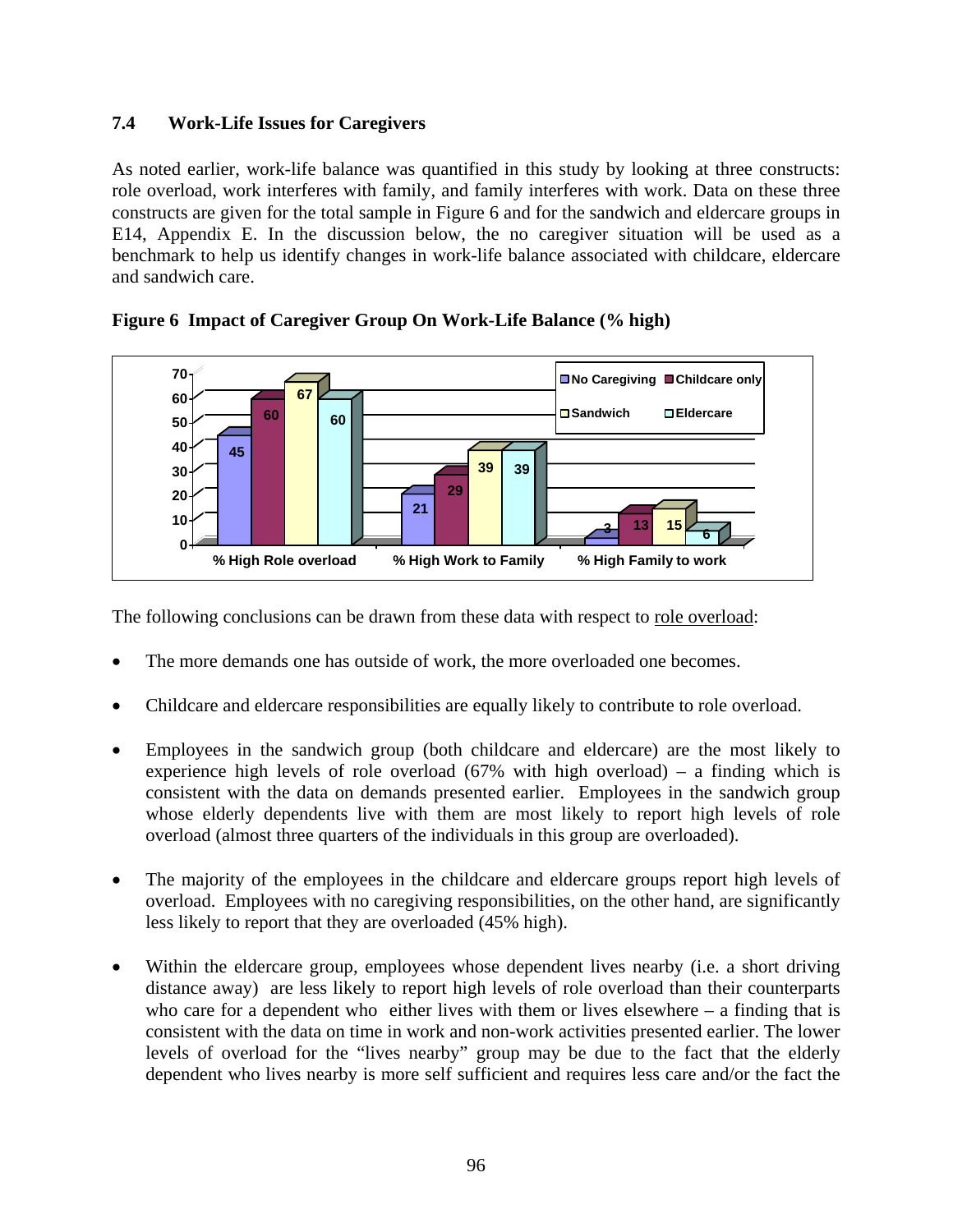### 7.4 Work-Life Issues for Caregivers

As noted earlier, work-life balance was quantified in this study by looking at three constructs: role overload, work interferes with family, and family interferes with work. Data on these three constructs are given for the total sample in Figure 6 and for the sandwich and eldercare groups in E14, Appendix E. In the discussion below, the no caregiver situation will be used as a benchmark to help us identify changes in work-life balance associated with childcare, eldercare and sandwich care.

**Figure 6 Impact of Caregiver Group On Work-Life Balance (% high)**

| | No Caregiving | Childcare only | Sandwich | Eldercare |
|---|---|---|---|---|
| % High Role overload | 45 | 60 | 67 | 60 |
| % High Work to Family | 21 | 29 | 39 | 39 |
| % High Family to work | 3 | 13 | 15 | 6 |

The following conclusions can be drawn from these data with respect to role overload:

- The more demands one has outside of work, the more overloaded one becomes.
- Childcare and eldercare responsibilities are equally likely to contribute to role overload.
- Employees in the sandwich group (both childcare and eldercare) are the most likely to experience high levels of role overload (67% with high overload) – a finding which is consistent with the data on demands presented earlier. Employees in the sandwich group whose elderly dependents live with them are most likely to report high levels of role overload (almost three quarters of the individuals in this group are overloaded).
- The majority of the employees in the childcare and eldercare groups report high levels of overload. Employees with no caregiving responsibilities, on the other hand, are significantly less likely to report that they are overloaded (45% high).
- Within the eldercare group, employees whose dependent lives nearby (i.e. a short driving distance away) are less likely to report high levels of role overload than their counterparts who care for a dependent who either lives with them or lives elsewhere – a finding that is consistent with the data on time in work and non-work activities presented earlier. The lower levels of overload for the "lives nearby" group may be due to the fact that the elderly dependent who lives nearby is more self sufficient and requires less care and/or the fact the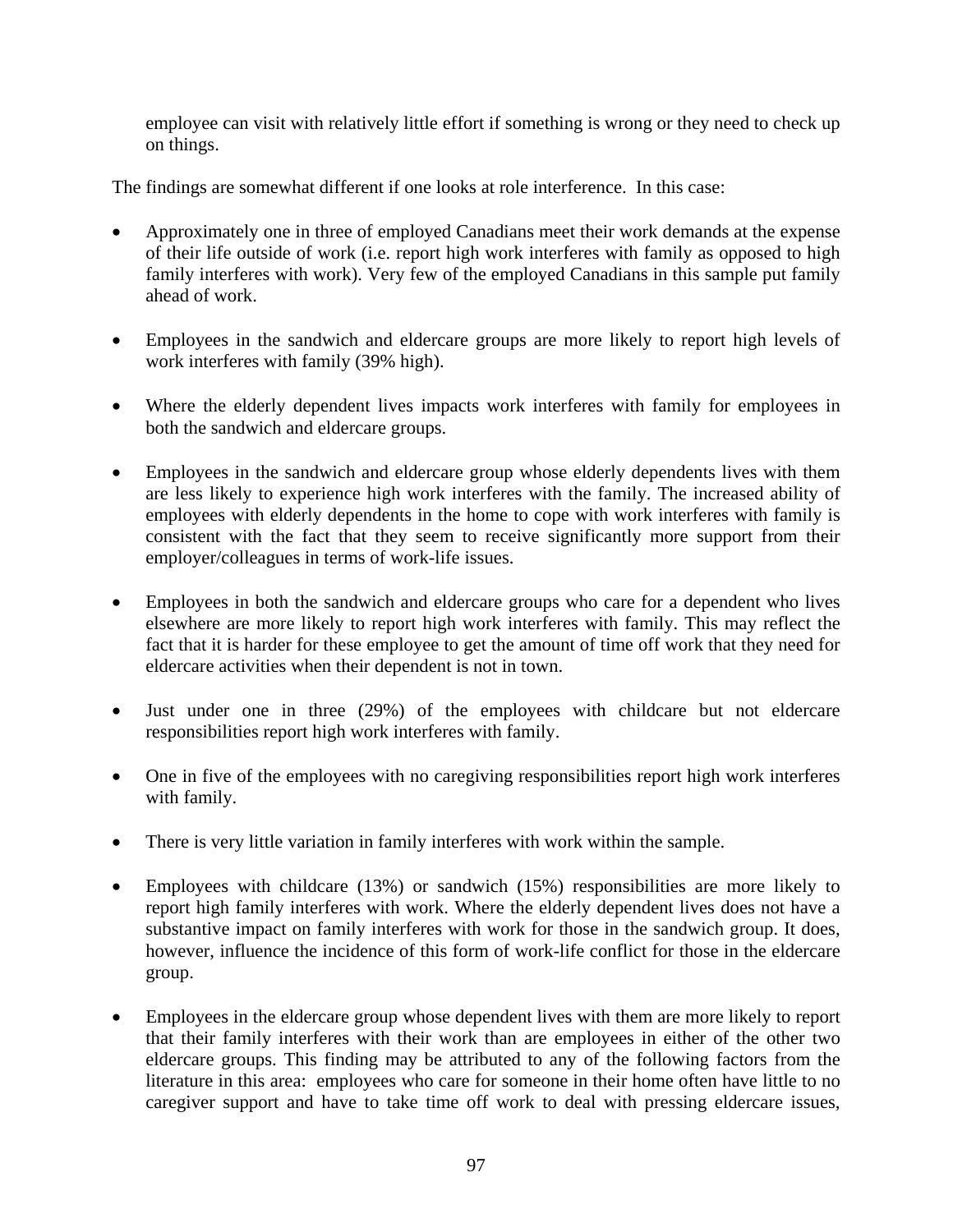employee can visit with relatively little effort if something is wrong or they need to check up on things.

The findings are somewhat different if one looks at role interference. In this case:

- Approximately one in three of employed Canadians meet their work demands at the expense of their life outside of work (i.e. report high work interferes with family as opposed to high family interferes with work). Very few of the employed Canadians in this sample put family ahead of work.

- Employees in the sandwich and eldercare groups are more likely to report high levels of work interferes with family (39% high).

- Where the elderly dependent lives impacts work interferes with family for employees in both the sandwich and eldercare groups.

- Employees in the sandwich and eldercare group whose elderly dependents lives with them are less likely to experience high work interferes with the family. The increased ability of employees with elderly dependents in the home to cope with work interferes with family is consistent with the fact that they seem to receive significantly more support from their employer/colleagues in terms of work-life issues.

- Employees in both the sandwich and eldercare groups who care for a dependent who lives elsewhere are more likely to report high work interferes with family. This may reflect the fact that it is harder for these employee to get the amount of time off work that they need for eldercare activities when their dependent is not in town.

- Just under one in three (29%) of the employees with childcare but not eldercare responsibilities report high work interferes with family.

- One in five of the employees with no caregiving responsibilities report high work interferes with family.

- There is very little variation in family interferes with work within the sample.

- Employees with childcare (13%) or sandwich (15%) responsibilities are more likely to report high family interferes with work. Where the elderly dependent lives does not have a substantive impact on family interferes with work for those in the sandwich group. It does, however, influence the incidence of this form of work-life conflict for those in the eldercare group.

- Employees in the eldercare group whose dependent lives with them are more likely to report that their family interferes with their work than are employees in either of the other two eldercare groups. This finding may be attributed to any of the following factors from the literature in this area: employees who care for someone in their home often have little to no caregiver support and have to take time off work to deal with pressing eldercare issues,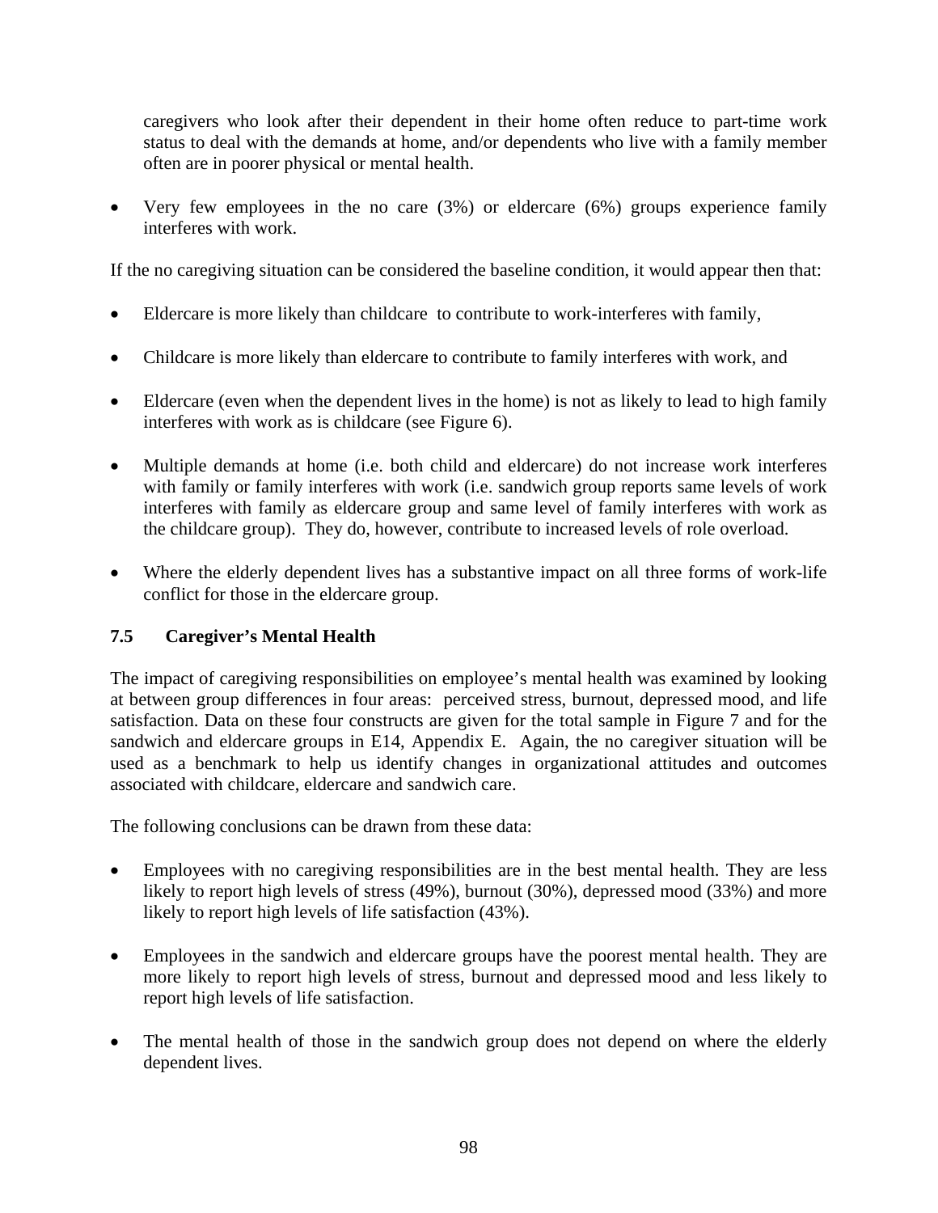caregivers who look after their dependent in their home often reduce to part-time work status to deal with the demands at home, and/or dependents who live with a family member often are in poorer physical or mental health.

- Very few employees in the no care (3%) or eldercare (6%) groups experience family interferes with work.

If the no caregiving situation can be considered the baseline condition, it would appear then that:

- Eldercare is more likely than childcare to contribute to work-interferes with family,
- Childcare is more likely than eldercare to contribute to family interferes with work, and
- Eldercare (even when the dependent lives in the home) is not as likely to lead to high family interferes with work as is childcare (see Figure 6).
- Multiple demands at home (i.e. both child and eldercare) do not increase work interferes with family or family interferes with work (i.e. sandwich group reports same levels of work interferes with family as eldercare group and same level of family interferes with work as the childcare group). They do, however, contribute to increased levels of role overload.
- Where the elderly dependent lives has a substantive impact on all three forms of work-life conflict for those in the eldercare group.

### 7.5 Caregiver's Mental Health

The impact of caregiving responsibilities on employee's mental health was examined by looking at between group differences in four areas: perceived stress, burnout, depressed mood, and life satisfaction. Data on these four constructs are given for the total sample in Figure 7 and for the sandwich and eldercare groups in E14, Appendix E. Again, the no caregiver situation will be used as a benchmark to help us identify changes in organizational attitudes and outcomes associated with childcare, eldercare and sandwich care.

The following conclusions can be drawn from these data:

- Employees with no caregiving responsibilities are in the best mental health. They are less likely to report high levels of stress (49%), burnout (30%), depressed mood (33%) and more likely to report high levels of life satisfaction (43%).
- Employees in the sandwich and eldercare groups have the poorest mental health. They are more likely to report high levels of stress, burnout and depressed mood and less likely to report high levels of life satisfaction.
- The mental health of those in the sandwich group does not depend on where the elderly dependent lives.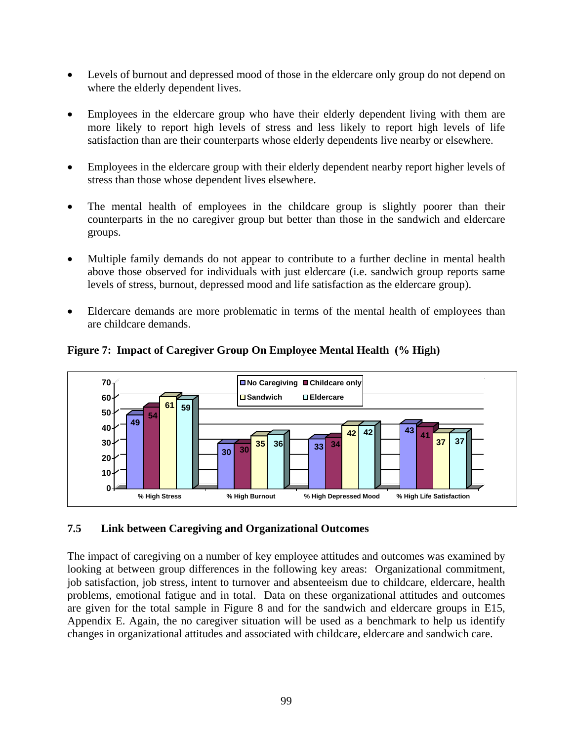- Levels of burnout and depressed mood of those in the eldercare only group do not depend on where the elderly dependent lives.

- Employees in the eldercare group who have their elderly dependent living with them are more likely to report high levels of stress and less likely to report high levels of life satisfaction than are their counterparts whose elderly dependents live nearby or elsewhere.

- Employees in the eldercare group with their elderly dependent nearby report higher levels of stress than those whose dependent lives elsewhere.

- The mental health of employees in the childcare group is slightly poorer than their counterparts in the no caregiver group but better than those in the sandwich and eldercare groups.

- Multiple family demands do not appear to contribute to a further decline in mental health above those observed for individuals with just eldercare (i.e. sandwich group reports same levels of stress, burnout, depressed mood and life satisfaction as the eldercare group).

- Eldercare demands are more problematic in terms of the mental health of employees than are childcare demands.

**Figure 7: Impact of Caregiver Group On Employee Mental Health (% High)**

| | No Caregiving | Childcare only | Sandwich | Eldercare |
|---|---|---|---|---|
| % High Stress | 49 | 54 | 61 | 59 |
| % High Burnout | 30 | 30 | 35 | 36 |
| % High Depressed Mood | 33 | 34 | 42 | 42 |
| % High Life Satisfaction | 43 | 41 | 37 | 37 |

### 7.5 Link between Caregiving and Organizational Outcomes

The impact of caregiving on a number of key employee attitudes and outcomes was examined by looking at between group differences in the following key areas: Organizational commitment, job satisfaction, job stress, intent to turnover and absenteeism due to childcare, eldercare, health problems, emotional fatigue and in total. Data on these organizational attitudes and outcomes are given for the total sample in Figure 8 and for the sandwich and eldercare groups in E15, Appendix E. Again, the no caregiver situation will be used as a benchmark to help us identify changes in organizational attitudes and associated with childcare, eldercare and sandwich care.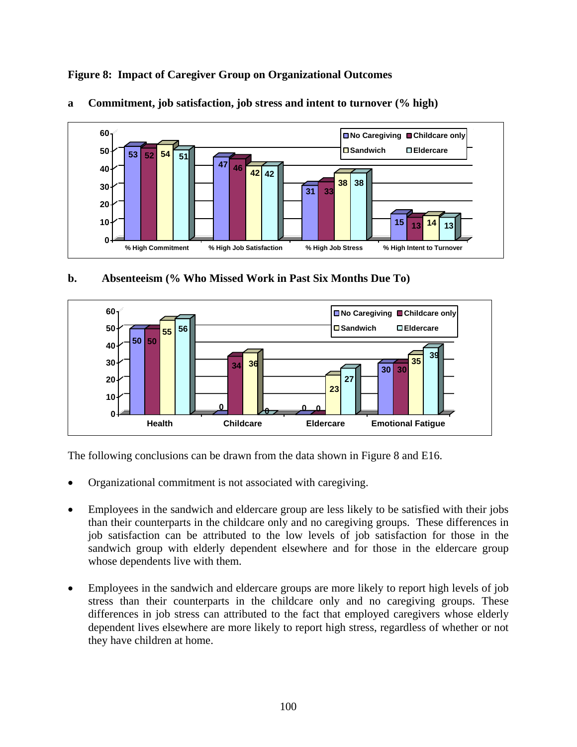**Figure 8: Impact of Caregiver Group on Organizational Outcomes**

**a Commitment, job satisfaction, job stress and intent to turnover (% high)**

| | No Caregiving | Childcare only | Sandwich | Eldercare |
|---|---|---|---|---|
| % High Commitment | 53 | 52 | 54 | 51 |
| % High Job Satisfaction | 47 | 46 | 42 | 42 |
| % High Job Stress | 31 | 33 | 38 | 38 |
| % High Intent to Turnover | 15 | 13 | 14 | 13 |

**b. Absenteeism (% Who Missed Work in Past Six Months Due To)**

| | No Caregiving | Childcare only | Sandwich | Eldercare |
|---|---|---|---|---|
| Health | 50 | 50 | 55 | 56 |
| Childcare | 0 | 34 | 36 | 0 |
| Eldercare | 0 | 0 | 23 | 27 |
| Emotional Fatigue | 30 | 30 | 35 | 39 |

The following conclusions can be drawn from the data shown in Figure 8 and E16.

- Organizational commitment is not associated with caregiving.
- Employees in the sandwich and eldercare group are less likely to be satisfied with their jobs than their counterparts in the childcare only and no caregiving groups. These differences in job satisfaction can be attributed to the low levels of job satisfaction for those in the sandwich group with elderly dependent elsewhere and for those in the eldercare group whose dependents live with them.
- Employees in the sandwich and eldercare groups are more likely to report high levels of job stress than their counterparts in the childcare only and no caregiving groups. These differences in job stress can attributed to the fact that employed caregivers whose elderly dependent lives elsewhere are more likely to report high stress, regardless of whether or not they have children at home.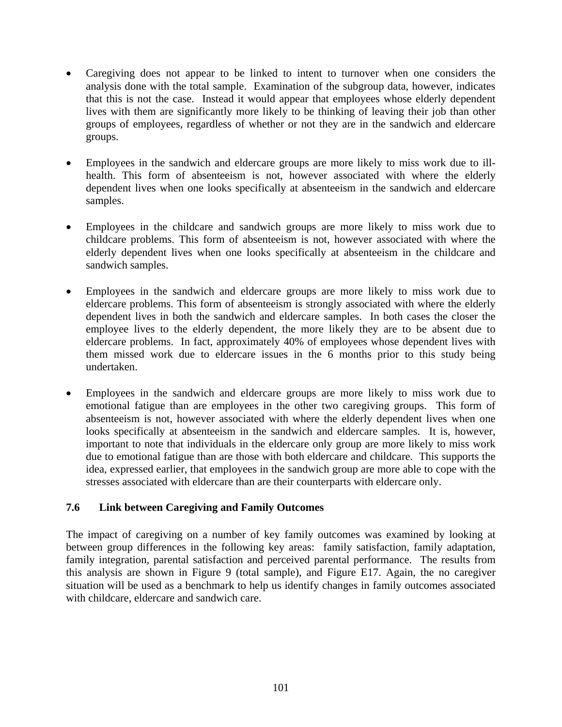- Caregiving does not appear to be linked to intent to turnover when one considers the analysis done with the total sample. Examination of the subgroup data, however, indicates that this is not the case. Instead it would appear that employees whose elderly dependent lives with them are significantly more likely to be thinking of leaving their job than other groups of employees, regardless of whether or not they are in the sandwich and eldercare groups.

- Employees in the sandwich and eldercare groups are more likely to miss work due to ill-health. This form of absenteeism is not, however associated with where the elderly dependent lives when one looks specifically at absenteeism in the sandwich and eldercare samples.

- Employees in the childcare and sandwich groups are more likely to miss work due to childcare problems. This form of absenteeism is not, however associated with where the elderly dependent lives when one looks specifically at absenteeism in the childcare and sandwich samples.

- Employees in the sandwich and eldercare groups are more likely to miss work due to eldercare problems. This form of absenteeism is strongly associated with where the elderly dependent lives in both the sandwich and eldercare samples. In both cases the closer the employee lives to the elderly dependent, the more likely they are to be absent due to eldercare problems. In fact, approximately 40% of employees whose dependent lives with them missed work due to eldercare issues in the 6 months prior to this study being undertaken.

- Employees in the sandwich and eldercare groups are more likely to miss work due to emotional fatigue than are employees in the other two caregiving groups. This form of absenteeism is not, however associated with where the elderly dependent lives when one looks specifically at absenteeism in the sandwich and eldercare samples. It is, however, important to note that individuals in the eldercare only group are more likely to miss work due to emotional fatigue than are those with both eldercare and childcare. This supports the idea, expressed earlier, that employees in the sandwich group are more able to cope with the stresses associated with eldercare than are their counterparts with eldercare only.

### 7.6 Link between Caregiving and Family Outcomes

The impact of caregiving on a number of key family outcomes was examined by looking at between group differences in the following key areas: family satisfaction, family adaptation, family integration, parental satisfaction and perceived parental performance. The results from this analysis are shown in Figure 9 (total sample), and Figure E17. Again, the no caregiver situation will be used as a benchmark to help us identify changes in family outcomes associated with childcare, eldercare and sandwich care.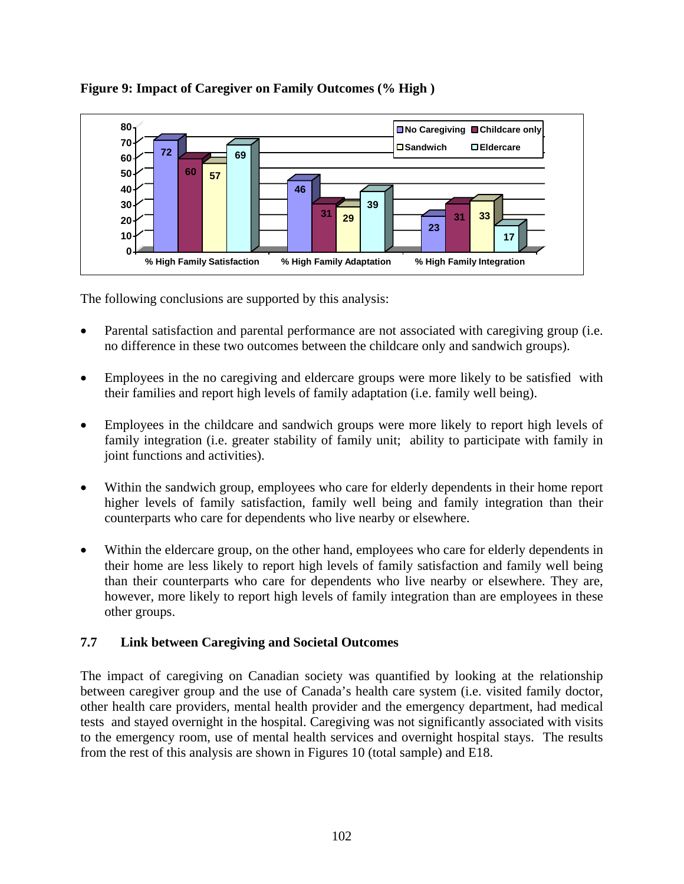**Figure 9: Impact of Caregiver on Family Outcomes (% High )**

| | No Caregiving | Childcare only | Sandwich | Eldercare |
|---|---|---|---|---|
| % High Family Satisfaction | 72 | 60 | 57 | 69 |
| % High Family Adaptation | 46 | 31 | 29 | 39 |
| % High Family Integration | 23 | 31 | 33 | 17 |

The following conclusions are supported by this analysis:

- Parental satisfaction and parental performance are not associated with caregiving group (i.e. no difference in these two outcomes between the childcare only and sandwich groups).
- Employees in the no caregiving and eldercare groups were more likely to be satisfied with their families and report high levels of family adaptation (i.e. family well being).
- Employees in the childcare and sandwich groups were more likely to report high levels of family integration (i.e. greater stability of family unit; ability to participate with family in joint functions and activities).
- Within the sandwich group, employees who care for elderly dependents in their home report higher levels of family satisfaction, family well being and family integration than their counterparts who care for dependents who live nearby or elsewhere.
- Within the eldercare group, on the other hand, employees who care for elderly dependents in their home are less likely to report high levels of family satisfaction and family well being than their counterparts who care for dependents who live nearby or elsewhere. They are, however, more likely to report high levels of family integration than are employees in these other groups.

### 7.7 Link between Caregiving and Societal Outcomes

The impact of caregiving on Canadian society was quantified by looking at the relationship between caregiver group and the use of Canada's health care system (i.e. visited family doctor, other health care providers, mental health provider and the emergency department, had medical tests and stayed overnight in the hospital. Caregiving was not significantly associated with visits to the emergency room, use of mental health services and overnight hospital stays. The results from the rest of this analysis are shown in Figures 10 (total sample) and E18.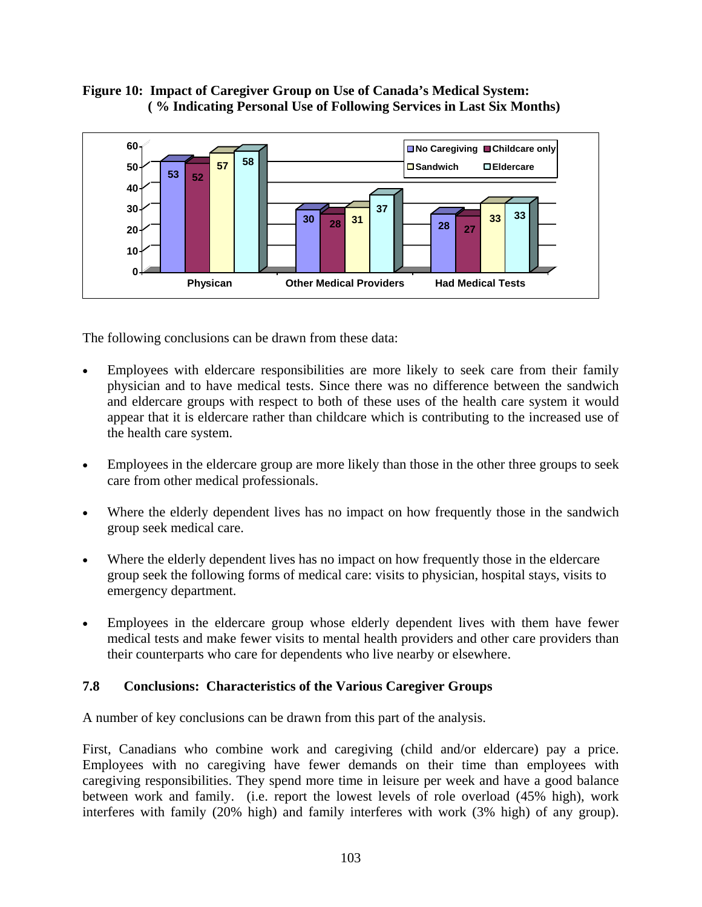**Figure 10: Impact of Caregiver Group on Use of Canada's Medical System: ( % Indicating Personal Use of Following Services in Last Six Months)**

| | No Caregiving | Childcare only | Sandwich | Eldercare |
|---|---|---|---|---|
| Physican | 53 | 52 | 57 | 58 |
| Other Medical Providers | 30 | 28 | 31 | 37 |
| Had Medical Tests | 28 | 27 | 33 | 33 |

The following conclusions can be drawn from these data:

- Employees with eldercare responsibilities are more likely to seek care from their family physician and to have medical tests. Since there was no difference between the sandwich and eldercare groups with respect to both of these uses of the health care system it would appear that it is eldercare rather than childcare which is contributing to the increased use of the health care system.
- Employees in the eldercare group are more likely than those in the other three groups to seek care from other medical professionals.
- Where the elderly dependent lives has no impact on how frequently those in the sandwich group seek medical care.
- Where the elderly dependent lives has no impact on how frequently those in the eldercare group seek the following forms of medical care: visits to physician, hospital stays, visits to emergency department.
- Employees in the eldercare group whose elderly dependent lives with them have fewer medical tests and make fewer visits to mental health providers and other care providers than their counterparts who care for dependents who live nearby or elsewhere.

### 7.8 Conclusions: Characteristics of the Various Caregiver Groups

A number of key conclusions can be drawn from this part of the analysis.

First, Canadians who combine work and caregiving (child and/or eldercare) pay a price. Employees with no caregiving have fewer demands on their time than employees with caregiving responsibilities. They spend more time in leisure per week and have a good balance between work and family. (i.e. report the lowest levels of role overload (45% high), work interferes with family (20% high) and family interferes with work (3% high) of any group).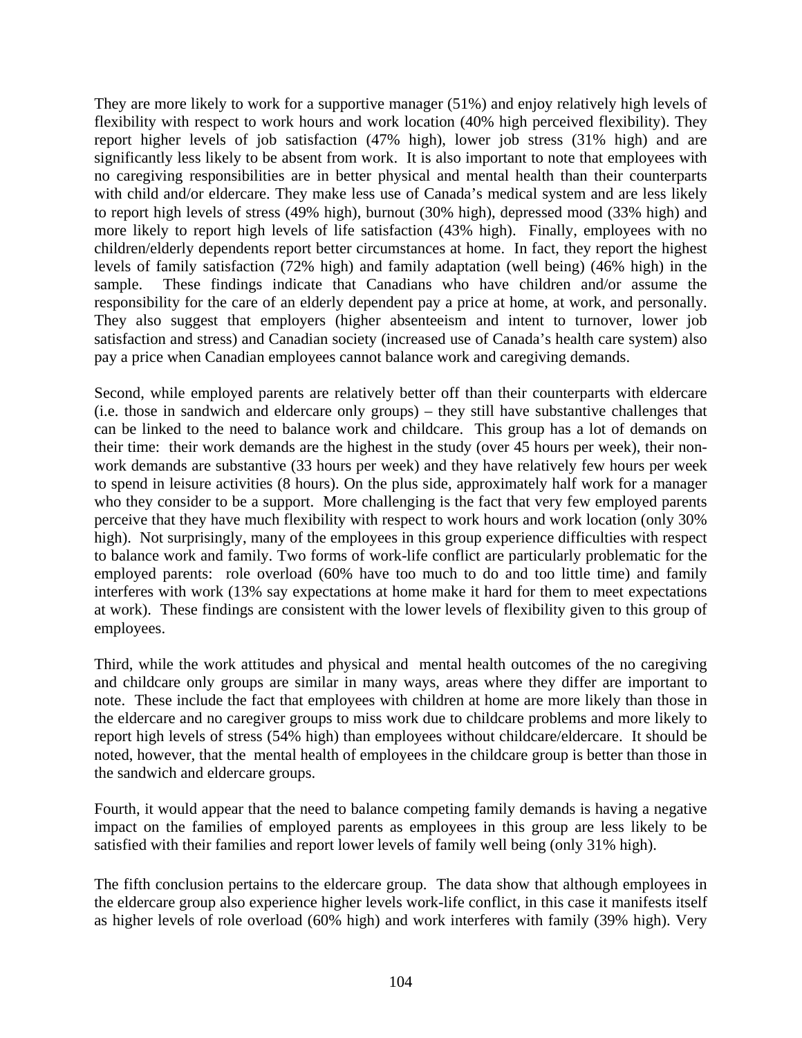They are more likely to work for a supportive manager (51%) and enjoy relatively high levels of flexibility with respect to work hours and work location (40% high perceived flexibility). They report higher levels of job satisfaction (47% high), lower job stress (31% high) and are significantly less likely to be absent from work. It is also important to note that employees with no caregiving responsibilities are in better physical and mental health than their counterparts with child and/or eldercare. They make less use of Canada's medical system and are less likely to report high levels of stress (49% high), burnout (30% high), depressed mood (33% high) and more likely to report high levels of life satisfaction (43% high). Finally, employees with no children/elderly dependents report better circumstances at home. In fact, they report the highest levels of family satisfaction (72% high) and family adaptation (well being) (46% high) in the sample. These findings indicate that Canadians who have children and/or assume the responsibility for the care of an elderly dependent pay a price at home, at work, and personally. They also suggest that employers (higher absenteeism and intent to turnover, lower job satisfaction and stress) and Canadian society (increased use of Canada's health care system) also pay a price when Canadian employees cannot balance work and caregiving demands.

Second, while employed parents are relatively better off than their counterparts with eldercare (i.e. those in sandwich and eldercare only groups) – they still have substantive challenges that can be linked to the need to balance work and childcare. This group has a lot of demands on their time: their work demands are the highest in the study (over 45 hours per week), their non-work demands are substantive (33 hours per week) and they have relatively few hours per week to spend in leisure activities (8 hours). On the plus side, approximately half work for a manager who they consider to be a support. More challenging is the fact that very few employed parents perceive that they have much flexibility with respect to work hours and work location (only 30% high). Not surprisingly, many of the employees in this group experience difficulties with respect to balance work and family. Two forms of work-life conflict are particularly problematic for the employed parents: role overload (60% have too much to do and too little time) and family interferes with work (13% say expectations at home make it hard for them to meet expectations at work). These findings are consistent with the lower levels of flexibility given to this group of employees.

Third, while the work attitudes and physical and mental health outcomes of the no caregiving and childcare only groups are similar in many ways, areas where they differ are important to note. These include the fact that employees with children at home are more likely than those in the eldercare and no caregiver groups to miss work due to childcare problems and more likely to report high levels of stress (54% high) than employees without childcare/eldercare. It should be noted, however, that the mental health of employees in the childcare group is better than those in the sandwich and eldercare groups.

Fourth, it would appear that the need to balance competing family demands is having a negative impact on the families of employed parents as employees in this group are less likely to be satisfied with their families and report lower levels of family well being (only 31% high).

The fifth conclusion pertains to the eldercare group. The data show that although employees in the eldercare group also experience higher levels work-life conflict, in this case it manifests itself as higher levels of role overload (60% high) and work interferes with family (39% high). Very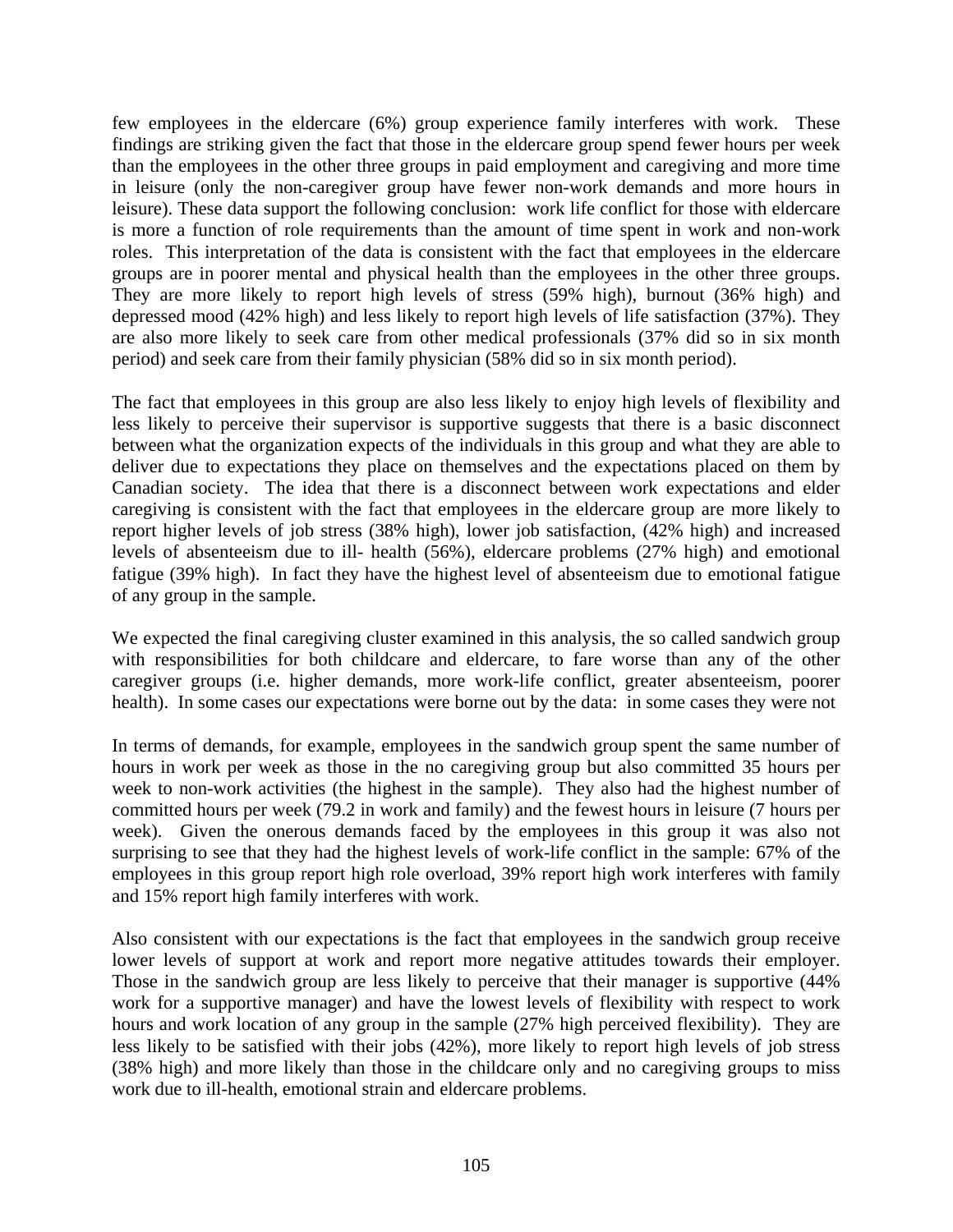few employees in the eldercare (6%) group experience family interferes with work. These findings are striking given the fact that those in the eldercare group spend fewer hours per week than the employees in the other three groups in paid employment and caregiving and more time in leisure (only the non-caregiver group have fewer non-work demands and more hours in leisure). These data support the following conclusion: work life conflict for those with eldercare is more a function of role requirements than the amount of time spent in work and non-work roles. This interpretation of the data is consistent with the fact that employees in the eldercare groups are in poorer mental and physical health than the employees in the other three groups. They are more likely to report high levels of stress (59% high), burnout (36% high) and depressed mood (42% high) and less likely to report high levels of life satisfaction (37%). They are also more likely to seek care from other medical professionals (37% did so in six month period) and seek care from their family physician (58% did so in six month period).

The fact that employees in this group are also less likely to enjoy high levels of flexibility and less likely to perceive their supervisor is supportive suggests that there is a basic disconnect between what the organization expects of the individuals in this group and what they are able to deliver due to expectations they place on themselves and the expectations placed on them by Canadian society. The idea that there is a disconnect between work expectations and elder caregiving is consistent with the fact that employees in the eldercare group are more likely to report higher levels of job stress (38% high), lower job satisfaction, (42% high) and increased levels of absenteeism due to ill- health (56%), eldercare problems (27% high) and emotional fatigue (39% high). In fact they have the highest level of absenteeism due to emotional fatigue of any group in the sample.

We expected the final caregiving cluster examined in this analysis, the so called sandwich group with responsibilities for both childcare and eldercare, to fare worse than any of the other caregiver groups (i.e. higher demands, more work-life conflict, greater absenteeism, poorer health). In some cases our expectations were borne out by the data: in some cases they were not

In terms of demands, for example, employees in the sandwich group spent the same number of hours in work per week as those in the no caregiving group but also committed 35 hours per week to non-work activities (the highest in the sample). They also had the highest number of committed hours per week (79.2 in work and family) and the fewest hours in leisure (7 hours per week). Given the onerous demands faced by the employees in this group it was also not surprising to see that they had the highest levels of work-life conflict in the sample: 67% of the employees in this group report high role overload, 39% report high work interferes with family and 15% report high family interferes with work.

Also consistent with our expectations is the fact that employees in the sandwich group receive lower levels of support at work and report more negative attitudes towards their employer. Those in the sandwich group are less likely to perceive that their manager is supportive (44% work for a supportive manager) and have the lowest levels of flexibility with respect to work hours and work location of any group in the sample (27% high perceived flexibility). They are less likely to be satisfied with their jobs (42%), more likely to report high levels of job stress (38% high) and more likely than those in the childcare only and no caregiving groups to miss work due to ill-health, emotional strain and eldercare problems.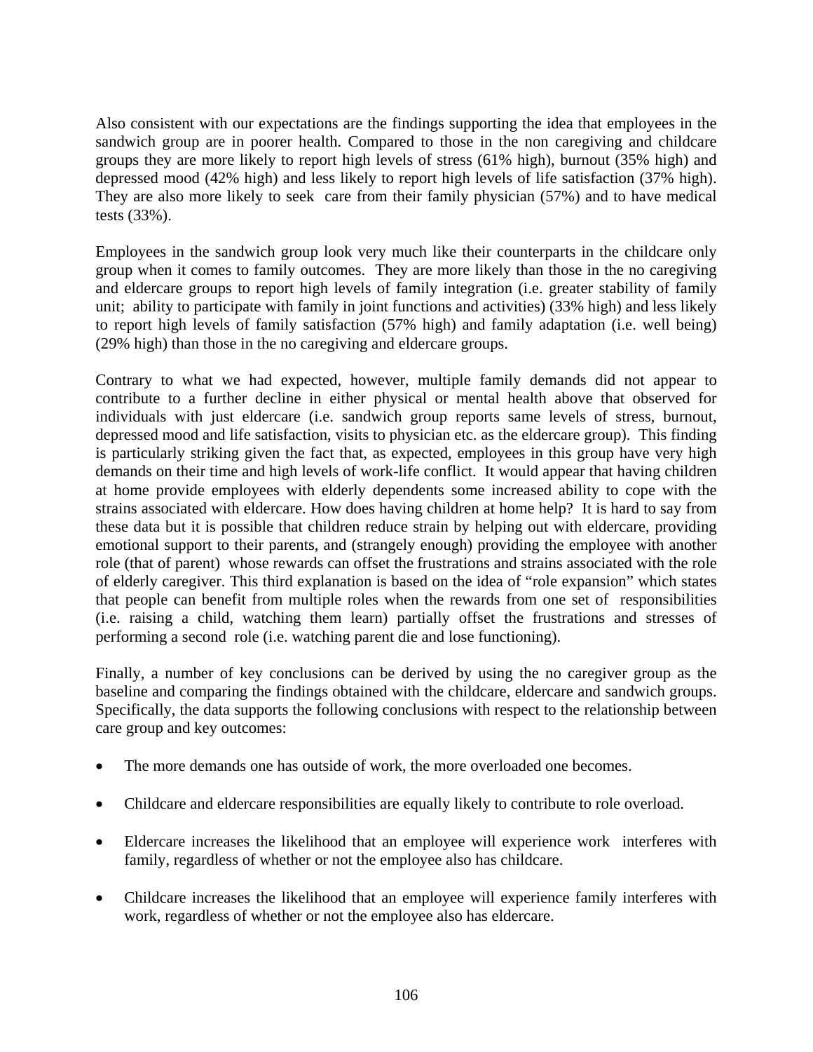Also consistent with our expectations are the findings supporting the idea that employees in the sandwich group are in poorer health. Compared to those in the non caregiving and childcare groups they are more likely to report high levels of stress (61% high), burnout (35% high) and depressed mood (42% high) and less likely to report high levels of life satisfaction (37% high). They are also more likely to seek care from their family physician (57%) and to have medical tests (33%).

Employees in the sandwich group look very much like their counterparts in the childcare only group when it comes to family outcomes. They are more likely than those in the no caregiving and eldercare groups to report high levels of family integration (i.e. greater stability of family unit; ability to participate with family in joint functions and activities) (33% high) and less likely to report high levels of family satisfaction (57% high) and family adaptation (i.e. well being) (29% high) than those in the no caregiving and eldercare groups.

Contrary to what we had expected, however, multiple family demands did not appear to contribute to a further decline in either physical or mental health above that observed for individuals with just eldercare (i.e. sandwich group reports same levels of stress, burnout, depressed mood and life satisfaction, visits to physician etc. as the eldercare group). This finding is particularly striking given the fact that, as expected, employees in this group have very high demands on their time and high levels of work-life conflict. It would appear that having children at home provide employees with elderly dependents some increased ability to cope with the strains associated with eldercare. How does having children at home help? It is hard to say from these data but it is possible that children reduce strain by helping out with eldercare, providing emotional support to their parents, and (strangely enough) providing the employee with another role (that of parent) whose rewards can offset the frustrations and strains associated with the role of elderly caregiver. This third explanation is based on the idea of "role expansion" which states that people can benefit from multiple roles when the rewards from one set of responsibilities (i.e. raising a child, watching them learn) partially offset the frustrations and stresses of performing a second role (i.e. watching parent die and lose functioning).

Finally, a number of key conclusions can be derived by using the no caregiver group as the baseline and comparing the findings obtained with the childcare, eldercare and sandwich groups. Specifically, the data supports the following conclusions with respect to the relationship between care group and key outcomes:

- The more demands one has outside of work, the more overloaded one becomes.
- Childcare and eldercare responsibilities are equally likely to contribute to role overload.
- Eldercare increases the likelihood that an employee will experience work interferes with family, regardless of whether or not the employee also has childcare.
- Childcare increases the likelihood that an employee will experience family interferes with work, regardless of whether or not the employee also has eldercare.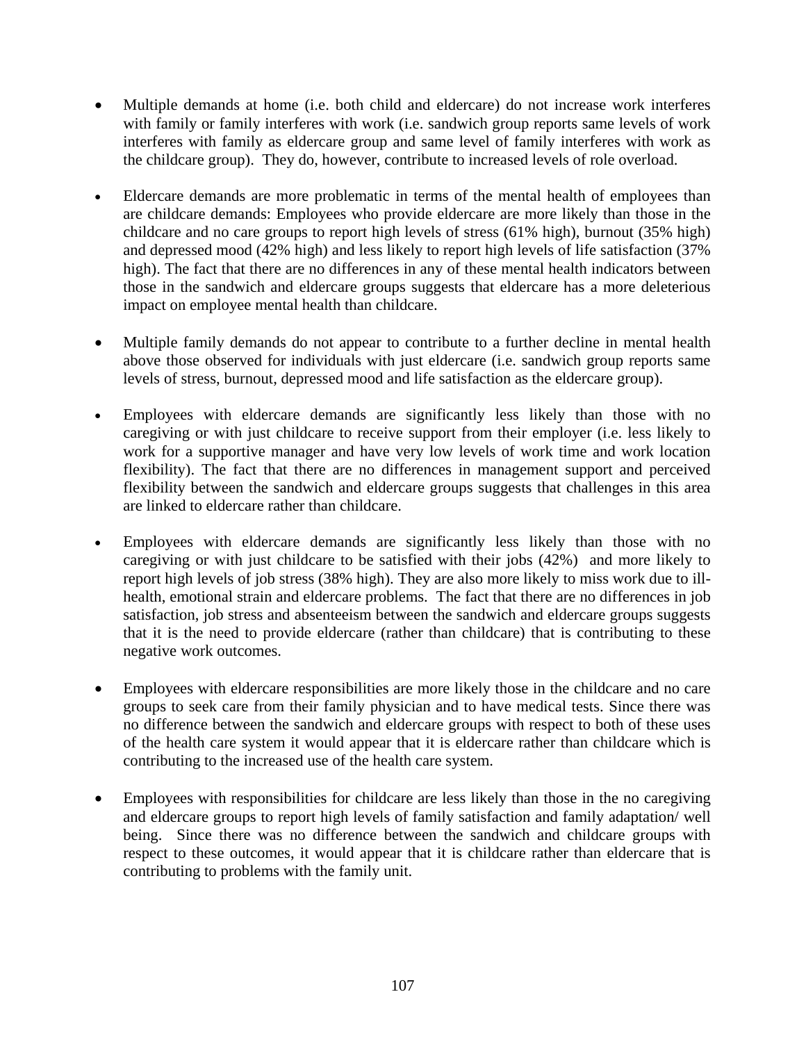- Multiple demands at home (i.e. both child and eldercare) do not increase work interferes with family or family interferes with work (i.e. sandwich group reports same levels of work interferes with family as eldercare group and same level of family interferes with work as the childcare group). They do, however, contribute to increased levels of role overload.

- Eldercare demands are more problematic in terms of the mental health of employees than are childcare demands: Employees who provide eldercare are more likely than those in the childcare and no care groups to report high levels of stress (61% high), burnout (35% high) and depressed mood (42% high) and less likely to report high levels of life satisfaction (37% high). The fact that there are no differences in any of these mental health indicators between those in the sandwich and eldercare groups suggests that eldercare has a more deleterious impact on employee mental health than childcare.

- Multiple family demands do not appear to contribute to a further decline in mental health above those observed for individuals with just eldercare (i.e. sandwich group reports same levels of stress, burnout, depressed mood and life satisfaction as the eldercare group).

- Employees with eldercare demands are significantly less likely than those with no caregiving or with just childcare to receive support from their employer (i.e. less likely to work for a supportive manager and have very low levels of work time and work location flexibility). The fact that there are no differences in management support and perceived flexibility between the sandwich and eldercare groups suggests that challenges in this area are linked to eldercare rather than childcare.

- Employees with eldercare demands are significantly less likely than those with no caregiving or with just childcare to be satisfied with their jobs (42%) and more likely to report high levels of job stress (38% high). They are also more likely to miss work due to ill-health, emotional strain and eldercare problems. The fact that there are no differences in job satisfaction, job stress and absenteeism between the sandwich and eldercare groups suggests that it is the need to provide eldercare (rather than childcare) that is contributing to these negative work outcomes.

- Employees with eldercare responsibilities are more likely those in the childcare and no care groups to seek care from their family physician and to have medical tests. Since there was no difference between the sandwich and eldercare groups with respect to both of these uses of the health care system it would appear that it is eldercare rather than childcare which is contributing to the increased use of the health care system.

- Employees with responsibilities for childcare are less likely than those in the no caregiving and eldercare groups to report high levels of family satisfaction and family adaptation/ well being. Since there was no difference between the sandwich and childcare groups with respect to these outcomes, it would appear that it is childcare rather than eldercare that is contributing to problems with the family unit.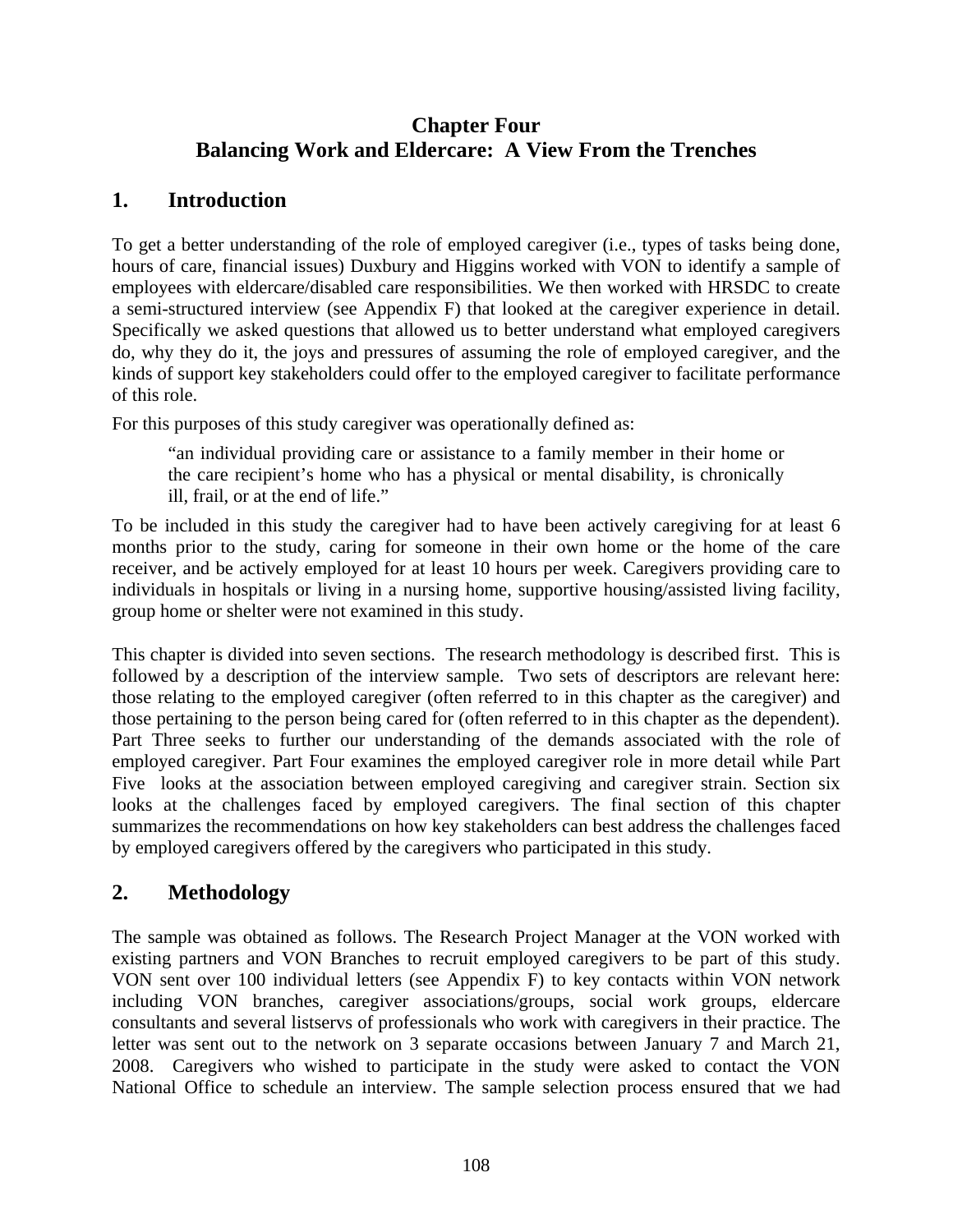# Chapter Four
# Balancing Work and Eldercare: A View From the Trenches

## 1. Introduction

To get a better understanding of the role of employed caregiver (i.e., types of tasks being done, hours of care, financial issues) Duxbury and Higgins worked with VON to identify a sample of employees with eldercare/disabled care responsibilities. We then worked with HRSDC to create a semi-structured interview (see Appendix F) that looked at the caregiver experience in detail. Specifically we asked questions that allowed us to better understand what employed caregivers do, why they do it, the joys and pressures of assuming the role of employed caregiver, and the kinds of support key stakeholders could offer to the employed caregiver to facilitate performance of this role.

For this purposes of this study caregiver was operationally defined as:

> "an individual providing care or assistance to a family member in their home or the care recipient's home who has a physical or mental disability, is chronically ill, frail, or at the end of life."

To be included in this study the caregiver had to have been actively caregiving for at least 6 months prior to the study, caring for someone in their own home or the home of the care receiver, and be actively employed for at least 10 hours per week. Caregivers providing care to individuals in hospitals or living in a nursing home, supportive housing/assisted living facility, group home or shelter were not examined in this study.

This chapter is divided into seven sections. The research methodology is described first. This is followed by a description of the interview sample. Two sets of descriptors are relevant here: those relating to the employed caregiver (often referred to in this chapter as the caregiver) and those pertaining to the person being cared for (often referred to in this chapter as the dependent). Part Three seeks to further our understanding of the demands associated with the role of employed caregiver. Part Four examines the employed caregiver role in more detail while Part Five looks at the association between employed caregiving and caregiver strain. Section six looks at the challenges faced by employed caregivers. The final section of this chapter summarizes the recommendations on how key stakeholders can best address the challenges faced by employed caregivers offered by the caregivers who participated in this study.

## 2. Methodology

The sample was obtained as follows. The Research Project Manager at the VON worked with existing partners and VON Branches to recruit employed caregivers to be part of this study. VON sent over 100 individual letters (see Appendix F) to key contacts within VON network including VON branches, caregiver associations/groups, social work groups, eldercare consultants and several listservs of professionals who work with caregivers in their practice. The letter was sent out to the network on 3 separate occasions between January 7 and March 21, 2008. Caregivers who wished to participate in the study were asked to contact the VON National Office to schedule an interview. The sample selection process ensured that we had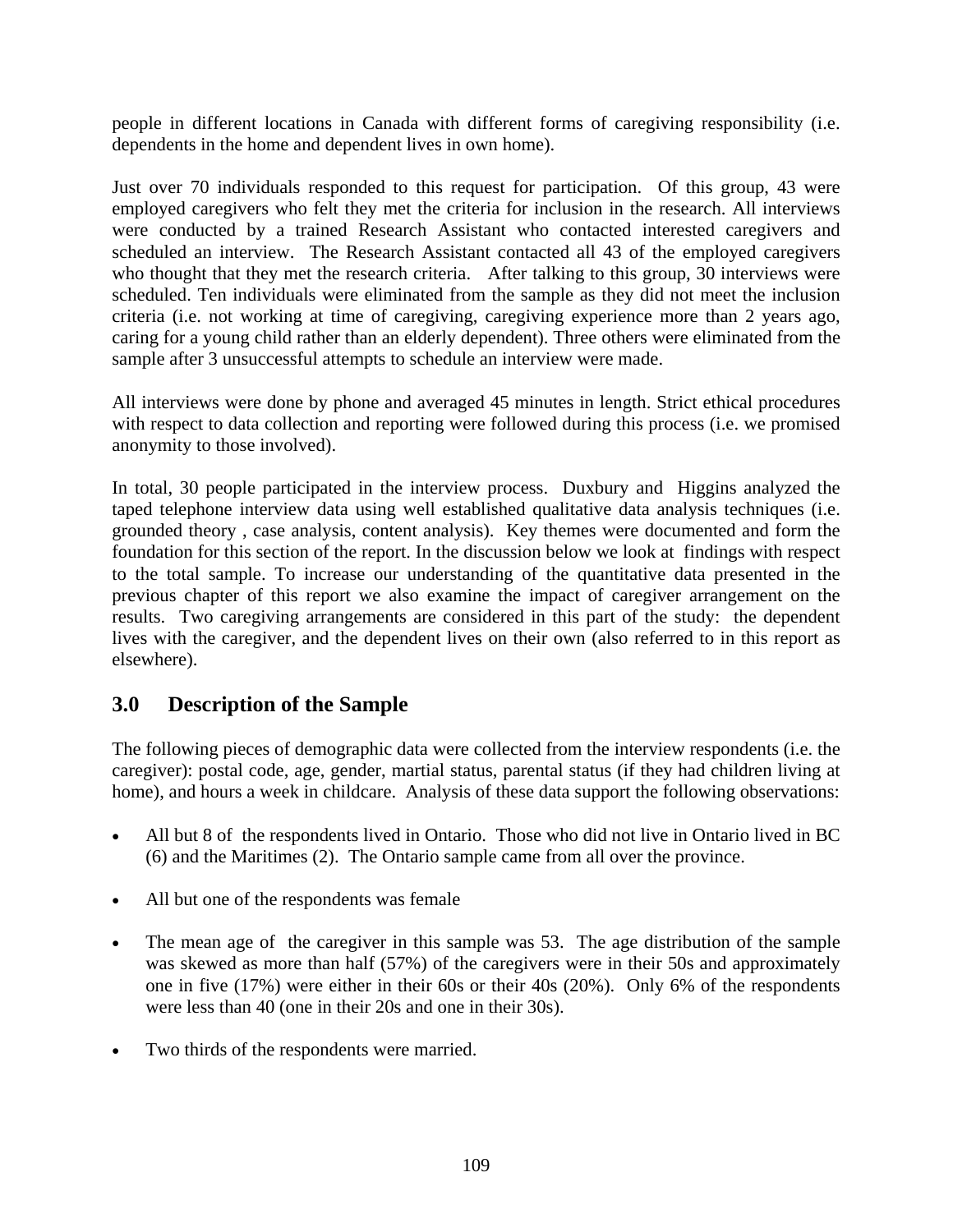people in different locations in Canada with different forms of caregiving responsibility (i.e. dependents in the home and dependent lives in own home).

Just over 70 individuals responded to this request for participation. Of this group, 43 were employed caregivers who felt they met the criteria for inclusion in the research. All interviews were conducted by a trained Research Assistant who contacted interested caregivers and scheduled an interview. The Research Assistant contacted all 43 of the employed caregivers who thought that they met the research criteria. After talking to this group, 30 interviews were scheduled. Ten individuals were eliminated from the sample as they did not meet the inclusion criteria (i.e. not working at time of caregiving, caregiving experience more than 2 years ago, caring for a young child rather than an elderly dependent). Three others were eliminated from the sample after 3 unsuccessful attempts to schedule an interview were made.

All interviews were done by phone and averaged 45 minutes in length. Strict ethical procedures with respect to data collection and reporting were followed during this process (i.e. we promised anonymity to those involved).

In total, 30 people participated in the interview process. Duxbury and Higgins analyzed the taped telephone interview data using well established qualitative data analysis techniques (i.e. grounded theory , case analysis, content analysis). Key themes were documented and form the foundation for this section of the report. In the discussion below we look at findings with respect to the total sample. To increase our understanding of the quantitative data presented in the previous chapter of this report we also examine the impact of caregiver arrangement on the results. Two caregiving arrangements are considered in this part of the study: the dependent lives with the caregiver, and the dependent lives on their own (also referred to in this report as elsewhere).

## 3.0 Description of the Sample

The following pieces of demographic data were collected from the interview respondents (i.e. the caregiver): postal code, age, gender, martial status, parental status (if they had children living at home), and hours a week in childcare. Analysis of these data support the following observations:

- All but 8 of the respondents lived in Ontario. Those who did not live in Ontario lived in BC (6) and the Maritimes (2). The Ontario sample came from all over the province.
- All but one of the respondents was female
- The mean age of the caregiver in this sample was 53. The age distribution of the sample was skewed as more than half (57%) of the caregivers were in their 50s and approximately one in five (17%) were either in their 60s or their 40s (20%). Only 6% of the respondents were less than 40 (one in their 20s and one in their 30s).
- Two thirds of the respondents were married.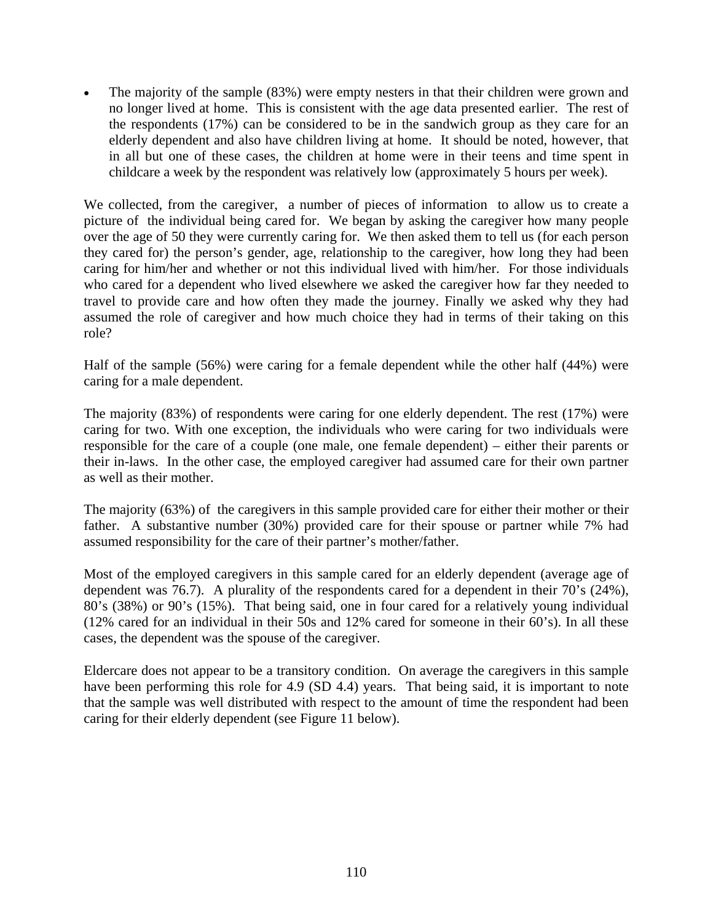- The majority of the sample (83%) were empty nesters in that their children were grown and no longer lived at home. This is consistent with the age data presented earlier. The rest of the respondents (17%) can be considered to be in the sandwich group as they care for an elderly dependent and also have children living at home. It should be noted, however, that in all but one of these cases, the children at home were in their teens and time spent in childcare a week by the respondent was relatively low (approximately 5 hours per week).

We collected, from the caregiver, a number of pieces of information to allow us to create a picture of the individual being cared for. We began by asking the caregiver how many people over the age of 50 they were currently caring for. We then asked them to tell us (for each person they cared for) the person's gender, age, relationship to the caregiver, how long they had been caring for him/her and whether or not this individual lived with him/her. For those individuals who cared for a dependent who lived elsewhere we asked the caregiver how far they needed to travel to provide care and how often they made the journey. Finally we asked why they had assumed the role of caregiver and how much choice they had in terms of their taking on this role?

Half of the sample (56%) were caring for a female dependent while the other half (44%) were caring for a male dependent.

The majority (83%) of respondents were caring for one elderly dependent. The rest (17%) were caring for two. With one exception, the individuals who were caring for two individuals were responsible for the care of a couple (one male, one female dependent) – either their parents or their in-laws. In the other case, the employed caregiver had assumed care for their own partner as well as their mother.

The majority (63%) of the caregivers in this sample provided care for either their mother or their father. A substantive number (30%) provided care for their spouse or partner while 7% had assumed responsibility for the care of their partner's mother/father.

Most of the employed caregivers in this sample cared for an elderly dependent (average age of dependent was 76.7). A plurality of the respondents cared for a dependent in their 70's (24%), 80's (38%) or 90's (15%). That being said, one in four cared for a relatively young individual (12% cared for an individual in their 50s and 12% cared for someone in their 60's). In all these cases, the dependent was the spouse of the caregiver.

Eldercare does not appear to be a transitory condition. On average the caregivers in this sample have been performing this role for 4.9 (SD 4.4) years. That being said, it is important to note that the sample was well distributed with respect to the amount of time the respondent had been caring for their elderly dependent (see Figure 11 below).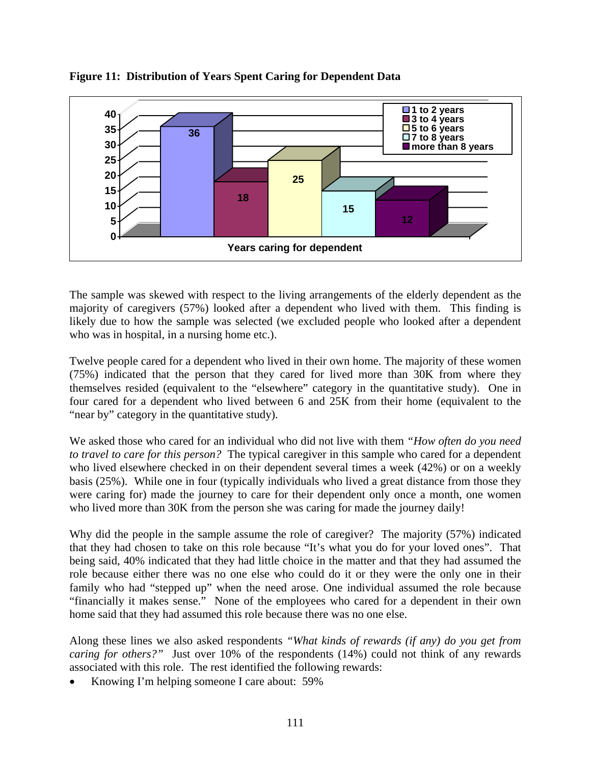**Figure 11: Distribution of Years Spent Caring for Dependent Data**

| Years caring for dependent | Value |
|---|---|
| 1 to 2 years | 36 |
| 3 to 4 years | 18 |
| 5 to 6 years | 25 |
| 7 to 8 years | 15 |
| more than 8 years | 12 |

The sample was skewed with respect to the living arrangements of the elderly dependent as the majority of caregivers (57%) looked after a dependent who lived with them. This finding is likely due to how the sample was selected (we excluded people who looked after a dependent who was in hospital, in a nursing home etc.).

Twelve people cared for a dependent who lived in their own home. The majority of these women (75%) indicated that the person that they cared for lived more than 30K from where they themselves resided (equivalent to the "elsewhere" category in the quantitative study). One in four cared for a dependent who lived between 6 and 25K from their home (equivalent to the "near by" category in the quantitative study).

We asked those who cared for an individual who did not live with them *"How often do you need to travel to care for this person?* The typical caregiver in this sample who cared for a dependent who lived elsewhere checked in on their dependent several times a week (42%) or on a weekly basis (25%). While one in four (typically individuals who lived a great distance from those they were caring for) made the journey to care for their dependent only once a month, one women who lived more than 30K from the person she was caring for made the journey daily!

Why did the people in the sample assume the role of caregiver? The majority (57%) indicated that they had chosen to take on this role because "It's what you do for your loved ones". That being said, 40% indicated that they had little choice in the matter and that they had assumed the role because either there was no one else who could do it or they were the only one in their family who had "stepped up" when the need arose. One individual assumed the role because "financially it makes sense." None of the employees who cared for a dependent in their own home said that they had assumed this role because there was no one else.

Along these lines we also asked respondents *"What kinds of rewards (if any) do you get from caring for others?"* Just over 10% of the respondents (14%) could not think of any rewards associated with this role. The rest identified the following rewards:

- Knowing I'm helping someone I care about: 59%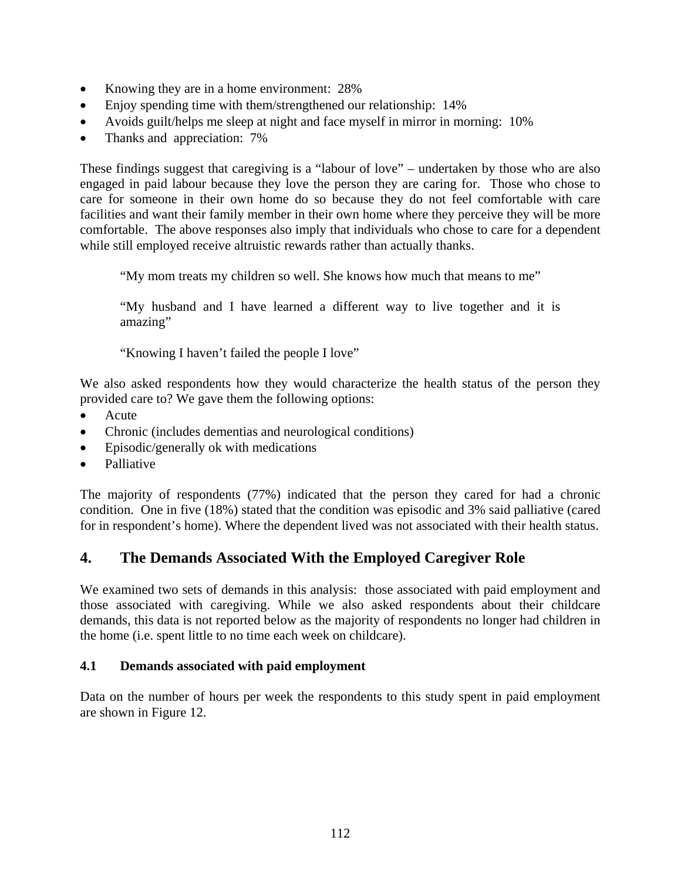- Knowing they are in a home environment: 28%
- Enjoy spending time with them/strengthened our relationship: 14%
- Avoids guilt/helps me sleep at night and face myself in mirror in morning: 10%
- Thanks and appreciation: 7%

These findings suggest that caregiving is a "labour of love" – undertaken by those who are also engaged in paid labour because they love the person they are caring for. Those who chose to care for someone in their own home do so because they do not feel comfortable with care facilities and want their family member in their own home where they perceive they will be more comfortable. The above responses also imply that individuals who chose to care for a dependent while still employed receive altruistic rewards rather than actually thanks.

> "My mom treats my children so well. She knows how much that means to me"
>
> "My husband and I have learned a different way to live together and it is amazing"
>
> "Knowing I haven't failed the people I love"

We also asked respondents how they would characterize the health status of the person they provided care to? We gave them the following options:

- Acute
- Chronic (includes dementias and neurological conditions)
- Episodic/generally ok with medications
- Palliative

The majority of respondents (77%) indicated that the person they cared for had a chronic condition. One in five (18%) stated that the condition was episodic and 3% said palliative (cared for in respondent's home). Where the dependent lived was not associated with their health status.

## 4. The Demands Associated With the Employed Caregiver Role

We examined two sets of demands in this analysis: those associated with paid employment and those associated with caregiving. While we also asked respondents about their childcare demands, this data is not reported below as the majority of respondents no longer had children in the home (i.e. spent little to no time each week on childcare).

### 4.1 Demands associated with paid employment

Data on the number of hours per week the respondents to this study spent in paid employment are shown in Figure 12.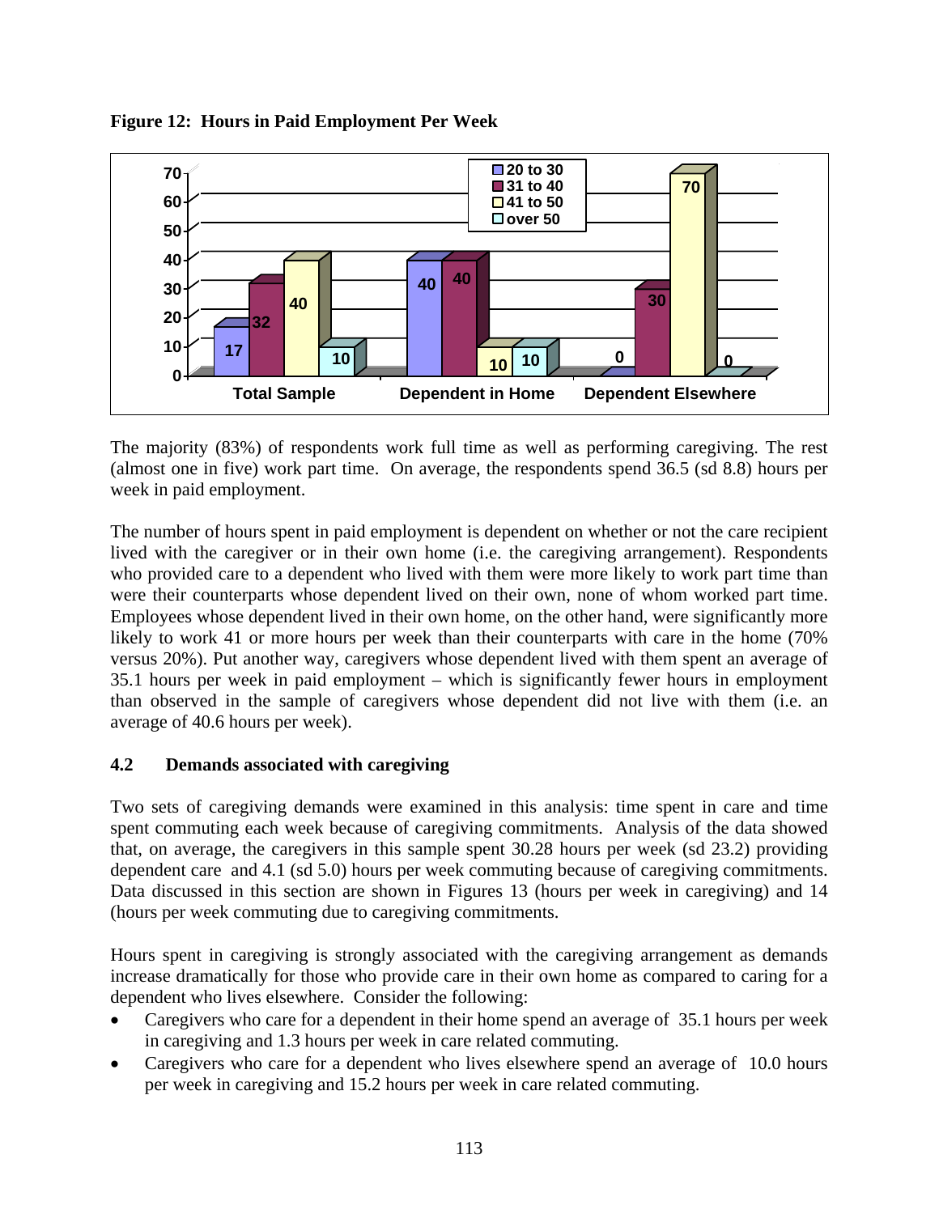**Figure 12: Hours in Paid Employment Per Week**

| | 20 to 30 | 31 to 40 | 41 to 50 | over 50 |
|---|---|---|---|---|
| Total Sample | 17 | 32 | 40 | 10 |
| Dependent in Home | 40 | 40 | 10 | 10 |
| Dependent Elsewhere | 0 | 30 | 70 | 0 |

The majority (83%) of respondents work full time as well as performing caregiving. The rest (almost one in five) work part time. On average, the respondents spend 36.5 (sd 8.8) hours per week in paid employment.

The number of hours spent in paid employment is dependent on whether or not the care recipient lived with the caregiver or in their own home (i.e. the caregiving arrangement). Respondents who provided care to a dependent who lived with them were more likely to work part time than were their counterparts whose dependent lived on their own, none of whom worked part time. Employees whose dependent lived in their own home, on the other hand, were significantly more likely to work 41 or more hours per week than their counterparts with care in the home (70% versus 20%). Put another way, caregivers whose dependent lived with them spent an average of 35.1 hours per week in paid employment – which is significantly fewer hours in employment than observed in the sample of caregivers whose dependent did not live with them (i.e. an average of 40.6 hours per week).

### 4.2 Demands associated with caregiving

Two sets of caregiving demands were examined in this analysis: time spent in care and time spent commuting each week because of caregiving commitments. Analysis of the data showed that, on average, the caregivers in this sample spent 30.28 hours per week (sd 23.2) providing dependent care and 4.1 (sd 5.0) hours per week commuting because of caregiving commitments. Data discussed in this section are shown in Figures 13 (hours per week in caregiving) and 14 (hours per week commuting due to caregiving commitments.

Hours spent in caregiving is strongly associated with the caregiving arrangement as demands increase dramatically for those who provide care in their own home as compared to caring for a dependent who lives elsewhere. Consider the following:

- Caregivers who care for a dependent in their home spend an average of 35.1 hours per week in caregiving and 1.3 hours per week in care related commuting.
- Caregivers who care for a dependent who lives elsewhere spend an average of 10.0 hours per week in caregiving and 15.2 hours per week in care related commuting.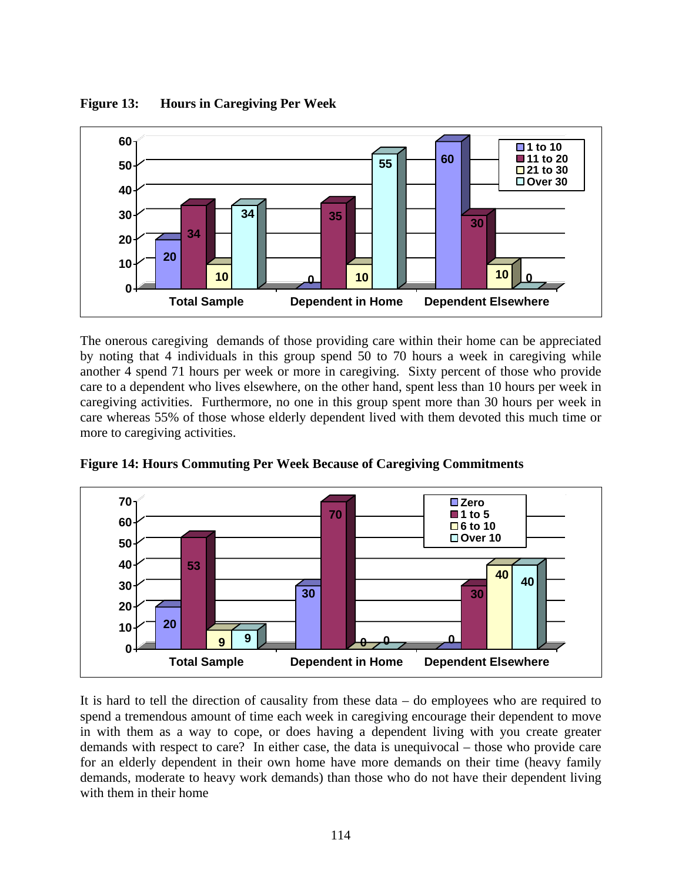**Figure 13: Hours in Caregiving Per Week**

| | 1 to 10 | 11 to 20 | 21 to 30 | Over 30 |
|---|---|---|---|---|
| Total Sample | 20 | 34 | 10 | 34 |
| Dependent in Home | 0 | 35 | 10 | 55 |
| Dependent Elsewhere | 60 | 30 | 10 | 0 |

The onerous caregiving demands of those providing care within their home can be appreciated by noting that 4 individuals in this group spend 50 to 70 hours a week in caregiving while another 4 spend 71 hours per week or more in caregiving. Sixty percent of those who provide care to a dependent who lives elsewhere, on the other hand, spent less than 10 hours per week in caregiving activities. Furthermore, no one in this group spent more than 30 hours per week in care whereas 55% of those whose elderly dependent lived with them devoted this much time or more to caregiving activities.

**Figure 14: Hours Commuting Per Week Because of Caregiving Commitments**

| | Zero | 1 to 5 | 6 to 10 | Over 10 |
|---|---|---|---|---|
| Total Sample | 20 | 53 | 9 | 9 |
| Dependent in Home | 30 | 70 | 0 | 0 |
| Dependent Elsewhere | 0 | 30 | 40 | 40 |

It is hard to tell the direction of causality from these data – do employees who are required to spend a tremendous amount of time each week in caregiving encourage their dependent to move in with them as a way to cope, or does having a dependent living with you create greater demands with respect to care? In either case, the data is unequivocal – those who provide care for an elderly dependent in their own home have more demands on their time (heavy family demands, moderate to heavy work demands) than those who do not have their dependent living with them in their home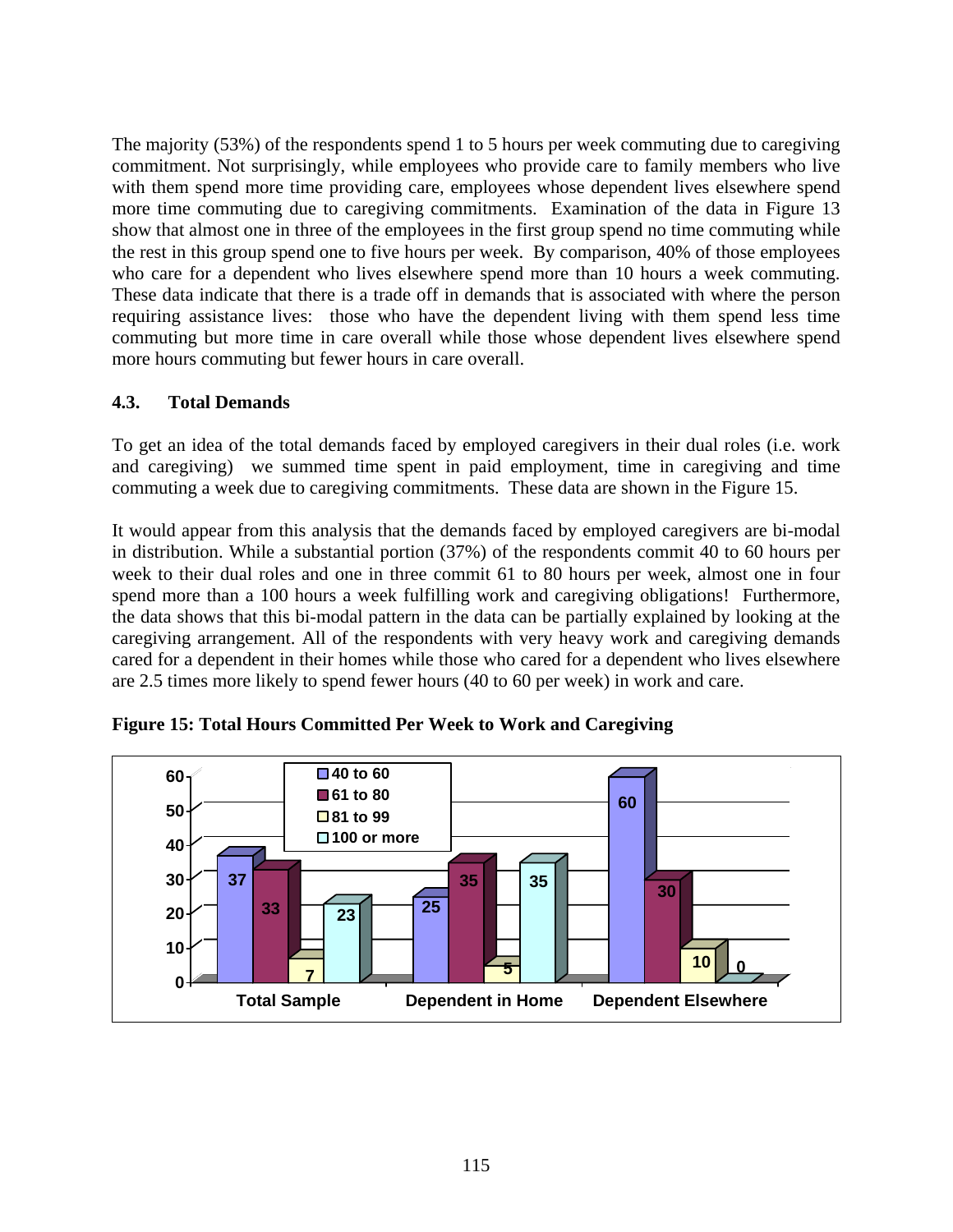The majority (53%) of the respondents spend 1 to 5 hours per week commuting due to caregiving commitment. Not surprisingly, while employees who provide care to family members who live with them spend more time providing care, employees whose dependent lives elsewhere spend more time commuting due to caregiving commitments. Examination of the data in Figure 13 show that almost one in three of the employees in the first group spend no time commuting while the rest in this group spend one to five hours per week. By comparison, 40% of those employees who care for a dependent who lives elsewhere spend more than 10 hours a week commuting. These data indicate that there is a trade off in demands that is associated with where the person requiring assistance lives: those who have the dependent living with them spend less time commuting but more time in care overall while those whose dependent lives elsewhere spend more hours commuting but fewer hours in care overall.

### 4.3. Total Demands

To get an idea of the total demands faced by employed caregivers in their dual roles (i.e. work and caregiving) we summed time spent in paid employment, time in caregiving and time commuting a week due to caregiving commitments. These data are shown in the Figure 15.

It would appear from this analysis that the demands faced by employed caregivers are bi-modal in distribution. While a substantial portion (37%) of the respondents commit 40 to 60 hours per week to their dual roles and one in three commit 61 to 80 hours per week, almost one in four spend more than a 100 hours a week fulfilling work and caregiving obligations! Furthermore, the data shows that this bi-modal pattern in the data can be partially explained by looking at the caregiving arrangement. All of the respondents with very heavy work and caregiving demands cared for a dependent in their homes while those who cared for a dependent who lives elsewhere are 2.5 times more likely to spend fewer hours (40 to 60 per week) in work and care.

**Figure 15: Total Hours Committed Per Week to Work and Caregiving**

| | 40 to 60 | 61 to 80 | 81 to 99 | 100 or more |
|---|---|---|---|---|
| Total Sample | 37 | 33 | 7 | 23 |
| Dependent in Home | 25 | 35 | 5 | 35 |
| Dependent Elsewhere | 60 | 30 | 10 | 0 |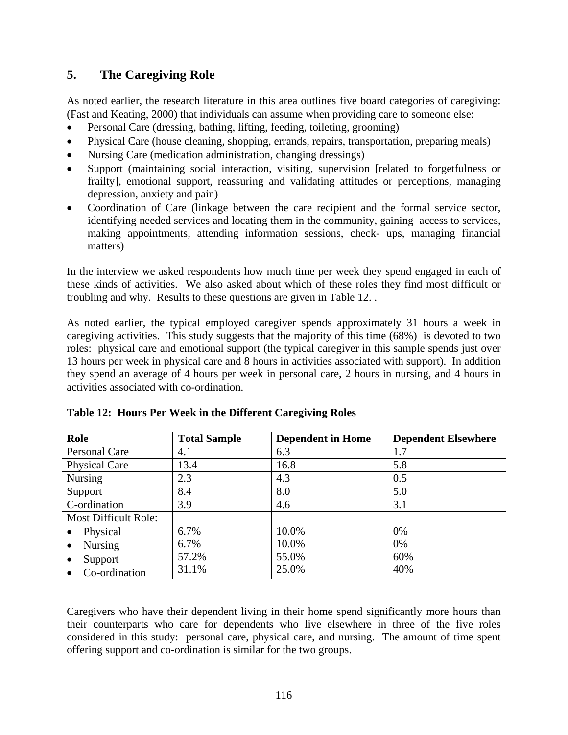## 5. The Caregiving Role

As noted earlier, the research literature in this area outlines five board categories of caregiving: (Fast and Keating, 2000) that individuals can assume when providing care to someone else:

- Personal Care (dressing, bathing, lifting, feeding, toileting, grooming)
- Physical Care (house cleaning, shopping, errands, repairs, transportation, preparing meals)
- Nursing Care (medication administration, changing dressings)
- Support (maintaining social interaction, visiting, supervision [related to forgetfulness or frailty], emotional support, reassuring and validating attitudes or perceptions, managing depression, anxiety and pain)
- Coordination of Care (linkage between the care recipient and the formal service sector, identifying needed services and locating them in the community, gaining access to services, making appointments, attending information sessions, check- ups, managing financial matters)

In the interview we asked respondents how much time per week they spend engaged in each of these kinds of activities. We also asked about which of these roles they find most difficult or troubling and why. Results to these questions are given in Table 12. .

As noted earlier, the typical employed caregiver spends approximately 31 hours a week in caregiving activities. This study suggests that the majority of this time (68%) is devoted to two roles: physical care and emotional support (the typical caregiver in this sample spends just over 13 hours per week in physical care and 8 hours in activities associated with support). In addition they spend an average of 4 hours per week in personal care, 2 hours in nursing, and 4 hours in activities associated with co-ordination.

**Table 12: Hours Per Week in the Different Caregiving Roles**

| Role | Total Sample | Dependent in Home | Dependent Elsewhere |
|---|---|---|---|
| Personal Care | 4.1 | 6.3 | 1.7 |
| Physical Care | 13.4 | 16.8 | 5.8 |
| Nursing | 2.3 | 4.3 | 0.5 |
| Support | 8.4 | 8.0 | 5.0 |
| C-ordination | 3.9 | 4.6 | 3.1 |
| Most Difficult Role: | | | |
| • Physical | 6.7% | 10.0% | 0% |
| • Nursing | 6.7% | 10.0% | 0% |
| • Support | 57.2% | 55.0% | 60% |
| • Co-ordination | 31.1% | 25.0% | 40% |

Caregivers who have their dependent living in their home spend significantly more hours than their counterparts who care for dependents who live elsewhere in three of the five roles considered in this study: personal care, physical care, and nursing. The amount of time spent offering support and co-ordination is similar for the two groups.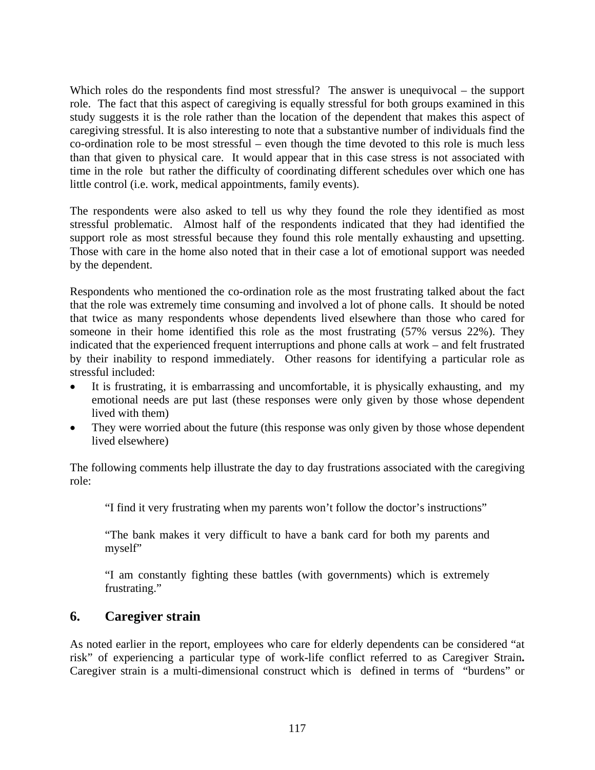Which roles do the respondents find most stressful? The answer is unequivocal – the support role. The fact that this aspect of caregiving is equally stressful for both groups examined in this study suggests it is the role rather than the location of the dependent that makes this aspect of caregiving stressful. It is also interesting to note that a substantive number of individuals find the co-ordination role to be most stressful – even though the time devoted to this role is much less than that given to physical care. It would appear that in this case stress is not associated with time in the role but rather the difficulty of coordinating different schedules over which one has little control (i.e. work, medical appointments, family events).

The respondents were also asked to tell us why they found the role they identified as most stressful problematic. Almost half of the respondents indicated that they had identified the support role as most stressful because they found this role mentally exhausting and upsetting. Those with care in the home also noted that in their case a lot of emotional support was needed by the dependent.

Respondents who mentioned the co-ordination role as the most frustrating talked about the fact that the role was extremely time consuming and involved a lot of phone calls. It should be noted that twice as many respondents whose dependents lived elsewhere than those who cared for someone in their home identified this role as the most frustrating (57% versus 22%). They indicated that the experienced frequent interruptions and phone calls at work – and felt frustrated by their inability to respond immediately. Other reasons for identifying a particular role as stressful included:

- It is frustrating, it is embarrassing and uncomfortable, it is physically exhausting, and my emotional needs are put last (these responses were only given by those whose dependent lived with them)
- They were worried about the future (this response was only given by those whose dependent lived elsewhere)

The following comments help illustrate the day to day frustrations associated with the caregiving role:

> "I find it very frustrating when my parents won't follow the doctor's instructions"
>
> "The bank makes it very difficult to have a bank card for both my parents and myself"
>
> "I am constantly fighting these battles (with governments) which is extremely frustrating."

## 6. Caregiver strain

As noted earlier in the report, employees who care for elderly dependents can be considered "at risk" of experiencing a particular type of work-life conflict referred to as Caregiver Strain**.** Caregiver strain is a multi-dimensional construct which is defined in terms of "burdens" or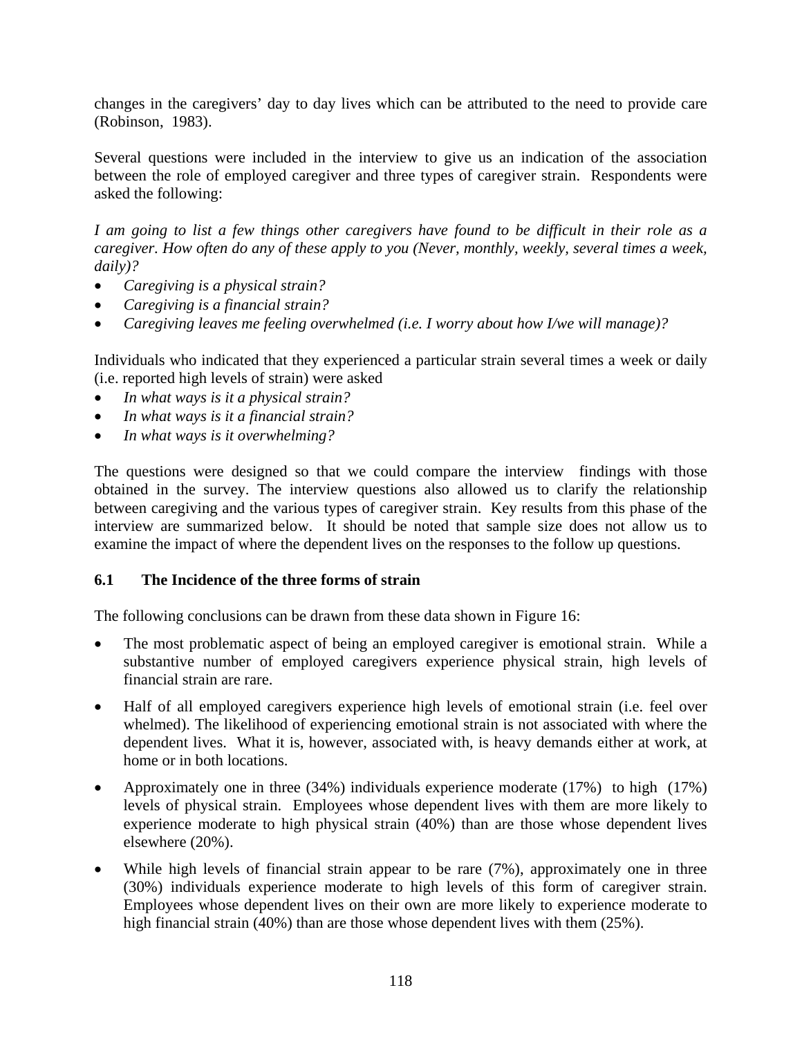changes in the caregivers' day to day lives which can be attributed to the need to provide care (Robinson, 1983).

Several questions were included in the interview to give us an indication of the association between the role of employed caregiver and three types of caregiver strain. Respondents were asked the following:

*I am going to list a few things other caregivers have found to be difficult in their role as a caregiver. How often do any of these apply to you (Never, monthly, weekly, several times a week, daily)?*

- *Caregiving is a physical strain?*
- *Caregiving is a financial strain?*
- *Caregiving leaves me feeling overwhelmed (i.e. I worry about how I/we will manage)?*

Individuals who indicated that they experienced a particular strain several times a week or daily (i.e. reported high levels of strain) were asked

- *In what ways is it a physical strain?*
- *In what ways is it a financial strain?*
- *In what ways is it overwhelming?*

The questions were designed so that we could compare the interview findings with those obtained in the survey. The interview questions also allowed us to clarify the relationship between caregiving and the various types of caregiver strain. Key results from this phase of the interview are summarized below. It should be noted that sample size does not allow us to examine the impact of where the dependent lives on the responses to the follow up questions.

### 6.1 The Incidence of the three forms of strain

The following conclusions can be drawn from these data shown in Figure 16:

- The most problematic aspect of being an employed caregiver is emotional strain. While a substantive number of employed caregivers experience physical strain, high levels of financial strain are rare.
- Half of all employed caregivers experience high levels of emotional strain (i.e. feel over whelmed). The likelihood of experiencing emotional strain is not associated with where the dependent lives. What it is, however, associated with, is heavy demands either at work, at home or in both locations.
- Approximately one in three (34%) individuals experience moderate (17%) to high (17%) levels of physical strain. Employees whose dependent lives with them are more likely to experience moderate to high physical strain (40%) than are those whose dependent lives elsewhere (20%).
- While high levels of financial strain appear to be rare (7%), approximately one in three (30%) individuals experience moderate to high levels of this form of caregiver strain. Employees whose dependent lives on their own are more likely to experience moderate to high financial strain (40%) than are those whose dependent lives with them (25%).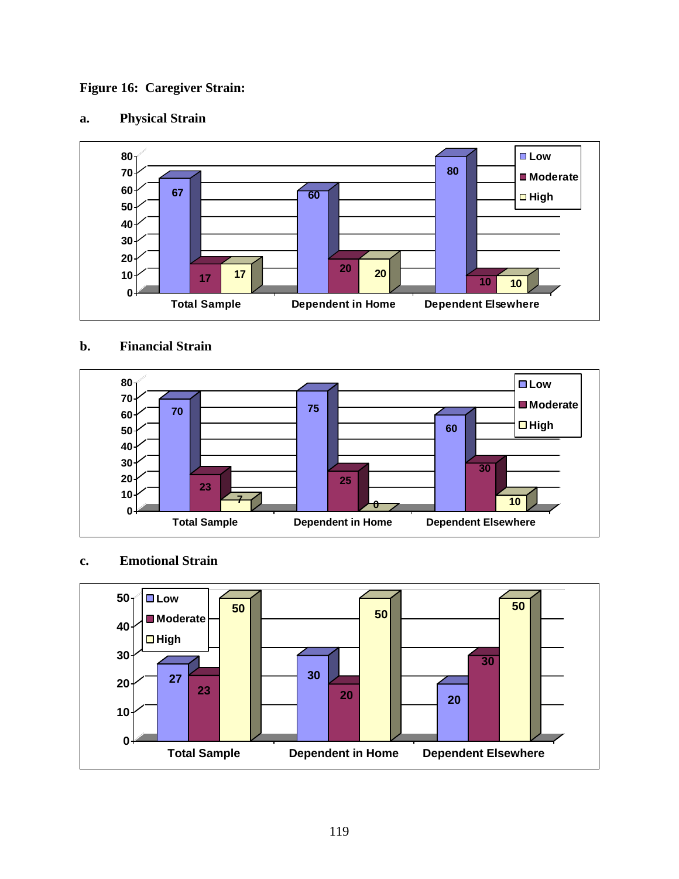**Figure 16: Caregiver Strain:**

**a. Physical Strain**

| | Low | Moderate | High |
|---|---|---|---|
| Total Sample | 67 | 17 | 17 |
| Dependent in Home | 60 | 20 | 20 |
| Dependent Elsewhere | 80 | 10 | 10 |

**b. Financial Strain**

| | Low | Moderate | High |
|---|---|---|---|
| Total Sample | 70 | 23 | 7 |
| Dependent in Home | 75 | 25 | 0 |
| Dependent Elsewhere | 60 | 30 | 10 |

**c. Emotional Strain**

| | Low | Moderate | High |
|---|---|---|---|
| Total Sample | 27 | 23 | 50 |
| Dependent in Home | 30 | 20 | 50 |
| Dependent Elsewhere | 20 | 30 | 50 |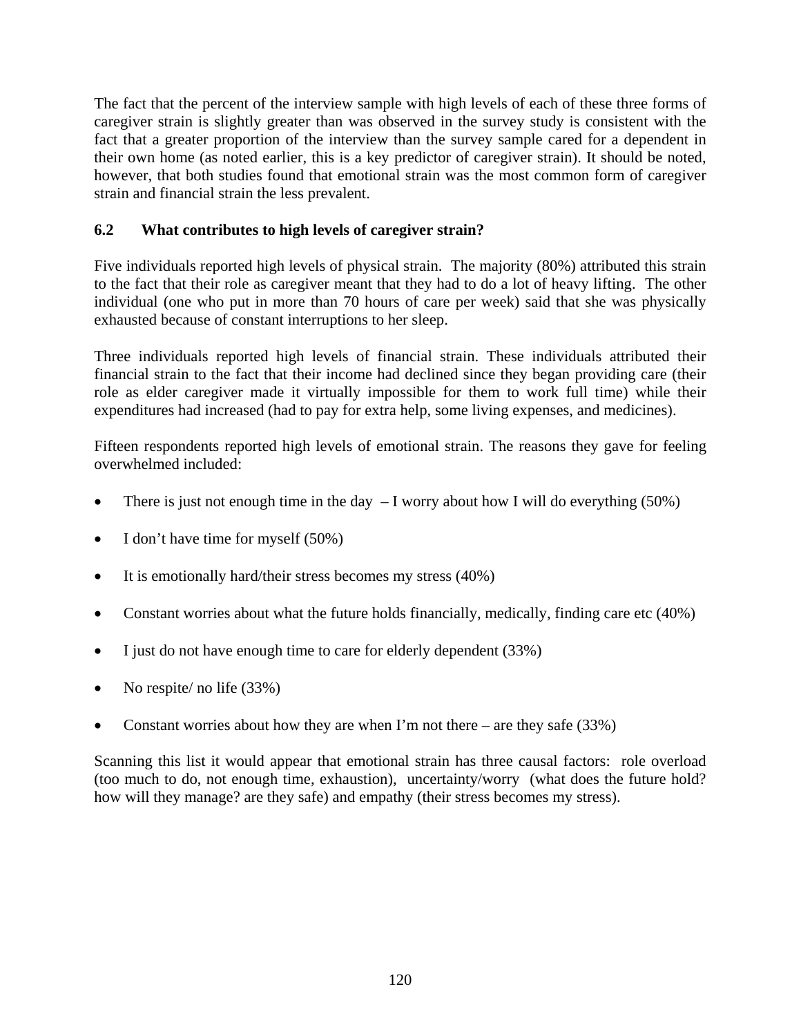The fact that the percent of the interview sample with high levels of each of these three forms of caregiver strain is slightly greater than was observed in the survey study is consistent with the fact that a greater proportion of the interview than the survey sample cared for a dependent in their own home (as noted earlier, this is a key predictor of caregiver strain). It should be noted, however, that both studies found that emotional strain was the most common form of caregiver strain and financial strain the less prevalent.

### 6.2 What contributes to high levels of caregiver strain?

Five individuals reported high levels of physical strain. The majority (80%) attributed this strain to the fact that their role as caregiver meant that they had to do a lot of heavy lifting. The other individual (one who put in more than 70 hours of care per week) said that she was physically exhausted because of constant interruptions to her sleep.

Three individuals reported high levels of financial strain. These individuals attributed their financial strain to the fact that their income had declined since they began providing care (their role as elder caregiver made it virtually impossible for them to work full time) while their expenditures had increased (had to pay for extra help, some living expenses, and medicines).

Fifteen respondents reported high levels of emotional strain. The reasons they gave for feeling overwhelmed included:

- There is just not enough time in the day – I worry about how I will do everything (50%)
- I don't have time for myself (50%)
- It is emotionally hard/their stress becomes my stress (40%)
- Constant worries about what the future holds financially, medically, finding care etc (40%)
- I just do not have enough time to care for elderly dependent (33%)
- No respite/ no life (33%)
- Constant worries about how they are when I'm not there – are they safe (33%)

Scanning this list it would appear that emotional strain has three causal factors: role overload (too much to do, not enough time, exhaustion), uncertainty/worry (what does the future hold? how will they manage? are they safe) and empathy (their stress becomes my stress).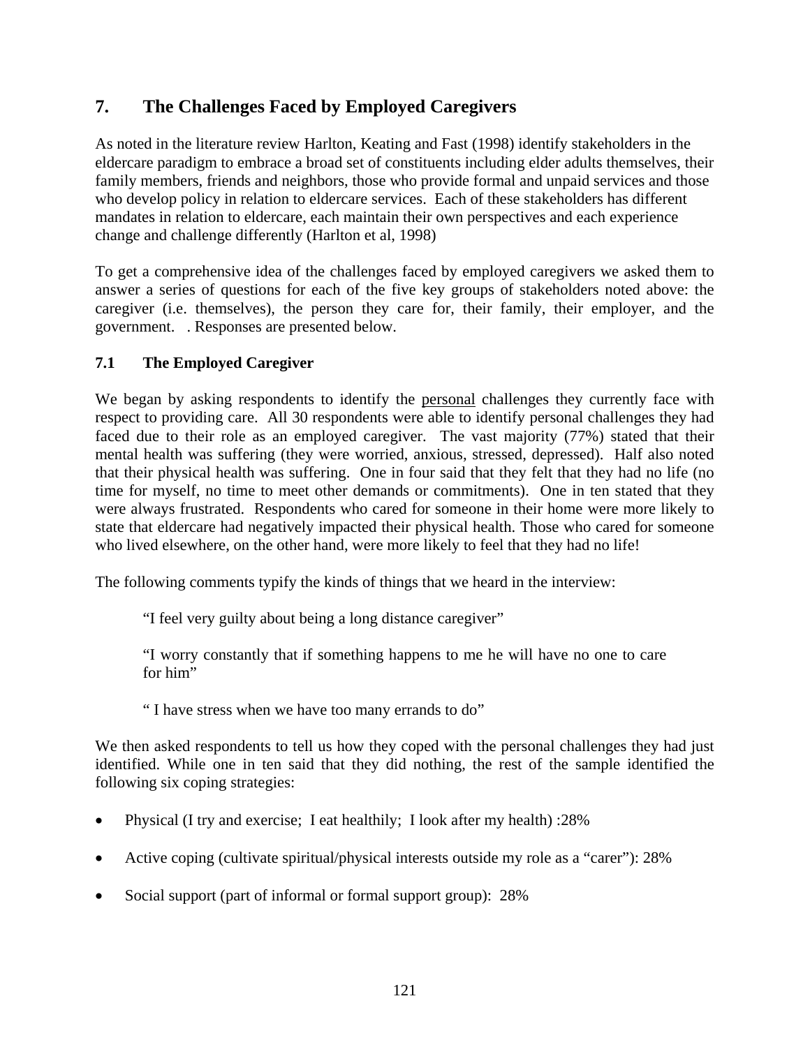# 7. The Challenges Faced by Employed Caregivers

As noted in the literature review Harlton, Keating and Fast (1998) identify stakeholders in the eldercare paradigm to embrace a broad set of constituents including elder adults themselves, their family members, friends and neighbors, those who provide formal and unpaid services and those who develop policy in relation to eldercare services. Each of these stakeholders has different mandates in relation to eldercare, each maintain their own perspectives and each experience change and challenge differently (Harlton et al, 1998)

To get a comprehensive idea of the challenges faced by employed caregivers we asked them to answer a series of questions for each of the five key groups of stakeholders noted above: the caregiver (i.e. themselves), the person they care for, their family, their employer, and the government. . Responses are presented below.

## 7.1 The Employed Caregiver

We began by asking respondents to identify the personal challenges they currently face with respect to providing care. All 30 respondents were able to identify personal challenges they had faced due to their role as an employed caregiver. The vast majority (77%) stated that their mental health was suffering (they were worried, anxious, stressed, depressed). Half also noted that their physical health was suffering. One in four said that they felt that they had no life (no time for myself, no time to meet other demands or commitments). One in ten stated that they were always frustrated. Respondents who cared for someone in their home were more likely to state that eldercare had negatively impacted their physical health. Those who cared for someone who lived elsewhere, on the other hand, were more likely to feel that they had no life!

The following comments typify the kinds of things that we heard in the interview:

> "I feel very guilty about being a long distance caregiver"
>
> "I worry constantly that if something happens to me he will have no one to care for him"
>
> " I have stress when we have too many errands to do"

We then asked respondents to tell us how they coped with the personal challenges they had just identified. While one in ten said that they did nothing, the rest of the sample identified the following six coping strategies:

- Physical (I try and exercise; I eat healthily; I look after my health) :28%
- Active coping (cultivate spiritual/physical interests outside my role as a "carer"): 28%
- Social support (part of informal or formal support group): 28%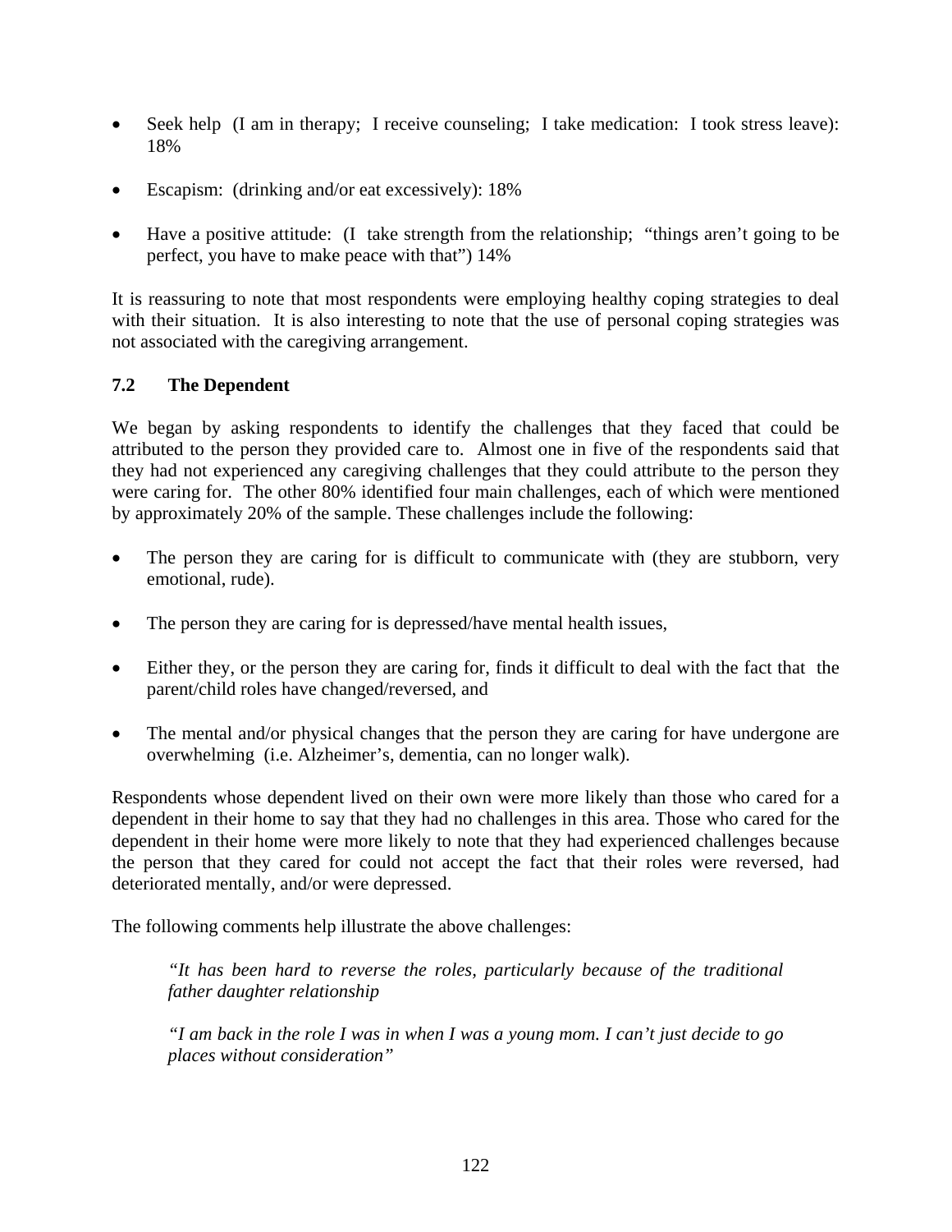- Seek help (I am in therapy; I receive counseling; I take medication: I took stress leave): 18%

- Escapism: (drinking and/or eat excessively): 18%

- Have a positive attitude: (I take strength from the relationship; "things aren't going to be perfect, you have to make peace with that") 14%

It is reassuring to note that most respondents were employing healthy coping strategies to deal with their situation. It is also interesting to note that the use of personal coping strategies was not associated with the caregiving arrangement.

### 7.2 The Dependent

We began by asking respondents to identify the challenges that they faced that could be attributed to the person they provided care to. Almost one in five of the respondents said that they had not experienced any caregiving challenges that they could attribute to the person they were caring for. The other 80% identified four main challenges, each of which were mentioned by approximately 20% of the sample. These challenges include the following:

- The person they are caring for is difficult to communicate with (they are stubborn, very emotional, rude).

- The person they are caring for is depressed/have mental health issues,

- Either they, or the person they are caring for, finds it difficult to deal with the fact that the parent/child roles have changed/reversed, and

- The mental and/or physical changes that the person they are caring for have undergone are overwhelming (i.e. Alzheimer's, dementia, can no longer walk).

Respondents whose dependent lived on their own were more likely than those who cared for a dependent in their home to say that they had no challenges in this area. Those who cared for the dependent in their home were more likely to note that they had experienced challenges because the person that they cared for could not accept the fact that their roles were reversed, had deteriorated mentally, and/or were depressed.

The following comments help illustrate the above challenges:

> *"It has been hard to reverse the roles, particularly because of the traditional father daughter relationship*
>
> *"I am back in the role I was in when I was a young mom. I can't just decide to go places without consideration"*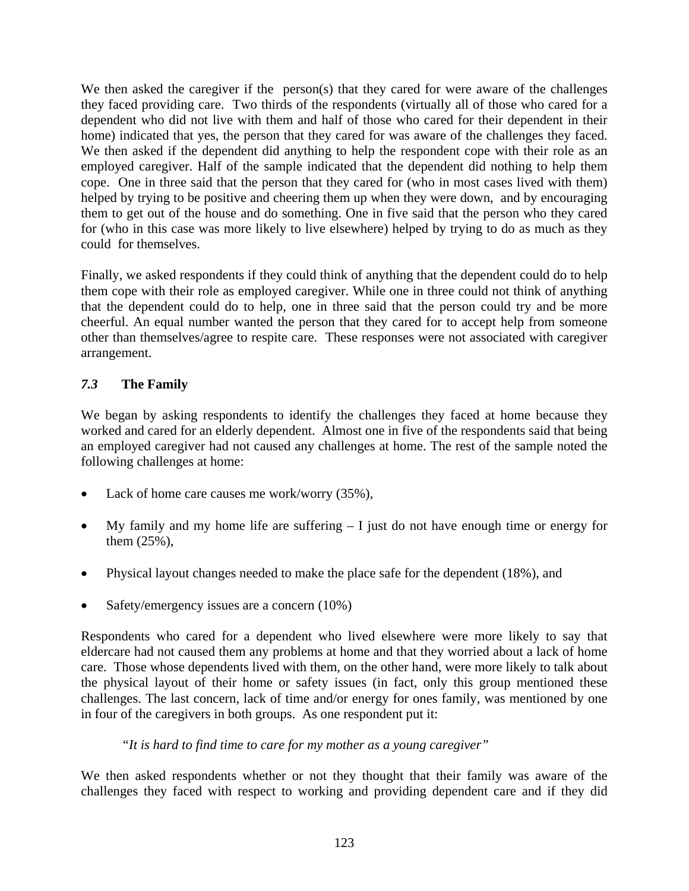We then asked the caregiver if the person(s) that they cared for were aware of the challenges they faced providing care. Two thirds of the respondents (virtually all of those who cared for a dependent who did not live with them and half of those who cared for their dependent in their home) indicated that yes, the person that they cared for was aware of the challenges they faced. We then asked if the dependent did anything to help the respondent cope with their role as an employed caregiver. Half of the sample indicated that the dependent did nothing to help them cope. One in three said that the person that they cared for (who in most cases lived with them) helped by trying to be positive and cheering them up when they were down, and by encouraging them to get out of the house and do something. One in five said that the person who they cared for (who in this case was more likely to live elsewhere) helped by trying to do as much as they could for themselves.

Finally, we asked respondents if they could think of anything that the dependent could do to help them cope with their role as employed caregiver. While one in three could not think of anything that the dependent could do to help, one in three said that the person could try and be more cheerful. An equal number wanted the person that they cared for to accept help from someone other than themselves/agree to respite care. These responses were not associated with caregiver arrangement.

### *7.3* The Family

We began by asking respondents to identify the challenges they faced at home because they worked and cared for an elderly dependent. Almost one in five of the respondents said that being an employed caregiver had not caused any challenges at home. The rest of the sample noted the following challenges at home:

- Lack of home care causes me work/worry (35%),
- My family and my home life are suffering – I just do not have enough time or energy for them (25%),
- Physical layout changes needed to make the place safe for the dependent (18%), and
- Safety/emergency issues are a concern (10%)

Respondents who cared for a dependent who lived elsewhere were more likely to say that eldercare had not caused them any problems at home and that they worried about a lack of home care. Those whose dependents lived with them, on the other hand, were more likely to talk about the physical layout of their home or safety issues (in fact, only this group mentioned these challenges. The last concern, lack of time and/or energy for ones family, was mentioned by one in four of the caregivers in both groups. As one respondent put it:

> *"It is hard to find time to care for my mother as a young caregiver"*

We then asked respondents whether or not they thought that their family was aware of the challenges they faced with respect to working and providing dependent care and if they did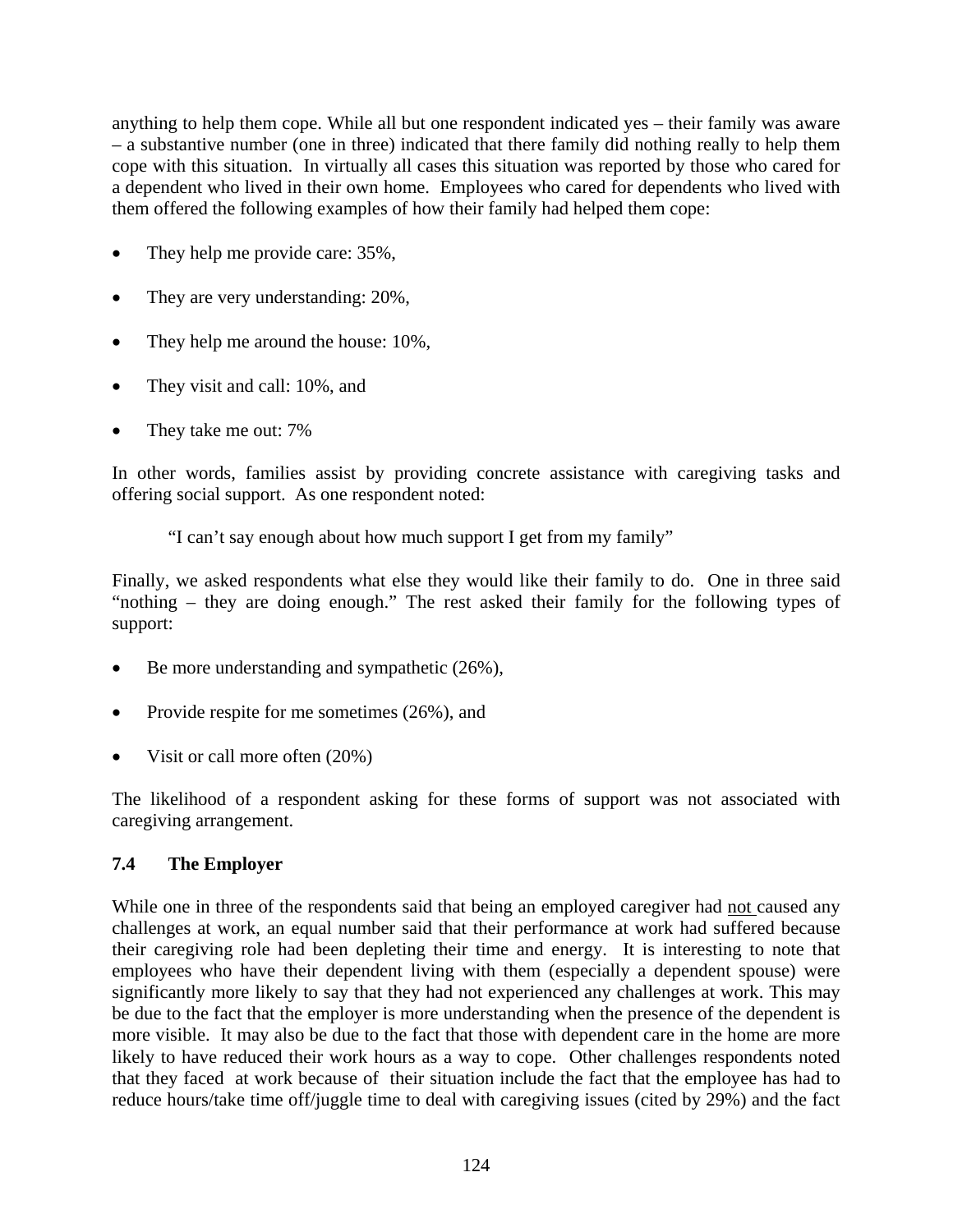anything to help them cope. While all but one respondent indicated yes – their family was aware – a substantive number (one in three) indicated that there family did nothing really to help them cope with this situation. In virtually all cases this situation was reported by those who cared for a dependent who lived in their own home. Employees who cared for dependents who lived with them offered the following examples of how their family had helped them cope:

- They help me provide care: 35%,
- They are very understanding: 20%,
- They help me around the house: 10%,
- They visit and call: 10%, and
- They take me out: 7%

In other words, families assist by providing concrete assistance with caregiving tasks and offering social support. As one respondent noted:

> "I can't say enough about how much support I get from my family"

Finally, we asked respondents what else they would like their family to do. One in three said "nothing – they are doing enough." The rest asked their family for the following types of support:

- Be more understanding and sympathetic (26%),
- Provide respite for me sometimes (26%), and
- Visit or call more often (20%)

The likelihood of a respondent asking for these forms of support was not associated with caregiving arrangement.

### 7.4 The Employer

While one in three of the respondents said that being an employed caregiver had not caused any challenges at work, an equal number said that their performance at work had suffered because their caregiving role had been depleting their time and energy. It is interesting to note that employees who have their dependent living with them (especially a dependent spouse) were significantly more likely to say that they had not experienced any challenges at work. This may be due to the fact that the employer is more understanding when the presence of the dependent is more visible. It may also be due to the fact that those with dependent care in the home are more likely to have reduced their work hours as a way to cope. Other challenges respondents noted that they faced at work because of their situation include the fact that the employee has had to reduce hours/take time off/juggle time to deal with caregiving issues (cited by 29%) and the fact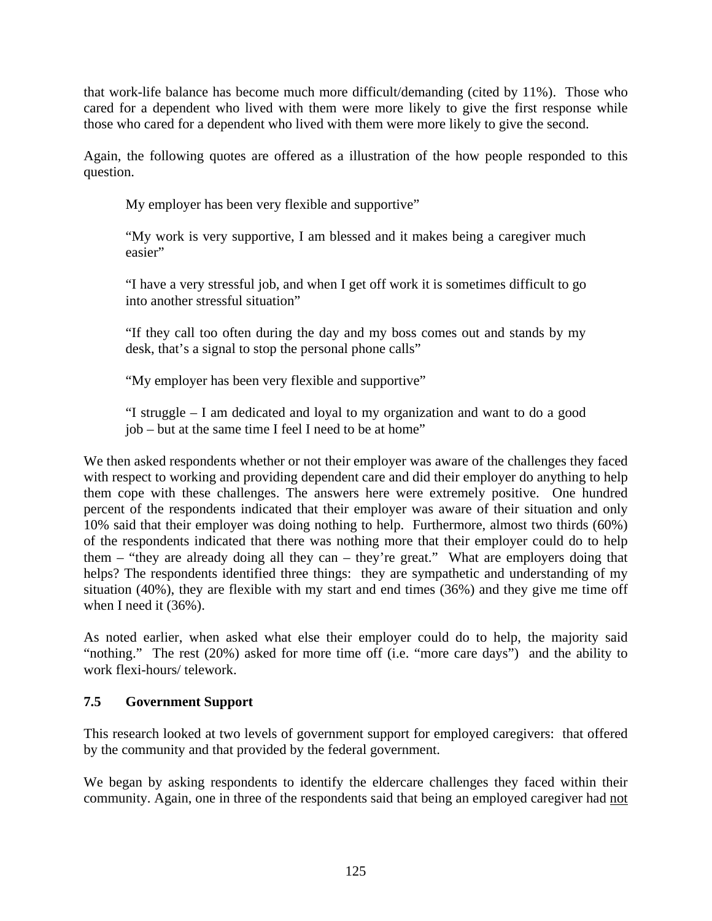that work-life balance has become much more difficult/demanding (cited by 11%). Those who cared for a dependent who lived with them were more likely to give the first response while those who cared for a dependent who lived with them were more likely to give the second.

Again, the following quotes are offered as a illustration of the how people responded to this question.

> My employer has been very flexible and supportive"
>
> "My work is very supportive, I am blessed and it makes being a caregiver much easier"
>
> "I have a very stressful job, and when I get off work it is sometimes difficult to go into another stressful situation"
>
> "If they call too often during the day and my boss comes out and stands by my desk, that's a signal to stop the personal phone calls"
>
> "My employer has been very flexible and supportive"
>
> "I struggle – I am dedicated and loyal to my organization and want to do a good job – but at the same time I feel I need to be at home"

We then asked respondents whether or not their employer was aware of the challenges they faced with respect to working and providing dependent care and did their employer do anything to help them cope with these challenges. The answers here were extremely positive. One hundred percent of the respondents indicated that their employer was aware of their situation and only 10% said that their employer was doing nothing to help. Furthermore, almost two thirds (60%) of the respondents indicated that there was nothing more that their employer could do to help them – "they are already doing all they can – they're great." What are employers doing that helps? The respondents identified three things: they are sympathetic and understanding of my situation (40%), they are flexible with my start and end times (36%) and they give me time off when I need it (36%).

As noted earlier, when asked what else their employer could do to help, the majority said "nothing." The rest (20%) asked for more time off (i.e. "more care days") and the ability to work flexi-hours/ telework.

### 7.5 Government Support

This research looked at two levels of government support for employed caregivers: that offered by the community and that provided by the federal government.

We began by asking respondents to identify the eldercare challenges they faced within their community. Again, one in three of the respondents said that being an employed caregiver had not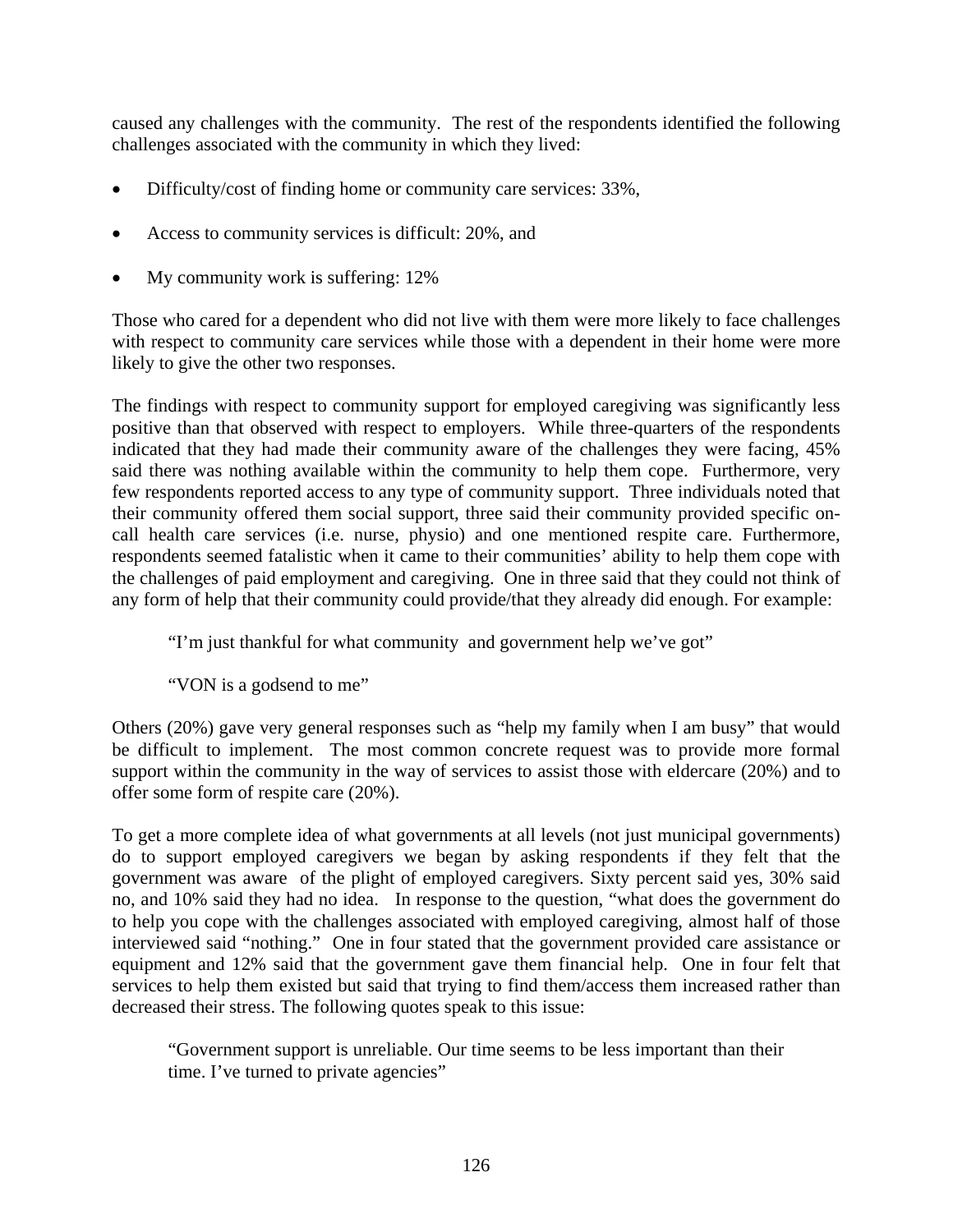caused any challenges with the community. The rest of the respondents identified the following challenges associated with the community in which they lived:

- Difficulty/cost of finding home or community care services: 33%,
- Access to community services is difficult: 20%, and
- My community work is suffering: 12%

Those who cared for a dependent who did not live with them were more likely to face challenges with respect to community care services while those with a dependent in their home were more likely to give the other two responses.

The findings with respect to community support for employed caregiving was significantly less positive than that observed with respect to employers. While three-quarters of the respondents indicated that they had made their community aware of the challenges they were facing, 45% said there was nothing available within the community to help them cope. Furthermore, very few respondents reported access to any type of community support. Three individuals noted that their community offered them social support, three said their community provided specific on-call health care services (i.e. nurse, physio) and one mentioned respite care. Furthermore, respondents seemed fatalistic when it came to their communities' ability to help them cope with the challenges of paid employment and caregiving. One in three said that they could not think of any form of help that their community could provide/that they already did enough. For example:

> "I'm just thankful for what community and government help we've got"
>
> "VON is a godsend to me"

Others (20%) gave very general responses such as "help my family when I am busy" that would be difficult to implement. The most common concrete request was to provide more formal support within the community in the way of services to assist those with eldercare (20%) and to offer some form of respite care (20%).

To get a more complete idea of what governments at all levels (not just municipal governments) do to support employed caregivers we began by asking respondents if they felt that the government was aware of the plight of employed caregivers. Sixty percent said yes, 30% said no, and 10% said they had no idea. In response to the question, "what does the government do to help you cope with the challenges associated with employed caregiving, almost half of those interviewed said "nothing." One in four stated that the government provided care assistance or equipment and 12% said that the government gave them financial help. One in four felt that services to help them existed but said that trying to find them/access them increased rather than decreased their stress. The following quotes speak to this issue:

> "Government support is unreliable. Our time seems to be less important than their time. I've turned to private agencies"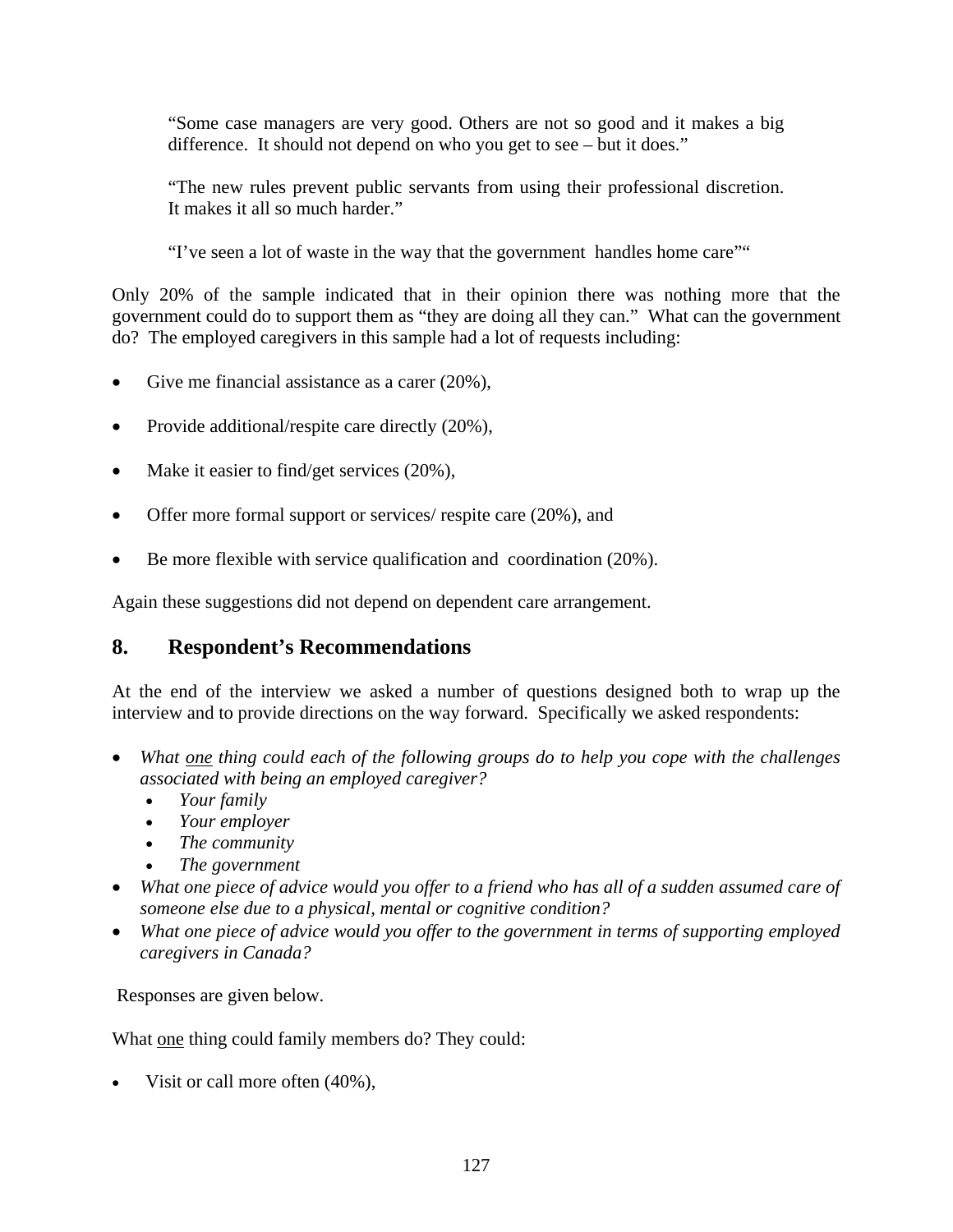> "Some case managers are very good. Others are not so good and it makes a big difference. It should not depend on who you get to see – but it does."
>
> "The new rules prevent public servants from using their professional discretion. It makes it all so much harder."
>
> "I've seen a lot of waste in the way that the government handles home care""

Only 20% of the sample indicated that in their opinion there was nothing more that the government could do to support them as "they are doing all they can." What can the government do? The employed caregivers in this sample had a lot of requests including:

- Give me financial assistance as a carer (20%),
- Provide additional/respite care directly (20%),
- Make it easier to find/get services (20%),
- Offer more formal support or services/ respite care (20%), and
- Be more flexible with service qualification and coordination (20%).

Again these suggestions did not depend on dependent care arrangement.

## 8. Respondent's Recommendations

At the end of the interview we asked a number of questions designed both to wrap up the interview and to provide directions on the way forward. Specifically we asked respondents:

- *What one thing could each of the following groups do to help you cope with the challenges associated with being an employed caregiver?*
  - *Your family*
  - *Your employer*
  - *The community*
  - *The government*
- *What one piece of advice would you offer to a friend who has all of a sudden assumed care of someone else due to a physical, mental or cognitive condition?*
- *What one piece of advice would you offer to the government in terms of supporting employed caregivers in Canada?*

Responses are given below.

What one thing could family members do? They could:

- Visit or call more often (40%),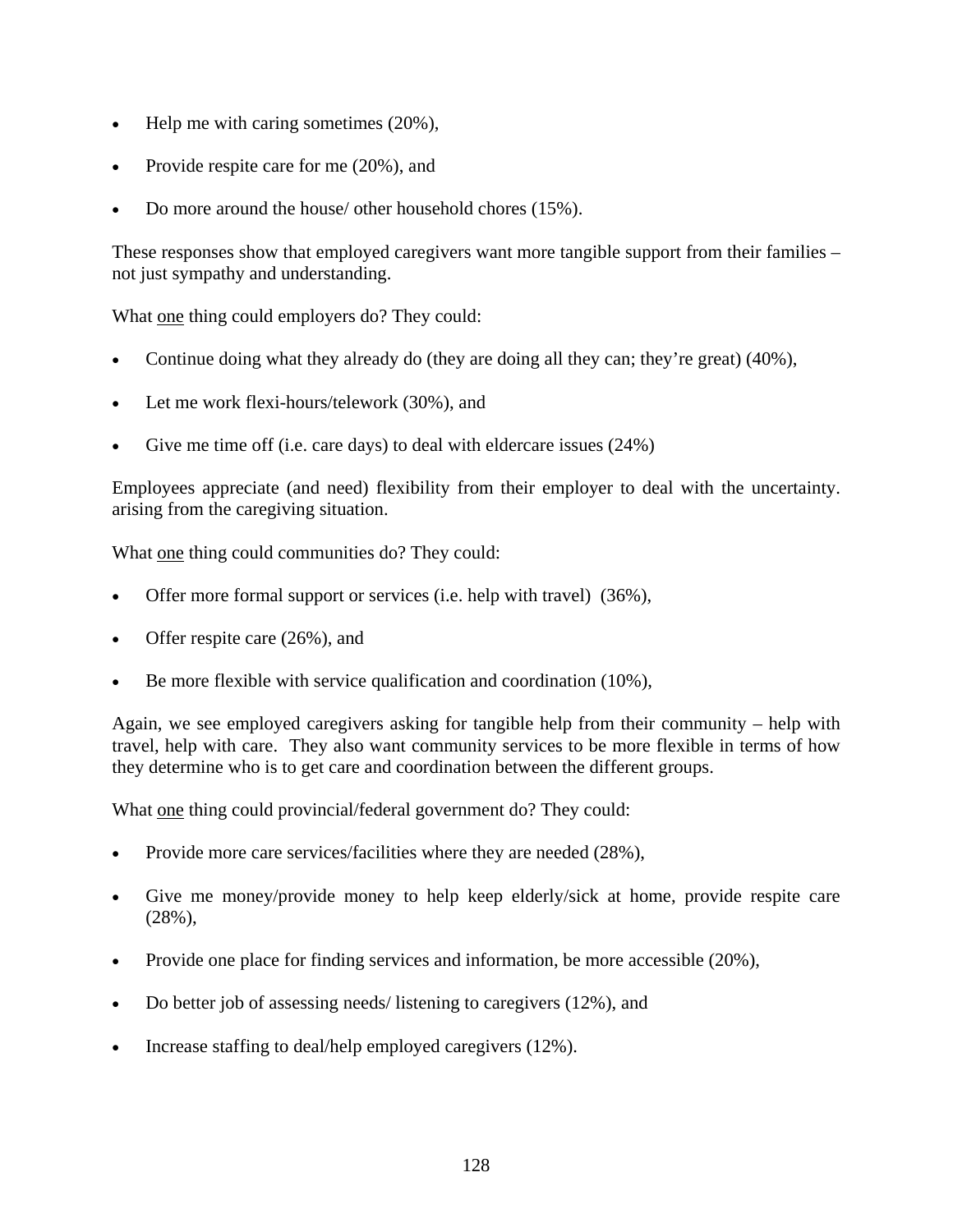- Help me with caring sometimes (20%),
- Provide respite care for me (20%), and
- Do more around the house/ other household chores (15%).

These responses show that employed caregivers want more tangible support from their families – not just sympathy and understanding.

What <u>one</u> thing could employers do? They could:

- Continue doing what they already do (they are doing all they can; they're great) (40%),
- Let me work flexi-hours/telework (30%), and
- Give me time off (i.e. care days) to deal with eldercare issues (24%)

Employees appreciate (and need) flexibility from their employer to deal with the uncertainty. arising from the caregiving situation.

What <u>one</u> thing could communities do? They could:

- Offer more formal support or services (i.e. help with travel) (36%),
- Offer respite care (26%), and
- Be more flexible with service qualification and coordination (10%),

Again, we see employed caregivers asking for tangible help from their community – help with travel, help with care. They also want community services to be more flexible in terms of how they determine who is to get care and coordination between the different groups.

What <u>one</u> thing could provincial/federal government do? They could:

- Provide more care services/facilities where they are needed (28%),
- Give me money/provide money to help keep elderly/sick at home, provide respite care (28%),
- Provide one place for finding services and information, be more accessible (20%),
- Do better job of assessing needs/ listening to caregivers (12%), and
- Increase staffing to deal/help employed caregivers (12%).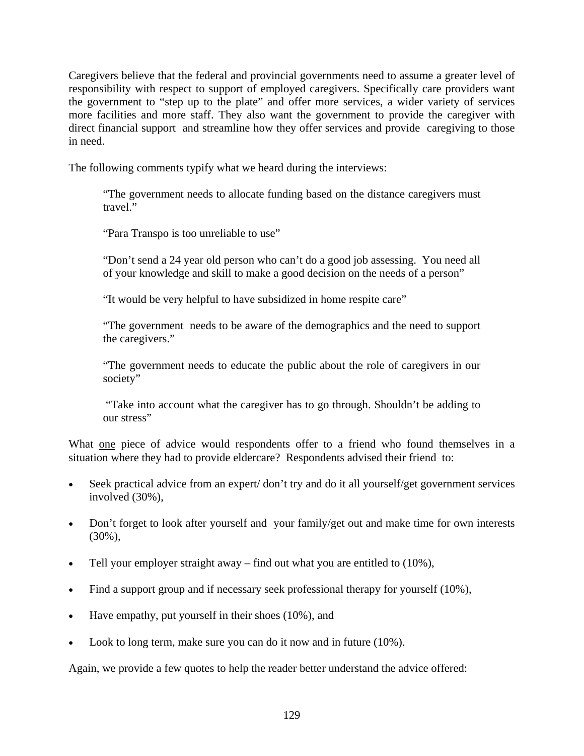Caregivers believe that the federal and provincial governments need to assume a greater level of responsibility with respect to support of employed caregivers. Specifically care providers want the government to "step up to the plate" and offer more services, a wider variety of services more facilities and more staff. They also want the government to provide the caregiver with direct financial support and streamline how they offer services and provide caregiving to those in need.

The following comments typify what we heard during the interviews:

> "The government needs to allocate funding based on the distance caregivers must travel."
>
> "Para Transpo is too unreliable to use"
>
> "Don't send a 24 year old person who can't do a good job assessing. You need all of your knowledge and skill to make a good decision on the needs of a person"
>
> "It would be very helpful to have subsidized in home respite care"
>
> "The government needs to be aware of the demographics and the need to support the caregivers."
>
> "The government needs to educate the public about the role of caregivers in our society"
>
> "Take into account what the caregiver has to go through. Shouldn't be adding to our stress"

What <u>one</u> piece of advice would respondents offer to a friend who found themselves in a situation where they had to provide eldercare? Respondents advised their friend to:

- Seek practical advice from an expert/ don't try and do it all yourself/get government services involved (30%),
- Don't forget to look after yourself and your family/get out and make time for own interests (30%),
- Tell your employer straight away – find out what you are entitled to (10%),
- Find a support group and if necessary seek professional therapy for yourself (10%),
- Have empathy, put yourself in their shoes (10%), and
- Look to long term, make sure you can do it now and in future (10%).

Again, we provide a few quotes to help the reader better understand the advice offered: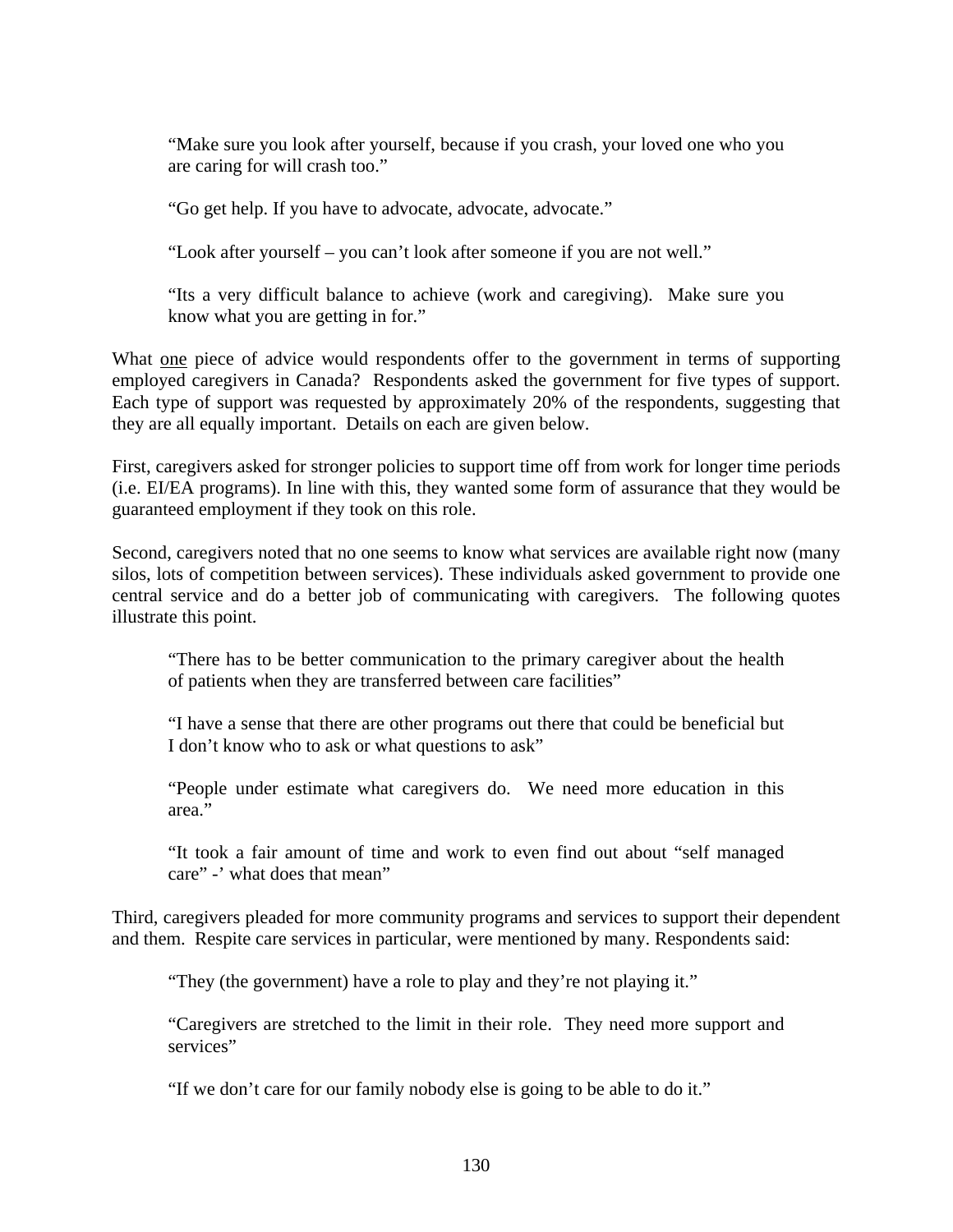> "Make sure you look after yourself, because if you crash, your loved one who you are caring for will crash too."

> "Go get help. If you have to advocate, advocate, advocate."

> "Look after yourself – you can't look after someone if you are not well."

> "Its a very difficult balance to achieve (work and caregiving). Make sure you know what you are getting in for."

What <u>one</u> piece of advice would respondents offer to the government in terms of supporting employed caregivers in Canada? Respondents asked the government for five types of support. Each type of support was requested by approximately 20% of the respondents, suggesting that they are all equally important. Details on each are given below.

First, caregivers asked for stronger policies to support time off from work for longer time periods (i.e. EI/EA programs). In line with this, they wanted some form of assurance that they would be guaranteed employment if they took on this role.

Second, caregivers noted that no one seems to know what services are available right now (many silos, lots of competition between services). These individuals asked government to provide one central service and do a better job of communicating with caregivers. The following quotes illustrate this point.

> "There has to be better communication to the primary caregiver about the health of patients when they are transferred between care facilities"

> "I have a sense that there are other programs out there that could be beneficial but I don't know who to ask or what questions to ask"

> "People under estimate what caregivers do. We need more education in this area."

> "It took a fair amount of time and work to even find out about "self managed care" -' what does that mean"

Third, caregivers pleaded for more community programs and services to support their dependent and them. Respite care services in particular, were mentioned by many. Respondents said:

> "They (the government) have a role to play and they're not playing it."

> "Caregivers are stretched to the limit in their role. They need more support and services"

> "If we don't care for our family nobody else is going to be able to do it."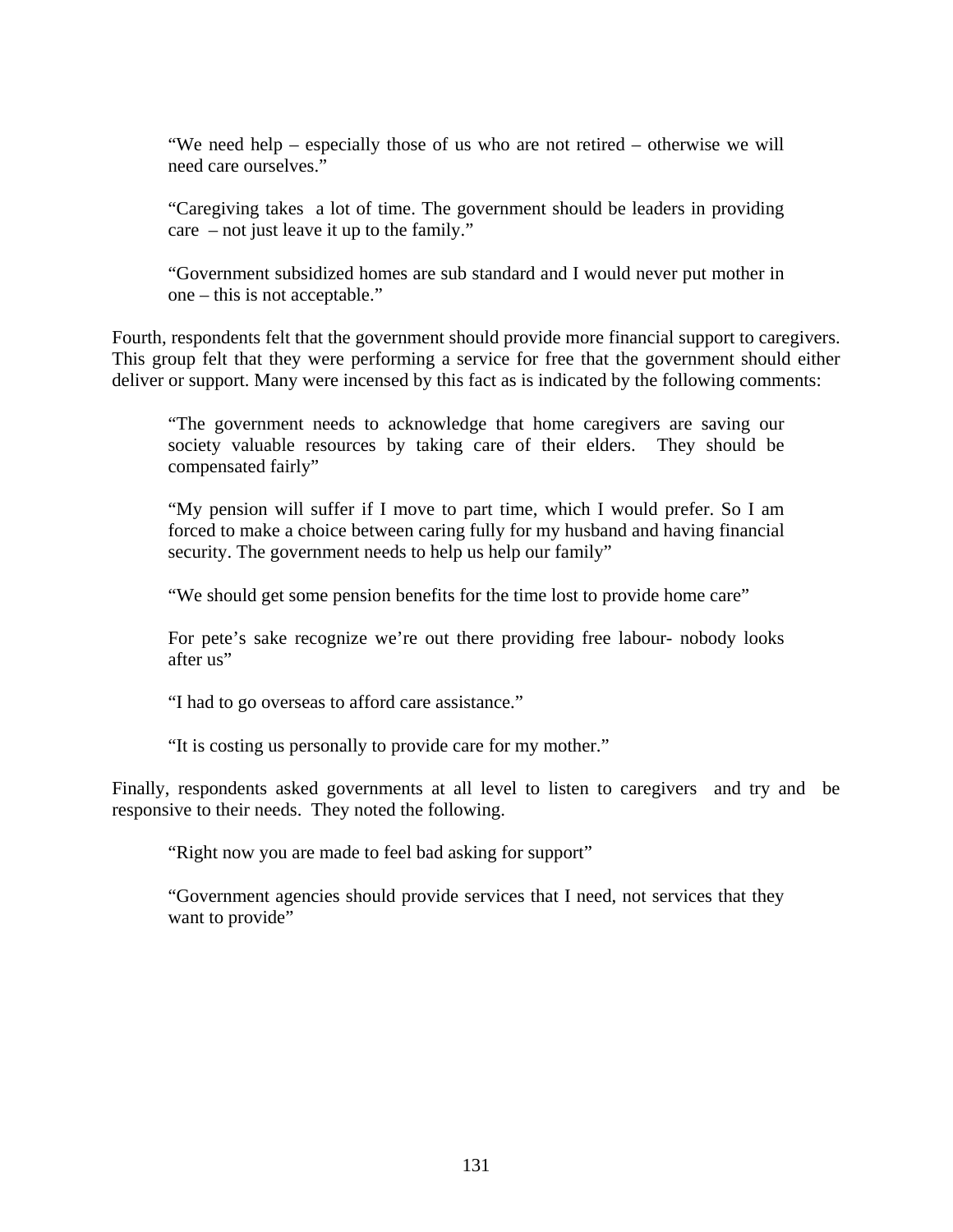> "We need help – especially those of us who are not retired – otherwise we will need care ourselves."

> "Caregiving takes a lot of time. The government should be leaders in providing care – not just leave it up to the family."

> "Government subsidized homes are sub standard and I would never put mother in one – this is not acceptable."

Fourth, respondents felt that the government should provide more financial support to caregivers. This group felt that they were performing a service for free that the government should either deliver or support. Many were incensed by this fact as is indicated by the following comments:

> "The government needs to acknowledge that home caregivers are saving our society valuable resources by taking care of their elders. They should be compensated fairly"

> "My pension will suffer if I move to part time, which I would prefer. So I am forced to make a choice between caring fully for my husband and having financial security. The government needs to help us help our family"

> "We should get some pension benefits for the time lost to provide home care"

> For pete's sake recognize we're out there providing free labour- nobody looks after us"

> "I had to go overseas to afford care assistance."

> "It is costing us personally to provide care for my mother."

Finally, respondents asked governments at all level to listen to caregivers and try and be responsive to their needs. They noted the following.

> "Right now you are made to feel bad asking for support"

> "Government agencies should provide services that I need, not services that they want to provide"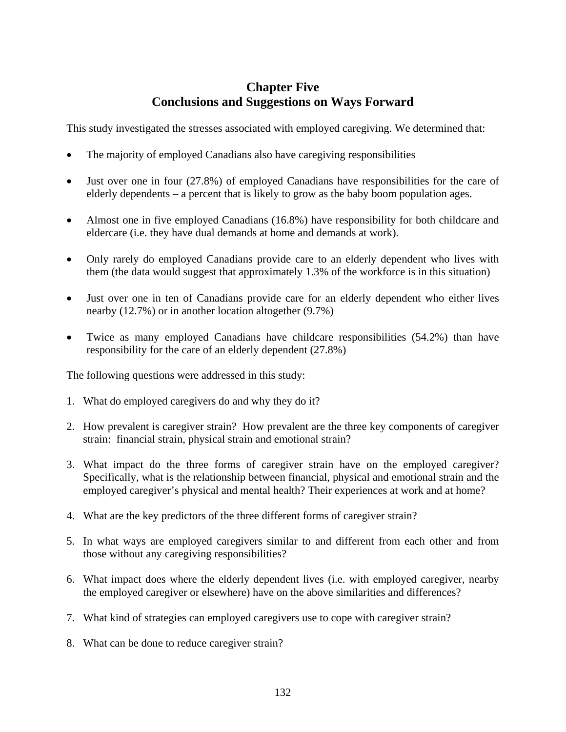# Chapter Five
# Conclusions and Suggestions on Ways Forward

This study investigated the stresses associated with employed caregiving. We determined that:

- The majority of employed Canadians also have caregiving responsibilities
- Just over one in four (27.8%) of employed Canadians have responsibilities for the care of elderly dependents – a percent that is likely to grow as the baby boom population ages.
- Almost one in five employed Canadians (16.8%) have responsibility for both childcare and eldercare (i.e. they have dual demands at home and demands at work).
- Only rarely do employed Canadians provide care to an elderly dependent who lives with them (the data would suggest that approximately 1.3% of the workforce is in this situation)
- Just over one in ten of Canadians provide care for an elderly dependent who either lives nearby (12.7%) or in another location altogether (9.7%)
- Twice as many employed Canadians have childcare responsibilities (54.2%) than have responsibility for the care of an elderly dependent (27.8%)

The following questions were addressed in this study:

1. What do employed caregivers do and why they do it?
2. How prevalent is caregiver strain? How prevalent are the three key components of caregiver strain: financial strain, physical strain and emotional strain?
3. What impact do the three forms of caregiver strain have on the employed caregiver? Specifically, what is the relationship between financial, physical and emotional strain and the employed caregiver's physical and mental health? Their experiences at work and at home?
4. What are the key predictors of the three different forms of caregiver strain?
5. In what ways are employed caregivers similar to and different from each other and from those without any caregiving responsibilities?
6. What impact does where the elderly dependent lives (i.e. with employed caregiver, nearby the employed caregiver or elsewhere) have on the above similarities and differences?
7. What kind of strategies can employed caregivers use to cope with caregiver strain?
8. What can be done to reduce caregiver strain?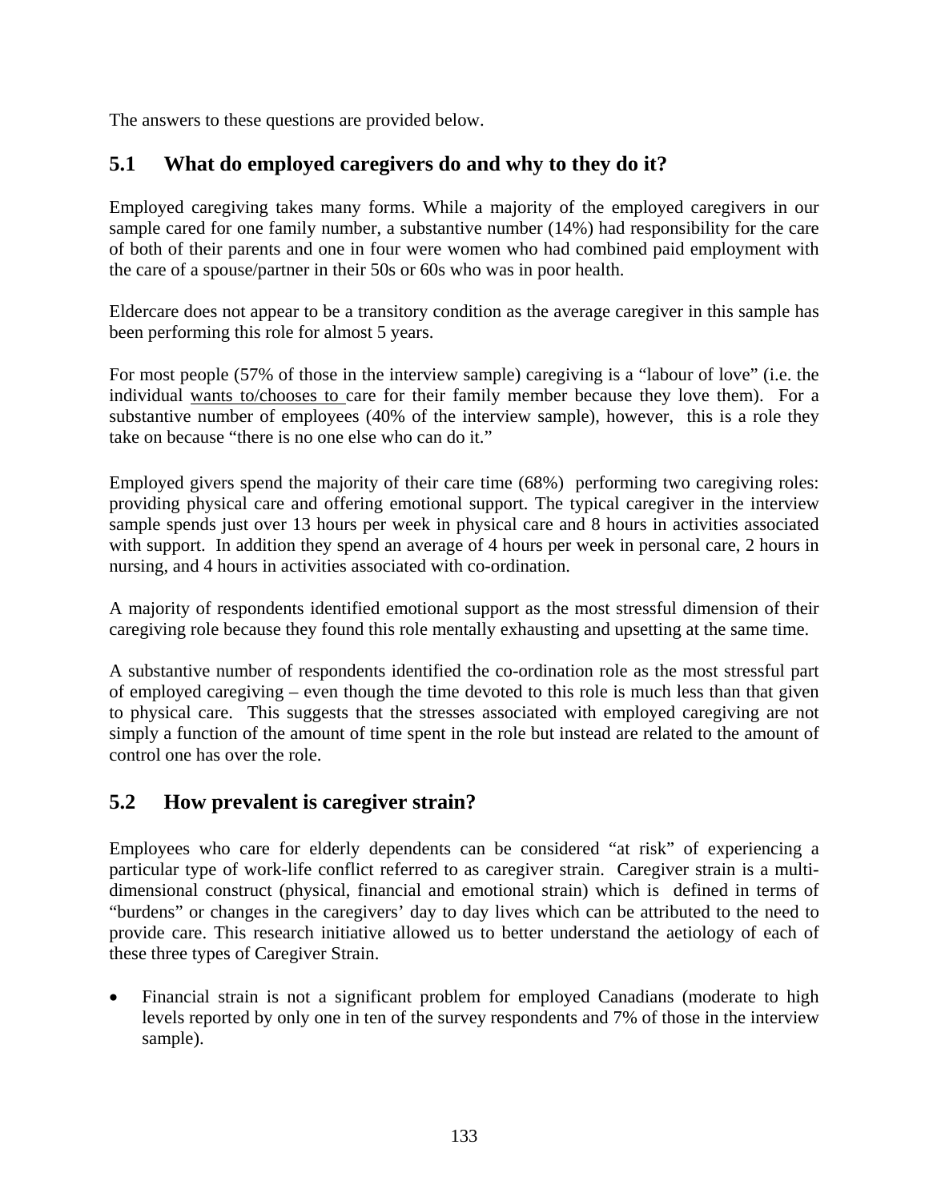The answers to these questions are provided below.

## 5.1 What do employed caregivers do and why to they do it?

Employed caregiving takes many forms. While a majority of the employed caregivers in our sample cared for one family number, a substantive number (14%) had responsibility for the care of both of their parents and one in four were women who had combined paid employment with the care of a spouse/partner in their 50s or 60s who was in poor health.

Eldercare does not appear to be a transitory condition as the average caregiver in this sample has been performing this role for almost 5 years.

For most people (57% of those in the interview sample) caregiving is a "labour of love" (i.e. the individual wants to/chooses to care for their family member because they love them). For a substantive number of employees (40% of the interview sample), however, this is a role they take on because "there is no one else who can do it."

Employed givers spend the majority of their care time (68%) performing two caregiving roles: providing physical care and offering emotional support. The typical caregiver in the interview sample spends just over 13 hours per week in physical care and 8 hours in activities associated with support. In addition they spend an average of 4 hours per week in personal care, 2 hours in nursing, and 4 hours in activities associated with co-ordination.

A majority of respondents identified emotional support as the most stressful dimension of their caregiving role because they found this role mentally exhausting and upsetting at the same time.

A substantive number of respondents identified the co-ordination role as the most stressful part of employed caregiving – even though the time devoted to this role is much less than that given to physical care. This suggests that the stresses associated with employed caregiving are not simply a function of the amount of time spent in the role but instead are related to the amount of control one has over the role.

## 5.2 How prevalent is caregiver strain?

Employees who care for elderly dependents can be considered "at risk" of experiencing a particular type of work-life conflict referred to as caregiver strain. Caregiver strain is a multi-dimensional construct (physical, financial and emotional strain) which is defined in terms of "burdens" or changes in the caregivers' day to day lives which can be attributed to the need to provide care. This research initiative allowed us to better understand the aetiology of each of these three types of Caregiver Strain.

- Financial strain is not a significant problem for employed Canadians (moderate to high levels reported by only one in ten of the survey respondents and 7% of those in the interview sample).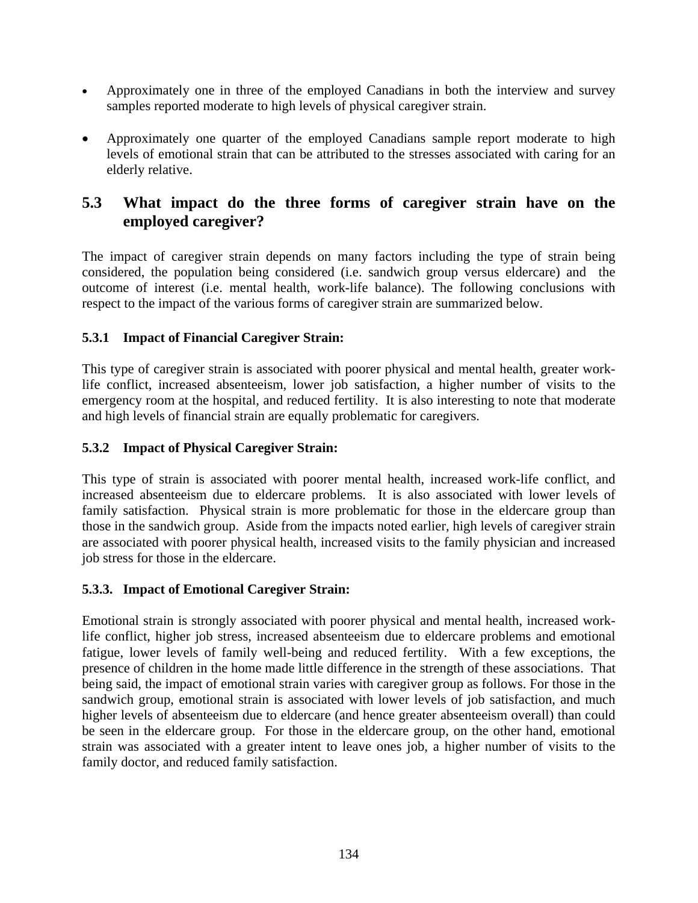- Approximately one in three of the employed Canadians in both the interview and survey samples reported moderate to high levels of physical caregiver strain.

- Approximately one quarter of the employed Canadians sample report moderate to high levels of emotional strain that can be attributed to the stresses associated with caring for an elderly relative.

## 5.3 What impact do the three forms of caregiver strain have on the employed caregiver?

The impact of caregiver strain depends on many factors including the type of strain being considered, the population being considered (i.e. sandwich group versus eldercare) and the outcome of interest (i.e. mental health, work-life balance). The following conclusions with respect to the impact of the various forms of caregiver strain are summarized below.

### 5.3.1 Impact of Financial Caregiver Strain:

This type of caregiver strain is associated with poorer physical and mental health, greater work-life conflict, increased absenteeism, lower job satisfaction, a higher number of visits to the emergency room at the hospital, and reduced fertility. It is also interesting to note that moderate and high levels of financial strain are equally problematic for caregivers.

### 5.3.2 Impact of Physical Caregiver Strain:

This type of strain is associated with poorer mental health, increased work-life conflict, and increased absenteeism due to eldercare problems. It is also associated with lower levels of family satisfaction. Physical strain is more problematic for those in the eldercare group than those in the sandwich group. Aside from the impacts noted earlier, high levels of caregiver strain are associated with poorer physical health, increased visits to the family physician and increased job stress for those in the eldercare.

### 5.3.3. Impact of Emotional Caregiver Strain:

Emotional strain is strongly associated with poorer physical and mental health, increased work-life conflict, higher job stress, increased absenteeism due to eldercare problems and emotional fatigue, lower levels of family well-being and reduced fertility. With a few exceptions, the presence of children in the home made little difference in the strength of these associations. That being said, the impact of emotional strain varies with caregiver group as follows. For those in the sandwich group, emotional strain is associated with lower levels of job satisfaction, and much higher levels of absenteeism due to eldercare (and hence greater absenteeism overall) than could be seen in the eldercare group. For those in the eldercare group, on the other hand, emotional strain was associated with a greater intent to leave ones job, a higher number of visits to the family doctor, and reduced family satisfaction.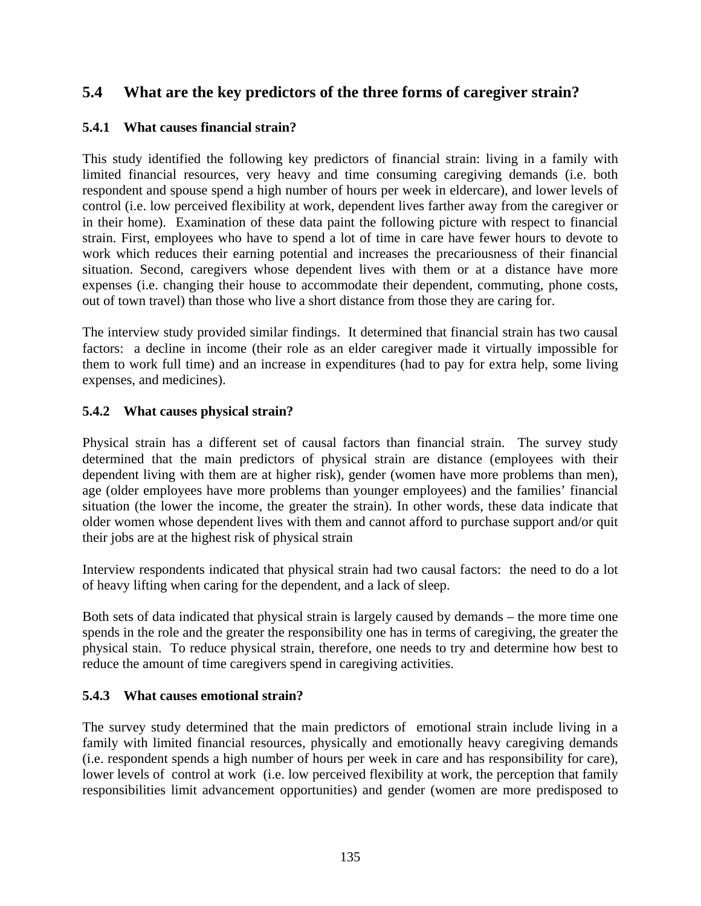## 5.4 What are the key predictors of the three forms of caregiver strain?

### 5.4.1 What causes financial strain?

This study identified the following key predictors of financial strain: living in a family with limited financial resources, very heavy and time consuming caregiving demands (i.e. both respondent and spouse spend a high number of hours per week in eldercare), and lower levels of control (i.e. low perceived flexibility at work, dependent lives farther away from the caregiver or in their home). Examination of these data paint the following picture with respect to financial strain. First, employees who have to spend a lot of time in care have fewer hours to devote to work which reduces their earning potential and increases the precariousness of their financial situation. Second, caregivers whose dependent lives with them or at a distance have more expenses (i.e. changing their house to accommodate their dependent, commuting, phone costs, out of town travel) than those who live a short distance from those they are caring for.

The interview study provided similar findings. It determined that financial strain has two causal factors: a decline in income (their role as an elder caregiver made it virtually impossible for them to work full time) and an increase in expenditures (had to pay for extra help, some living expenses, and medicines).

### 5.4.2 What causes physical strain?

Physical strain has a different set of causal factors than financial strain. The survey study determined that the main predictors of physical strain are distance (employees with their dependent living with them are at higher risk), gender (women have more problems than men), age (older employees have more problems than younger employees) and the families' financial situation (the lower the income, the greater the strain). In other words, these data indicate that older women whose dependent lives with them and cannot afford to purchase support and/or quit their jobs are at the highest risk of physical strain

Interview respondents indicated that physical strain had two causal factors: the need to do a lot of heavy lifting when caring for the dependent, and a lack of sleep.

Both sets of data indicated that physical strain is largely caused by demands – the more time one spends in the role and the greater the responsibility one has in terms of caregiving, the greater the physical stain. To reduce physical strain, therefore, one needs to try and determine how best to reduce the amount of time caregivers spend in caregiving activities.

### 5.4.3 What causes emotional strain?

The survey study determined that the main predictors of emotional strain include living in a family with limited financial resources, physically and emotionally heavy caregiving demands (i.e. respondent spends a high number of hours per week in care and has responsibility for care), lower levels of control at work (i.e. low perceived flexibility at work, the perception that family responsibilities limit advancement opportunities) and gender (women are more predisposed to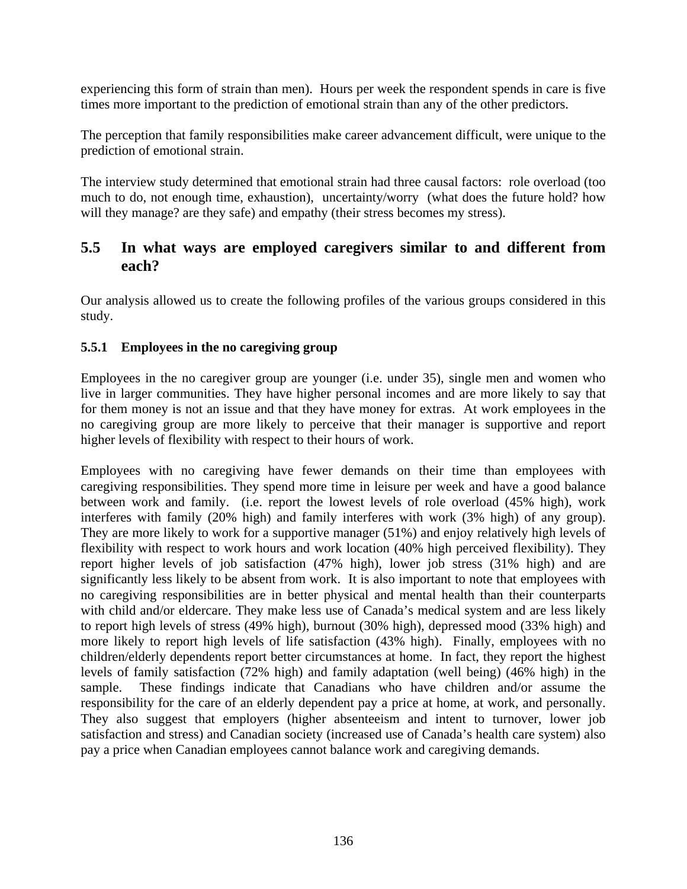experiencing this form of strain than men). Hours per week the respondent spends in care is five times more important to the prediction of emotional strain than any of the other predictors.

The perception that family responsibilities make career advancement difficult, were unique to the prediction of emotional strain.

The interview study determined that emotional strain had three causal factors: role overload (too much to do, not enough time, exhaustion), uncertainty/worry (what does the future hold? how will they manage? are they safe) and empathy (their stress becomes my stress).

## 5.5 In what ways are employed caregivers similar to and different from each?

Our analysis allowed us to create the following profiles of the various groups considered in this study.

### 5.5.1 Employees in the no caregiving group

Employees in the no caregiver group are younger (i.e. under 35), single men and women who live in larger communities. They have higher personal incomes and are more likely to say that for them money is not an issue and that they have money for extras. At work employees in the no caregiving group are more likely to perceive that their manager is supportive and report higher levels of flexibility with respect to their hours of work.

Employees with no caregiving have fewer demands on their time than employees with caregiving responsibilities. They spend more time in leisure per week and have a good balance between work and family. (i.e. report the lowest levels of role overload (45% high), work interferes with family (20% high) and family interferes with work (3% high) of any group). They are more likely to work for a supportive manager (51%) and enjoy relatively high levels of flexibility with respect to work hours and work location (40% high perceived flexibility). They report higher levels of job satisfaction (47% high), lower job stress (31% high) and are significantly less likely to be absent from work. It is also important to note that employees with no caregiving responsibilities are in better physical and mental health than their counterparts with child and/or eldercare. They make less use of Canada's medical system and are less likely to report high levels of stress (49% high), burnout (30% high), depressed mood (33% high) and more likely to report high levels of life satisfaction (43% high). Finally, employees with no children/elderly dependents report better circumstances at home. In fact, they report the highest levels of family satisfaction (72% high) and family adaptation (well being) (46% high) in the sample. These findings indicate that Canadians who have children and/or assume the responsibility for the care of an elderly dependent pay a price at home, at work, and personally. They also suggest that employers (higher absenteeism and intent to turnover, lower job satisfaction and stress) and Canadian society (increased use of Canada's health care system) also pay a price when Canadian employees cannot balance work and caregiving demands.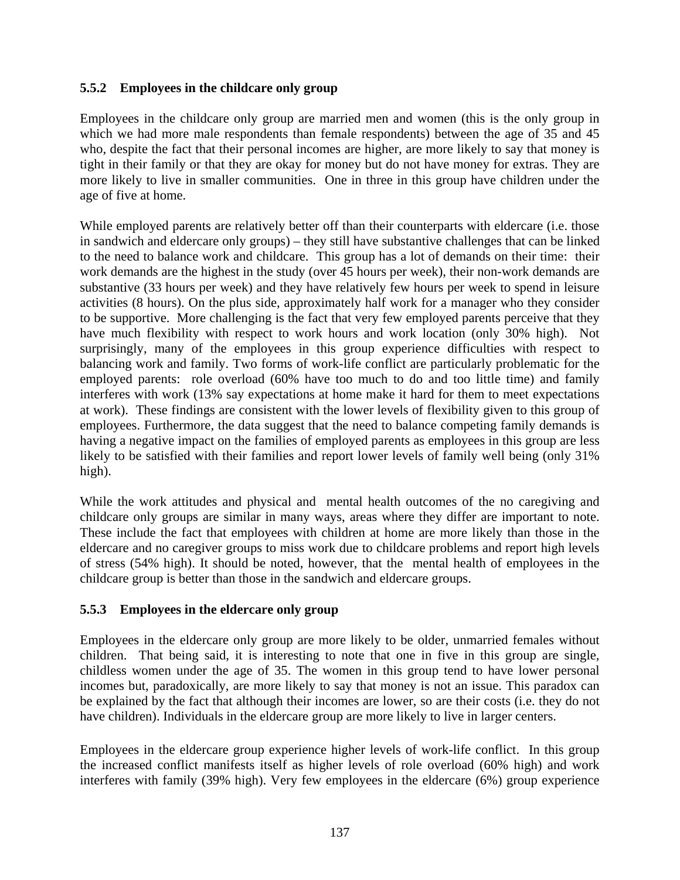### 5.5.2 Employees in the childcare only group

Employees in the childcare only group are married men and women (this is the only group in which we had more male respondents than female respondents) between the age of 35 and 45 who, despite the fact that their personal incomes are higher, are more likely to say that money is tight in their family or that they are okay for money but do not have money for extras. They are more likely to live in smaller communities. One in three in this group have children under the age of five at home.

While employed parents are relatively better off than their counterparts with eldercare (i.e. those in sandwich and eldercare only groups) – they still have substantive challenges that can be linked to the need to balance work and childcare. This group has a lot of demands on their time: their work demands are the highest in the study (over 45 hours per week), their non-work demands are substantive (33 hours per week) and they have relatively few hours per week to spend in leisure activities (8 hours). On the plus side, approximately half work for a manager who they consider to be supportive. More challenging is the fact that very few employed parents perceive that they have much flexibility with respect to work hours and work location (only 30% high). Not surprisingly, many of the employees in this group experience difficulties with respect to balancing work and family. Two forms of work-life conflict are particularly problematic for the employed parents: role overload (60% have too much to do and too little time) and family interferes with work (13% say expectations at home make it hard for them to meet expectations at work). These findings are consistent with the lower levels of flexibility given to this group of employees. Furthermore, the data suggest that the need to balance competing family demands is having a negative impact on the families of employed parents as employees in this group are less likely to be satisfied with their families and report lower levels of family well being (only 31% high).

While the work attitudes and physical and mental health outcomes of the no caregiving and childcare only groups are similar in many ways, areas where they differ are important to note. These include the fact that employees with children at home are more likely than those in the eldercare and no caregiver groups to miss work due to childcare problems and report high levels of stress (54% high). It should be noted, however, that the mental health of employees in the childcare group is better than those in the sandwich and eldercare groups.

### 5.5.3 Employees in the eldercare only group

Employees in the eldercare only group are more likely to be older, unmarried females without children. That being said, it is interesting to note that one in five in this group are single, childless women under the age of 35. The women in this group tend to have lower personal incomes but, paradoxically, are more likely to say that money is not an issue. This paradox can be explained by the fact that although their incomes are lower, so are their costs (i.e. they do not have children). Individuals in the eldercare group are more likely to live in larger centers.

Employees in the eldercare group experience higher levels of work-life conflict. In this group the increased conflict manifests itself as higher levels of role overload (60% high) and work interferes with family (39% high). Very few employees in the eldercare (6%) group experience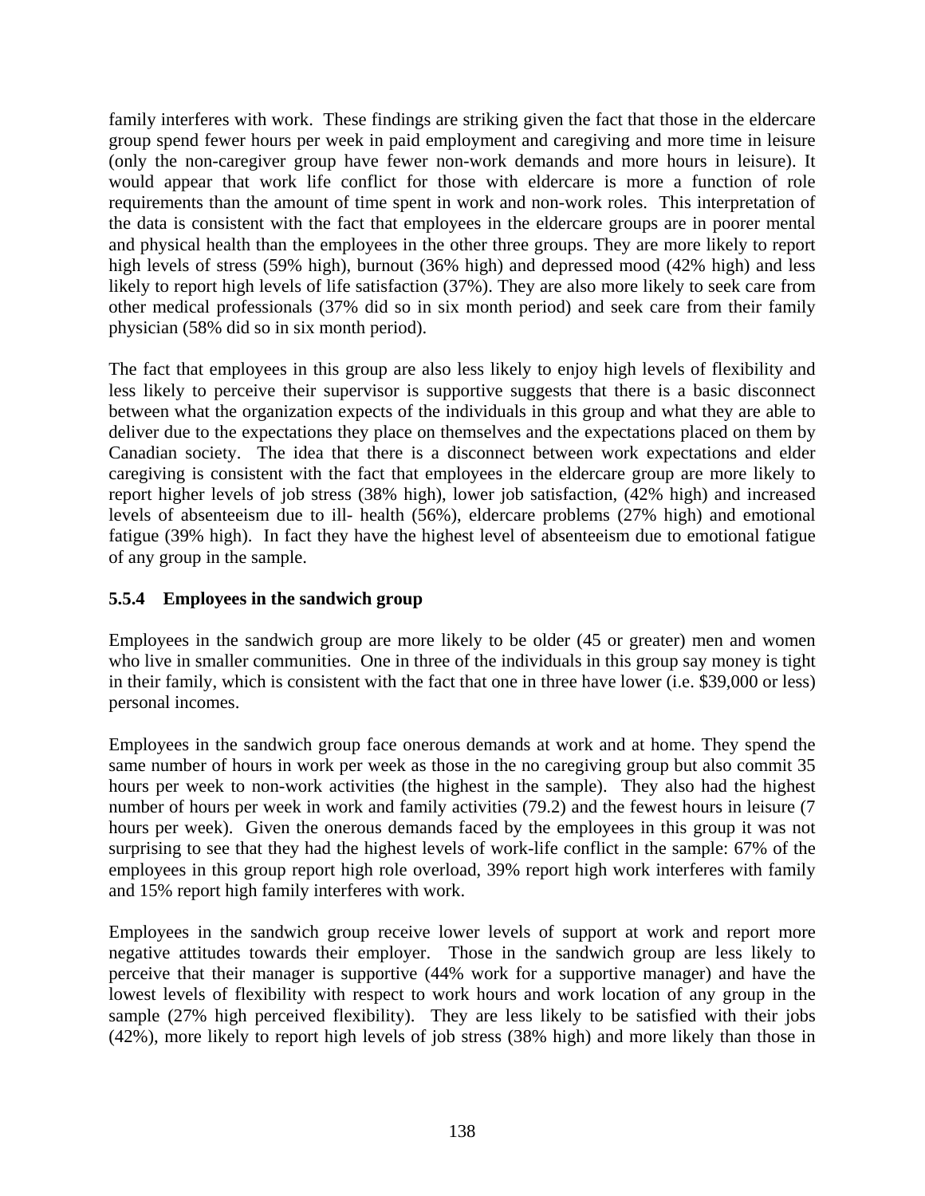family interferes with work. These findings are striking given the fact that those in the eldercare group spend fewer hours per week in paid employment and caregiving and more time in leisure (only the non-caregiver group have fewer non-work demands and more hours in leisure). It would appear that work life conflict for those with eldercare is more a function of role requirements than the amount of time spent in work and non-work roles. This interpretation of the data is consistent with the fact that employees in the eldercare groups are in poorer mental and physical health than the employees in the other three groups. They are more likely to report high levels of stress (59% high), burnout (36% high) and depressed mood (42% high) and less likely to report high levels of life satisfaction (37%). They are also more likely to seek care from other medical professionals (37% did so in six month period) and seek care from their family physician (58% did so in six month period).

The fact that employees in this group are also less likely to enjoy high levels of flexibility and less likely to perceive their supervisor is supportive suggests that there is a basic disconnect between what the organization expects of the individuals in this group and what they are able to deliver due to the expectations they place on themselves and the expectations placed on them by Canadian society. The idea that there is a disconnect between work expectations and elder caregiving is consistent with the fact that employees in the eldercare group are more likely to report higher levels of job stress (38% high), lower job satisfaction, (42% high) and increased levels of absenteeism due to ill- health (56%), eldercare problems (27% high) and emotional fatigue (39% high). In fact they have the highest level of absenteeism due to emotional fatigue of any group in the sample.

### 5.5.4 Employees in the sandwich group

Employees in the sandwich group are more likely to be older (45 or greater) men and women who live in smaller communities. One in three of the individuals in this group say money is tight in their family, which is consistent with the fact that one in three have lower (i.e. $39,000 or less) personal incomes.

Employees in the sandwich group face onerous demands at work and at home. They spend the same number of hours in work per week as those in the no caregiving group but also commit 35 hours per week to non-work activities (the highest in the sample). They also had the highest number of hours per week in work and family activities (79.2) and the fewest hours in leisure (7 hours per week). Given the onerous demands faced by the employees in this group it was not surprising to see that they had the highest levels of work-life conflict in the sample: 67% of the employees in this group report high role overload, 39% report high work interferes with family and 15% report high family interferes with work.

Employees in the sandwich group receive lower levels of support at work and report more negative attitudes towards their employer. Those in the sandwich group are less likely to perceive that their manager is supportive (44% work for a supportive manager) and have the lowest levels of flexibility with respect to work hours and work location of any group in the sample (27% high perceived flexibility). They are less likely to be satisfied with their jobs (42%), more likely to report high levels of job stress (38% high) and more likely than those in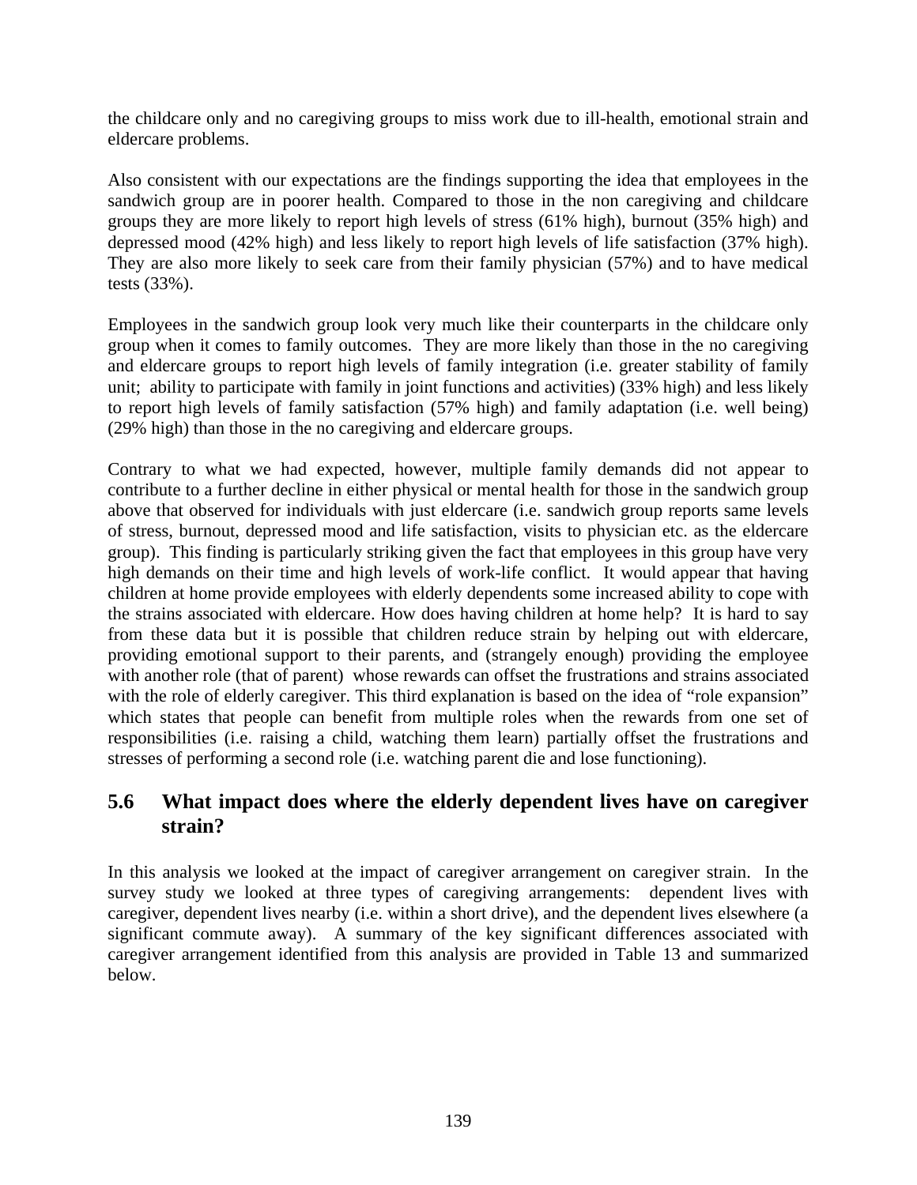the childcare only and no caregiving groups to miss work due to ill-health, emotional strain and eldercare problems.

Also consistent with our expectations are the findings supporting the idea that employees in the sandwich group are in poorer health. Compared to those in the non caregiving and childcare groups they are more likely to report high levels of stress (61% high), burnout (35% high) and depressed mood (42% high) and less likely to report high levels of life satisfaction (37% high). They are also more likely to seek care from their family physician (57%) and to have medical tests (33%).

Employees in the sandwich group look very much like their counterparts in the childcare only group when it comes to family outcomes. They are more likely than those in the no caregiving and eldercare groups to report high levels of family integration (i.e. greater stability of family unit; ability to participate with family in joint functions and activities) (33% high) and less likely to report high levels of family satisfaction (57% high) and family adaptation (i.e. well being) (29% high) than those in the no caregiving and eldercare groups.

Contrary to what we had expected, however, multiple family demands did not appear to contribute to a further decline in either physical or mental health for those in the sandwich group above that observed for individuals with just eldercare (i.e. sandwich group reports same levels of stress, burnout, depressed mood and life satisfaction, visits to physician etc. as the eldercare group). This finding is particularly striking given the fact that employees in this group have very high demands on their time and high levels of work-life conflict. It would appear that having children at home provide employees with elderly dependents some increased ability to cope with the strains associated with eldercare. How does having children at home help? It is hard to say from these data but it is possible that children reduce strain by helping out with eldercare, providing emotional support to their parents, and (strangely enough) providing the employee with another role (that of parent) whose rewards can offset the frustrations and strains associated with the role of elderly caregiver. This third explanation is based on the idea of "role expansion" which states that people can benefit from multiple roles when the rewards from one set of responsibilities (i.e. raising a child, watching them learn) partially offset the frustrations and stresses of performing a second role (i.e. watching parent die and lose functioning).

## 5.6 What impact does where the elderly dependent lives have on caregiver strain?

In this analysis we looked at the impact of caregiver arrangement on caregiver strain. In the survey study we looked at three types of caregiving arrangements: dependent lives with caregiver, dependent lives nearby (i.e. within a short drive), and the dependent lives elsewhere (a significant commute away). A summary of the key significant differences associated with caregiver arrangement identified from this analysis are provided in Table 13 and summarized below.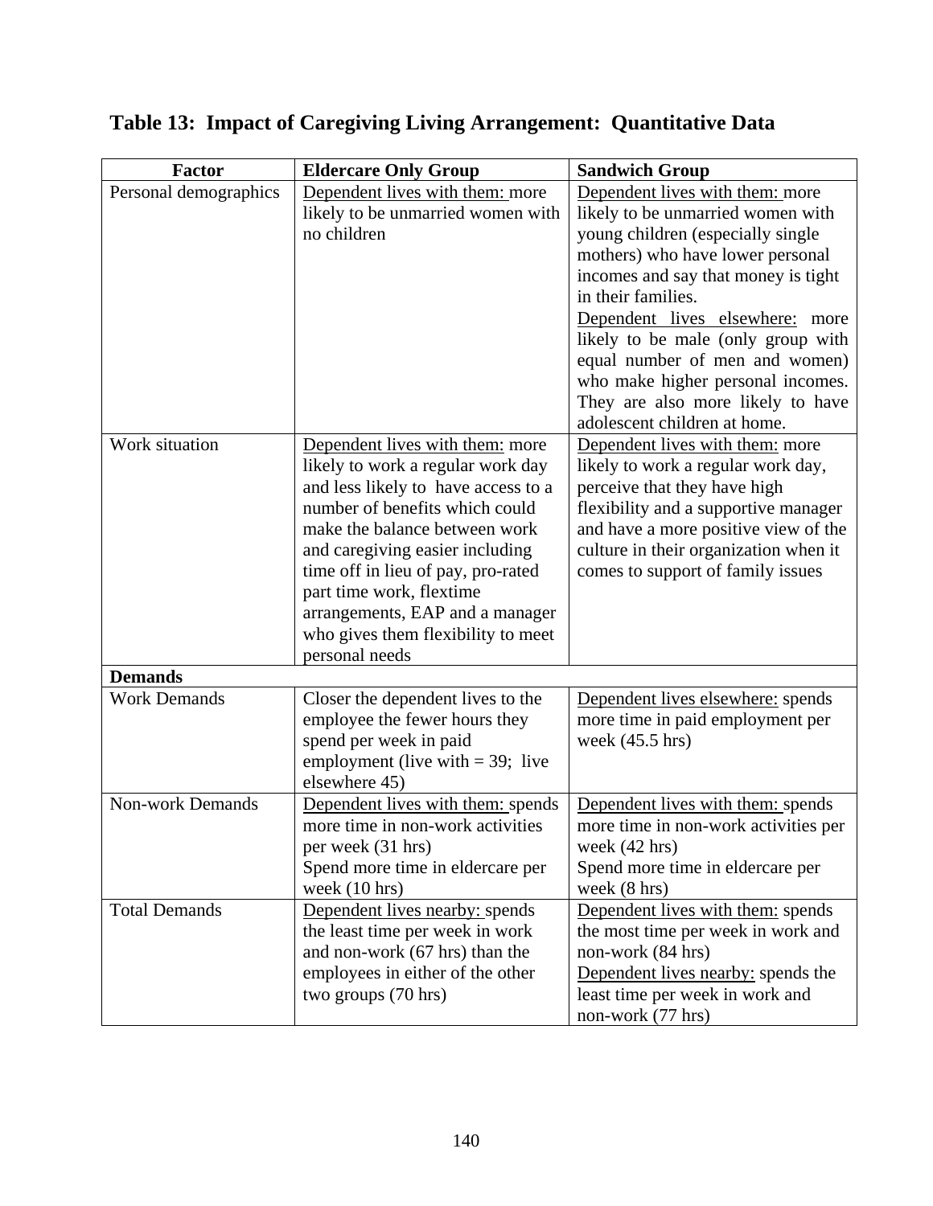# Table 13: Impact of Caregiving Living Arrangement: Quantitative Data

| Factor | Eldercare Only Group | Sandwich Group |
|---|---|---|
| Personal demographics | Dependent lives with them: more likely to be unmarried women with no children | Dependent lives with them: more likely to be unmarried women with young children (especially single mothers) who have lower personal incomes and say that money is tight in their families.<br>Dependent lives elsewhere: more likely to be male (only group with equal number of men and women) who make higher personal incomes. They are also more likely to have adolescent children at home. |
| Work situation | Dependent lives with them: more likely to work a regular work day and less likely to have access to a number of benefits which could make the balance between work and caregiving easier including time off in lieu of pay, pro-rated part time work, flextime arrangements, EAP and a manager who gives them flexibility to meet personal needs | Dependent lives with them: more likely to work a regular work day, perceive that they have high flexibility and a supportive manager and have a more positive view of the culture in their organization when it comes to support of family issues |
| **Demands** | | |
| Work Demands | Closer the dependent lives to the employee the fewer hours they spend per week in paid employment (live with = 39; live elsewhere 45) | Dependent lives elsewhere: spends more time in paid employment per week (45.5 hrs) |
| Non-work Demands | Dependent lives with them: spends more time in non-work activities per week (31 hrs)<br>Spend more time in eldercare per week (10 hrs) | Dependent lives with them: spends more time in non-work activities per week (42 hrs)<br>Spend more time in eldercare per week (8 hrs) |
| Total Demands | Dependent lives nearby: spends the least time per week in work and non-work (67 hrs) than the employees in either of the other two groups (70 hrs) | Dependent lives with them: spends the most time per week in work and non-work (84 hrs)<br>Dependent lives nearby: spends the least time per week in work and non-work (77 hrs) |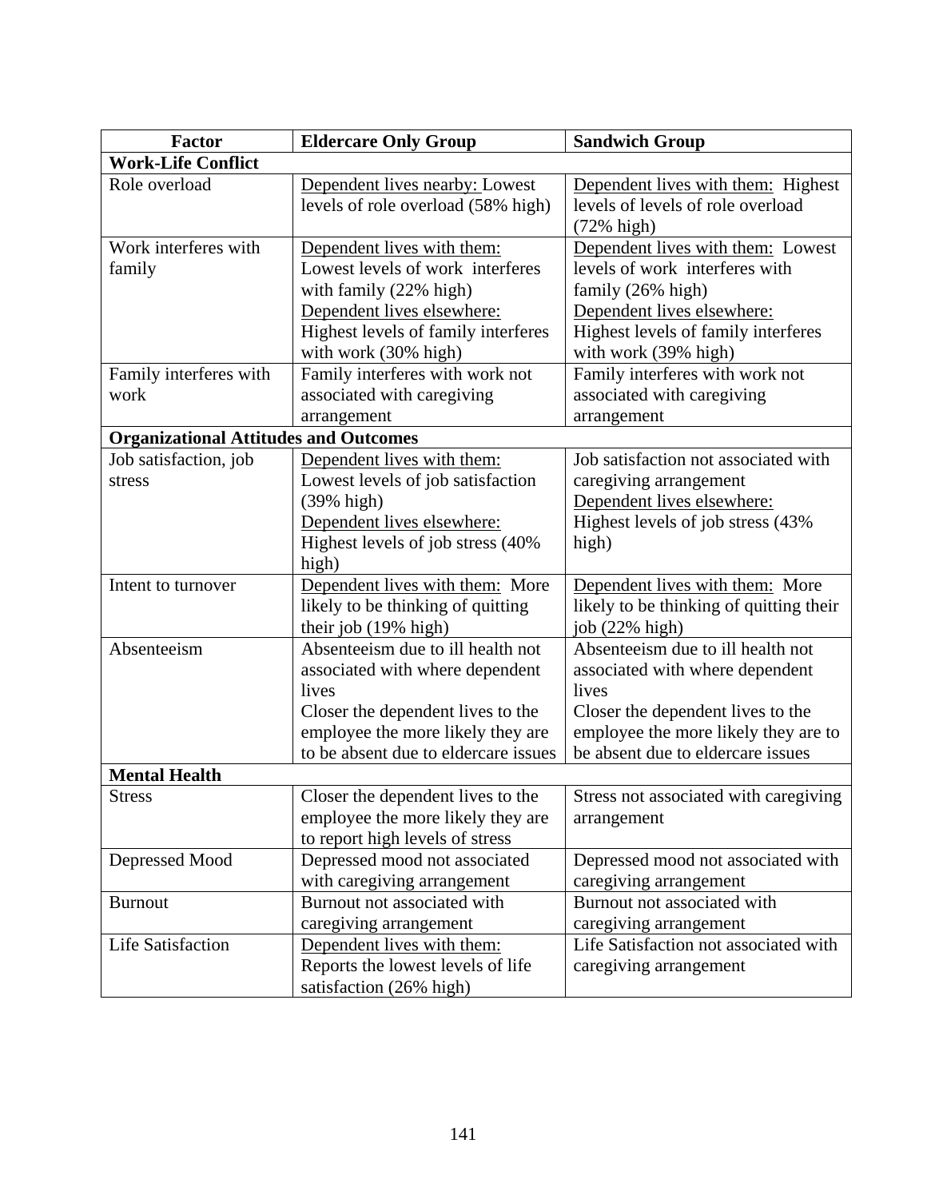| Factor | Eldercare Only Group | Sandwich Group |
|---|---|---|
| **Work-Life Conflict** | | |
| Role overload | Dependent lives nearby: Lowest levels of role overload (58% high) | Dependent lives with them: Highest levels of levels of role overload (72% high) |
| Work interferes with family | Dependent lives with them: Lowest levels of work interferes with family (22% high) Dependent lives elsewhere: Highest levels of family interferes with work (30% high) | Dependent lives with them: Lowest levels of work interferes with family (26% high) Dependent lives elsewhere: Highest levels of family interferes with work (39% high) |
| Family interferes with work | Family interferes with work not associated with caregiving arrangement | Family interferes with work not associated with caregiving arrangement |
| **Organizational Attitudes and Outcomes** | | |
| Job satisfaction, job stress | Dependent lives with them: Lowest levels of job satisfaction (39% high) Dependent lives elsewhere: Highest levels of job stress (40% high) | Job satisfaction not associated with caregiving arrangement Dependent lives elsewhere: Highest levels of job stress (43% high) |
| Intent to turnover | Dependent lives with them: More likely to be thinking of quitting their job (19% high) | Dependent lives with them: More likely to be thinking of quitting their job (22% high) |
| Absenteeism | Absenteeism due to ill health not associated with where dependent lives Closer the dependent lives to the employee the more likely they are to be absent due to eldercare issues | Absenteeism due to ill health not associated with where dependent lives Closer the dependent lives to the employee the more likely they are to be absent due to eldercare issues |
| **Mental Health** | | |
| Stress | Closer the dependent lives to the employee the more likely they are to report high levels of stress | Stress not associated with caregiving arrangement |
| Depressed Mood | Depressed mood not associated with caregiving arrangement | Depressed mood not associated with caregiving arrangement |
| Burnout | Burnout not associated with caregiving arrangement | Burnout not associated with caregiving arrangement |
| Life Satisfaction | Dependent lives with them: Reports the lowest levels of life satisfaction (26% high) | Life Satisfaction not associated with caregiving arrangement |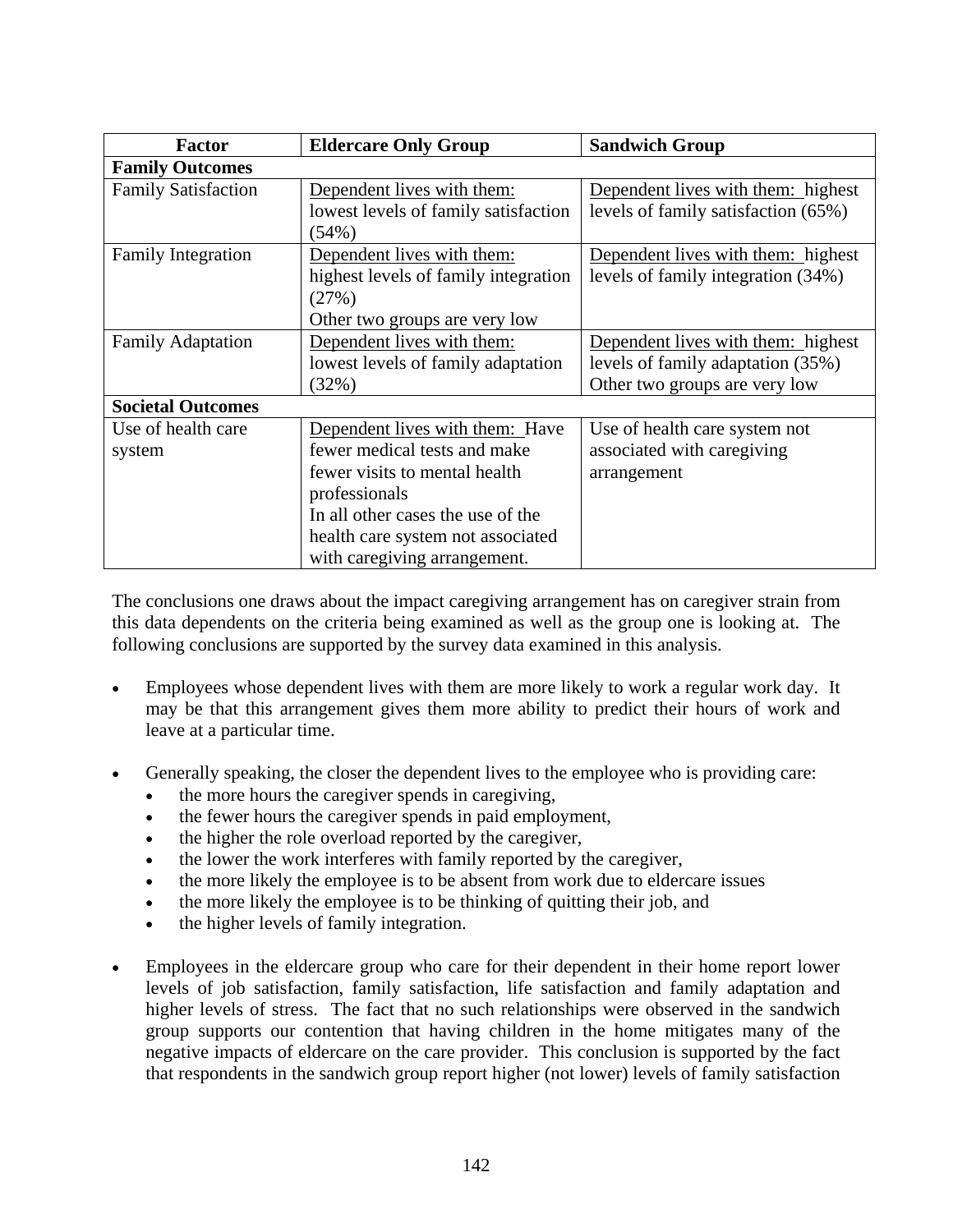| Factor | Eldercare Only Group | Sandwich Group |
|---|---|---|
| **Family Outcomes** | | |
| Family Satisfaction | Dependent lives with them: lowest levels of family satisfaction (54%) | Dependent lives with them: highest levels of family satisfaction (65%) |
| Family Integration | Dependent lives with them: highest levels of family integration (27%) Other two groups are very low | Dependent lives with them: highest levels of family integration (34%) |
| Family Adaptation | Dependent lives with them: lowest levels of family adaptation (32%) | Dependent lives with them: highest levels of family adaptation (35%) Other two groups are very low |
| **Societal Outcomes** | | |
| Use of health care system | Dependent lives with them: Have fewer medical tests and make fewer visits to mental health professionals In all other cases the use of the health care system not associated with caregiving arrangement. | Use of health care system not associated with caregiving arrangement |

The conclusions one draws about the impact caregiving arrangement has on caregiver strain from this data dependents on the criteria being examined as well as the group one is looking at. The following conclusions are supported by the survey data examined in this analysis.

- Employees whose dependent lives with them are more likely to work a regular work day. It may be that this arrangement gives them more ability to predict their hours of work and leave at a particular time.

- Generally speaking, the closer the dependent lives to the employee who is providing care:
  - the more hours the caregiver spends in caregiving,
  - the fewer hours the caregiver spends in paid employment,
  - the higher the role overload reported by the caregiver,
  - the lower the work interferes with family reported by the caregiver,
  - the more likely the employee is to be absent from work due to eldercare issues
  - the more likely the employee is to be thinking of quitting their job, and
  - the higher levels of family integration.

- Employees in the eldercare group who care for their dependent in their home report lower levels of job satisfaction, family satisfaction, life satisfaction and family adaptation and higher levels of stress. The fact that no such relationships were observed in the sandwich group supports our contention that having children in the home mitigates many of the negative impacts of eldercare on the care provider. This conclusion is supported by the fact that respondents in the sandwich group report higher (not lower) levels of family satisfaction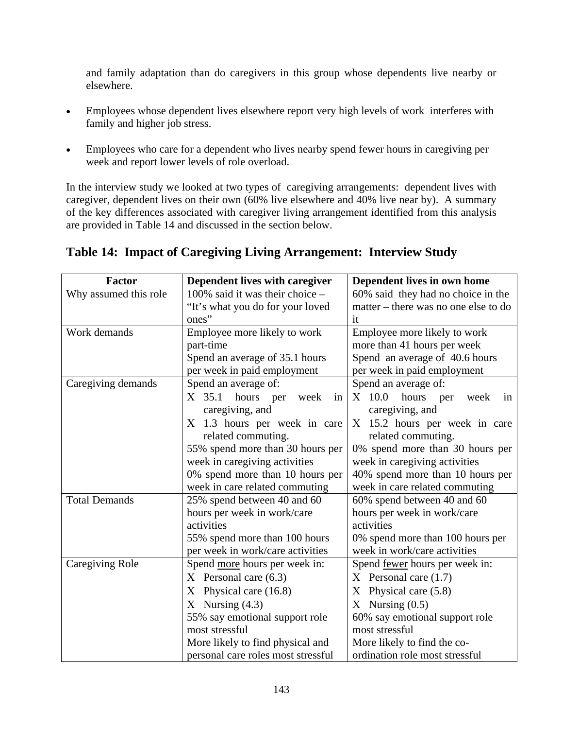and family adaptation than do caregivers in this group whose dependents live nearby or elsewhere.

- Employees whose dependent lives elsewhere report very high levels of work interferes with family and higher job stress.

- Employees who care for a dependent who lives nearby spend fewer hours in caregiving per week and report lower levels of role overload.

In the interview study we looked at two types of caregiving arrangements: dependent lives with caregiver, dependent lives on their own (60% live elsewhere and 40% live near by). A summary of the key differences associated with caregiver living arrangement identified from this analysis are provided in Table 14 and discussed in the section below.

## Table 14: Impact of Caregiving Living Arrangement: Interview Study

| Factor | Dependent lives with caregiver | Dependent lives in own home |
|---|---|---|
| Why assumed this role | 100% said it was their choice – "It's what you do for your loved ones" | 60% said they had no choice in the matter – there was no one else to do it |
| Work demands | Employee more likely to work part-time<br>Spend an average of 35.1 hours per week in paid employment | Employee more likely to work more than 41 hours per week<br>Spend an average of 40.6 hours per week in paid employment |
| Caregiving demands | Spend an average of:<br>X 35.1 hours per week in caregiving, and<br>X 1.3 hours per week in care related commuting.<br>55% spend more than 30 hours per week in caregiving activities<br>0% spend more than 10 hours per week in care related commuting | Spend an average of:<br>X 10.0 hours per week in caregiving, and<br>X 15.2 hours per week in care related commuting.<br>0% spend more than 30 hours per week in caregiving activities<br>40% spend more than 10 hours per week in care related commuting |
| Total Demands | 25% spend between 40 and 60 hours per week in work/care activities<br>55% spend more than 100 hours per week in work/care activities | 60% spend between 40 and 60 hours per week in work/care activities<br>0% spend more than 100 hours per week in work/care activities |
| Caregiving Role | Spend <u>more</u> hours per week in:<br>X Personal care (6.3)<br>X Physical care (16.8)<br>X Nursing (4.3)<br>55% say emotional support role most stressful<br>More likely to find physical and personal care roles most stressful | Spend <u>fewer</u> hours per week in:<br>X Personal care (1.7)<br>X Physical care (5.8)<br>X Nursing (0.5)<br>60% say emotional support role most stressful<br>More likely to find the co-ordination role most stressful |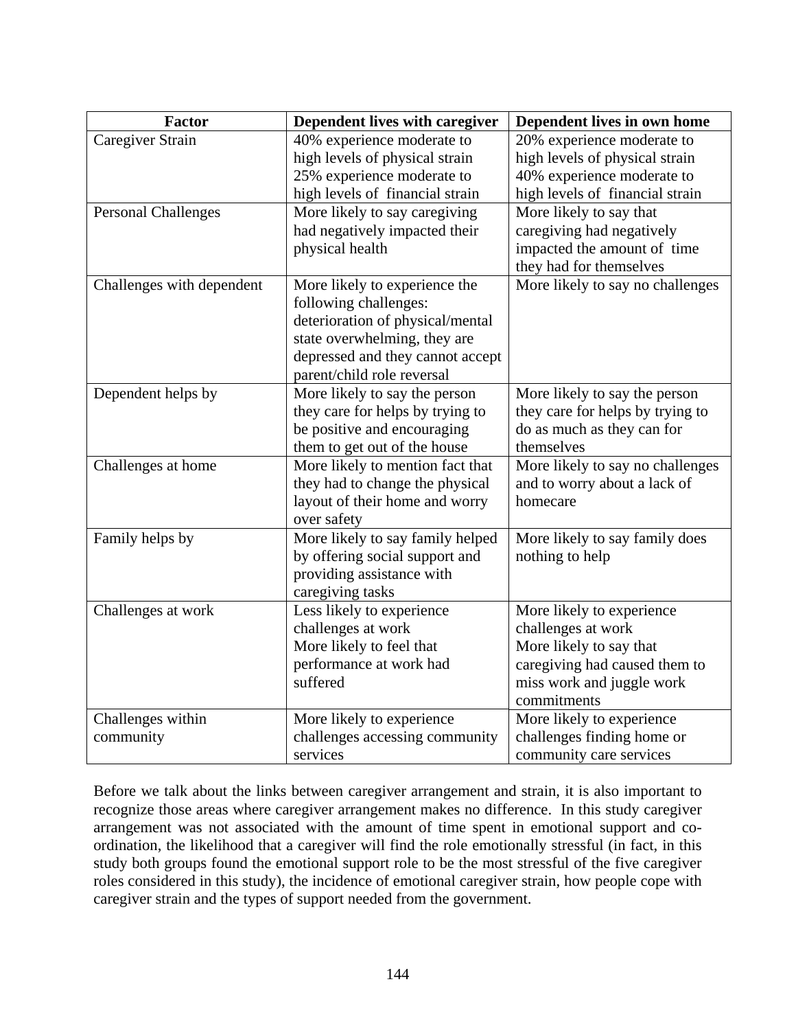| Factor | Dependent lives with caregiver | Dependent lives in own home |
| --- | --- | --- |
| Caregiver Strain | 40% experience moderate to high levels of physical strain<br>25% experience moderate to high levels of financial strain | 20% experience moderate to high levels of physical strain<br>40% experience moderate to high levels of financial strain |
| Personal Challenges | More likely to say caregiving had negatively impacted their physical health | More likely to say that caregiving had negatively impacted the amount of time they had for themselves |
| Challenges with dependent | More likely to experience the following challenges: deterioration of physical/mental state overwhelming, they are depressed and they cannot accept parent/child role reversal | More likely to say no challenges |
| Dependent helps by | More likely to say the person they care for helps by trying to be positive and encouraging them to get out of the house | More likely to say the person they care for helps by trying to do as much as they can for themselves |
| Challenges at home | More likely to mention fact that they had to change the physical layout of their home and worry over safety | More likely to say no challenges and to worry about a lack of homecare |
| Family helps by | More likely to say family helped by offering social support and providing assistance with caregiving tasks | More likely to say family does nothing to help |
| Challenges at work | Less likely to experience challenges at work<br>More likely to feel that performance at work had suffered | More likely to experience challenges at work<br>More likely to say that caregiving had caused them to miss work and juggle work commitments |
| Challenges within community | More likely to experience challenges accessing community services | More likely to experience challenges finding home or community care services |

Before we talk about the links between caregiver arrangement and strain, it is also important to recognize those areas where caregiver arrangement makes no difference. In this study caregiver arrangement was not associated with the amount of time spent in emotional support and co-ordination, the likelihood that a caregiver will find the role emotionally stressful (in fact, in this study both groups found the emotional support role to be the most stressful of the five caregiver roles considered in this study), the incidence of emotional caregiver strain, how people cope with caregiver strain and the types of support needed from the government.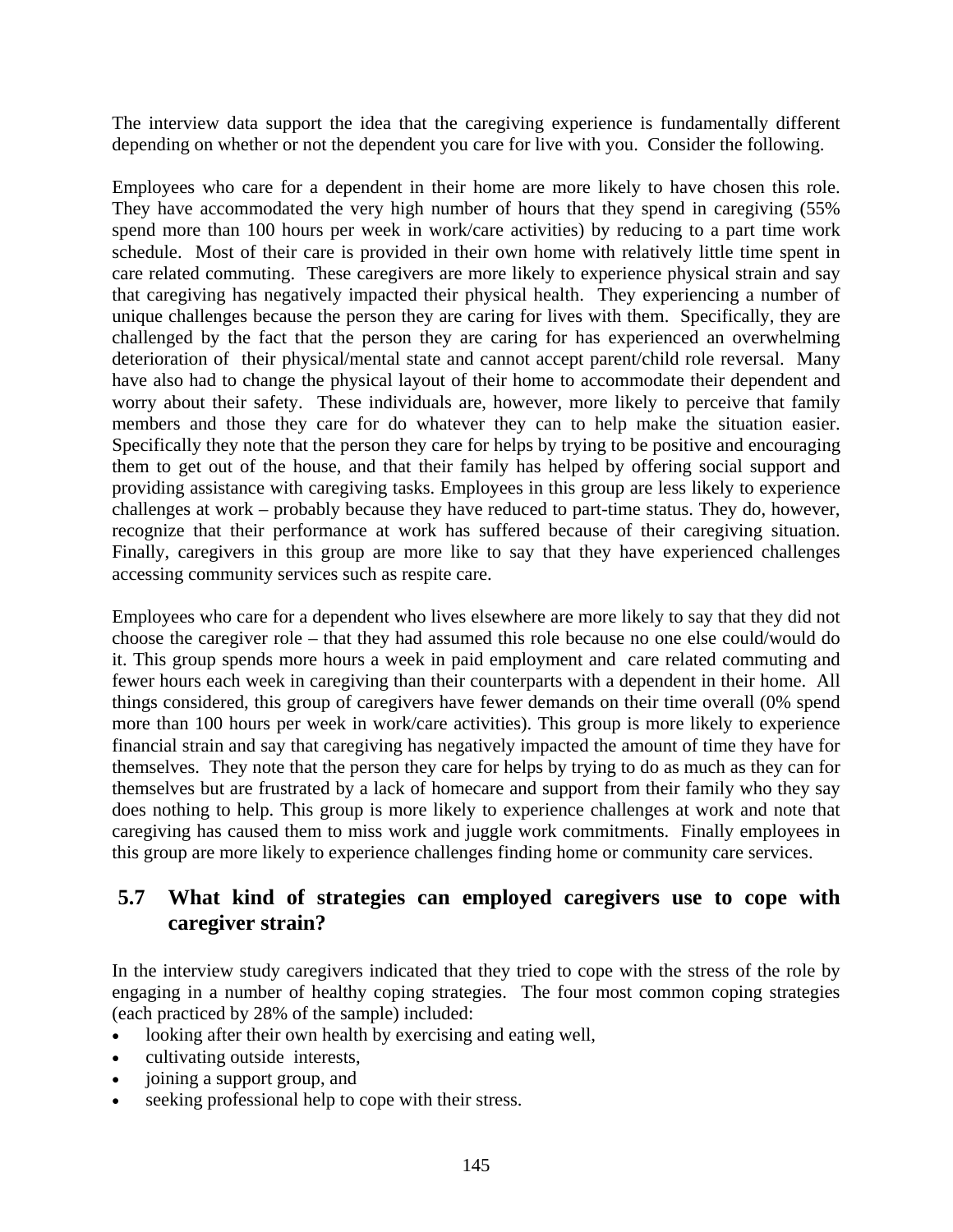The interview data support the idea that the caregiving experience is fundamentally different depending on whether or not the dependent you care for live with you. Consider the following.

Employees who care for a dependent in their home are more likely to have chosen this role. They have accommodated the very high number of hours that they spend in caregiving (55% spend more than 100 hours per week in work/care activities) by reducing to a part time work schedule. Most of their care is provided in their own home with relatively little time spent in care related commuting. These caregivers are more likely to experience physical strain and say that caregiving has negatively impacted their physical health. They experiencing a number of unique challenges because the person they are caring for lives with them. Specifically, they are challenged by the fact that the person they are caring for has experienced an overwhelming deterioration of their physical/mental state and cannot accept parent/child role reversal. Many have also had to change the physical layout of their home to accommodate their dependent and worry about their safety. These individuals are, however, more likely to perceive that family members and those they care for do whatever they can to help make the situation easier. Specifically they note that the person they care for helps by trying to be positive and encouraging them to get out of the house, and that their family has helped by offering social support and providing assistance with caregiving tasks. Employees in this group are less likely to experience challenges at work – probably because they have reduced to part-time status. They do, however, recognize that their performance at work has suffered because of their caregiving situation. Finally, caregivers in this group are more like to say that they have experienced challenges accessing community services such as respite care.

Employees who care for a dependent who lives elsewhere are more likely to say that they did not choose the caregiver role – that they had assumed this role because no one else could/would do it. This group spends more hours a week in paid employment and care related commuting and fewer hours each week in caregiving than their counterparts with a dependent in their home. All things considered, this group of caregivers have fewer demands on their time overall (0% spend more than 100 hours per week in work/care activities). This group is more likely to experience financial strain and say that caregiving has negatively impacted the amount of time they have for themselves. They note that the person they care for helps by trying to do as much as they can for themselves but are frustrated by a lack of homecare and support from their family who they say does nothing to help. This group is more likely to experience challenges at work and note that caregiving has caused them to miss work and juggle work commitments. Finally employees in this group are more likely to experience challenges finding home or community care services.

## 5.7 What kind of strategies can employed caregivers use to cope with caregiver strain?

In the interview study caregivers indicated that they tried to cope with the stress of the role by engaging in a number of healthy coping strategies. The four most common coping strategies (each practiced by 28% of the sample) included:

- looking after their own health by exercising and eating well,
- cultivating outside interests,
- joining a support group, and
- seeking professional help to cope with their stress.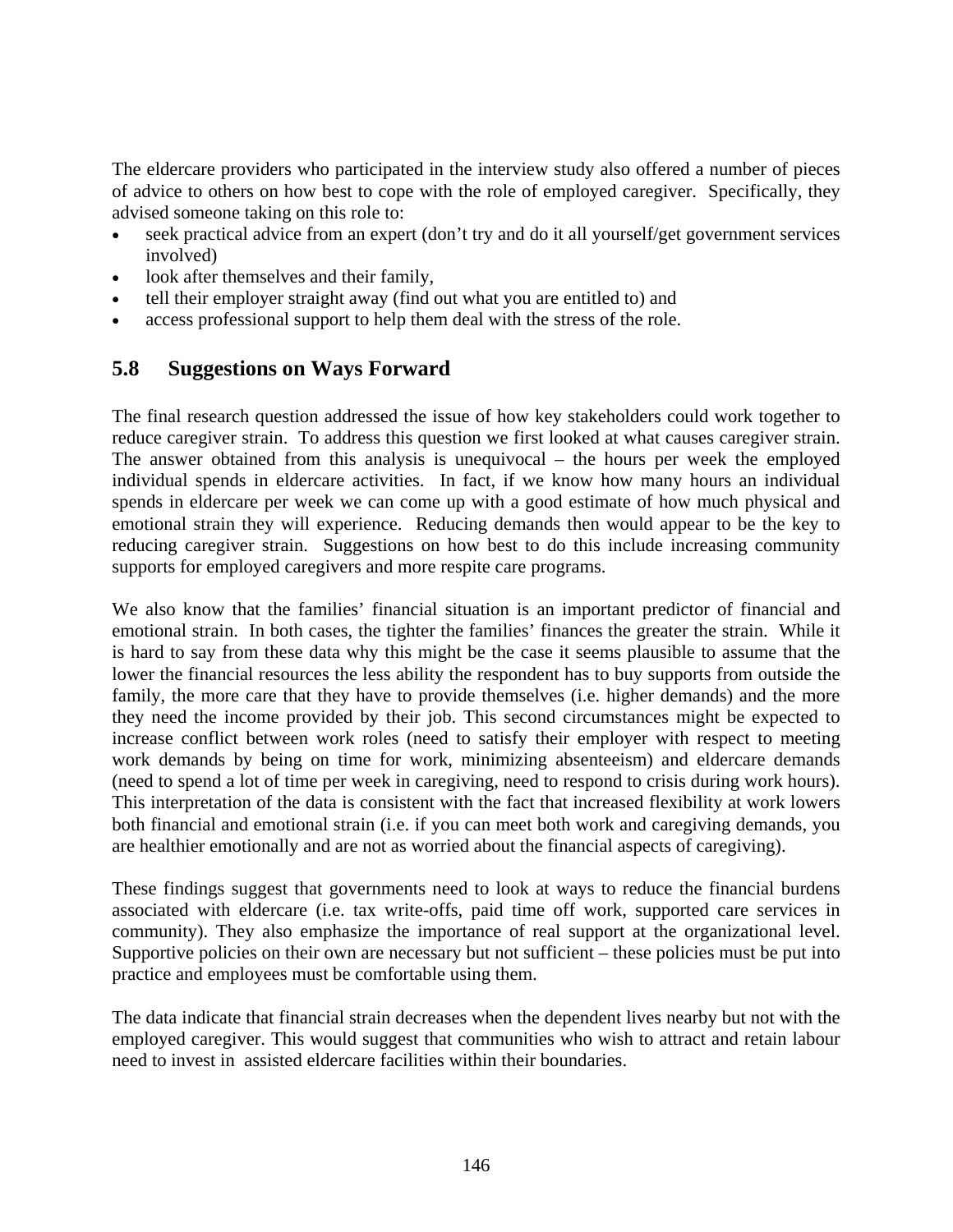The eldercare providers who participated in the interview study also offered a number of pieces of advice to others on how best to cope with the role of employed caregiver. Specifically, they advised someone taking on this role to:

- seek practical advice from an expert (don't try and do it all yourself/get government services involved)
- look after themselves and their family,
- tell their employer straight away (find out what you are entitled to) and
- access professional support to help them deal with the stress of the role.

## 5.8 Suggestions on Ways Forward

The final research question addressed the issue of how key stakeholders could work together to reduce caregiver strain. To address this question we first looked at what causes caregiver strain. The answer obtained from this analysis is unequivocal – the hours per week the employed individual spends in eldercare activities. In fact, if we know how many hours an individual spends in eldercare per week we can come up with a good estimate of how much physical and emotional strain they will experience. Reducing demands then would appear to be the key to reducing caregiver strain. Suggestions on how best to do this include increasing community supports for employed caregivers and more respite care programs.

We also know that the families' financial situation is an important predictor of financial and emotional strain. In both cases, the tighter the families' finances the greater the strain. While it is hard to say from these data why this might be the case it seems plausible to assume that the lower the financial resources the less ability the respondent has to buy supports from outside the family, the more care that they have to provide themselves (i.e. higher demands) and the more they need the income provided by their job. This second circumstances might be expected to increase conflict between work roles (need to satisfy their employer with respect to meeting work demands by being on time for work, minimizing absenteeism) and eldercare demands (need to spend a lot of time per week in caregiving, need to respond to crisis during work hours). This interpretation of the data is consistent with the fact that increased flexibility at work lowers both financial and emotional strain (i.e. if you can meet both work and caregiving demands, you are healthier emotionally and are not as worried about the financial aspects of caregiving).

These findings suggest that governments need to look at ways to reduce the financial burdens associated with eldercare (i.e. tax write-offs, paid time off work, supported care services in community). They also emphasize the importance of real support at the organizational level. Supportive policies on their own are necessary but not sufficient – these policies must be put into practice and employees must be comfortable using them.

The data indicate that financial strain decreases when the dependent lives nearby but not with the employed caregiver. This would suggest that communities who wish to attract and retain labour need to invest in assisted eldercare facilities within their boundaries.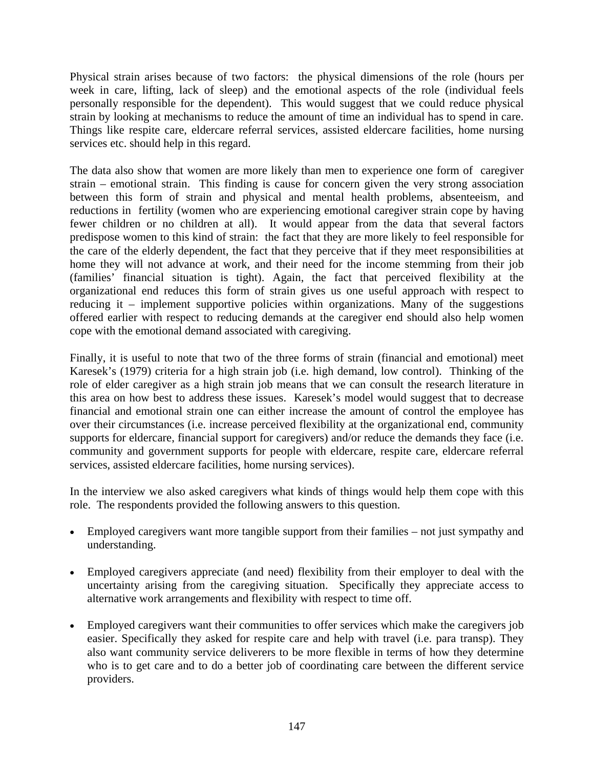Physical strain arises because of two factors: the physical dimensions of the role (hours per week in care, lifting, lack of sleep) and the emotional aspects of the role (individual feels personally responsible for the dependent). This would suggest that we could reduce physical strain by looking at mechanisms to reduce the amount of time an individual has to spend in care. Things like respite care, eldercare referral services, assisted eldercare facilities, home nursing services etc. should help in this regard.

The data also show that women are more likely than men to experience one form of caregiver strain – emotional strain. This finding is cause for concern given the very strong association between this form of strain and physical and mental health problems, absenteeism, and reductions in fertility (women who are experiencing emotional caregiver strain cope by having fewer children or no children at all). It would appear from the data that several factors predispose women to this kind of strain: the fact that they are more likely to feel responsible for the care of the elderly dependent, the fact that they perceive that if they meet responsibilities at home they will not advance at work, and their need for the income stemming from their job (families' financial situation is tight). Again, the fact that perceived flexibility at the organizational end reduces this form of strain gives us one useful approach with respect to reducing it – implement supportive policies within organizations. Many of the suggestions offered earlier with respect to reducing demands at the caregiver end should also help women cope with the emotional demand associated with caregiving.

Finally, it is useful to note that two of the three forms of strain (financial and emotional) meet Karesek's (1979) criteria for a high strain job (i.e. high demand, low control). Thinking of the role of elder caregiver as a high strain job means that we can consult the research literature in this area on how best to address these issues. Karesek's model would suggest that to decrease financial and emotional strain one can either increase the amount of control the employee has over their circumstances (i.e. increase perceived flexibility at the organizational end, community supports for eldercare, financial support for caregivers) and/or reduce the demands they face (i.e. community and government supports for people with eldercare, respite care, eldercare referral services, assisted eldercare facilities, home nursing services).

In the interview we also asked caregivers what kinds of things would help them cope with this role. The respondents provided the following answers to this question.

- Employed caregivers want more tangible support from their families – not just sympathy and understanding.
- Employed caregivers appreciate (and need) flexibility from their employer to deal with the uncertainty arising from the caregiving situation. Specifically they appreciate access to alternative work arrangements and flexibility with respect to time off.
- Employed caregivers want their communities to offer services which make the caregivers job easier. Specifically they asked for respite care and help with travel (i.e. para transp). They also want community service deliverers to be more flexible in terms of how they determine who is to get care and to do a better job of coordinating care between the different service providers.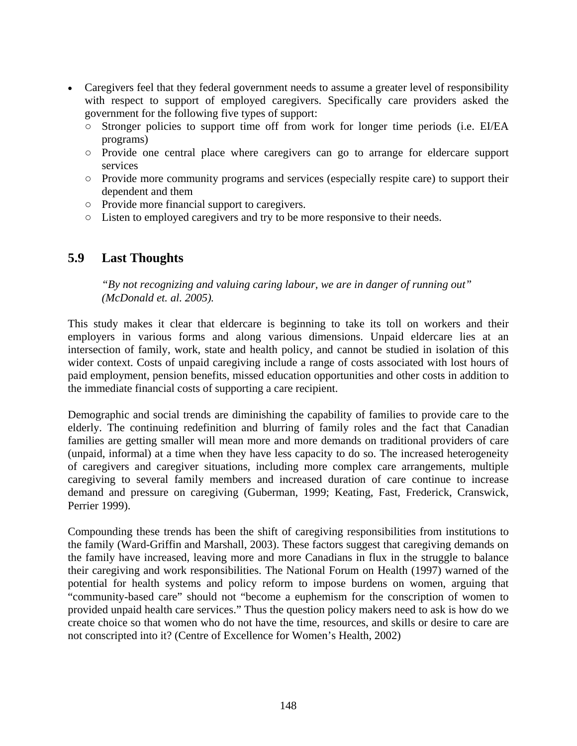- Caregivers feel that they federal government needs to assume a greater level of responsibility with respect to support of employed caregivers. Specifically care providers asked the government for the following five types of support:
  - Stronger policies to support time off from work for longer time periods (i.e. EI/EA programs)
  - Provide one central place where caregivers can go to arrange for eldercare support services
  - Provide more community programs and services (especially respite care) to support their dependent and them
  - Provide more financial support to caregivers.
  - Listen to employed caregivers and try to be more responsive to their needs.

## 5.9 Last Thoughts

> *"By not recognizing and valuing caring labour, we are in danger of running out" (McDonald et. al. 2005).*

This study makes it clear that eldercare is beginning to take its toll on workers and their employers in various forms and along various dimensions. Unpaid eldercare lies at an intersection of family, work, state and health policy, and cannot be studied in isolation of this wider context. Costs of unpaid caregiving include a range of costs associated with lost hours of paid employment, pension benefits, missed education opportunities and other costs in addition to the immediate financial costs of supporting a care recipient.

Demographic and social trends are diminishing the capability of families to provide care to the elderly. The continuing redefinition and blurring of family roles and the fact that Canadian families are getting smaller will mean more and more demands on traditional providers of care (unpaid, informal) at a time when they have less capacity to do so. The increased heterogeneity of caregivers and caregiver situations, including more complex care arrangements, multiple caregiving to several family members and increased duration of care continue to increase demand and pressure on caregiving (Guberman, 1999; Keating, Fast, Frederick, Cranswick, Perrier 1999).

Compounding these trends has been the shift of caregiving responsibilities from institutions to the family (Ward-Griffin and Marshall, 2003). These factors suggest that caregiving demands on the family have increased, leaving more and more Canadians in flux in the struggle to balance their caregiving and work responsibilities. The National Forum on Health (1997) warned of the potential for health systems and policy reform to impose burdens on women, arguing that "community-based care" should not "become a euphemism for the conscription of women to provided unpaid health care services." Thus the question policy makers need to ask is how do we create choice so that women who do not have the time, resources, and skills or desire to care are not conscripted into it? (Centre of Excellence for Women's Health, 2002)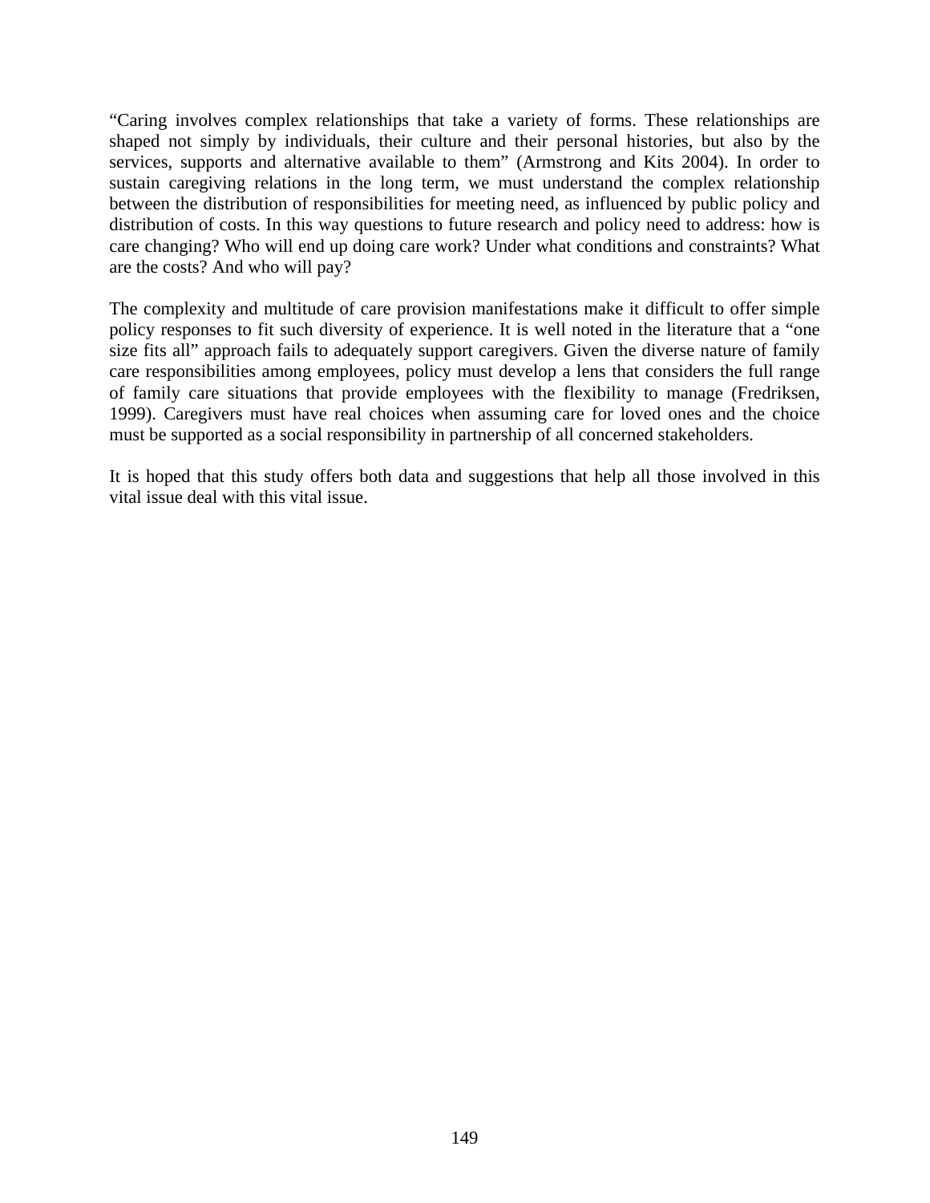"Caring involves complex relationships that take a variety of forms. These relationships are shaped not simply by individuals, their culture and their personal histories, but also by the services, supports and alternative available to them" (Armstrong and Kits 2004). In order to sustain caregiving relations in the long term, we must understand the complex relationship between the distribution of responsibilities for meeting need, as influenced by public policy and distribution of costs. In this way questions to future research and policy need to address: how is care changing? Who will end up doing care work? Under what conditions and constraints? What are the costs? And who will pay?

The complexity and multitude of care provision manifestations make it difficult to offer simple policy responses to fit such diversity of experience. It is well noted in the literature that a "one size fits all" approach fails to adequately support caregivers. Given the diverse nature of family care responsibilities among employees, policy must develop a lens that considers the full range of family care situations that provide employees with the flexibility to manage (Fredriksen, 1999). Caregivers must have real choices when assuming care for loved ones and the choice must be supported as a social responsibility in partnership of all concerned stakeholders.

It is hoped that this study offers both data and suggestions that help all those involved in this vital issue deal with this vital issue.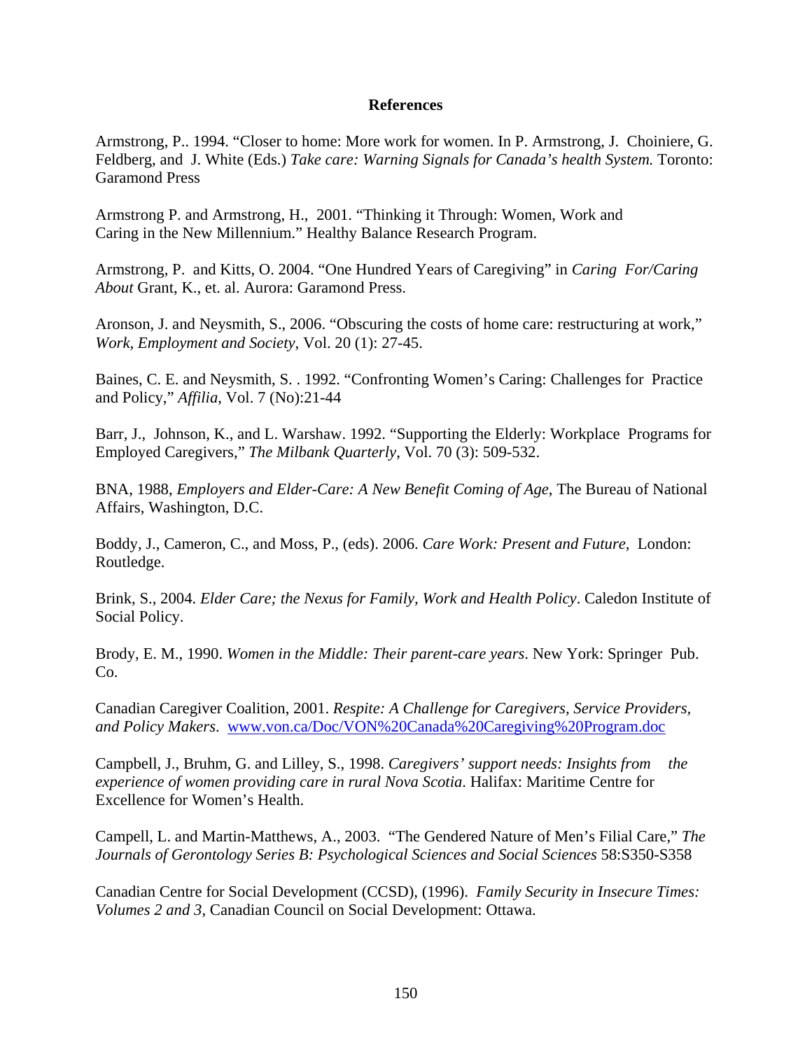## References

Armstrong, P.. 1994. "Closer to home: More work for women. In P. Armstrong, J. Choiniere, G. Feldberg, and J. White (Eds.) *Take care: Warning Signals for Canada's health System.* Toronto: Garamond Press

Armstrong P. and Armstrong, H., 2001. "Thinking it Through: Women, Work and Caring in the New Millennium." Healthy Balance Research Program.

Armstrong, P. and Kitts, O. 2004. "One Hundred Years of Caregiving" in *Caring For/Caring About* Grant, K., et. al. Aurora: Garamond Press.

Aronson, J. and Neysmith, S., 2006. "Obscuring the costs of home care: restructuring at work," *Work, Employment and Society*, Vol. 20 (1): 27-45.

Baines, C. E. and Neysmith, S. . 1992. "Confronting Women's Caring: Challenges for Practice and Policy," *Affilia*, Vol. 7 (No):21-44

Barr, J., Johnson, K., and L. Warshaw. 1992. "Supporting the Elderly: Workplace Programs for Employed Caregivers," *The Milbank Quarterly*, Vol. 70 (3): 509-532.

BNA, 1988, *Employers and Elder-Care: A New Benefit Coming of Age*, The Bureau of National Affairs, Washington, D.C.

Boddy, J., Cameron, C., and Moss, P., (eds). 2006. *Care Work: Present and Future,* London: Routledge.

Brink, S., 2004. *Elder Care; the Nexus for Family, Work and Health Policy*. Caledon Institute of Social Policy.

Brody, E. M., 1990. *Women in the Middle: Their parent-care years*. New York: Springer Pub. Co.

Canadian Caregiver Coalition, 2001. *Respite: A Challenge for Caregivers, Service Providers, and Policy Makers*. www.von.ca/Doc/VON%20Canada%20Caregiving%20Program.doc

Campbell, J., Bruhm, G. and Lilley, S., 1998. *Caregivers' support needs: Insights from the experience of women providing care in rural Nova Scotia*. Halifax: Maritime Centre for Excellence for Women's Health.

Campell, L. and Martin-Matthews, A., 2003. "The Gendered Nature of Men's Filial Care," *The Journals of Gerontology Series B: Psychological Sciences and Social Sciences* 58:S350-S358

Canadian Centre for Social Development (CCSD), (1996). *Family Security in Insecure Times: Volumes 2 and 3*, Canadian Council on Social Development: Ottawa.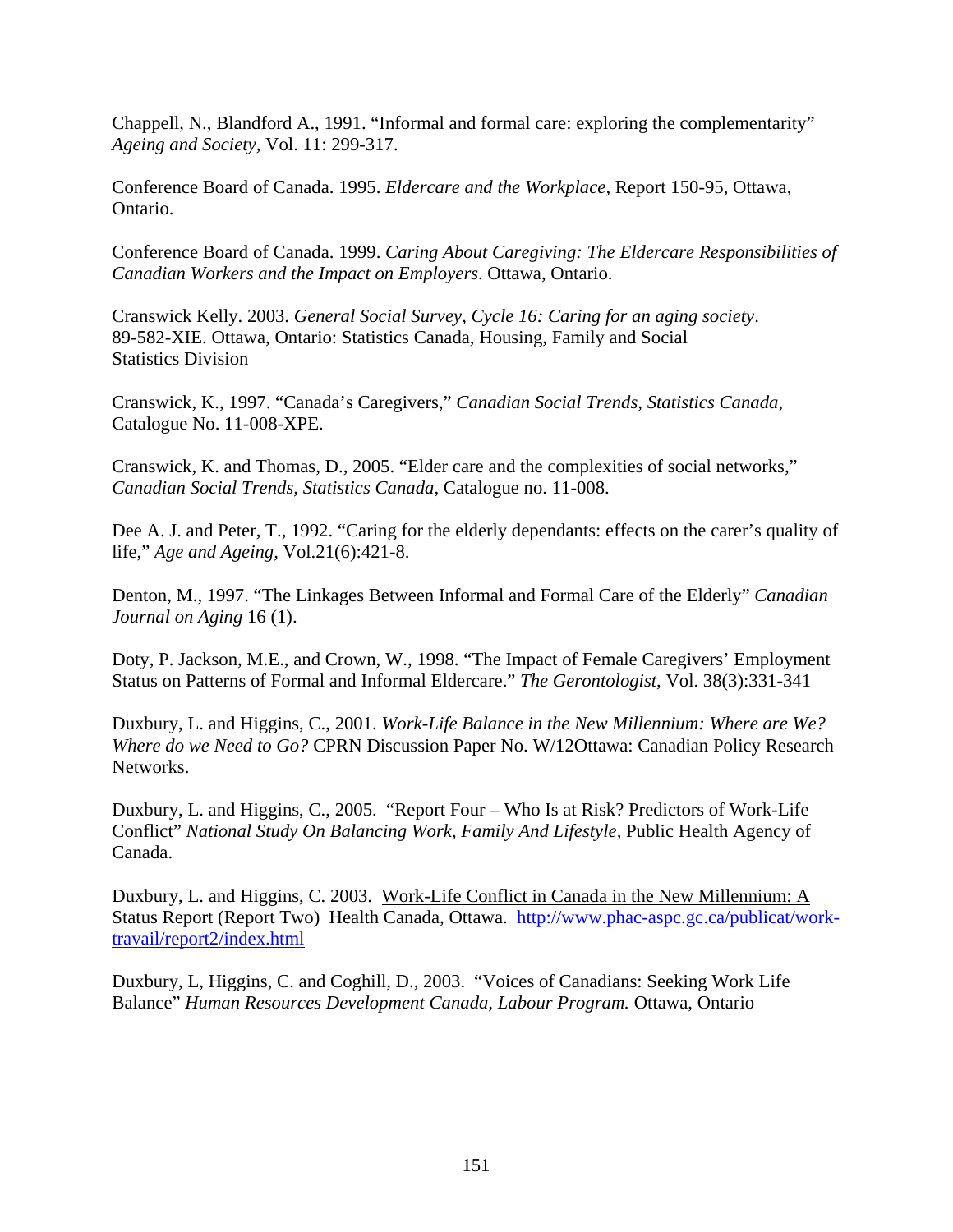Chappell, N., Blandford A., 1991. “Informal and formal care: exploring the complementarity” *Ageing and Society*, Vol. 11: 299-317.

Conference Board of Canada. 1995. *Eldercare and the Workplace*, Report 150-95, Ottawa, Ontario.

Conference Board of Canada. 1999. *Caring About Caregiving: The Eldercare Responsibilities of Canadian Workers and the Impact on Employers*. Ottawa, Ontario.

Cranswick Kelly. 2003. *General Social Survey, Cycle 16: Caring for an aging society*. 89-582-XIE. Ottawa, Ontario: Statistics Canada, Housing, Family and Social Statistics Division

Cranswick, K., 1997. “Canada’s Caregivers,” *Canadian Social Trends, Statistics Canada*, Catalogue No. 11-008-XPE.

Cranswick, K. and Thomas, D., 2005. “Elder care and the complexities of social networks,” *Canadian Social Trends, Statistics Canada*, Catalogue no. 11-008.

Dee A. J. and Peter, T., 1992. “Caring for the elderly dependants: effects on the carer’s quality of life,” *Age and Ageing*, Vol.21(6):421-8.

Denton, M., 1997. “The Linkages Between Informal and Formal Care of the Elderly” *Canadian Journal on Aging* 16 (1).

Doty, P. Jackson, M.E., and Crown, W., 1998. “The Impact of Female Caregivers’ Employment Status on Patterns of Formal and Informal Eldercare.” *The Gerontologist*, Vol. 38(3):331-341

Duxbury, L. and Higgins, C., 2001. *Work-Life Balance in the New Millennium: Where are We? Where do we Need to Go?* CPRN Discussion Paper No. W/12Ottawa: Canadian Policy Research Networks.

Duxbury, L. and Higgins, C., 2005. “Report Four – Who Is at Risk? Predictors of Work-Life Conflict” *National Study On Balancing Work, Family And Lifestyle*, Public Health Agency of Canada.

Duxbury, L. and Higgins, C. 2003. Work-Life Conflict in Canada in the New Millennium: A Status Report (Report Two) Health Canada, Ottawa. http://www.phac-aspc.gc.ca/publicat/work-travail/report2/index.html

Duxbury, L, Higgins, C. and Coghill, D., 2003. “Voices of Canadians: Seeking Work Life Balance” *Human Resources Development Canada, Labour Program.* Ottawa, Ontario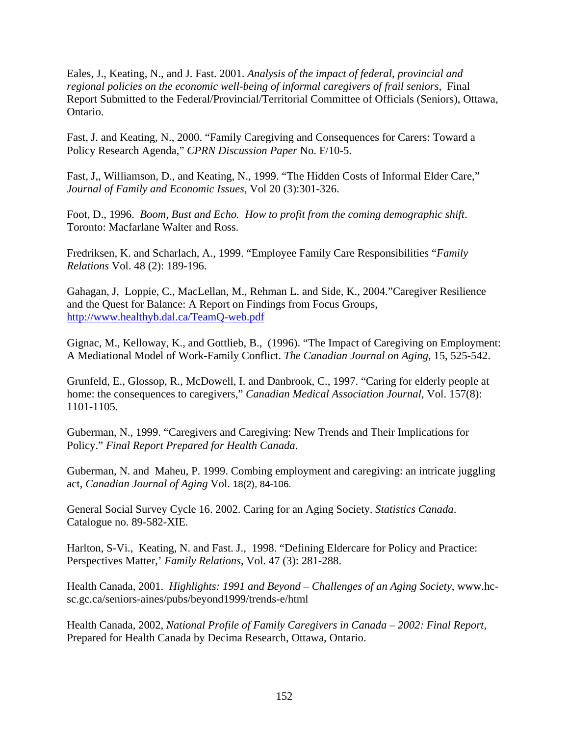Eales, J., Keating, N., and J. Fast. 2001. *Analysis of the impact of federal, provincial and regional policies on the economic well-being of informal caregivers of frail seniors*, Final Report Submitted to the Federal/Provincial/Territorial Committee of Officials (Seniors), Ottawa, Ontario.

Fast, J. and Keating, N., 2000. "Family Caregiving and Consequences for Carers: Toward a Policy Research Agenda," *CPRN Discussion Paper* No. F/10-5.

Fast, J,, Williamson, D., and Keating, N., 1999. "The Hidden Costs of Informal Elder Care," *Journal of Family and Economic Issues*, Vol 20 (3):301-326.

Foot, D., 1996. *Boom, Bust and Echo. How to profit from the coming demographic shift*. Toronto: Macfarlane Walter and Ross.

Fredriksen, K. and Scharlach, A., 1999. "Employee Family Care Responsibilities "*Family Relations* Vol. 48 (2): 189-196.

Gahagan, J, Loppie, C., MacLellan, M., Rehman L. and Side, K., 2004."Caregiver Resilience and the Quest for Balance: A Report on Findings from Focus Groups, http://www.healthyb.dal.ca/TeamQ-web.pdf

Gignac, M., Kelloway, K., and Gottlieb, B., (1996). "The Impact of Caregiving on Employment: A Mediational Model of Work-Family Conflict. *The Canadian Journal on Aging*, 15, 525-542.

Grunfeld, E., Glossop, R., McDowell, I. and Danbrook, C., 1997. "Caring for elderly people at home: the consequences to caregivers," *Canadian Medical Association Journal*, Vol. 157(8): 1101-1105.

Guberman, N., 1999. "Caregivers and Caregiving: New Trends and Their Implications for Policy." *Final Report Prepared for Health Canada*.

Guberman, N. and Maheu, P. 1999. Combing employment and caregiving: an intricate juggling act, *Canadian Journal of Aging* Vol. 18(2), 84-106.

General Social Survey Cycle 16. 2002. Caring for an Aging Society. *Statistics Canada*. Catalogue no. 89-582-XIE.

Harlton, S-Vi., Keating, N. and Fast. J., 1998. "Defining Eldercare for Policy and Practice: Perspectives Matter,' *Family Relations*, Vol. 47 (3): 281-288.

Health Canada, 2001. *Highlights: 1991 and Beyond – Challenges of an Aging Society*, www.hc-sc.gc.ca/seniors-aines/pubs/beyond1999/trends-e/html

Health Canada, 2002, *National Profile of Family Caregivers in Canada – 2002: Final Report*, Prepared for Health Canada by Decima Research, Ottawa, Ontario.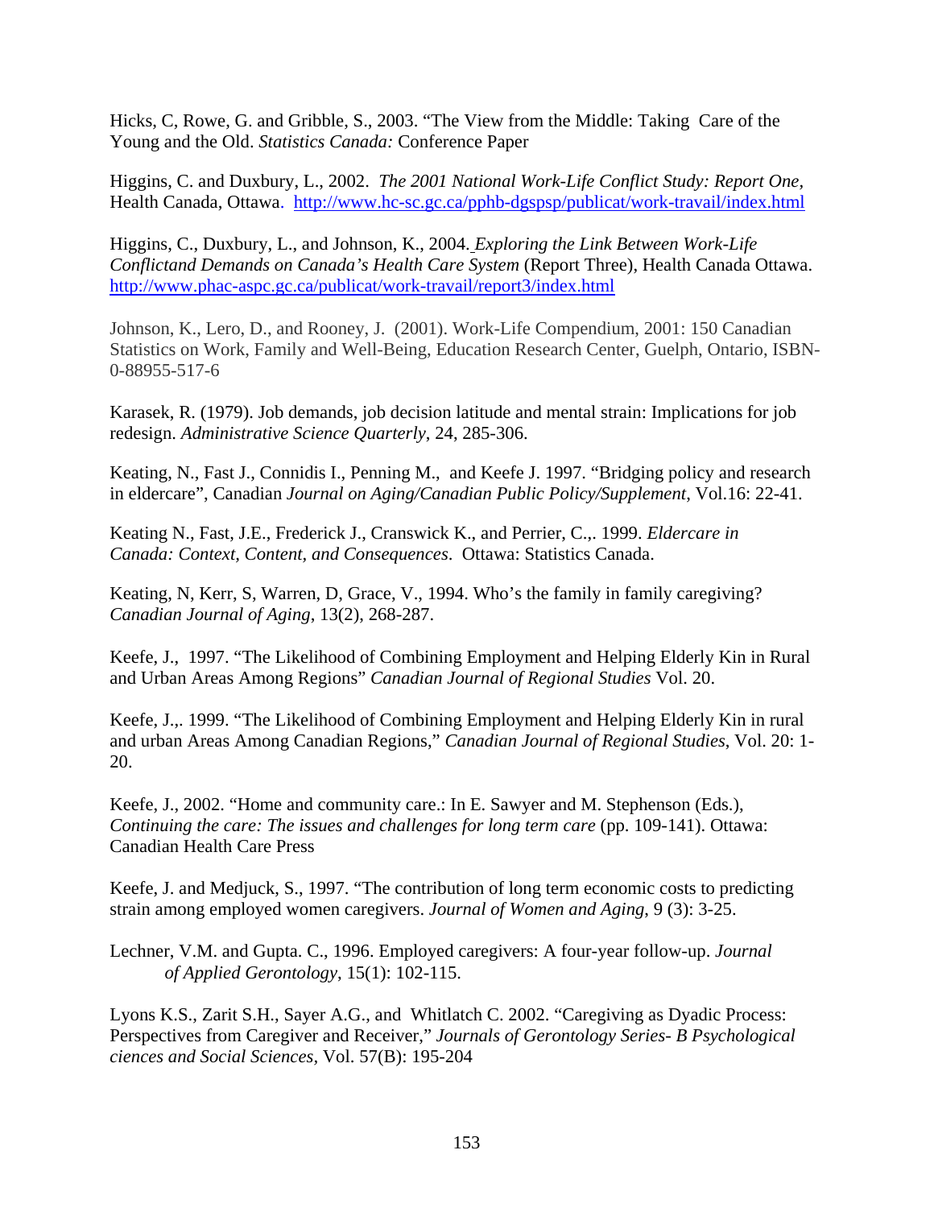Hicks, C, Rowe, G. and Gribble, S., 2003. "The View from the Middle: Taking Care of the Young and the Old. *Statistics Canada:* Conference Paper

Higgins, C. and Duxbury, L., 2002. *The 2001 National Work-Life Conflict Study: Report One*, Health Canada, Ottawa. http://www.hc-sc.gc.ca/pphb-dgspsp/publicat/work-travail/index.html

Higgins, C., Duxbury, L., and Johnson, K., 2004. *Exploring the Link Between Work-Life Conflictand Demands on Canada's Health Care System* (Report Three), Health Canada Ottawa. http://www.phac-aspc.gc.ca/publicat/work-travail/report3/index.html

Johnson, K., Lero, D., and Rooney, J. (2001). Work-Life Compendium, 2001: 150 Canadian Statistics on Work, Family and Well-Being, Education Research Center, Guelph, Ontario, ISBN-0-88955-517-6

Karasek, R. (1979). Job demands, job decision latitude and mental strain: Implications for job redesign. *Administrative Science Quarterly*, 24, 285-306.

Keating, N., Fast J., Connidis I., Penning M., and Keefe J. 1997. "Bridging policy and research in eldercare", Canadian *Journal on Aging/Canadian Public Policy/Supplement*, Vol.16: 22-41.

Keating N., Fast, J.E., Frederick J., Cranswick K., and Perrier, C.,. 1999. *Eldercare in Canada: Context, Content, and Consequences*. Ottawa: Statistics Canada.

Keating, N, Kerr, S, Warren, D, Grace, V., 1994. Who's the family in family caregiving? *Canadian Journal of Aging*, 13(2), 268-287.

Keefe, J., 1997. "The Likelihood of Combining Employment and Helping Elderly Kin in Rural and Urban Areas Among Regions" *Canadian Journal of Regional Studies* Vol. 20.

Keefe, J.,. 1999. "The Likelihood of Combining Employment and Helping Elderly Kin in rural and urban Areas Among Canadian Regions," *Canadian Journal of Regional Studies*, Vol. 20: 1-20.

Keefe, J., 2002. "Home and community care.: In E. Sawyer and M. Stephenson (Eds.), *Continuing the care: The issues and challenges for long term care* (pp. 109-141). Ottawa: Canadian Health Care Press

Keefe, J. and Medjuck, S., 1997. "The contribution of long term economic costs to predicting strain among employed women caregivers. *Journal of Women and Aging*, 9 (3): 3-25.

Lechner, V.M. and Gupta. C., 1996. Employed caregivers: A four-year follow-up. *Journal of Applied Gerontology*, 15(1): 102-115.

Lyons K.S., Zarit S.H., Sayer A.G., and Whitlatch C. 2002. "Caregiving as Dyadic Process: Perspectives from Caregiver and Receiver," *Journals of Gerontology Series- B Psychological ciences and Social Sciences*, Vol. 57(B): 195-204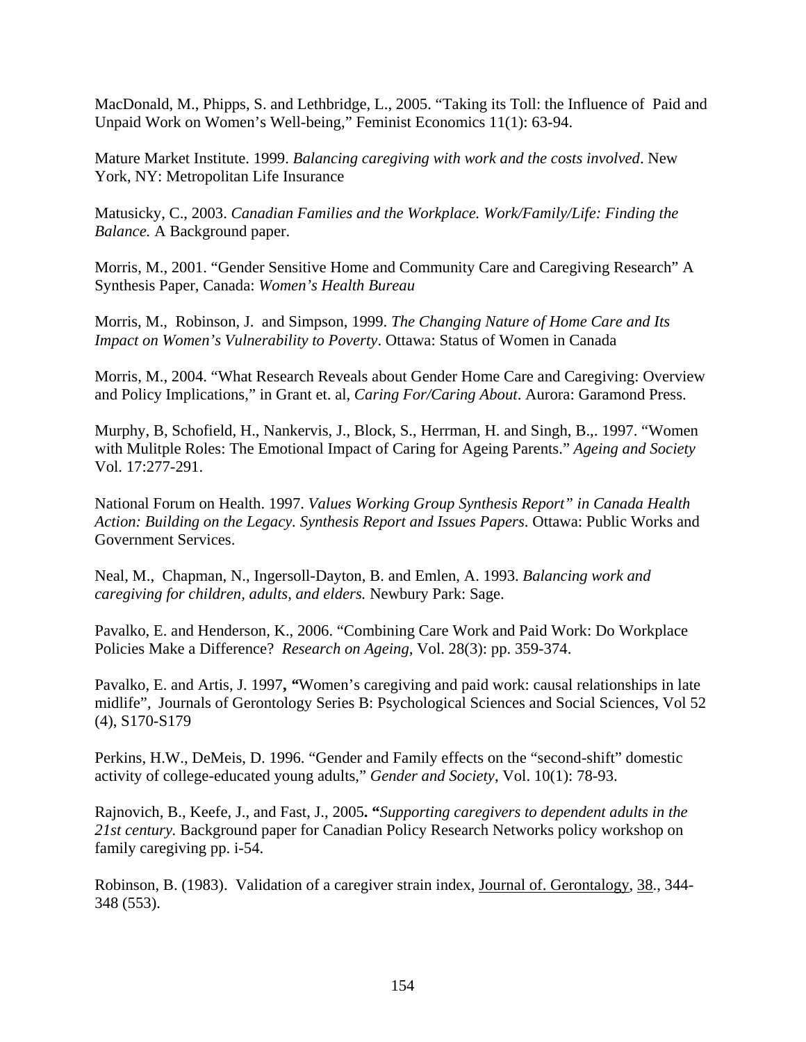MacDonald, M., Phipps, S. and Lethbridge, L., 2005. "Taking its Toll: the Influence of Paid and Unpaid Work on Women's Well-being," Feminist Economics 11(1): 63-94.

Mature Market Institute. 1999. *Balancing caregiving with work and the costs involved*. New York, NY: Metropolitan Life Insurance

Matusicky, C., 2003. *Canadian Families and the Workplace. Work/Family/Life: Finding the Balance.* A Background paper.

Morris, M., 2001. "Gender Sensitive Home and Community Care and Caregiving Research" A Synthesis Paper, Canada: *Women's Health Bureau*

Morris, M., Robinson, J. and Simpson, 1999. *The Changing Nature of Home Care and Its Impact on Women's Vulnerability to Poverty*. Ottawa: Status of Women in Canada

Morris, M., 2004. "What Research Reveals about Gender Home Care and Caregiving: Overview and Policy Implications," in Grant et. al, *Caring For/Caring About*. Aurora: Garamond Press.

Murphy, B, Schofield, H., Nankervis, J., Block, S., Herrman, H. and Singh, B.,. 1997. "Women with Mulitple Roles: The Emotional Impact of Caring for Ageing Parents." *Ageing and Society* Vol. 17:277-291.

National Forum on Health. 1997. *Values Working Group Synthesis Report" in Canada Health Action: Building on the Legacy. Synthesis Report and Issues Papers*. Ottawa: Public Works and Government Services.

Neal, M., Chapman, N., Ingersoll-Dayton, B. and Emlen, A. 1993. *Balancing work and caregiving for children, adults, and elders.* Newbury Park: Sage.

Pavalko, E. and Henderson, K., 2006. "Combining Care Work and Paid Work: Do Workplace Policies Make a Difference? *Research on Ageing,* Vol. 28(3): pp. 359-374.

Pavalko, E. and Artis, J. 1997**, "**Women's caregiving and paid work: causal relationships in late midlife", Journals of Gerontology Series B: Psychological Sciences and Social Sciences, Vol 52 (4), S170-S179

Perkins, H.W., DeMeis, D. 1996. "Gender and Family effects on the "second-shift" domestic activity of college-educated young adults," *Gender and Society*, Vol. 10(1): 78-93.

Rajnovich, B., Keefe, J., and Fast, J., 2005**. "***Supporting caregivers to dependent adults in the 21st century.* Background paper for Canadian Policy Research Networks policy workshop on family caregiving pp. i-54.

Robinson, B. (1983). Validation of a caregiver strain index, Journal of. Gerontalogy, 38., 344-348 (553).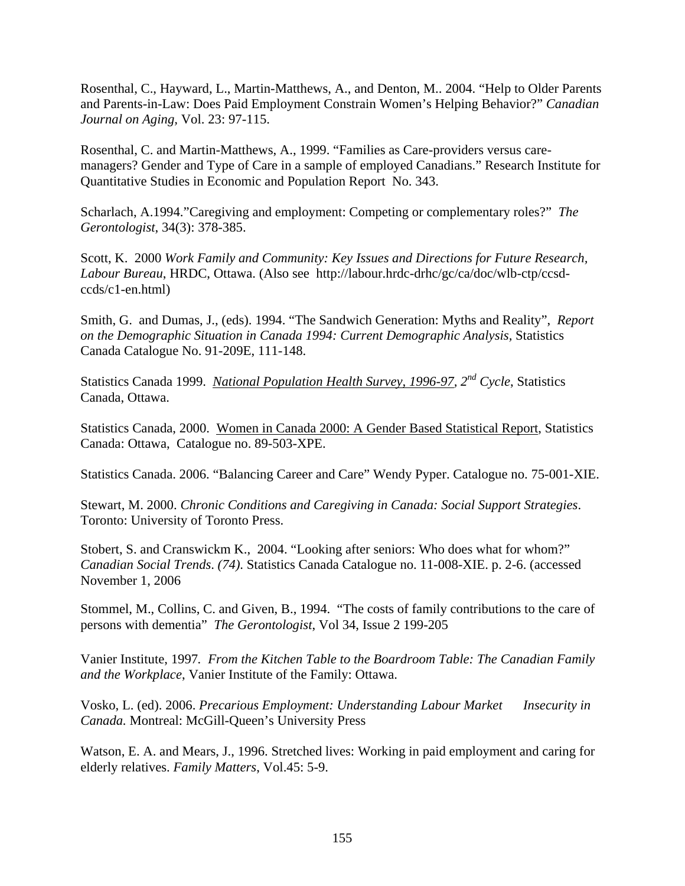Rosenthal, C., Hayward, L., Martin-Matthews, A., and Denton, M.. 2004. “Help to Older Parents and Parents-in-Law: Does Paid Employment Constrain Women’s Helping Behavior?” *Canadian Journal on Aging*, Vol. 23: 97-115.

Rosenthal, C. and Martin-Matthews, A., 1999. “Families as Care-providers versus care-managers? Gender and Type of Care in a sample of employed Canadians.” Research Institute for Quantitative Studies in Economic and Population Report No. 343.

Scharlach, A.1994.”Caregiving and employment: Competing or complementary roles?” *The Gerontologist*, 34(3): 378-385.

Scott, K. 2000 *Work Family and Community: Key Issues and Directions for Future Research, Labour Bureau*, HRDC, Ottawa. (Also see http://labour.hrdc-drhc/gc/ca/doc/wlb-ctp/ccsd-ccds/c1-en.html)

Smith, G. and Dumas, J., (eds). 1994. “The Sandwich Generation: Myths and Reality”, *Report on the Demographic Situation in Canada 1994: Current Demographic Analysis*, Statistics Canada Catalogue No. 91-209E, 111-148.

Statistics Canada 1999. *National Population Health Survey, 1996-97, 2nd Cycle*, Statistics Canada, Ottawa.

Statistics Canada, 2000. Women in Canada 2000: A Gender Based Statistical Report, Statistics Canada: Ottawa, Catalogue no. 89-503-XPE.

Statistics Canada. 2006. “Balancing Career and Care” Wendy Pyper. Catalogue no. 75-001-XIE.

Stewart, M. 2000. *Chronic Conditions and Caregiving in Canada: Social Support Strategies*. Toronto: University of Toronto Press.

Stobert, S. and Cranswickm K., 2004. “Looking after seniors: Who does what for whom?” *Canadian Social Trends*. *(74).* Statistics Canada Catalogue no. 11-008-XIE. p. 2-6. (accessed November 1, 2006

Stommel, M., Collins, C. and Given, B., 1994. “The costs of family contributions to the care of persons with dementia” *The Gerontologist*, Vol 34, Issue 2 199-205

Vanier Institute, 1997. *From the Kitchen Table to the Boardroom Table: The Canadian Family and the Workplace*, Vanier Institute of the Family: Ottawa.

Vosko, L. (ed). 2006. *Precarious Employment: Understanding Labour Market Insecurity in Canada.* Montreal: McGill-Queen’s University Press

Watson, E. A. and Mears, J., 1996. Stretched lives: Working in paid employment and caring for elderly relatives. *Family Matters*, Vol.45: 5-9.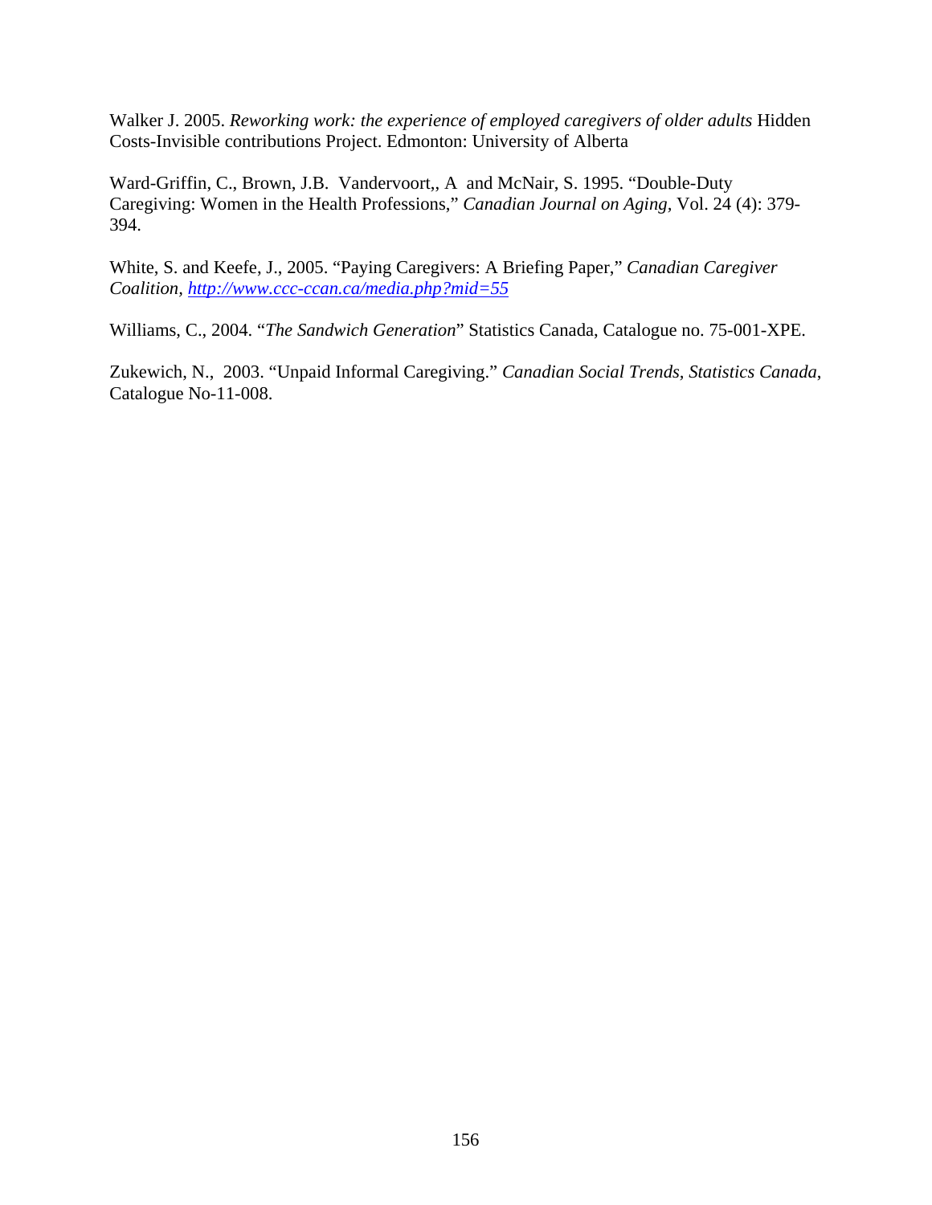Walker J. 2005. *Reworking work: the experience of employed caregivers of older adults* Hidden Costs-Invisible contributions Project. Edmonton: University of Alberta

Ward-Griffin, C., Brown, J.B. Vandervoort,, A and McNair, S. 1995. "Double-Duty Caregiving: Women in the Health Professions," *Canadian Journal on Aging*, Vol. 24 (4): 379-394.

White, S. and Keefe, J., 2005. "Paying Caregivers: A Briefing Paper," *Canadian Caregiver Coalition, [http://www.ccc-ccan.ca/media.php?mid=55](http://www.ccc-ccan.ca/media.php?mid=55)*

Williams, C., 2004. "*The Sandwich Generation*" Statistics Canada, Catalogue no. 75-001-XPE.

Zukewich, N., 2003. "Unpaid Informal Caregiving." *Canadian Social Trends, Statistics Canada*, Catalogue No-11-008.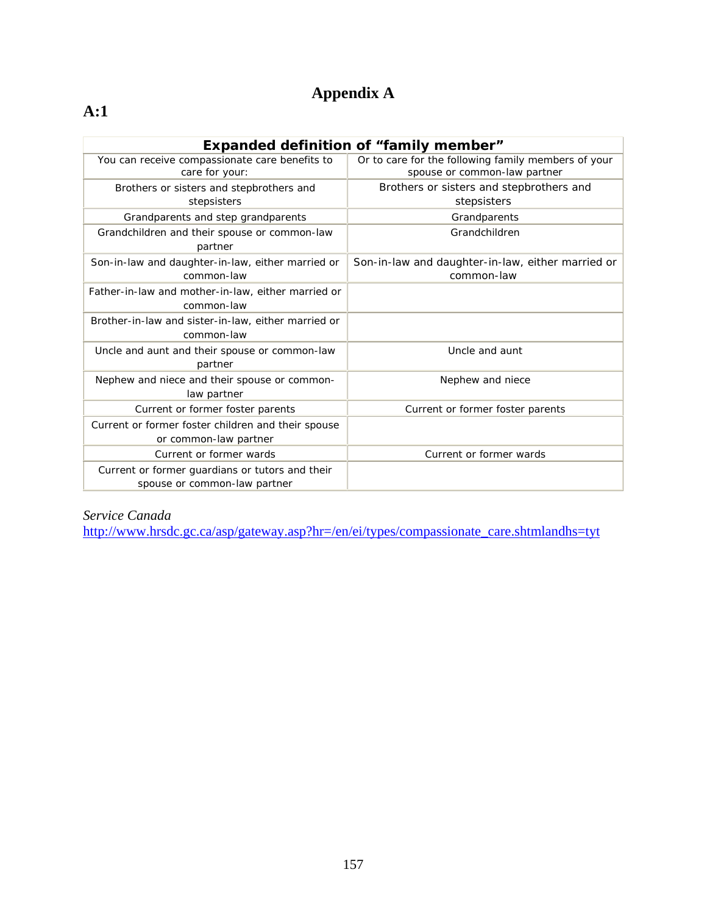# Appendix A

## A:1

| Expanded definition of "family member" | |
|---|---|
| You can receive compassionate care benefits to care for your: | Or to care for the following family members of your spouse or common-law partner |
| Brothers or sisters and stepbrothers and stepsisters | Brothers or sisters and stepbrothers and stepsisters |
| Grandparents and step grandparents | Grandparents |
| Grandchildren and their spouse or common-law partner | Grandchildren |
| Son-in-law and daughter-in-law, either married or common-law | Son-in-law and daughter-in-law, either married or common-law |
| Father-in-law and mother-in-law, either married or common-law | |
| Brother-in-law and sister-in-law, either married or common-law | |
| Uncle and aunt and their spouse or common-law partner | Uncle and aunt |
| Nephew and niece and their spouse or common-law partner | Nephew and niece |
| Current or former foster parents | Current or former foster parents |
| Current or former foster children and their spouse or common-law partner | |
| Current or former wards | Current or former wards |
| Current or former guardians or tutors and their spouse or common-law partner | |

*Service Canada*
http://www.hrsdc.gc.ca/asp/gateway.asp?hr=/en/ei/types/compassionate_care.shtmlandhs=tyt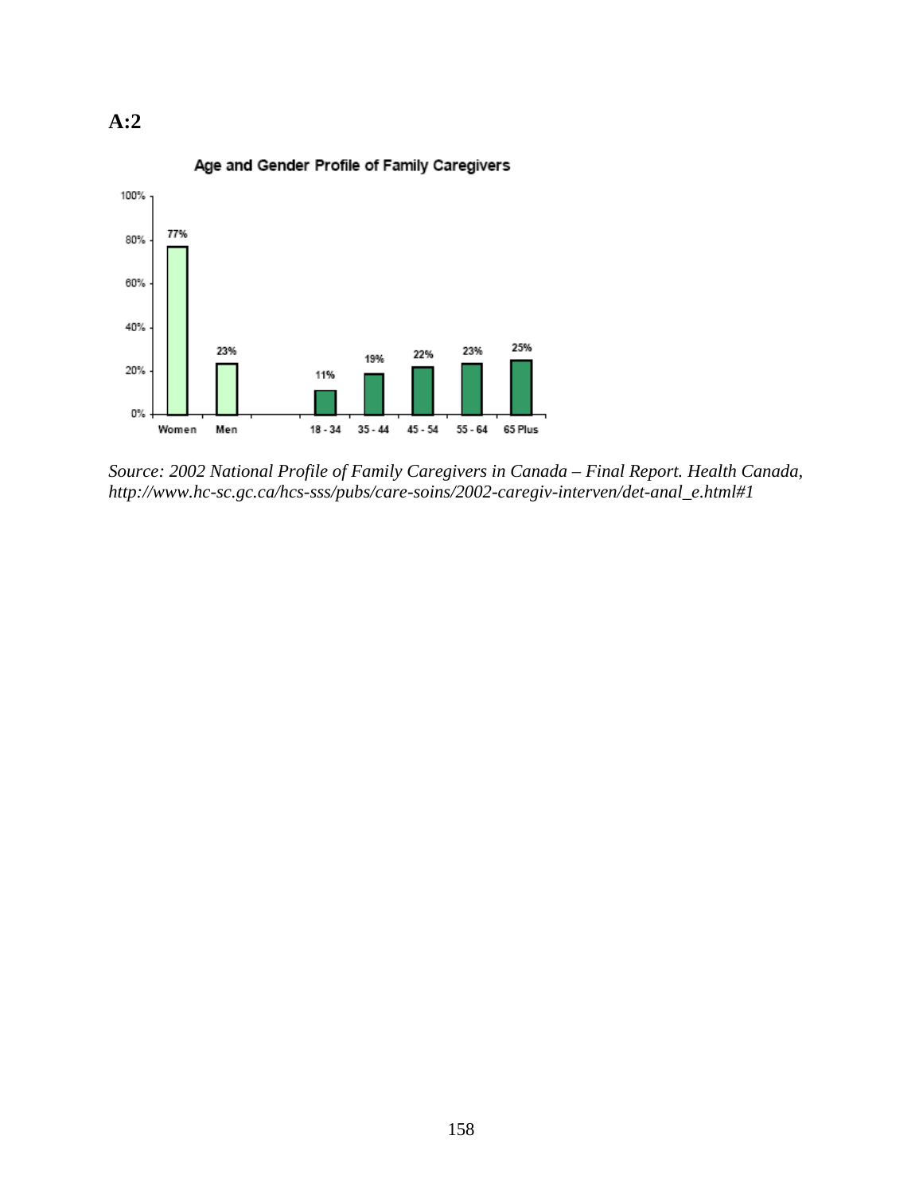**A:2**

Age and Gender Profile of Family Caregivers

| Category | Percentage |
|---|---|
| Women | 77% |
| Men | 23% |
| 18 - 34 | 11% |
| 35 - 44 | 19% |
| 45 - 54 | 22% |
| 55 - 64 | 23% |
| 65 Plus | 25% |

*Source: 2002 National Profile of Family Caregivers in Canada – Final Report. Health Canada, http://www.hc-sc.gc.ca/hcs-sss/pubs/care-soins/2002-caregiv-interven/det-anal_e.html#1*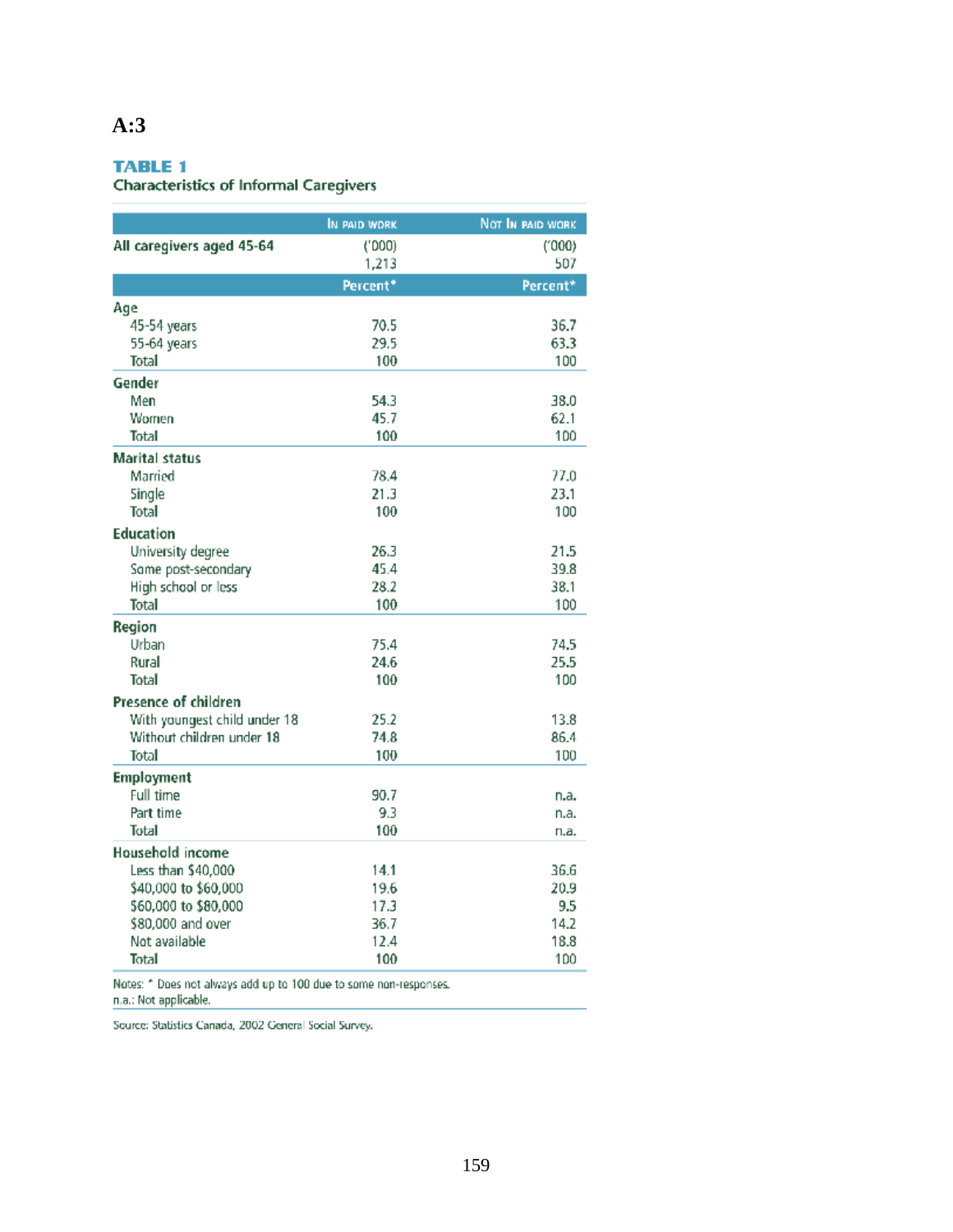**A:3**

**TABLE 1**
Characteristics of Informal Caregivers

| | In paid work | Not in paid work |
|---|---|---|
| **All caregivers aged 45-64** | ('000) 1,213 | ('000) 507 |
| | Percent* | Percent* |
| **Age** | | |
| 45-54 years | 70.5 | 36.7 |
| 55-64 years | 29.5 | 63.3 |
| Total | 100 | 100 |
| **Gender** | | |
| Men | 54.3 | 38.0 |
| Women | 45.7 | 62.1 |
| Total | 100 | 100 |
| **Marital status** | | |
| Married | 78.4 | 77.0 |
| Single | 21.3 | 23.1 |
| Total | 100 | 100 |
| **Education** | | |
| University degree | 26.3 | 21.5 |
| Some post-secondary | 45.4 | 39.8 |
| High school or less | 28.2 | 38.1 |
| Total | 100 | 100 |
| **Region** | | |
| Urban | 75.4 | 74.5 |
| Rural | 24.6 | 25.5 |
| Total | 100 | 100 |
| **Presence of children** | | |
| With youngest child under 18 | 25.2 | 13.8 |
| Without children under 18 | 74.8 | 86.4 |
| Total | 100 | 100 |
| **Employment** | | |
| Full time | 90.7 | n.a. |
| Part time | 9.3 | n.a. |
| Total | 100 | n.a. |
| **Household income** | | |
| Less than $40,000 | 14.1 | 36.6 |
| $40,000 to $60,000 | 19.6 | 20.9 |
| $60,000 to $80,000 | 17.3 | 9.5 |
| $80,000 and over | 36.7 | 14.2 |
| Not available | 12.4 | 18.8 |
| Total | 100 | 100 |

Notes: * Does not always add up to 100 due to some non-responses.
n.a.: Not applicable.

Source: Statistics Canada, 2002 General Social Survey.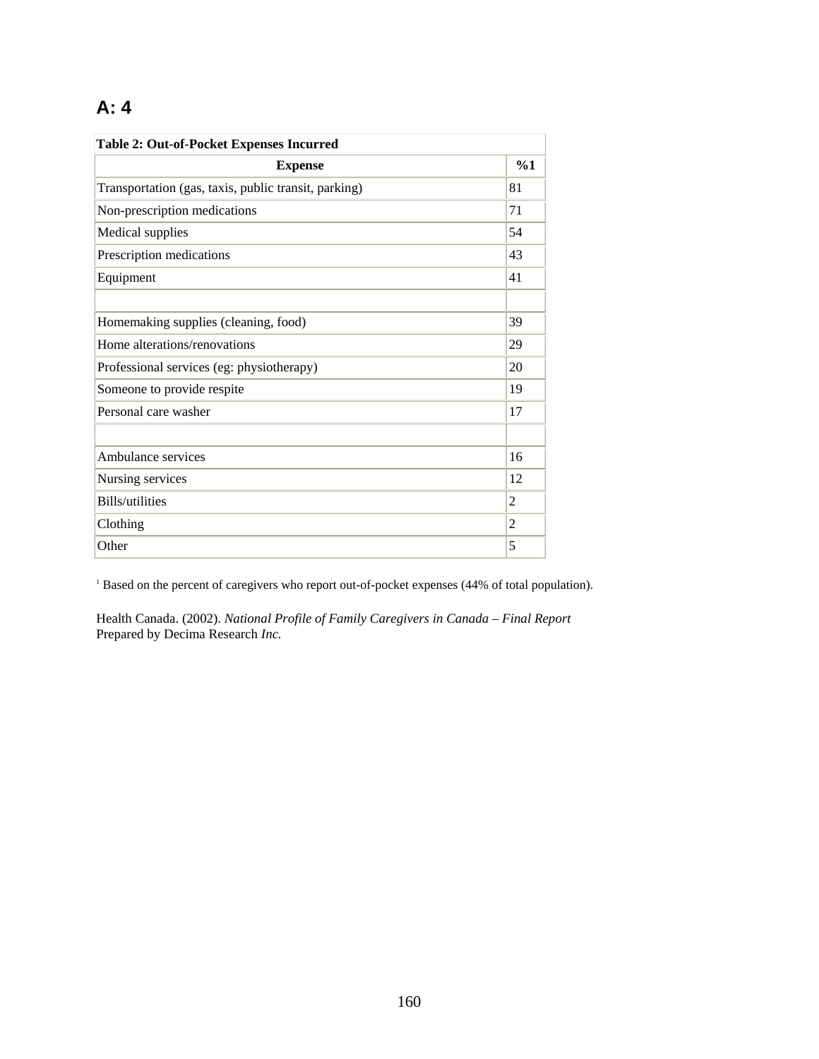## A: 4

| Table 2: Out-of-Pocket Expenses Incurred | |
|---|---|
| **Expense** | **%1** |
| Transportation (gas, taxis, public transit, parking) | 81 |
| Non-prescription medications | 71 |
| Medical supplies | 54 |
| Prescription medications | 43 |
| Equipment | 41 |
| | |
| Homemaking supplies (cleaning, food) | 39 |
| Home alterations/renovations | 29 |
| Professional services (eg: physiotherapy) | 20 |
| Someone to provide respite | 19 |
| Personal care washer | 17 |
| | |
| Ambulance services | 16 |
| Nursing services | 12 |
| Bills/utilities | 2 |
| Clothing | 2 |
| Other | 5 |

[1] Based on the percent of caregivers who report out-of-pocket expenses (44% of total population).

Health Canada. (2002). *National Profile of Family Caregivers in Canada – Final Report* Prepared by Decima Research *Inc.*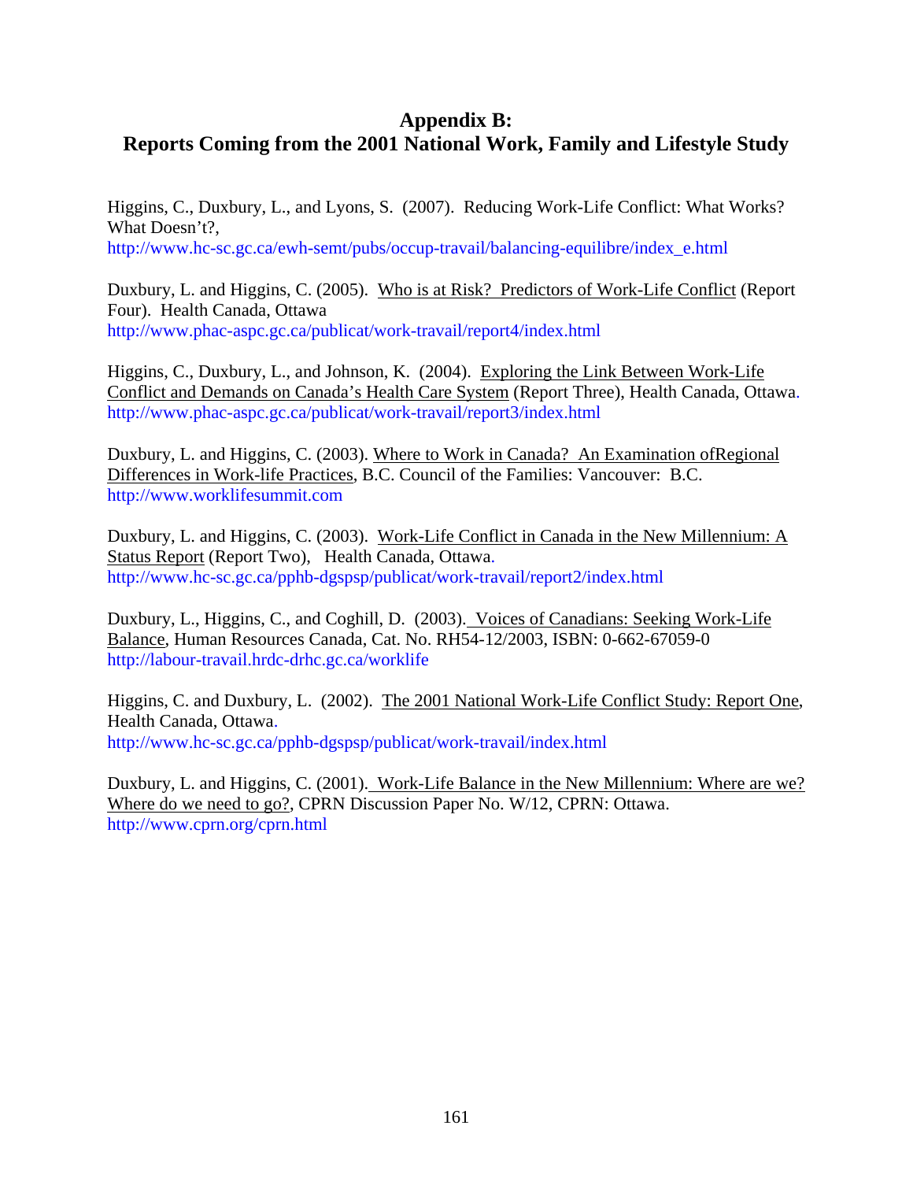## Appendix B:
## Reports Coming from the 2001 National Work, Family and Lifestyle Study

Higgins, C., Duxbury, L., and Lyons, S. (2007). Reducing Work-Life Conflict: What Works? What Doesn't?,
http://www.hc-sc.gc.ca/ewh-semt/pubs/occup-travail/balancing-equilibre/index_e.html

Duxbury, L. and Higgins, C. (2005). Who is at Risk? Predictors of Work-Life Conflict (Report Four). Health Canada, Ottawa
http://www.phac-aspc.gc.ca/publicat/work-travail/report4/index.html

Higgins, C., Duxbury, L., and Johnson, K. (2004). Exploring the Link Between Work-Life Conflict and Demands on Canada's Health Care System (Report Three), Health Canada, Ottawa.
http://www.phac-aspc.gc.ca/publicat/work-travail/report3/index.html

Duxbury, L. and Higgins, C. (2003). Where to Work in Canada? An Examination ofRegional Differences in Work-life Practices, B.C. Council of the Families: Vancouver: B.C.
http://www.worklifesummit.com

Duxbury, L. and Higgins, C. (2003). Work-Life Conflict in Canada in the New Millennium: A Status Report (Report Two), Health Canada, Ottawa.
http://www.hc-sc.gc.ca/pphb-dgspsp/publicat/work-travail/report2/index.html

Duxbury, L., Higgins, C., and Coghill, D. (2003). Voices of Canadians: Seeking Work-Life Balance, Human Resources Canada, Cat. No. RH54-12/2003, ISBN: 0-662-67059-0
http://labour-travail.hrdc-drhc.gc.ca/worklife

Higgins, C. and Duxbury, L. (2002). The 2001 National Work-Life Conflict Study: Report One, Health Canada, Ottawa.
http://www.hc-sc.gc.ca/pphb-dgspsp/publicat/work-travail/index.html

Duxbury, L. and Higgins, C. (2001). Work-Life Balance in the New Millennium: Where are we? Where do we need to go?, CPRN Discussion Paper No. W/12, CPRN: Ottawa.
http://www.cprn.org/cprn.html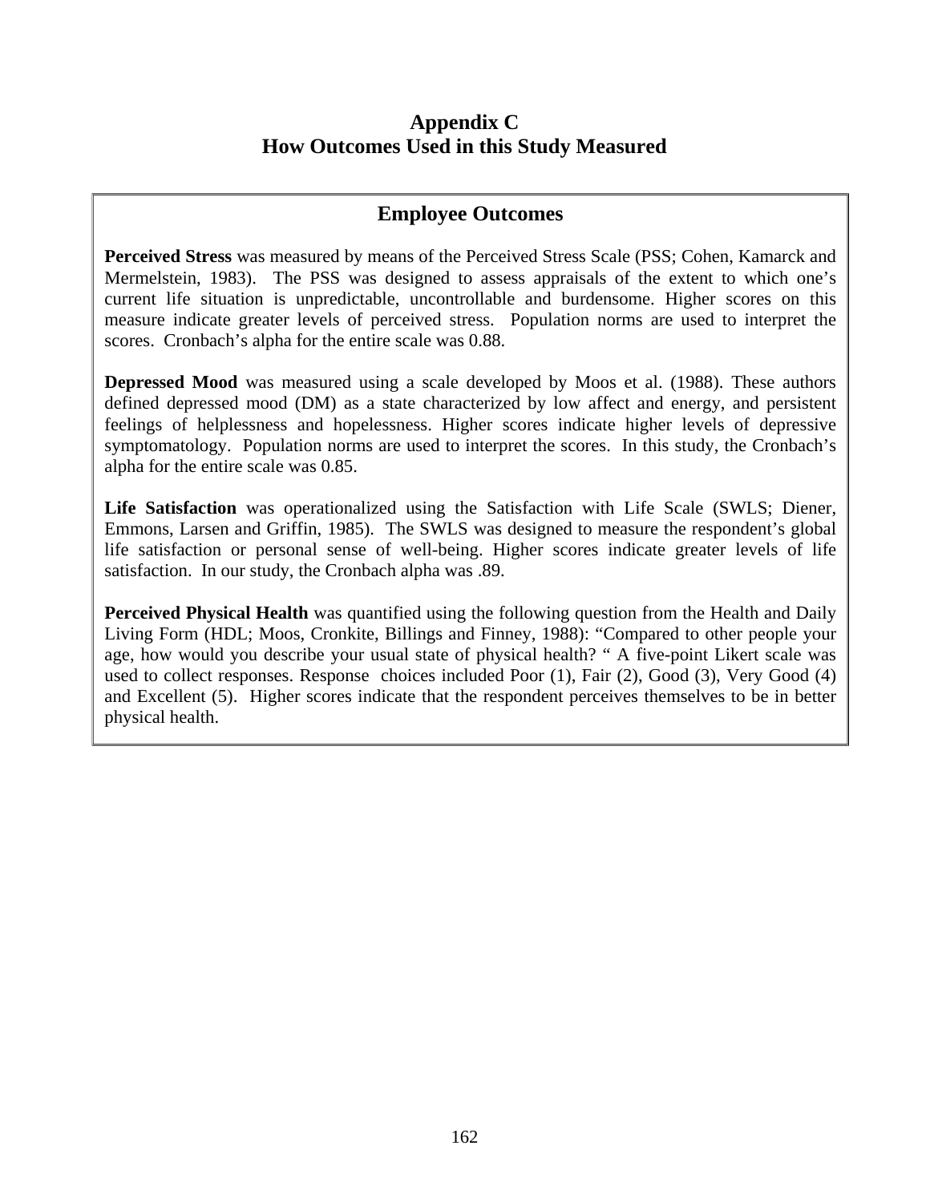# Appendix C
# How Outcomes Used in this Study Measured

## Employee Outcomes

**Perceived Stress** was measured by means of the Perceived Stress Scale (PSS; Cohen, Kamarck and Mermelstein, 1983). The PSS was designed to assess appraisals of the extent to which one's current life situation is unpredictable, uncontrollable and burdensome. Higher scores on this measure indicate greater levels of perceived stress. Population norms are used to interpret the scores. Cronbach's alpha for the entire scale was 0.88.

**Depressed Mood** was measured using a scale developed by Moos et al. (1988). These authors defined depressed mood (DM) as a state characterized by low affect and energy, and persistent feelings of helplessness and hopelessness. Higher scores indicate higher levels of depressive symptomatology. Population norms are used to interpret the scores. In this study, the Cronbach's alpha for the entire scale was 0.85.

**Life Satisfaction** was operationalized using the Satisfaction with Life Scale (SWLS; Diener, Emmons, Larsen and Griffin, 1985). The SWLS was designed to measure the respondent's global life satisfaction or personal sense of well-being. Higher scores indicate greater levels of life satisfaction. In our study, the Cronbach alpha was .89.

**Perceived Physical Health** was quantified using the following question from the Health and Daily Living Form (HDL; Moos, Cronkite, Billings and Finney, 1988): "Compared to other people your age, how would you describe your usual state of physical health? " A five-point Likert scale was used to collect responses. Response choices included Poor (1), Fair (2), Good (3), Very Good (4) and Excellent (5). Higher scores indicate that the respondent perceives themselves to be in better physical health.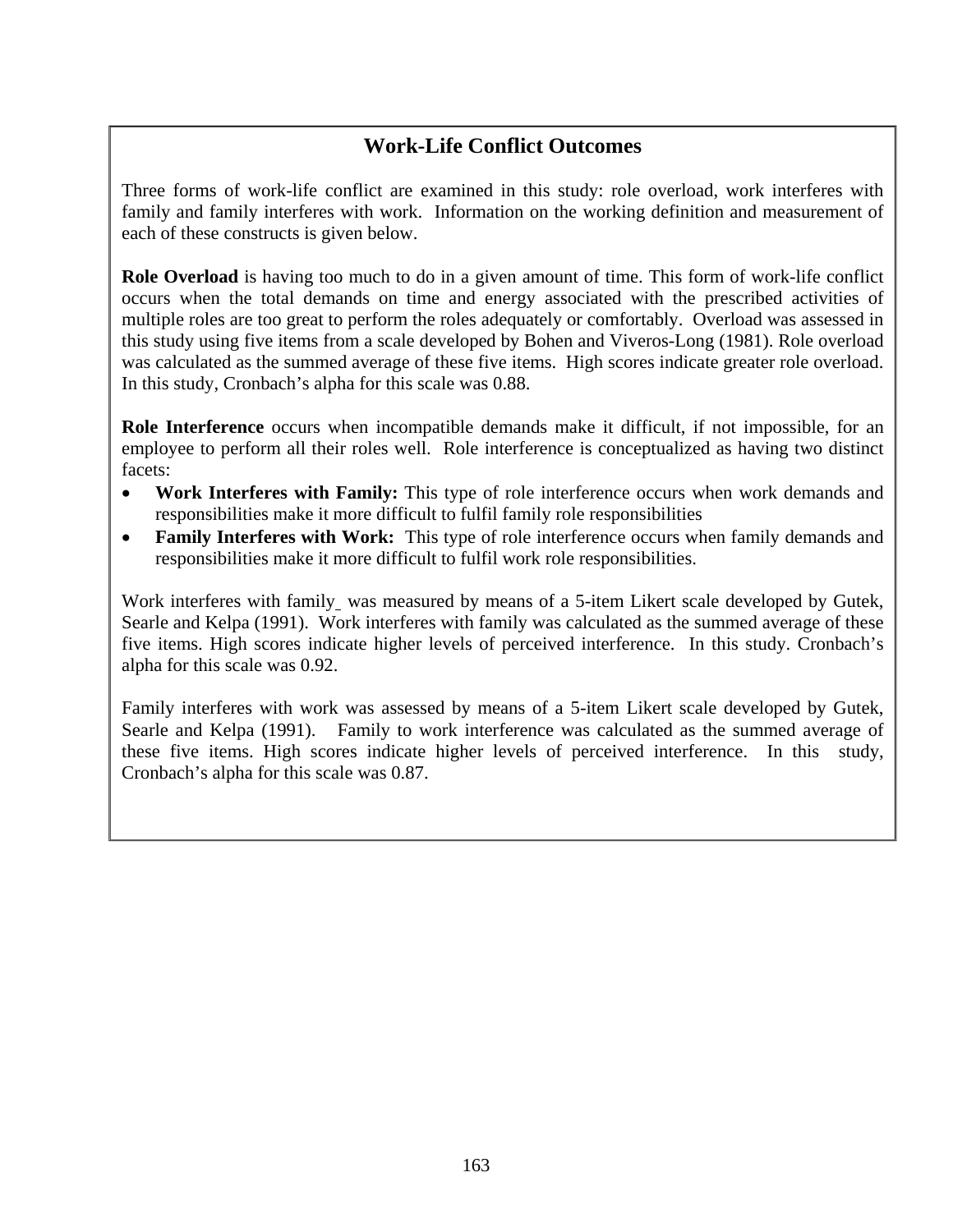## Work-Life Conflict Outcomes

Three forms of work-life conflict are examined in this study: role overload, work interferes with family and family interferes with work. Information on the working definition and measurement of each of these constructs is given below.

**Role Overload** is having too much to do in a given amount of time. This form of work-life conflict occurs when the total demands on time and energy associated with the prescribed activities of multiple roles are too great to perform the roles adequately or comfortably. Overload was assessed in this study using five items from a scale developed by Bohen and Viveros-Long (1981). Role overload was calculated as the summed average of these five items. High scores indicate greater role overload. In this study, Cronbach's alpha for this scale was 0.88.

**Role Interference** occurs when incompatible demands make it difficult, if not impossible, for an employee to perform all their roles well. Role interference is conceptualized as having two distinct facets:

- **Work Interferes with Family:** This type of role interference occurs when work demands and responsibilities make it more difficult to fulfil family role responsibilities
- **Family Interferes with Work:** This type of role interference occurs when family demands and responsibilities make it more difficult to fulfil work role responsibilities.

Work interferes with family was measured by means of a 5-item Likert scale developed by Gutek, Searle and Kelpa (1991). Work interferes with family was calculated as the summed average of these five items. High scores indicate higher levels of perceived interference. In this study. Cronbach's alpha for this scale was 0.92.

Family interferes with work was assessed by means of a 5-item Likert scale developed by Gutek, Searle and Kelpa (1991). Family to work interference was calculated as the summed average of these five items. High scores indicate higher levels of perceived interference. In this study, Cronbach's alpha for this scale was 0.87.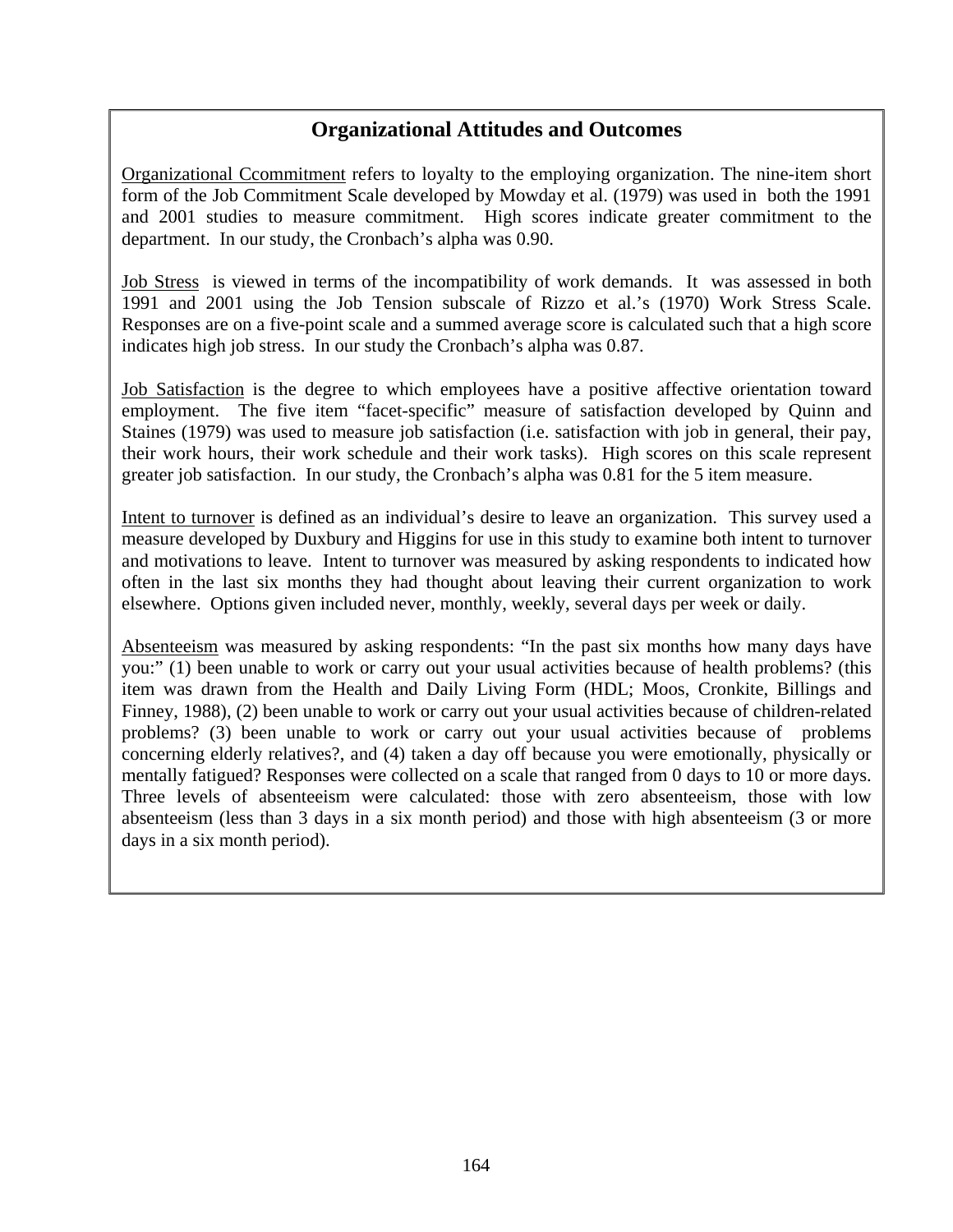## Organizational Attitudes and Outcomes

Organizational Ccommitment refers to loyalty to the employing organization. The nine-item short form of the Job Commitment Scale developed by Mowday et al. (1979) was used in both the 1991 and 2001 studies to measure commitment. High scores indicate greater commitment to the department. In our study, the Cronbach's alpha was 0.90.

Job Stress is viewed in terms of the incompatibility of work demands. It was assessed in both 1991 and 2001 using the Job Tension subscale of Rizzo et al.'s (1970) Work Stress Scale. Responses are on a five-point scale and a summed average score is calculated such that a high score indicates high job stress. In our study the Cronbach's alpha was 0.87.

Job Satisfaction is the degree to which employees have a positive affective orientation toward employment. The five item "facet-specific" measure of satisfaction developed by Quinn and Staines (1979) was used to measure job satisfaction (i.e. satisfaction with job in general, their pay, their work hours, their work schedule and their work tasks). High scores on this scale represent greater job satisfaction. In our study, the Cronbach's alpha was 0.81 for the 5 item measure.

Intent to turnover is defined as an individual's desire to leave an organization. This survey used a measure developed by Duxbury and Higgins for use in this study to examine both intent to turnover and motivations to leave. Intent to turnover was measured by asking respondents to indicated how often in the last six months they had thought about leaving their current organization to work elsewhere. Options given included never, monthly, weekly, several days per week or daily.

Absenteeism was measured by asking respondents: "In the past six months how many days have you:" (1) been unable to work or carry out your usual activities because of health problems? (this item was drawn from the Health and Daily Living Form (HDL; Moos, Cronkite, Billings and Finney, 1988), (2) been unable to work or carry out your usual activities because of children-related problems? (3) been unable to work or carry out your usual activities because of problems concerning elderly relatives?, and (4) taken a day off because you were emotionally, physically or mentally fatigued? Responses were collected on a scale that ranged from 0 days to 10 or more days. Three levels of absenteeism were calculated: those with zero absenteeism, those with low absenteeism (less than 3 days in a six month period) and those with high absenteeism (3 or more days in a six month period).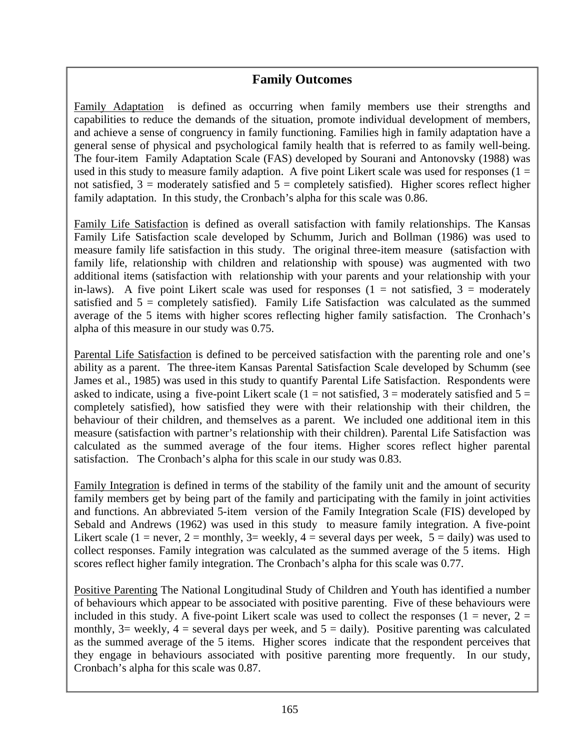## Family Outcomes

Family Adaptation is defined as occurring when family members use their strengths and capabilities to reduce the demands of the situation, promote individual development of members, and achieve a sense of congruency in family functioning. Families high in family adaptation have a general sense of physical and psychological family health that is referred to as family well-being. The four-item Family Adaptation Scale (FAS) developed by Sourani and Antonovsky (1988) was used in this study to measure family adaption. A five point Likert scale was used for responses (1 = not satisfied, 3 = moderately satisfied and 5 = completely satisfied). Higher scores reflect higher family adaptation. In this study, the Cronbach's alpha for this scale was 0.86.

Family Life Satisfaction is defined as overall satisfaction with family relationships. The Kansas Family Life Satisfaction scale developed by Schumm, Jurich and Bollman (1986) was used to measure family life satisfaction in this study. The original three-item measure (satisfaction with family life, relationship with children and relationship with spouse) was augmented with two additional items (satisfaction with relationship with your parents and your relationship with your in-laws). A five point Likert scale was used for responses (1 = not satisfied, 3 = moderately satisfied and 5 = completely satisfied). Family Life Satisfaction was calculated as the summed average of the 5 items with higher scores reflecting higher family satisfaction. The Cronhach's alpha of this measure in our study was 0.75.

Parental Life Satisfaction is defined to be perceived satisfaction with the parenting role and one's ability as a parent. The three-item Kansas Parental Satisfaction Scale developed by Schumm (see James et al., 1985) was used in this study to quantify Parental Life Satisfaction. Respondents were asked to indicate, using a five-point Likert scale (1 = not satisfied, 3 = moderately satisfied and 5 = completely satisfied), how satisfied they were with their relationship with their children, the behaviour of their children, and themselves as a parent. We included one additional item in this measure (satisfaction with partner's relationship with their children). Parental Life Satisfaction was calculated as the summed average of the four items. Higher scores reflect higher parental satisfaction. The Cronbach's alpha for this scale in our study was 0.83.

Family Integration is defined in terms of the stability of the family unit and the amount of security family members get by being part of the family and participating with the family in joint activities and functions. An abbreviated 5-item version of the Family Integration Scale (FIS) developed by Sebald and Andrews (1962) was used in this study to measure family integration. A five-point Likert scale (1 = never, 2 = monthly, 3= weekly, 4 = several days per week, 5 = daily) was used to collect responses. Family integration was calculated as the summed average of the 5 items. High scores reflect higher family integration. The Cronbach's alpha for this scale was 0.77.

Positive Parenting The National Longitudinal Study of Children and Youth has identified a number of behaviours which appear to be associated with positive parenting. Five of these behaviours were included in this study. A five-point Likert scale was used to collect the responses (1 = never, 2 = monthly, 3= weekly, 4 = several days per week, and 5 = daily). Positive parenting was calculated as the summed average of the 5 items. Higher scores indicate that the respondent perceives that they engage in behaviours associated with positive parenting more frequently. In our study, Cronbach's alpha for this scale was 0.87.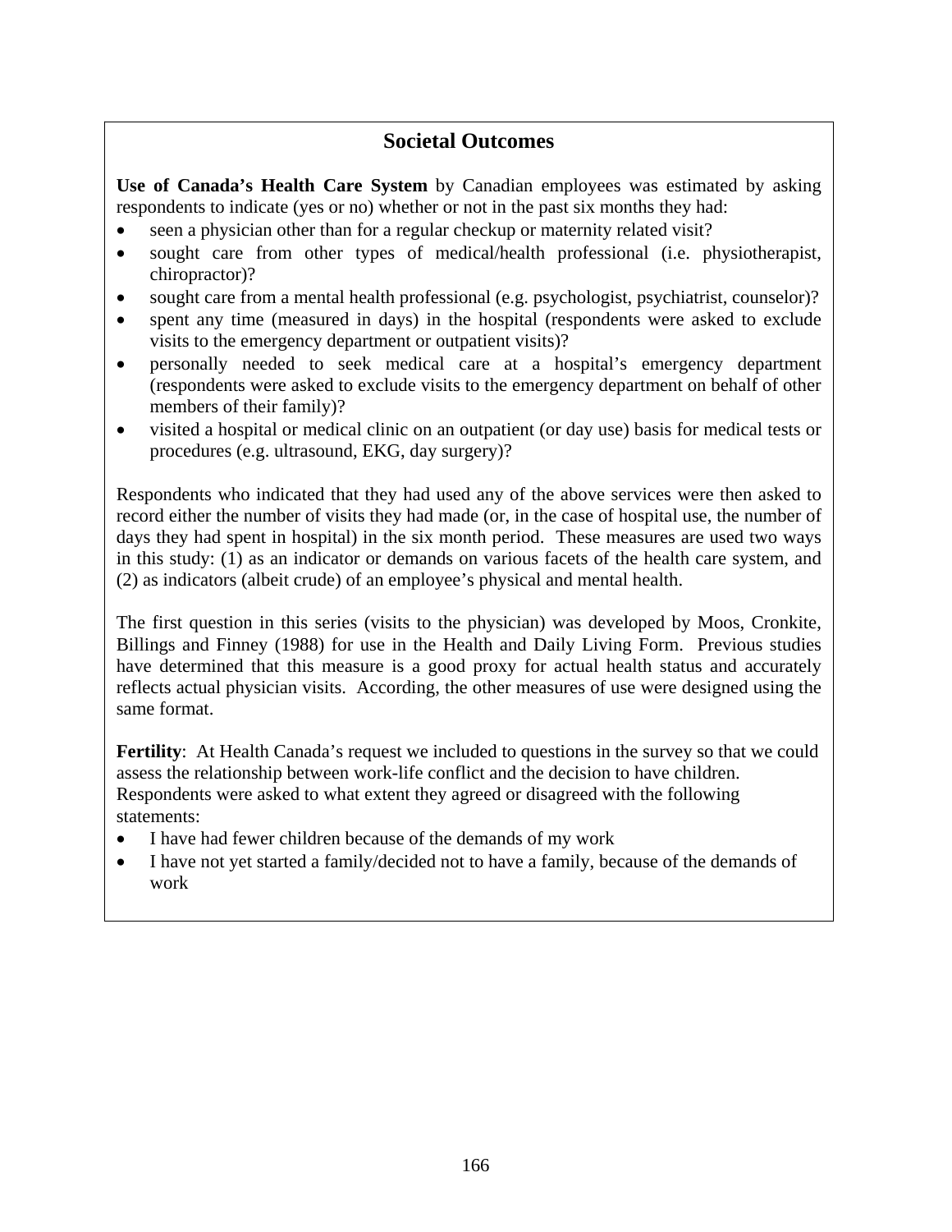## Societal Outcomes

**Use of Canada's Health Care System** by Canadian employees was estimated by asking respondents to indicate (yes or no) whether or not in the past six months they had:

- seen a physician other than for a regular checkup or maternity related visit?
- sought care from other types of medical/health professional (i.e. physiotherapist, chiropractor)?
- sought care from a mental health professional (e.g. psychologist, psychiatrist, counselor)?
- spent any time (measured in days) in the hospital (respondents were asked to exclude visits to the emergency department or outpatient visits)?
- personally needed to seek medical care at a hospital's emergency department (respondents were asked to exclude visits to the emergency department on behalf of other members of their family)?
- visited a hospital or medical clinic on an outpatient (or day use) basis for medical tests or procedures (e.g. ultrasound, EKG, day surgery)?

Respondents who indicated that they had used any of the above services were then asked to record either the number of visits they had made (or, in the case of hospital use, the number of days they had spent in hospital) in the six month period. These measures are used two ways in this study: (1) as an indicator or demands on various facets of the health care system, and (2) as indicators (albeit crude) of an employee's physical and mental health.

The first question in this series (visits to the physician) was developed by Moos, Cronkite, Billings and Finney (1988) for use in the Health and Daily Living Form. Previous studies have determined that this measure is a good proxy for actual health status and accurately reflects actual physician visits. According, the other measures of use were designed using the same format.

**Fertility**: At Health Canada's request we included to questions in the survey so that we could assess the relationship between work-life conflict and the decision to have children. Respondents were asked to what extent they agreed or disagreed with the following statements:

- I have had fewer children because of the demands of my work
- I have not yet started a family/decided not to have a family, because of the demands of work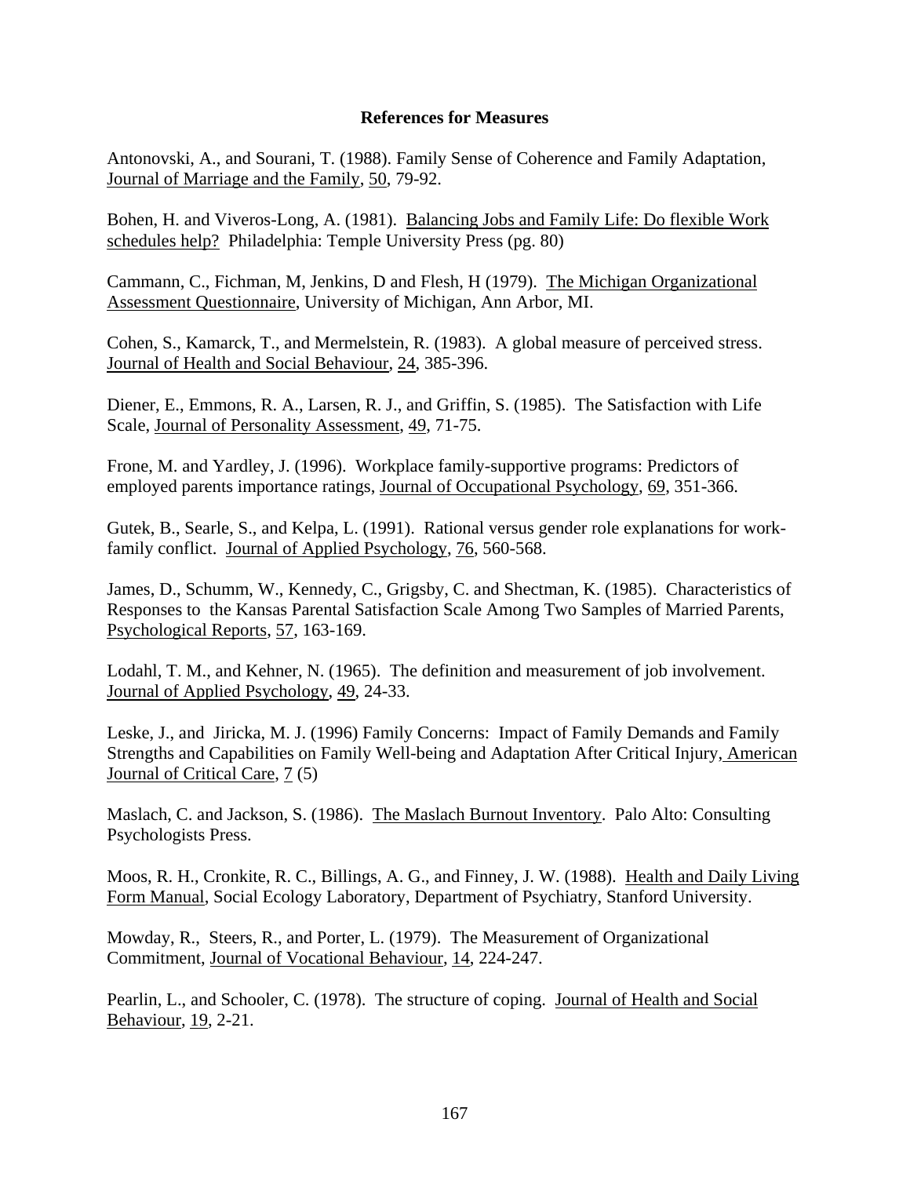**References for Measures**

Antonovski, A., and Sourani, T. (1988). Family Sense of Coherence and Family Adaptation, Journal of Marriage and the Family, 50, 79-92.

Bohen, H. and Viveros-Long, A. (1981). Balancing Jobs and Family Life: Do flexible Work schedules help? Philadelphia: Temple University Press (pg. 80)

Cammann, C., Fichman, M, Jenkins, D and Flesh, H (1979). The Michigan Organizational Assessment Questionnaire, University of Michigan, Ann Arbor, MI.

Cohen, S., Kamarck, T., and Mermelstein, R. (1983). A global measure of perceived stress. Journal of Health and Social Behaviour, 24, 385-396.

Diener, E., Emmons, R. A., Larsen, R. J., and Griffin, S. (1985). The Satisfaction with Life Scale, Journal of Personality Assessment, 49, 71-75.

Frone, M. and Yardley, J. (1996). Workplace family-supportive programs: Predictors of employed parents importance ratings, Journal of Occupational Psychology, 69, 351-366.

Gutek, B., Searle, S., and Kelpa, L. (1991). Rational versus gender role explanations for work-family conflict. Journal of Applied Psychology, 76, 560-568.

James, D., Schumm, W., Kennedy, C., Grigsby, C. and Shectman, K. (1985). Characteristics of Responses to the Kansas Parental Satisfaction Scale Among Two Samples of Married Parents, Psychological Reports, 57, 163-169.

Lodahl, T. M., and Kehner, N. (1965). The definition and measurement of job involvement. Journal of Applied Psychology, 49, 24-33.

Leske, J., and Jiricka, M. J. (1996) Family Concerns: Impact of Family Demands and Family Strengths and Capabilities on Family Well-being and Adaptation After Critical Injury, American Journal of Critical Care, 7 (5)

Maslach, C. and Jackson, S. (1986). The Maslach Burnout Inventory. Palo Alto: Consulting Psychologists Press.

Moos, R. H., Cronkite, R. C., Billings, A. G., and Finney, J. W. (1988). Health and Daily Living Form Manual, Social Ecology Laboratory, Department of Psychiatry, Stanford University.

Mowday, R., Steers, R., and Porter, L. (1979). The Measurement of Organizational Commitment, Journal of Vocational Behaviour, 14, 224-247.

Pearlin, L., and Schooler, C. (1978). The structure of coping. Journal of Health and Social Behaviour, 19, 2-21.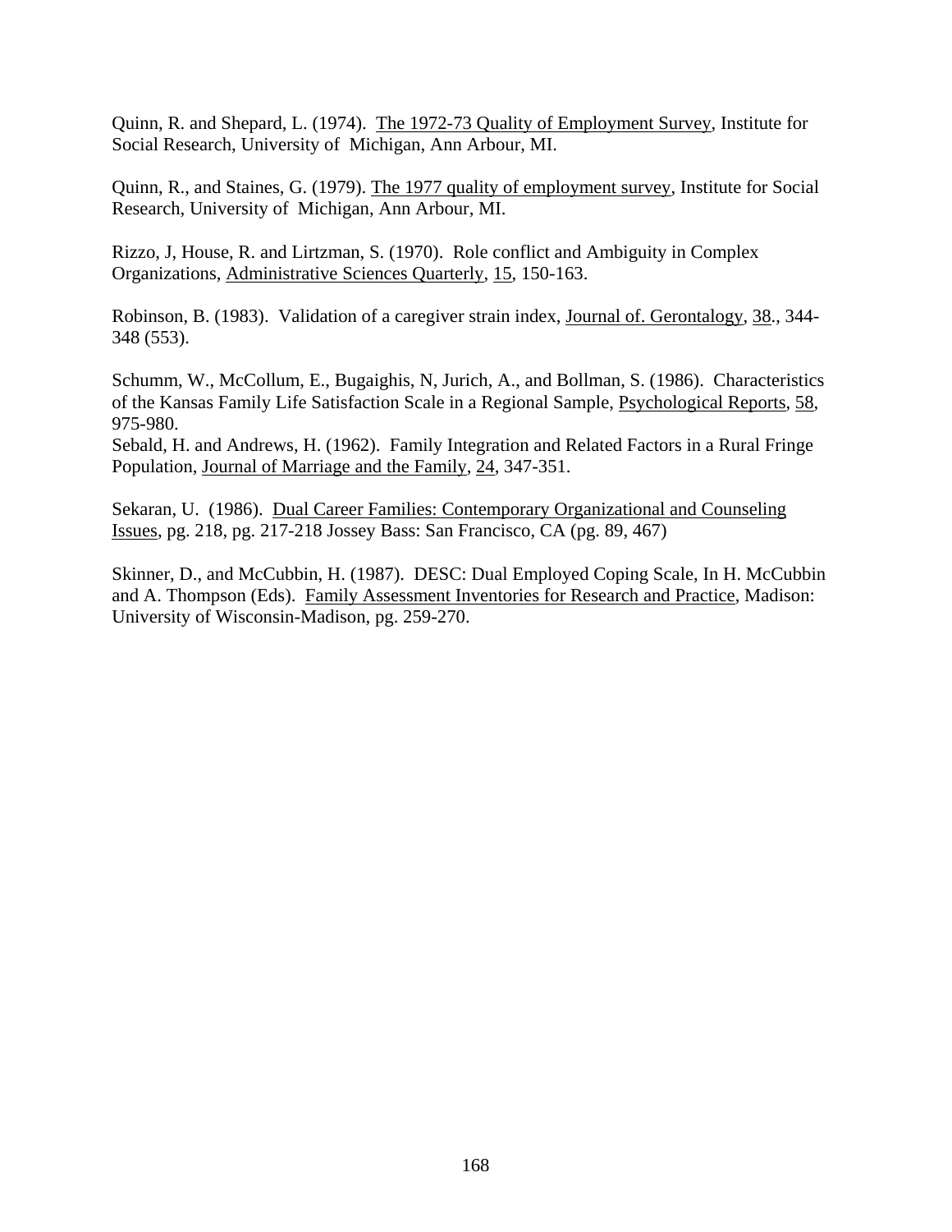Quinn, R. and Shepard, L. (1974). The 1972-73 Quality of Employment Survey, Institute for Social Research, University of Michigan, Ann Arbour, MI.

Quinn, R., and Staines, G. (1979). The 1977 quality of employment survey, Institute for Social Research, University of Michigan, Ann Arbour, MI.

Rizzo, J, House, R. and Lirtzman, S. (1970). Role conflict and Ambiguity in Complex Organizations, Administrative Sciences Quarterly, 15, 150-163.

Robinson, B. (1983). Validation of a caregiver strain index, Journal of. Gerontalogy, 38., 344-348 (553).

Schumm, W., McCollum, E., Bugaighis, N, Jurich, A., and Bollman, S. (1986). Characteristics of the Kansas Family Life Satisfaction Scale in a Regional Sample, Psychological Reports, 58, 975-980.

Sebald, H. and Andrews, H. (1962). Family Integration and Related Factors in a Rural Fringe Population, Journal of Marriage and the Family, 24, 347-351.

Sekaran, U. (1986). Dual Career Families: Contemporary Organizational and Counseling Issues, pg. 218, pg. 217-218 Jossey Bass: San Francisco, CA (pg. 89, 467)

Skinner, D., and McCubbin, H. (1987). DESC: Dual Employed Coping Scale, In H. McCubbin and A. Thompson (Eds). Family Assessment Inventories for Research and Practice, Madison: University of Wisconsin-Madison, pg. 259-270.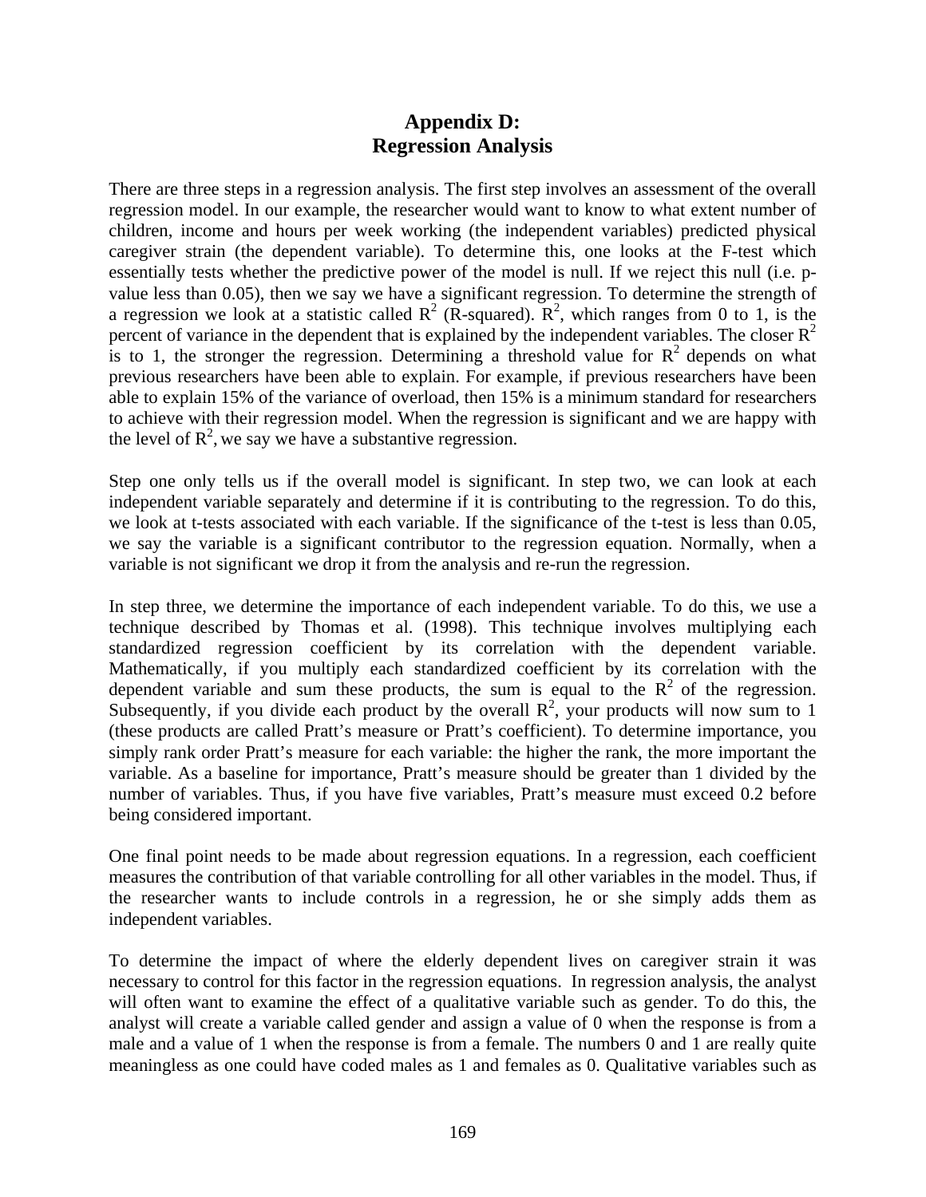# Appendix D: Regression Analysis

There are three steps in a regression analysis. The first step involves an assessment of the overall regression model. In our example, the researcher would want to know to what extent number of children, income and hours per week working (the independent variables) predicted physical caregiver strain (the dependent variable). To determine this, one looks at the F-test which essentially tests whether the predictive power of the model is null. If we reject this null (i.e. p-value less than 0.05), then we say we have a significant regression. To determine the strength of a regression we look at a statistic called $R^2$ (R-squared). $R^2$, which ranges from 0 to 1, is the percent of variance in the dependent that is explained by the independent variables. The closer $R^2$ is to 1, the stronger the regression. Determining a threshold value for $R^2$ depends on what previous researchers have been able to explain. For example, if previous researchers have been able to explain 15% of the variance of overload, then 15% is a minimum standard for researchers to achieve with their regression model. When the regression is significant and we are happy with the level of $R^2$, we say we have a substantive regression.

Step one only tells us if the overall model is significant. In step two, we can look at each independent variable separately and determine if it is contributing to the regression. To do this, we look at t-tests associated with each variable. If the significance of the t-test is less than 0.05, we say the variable is a significant contributor to the regression equation. Normally, when a variable is not significant we drop it from the analysis and re-run the regression.

In step three, we determine the importance of each independent variable. To do this, we use a technique described by Thomas et al. (1998). This technique involves multiplying each standardized regression coefficient by its correlation with the dependent variable. Mathematically, if you multiply each standardized coefficient by its correlation with the dependent variable and sum these products, the sum is equal to the $R^2$ of the regression. Subsequently, if you divide each product by the overall $R^2$, your products will now sum to 1 (these products are called Pratt's measure or Pratt's coefficient). To determine importance, you simply rank order Pratt's measure for each variable: the higher the rank, the more important the variable. As a baseline for importance, Pratt's measure should be greater than 1 divided by the number of variables. Thus, if you have five variables, Pratt's measure must exceed 0.2 before being considered important.

One final point needs to be made about regression equations. In a regression, each coefficient measures the contribution of that variable controlling for all other variables in the model. Thus, if the researcher wants to include controls in a regression, he or she simply adds them as independent variables.

To determine the impact of where the elderly dependent lives on caregiver strain it was necessary to control for this factor in the regression equations. In regression analysis, the analyst will often want to examine the effect of a qualitative variable such as gender. To do this, the analyst will create a variable called gender and assign a value of 0 when the response is from a male and a value of 1 when the response is from a female. The numbers 0 and 1 are really quite meaningless as one could have coded males as 1 and females as 0. Qualitative variables such as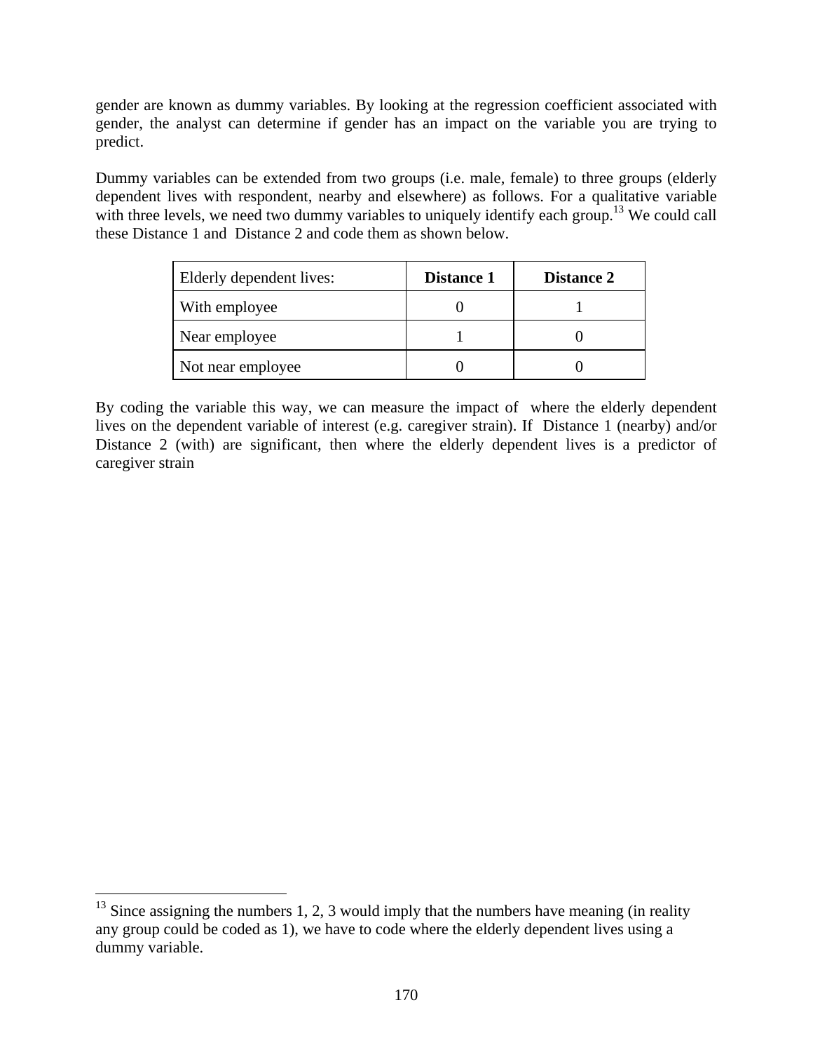gender are known as dummy variables. By looking at the regression coefficient associated with gender, the analyst can determine if gender has an impact on the variable you are trying to predict.

Dummy variables can be extended from two groups (i.e. male, female) to three groups (elderly dependent lives with respondent, nearby and elsewhere) as follows. For a qualitative variable with three levels, we need two dummy variables to uniquely identify each group.[13] We could call these Distance 1 and Distance 2 and code them as shown below.

| Elderly dependent lives: | **Distance 1** | **Distance 2** |
|---|---|---|
| With employee | 0 | 1 |
| Near employee | 1 | 0 |
| Not near employee | 0 | 0 |

By coding the variable this way, we can measure the impact of where the elderly dependent lives on the dependent variable of interest (e.g. caregiver strain). If Distance 1 (nearby) and/or Distance 2 (with) are significant, then where the elderly dependent lives is a predictor of caregiver strain

[13] Since assigning the numbers 1, 2, 3 would imply that the numbers have meaning (in reality any group could be coded as 1), we have to code where the elderly dependent lives using a dummy variable.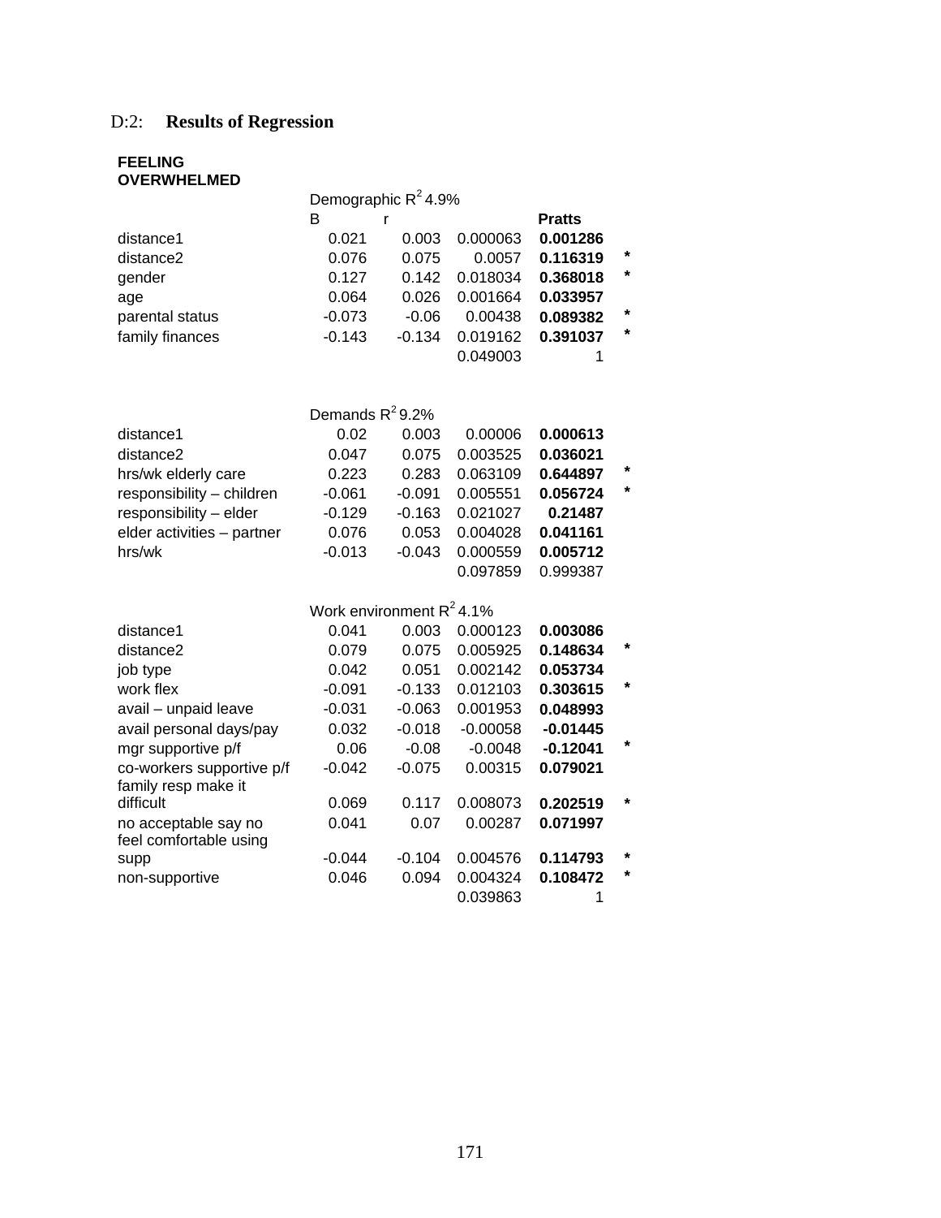## D:2: **Results of Regression**

**FEELING OVERWHELMED**

| | Demographic $R^2$ 4.9% | | | | |
|---|---|---|---|---|---|
| | B | r | | **Pratts** | |
| distance1 | 0.021 | 0.003 | 0.000063 | **0.001286** | |
| distance2 | 0.076 | 0.075 | 0.0057 | **0.116319** | * |
| gender | 0.127 | 0.142 | 0.018034 | **0.368018** | * |
| age | 0.064 | 0.026 | 0.001664 | **0.033957** | |
| parental status | -0.073 | -0.06 | 0.00438 | **0.089382** | * |
| family finances | -0.143 | -0.134 | 0.019162 | **0.391037** | * |
| | | | 0.049003 | 1 | |

| | Demands $R^2$ 9.2% | | | | |
|---|---|---|---|---|---|
| distance1 | 0.02 | 0.003 | 0.00006 | **0.000613** | |
| distance2 | 0.047 | 0.075 | 0.003525 | **0.036021** | |
| hrs/wk elderly care | 0.223 | 0.283 | 0.063109 | **0.644897** | * |
| responsibility – children | -0.061 | -0.091 | 0.005551 | **0.056724** | * |
| responsibility – elder | -0.129 | -0.163 | 0.021027 | **0.21487** | |
| elder activities – partner | 0.076 | 0.053 | 0.004028 | **0.041161** | |
| hrs/wk | -0.013 | -0.043 | 0.000559 | **0.005712** | |
| | | | 0.097859 | 0.999387 | |

| | Work environment $R^2$ 4.1% | | | | |
|---|---|---|---|---|---|
| distance1 | 0.041 | 0.003 | 0.000123 | **0.003086** | |
| distance2 | 0.079 | 0.075 | 0.005925 | **0.148634** | * |
| job type | 0.042 | 0.051 | 0.002142 | **0.053734** | |
| work flex | -0.091 | -0.133 | 0.012103 | **0.303615** | * |
| avail – unpaid leave | -0.031 | -0.063 | 0.001953 | **0.048993** | |
| avail personal days/pay | 0.032 | -0.018 | -0.00058 | **-0.01445** | |
| mgr supportive p/f | 0.06 | -0.08 | -0.0048 | **-0.12041** | * |
| co-workers supportive p/f | -0.042 | -0.075 | 0.00315 | **0.079021** | |
| family resp make it difficult | 0.069 | 0.117 | 0.008073 | **0.202519** | * |
| no acceptable say no | 0.041 | 0.07 | 0.00287 | **0.071997** | |
| feel comfortable using supp | -0.044 | -0.104 | 0.004576 | **0.114793** | * |
| non-supportive | 0.046 | 0.094 | 0.004324 | **0.108472** | * |
| | | | 0.039863 | 1 | |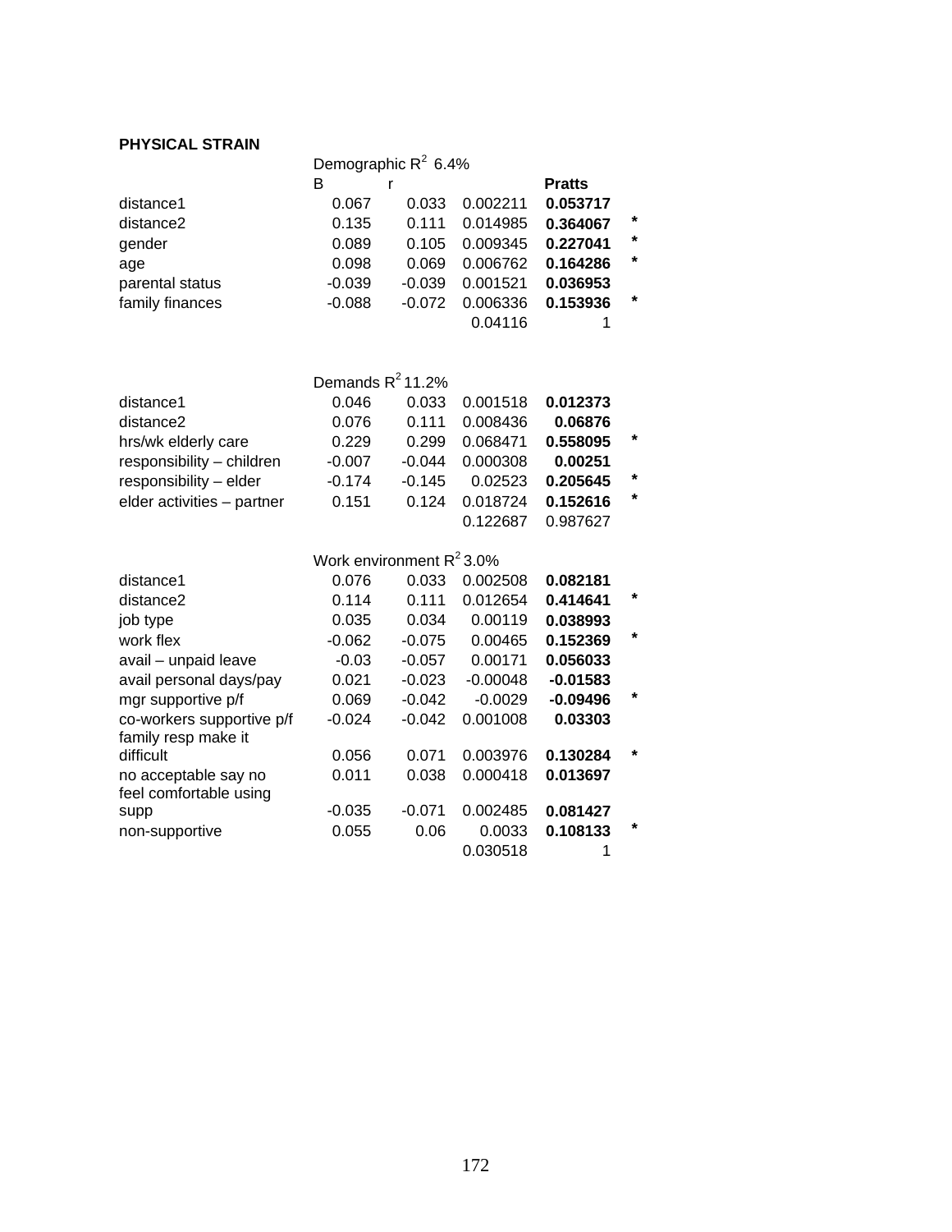**PHYSICAL STRAIN**

| | B | r | | **Pratts** | |
|---|---|---|---|---|---|
| Demographic $R^2$ 6.4% | | | | | |
| distance1 | 0.067 | 0.033 | 0.002211 | **0.053717** | |
| distance2 | 0.135 | 0.111 | 0.014985 | **0.364067** | * |
| gender | 0.089 | 0.105 | 0.009345 | **0.227041** | * |
| age | 0.098 | 0.069 | 0.006762 | **0.164286** | * |
| parental status | -0.039 | -0.039 | 0.001521 | **0.036953** | |
| family finances | -0.088 | -0.072 | 0.006336 | **0.153936** | * |
| | | | 0.04116 | 1 | |
| Demands $R^2$ 11.2% | | | | | |
| distance1 | 0.046 | 0.033 | 0.001518 | **0.012373** | |
| distance2 | 0.076 | 0.111 | 0.008436 | **0.06876** | |
| hrs/wk elderly care | 0.229 | 0.299 | 0.068471 | **0.558095** | * |
| responsibility – children | -0.007 | -0.044 | 0.000308 | **0.00251** | |
| responsibility – elder | -0.174 | -0.145 | 0.02523 | **0.205645** | * |
| elder activities – partner | 0.151 | 0.124 | 0.018724 | **0.152616** | * |
| | | | 0.122687 | 0.987627 | |
| Work environment $R^2$ 3.0% | | | | | |
| distance1 | 0.076 | 0.033 | 0.002508 | **0.082181** | |
| distance2 | 0.114 | 0.111 | 0.012654 | **0.414641** | * |
| job type | 0.035 | 0.034 | 0.00119 | **0.038993** | |
| work flex | -0.062 | -0.075 | 0.00465 | **0.152369** | * |
| avail – unpaid leave | -0.03 | -0.057 | 0.00171 | **0.056033** | |
| avail personal days/pay | 0.021 | -0.023 | -0.00048 | **-0.01583** | |
| mgr supportive p/f | 0.069 | -0.042 | -0.0029 | **-0.09496** | * |
| co-workers supportive p/f | -0.024 | -0.042 | 0.001008 | **0.03303** | |
| family resp make it difficult | 0.056 | 0.071 | 0.003976 | **0.130284** | * |
| no acceptable say no | 0.011 | 0.038 | 0.000418 | **0.013697** | |
| feel comfortable using supp | -0.035 | -0.071 | 0.002485 | **0.081427** | |
| non-supportive | 0.055 | 0.06 | 0.0033 | **0.108133** | * |
| | | | 0.030518 | 1 | |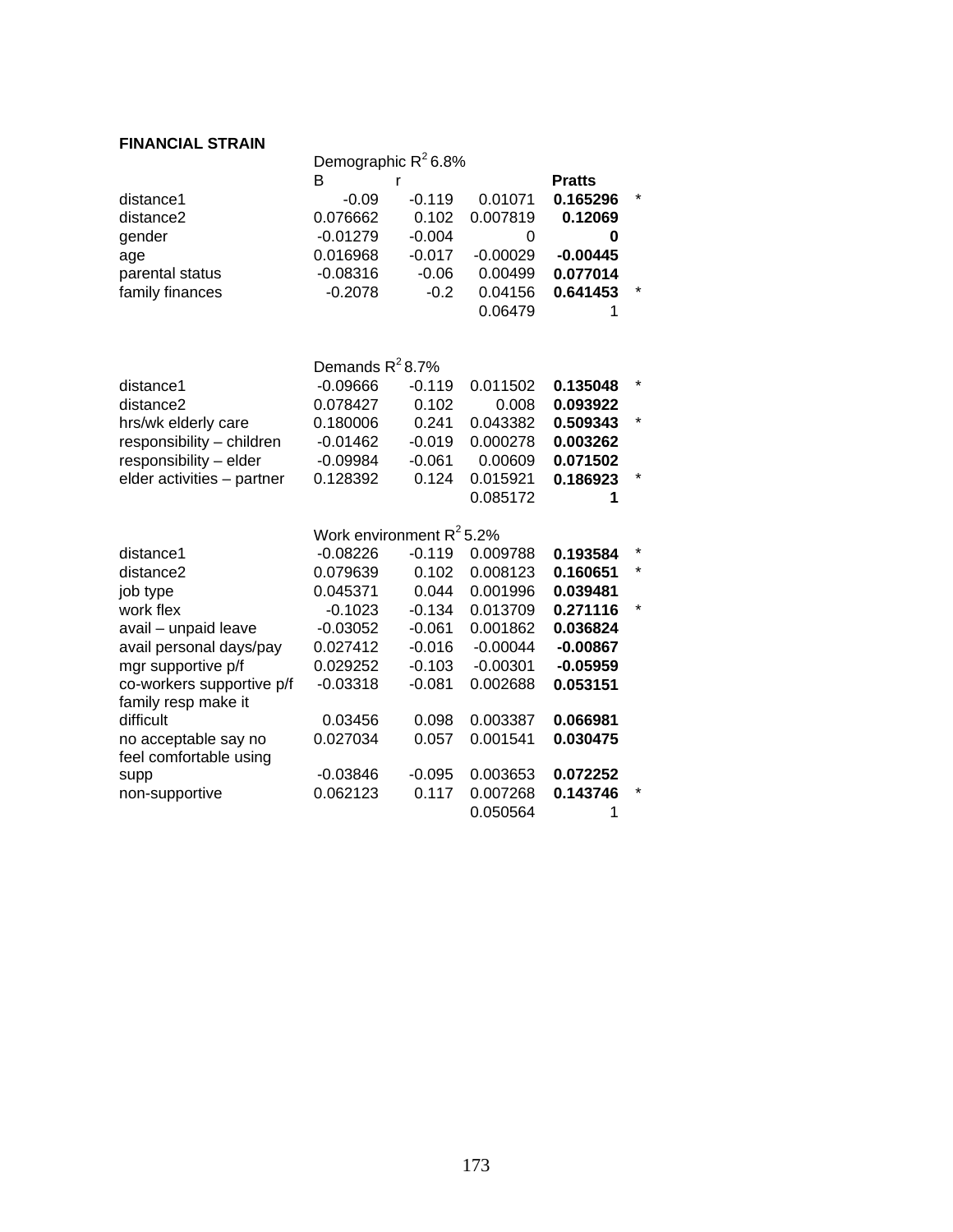**FINANCIAL STRAIN**

| | Demographic $R^2$ 6.8% | | | | |
|---|---|---|---|---|---|
| | B | r | | **Pratts** | |
| distance1 | -0.09 | -0.119 | 0.01071 | **0.165296** | * |
| distance2 | 0.076662 | 0.102 | 0.007819 | **0.12069** | |
| gender | -0.01279 | -0.004 | 0 | **0** | |
| age | 0.016968 | -0.017 | -0.00029 | **-0.00445** | |
| parental status | -0.08316 | -0.06 | 0.00499 | **0.077014** | |
| family finances | -0.2078 | -0.2 | 0.04156 | **0.641453** | * |
| | | | 0.06479 | 1 | |

| | Demands $R^2$ 8.7% | | | | |
|---|---|---|---|---|---|
| distance1 | -0.09666 | -0.119 | 0.011502 | **0.135048** | * |
| distance2 | 0.078427 | 0.102 | 0.008 | **0.093922** | |
| hrs/wk elderly care | 0.180006 | 0.241 | 0.043382 | **0.509343** | * |
| responsibility – children | -0.01462 | -0.019 | 0.000278 | **0.003262** | |
| responsibility – elder | -0.09984 | -0.061 | 0.00609 | **0.071502** | |
| elder activities – partner | 0.128392 | 0.124 | 0.015921 | **0.186923** | * |
| | | | 0.085172 | **1** | |

| | Work environment $R^2$ 5.2% | | | | |
|---|---|---|---|---|---|
| distance1 | -0.08226 | -0.119 | 0.009788 | **0.193584** | * |
| distance2 | 0.079639 | 0.102 | 0.008123 | **0.160651** | * |
| job type | 0.045371 | 0.044 | 0.001996 | **0.039481** | |
| work flex | -0.1023 | -0.134 | 0.013709 | **0.271116** | * |
| avail – unpaid leave | -0.03052 | -0.061 | 0.001862 | **0.036824** | |
| avail personal days/pay | 0.027412 | -0.016 | -0.00044 | **-0.00867** | |
| mgr supportive p/f | 0.029252 | -0.103 | -0.00301 | **-0.05959** | |
| co-workers supportive p/f | -0.03318 | -0.081 | 0.002688 | **0.053151** | |
| family resp make it difficult | 0.03456 | 0.098 | 0.003387 | **0.066981** | |
| no acceptable say no | 0.027034 | 0.057 | 0.001541 | **0.030475** | |
| feel comfortable using supp | -0.03846 | -0.095 | 0.003653 | **0.072252** | |
| non-supportive | 0.062123 | 0.117 | 0.007268 | **0.143746** | * |
| | | | 0.050564 | 1 | |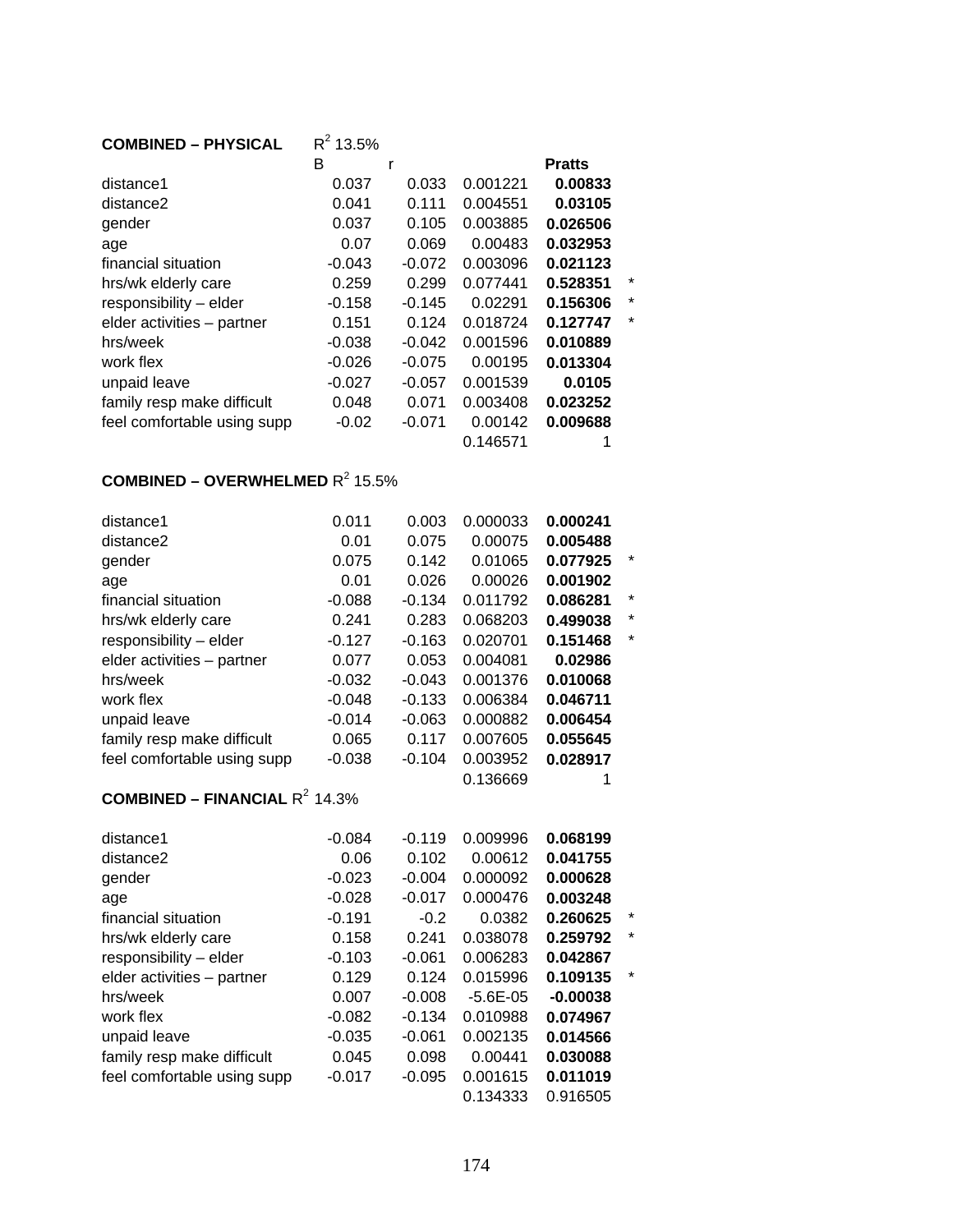**COMBINED – PHYSICAL** $R^2$ 13.5%

| | B | r | | Pratts | |
|---|---|---|---|---|---|
| distance1 | 0.037 | 0.033 | 0.001221 | **0.00833** | |
| distance2 | 0.041 | 0.111 | 0.004551 | **0.03105** | |
| gender | 0.037 | 0.105 | 0.003885 | **0.026506** | |
| age | 0.07 | 0.069 | 0.00483 | **0.032953** | |
| financial situation | -0.043 | -0.072 | 0.003096 | **0.021123** | |
| hrs/wk elderly care | 0.259 | 0.299 | 0.077441 | **0.528351** | * |
| responsibility – elder | -0.158 | -0.145 | 0.02291 | **0.156306** | * |
| elder activities – partner | 0.151 | 0.124 | 0.018724 | **0.127747** | * |
| hrs/week | -0.038 | -0.042 | 0.001596 | **0.010889** | |
| work flex | -0.026 | -0.075 | 0.00195 | **0.013304** | |
| unpaid leave | -0.027 | -0.057 | 0.001539 | **0.0105** | |
| family resp make difficult | 0.048 | 0.071 | 0.003408 | **0.023252** | |
| feel comfortable using supp | -0.02 | -0.071 | 0.00142 | **0.009688** | |
| | | | 0.146571 | 1 | |

**COMBINED – OVERWHELMED** $R^2$ 15.5%

| | B | r | | Pratts | |
|---|---|---|---|---|---|
| distance1 | 0.011 | 0.003 | 0.000033 | **0.000241** | |
| distance2 | 0.01 | 0.075 | 0.00075 | **0.005488** | |
| gender | 0.075 | 0.142 | 0.01065 | **0.077925** | * |
| age | 0.01 | 0.026 | 0.00026 | **0.001902** | |
| financial situation | -0.088 | -0.134 | 0.011792 | **0.086281** | * |
| hrs/wk elderly care | 0.241 | 0.283 | 0.068203 | **0.499038** | * |
| responsibility – elder | -0.127 | -0.163 | 0.020701 | **0.151468** | * |
| elder activities – partner | 0.077 | 0.053 | 0.004081 | **0.02986** | |
| hrs/week | -0.032 | -0.043 | 0.001376 | **0.010068** | |
| work flex | -0.048 | -0.133 | 0.006384 | **0.046711** | |
| unpaid leave | -0.014 | -0.063 | 0.000882 | **0.006454** | |
| family resp make difficult | 0.065 | 0.117 | 0.007605 | **0.055645** | |
| feel comfortable using supp | -0.038 | -0.104 | 0.003952 | **0.028917** | |
| | | | 0.136669 | 1 | |

**COMBINED – FINANCIAL** $R^2$ 14.3%

| | B | r | | Pratts | |
|---|---|---|---|---|---|
| distance1 | -0.084 | -0.119 | 0.009996 | **0.068199** | |
| distance2 | 0.06 | 0.102 | 0.00612 | **0.041755** | |
| gender | -0.023 | -0.004 | 0.000092 | **0.000628** | |
| age | -0.028 | -0.017 | 0.000476 | **0.003248** | |
| financial situation | -0.191 | -0.2 | 0.0382 | **0.260625** | * |
| hrs/wk elderly care | 0.158 | 0.241 | 0.038078 | **0.259792** | * |
| responsibility – elder | -0.103 | -0.061 | 0.006283 | **0.042867** | |
| elder activities – partner | 0.129 | 0.124 | 0.015996 | **0.109135** | * |
| hrs/week | 0.007 | -0.008 | -5.6E-05 | **-0.00038** | |
| work flex | -0.082 | -0.134 | 0.010988 | **0.074967** | |
| unpaid leave | -0.035 | -0.061 | 0.002135 | **0.014566** | |
| family resp make difficult | 0.045 | 0.098 | 0.00441 | **0.030088** | |
| feel comfortable using supp | -0.017 | -0.095 | 0.001615 | **0.011019** | |
| | | | 0.134333 | 0.916505 | |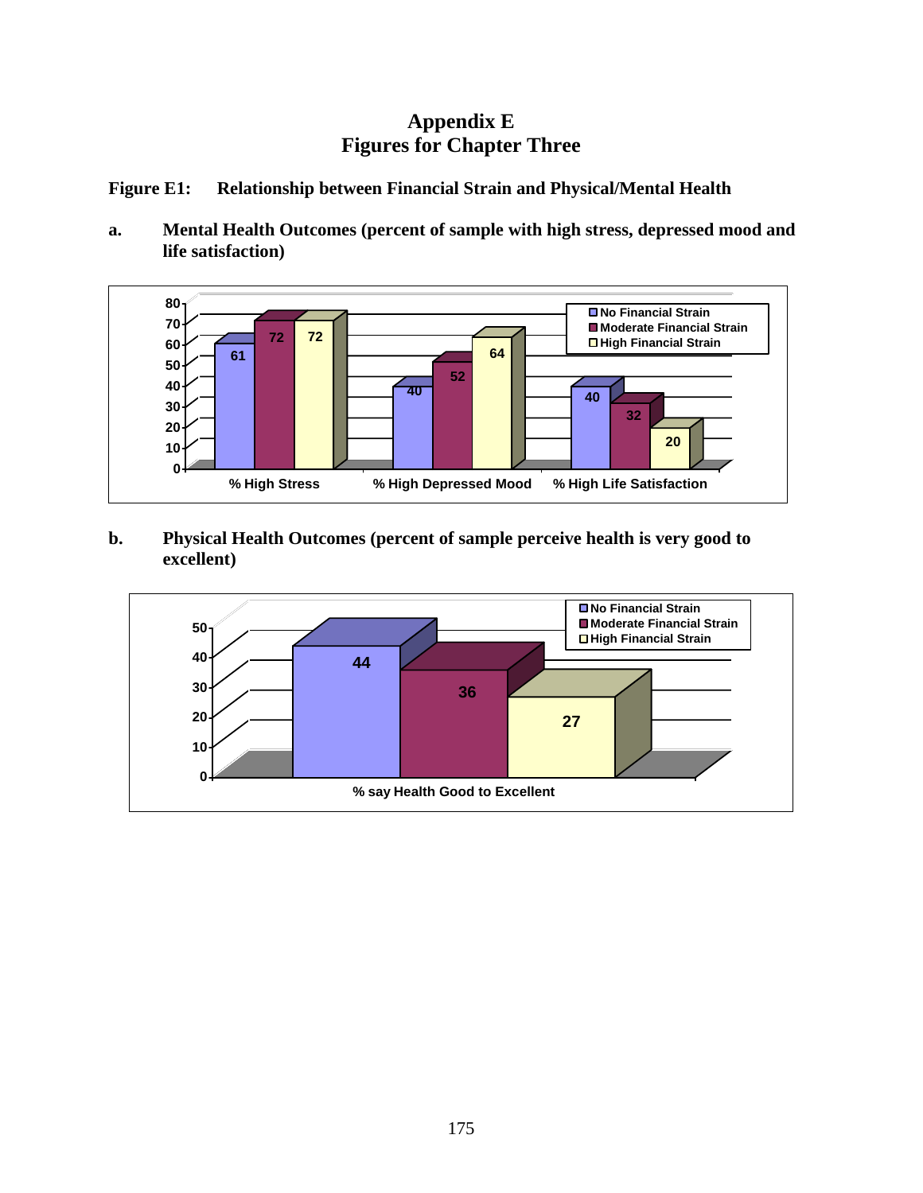# Appendix E
# Figures for Chapter Three

**Figure E1: Relationship between Financial Strain and Physical/Mental Health**

**a. Mental Health Outcomes (percent of sample with high stress, depressed mood and life satisfaction)**

| | No Financial Strain | Moderate Financial Strain | High Financial Strain |
|---|---|---|---|
| % High Stress | 61 | 72 | 72 |
| % High Depressed Mood | 40 | 52 | 64 |
| % High Life Satisfaction | 40 | 32 | 20 |

**b. Physical Health Outcomes (percent of sample perceive health is very good to excellent)**

| | No Financial Strain | Moderate Financial Strain | High Financial Strain |
|---|---|---|---|
| % say Health Good to Excellent | 44 | 36 | 27 |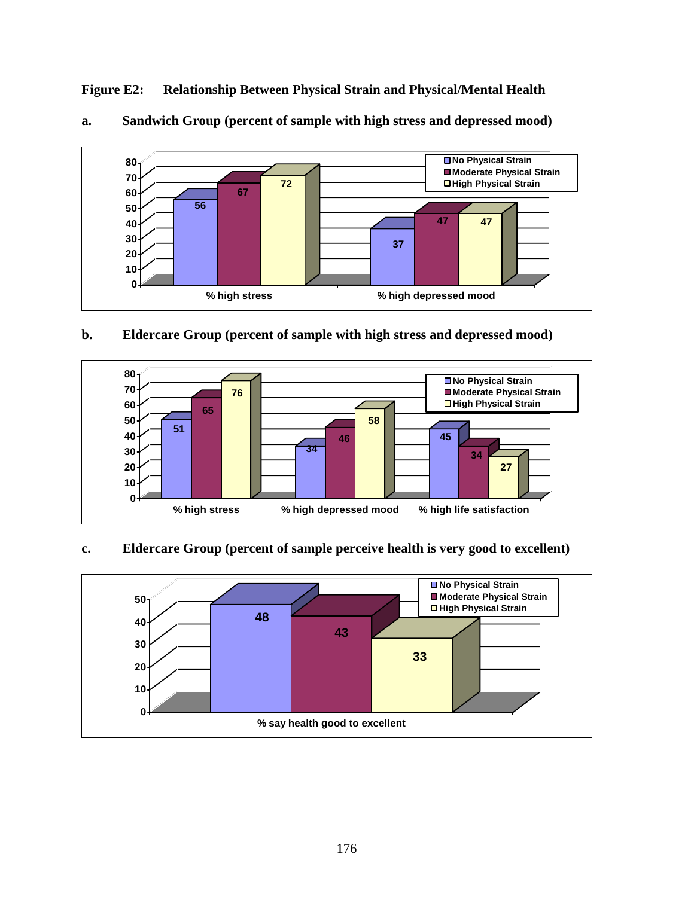**Figure E2: Relationship Between Physical Strain and Physical/Mental Health**

**a. Sandwich Group (percent of sample with high stress and depressed mood)**

| | No Physical Strain | Moderate Physical Strain | High Physical Strain |
|---|---|---|---|
| % high stress | 56 | 67 | 72 |
| % high depressed mood | 37 | 47 | 47 |

**b. Eldercare Group (percent of sample with high stress and depressed mood)**

| | No Physical Strain | Moderate Physical Strain | High Physical Strain |
|---|---|---|---|
| % high stress | 51 | 65 | 76 |
| % high depressed mood | 34 | 46 | 58 |
| % high life satisfaction | 45 | 34 | 27 |

**c. Eldercare Group (percent of sample perceive health is very good to excellent)**

| | No Physical Strain | Moderate Physical Strain | High Physical Strain |
|---|---|---|---|
| % say health good to excellent | 48 | 43 | 33 |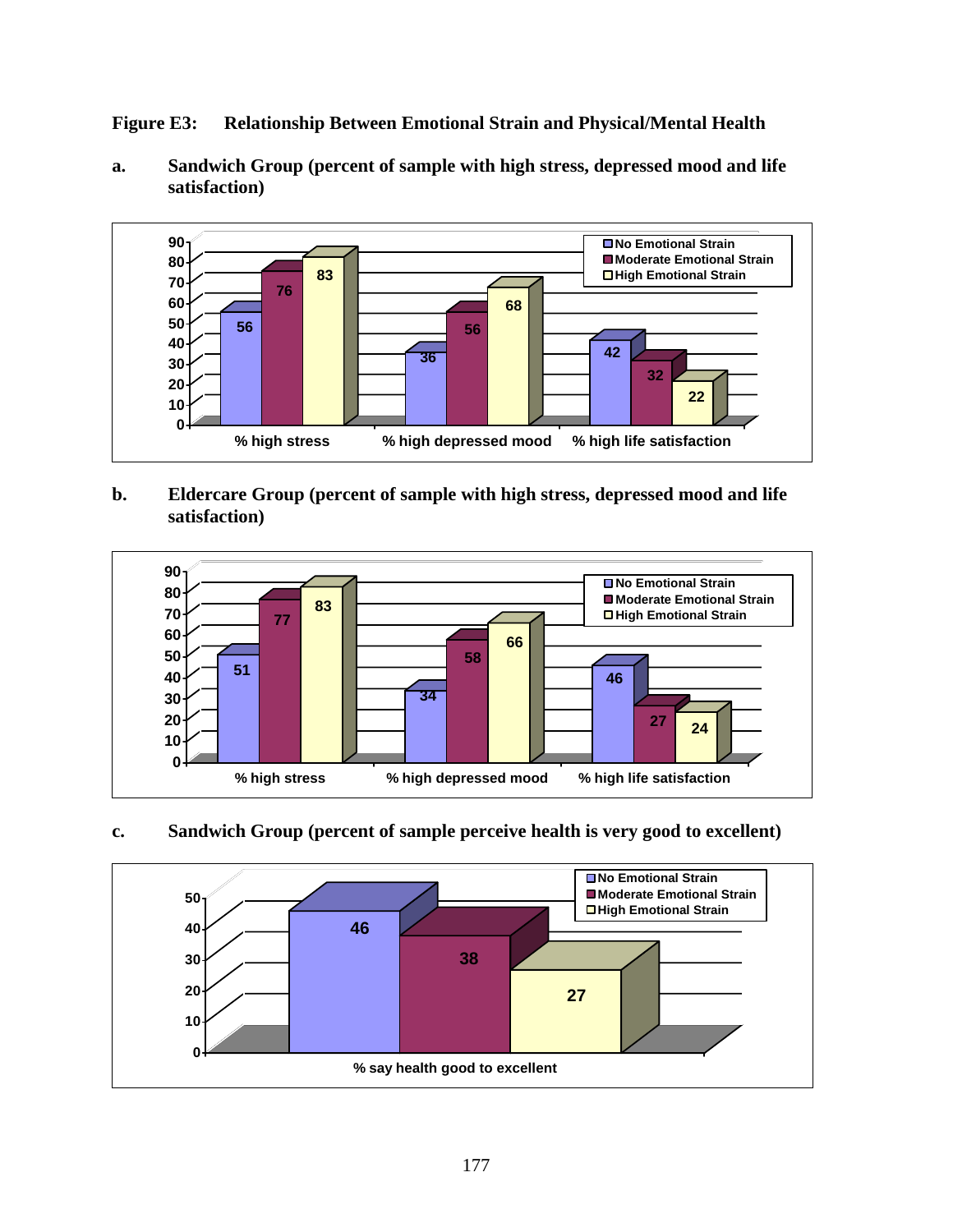**Figure E3: Relationship Between Emotional Strain and Physical/Mental Health**

**a. Sandwich Group (percent of sample with high stress, depressed mood and life satisfaction)**

| | No Emotional Strain | Moderate Emotional Strain | High Emotional Strain |
|---|---|---|---|
| % high stress | 56 | 76 | 83 |
| % high depressed mood | 36 | 56 | 68 |
| % high life satisfaction | 42 | 32 | 22 |

**b. Eldercare Group (percent of sample with high stress, depressed mood and life satisfaction)**

| | No Emotional Strain | Moderate Emotional Strain | High Emotional Strain |
|---|---|---|---|
| % high stress | 51 | 77 | 83 |
| % high depressed mood | 34 | 58 | 66 |
| % high life satisfaction | 46 | 27 | 24 |

**c. Sandwich Group (percent of sample perceive health is very good to excellent)**

| | No Emotional Strain | Moderate Emotional Strain | High Emotional Strain |
|---|---|---|---|
| % say health good to excellent | 46 | 38 | 27 |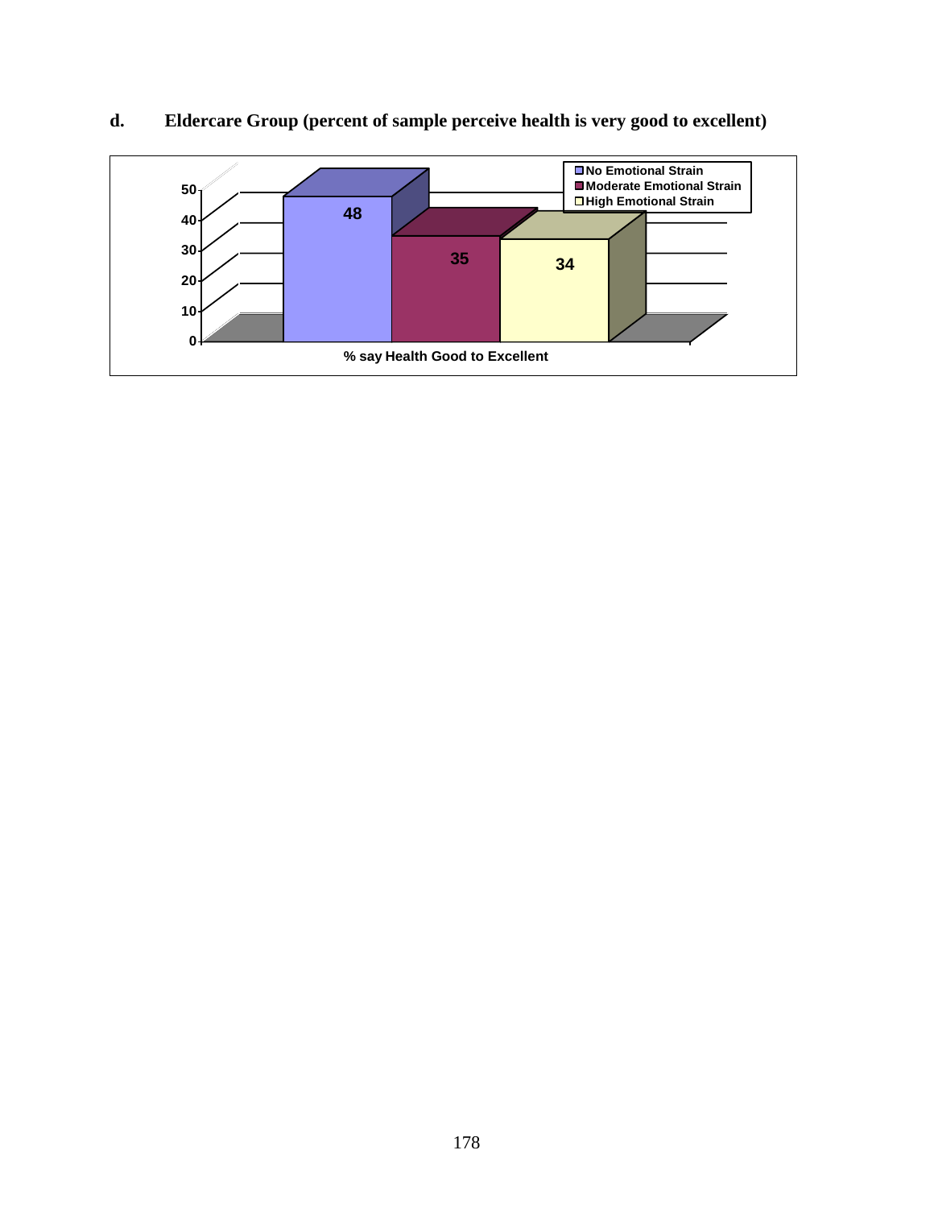**d. Eldercare Group (percent of sample perceive health is very good to excellent)**

| % say Health Good to Excellent | |
|---|---|
| No Emotional Strain | 48 |
| Moderate Emotional Strain | 35 |
| High Emotional Strain | 34 |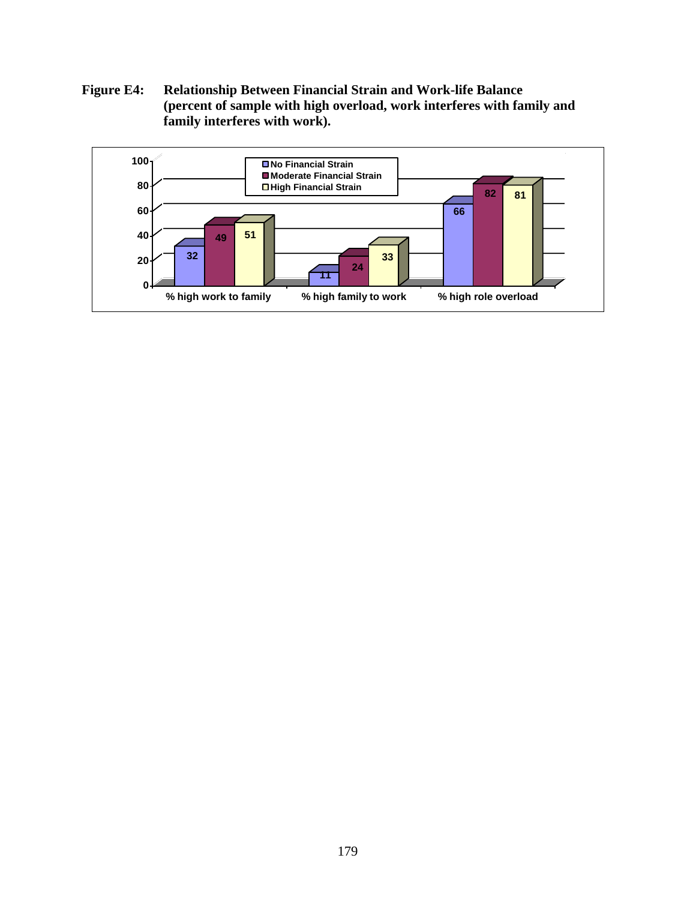**Figure E4: Relationship Between Financial Strain and Work-life Balance (percent of sample with high overload, work interferes with family and family interferes with work).**

| | No Financial Strain | Moderate Financial Strain | High Financial Strain |
|---|---|---|---|
| % high work to family | 32 | 49 | 51 |
| % high family to work | 11 | 24 | 33 |
| % high role overload | 66 | 82 | 81 |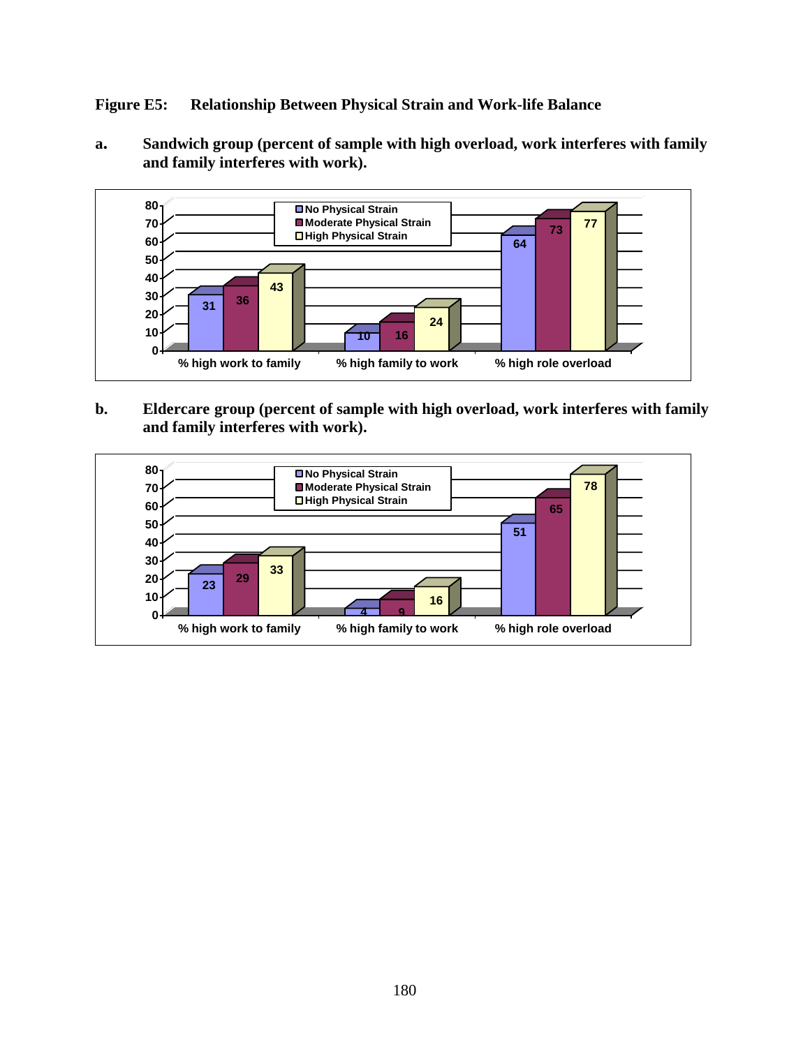**Figure E5: Relationship Between Physical Strain and Work-life Balance**

**a. Sandwich group (percent of sample with high overload, work interferes with family and family interferes with work).**

| | % high work to family | % high family to work | % high role overload |
|---|---|---|---|
| No Physical Strain | 31 | 10 | 64 |
| Moderate Physical Strain | 36 | 16 | 73 |
| High Physical Strain | 43 | 24 | 77 |

**b. Eldercare group (percent of sample with high overload, work interferes with family and family interferes with work).**

| | % high work to family | % high family to work | % high role overload |
|---|---|---|---|
| No Physical Strain | 23 | 4 | 51 |
| Moderate Physical Strain | 29 | 9 | 65 |
| High Physical Strain | 33 | 16 | 78 |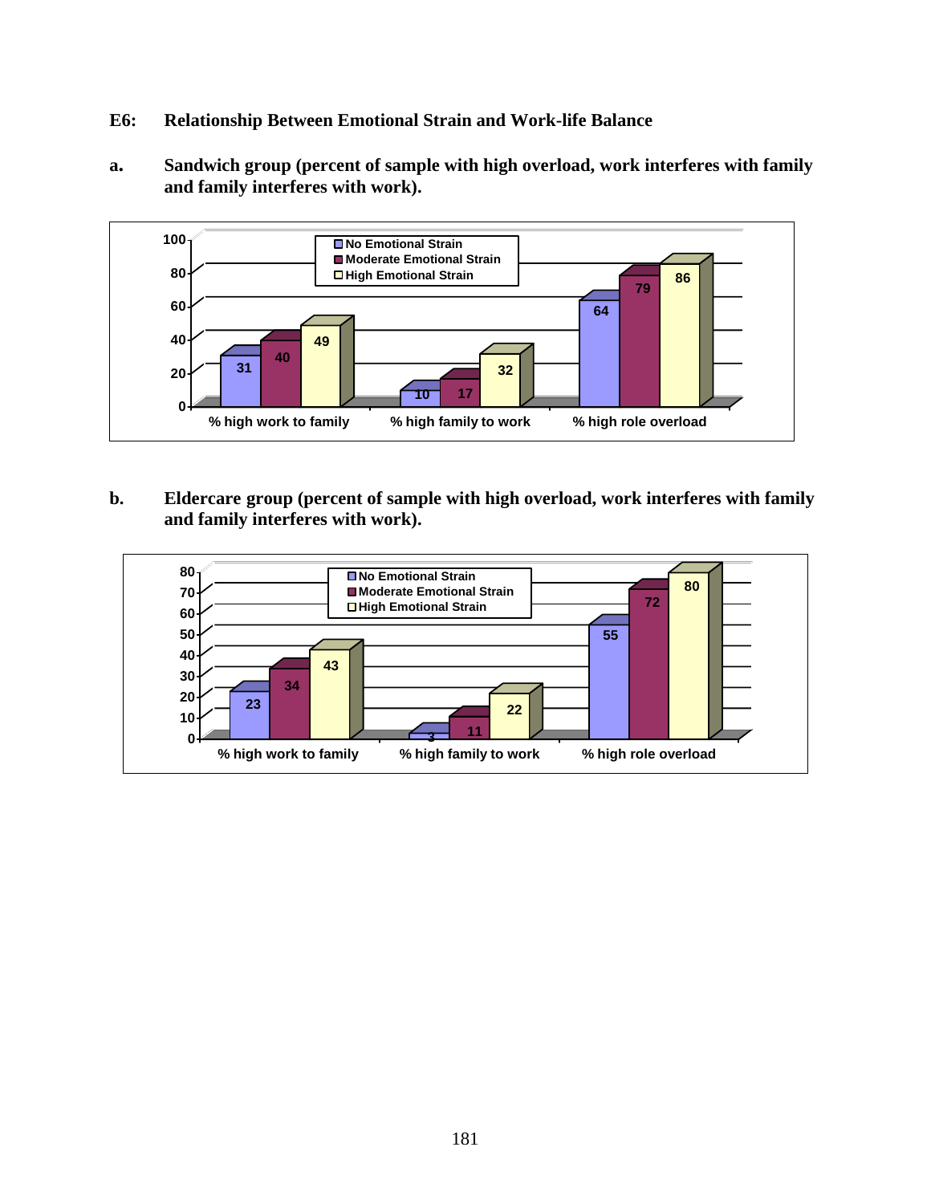## E6: Relationship Between Emotional Strain and Work-life Balance

**a. Sandwich group (percent of sample with high overload, work interferes with family and family interferes with work).**

| | No Emotional Strain | Moderate Emotional Strain | High Emotional Strain |
|---|---|---|---|
| % high work to family | 31 | 40 | 49 |
| % high family to work | 10 | 17 | 32 |
| % high role overload | 64 | 79 | 86 |

**b. Eldercare group (percent of sample with high overload, work interferes with family and family interferes with work).**

| | No Emotional Strain | Moderate Emotional Strain | High Emotional Strain |
|---|---|---|---|
| % high work to family | 23 | 34 | 43 |
| % high family to work | 3 | 11 | 22 |
| % high role overload | 55 | 72 | 80 |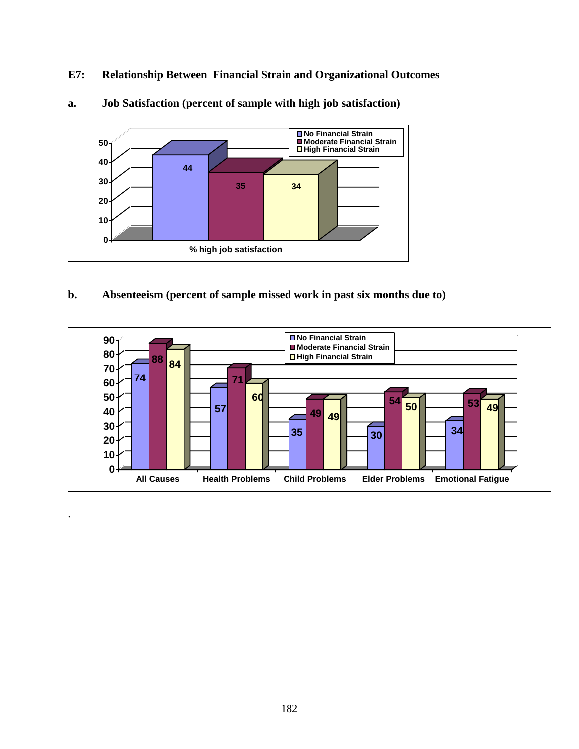## E7: Relationship Between Financial Strain and Organizational Outcomes

### a. Job Satisfaction (percent of sample with high job satisfaction)

| | No Financial Strain | Moderate Financial Strain | High Financial Strain |
|---|---|---|---|
| % high job satisfaction | 44 | 35 | 34 |

### b. Absenteeism (percent of sample missed work in past six months due to)

| | No Financial Strain | Moderate Financial Strain | High Financial Strain |
|---|---|---|---|
| All Causes | 74 | 88 | 84 |
| Health Problems | 57 | 71 | 60 |
| Child Problems | 35 | 49 | 49 |
| Elder Problems | 30 | 54 | 50 |
| Emotional Fatigue | 34 | 53 | 49 |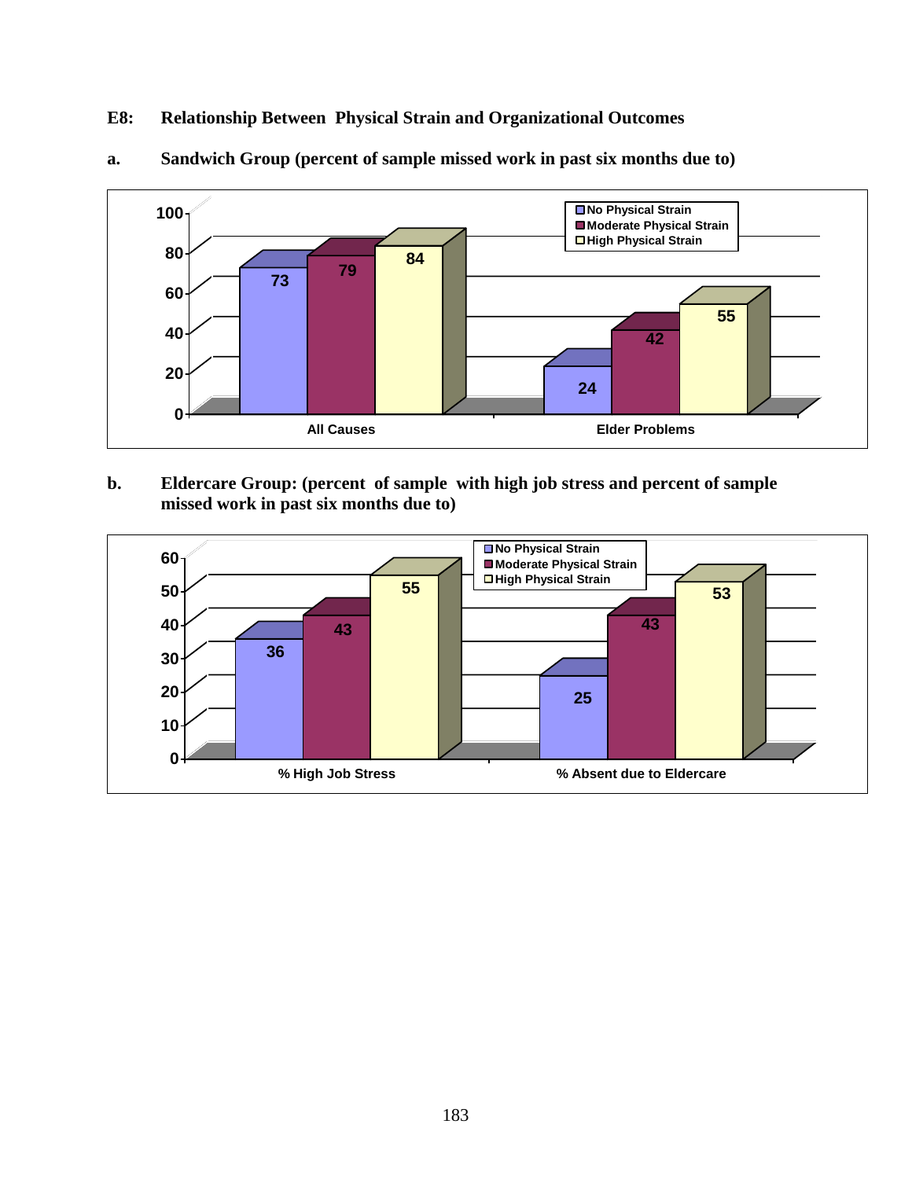**E8: Relationship Between Physical Strain and Organizational Outcomes**

**a. Sandwich Group (percent of sample missed work in past six months due to)**

| | No Physical Strain | Moderate Physical Strain | High Physical Strain |
|---|---|---|---|
| All Causes | 73 | 79 | 84 |
| Elder Problems | 24 | 42 | 55 |

**b. Eldercare Group: (percent of sample with high job stress and percent of sample missed work in past six months due to)**

| | No Physical Strain | Moderate Physical Strain | High Physical Strain |
|---|---|---|---|
| % High Job Stress | 36 | 43 | 55 |
| % Absent due to Eldercare | 25 | 43 | 53 |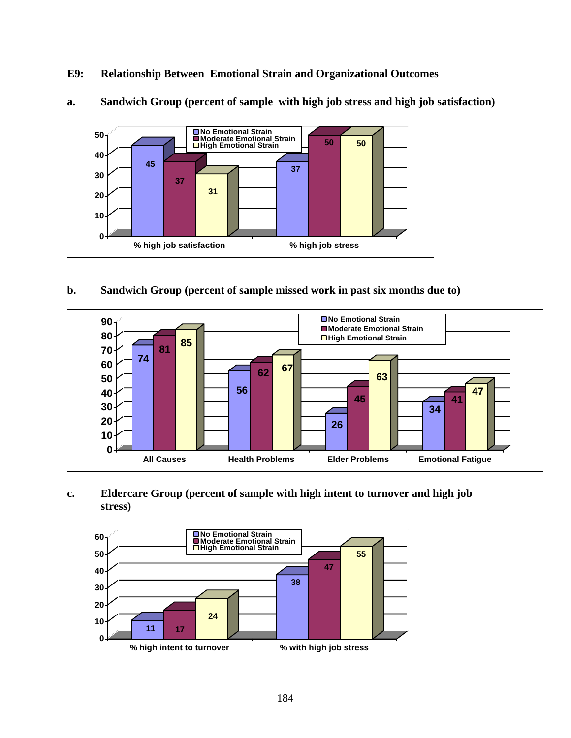## E9: Relationship Between Emotional Strain and Organizational Outcomes

### a. Sandwich Group (percent of sample with high job stress and high job satisfaction)

| | No Emotional Strain | Moderate Emotional Strain | High Emotional Strain |
|---|---|---|---|
| % high job satisfaction | 45 | 37 | 31 |
| % high job stress | 37 | 50 | 50 |

### b. Sandwich Group (percent of sample missed work in past six months due to)

| | No Emotional Strain | Moderate Emotional Strain | High Emotional Strain |
|---|---|---|---|
| All Causes | 74 | 81 | 85 |
| Health Problems | 56 | 62 | 67 |
| Elder Problems | 26 | 45 | 63 |
| Emotional Fatigue | 34 | 41 | 47 |

### c. Eldercare Group (percent of sample with high intent to turnover and high job stress)

| | No Emotional Strain | Moderate Emotional Strain | High Emotional Strain |
|---|---|---|---|
| % high intent to turnover | 11 | 17 | 24 |
| % with high job stress | 38 | 47 | 55 |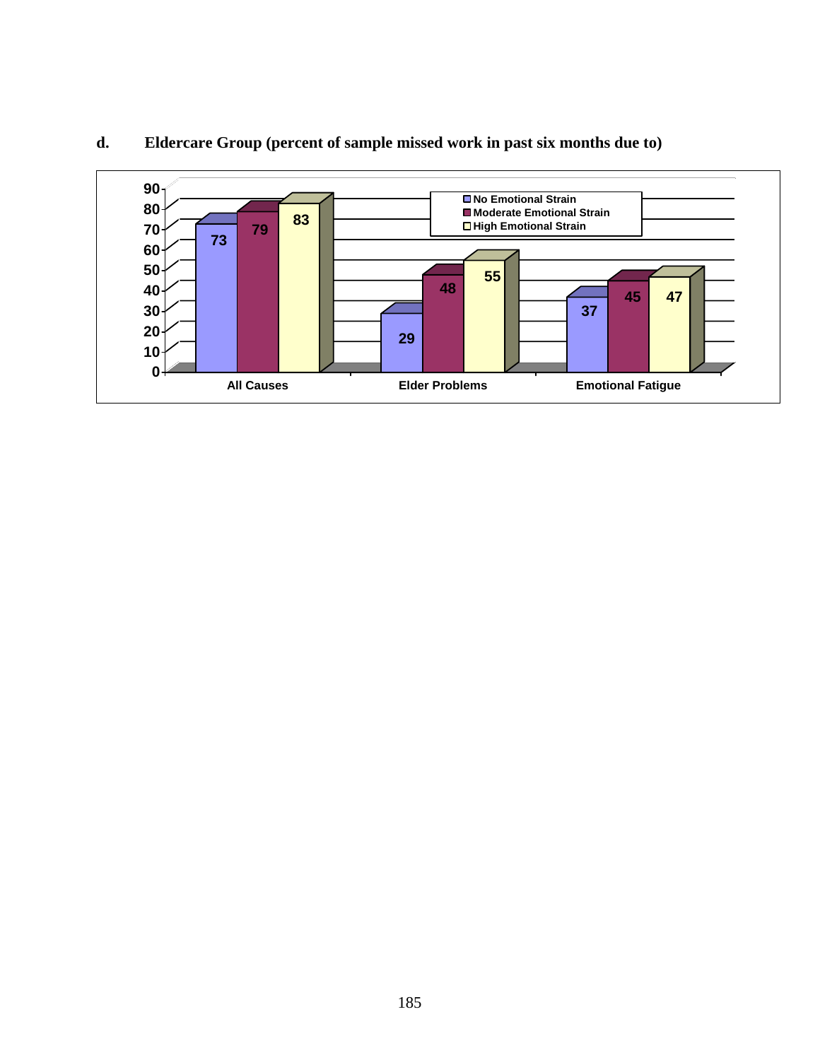**d. Eldercare Group (percent of sample missed work in past six months due to)**

| | No Emotional Strain | Moderate Emotional Strain | High Emotional Strain |
|---|---|---|---|
| All Causes | 73 | 79 | 83 |
| Elder Problems | 29 | 48 | 55 |
| Emotional Fatigue | 37 | 45 | 47 |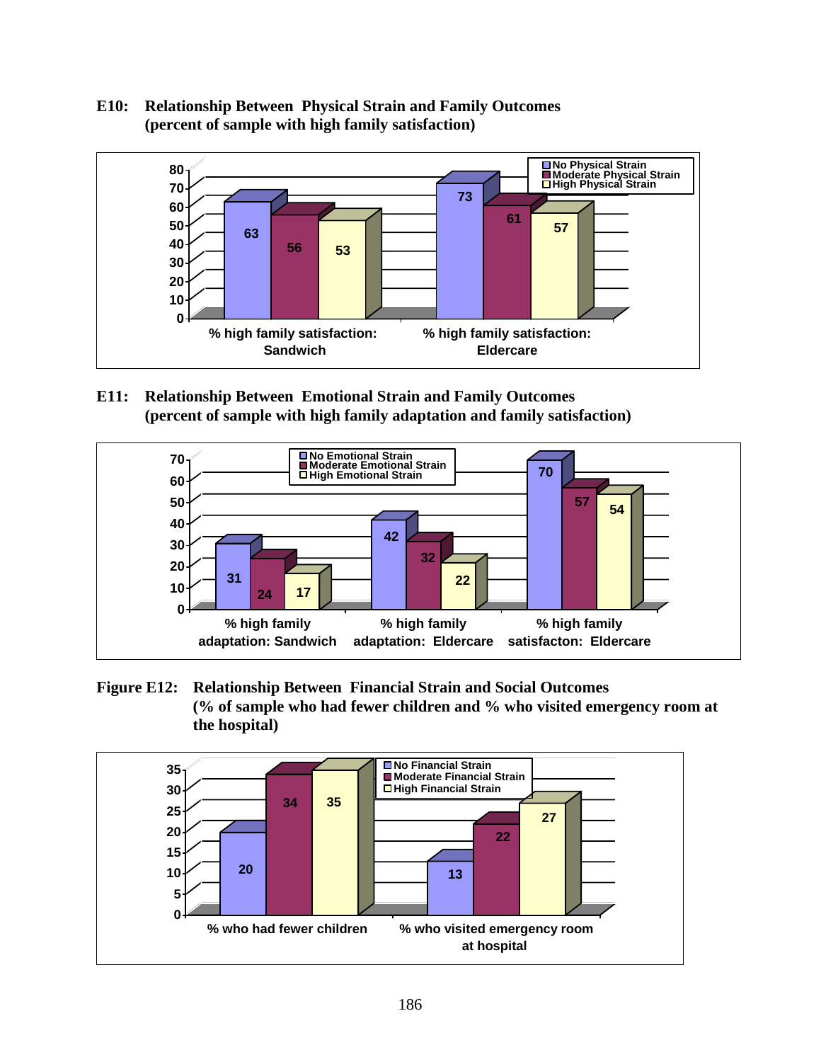**E10: Relationship Between Physical Strain and Family Outcomes (percent of sample with high family satisfaction)**

| | No Physical Strain | Moderate Physical Strain | High Physical Strain |
|---|---|---|---|
| % high family satisfaction: Sandwich | 63 | 56 | 53 |
| % high family satisfaction: Eldercare | 73 | 61 | 57 |

**E11: Relationship Between Emotional Strain and Family Outcomes (percent of sample with high family adaptation and family satisfaction)**

| | No Emotional Strain | Moderate Emotional Strain | High Emotional Strain |
|---|---|---|---|
| % high family adaptation: Sandwich | 31 | 24 | 17 |
| % high family adaptation: Eldercare | 42 | 32 | 22 |
| % high family satisfacton: Eldercare | 70 | 57 | 54 |

**Figure E12: Relationship Between Financial Strain and Social Outcomes (% of sample who had fewer children and % who visited emergency room at the hospital)**

| | No Financial Strain | Moderate Financial Strain | High Financial Strain |
|---|---|---|---|
| % who had fewer children | 20 | 34 | 35 |
| % who visited emergency room at hospital | 13 | 22 | 27 |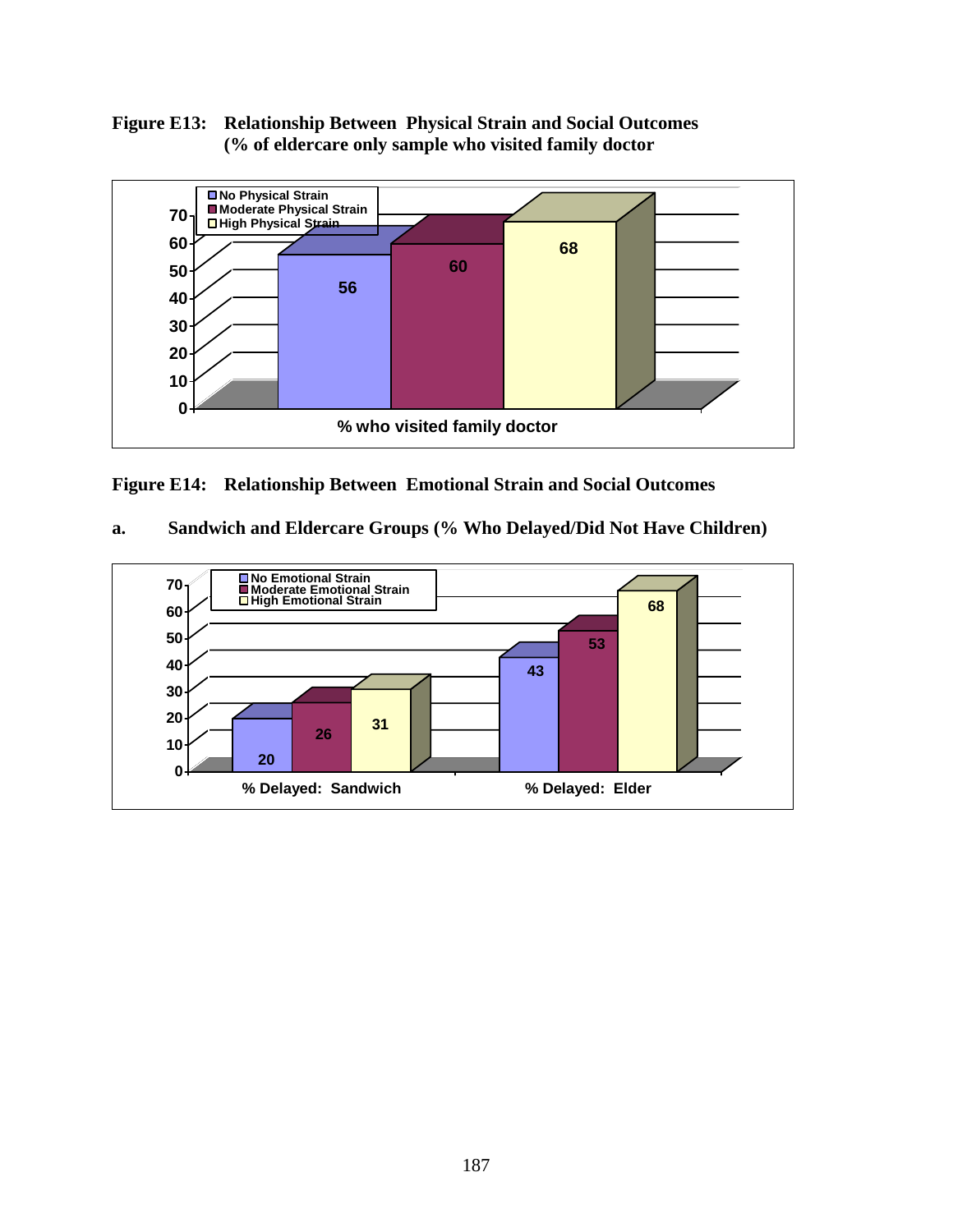**Figure E13: Relationship Between Physical Strain and Social Outcomes (% of eldercare only sample who visited family doctor**

| | No Physical Strain | Moderate Physical Strain | High Physical Strain |
|---|---|---|---|
| % who visited family doctor | 56 | 60 | 68 |

**Figure E14: Relationship Between Emotional Strain and Social Outcomes**

**a. Sandwich and Eldercare Groups (% Who Delayed/Did Not Have Children)**

| | No Emotional Strain | Moderate Emotional Strain | High Emotional Strain |
|---|---|---|---|
| % Delayed: Sandwich | 20 | 26 | 31 |
| % Delayed: Elder | 43 | 53 | 68 |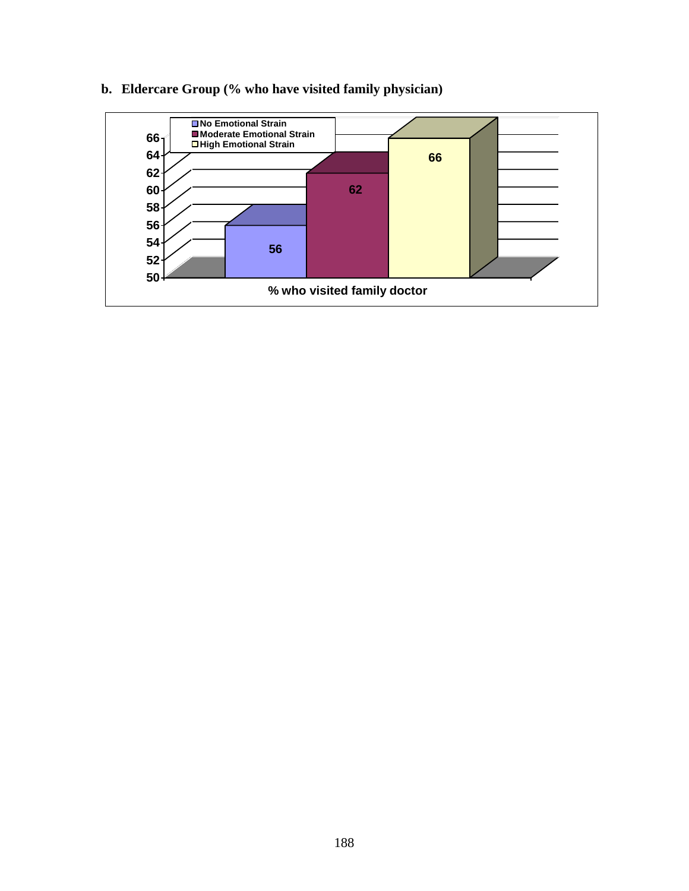**b. Eldercare Group (% who have visited family physician)**

| | No Emotional Strain | Moderate Emotional Strain | High Emotional Strain |
|---|---|---|---|
| % who visited family doctor | 56 | 62 | 66 |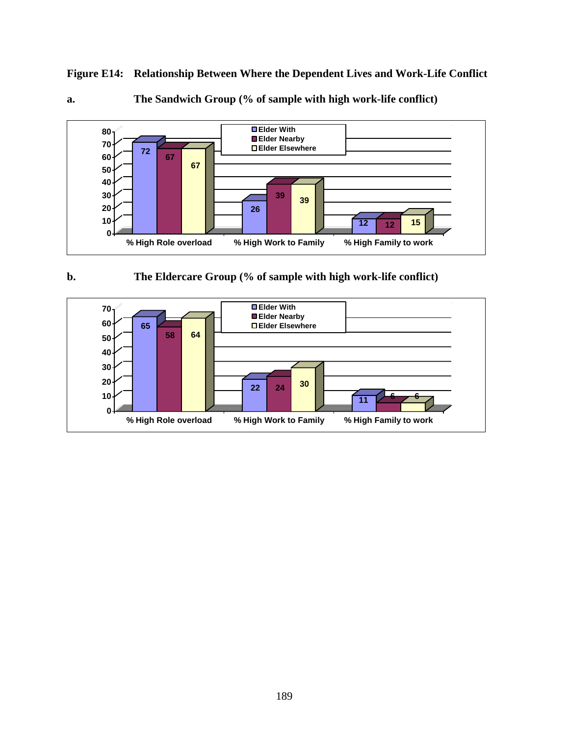**Figure E14: Relationship Between Where the Dependent Lives and Work-Life Conflict**

**a. The Sandwich Group (% of sample with high work-life conflict)**

| | % High Role overload | % High Work to Family | % High Family to work |
|---|---|---|---|
| Elder With | 72 | 26 | 12 |
| Elder Nearby | 67 | 39 | 12 |
| Elder Elsewhere | 67 | 39 | 15 |

**b. The Eldercare Group (% of sample with high work-life conflict)**

| | % High Role overload | % High Work to Family | % High Family to work |
|---|---|---|---|
| Elder With | 65 | 22 | 11 |
| Elder Nearby | 58 | 24 | 6 |
| Elder Elsewhere | 64 | 30 | 6 |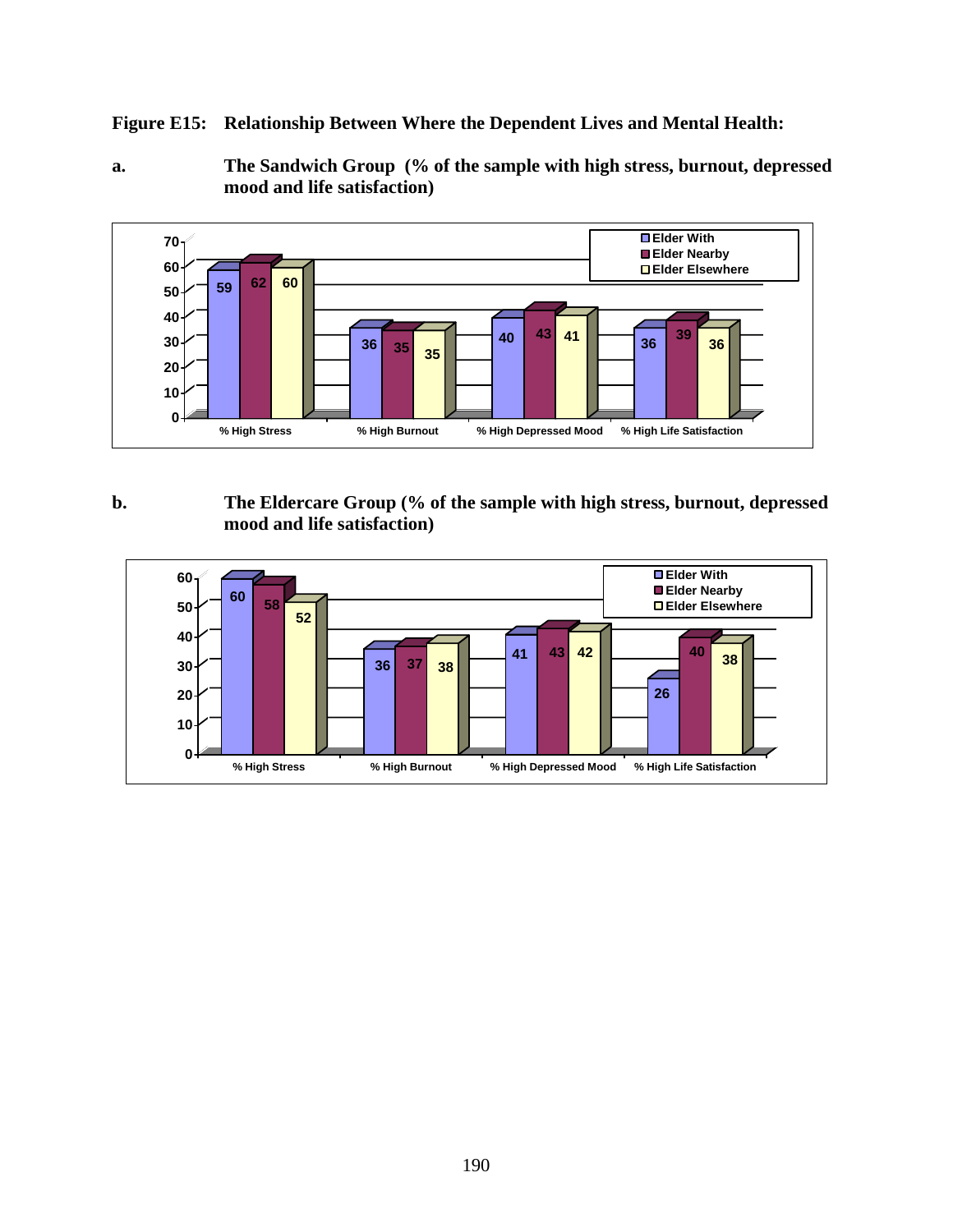**Figure E15: Relationship Between Where the Dependent Lives and Mental Health:**

**a. The Sandwich Group (% of the sample with high stress, burnout, depressed mood and life satisfaction)**

| | % High Stress | % High Burnout | % High Depressed Mood | % High Life Satisfaction |
|---|---|---|---|---|
| Elder With | 59 | 36 | 40 | 36 |
| Elder Nearby | 62 | 35 | 43 | 39 |
| Elder Elsewhere | 60 | 35 | 41 | 36 |

**b. The Eldercare Group (% of the sample with high stress, burnout, depressed mood and life satisfaction)**

| | % High Stress | % High Burnout | % High Depressed Mood | % High Life Satisfaction |
|---|---|---|---|---|
| Elder With | 60 | 36 | 41 | 26 |
| Elder Nearby | 58 | 37 | 43 | 40 |
| Elder Elsewhere | 52 | 38 | 42 | 38 |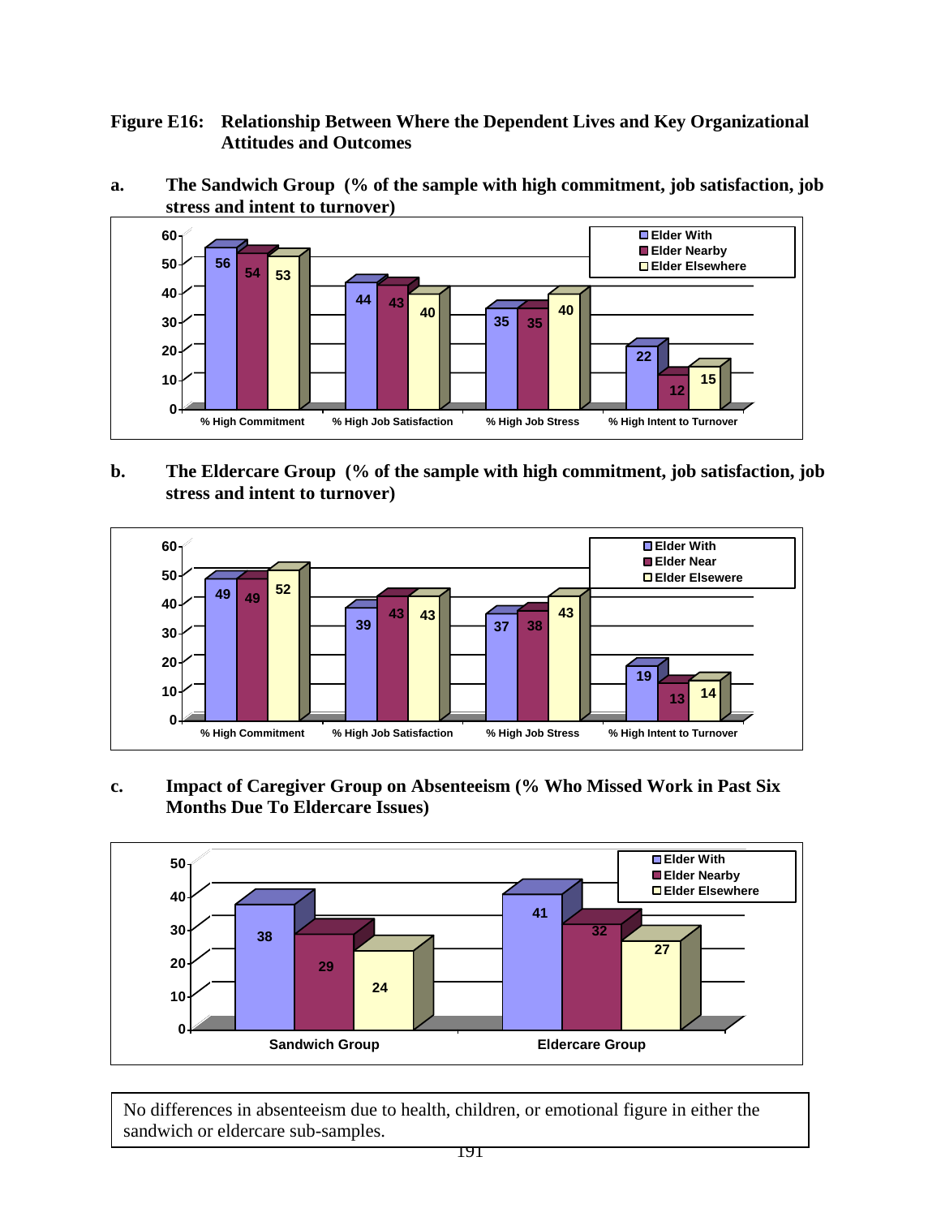**Figure E16: Relationship Between Where the Dependent Lives and Key Organizational Attitudes and Outcomes**

**a. The Sandwich Group (% of the sample with high commitment, job satisfaction, job stress and intent to turnover)**

| | % High Commitment | % High Job Satisfaction | % High Job Stress | % High Intent to Turnover |
|---|---|---|---|---|
| Elder With | 56 | 44 | 35 | 22 |
| Elder Nearby | 54 | 43 | 35 | 12 |
| Elder Elsewhere | 53 | 40 | 40 | 15 |

**b. The Eldercare Group (% of the sample with high commitment, job satisfaction, job stress and intent to turnover)**

| | % High Commitment | % High Job Satisfaction | % High Job Stress | % High Intent to Turnover |
|---|---|---|---|---|
| Elder With | 49 | 39 | 37 | 19 |
| Elder Near | 49 | 43 | 38 | 13 |
| Elder Elsewere | 52 | 43 | 43 | 14 |

**c. Impact of Caregiver Group on Absenteeism (% Who Missed Work in Past Six Months Due To Eldercare Issues)**

| | Sandwich Group | Eldercare Group |
|---|---|---|
| Elder With | 38 | 41 |
| Elder Nearby | 29 | 32 |
| Elder Elsewhere | 24 | 27 |

No differences in absenteeism due to health, children, or emotional figure in either the sandwich or eldercare sub-samples.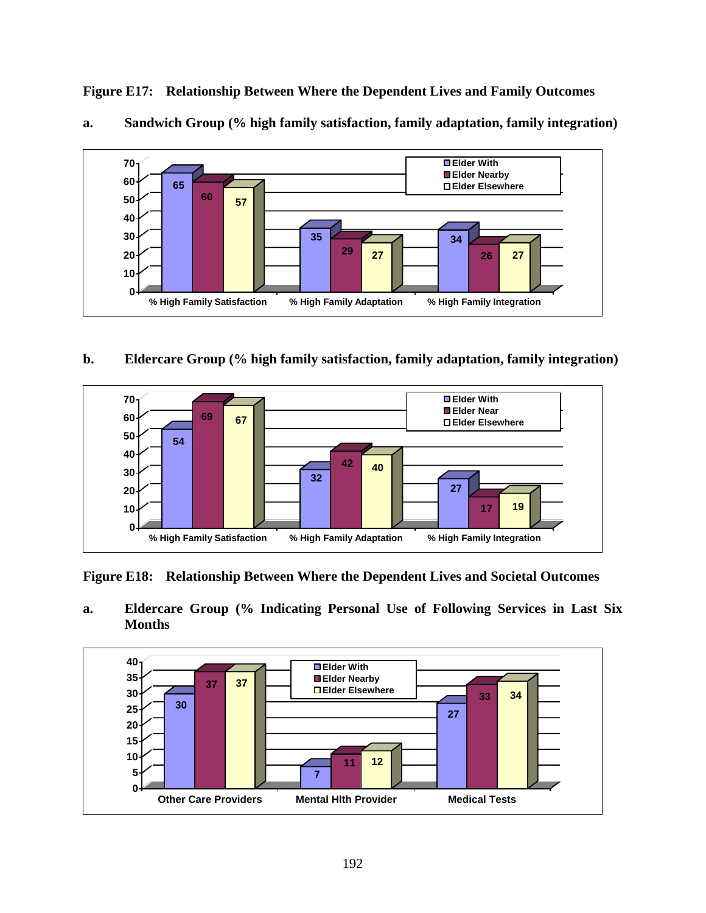**Figure E17: Relationship Between Where the Dependent Lives and Family Outcomes**

**a. Sandwich Group (% high family satisfaction, family adaptation, family integration)**

| | Elder With | Elder Nearby | Elder Elsewhere |
|---|---|---|---|
| % High Family Satisfaction | 65 | 60 | 57 |
| % High Family Adaptation | 35 | 29 | 27 |
| % High Family Integration | 34 | 26 | 27 |

**b. Eldercare Group (% high family satisfaction, family adaptation, family integration)**

| | Elder With | Elder Near | Elder Elsewhere |
|---|---|---|---|
| % High Family Satisfaction | 54 | 69 | 67 |
| % High Family Adaptation | 32 | 42 | 40 |
| % High Family Integration | 27 | 17 | 19 |

**Figure E18: Relationship Between Where the Dependent Lives and Societal Outcomes**

**a. Eldercare Group (% Indicating Personal Use of Following Services in Last Six Months**

| | Elder With | Elder Nearby | Elder Elsewhere |
|---|---|---|---|
| Other Care Providers | 30 | 37 | 37 |
| Mental Hlth Provider | 7 | 11 | 12 |
| Medical Tests | 27 | 33 | 34 |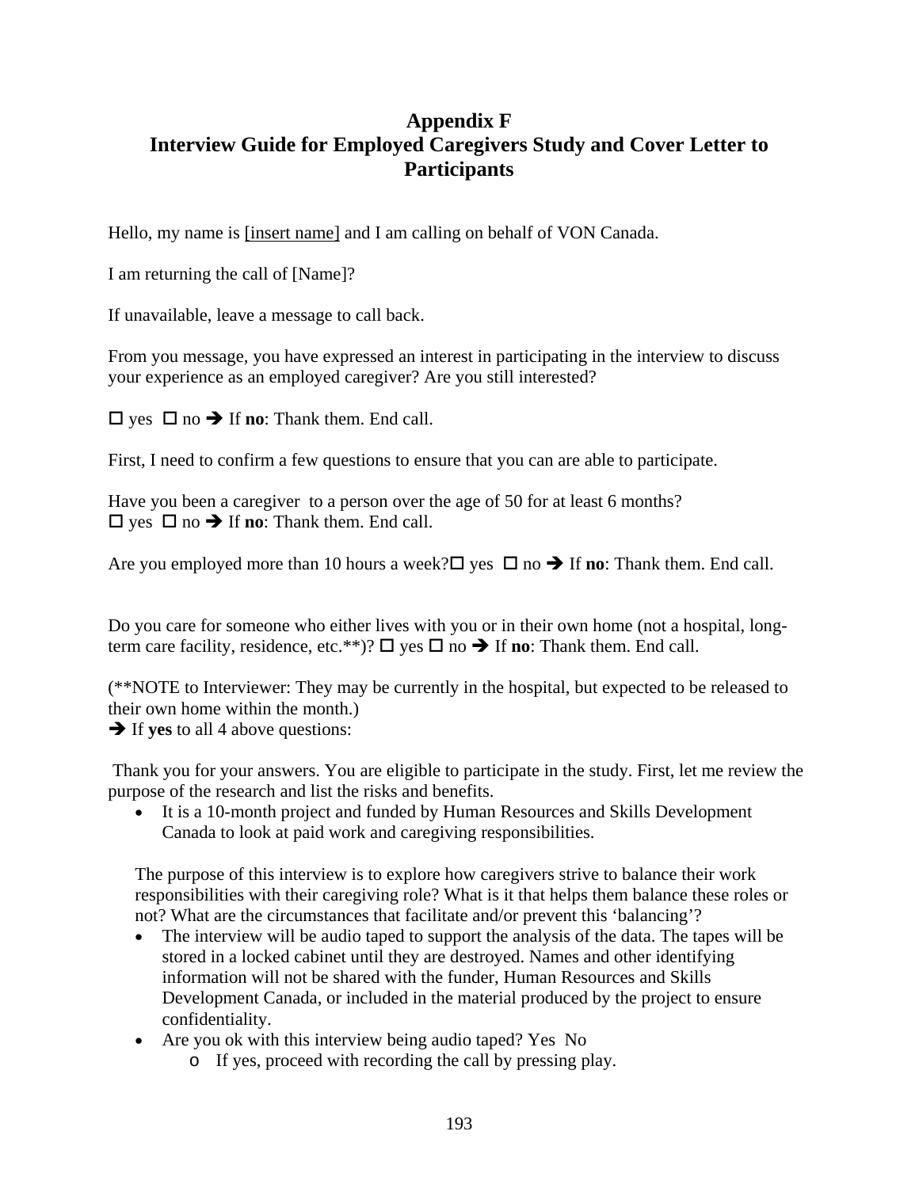# Appendix F
# Interview Guide for Employed Caregivers Study and Cover Letter to Participants

Hello, my name is [insert name] and I am calling on behalf of VON Canada.

I am returning the call of [Name]?

If unavailable, leave a message to call back.

From you message, you have expressed an interest in participating in the interview to discuss your experience as an employed caregiver? Are you still interested?

☐ yes ☐ no ➔ If **no**: Thank them. End call.

First, I need to confirm a few questions to ensure that you can are able to participate.

Have you been a caregiver to a person over the age of 50 for at least 6 months?
☐ yes ☐ no ➔ If **no**: Thank them. End call.

Are you employed more than 10 hours a week?☐ yes ☐ no ➔ If **no**: Thank them. End call.

Do you care for someone who either lives with you or in their own home (not a hospital, long-term care facility, residence, etc.**)? ☐ yes ☐ no ➔ If **no**: Thank them. End call.

(**NOTE to Interviewer: They may be currently in the hospital, but expected to be released to their own home within the month.)
➔ If **yes** to all 4 above questions:

Thank you for your answers. You are eligible to participate in the study. First, let me review the purpose of the research and list the risks and benefits.

- It is a 10-month project and funded by Human Resources and Skills Development Canada to look at paid work and caregiving responsibilities.

The purpose of this interview is to explore how caregivers strive to balance their work responsibilities with their caregiving role? What is it that helps them balance these roles or not? What are the circumstances that facilitate and/or prevent this 'balancing'?

- The interview will be audio taped to support the analysis of the data. The tapes will be stored in a locked cabinet until they are destroyed. Names and other identifying information will not be shared with the funder, Human Resources and Skills Development Canada, or included in the material produced by the project to ensure confidentiality.
- Are you ok with this interview being audio taped? Yes No
  - If yes, proceed with recording the call by pressing play.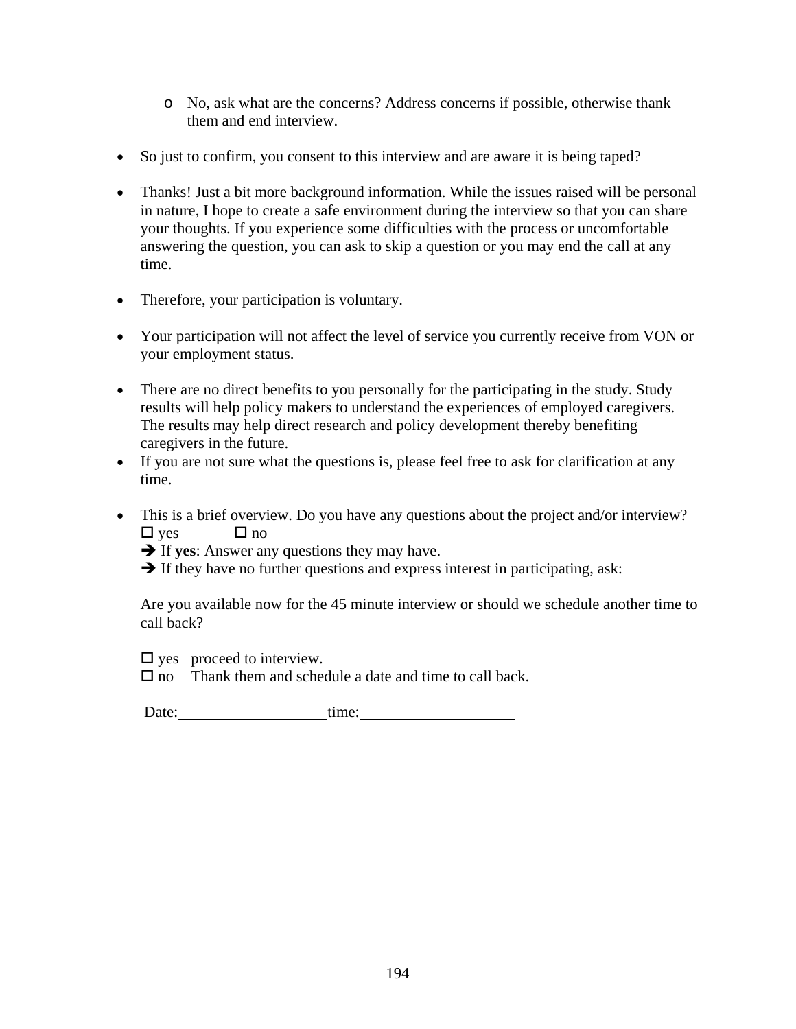- No, ask what are the concerns? Address concerns if possible, otherwise thank them and end interview.

- So just to confirm, you consent to this interview and are aware it is being taped?

- Thanks! Just a bit more background information. While the issues raised will be personal in nature, I hope to create a safe environment during the interview so that you can share your thoughts. If you experience some difficulties with the process or uncomfortable answering the question, you can ask to skip a question or you may end the call at any time.

- Therefore, your participation is voluntary.

- Your participation will not affect the level of service you currently receive from VON or your employment status.

- There are no direct benefits to you personally for the participating in the study. Study results will help policy makers to understand the experiences of employed caregivers. The results may help direct research and policy development thereby benefiting caregivers in the future.
- If you are not sure what the questions is, please feel free to ask for clarification at any time.

- This is a brief overview. Do you have any questions about the project and/or interview?
  ☐ yes ☐ no
  ➔ If **yes**: Answer any questions they may have.
  ➔ If they have no further questions and express interest in participating, ask:

  Are you available now for the 45 minute interview or should we schedule another time to call back?

  ☐ yes proceed to interview.
  ☐ no Thank them and schedule a date and time to call back.

  Date:\_\_\_\_\_\_\_\_\_\_\_\_\_\_\_\_\_\_\_\_ time:\_\_\_\_\_\_\_\_\_\_\_\_\_\_\_\_\_\_\_\_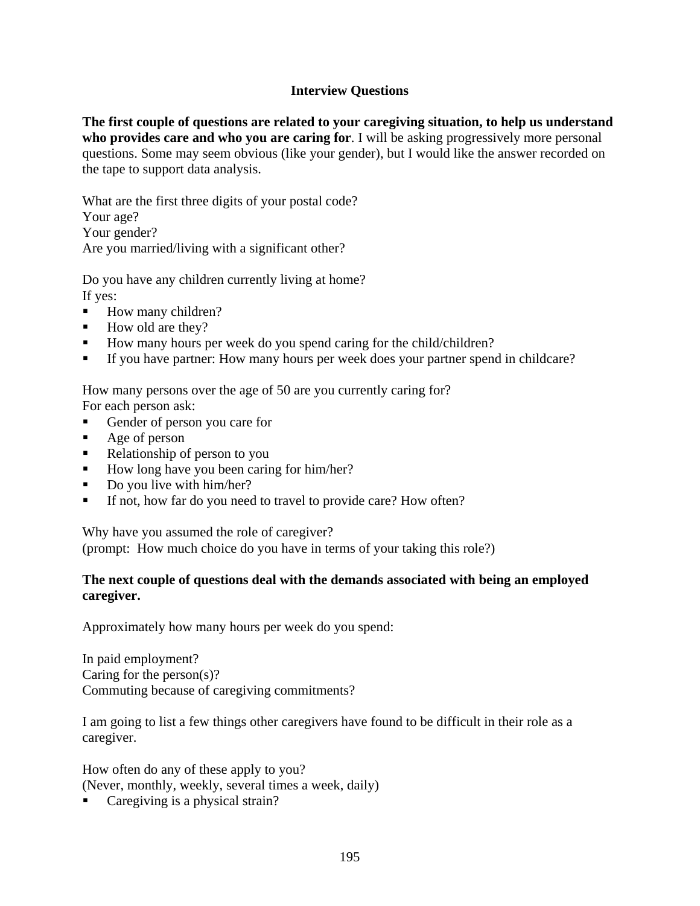## Interview Questions

**The first couple of questions are related to your caregiving situation, to help us understand who provides care and who you are caring for**. I will be asking progressively more personal questions. Some may seem obvious (like your gender), but I would like the answer recorded on the tape to support data analysis.

What are the first three digits of your postal code?
Your age?
Your gender?
Are you married/living with a significant other?

Do you have any children currently living at home?
If yes:

- How many children?
- How old are they?
- How many hours per week do you spend caring for the child/children?
- If you have partner: How many hours per week does your partner spend in childcare?

How many persons over the age of 50 are you currently caring for?
For each person ask:

- Gender of person you care for
- Age of person
- Relationship of person to you
- How long have you been caring for him/her?
- Do you live with him/her?
- If not, how far do you need to travel to provide care? How often?

Why have you assumed the role of caregiver?
(prompt: How much choice do you have in terms of your taking this role?)

**The next couple of questions deal with the demands associated with being an employed caregiver.**

Approximately how many hours per week do you spend:

In paid employment?
Caring for the person(s)?
Commuting because of caregiving commitments?

I am going to list a few things other caregivers have found to be difficult in their role as a caregiver.

How often do any of these apply to you?
(Never, monthly, weekly, several times a week, daily)

- Caregiving is a physical strain?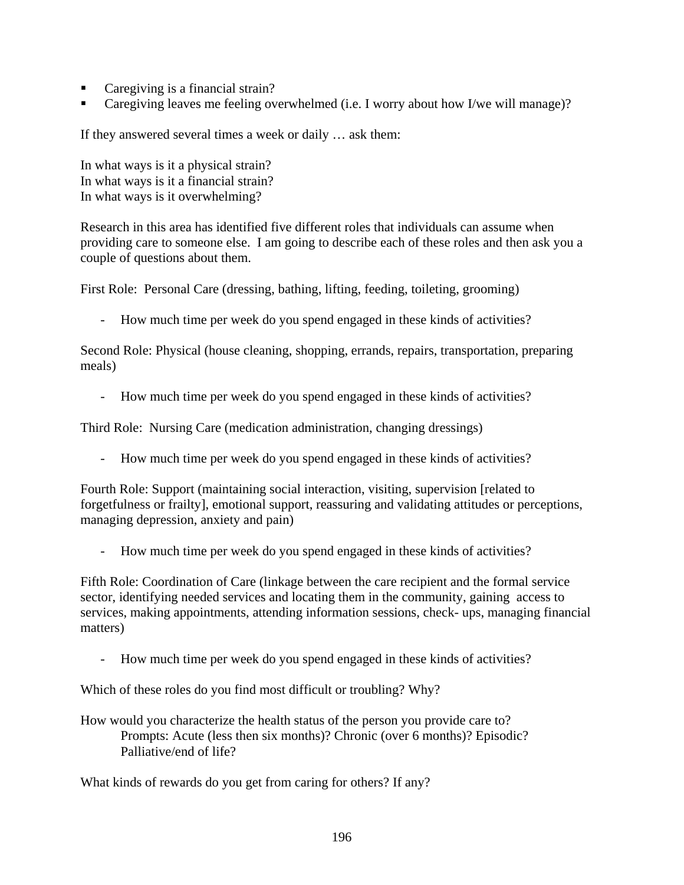- Caregiving is a financial strain?
- Caregiving leaves me feeling overwhelmed (i.e. I worry about how I/we will manage)?

If they answered several times a week or daily … ask them:

In what ways is it a physical strain?
In what ways is it a financial strain?
In what ways is it overwhelming?

Research in this area has identified five different roles that individuals can assume when providing care to someone else. I am going to describe each of these roles and then ask you a couple of questions about them.

First Role: Personal Care (dressing, bathing, lifting, feeding, toileting, grooming)

- How much time per week do you spend engaged in these kinds of activities?

Second Role: Physical (house cleaning, shopping, errands, repairs, transportation, preparing meals)

- How much time per week do you spend engaged in these kinds of activities?

Third Role: Nursing Care (medication administration, changing dressings)

- How much time per week do you spend engaged in these kinds of activities?

Fourth Role: Support (maintaining social interaction, visiting, supervision [related to forgetfulness or frailty], emotional support, reassuring and validating attitudes or perceptions, managing depression, anxiety and pain)

- How much time per week do you spend engaged in these kinds of activities?

Fifth Role: Coordination of Care (linkage between the care recipient and the formal service sector, identifying needed services and locating them in the community, gaining access to services, making appointments, attending information sessions, check- ups, managing financial matters)

- How much time per week do you spend engaged in these kinds of activities?

Which of these roles do you find most difficult or troubling? Why?

How would you characterize the health status of the person you provide care to?
Prompts: Acute (less then six months)? Chronic (over 6 months)? Episodic? Palliative/end of life?

What kinds of rewards do you get from caring for others? If any?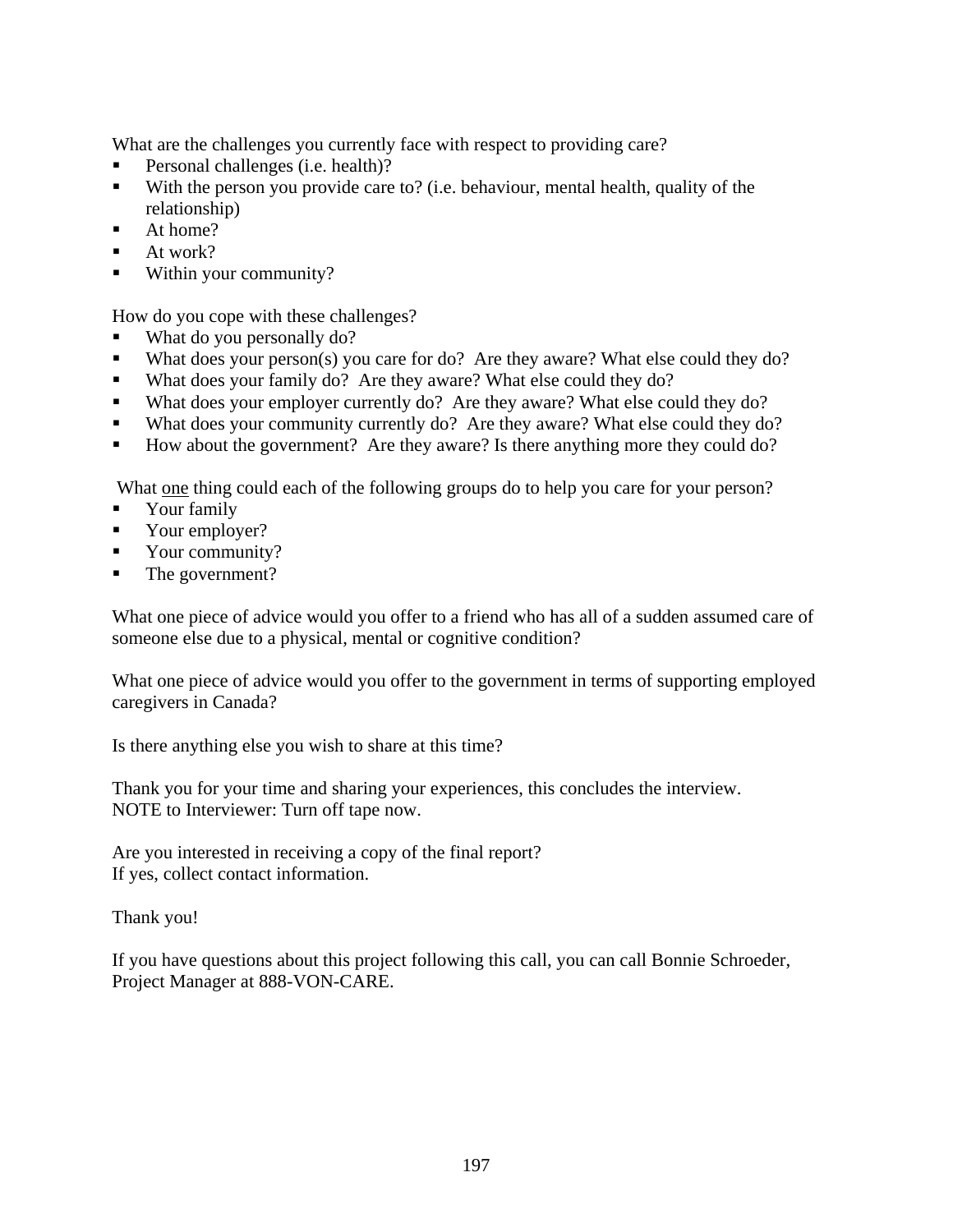What are the challenges you currently face with respect to providing care?

- Personal challenges (i.e. health)?
- With the person you provide care to? (i.e. behaviour, mental health, quality of the relationship)
- At home?
- At work?
- Within your community?

How do you cope with these challenges?

- What do you personally do?
- What does your person(s) you care for do? Are they aware? What else could they do?
- What does your family do? Are they aware? What else could they do?
- What does your employer currently do? Are they aware? What else could they do?
- What does your community currently do? Are they aware? What else could they do?
- How about the government? Are they aware? Is there anything more they could do?

What <u>one</u> thing could each of the following groups do to help you care for your person?

- Your family
- Your employer?
- Your community?
- The government?

What one piece of advice would you offer to a friend who has all of a sudden assumed care of someone else due to a physical, mental or cognitive condition?

What one piece of advice would you offer to the government in terms of supporting employed caregivers in Canada?

Is there anything else you wish to share at this time?

Thank you for your time and sharing your experiences, this concludes the interview.
NOTE to Interviewer: Turn off tape now.

Are you interested in receiving a copy of the final report?
If yes, collect contact information.

Thank you!

If you have questions about this project following this call, you can call Bonnie Schroeder, Project Manager at 888-VON-CARE.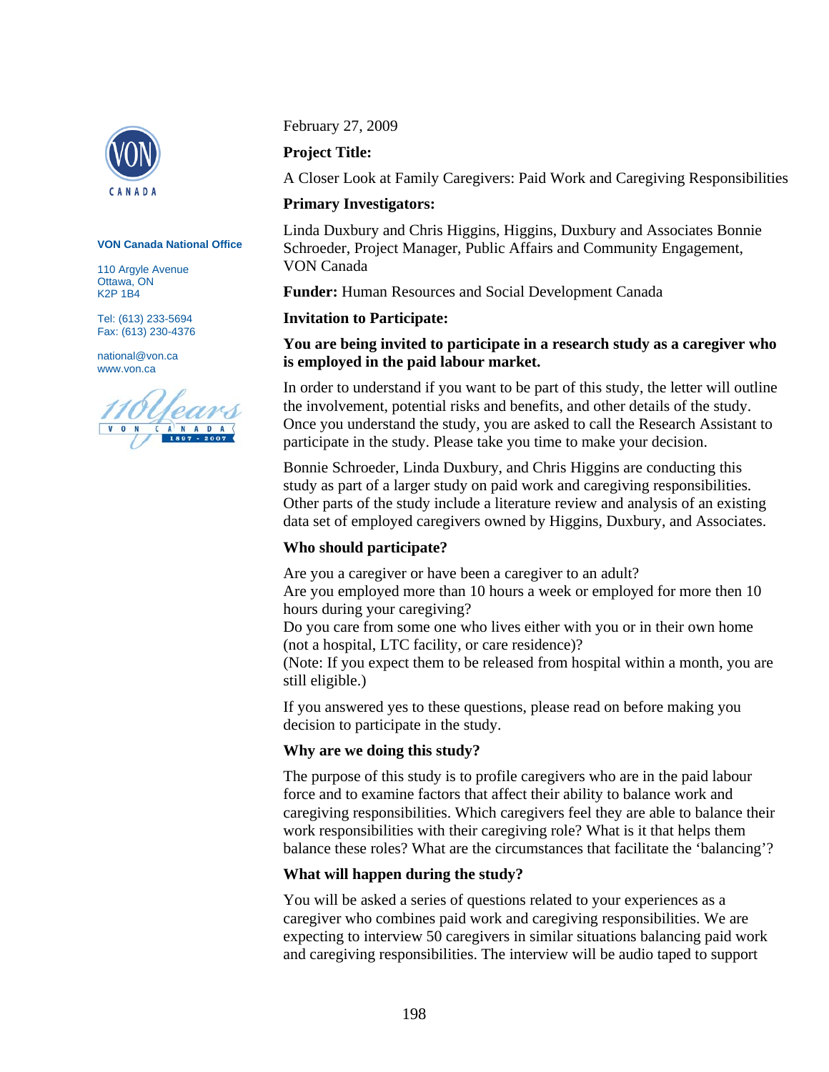VON Canada National Office

110 Argyle Avenue
Ottawa, ON
K2P 1B4

Tel: (613) 233-5694
Fax: (613) 230-4376

national@von.ca
www.von.ca

February 27, 2009

**Project Title:**

A Closer Look at Family Caregivers: Paid Work and Caregiving Responsibilities

**Primary Investigators:**

Linda Duxbury and Chris Higgins, Higgins, Duxbury and Associates Bonnie Schroeder, Project Manager, Public Affairs and Community Engagement, VON Canada

**Funder:** Human Resources and Social Development Canada

**Invitation to Participate:**

**You are being invited to participate in a research study as a caregiver who is employed in the paid labour market.**

In order to understand if you want to be part of this study, the letter will outline the involvement, potential risks and benefits, and other details of the study. Once you understand the study, you are asked to call the Research Assistant to participate in the study. Please take you time to make your decision.

Bonnie Schroeder, Linda Duxbury, and Chris Higgins are conducting this study as part of a larger study on paid work and caregiving responsibilities. Other parts of the study include a literature review and analysis of an existing data set of employed caregivers owned by Higgins, Duxbury, and Associates.

**Who should participate?**

Are you a caregiver or have been a caregiver to an adult?
Are you employed more than 10 hours a week or employed for more then 10 hours during your caregiving?
Do you care from some one who lives either with you or in their own home (not a hospital, LTC facility, or care residence)?
(Note: If you expect them to be released from hospital within a month, you are still eligible.)

If you answered yes to these questions, please read on before making you decision to participate in the study.

**Why are we doing this study?**

The purpose of this study is to profile caregivers who are in the paid labour force and to examine factors that affect their ability to balance work and caregiving responsibilities. Which caregivers feel they are able to balance their work responsibilities with their caregiving role? What is it that helps them balance these roles? What are the circumstances that facilitate the 'balancing'?

**What will happen during the study?**

You will be asked a series of questions related to your experiences as a caregiver who combines paid work and caregiving responsibilities. We are expecting to interview 50 caregivers in similar situations balancing paid work and caregiving responsibilities. The interview will be audio taped to support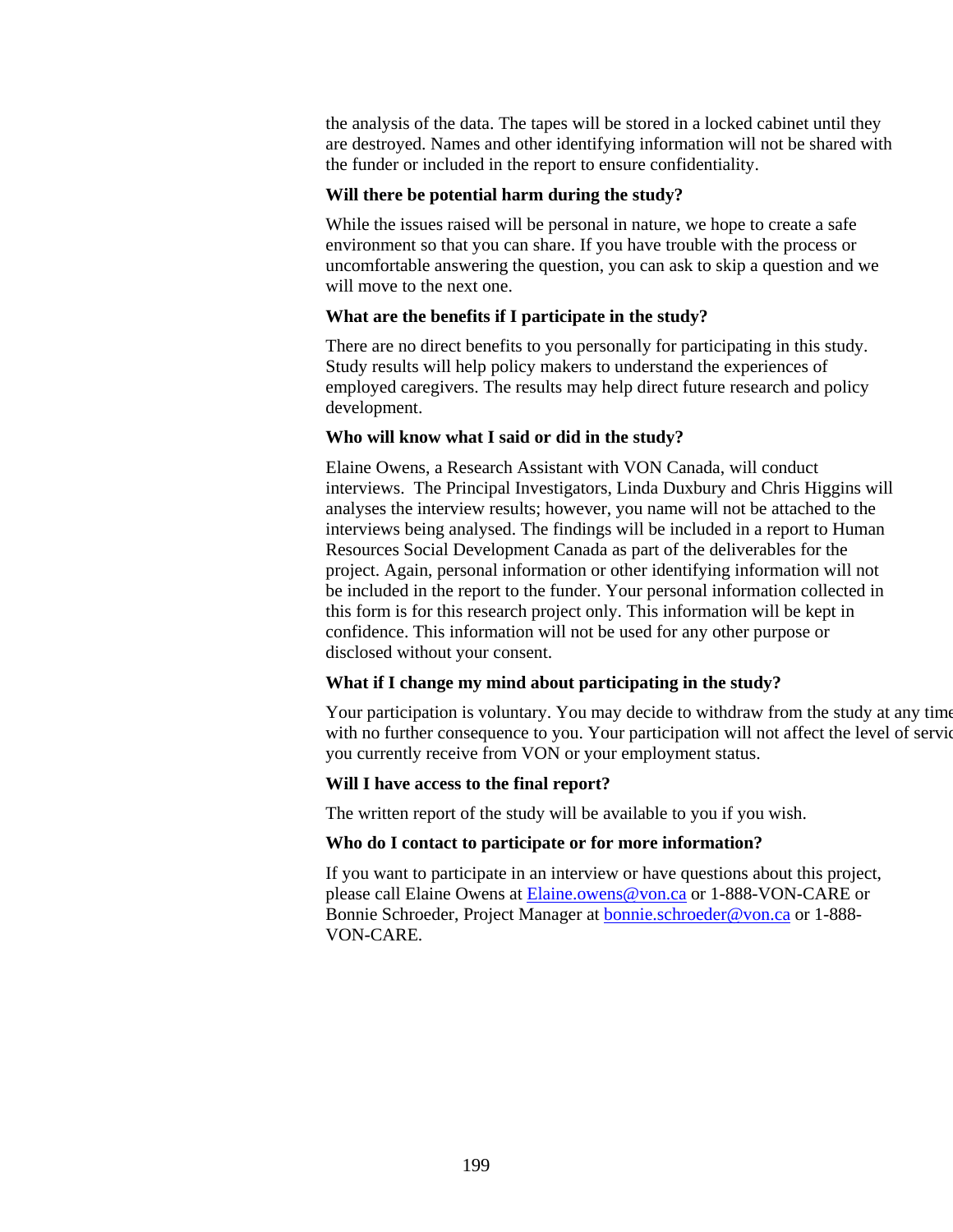the analysis of the data. The tapes will be stored in a locked cabinet until they are destroyed. Names and other identifying information will not be shared with the funder or included in the report to ensure confidentiality.

**Will there be potential harm during the study?**

While the issues raised will be personal in nature, we hope to create a safe environment so that you can share. If you have trouble with the process or uncomfortable answering the question, you can ask to skip a question and we will move to the next one.

**What are the benefits if I participate in the study?**

There are no direct benefits to you personally for participating in this study. Study results will help policy makers to understand the experiences of employed caregivers. The results may help direct future research and policy development.

**Who will know what I said or did in the study?**

Elaine Owens, a Research Assistant with VON Canada, will conduct interviews. The Principal Investigators, Linda Duxbury and Chris Higgins will analyses the interview results; however, you name will not be attached to the interviews being analysed. The findings will be included in a report to Human Resources Social Development Canada as part of the deliverables for the project. Again, personal information or other identifying information will not be included in the report to the funder. Your personal information collected in this form is for this research project only. This information will be kept in confidence. This information will not be used for any other purpose or disclosed without your consent.

**What if I change my mind about participating in the study?**

Your participation is voluntary. You may decide to withdraw from the study at any time with no further consequence to you. Your participation will not affect the level of service you currently receive from VON or your employment status.

**Will I have access to the final report?**

The written report of the study will be available to you if you wish.

**Who do I contact to participate or for more information?**

If you want to participate in an interview or have questions about this project, please call Elaine Owens at Elaine.owens@von.ca or 1-888-VON-CARE or Bonnie Schroeder, Project Manager at bonnie.schroeder@von.ca or 1-888-VON-CARE.